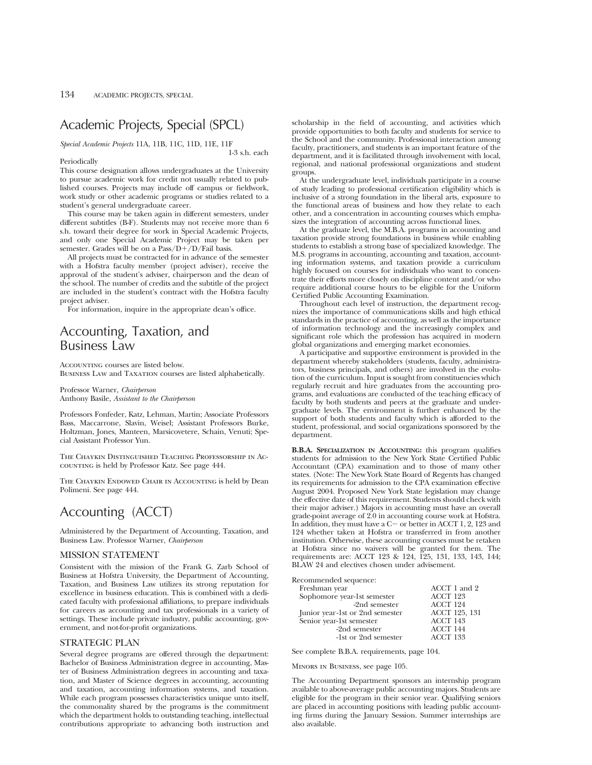# Academic Projects, Special (SPCL)

*Special Academic Projects* 11A, 11B, 11C, 11D, 11E, 11F

1-3 s.h. each

Periodically

This course designation allows undergraduates at the University to pursue academic work for credit not usually related to published courses. Projects may include off campus or fieldwork, work study or other academic programs or studies related to a student's general undergraduate career.

This course may be taken again in different semesters, under different subtitles (B-F). Students may not receive more than 6 s.h. toward their degree for work in Special Academic Projects, and only one Special Academic Project may be taken per semester. Grades will be on a Pass/D+/D/Fail basis.

All projects must be contracted for in advance of the semester with a Hofstra faculty member (project adviser), receive the approval of the student's adviser, chairperson and the dean of the school. The number of credits and the subtitle of the project are included in the student's contract with the Hofstra faculty project adviser.

For information, inquire in the appropriate dean's office.

# Accounting, Taxation, and Business Law

Accounting courses are listed below.
Business Law and Taxation courses are listed alphabetically.

Professor Warner, *Chairperson*
Anthony Basile, *Assistant to the Chairperson*

Professors Fonfeder, Katz, Lehman, Martin; Associate Professors Bass, Maccarrone, Slavin, Weisel; Assistant Professors Burke, Holtzman, Jones, Manteen, Marsicovetere, Schain, Venuti; Special Assistant Professor Yun.

The Chaykin Distinguished Teaching Professorship in Accounting is held by Professor Katz. See page 444.

The Chaykin Endowed Chair in Accounting is held by Dean Polimeni. See page 444.

# Accounting (ACCT)

Administered by the Department of Accounting, Taxation, and Business Law. Professor Warner, *Chairperson*

## MISSION STATEMENT

Consistent with the mission of the Frank G. Zarb School of Business at Hofstra University, the Department of Accounting, Taxation, and Business Law utilizes its strong reputation for excellence in business education. This is combined with a dedicated faculty with professional affiliations, to prepare individuals for careers as accounting and tax professionals in a variety of settings. These include private industry, public accounting, government, and not-for-profit organizations.

## STRATEGIC PLAN

Several degree programs are offered through the department: Bachelor of Business Administration degree in accounting, Master of Business Administration degrees in accounting and taxation, and Master of Science degrees in accounting, accounting and taxation, accounting information systems, and taxation. While each program possesses characteristics unique unto itself, the commonality shared by the programs is the commitment which the department holds to outstanding teaching, intellectual contributions appropriate to advancing both instruction and scholarship in the field of accounting, and activities which provide opportunities to both faculty and students for service to the School and the community. Professional interaction among faculty, practitioners, and students is an important feature of the department, and it is facilitated through involvement with local, regional, and national professional organizations and student groups.

At the undergraduate level, individuals participate in a course of study leading to professional certification eligibility which is inclusive of a strong foundation in the liberal arts, exposure to the functional areas of business and how they relate to each other, and a concentration in accounting courses which emphasizes the integration of accounting across functional lines.

At the graduate level, the M.B.A. programs in accounting and taxation provide strong foundations in business while enabling students to establish a strong base of specialized knowledge. The M.S. programs in accounting, accounting and taxation, accounting information systems, and taxation provide a curriculum highly focused on courses for individuals who want to concentrate their efforts more closely on discipline content and/or who require additional course hours to be eligible for the Uniform Certified Public Accounting Examination.

Throughout each level of instruction, the department recognizes the importance of communications skills and high ethical standards in the practice of accounting, as well as the importance of information technology and the increasingly complex and significant role which the profession has acquired in modern global organizations and emerging market economies.

A participative and supportive environment is provided in the department whereby stakeholders (students, faculty, administrators, business principals, and others) are involved in the evolution of the curriculum. Input is sought from constituencies which regularly recruit and hire graduates from the accounting programs, and evaluations are conducted of the teaching efficacy of faculty by both students and peers at the graduate and undergraduate levels. The environment is further enhanced by the support of both students and faculty which is afforded to the student, professional, and social organizations sponsored by the department.

**B.B.A. Specialization in Accounting:** this program qualifies students for admission to the New York State Certified Public Accountant (CPA) examination and to those of many other states. (Note: The New York State Board of Regents has changed its requirements for admission to the CPA examination effective August 2004. Proposed New York State legislation may change the effective date of this requirement. Students should check with their major adviser.) Majors in accounting must have an overall grade-point average of 2.0 in accounting course work at Hofstra. In addition, they must have a C− or better in ACCT 1, 2, 123 and 124 whether taken at Hofstra or transferred in from another institution. Otherwise, these accounting courses must be retaken at Hofstra since no waivers will be granted for them. The requirements are: ACCT 123 & 124, 125, 131, 133, 143, 144; BLAW 24 and electives chosen under advisement.

Recommended sequence:

| | |
|---|---|
| Freshman year | ACCT 1 and 2 |
| Sophomore year-1st semester | ACCT 123 |
| -2nd semester | ACCT 124 |
| Junior year-1st or 2nd semester | ACCT 125, 131 |
| Senior year-1st semester | ACCT 143 |
| -2nd semester | ACCT 144 |
| -1st or 2nd semester | ACCT 133 |

See complete B.B.A. requirements, page 104.

Minors in Business, see page 105.

The Accounting Department sponsors an internship program available to above-average public accounting majors. Students are eligible for the program in their senior year. Qualifying seniors are placed in accounting positions with leading public accounting firms during the January Session. Summer internships are also available.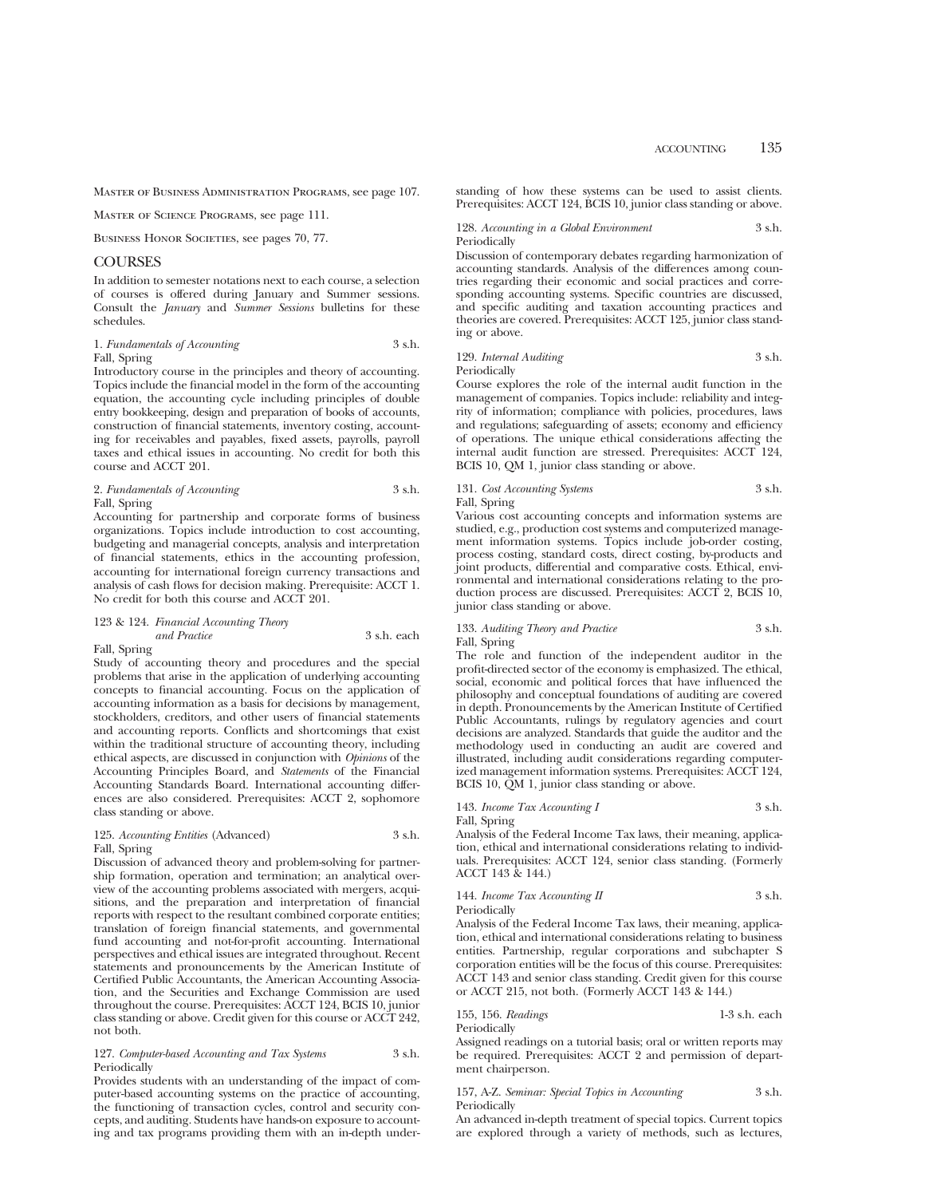Master of Business Administration Programs, see page 107.

Master of Science Programs, see page 111.

Business Honor Societies, see pages 70, 77.

## COURSES

In addition to semester notations next to each course, a selection of courses is offered during January and Summer sessions. Consult the *January* and *Summer Sessions* bulletins for these schedules.

1. *Fundamentals of Accounting* 3 s.h.
Fall, Spring
Introductory course in the principles and theory of accounting. Topics include the financial model in the form of the accounting equation, the accounting cycle including principles of double entry bookkeeping, design and preparation of books of accounts, construction of financial statements, inventory costing, accounting for receivables and payables, fixed assets, payrolls, payroll taxes and ethical issues in accounting. No credit for both this course and ACCT 201.

2. *Fundamentals of Accounting* 3 s.h.
Fall, Spring
Accounting for partnership and corporate forms of business organizations. Topics include introduction to cost accounting, budgeting and managerial concepts, analysis and interpretation of financial statements, ethics in the accounting profession, accounting for international foreign currency transactions and analysis of cash flows for decision making. Prerequisite: ACCT 1. No credit for both this course and ACCT 201.

123 & 124. *Financial Accounting Theory and Practice* 3 s.h. each
Fall, Spring
Study of accounting theory and procedures and the special problems that arise in the application of underlying accounting concepts to financial accounting. Focus on the application of accounting information as a basis for decisions by management, stockholders, creditors, and other users of financial statements and accounting reports. Conflicts and shortcomings that exist within the traditional structure of accounting theory, including ethical aspects, are discussed in conjunction with *Opinions* of the Accounting Principles Board, and *Statements* of the Financial Accounting Standards Board. International accounting differences are also considered. Prerequisites: ACCT 2, sophomore class standing or above.

125. *Accounting Entities* (Advanced) 3 s.h.
Fall, Spring
Discussion of advanced theory and problem-solving for partnership formation, operation and termination; an analytical overview of the accounting problems associated with mergers, acquisitions, and the preparation and interpretation of financial reports with respect to the resultant combined corporate entities; translation of foreign financial statements, and governmental fund accounting and not-for-profit accounting. International perspectives and ethical issues are integrated throughout. Recent statements and pronouncements by the American Institute of Certified Public Accountants, the American Accounting Association, and the Securities and Exchange Commission are used throughout the course. Prerequisites: ACCT 124, BCIS 10, junior class standing or above. Credit given for this course or ACCT 242, not both.

127. *Computer-based Accounting and Tax Systems* 3 s.h.
Periodically
Provides students with an understanding of the impact of computer-based accounting systems on the practice of accounting, the functioning of transaction cycles, control and security concepts, and auditing. Students have hands-on exposure to accounting and tax programs providing them with an in-depth understanding of how these systems can be used to assist clients. Prerequisites: ACCT 124, BCIS 10, junior class standing or above.

128. *Accounting in a Global Environment* 3 s.h.
Periodically
Discussion of contemporary debates regarding harmonization of accounting standards. Analysis of the differences among countries regarding their economic and social practices and corresponding accounting systems. Specific countries are discussed, and specific auditing and taxation accounting practices and theories are covered. Prerequisites: ACCT 125, junior class standing or above.

129. *Internal Auditing* 3 s.h.
Periodically
Course explores the role of the internal audit function in the management of companies. Topics include: reliability and integrity of information; compliance with policies, procedures, laws and regulations; safeguarding of assets; economy and efficiency of operations. The unique ethical considerations affecting the internal audit function are stressed. Prerequisites: ACCT 124, BCIS 10, QM 1, junior class standing or above.

131. *Cost Accounting Systems* 3 s.h.
Fall, Spring
Various cost accounting concepts and information systems are studied, e.g., production cost systems and computerized management information systems. Topics include job-order costing, process costing, standard costs, direct costing, by-products and joint products, differential and comparative costs. Ethical, environmental and international considerations relating to the production process are discussed. Prerequisites: ACCT 2, BCIS 10, junior class standing or above.

133. *Auditing Theory and Practice* 3 s.h.
Fall, Spring
The role and function of the independent auditor in the profit-directed sector of the economy is emphasized. The ethical, social, economic and political forces that have influenced the philosophy and conceptual foundations of auditing are covered in depth. Pronouncements by the American Institute of Certified Public Accountants, rulings by regulatory agencies and court decisions are analyzed. Standards that guide the auditor and the methodology used in conducting an audit are covered and illustrated, including audit considerations regarding computerized management information systems. Prerequisites: ACCT 124, BCIS 10, QM 1, junior class standing or above.

143. *Income Tax Accounting I* 3 s.h.
Fall, Spring
Analysis of the Federal Income Tax laws, their meaning, application, ethical and international considerations relating to individuals. Prerequisites: ACCT 124, senior class standing. (Formerly ACCT 143 & 144.)

144. *Income Tax Accounting II* 3 s.h.
Periodically
Analysis of the Federal Income Tax laws, their meaning, application, ethical and international considerations relating to business entities. Partnership, regular corporations and subchapter S corporation entities will be the focus of this course. Prerequisites: ACCT 143 and senior class standing. Credit given for this course or ACCT 215, not both. (Formerly ACCT 143 & 144.)

155, 156. *Readings* 1-3 s.h. each
Periodically
Assigned readings on a tutorial basis; oral or written reports may be required. Prerequisites: ACCT 2 and permission of department chairperson.

157, A-Z. *Seminar: Special Topics in Accounting* 3 s.h.
Periodically
An advanced in-depth treatment of special topics. Current topics are explored through a variety of methods, such as lectures,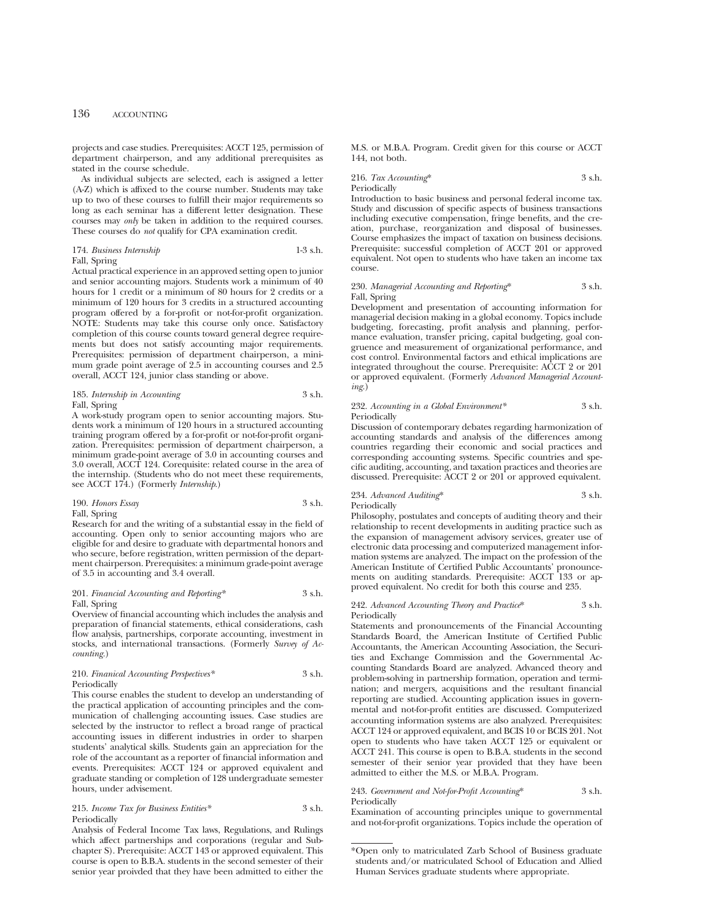projects and case studies. Prerequisites: ACCT 125, permission of department chairperson, and any additional prerequisites as stated in the course schedule.

As individual subjects are selected, each is assigned a letter (A-Z) which is affixed to the course number. Students may take up to two of these courses to fulfill their major requirements so long as each seminar has a different letter designation. These courses may *only* be taken in addition to the required courses. These courses do *not* qualify for CPA examination credit.

174. *Business Internship* 1-3 s.h.
Fall, Spring

Actual practical experience in an approved setting open to junior and senior accounting majors. Students work a minimum of 40 hours for 1 credit or a minimum of 80 hours for 2 credits or a minimum of 120 hours for 3 credits in a structured accounting program offered by a for-profit or not-for-profit organization. NOTE: Students may take this course only once. Satisfactory completion of this course counts toward general degree requirements but does not satisfy accounting major requirements. Prerequisites: permission of department chairperson, a minimum grade point average of 2.5 in accounting courses and 2.5 overall, ACCT 124, junior class standing or above.

185. *Internship in Accounting* 3 s.h.
Fall, Spring

A work-study program open to senior accounting majors. Students work a minimum of 120 hours in a structured accounting training program offered by a for-profit or not-for-profit organization. Prerequisites: permission of department chairperson, a minimum grade-point average of 3.0 in accounting courses and 3.0 overall, ACCT 124. Corequisite: related course in the area of the internship. (Students who do not meet these requirements, see ACCT 174.) (Formerly *Internship.*)

190. *Honors Essay* 3 s.h.
Fall, Spring

Research for and the writing of a substantial essay in the field of accounting. Open only to senior accounting majors who are eligible for and desire to graduate with departmental honors and who secure, before registration, written permission of the department chairperson. Prerequisites: a minimum grade-point average of 3.5 in accounting and 3.4 overall.

201. *Financial Accounting and Reporting** 3 s.h.
Fall, Spring

Overview of financial accounting which includes the analysis and preparation of financial statements, ethical considerations, cash flow analysis, partnerships, corporate accounting, investment in stocks, and international transactions. (Formerly *Survey of Accounting.*)

210. *Finanical Accounting Perspectives** 3 s.h.
Periodically

This course enables the student to develop an understanding of the practical application of accounting principles and the communication of challenging accounting issues. Case studies are selected by the instructor to reflect a broad range of practical accounting issues in different industries in order to sharpen students' analytical skills. Students gain an appreciation for the role of the accountant as a reporter of financial information and events. Prerequisites: ACCT 124 or approved equivalent and graduate standing or completion of 128 undergraduate semester hours, under advisement.

215. *Income Tax for Business Entities** 3 s.h.
Periodically

Analysis of Federal Income Tax laws, Regulations, and Rulings which affect partnerships and corporations (regular and Subchapter S). Prerequisite: ACCT 143 or approved equivalent. This course is open to B.B.A. students in the second semester of their senior year proivded that they have been admitted to either the M.S. or M.B.A. Program. Credit given for this course or ACCT 144, not both.

216. *Tax Accounting** 3 s.h.
Periodically

Introduction to basic business and personal federal income tax. Study and discussion of specific aspects of business transactions including executive compensation, fringe benefits, and the creation, purchase, reorganization and disposal of businesses. Course emphasizes the impact of taxation on business decisions. Prerequisite: successful completion of ACCT 201 or approved equivalent. Not open to students who have taken an income tax course.

230. *Managerial Accounting and Reporting** 3 s.h.
Fall, Spring

Development and presentation of accounting information for managerial decision making in a global economy. Topics include budgeting, forecasting, profit analysis and planning, performance evaluation, transfer pricing, capital budgeting, goal congruence and measurement of organizational performance, and cost control. Environmental factors and ethical implications are integrated throughout the course. Prerequisite: ACCT 2 or 201 or approved equivalent. (Formerly *Advanced Managerial Accounting.*)

232. *Accounting in a Global Environment** 3 s.h.
Periodically

Discussion of contemporary debates regarding harmonization of accounting standards and analysis of the differences among countries regarding their economic and social practices and corresponding accounting systems. Specific countries and specific auditing, accounting, and taxation practices and theories are discussed. Prerequisite: ACCT 2 or 201 or approved equivalent.

234. *Advanced Auditing** 3 s.h.
Periodically

Philosophy, postulates and concepts of auditing theory and their relationship to recent developments in auditing practice such as the expansion of management advisory services, greater use of electronic data processing and computerized management information systems are analyzed. The impact on the profession of the American Institute of Certified Public Accountants' pronouncements on auditing standards. Prerequisite: ACCT 133 or approved equivalent. No credit for both this course and 235.

242. *Advanced Accounting Theory and Practice** 3 s.h.
Periodically

Statements and pronouncements of the Financial Accounting Standards Board, the American Institute of Certified Public Accountants, the American Accounting Association, the Securities and Exchange Commission and the Governmental Accounting Standards Board are analyzed. Advanced theory and problem-solving in partnership formation, operation and termination; and mergers, acquisitions and the resultant financial reporting are studied. Accounting application issues in governmental and not-for-profit entities are discussed. Computerized accounting information systems are also analyzed. Prerequisites: ACCT 124 or approved equivalent, and BCIS 10 or BCIS 201. Not open to students who have taken ACCT 125 or equivalent or ACCT 241. This course is open to B.B.A. students in the second semester of their senior year provided that they have been admitted to either the M.S. or M.B.A. Program.

243. *Government and Not-for-Profit Accounting** 3 s.h.
Periodically

Examination of accounting principles unique to governmental and not-for-profit organizations. Topics include the operation of

*Open only to matriculated Zarb School of Business graduate students and/or matriculated School of Education and Allied Human Services graduate students where appropriate.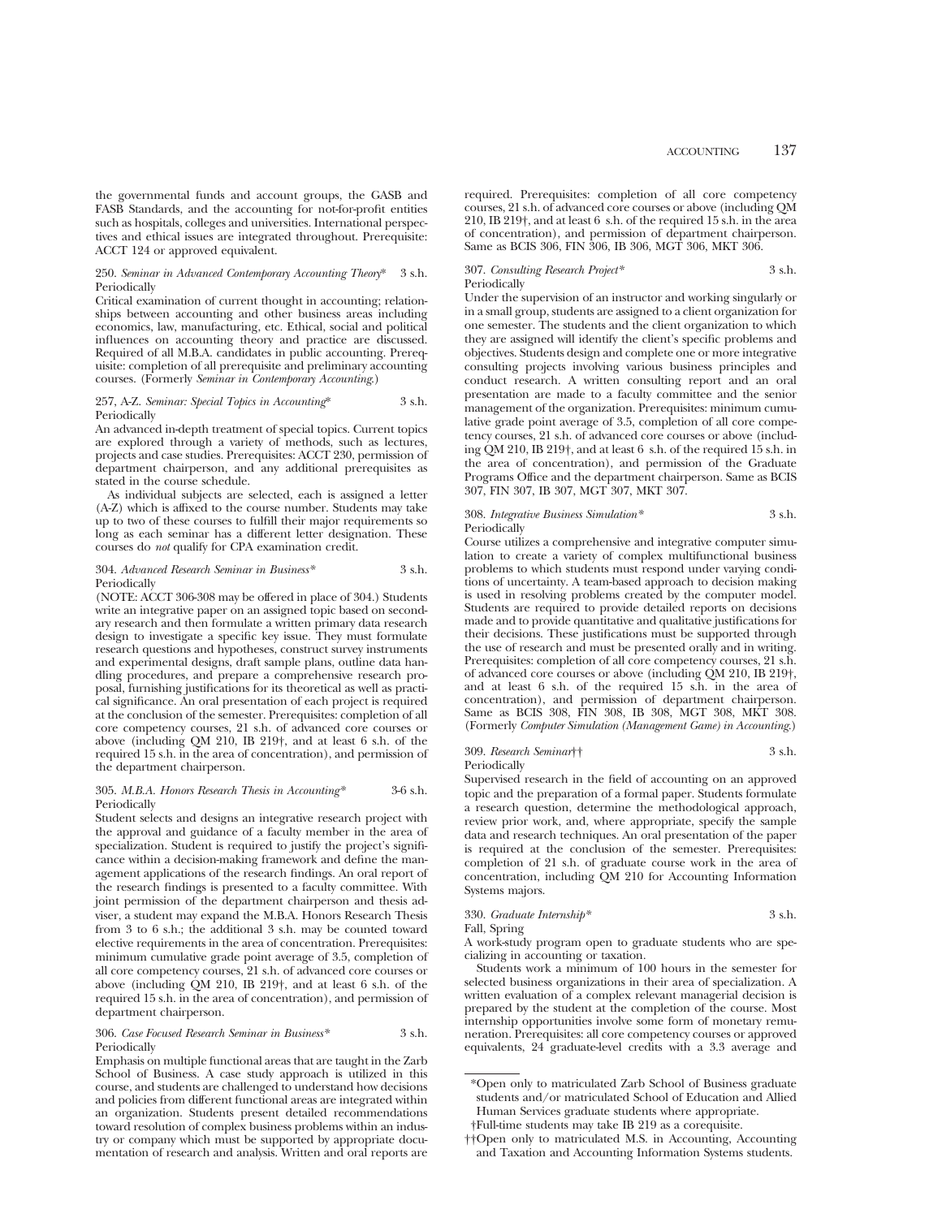the governmental funds and account groups, the GASB and FASB Standards, and the accounting for not-for-profit entities such as hospitals, colleges and universities. International perspectives and ethical issues are integrated throughout. Prerequisite: ACCT 124 or approved equivalent.

250. *Seminar in Advanced Contemporary Accounting Theory*\* 3 s.h.
Periodically
Critical examination of current thought in accounting; relationships between accounting and other business areas including economics, law, manufacturing, etc. Ethical, social and political influences on accounting theory and practice are discussed. Required of all M.B.A. candidates in public accounting. Prerequisite: completion of all prerequisite and preliminary accounting courses. (Formerly *Seminar in Contemporary Accounting*.)

257, A-Z. *Seminar: Special Topics in Accounting*\* 3 s.h.
Periodically
An advanced in-depth treatment of special topics. Current topics are explored through a variety of methods, such as lectures, projects and case studies. Prerequisites: ACCT 230, permission of department chairperson, and any additional prerequisites as stated in the course schedule.

As individual subjects are selected, each is assigned a letter (A-Z) which is affixed to the course number. Students may take up to two of these courses to fulfill their major requirements so long as each seminar has a different letter designation. These courses do *not* qualify for CPA examination credit.

304. *Advanced Research Seminar in Business*\* 3 s.h.
Periodically
(NOTE: ACCT 306-308 may be offered in place of 304.) Students write an integrative paper on an assigned topic based on secondary research and then formulate a written primary data research design to investigate a specific key issue. They must formulate research questions and hypotheses, construct survey instruments and experimental designs, draft sample plans, outline data handling procedures, and prepare a comprehensive research proposal, furnishing justifications for its theoretical as well as practical significance. An oral presentation of each project is required at the conclusion of the semester. Prerequisites: completion of all core competency courses, 21 s.h. of advanced core courses or above (including QM 210, IB 219†, and at least 6 s.h. of the required 15 s.h. in the area of concentration), and permission of the department chairperson.

305. *M.B.A. Honors Research Thesis in Accounting*\* 3-6 s.h.
Periodically
Student selects and designs an integrative research project with the approval and guidance of a faculty member in the area of specialization. Student is required to justify the project's significance within a decision-making framework and define the management applications of the research findings. An oral report of the research findings is presented to a faculty committee. With joint permission of the department chairperson and thesis adviser, a student may expand the M.B.A. Honors Research Thesis from 3 to 6 s.h.; the additional 3 s.h. may be counted toward elective requirements in the area of concentration. Prerequisites: minimum cumulative grade point average of 3.5, completion of all core competency courses, 21 s.h. of advanced core courses or above (including QM 210, IB 219†, and at least 6 s.h. of the required 15 s.h. in the area of concentration), and permission of department chairperson.

306. *Case Focused Research Seminar in Business*\* 3 s.h.
Periodically
Emphasis on multiple functional areas that are taught in the Zarb School of Business. A case study approach is utilized in this course, and students are challenged to understand how decisions and policies from different functional areas are integrated within an organization. Students present detailed recommendations toward resolution of complex business problems within an industry or company which must be supported by appropriate documentation of research and analysis. Written and oral reports are required. Prerequisites: completion of all core competency courses, 21 s.h. of advanced core courses or above (including QM 210, IB 219†, and at least 6 s.h. of the required 15 s.h. in the area of concentration), and permission of department chairperson. Same as BCIS 306, FIN 306, IB 306, MGT 306, MKT 306.

307. *Consulting Research Project*\* 3 s.h.
Periodically
Under the supervision of an instructor and working singularly or in a small group, students are assigned to a client organization for one semester. The students and the client organization to which they are assigned will identify the client's specific problems and objectives. Students design and complete one or more integrative consulting projects involving various business principles and conduct research. A written consulting report and an oral presentation are made to a faculty committee and the senior management of the organization. Prerequisites: minimum cumulative grade point average of 3.5, completion of all core competency courses, 21 s.h. of advanced core courses or above (including QM 210, IB 219†, and at least 6 s.h. of the required 15 s.h. in the area of concentration), and permission of the Graduate Programs Office and the department chairperson. Same as BCIS 307, FIN 307, IB 307, MGT 307, MKT 307.

308. *Integrative Business Simulation*\* 3 s.h.
Periodically
Course utilizes a comprehensive and integrative computer simulation to create a variety of complex multifunctional business problems to which students must respond under varying conditions of uncertainty. A team-based approach to decision making is used in resolving problems created by the computer model. Students are required to provide detailed reports on decisions made and to provide quantitative and qualitative justifications for their decisions. These justifications must be supported through the use of research and must be presented orally and in writing. Prerequisites: completion of all core competency courses, 21 s.h. of advanced core courses or above (including QM 210, IB 219†, and at least 6 s.h. of the required 15 s.h. in the area of concentration), and permission of department chairperson. Same as BCIS 308, FIN 308, IB 308, MGT 308, MKT 308. (Formerly *Computer Simulation (Management Game) in Accounting*.)

309. *Research Seminar*†† 3 s.h.
Periodically
Supervised research in the field of accounting on an approved topic and the preparation of a formal paper. Students formulate a research question, determine the methodological approach, review prior work, and, where appropriate, specify the sample data and research techniques. An oral presentation of the paper is required at the conclusion of the semester. Prerequisites: completion of 21 s.h. of graduate course work in the area of concentration, including QM 210 for Accounting Information Systems majors.

330. *Graduate Internship*\* 3 s.h.
Fall, Spring
A work-study program open to graduate students who are specializing in accounting or taxation.

Students work a minimum of 100 hours in the semester for selected business organizations in their area of specialization. A written evaluation of a complex relevant managerial decision is prepared by the student at the completion of the course. Most internship opportunities involve some form of monetary remuneration. Prerequisites: all core competency courses or approved equivalents, 24 graduate-level credits with a 3.3 average and

---

\*Open only to matriculated Zarb School of Business graduate students and/or matriculated School of Education and Allied Human Services graduate students where appropriate.

†Full-time students may take IB 219 as a corequisite.

††Open only to matriculated M.S. in Accounting, Accounting and Taxation and Accounting Information Systems students.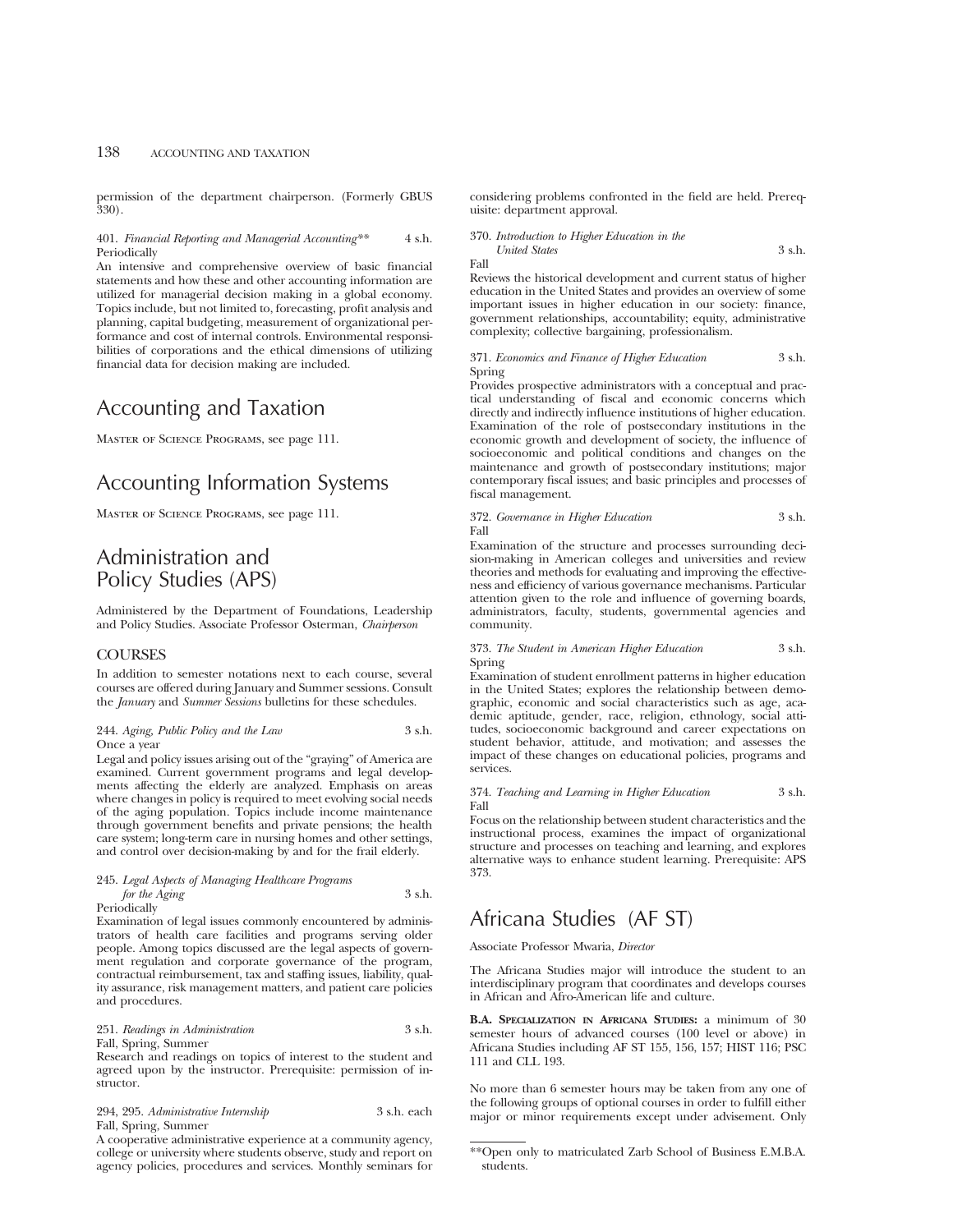permission of the department chairperson. (Formerly GBUS 330).

401. *Financial Reporting and Managerial Accounting*** 4 s.h.
Periodically

An intensive and comprehensive overview of basic financial statements and how these and other accounting information are utilized for managerial decision making in a global economy. Topics include, but not limited to, forecasting, profit analysis and planning, capital budgeting, measurement of organizational performance and cost of internal controls. Environmental responsibilities of corporations and the ethical dimensions of utilizing financial data for decision making are included.

# Accounting and Taxation

Master of Science Programs, see page 111.

# Accounting Information Systems

Master of Science Programs, see page 111.

# Administration and Policy Studies (APS)

Administered by the Department of Foundations, Leadership and Policy Studies. Associate Professor Osterman, *Chairperson*

## COURSES

In addition to semester notations next to each course, several courses are offered during January and Summer sessions. Consult the *January* and *Summer Sessions* bulletins for these schedules.

244. *Aging, Public Policy and the Law* 3 s.h.
Once a year

Legal and policy issues arising out of the "graying" of America are examined. Current government programs and legal developments affecting the elderly are analyzed. Emphasis on areas where changes in policy is required to meet evolving social needs of the aging population. Topics include income maintenance through government benefits and private pensions; the health care system; long-term care in nursing homes and other settings, and control over decision-making by and for the frail elderly.

245. *Legal Aspects of Managing Healthcare Programs for the Aging* 3 s.h.
Periodically

Examination of legal issues commonly encountered by administrators of health care facilities and programs serving older people. Among topics discussed are the legal aspects of government regulation and corporate governance of the program, contractual reimbursement, tax and staffing issues, liability, quality assurance, risk management matters, and patient care policies and procedures.

251. *Readings in Administration* 3 s.h.
Fall, Spring, Summer

Research and readings on topics of interest to the student and agreed upon by the instructor. Prerequisite: permission of instructor.

294, 295. *Administrative Internship* 3 s.h. each
Fall, Spring, Summer

A cooperative administrative experience at a community agency, college or university where students observe, study and report on agency policies, procedures and services. Monthly seminars for considering problems confronted in the field are held. Prerequisite: department approval.

370. *Introduction to Higher Education in the United States* 3 s.h.
Fall

Reviews the historical development and current status of higher education in the United States and provides an overview of some important issues in higher education in our society: finance, government relationships, accountability; equity, administrative complexity; collective bargaining, professionalism.

371. *Economics and Finance of Higher Education* 3 s.h.
Spring

Provides prospective administrators with a conceptual and practical understanding of fiscal and economic concerns which directly and indirectly influence institutions of higher education. Examination of the role of postsecondary institutions in the economic growth and development of society, the influence of socioeconomic and political conditions and changes on the maintenance and growth of postsecondary institutions; major contemporary fiscal issues; and basic principles and processes of fiscal management.

372. *Governance in Higher Education* 3 s.h.
Fall

Examination of the structure and processes surrounding decision-making in American colleges and universities and review theories and methods for evaluating and improving the effectiveness and efficiency of various governance mechanisms. Particular attention given to the role and influence of governing boards, administrators, faculty, students, governmental agencies and community.

373. *The Student in American Higher Education* 3 s.h.
Spring

Examination of student enrollment patterns in higher education in the United States; explores the relationship between demographic, economic and social characteristics such as age, academic aptitude, gender, race, religion, ethnology, social attitudes, socioeconomic background and career expectations on student behavior, attitude, and motivation; and assesses the impact of these changes on educational policies, programs and services.

374. *Teaching and Learning in Higher Education* 3 s.h.
Fall

Focus on the relationship between student characteristics and the instructional process, examines the impact of organizational structure and processes on teaching and learning, and explores alternative ways to enhance student learning. Prerequisite: APS 373.

# Africana Studies (AF ST)

Associate Professor Mwaria, *Director*

The Africana Studies major will introduce the student to an interdisciplinary program that coordinates and develops courses in African and Afro-American life and culture.

**B.A. Specialization in Africana Studies:** a minimum of 30 semester hours of advanced courses (100 level or above) in Africana Studies including AF ST 155, 156, 157; HIST 116; PSC 111 and CLL 193.

No more than 6 semester hours may be taken from any one of the following groups of optional courses in order to fulfill either major or minor requirements except under advisement. Only

**Open only to matriculated Zarb School of Business E.M.B.A. students.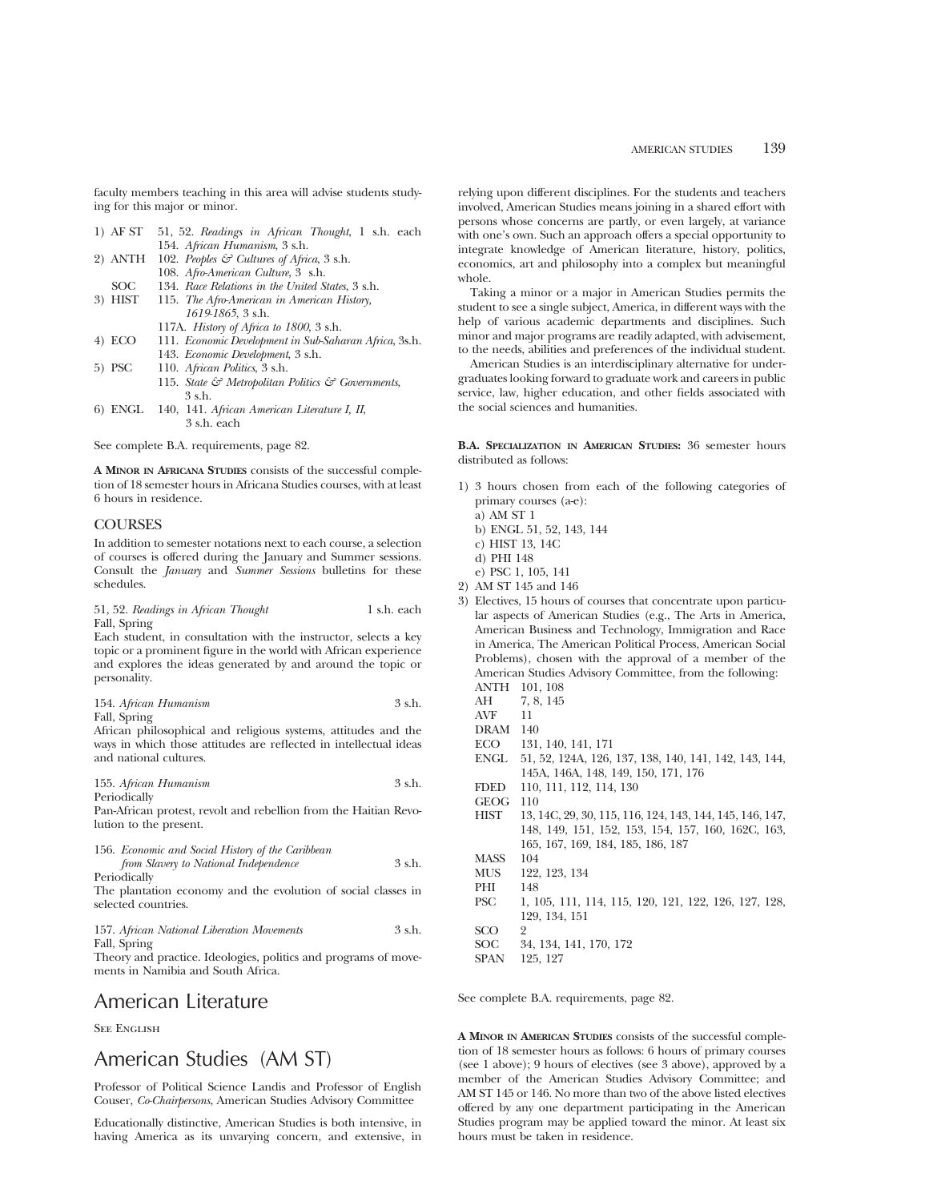faculty members teaching in this area will advise students studying for this major or minor.

1) AF ST 51, 52. *Readings in African Thought*, 1 s.h. each
   154. *African Humanism*, 3 s.h.
2) ANTH 102. *Peoples & Cultures of Africa*, 3 s.h.
   108. *Afro-American Culture*, 3 s.h.
   SOC 134. *Race Relations in the United States*, 3 s.h.
3) HIST 115. *The Afro-American in American History, 1619-1865*, 3 s.h.
   117A. *History of Africa to 1800*, 3 s.h.
4) ECO 111. *Economic Development in Sub-Saharan Africa*, 3s.h.
   143. *Economic Development*, 3 s.h.
5) PSC 110. *African Politics*, 3 s.h.
   115. *State & Metropolitan Politics & Governments*, 3 s.h.
6) ENGL 140, 141. *African American Literature I, II*, 3 s.h. each

See complete B.A. requirements, page 82.

**A Minor in Africana Studies** consists of the successful completion of 18 semester hours in Africana Studies courses, with at least 6 hours in residence.

### COURSES

In addition to semester notations next to each course, a selection of courses is offered during the January and Summer sessions. Consult the *January* and *Summer Sessions* bulletins for these schedules.

51, 52. *Readings in African Thought* 1 s.h. each
Fall, Spring
Each student, in consultation with the instructor, selects a key topic or a prominent figure in the world with African experience and explores the ideas generated by and around the topic or personality.

154. *African Humanism* 3 s.h.
Fall, Spring
African philosophical and religious systems, attitudes and the ways in which those attitudes are reflected in intellectual ideas and national cultures.

155. *African Humanism* 3 s.h.
Periodically
Pan-African protest, revolt and rebellion from the Haitian Revolution to the present.

156. *Economic and Social History of the Caribbean from Slavery to National Independence* 3 s.h.
Periodically
The plantation economy and the evolution of social classes in selected countries.

157. *African National Liberation Movements* 3 s.h.
Fall, Spring
Theory and practice. Ideologies, politics and programs of movements in Namibia and South Africa.

# American Literature

See English

# American Studies (AM ST)

Professor of Political Science Landis and Professor of English Couser, *Co-Chairpersons*, American Studies Advisory Committee

Educationally distinctive, American Studies is both intensive, in having America as its unvarying concern, and extensive, in relying upon different disciplines. For the students and teachers involved, American Studies means joining in a shared effort with persons whose concerns are partly, or even largely, at variance with one's own. Such an approach offers a special opportunity to integrate knowledge of American literature, history, politics, economics, art and philosophy into a complex but meaningful whole.

Taking a minor or a major in American Studies permits the student to see a single subject, America, in different ways with the help of various academic departments and disciplines. Such minor and major programs are readily adapted, with advisement, to the needs, abilities and preferences of the individual student.

American Studies is an interdisciplinary alternative for undergraduates looking forward to graduate work and careers in public service, law, higher education, and other fields associated with the social sciences and humanities.

**B.A. Specialization in American Studies:** 36 semester hours distributed as follows:

1) 3 hours chosen from each of the following categories of primary courses (a-e):
   a) AM ST 1
   b) ENGL 51, 52, 143, 144
   c) HIST 13, 14C
   d) PHI 148
   e) PSC 1, 105, 141
2) AM ST 145 and 146
3) Electives, 15 hours of courses that concentrate upon particular aspects of American Studies (e.g., The Arts in America, American Business and Technology, Immigration and Race in America, The American Political Process, American Social Problems), chosen with the approval of a member of the American Studies Advisory Committee, from the following:
   ANTH 101, 108
   AH 7, 8, 145
   AVF 11
   DRAM 140
   ECO 131, 140, 141, 171
   ENGL 51, 52, 124A, 126, 137, 138, 140, 141, 142, 143, 144, 145A, 146A, 148, 149, 150, 171, 176
   FDED 110, 111, 112, 114, 130
   GEOG 110
   HIST 13, 14C, 29, 30, 115, 116, 124, 143, 144, 145, 146, 147, 148, 149, 151, 152, 153, 154, 157, 160, 162C, 163, 165, 167, 169, 184, 185, 186, 187
   MASS 104
   MUS 122, 123, 134
   PHI 148
   PSC 1, 105, 111, 114, 115, 120, 121, 122, 126, 127, 128, 129, 134, 151
   SCO 2
   SOC 34, 134, 141, 170, 172
   SPAN 125, 127

See complete B.A. requirements, page 82.

**A Minor in American Studies** consists of the successful completion of 18 semester hours as follows: 6 hours of primary courses (see 1 above); 9 hours of electives (see 3 above), approved by a member of the American Studies Advisory Committee; and AM ST 145 or 146. No more than two of the above listed electives offered by any one department participating in the American Studies program may be applied toward the minor. At least six hours must be taken in residence.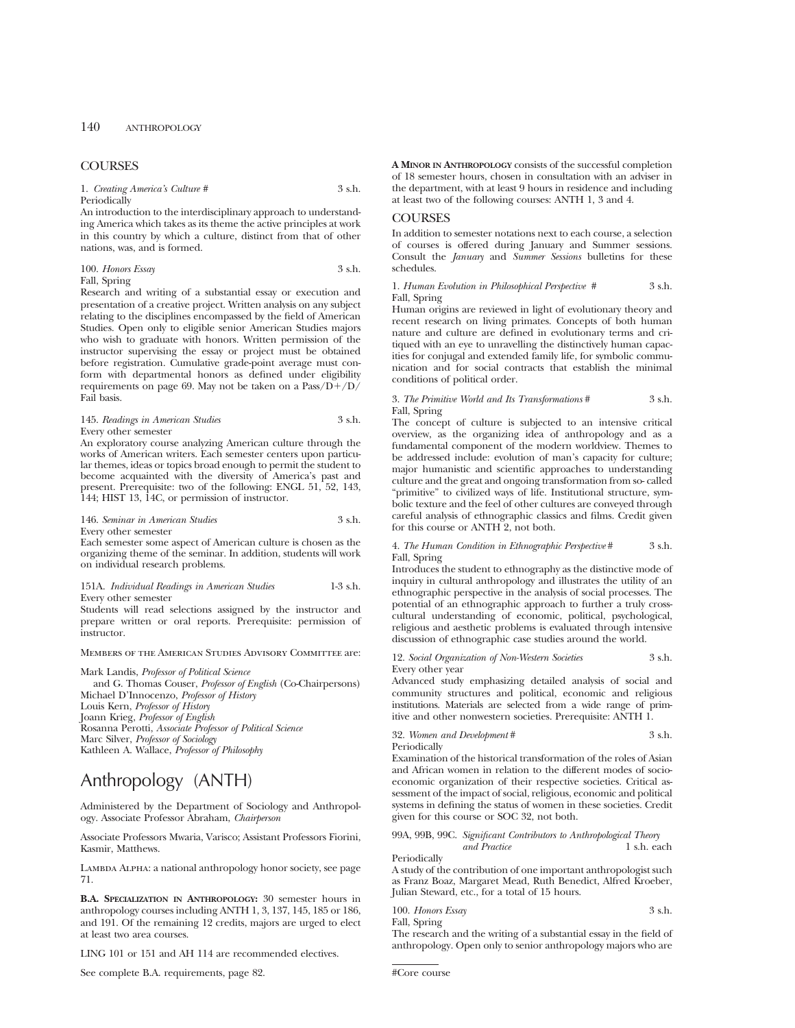## COURSES

1. *Creating America's Culture #* 3 s.h.
Periodically
An introduction to the interdisciplinary approach to understanding America which takes as its theme the active principles at work in this country by which a culture, distinct from that of other nations, was, and is formed.

100. *Honors Essay* 3 s.h.
Fall, Spring
Research and writing of a substantial essay or execution and presentation of a creative project. Written analysis on any subject relating to the disciplines encompassed by the field of American Studies. Open only to eligible senior American Studies majors who wish to graduate with honors. Written permission of the instructor supervising the essay or project must be obtained before registration. Cumulative grade-point average must conform with departmental honors as defined under eligibility requirements on page 69. May not be taken on a Pass/D+/D/Fail basis.

145. *Readings in American Studies* 3 s.h.
Every other semester
An exploratory course analyzing American culture through the works of American writers. Each semester centers upon particular themes, ideas or topics broad enough to permit the student to become acquainted with the diversity of America's past and present. Prerequisite: two of the following: ENGL 51, 52, 143, 144; HIST 13, 14C, or permission of instructor.

146. *Seminar in American Studies* 3 s.h.
Every other semester
Each semester some aspect of American culture is chosen as the organizing theme of the seminar. In addition, students will work on individual research problems.

151A. *Individual Readings in American Studies* 1-3 s.h.
Every other semester
Students will read selections assigned by the instructor and prepare written or oral reports. Prerequisite: permission of instructor.

Members of the American Studies Advisory Committee are:

Mark Landis, *Professor of Political Science*
and G. Thomas Couser, *Professor of English* (Co-Chairpersons)
Michael D'Innocenzo, *Professor of History*
Louis Kern, *Professor of History*
Joann Krieg, *Professor of English*
Rosanna Perotti, *Associate Professor of Political Science*
Marc Silver, *Professor of Sociology*
Kathleen A. Wallace, *Professor of Philosophy*

# Anthropology (ANTH)

Administered by the Department of Sociology and Anthropology. Associate Professor Abraham, *Chairperson*

Associate Professors Mwaria, Varisco; Assistant Professors Fiorini, Kasmir, Matthews.

Lambda Alpha: a national anthropology honor society, see page 71.

**B.A. Specialization in Anthropology:** 30 semester hours in anthropology courses including ANTH 1, 3, 137, 145, 185 or 186, and 191. Of the remaining 12 credits, majors are urged to elect at least two area courses.

LING 101 or 151 and AH 114 are recommended electives.

See complete B.A. requirements, page 82.

**A Minor in Anthropology** consists of the successful completion of 18 semester hours, chosen in consultation with an adviser in the department, with at least 9 hours in residence and including at least two of the following courses: ANTH 1, 3 and 4.

## COURSES

In addition to semester notations next to each course, a selection of courses is offered during January and Summer sessions. Consult the *January* and *Summer Sessions* bulletins for these schedules.

1. *Human Evolution in Philosophical Perspective #* 3 s.h.
Fall, Spring
Human origins are reviewed in light of evolutionary theory and recent research on living primates. Concepts of both human nature and culture are defined in evolutionary terms and critiqued with an eye to unravelling the distinctively human capacities for conjugal and extended family life, for symbolic communication and for social contracts that establish the minimal conditions of political order.

3. *The Primitive World and Its Transformations #* 3 s.h.
Fall, Spring
The concept of culture is subjected to an intensive critical overview, as the organizing idea of anthropology and as a fundamental component of the modern worldview. Themes to be addressed include: evolution of man's capacity for culture; major humanistic and scientific approaches to understanding culture and the great and ongoing transformation from so- called "primitive" to civilized ways of life. Institutional structure, symbolic texture and the feel of other cultures are conveyed through careful analysis of ethnographic classics and films. Credit given for this course or ANTH 2, not both.

4. *The Human Condition in Ethnographic Perspective #* 3 s.h.
Fall, Spring
Introduces the student to ethnography as the distinctive mode of inquiry in cultural anthropology and illustrates the utility of an ethnographic perspective in the analysis of social processes. The potential of an ethnographic approach to further a truly cross-cultural understanding of economic, political, psychological, religious and aesthetic problems is evaluated through intensive discussion of ethnographic case studies around the world.

12. *Social Organization of Non-Western Societies* 3 s.h.
Every other year
Advanced study emphasizing detailed analysis of social and community structures and political, economic and religious institutions. Materials are selected from a wide range of primitive and other nonwestern societies. Prerequisite: ANTH 1.

32. *Women and Development #* 3 s.h.
Periodically
Examination of the historical transformation of the roles of Asian and African women in relation to the different modes of socio-economic organization of their respective societies. Critical assessment of the impact of social, religious, economic and political systems in defining the status of women in these societies. Credit given for this course or SOC 32, not both.

99A, 99B, 99C. *Significant Contributors to Anthropological Theory and Practice* 1 s.h. each
Periodically
A study of the contribution of one important anthropologist such as Franz Boaz, Margaret Mead, Ruth Benedict, Alfred Kroeber, Julian Steward, etc., for a total of 15 hours.

100. *Honors Essay* 3 s.h.
Fall, Spring
The research and the writing of a substantial essay in the field of anthropology. Open only to senior anthropology majors who are

#Core course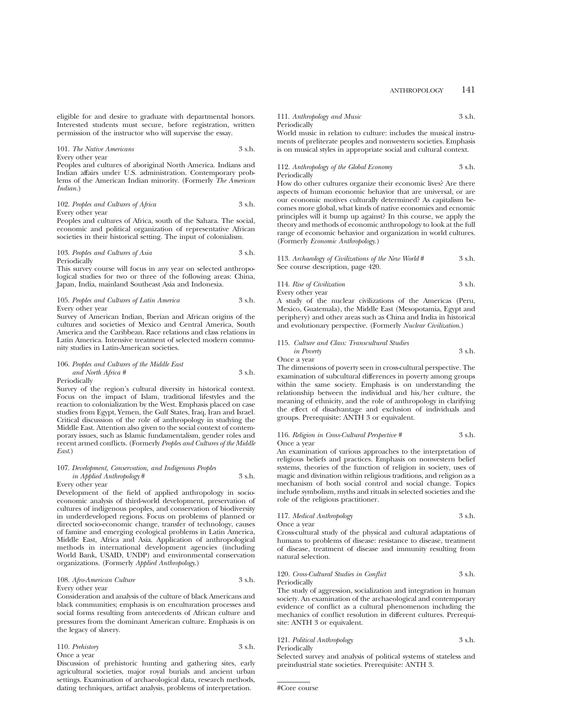eligible for and desire to graduate with departmental honors. Interested students must secure, before registration, written permission of the instructor who will supervise the essay.

101. *The Native Americans* 3 s.h.
Every other year
Peoples and cultures of aboriginal North America. Indians and Indian affairs under U.S. administration. Contemporary problems of the American Indian minority. (Formerly *The American Indian.*)

102. *Peoples and Cultures of Africa* 3 s.h.
Every other year
Peoples and cultures of Africa, south of the Sahara. The social, economic and political organization of representative African societies in their historical setting. The input of colonialism.

103. *Peoples and Cultures of Asia* 3 s.h.
Periodically
This survey course will focus in any year on selected anthropological studies for two or three of the following areas: China, Japan, India, mainland Southeast Asia and Indonesia.

105. *Peoples and Cultures of Latin America* 3 s.h.
Every other year
Survey of American Indian, Iberian and African origins of the cultures and societies of Mexico and Central America, South America and the Caribbean. Race relations and class relations in Latin America. Intensive treatment of selected modern community studies in Latin-American societies.

106. *Peoples and Cultures of the Middle East and North Africa #* 3 s.h.
Periodically
Survey of the region's cultural diversity in historical context. Focus on the impact of Islam, traditional lifestyles and the reaction to colonialization by the West. Emphasis placed on case studies from Egypt, Yemen, the Gulf States, Iraq, Iran and Israel. Critical discussion of the role of anthropology in studying the Middle East. Attention also given to the social context of contemporary issues, such as Islamic fundamentalism, gender roles and recent armed conflicts. (Formerly *Peoples and Cultures of the Middle East.*)

107. *Development, Conservation, and Indigenous Peoples in Applied Anthropology #* 3 s.h.
Every other year
Development of the field of applied anthropology in socioeconomic analysis of third-world development, preservation of cultures of indigenous peoples, and conservation of biodiversity in underdeveloped regions. Focus on problems of planned or directed socio-economic change, transfer of technology, causes of famine and emerging ecological problems in Latin America, Middle East, Africa and Asia. Application of anthropological methods in international development agencies (including World Bank, USAID, UNDP) and environmental conservation organizations. (Formerly *Applied Anthropology.*)

108. *Afro-American Culture* 3 s.h.
Every other year
Consideration and analysis of the culture of black Americans and black communities; emphasis is on enculturation processes and social forms resulting from antecedents of African culture and pressures from the dominant American culture. Emphasis is on the legacy of slavery.

110. *Prehistory* 3 s.h.
Once a year
Discussion of prehistoric hunting and gathering sites, early agricultural societies, major royal burials and ancient urban settings. Examination of archaeological data, research methods, dating techniques, artifact analysis, problems of interpretation.

111. *Anthropology and Music* 3 s.h.
Periodically
World music in relation to culture: includes the musical instruments of preliterate peoples and nonwestern societies. Emphasis is on musical styles in appropriate social and cultural context.

112. *Anthropology of the Global Economy* 3 s.h.
Periodically
How do other cultures organize their economic lives? Are there aspects of human economic behavior that are universal, or are our economic motives culturally determined? As capitalism becomes more global, what kinds of native economies and ecnomic principles will it bump up against? In this course, we apply the theory and methods of economic anthropology to look at the full range of economic behavior and organization in world cultures. (Formerly *Economic Anthropology.*)

113. *Archaeology of Civilizations of the New World #* 3 s.h.
See course description, page 420.

114. *Rise of Civilization* 3 s.h.
Every other year
A study of the nuclear civilizations of the Americas (Peru, Mexico, Guatemala), the Middle East (Mesopotamia, Egypt and periphery) and other areas such as China and India in historical and evolutionary perspective. (Formerly *Nuclear Civilization.*)

115. *Culture and Class: Transcultural Studies in Poverty* 3 s.h.
Once a year
The dimensions of poverty seen in cross-cultural perspective. The examination of subcultural differences in poverty among groups within the same society. Emphasis is on understanding the relationship between the individual and his/her culture, the meaning of ethnicity, and the role of anthropology in clarifying the effect of disadvantage and exclusion of individuals and groups. Prerequisite: ANTH 3 or equivalent.

116. *Religion in Cross-Cultural Perspective #* 3 s.h.
Once a year
An examination of various approaches to the interpretation of religious beliefs and practices. Emphasis on nonwestern belief systems, theories of the function of religion in society, uses of magic and divination within religious traditions, and religion as a mechanism of both social control and social change. Topics include symbolism, myths and rituals in selected societies and the role of the religious practitioner.

117. *Medical Anthropology* 3 s.h.
Once a year
Cross-cultural study of the physical and cultural adaptations of humans to problems of disease: resistance to disease, treatment of disease, treatment of disease and immunity resulting from natural selection.

120. *Cross-Cultural Studies in Conflict* 3 s.h.
Periodically
The study of aggression, socialization and integration in human society. An examination of the archaeological and contemporary evidence of conflict as a cultural phenomenon including the mechanics of conflict resolution in different cultures. Prerequisite: ANTH 3 or equivalent.

121. *Political Anthropology* 3 s.h.
Periodically
Selected survey and analysis of political systems of stateless and preindustrial state societies. Prerequisite: ANTH 3.

#Core course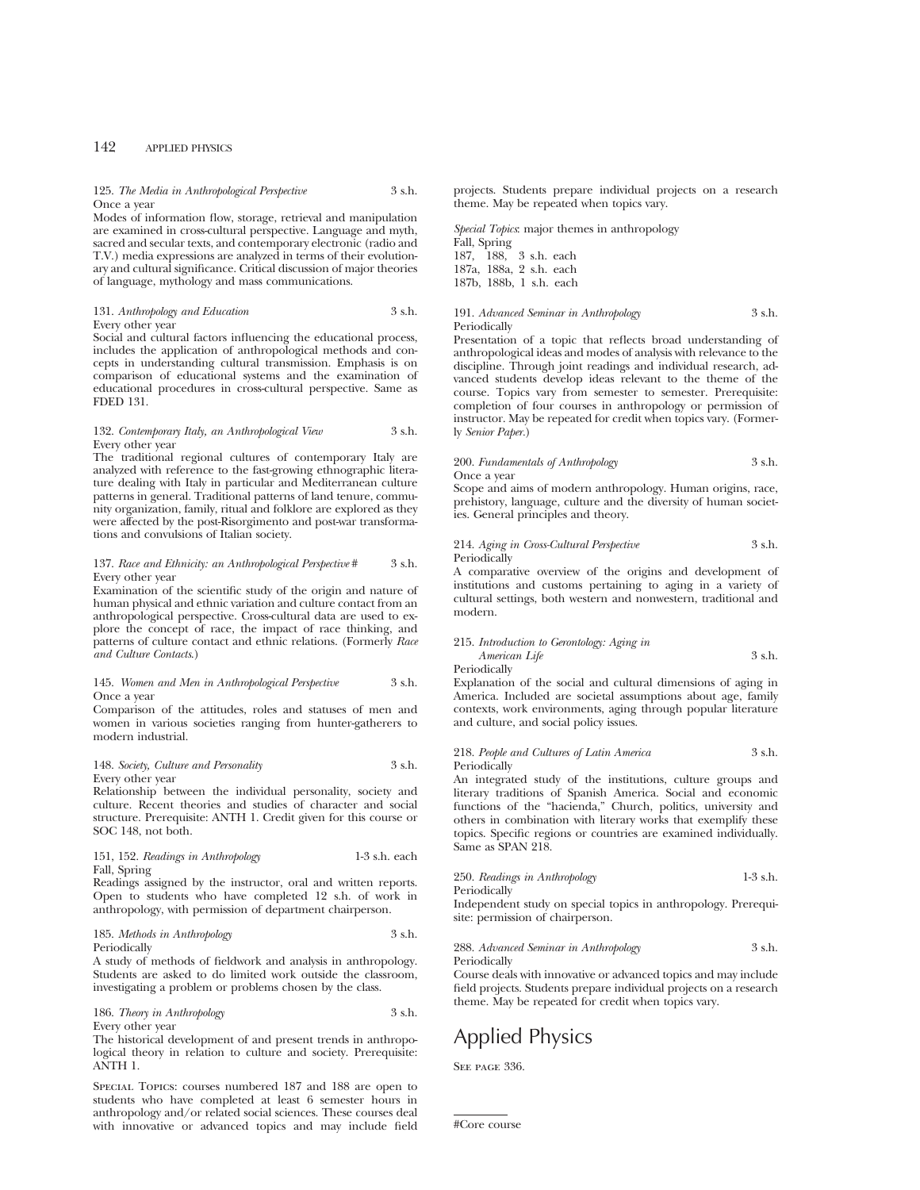125. *The Media in Anthropological Perspective* 3 s.h.
Once a year
Modes of information flow, storage, retrieval and manipulation are examined in cross-cultural perspective. Language and myth, sacred and secular texts, and contemporary electronic (radio and T.V.) media expressions are analyzed in terms of their evolutionary and cultural significance. Critical discussion of major theories of language, mythology and mass communications.

131. *Anthropology and Education* 3 s.h.
Every other year
Social and cultural factors influencing the educational process, includes the application of anthropological methods and concepts in understanding cultural transmission. Emphasis is on comparison of educational systems and the examination of educational procedures in cross-cultural perspective. Same as FDED 131.

132. *Contemporary Italy, an Anthropological View* 3 s.h.
Every other year
The traditional regional cultures of contemporary Italy are analyzed with reference to the fast-growing ethnographic literature dealing with Italy in particular and Mediterranean culture patterns in general. Traditional patterns of land tenure, community organization, family, ritual and folklore are explored as they were affected by the post-Risorgimento and post-war transformations and convulsions of Italian society.

137. *Race and Ethnicity: an Anthropological Perspective* # 3 s.h.
Every other year
Examination of the scientific study of the origin and nature of human physical and ethnic variation and culture contact from an anthropological perspective. Cross-cultural data are used to explore the concept of race, the impact of race thinking, and patterns of culture contact and ethnic relations. (Formerly *Race and Culture Contacts*.)

145. *Women and Men in Anthropological Perspective* 3 s.h.
Once a year
Comparison of the attitudes, roles and statuses of men and women in various societies ranging from hunter-gatherers to modern industrial.

148. *Society, Culture and Personality* 3 s.h.
Every other year
Relationship between the individual personality, society and culture. Recent theories and studies of character and social structure. Prerequisite: ANTH 1. Credit given for this course or SOC 148, not both.

151, 152. *Readings in Anthropology* 1-3 s.h. each
Fall, Spring
Readings assigned by the instructor, oral and written reports. Open to students who have completed 12 s.h. of work in anthropology, with permission of department chairperson.

185. *Methods in Anthropology* 3 s.h.
Periodically
A study of methods of fieldwork and analysis in anthropology. Students are asked to do limited work outside the classroom, investigating a problem or problems chosen by the class.

186. *Theory in Anthropology* 3 s.h.
Every other year
The historical development of and present trends in anthropological theory in relation to culture and society. Prerequisite: ANTH 1.

Special Topics: courses numbered 187 and 188 are open to students who have completed at least 6 semester hours in anthropology and/or related social sciences. These courses deal with innovative or advanced topics and may include field projects. Students prepare individual projects on a research theme. May be repeated when topics vary.

*Special Topics*: major themes in anthropology
Fall, Spring
187, 188, 3 s.h. each
187a, 188a, 2 s.h. each
187b, 188b, 1 s.h. each

191. *Advanced Seminar in Anthropology* 3 s.h.
Periodically
Presentation of a topic that reflects broad understanding of anthropological ideas and modes of analysis with relevance to the discipline. Through joint readings and individual research, advanced students develop ideas relevant to the theme of the course. Topics vary from semester to semester. Prerequisite: completion of four courses in anthropology or permission of instructor. May be repeated for credit when topics vary. (Formerly *Senior Paper*.)

200. *Fundamentals of Anthropology* 3 s.h.
Once a year
Scope and aims of modern anthropology. Human origins, race, prehistory, language, culture and the diversity of human societies. General principles and theory.

214. *Aging in Cross-Cultural Perspective* 3 s.h.
Periodically
A comparative overview of the origins and development of institutions and customs pertaining to aging in a variety of cultural settings, both western and nonwestern, traditional and modern.

215. *Introduction to Gerontology: Aging in American Life* 3 s.h.
Periodically
Explanation of the social and cultural dimensions of aging in America. Included are societal assumptions about age, family contexts, work environments, aging through popular literature and culture, and social policy issues.

218. *People and Cultures of Latin America* 3 s.h.
Periodically
An integrated study of the institutions, culture groups and literary traditions of Spanish America. Social and economic functions of the "hacienda," Church, politics, university and others in combination with literary works that exemplify these topics. Specific regions or countries are examined individually. Same as SPAN 218.

250. *Readings in Anthropology* 1-3 s.h.
Periodically
Independent study on special topics in anthropology. Prerequisite: permission of chairperson.

288. *Advanced Seminar in Anthropology* 3 s.h.
Periodically
Course deals with innovative or advanced topics and may include field projects. Students prepare individual projects on a research theme. May be repeated for credit when topics vary.

# Applied Physics

See page 336.

---

#Core course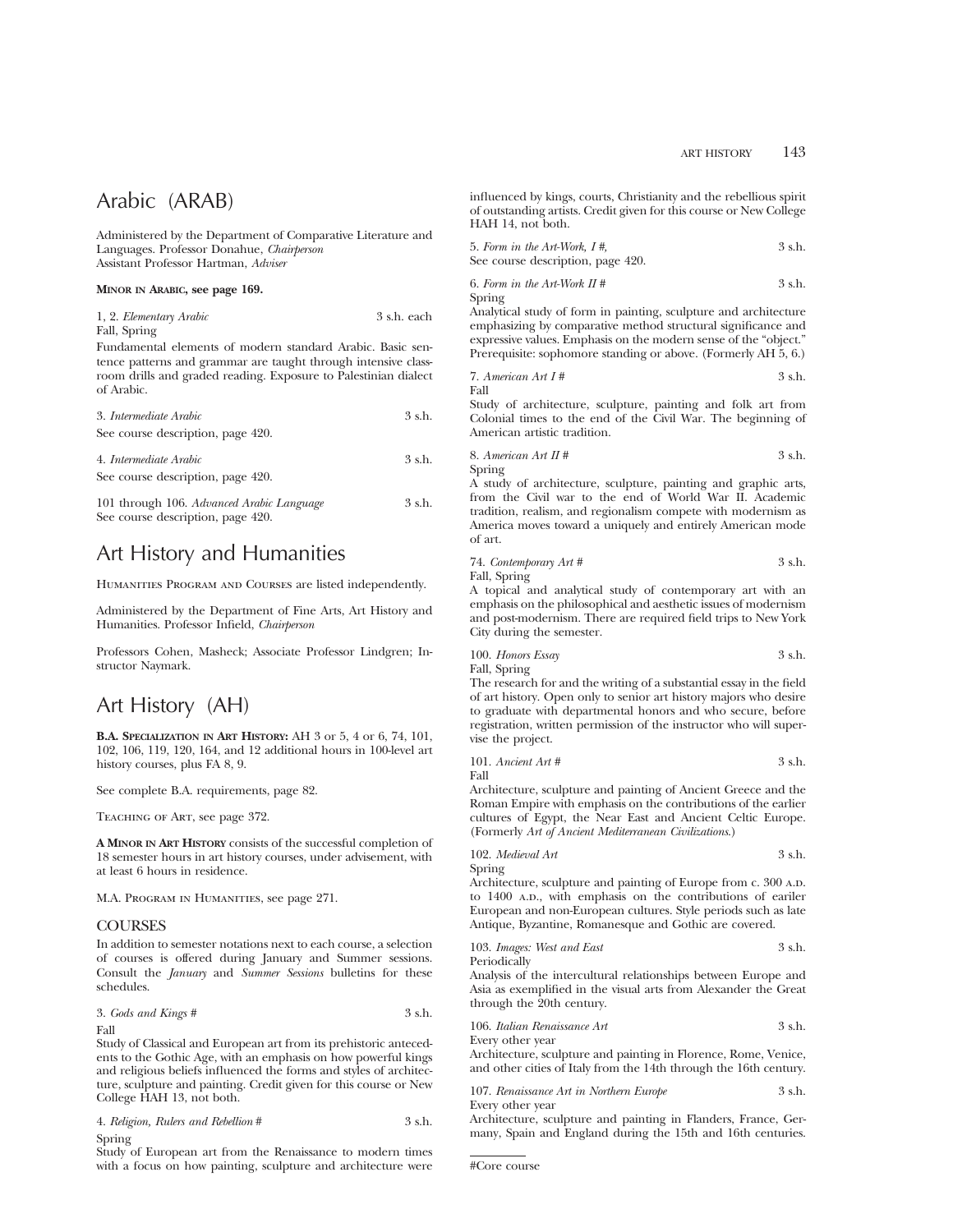# Arabic (ARAB)

Administered by the Department of Comparative Literature and Languages. Professor Donahue, *Chairperson*
Assistant Professor Hartman, *Adviser*

**MINOR IN ARABIC, see page 169.**

1, 2. *Elementary Arabic* 3 s.h. each
Fall, Spring
Fundamental elements of modern standard Arabic. Basic sentence patterns and grammar are taught through intensive classroom drills and graded reading. Exposure to Palestinian dialect of Arabic.

3. *Intermediate Arabic* 3 s.h.
See course description, page 420.

4. *Intermediate Arabic* 3 s.h.
See course description, page 420.

101 through 106. *Advanced Arabic Language* 3 s.h.
See course description, page 420.

# Art History and Humanities

HUMANITIES PROGRAM AND COURSES are listed independently.

Administered by the Department of Fine Arts, Art History and Humanities. Professor Infield, *Chairperson*

Professors Cohen, Masheck; Associate Professor Lindgren; Instructor Naymark.

# Art History (AH)

**B.A. SPECIALIZATION IN ART HISTORY:** AH 3 or 5, 4 or 6, 74, 101, 102, 106, 119, 120, 164, and 12 additional hours in 100-level art history courses, plus FA 8, 9.

See complete B.A. requirements, page 82.

TEACHING OF ART, see page 372.

**A MINOR IN ART HISTORY** consists of the successful completion of 18 semester hours in art history courses, under advisement, with at least 6 hours in residence.

M.A. PROGRAM IN HUMANITIES, see page 271.

## COURSES

In addition to semester notations next to each course, a selection of courses is offered during January and Summer sessions. Consult the *January* and *Summer Sessions* bulletins for these schedules.

3. *Gods and Kings #* 3 s.h.
Fall
Study of Classical and European art from its prehistoric antecedents to the Gothic Age, with an emphasis on how powerful kings and religious beliefs influenced the forms and styles of architecture, sculpture and painting. Credit given for this course or New College HAH 13, not both.

4. *Religion, Rulers and Rebellion #* 3 s.h.
Spring
Study of European art from the Renaissance to modern times with a focus on how painting, sculpture and architecture were influenced by kings, courts, Christianity and the rebellious spirit of outstanding artists. Credit given for this course or New College HAH 14, not both.

5. *Form in the Art-Work, I #,* 3 s.h.
See course description, page 420.

6. *Form in the Art-Work II #* 3 s.h.
Spring
Analytical study of form in painting, sculpture and architecture emphasizing by comparative method structural significance and expressive values. Emphasis on the modern sense of the "object." Prerequisite: sophomore standing or above. (Formerly AH 5, 6.)

7. *American Art I #* 3 s.h.
Fall
Study of architecture, sculpture, painting and folk art from Colonial times to the end of the Civil War. The beginning of American artistic tradition.

8. *American Art II #* 3 s.h.
Spring
A study of architecture, sculpture, painting and graphic arts, from the Civil war to the end of World War II. Academic tradition, realism, and regionalism compete with modernism as America moves toward a uniquely and entirely American mode of art.

74. *Contemporary Art #* 3 s.h.
Fall, Spring
A topical and analytical study of contemporary art with an emphasis on the philosophical and aesthetic issues of modernism and post-modernism. There are required field trips to New York City during the semester.

100. *Honors Essay* 3 s.h.
Fall, Spring
The research for and the writing of a substantial essay in the field of art history. Open only to senior art history majors who desire to graduate with departmental honors and who secure, before registration, written permission of the instructor who will supervise the project.

101. *Ancient Art #* 3 s.h.
Fall
Architecture, sculpture and painting of Ancient Greece and the Roman Empire with emphasis on the contributions of the earlier cultures of Egypt, the Near East and Ancient Celtic Europe. (Formerly *Art of Ancient Mediterranean Civilizations*.)

102. *Medieval Art* 3 s.h.
Spring
Architecture, sculpture and painting of Europe from c. 300 A.D. to 1400 A.D., with emphasis on the contributions of eariler European and non-European cultures. Style periods such as late Antique, Byzantine, Romanesque and Gothic are covered.

103. *Images: West and East* 3 s.h.
Periodically
Analysis of the intercultural relationships between Europe and Asia as exemplified in the visual arts from Alexander the Great through the 20th century.

106. *Italian Renaissance Art* 3 s.h.
Every other year
Architecture, sculpture and painting in Florence, Rome, Venice, and other cities of Italy from the 14th through the 16th century.

107. *Renaissance Art in Northern Europe* 3 s.h.
Every other year
Architecture, sculpture and painting in Flanders, France, Germany, Spain and England during the 15th and 16th centuries.

#Core course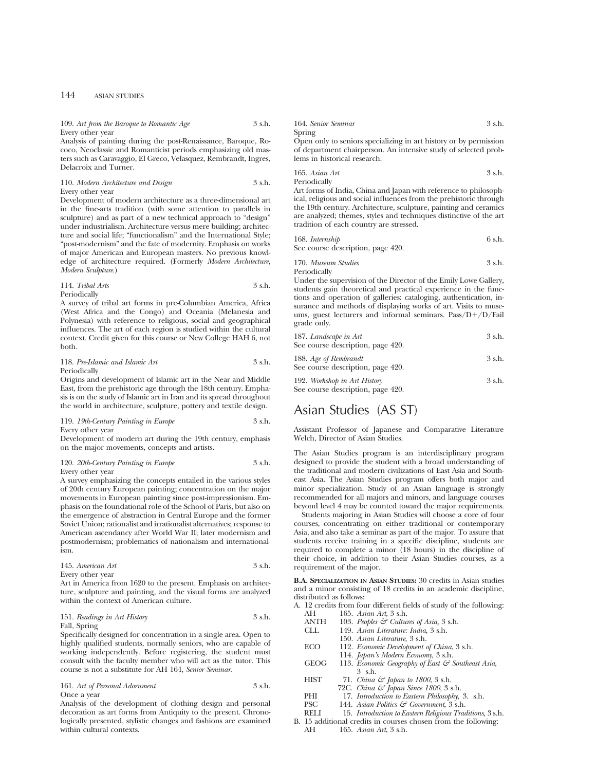109. *Art from the Baroque to Romantic Age* 3 s.h.
Every other year
Analysis of painting during the post-Renaissance, Baroque, Rococo, Neoclassic and Romanticist periods emphasizing old masters such as Caravaggio, El Greco, Velasquez, Rembrandt, Ingres, Delacroix and Turner.

110. *Modern Architecture and Design* 3 s.h.
Every other year
Development of modern architecture as a three-dimensional art in the fine-arts tradition (with some attention to parallels in sculpture) and as part of a new technical approach to "design" under industrialism. Architecture versus mere building; architecture and social life; "functionalism" and the International Style; "post-modernism" and the fate of modernity. Emphasis on works of major American and European masters. No previous knowledge of architecture required. (Formerly *Modern Architecture, Modern Sculpture.*)

114. *Tribal Arts* 3 s.h.
Periodically
A survey of tribal art forms in pre-Columbian America, Africa (West Africa and the Congo) and Oceania (Melanesia and Polynesia) with reference to religious, social and geographical influences. The art of each region is studied within the cultural context. Credit given for this course or New College HAH 6, not both.

118. *Pre-Islamic and Islamic Art* 3 s.h.
Periodically
Origins and development of Islamic art in the Near and Middle East, from the prehistoric age through the 18th century. Emphasis is on the study of Islamic art in Iran and its spread throughout the world in architecture, sculpture, pottery and textile design.

119. *19th-Century Painting in Europe* 3 s.h.
Every other year
Development of modern art during the 19th century, emphasis on the major movements, concepts and artists.

120. *20th-Century Painting in Europe* 3 s.h.
Every other year
A survey emphasizing the concepts entailed in the various styles of 20th century European painting; concentration on the major movements in European painting since post-impressionism. Emphasis on the foundational role of the School of Paris, but also on the emergence of abstraction in Central Europe and the former Soviet Union; rationalist and irrationalist alternatives; response to American ascendancy after World War II; later modernism and postmodernism; problematics of nationalism and internationalism.

145. *American Art* 3 s.h.
Every other year
Art in America from 1620 to the present. Emphasis on architecture, sculpture and painting, and the visual forms are analyzed within the context of American culture.

151. *Readings in Art History* 3 s.h.
Fall, Spring
Specifically designed for concentration in a single area. Open to highly qualified students, normally seniors, who are capable of working independently. Before registering, the student must consult with the faculty member who will act as the tutor. This course is not a substitute for AH 164, *Senior Seminar*.

161. *Art of Personal Adornment* 3 s.h.
Once a year
Analysis of the development of clothing design and personal decoration as art forms from Antiquity to the present. Chronologically presented, stylistic changes and fashions are examined within cultural contexts.

164. *Senior Seminar* 3 s.h.
Spring
Open only to seniors specializing in art history or by permission of department chairperson. An intensive study of selected problems in historical research.

165. *Asian Art* 3 s.h.
Periodically
Art forms of India, China and Japan with reference to philosophical, religious and social influences from the prehistoric through the 19th century. Architecture, sculpture, painting and ceramics are analyzed; themes, styles and techniques distinctive of the art tradition of each country are stressed.

168. *Internship* 6 s.h.
See course description, page 420.

170. *Museum Studies* 3 s.h.
Periodically
Under the supervision of the Director of the Emily Lowe Gallery, students gain theoretical and practical experience in the functions and operation of galleries: cataloging, authentication, insurance and methods of displaying works of art. Visits to museums, guest lecturers and informal seminars. Pass/D+/D/Fail grade only.

187. *Landscape in Art* 3 s.h.
See course description, page 420.

188. *Age of Rembrandt* 3 s.h.
See course description, page 420.

192. *Workshop in Art History* 3 s.h.
See course description, page 420.

# Asian Studies (AS ST)

Assistant Professor of Japanese and Comparative Literature Welch, Director of Asian Studies.

The Asian Studies program is an interdisciplinary program designed to provide the student with a broad understanding of the traditional and modern civilizations of East Asia and Southeast Asia. The Asian Studies program offers both major and minor specialization. Study of an Asian language is strongly recommended for all majors and minors, and language courses beyond level 4 may be counted toward the major requirements.

Students majoring in Asian Studies will choose a core of four courses, concentrating on either traditional or contemporary Asia, and also take a seminar as part of the major. To assure that students receive training in a specific discipline, students are required to complete a minor (18 hours) in the discipline of their choice, in addition to their Asian Studies courses, as a requirement of the major.

**B.A. Specialization in Asian Studies:** 30 credits in Asian studies and a minor consisting of 18 credits in an academic discipline, distributed as follows:

A. 12 credits from four different fields of study of the following:
   - AH 165. *Asian Art*, 3 s.h.
   - ANTH 103. *Peoples & Cultures of Asia*, 3 s.h.
   - CLL 149. *Asian Literature: India*, 3 s.h.
   - 150. *Asian Literature*, 3 s.h.
   - ECO 112. *Economic Development of China*, 3 s.h.
   - 114. *Japan's Modern Economy*, 3 s.h.
   - GEOG 113. *Economic Geography of East & Southeast Asia*, 3 s.h.
   - HIST 71. *China & Japan to 1800*, 3 s.h.
   - 72C. *China & Japan Since 1800*, 3 s.h.
   - PHI 17. *Introduction to Eastern Philosophy*, 3. s.h.
   - PSC 144. *Asian Politics & Government*, 3 s.h.
   - RELI 15. *Introduction to Eastern Religious Traditions*, 3 s.h.

B. 15 additional credits in courses chosen from the following:
   - AH 165. *Asian Art*, 3 s.h.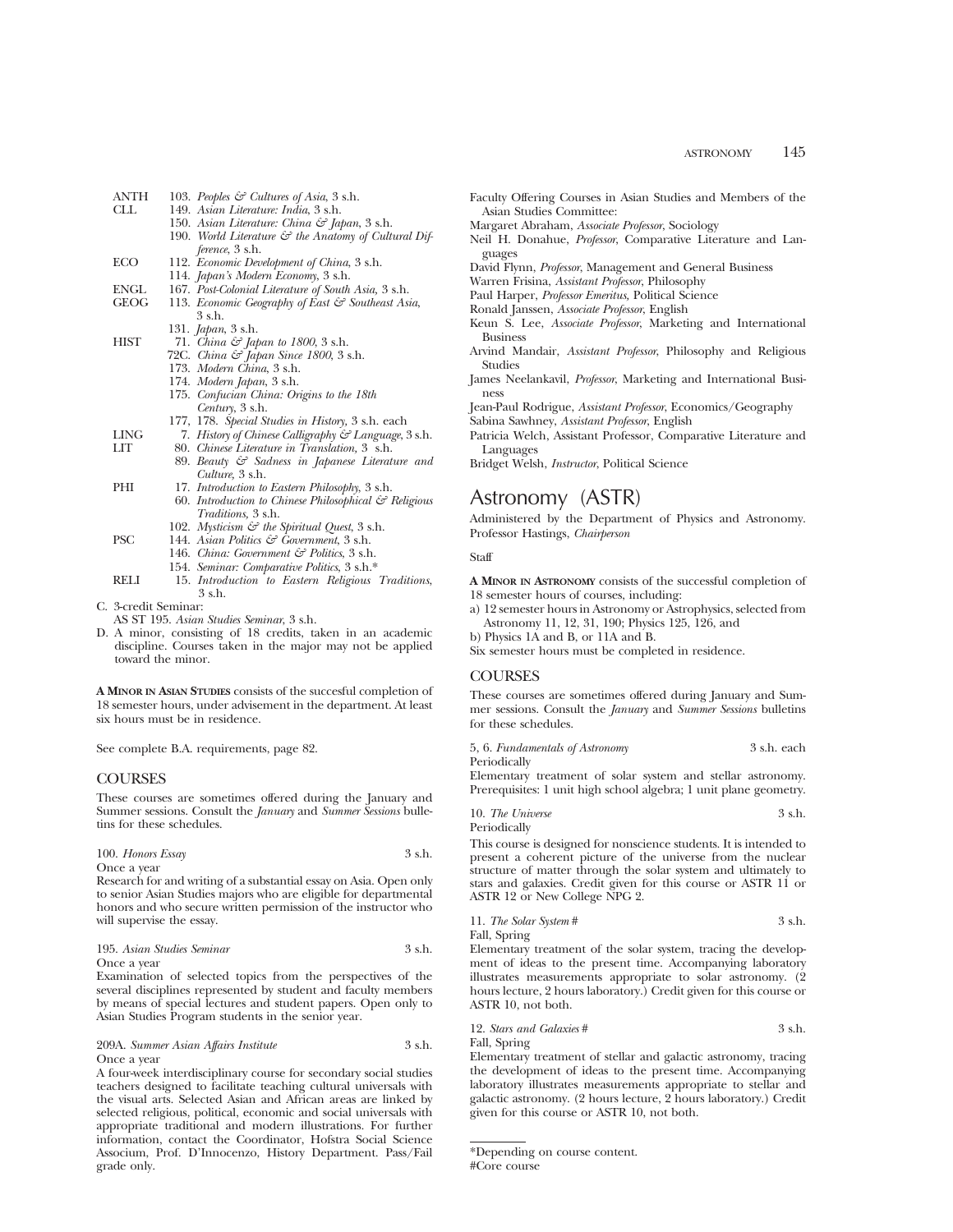| | | |
|---|---|---|
| ANTH | 103. | *Peoples & Cultures of Asia*, 3 s.h. |
| CLL | 149. | *Asian Literature: India*, 3 s.h. |
| | 150. | *Asian Literature: China & Japan*, 3 s.h. |
| | 190. | *World Literature & the Anatomy of Cultural Difference*, 3 s.h. |
| ECO | 112. | *Economic Development of China*, 3 s.h. |
| | 114. | *Japan's Modern Economy*, 3 s.h. |
| ENGL | 167. | *Post-Colonial Literature of South Asia,* 3 s.h. |
| GEOG | 113. | *Economic Geography of East & Southeast Asia*, 3 s.h. |
| | 131. | *Japan*, 3 s.h. |
| HIST | 71. | *China & Japan to 1800,* 3 s.h. |
| | 72C. | *China & Japan Since 1800,* 3 s.h. |
| | 173. | *Modern China*, 3 s.h. |
| | 174. | *Modern Japan*, 3 s.h. |
| | 175. | *Confucian China: Origins to the 18th Century*, 3 s.h. |
| | 177, 178. | *Special Studies in History,* 3 s.h. each |
| LING | 7. | *History of Chinese Calligraphy & Language*, 3 s.h. |
| LIT | 80. | *Chinese Literature in Translation,* 3 s.h. |
| | 89. | *Beauty & Sadness in Japanese Literature and Culture,* 3 s.h. |
| PHI | 17. | *Introduction to Eastern Philosophy,* 3 s.h. |
| | 60. | *Introduction to Chinese Philosophical & Religious Traditions,* 3 s.h. |
| | 102. | *Mysticism & the Spiritual Quest*, 3 s.h. |
| PSC | 144. | *Asian Politics & Government*, 3 s.h. |
| | 146. | *China: Government & Politics*, 3 s.h. |
| | 154. | *Seminar: Comparative Politics*, 3 s.h.* |
| RELI | 15. | *Introduction to Eastern Religious Traditions*, 3 s.h. |

C. 3-credit Seminar:
AS ST 195. *Asian Studies Seminar*, 3 s.h.

D. A minor, consisting of 18 credits, taken in an academic discipline. Courses taken in the major may not be applied toward the minor.

**A MINOR IN ASIAN STUDIES** consists of the succesful completion of 18 semester hours, under advisement in the department. At least six hours must be in residence.

See complete B.A. requirements, page 82.

## COURSES

These courses are sometimes offered during the January and Summer sessions. Consult the *January* and *Summer Sessions* bulletins for these schedules.

100. *Honors Essay* 3 s.h.
Once a year
Research for and writing of a substantial essay on Asia. Open only to senior Asian Studies majors who are eligible for departmental honors and who secure written permission of the instructor who will supervise the essay.

195. *Asian Studies Seminar* 3 s.h.
Once a year
Examination of selected topics from the perspectives of the several disciplines represented by student and faculty members by means of special lectures and student papers. Open only to Asian Studies Program students in the senior year.

209A. *Summer Asian Affairs Institute* 3 s.h.
Once a year
A four-week interdisciplinary course for secondary social studies teachers designed to facilitate teaching cultural universals with the visual arts. Selected Asian and African areas are linked by selected religious, political, economic and social universals with appropriate traditional and modern illustrations. For further information, contact the Coordinator, Hofstra Social Science Associum, Prof. D'Innocenzo, History Department. Pass/Fail grade only.

Faculty Offering Courses in Asian Studies and Members of the Asian Studies Committee:

Margaret Abraham, *Associate Professor*, Sociology
Neil H. Donahue, *Professor*, Comparative Literature and Languages
David Flynn, *Professor*, Management and General Business
Warren Frisina, *Assistant Professor*, Philosophy
Paul Harper, *Professor Emeritus,* Political Science
Ronald Janssen, *Associate Professor*, English
Keun S. Lee, *Associate Professor*, Marketing and International Business
Arvind Mandair, *Assistant Professor*, Philosophy and Religious Studies
James Neelankavil, *Professor*, Marketing and International Business
Jean-Paul Rodrigue, *Assistant Professor*, Economics/Geography
Sabina Sawhney, *Assistant Professor*, English
Patricia Welch, Assistant Professor, Comparative Literature and Languages
Bridget Welsh, *Instructor*, Political Science

# Astronomy (ASTR)

Administered by the Department of Physics and Astronomy. Professor Hastings, *Chairperson*

Staff

**A MINOR IN ASTRONOMY** consists of the successful completion of 18 semester hours of courses, including:

a) 12 semester hours in Astronomy or Astrophysics, selected from Astronomy 11, 12, 31, 190; Physics 125, 126, and
b) Physics 1A and B, or 11A and B.

Six semester hours must be completed in residence.

## COURSES

These courses are sometimes offered during January and Summer sessions. Consult the *January* and *Summer Sessions* bulletins for these schedules.

5, 6. *Fundamentals of Astronomy* 3 s.h. each
Periodically
Elementary treatment of solar system and stellar astronomy. Prerequisites: 1 unit high school algebra; 1 unit plane geometry.

10. *The Universe* 3 s.h.
Periodically
This course is designed for nonscience students. It is intended to present a coherent picture of the universe from the nuclear structure of matter through the solar system and ultimately to stars and galaxies. Credit given for this course or ASTR 11 or ASTR 12 or New College NPG 2.

11. *The Solar System* # 3 s.h.
Fall, Spring
Elementary treatment of the solar system, tracing the development of ideas to the present time. Accompanying laboratory illustrates measurements appropriate to solar astronomy. (2 hours lecture, 2 hours laboratory.) Credit given for this course or ASTR 10, not both.

12. *Stars and Galaxies* # 3 s.h.
Fall, Spring
Elementary treatment of stellar and galactic astronomy, tracing the development of ideas to the present time. Accompanying laboratory illustrates measurements appropriate to stellar and galactic astronomy. (2 hours lecture, 2 hours laboratory.) Credit given for this course or ASTR 10, not both.

---

*Depending on course content.
#Core course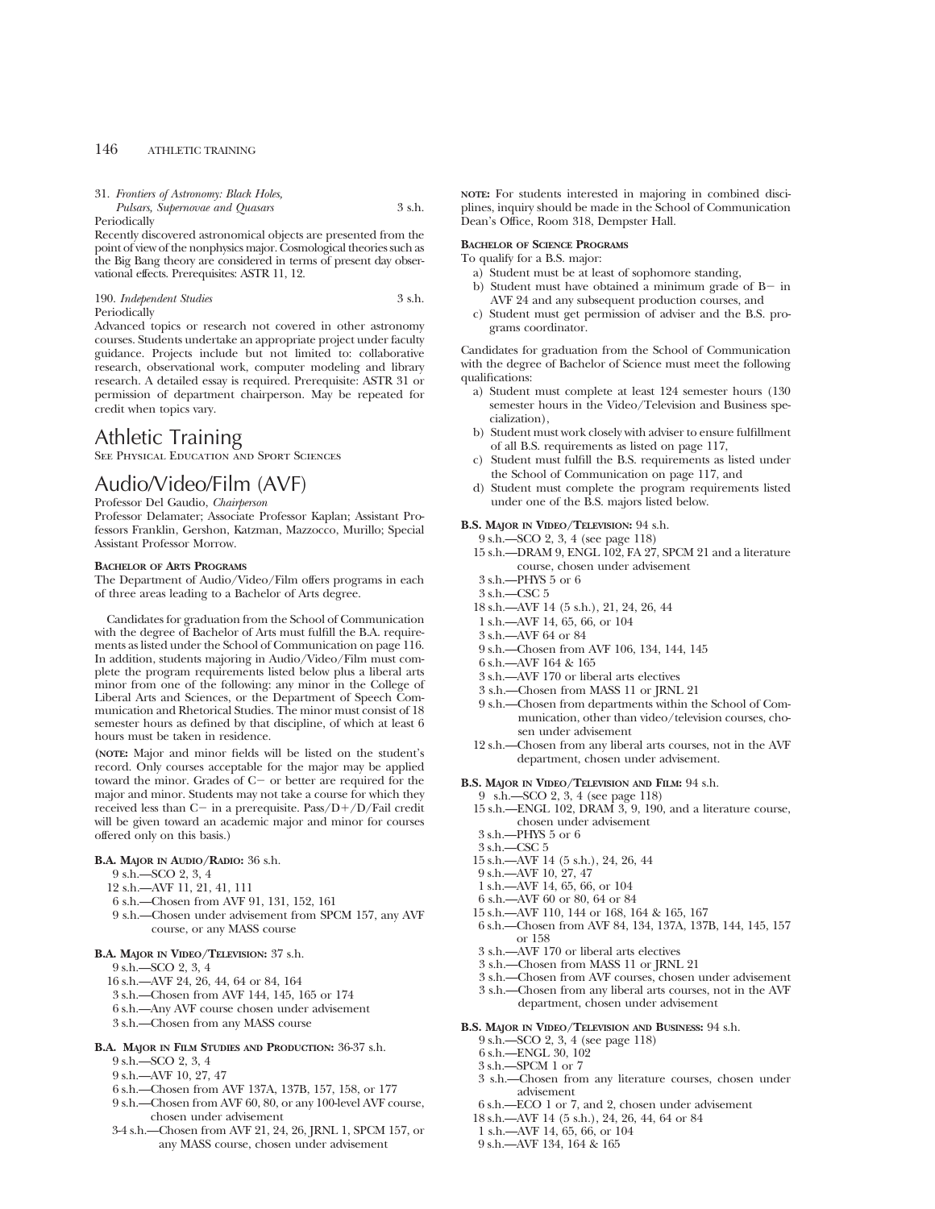31. *Frontiers of Astronomy: Black Holes, Pulsars, Supernovae and Quasars* 3 s.h.
Periodically
Recently discovered astronomical objects are presented from the point of view of the nonphysics major. Cosmological theories such as the Big Bang theory are considered in terms of present day observational effects. Prerequisites: ASTR 11, 12.

190. *Independent Studies* 3 s.h.
Periodically
Advanced topics or research not covered in other astronomy courses. Students undertake an appropriate project under faculty guidance. Projects include but not limited to: collaborative research, observational work, computer modeling and library research. A detailed essay is required. Prerequisite: ASTR 31 or permission of department chairperson. May be repeated for credit when topics vary.

# Athletic Training

SEE PHYSICAL EDUCATION AND SPORT SCIENCES

# Audio/Video/Film (AVF)

Professor Del Gaudio, *Chairperson*
Professor Delamater; Associate Professor Kaplan; Assistant Professors Franklin, Gershon, Katzman, Mazzocco, Murillo; Special Assistant Professor Morrow.

**BACHELOR OF ARTS PROGRAMS**

The Department of Audio/Video/Film offers programs in each of three areas leading to a Bachelor of Arts degree.

Candidates for graduation from the School of Communication with the degree of Bachelor of Arts must fulfill the B.A. requirements as listed under the School of Communication on page 116. In addition, students majoring in Audio/Video/Film must complete the program requirements listed below plus a liberal arts minor from one of the following: any minor in the College of Liberal Arts and Sciences, or the Department of Speech Communication and Rhetorical Studies. The minor must consist of 18 semester hours as defined by that discipline, of which at least 6 hours must be taken in residence.

(**NOTE:** Major and minor fields will be listed on the student's record. Only courses acceptable for the major may be applied toward the minor. Grades of C− or better are required for the major and minor. Students may not take a course for which they received less than C− in a prerequisite. Pass/D+/D/Fail credit will be given toward an academic major and minor for courses offered only on this basis.)

**B.A. MAJOR IN AUDIO/RADIO:** 36 s.h.
- 9 s.h.—SCO 2, 3, 4
- 12 s.h.—AVF 11, 21, 41, 111
- 6 s.h.—Chosen from AVF 91, 131, 152, 161
- 9 s.h.—Chosen under advisement from SPCM 157, any AVF course, or any MASS course

**B.A. MAJOR IN VIDEO/TELEVISION:** 37 s.h.
- 9 s.h.—SCO 2, 3, 4
- 16 s.h.—AVF 24, 26, 44, 64 or 84, 164
- 3 s.h.—Chosen from AVF 144, 145, 165 or 174
- 6 s.h.—Any AVF course chosen under advisement
- 3 s.h.—Chosen from any MASS course

**B.A. MAJOR IN FILM STUDIES AND PRODUCTION:** 36-37 s.h.
- 9 s.h.—SCO 2, 3, 4
- 9 s.h.—AVF 10, 27, 47
- 6 s.h.—Chosen from AVF 137A, 137B, 157, 158, or 177
- 9 s.h.—Chosen from AVF 60, 80, or any 100-level AVF course, chosen under advisement
- 3-4 s.h.—Chosen from AVF 21, 24, 26, JRNL 1, SPCM 157, or any MASS course, chosen under advisement

**NOTE:** For students interested in majoring in combined disciplines, inquiry should be made in the School of Communication Dean's Office, Room 318, Dempster Hall.

**BACHELOR OF SCIENCE PROGRAMS**

To qualify for a B.S. major:
- a) Student must be at least of sophomore standing,
- b) Student must have obtained a minimum grade of B− in AVF 24 and any subsequent production courses, and
- c) Student must get permission of adviser and the B.S. programs coordinator.

Candidates for graduation from the School of Communication with the degree of Bachelor of Science must meet the following qualifications:
- a) Student must complete at least 124 semester hours (130 semester hours in the Video/Television and Business specialization),
- b) Student must work closely with adviser to ensure fulfillment of all B.S. requirements as listed on page 117,
- c) Student must fulfill the B.S. requirements as listed under the School of Communication on page 117, and
- d) Student must complete the program requirements listed under one of the B.S. majors listed below.

**B.S. MAJOR IN VIDEO/TELEVISION:** 94 s.h.
- 9 s.h.—SCO 2, 3, 4 (see page 118)
- 15 s.h.—DRAM 9, ENGL 102, FA 27, SPCM 21 and a literature course, chosen under advisement
- 3 s.h.—PHYS 5 or 6
- 3 s.h.—CSC 5
- 18 s.h.—AVF 14 (5 s.h.), 21, 24, 26, 44
- 1 s.h.—AVF 14, 65, 66, or 104
- 3 s.h.—AVF 64 or 84
- 9 s.h.—Chosen from AVF 106, 134, 144, 145
- 6 s.h.—AVF 164 & 165
- 3 s.h.—AVF 170 or liberal arts electives
- 3 s.h.—Chosen from MASS 11 or JRNL 21
- 9 s.h.—Chosen from departments within the School of Communication, other than video/television courses, chosen under advisement
- 12 s.h.—Chosen from any liberal arts courses, not in the AVF department, chosen under advisement.

**B.S. MAJOR IN VIDEO/TELEVISION AND FILM:** 94 s.h.
- 9 s.h.—SCO 2, 3, 4 (see page 118)
- 15 s.h.—ENGL 102, DRAM 3, 9, 190, and a literature course, chosen under advisement
- 3 s.h.—PHYS 5 or 6
- 3 s.h.—CSC 5
- 15 s.h.—AVF 14 (5 s.h.), 24, 26, 44
- 9 s.h.—AVF 10, 27, 47
- 1 s.h.—AVF 14, 65, 66, or 104
- 6 s.h.—AVF 60 or 80, 64 or 84
- 15 s.h.—AVF 110, 144 or 168, 164 & 165, 167
- 6 s.h.—Chosen from AVF 84, 134, 137A, 137B, 144, 145, 157 or 158
- 3 s.h.—AVF 170 or liberal arts electives
- 3 s.h.—Chosen from MASS 11 or JRNL 21
- 3 s.h.—Chosen from AVF courses, chosen under advisement
- 3 s.h.—Chosen from any liberal arts courses, not in the AVF department, chosen under advisement

**B.S. MAJOR IN VIDEO/TELEVISION AND BUSINESS:** 94 s.h.
- 9 s.h.—SCO 2, 3, 4 (see page 118)
- 6 s.h.—ENGL 30, 102
- 3 s.h.—SPCM 1 or 7
- 3 s.h.—Chosen from any literature courses, chosen under advisement
- 6 s.h.—ECO 1 or 7, and 2, chosen under advisement
- 18 s.h.—AVF 14 (5 s.h.), 24, 26, 44, 64 or 84
- 1 s.h.—AVF 14, 65, 66, or 104
- 9 s.h.—AVF 134, 164 & 165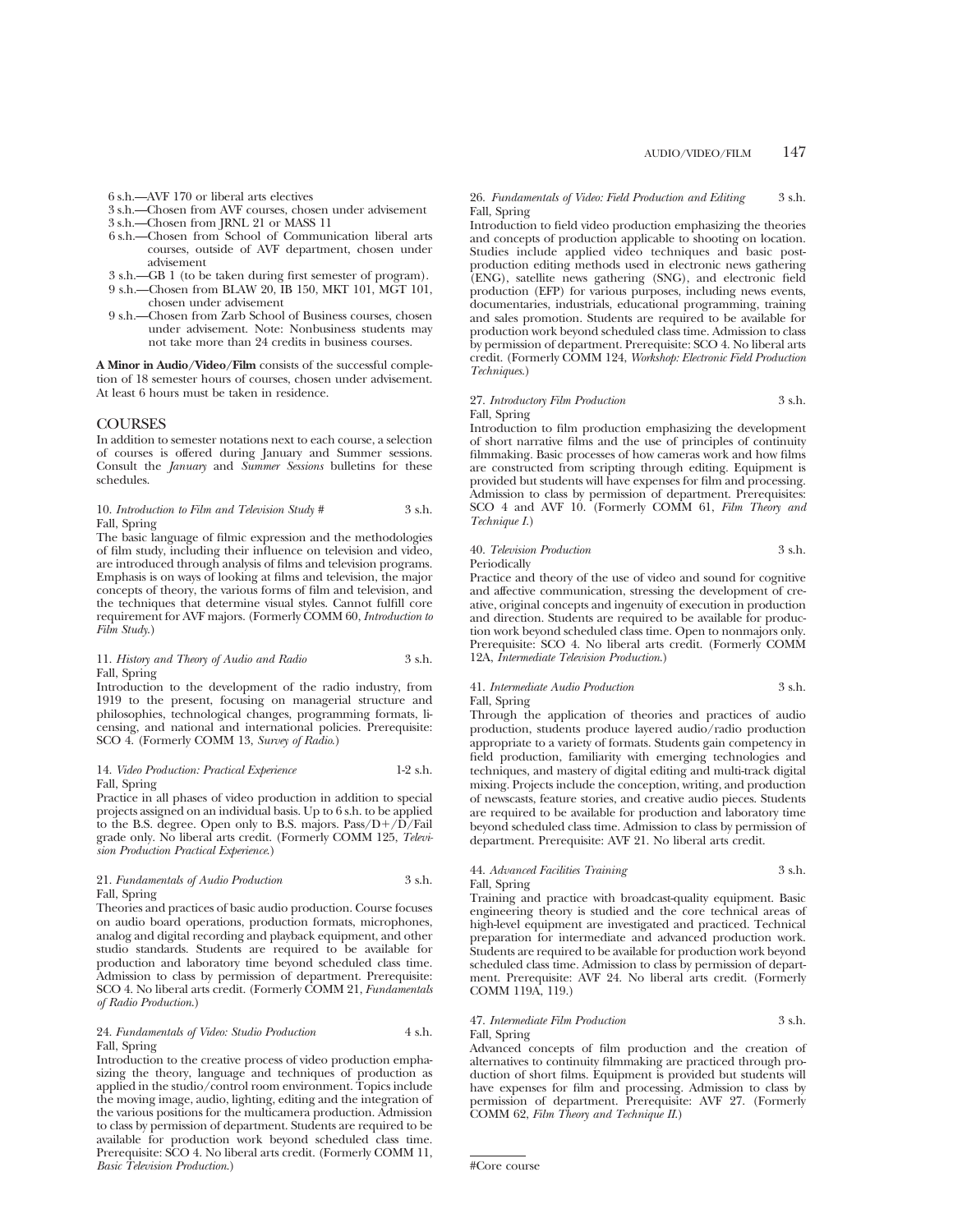- 6 s.h.—AVF 170 or liberal arts electives
- 3 s.h.—Chosen from AVF courses, chosen under advisement
- 3 s.h.—Chosen from JRNL 21 or MASS 11
- 6 s.h.—Chosen from School of Communication liberal arts courses, outside of AVF department, chosen under advisement
- 3 s.h.—GB 1 (to be taken during first semester of program).
- 9 s.h.—Chosen from BLAW 20, IB 150, MKT 101, MGT 101, chosen under advisement
- 9 s.h.—Chosen from Zarb School of Business courses, chosen under advisement. Note: Nonbusiness students may not take more than 24 credits in business courses.

**A Minor in Audio/Video/Film** consists of the successful completion of 18 semester hours of courses, chosen under advisement. At least 6 hours must be taken in residence.

## COURSES

In addition to semester notations next to each course, a selection of courses is offered during January and Summer sessions. Consult the *January* and *Summer Sessions* bulletins for these schedules.

10. *Introduction to Film and Television Study #* 3 s.h.
Fall, Spring
The basic language of filmic expression and the methodologies of film study, including their influence on television and video, are introduced through analysis of films and television programs. Emphasis is on ways of looking at films and television, the major concepts of theory, the various forms of film and television, and the techniques that determine visual styles. Cannot fulfill core requirement for AVF majors. (Formerly COMM 60, *Introduction to Film Study*.)

11. *History and Theory of Audio and Radio* 3 s.h.
Fall, Spring
Introduction to the development of the radio industry, from 1919 to the present, focusing on managerial structure and philosophies, technological changes, programming formats, licensing, and national and international policies. Prerequisite: SCO 4. (Formerly COMM 13, *Survey of Radio*.)

14. *Video Production: Practical Experience* 1-2 s.h.
Fall, Spring
Practice in all phases of video production in addition to special projects assigned on an individual basis. Up to 6 s.h. to be applied to the B.S. degree. Open only to B.S. majors. Pass/D+/D/Fail grade only. No liberal arts credit. (Formerly COMM 125, *Television Production Practical Experience*.)

21. *Fundamentals of Audio Production* 3 s.h.
Fall, Spring
Theories and practices of basic audio production. Course focuses on audio board operations, production formats, microphones, analog and digital recording and playback equipment, and other studio standards. Students are required to be available for production and laboratory time beyond scheduled class time. Admission to class by permission of department. Prerequisite: SCO 4. No liberal arts credit. (Formerly COMM 21, *Fundamentals of Radio Production*.)

24. *Fundamentals of Video: Studio Production* 4 s.h.
Fall, Spring
Introduction to the creative process of video production emphasizing the theory, language and techniques of production as applied in the studio/control room environment. Topics include the moving image, audio, lighting, editing and the integration of the various positions for the multicamera production. Admission to class by permission of department. Students are required to be available for production work beyond scheduled class time. Prerequisite: SCO 4. No liberal arts credit. (Formerly COMM 11, *Basic Television Production*.)

26. *Fundamentals of Video: Field Production and Editing* 3 s.h.
Fall, Spring
Introduction to field video production emphasizing the theories and concepts of production applicable to shooting on location. Studies include applied video techniques and basic post-production editing methods used in electronic news gathering (ENG), satellite news gathering (SNG), and electronic field production (EFP) for various purposes, including news events, documentaries, industrials, educational programming, training and sales promotion. Students are required to be available for production work beyond scheduled class time. Admission to class by permission of department. Prerequisite: SCO 4. No liberal arts credit. (Formerly COMM 124, *Workshop: Electronic Field Production Techniques*.)

27. *Introductory Film Production* 3 s.h.
Fall, Spring
Introduction to film production emphasizing the development of short narrative films and the use of principles of continuity filmmaking. Basic processes of how cameras work and how films are constructed from scripting through editing. Equipment is provided but students will have expenses for film and processing. Admission to class by permission of department. Prerequisites: SCO 4 and AVF 10. (Formerly COMM 61, *Film Theory and Technique I*.)

40. *Television Production* 3 s.h.
Periodically
Practice and theory of the use of video and sound for cognitive and affective communication, stressing the development of creative, original concepts and ingenuity of execution in production and direction. Students are required to be available for production work beyond scheduled class time. Open to nonmajors only. Prerequisite: SCO 4. No liberal arts credit. (Formerly COMM 12A, *Intermediate Television Production*.)

41. *Intermediate Audio Production* 3 s.h.
Fall, Spring
Through the application of theories and practices of audio production, students produce layered audio/radio production appropriate to a variety of formats. Students gain competency in field production, familiarity with emerging technologies and techniques, and mastery of digital editing and multi-track digital mixing. Projects include the conception, writing, and production of newscasts, feature stories, and creative audio pieces. Students are required to be available for production and laboratory time beyond scheduled class time. Admission to class by permission of department. Prerequisite: AVF 21. No liberal arts credit.

44. *Advanced Facilities Training* 3 s.h.
Fall, Spring
Training and practice with broadcast-quality equipment. Basic engineering theory is studied and the core technical areas of high-level equipment are investigated and practiced. Technical preparation for intermediate and advanced production work. Students are required to be available for production work beyond scheduled class time. Admission to class by permission of department. Prerequisite: AVF 24. No liberal arts credit. (Formerly COMM 119A, 119.)

47. *Intermediate Film Production* 3 s.h.
Fall, Spring
Advanced concepts of film production and the creation of alternatives to continuity filmmaking are practiced through production of short films. Equipment is provided but students will have expenses for film and processing. Admission to class by permission of department. Prerequisite: AVF 27. (Formerly COMM 62, *Film Theory and Technique II*.)

#Core course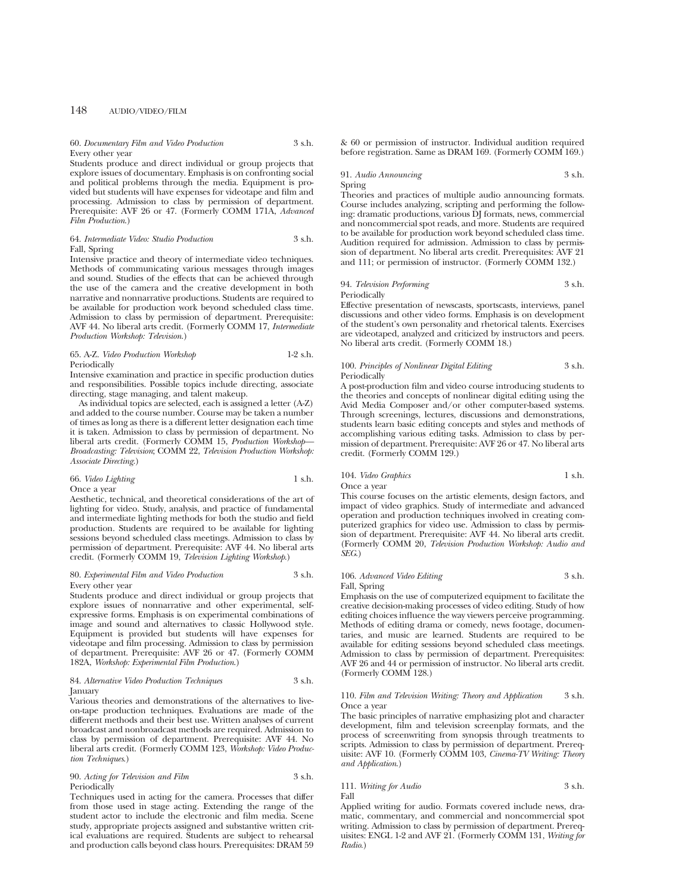60. *Documentary Film and Video Production* 3 s.h.
Every other year

Students produce and direct individual or group projects that explore issues of documentary. Emphasis is on confronting social and political problems through the media. Equipment is provided but students will have expenses for videotape and film and processing. Admission to class by permission of department. Prerequisite: AVF 26 or 47. (Formerly COMM 171A, *Advanced Film Production*.)

64. *Intermediate Video: Studio Production* 3 s.h.
Fall, Spring

Intensive practice and theory of intermediate video techniques. Methods of communicating various messages through images and sound. Studies of the effects that can be achieved through the use of the camera and the creative development in both narrative and nonnarrative productions. Students are required to be available for production work beyond scheduled class time. Admission to class by permission of department. Prerequisite: AVF 44. No liberal arts credit. (Formerly COMM 17, *Intermediate Production Workshop: Television*.)

65. A-Z. *Video Production Workshop* 1-2 s.h.
Periodically

Intensive examination and practice in specific production duties and responsibilities. Possible topics include directing, associate directing, stage managing, and talent makeup.

As individual topics are selected, each is assigned a letter (A-Z) and added to the course number. Course may be taken a number of times as long as there is a different letter designation each time it is taken. Admission to class by permission of department. No liberal arts credit. (Formerly COMM 15, *Production Workshop—Broadcasting: Television*; COMM 22, *Television Production Workshop: Associate Directing*.)

66. *Video Lighting* 1 s.h.
Once a year

Aesthetic, technical, and theoretical considerations of the art of lighting for video. Study, analysis, and practice of fundamental and intermediate lighting methods for both the studio and field production. Students are required to be available for lighting sessions beyond scheduled class meetings. Admission to class by permission of department. Prerequisite: AVF 44. No liberal arts credit. (Formerly COMM 19, *Television Lighting Workshop*.)

80. *Experimental Film and Video Production* 3 s.h.
Every other year

Students produce and direct individual or group projects that explore issues of nonnarrative and other experimental, self-expressive forms. Emphasis is on experimental combinations of image and sound and alternatives to classic Hollywood style. Equipment is provided but students will have expenses for videotape and film processing. Admission to class by permission of department. Prerequisite: AVF 26 or 47. (Formerly COMM 182A, *Workshop: Experimental Film Production*.)

84. *Alternative Video Production Techniques* 3 s.h.
January

Various theories and demonstrations of the alternatives to live-on-tape production techniques. Evaluations are made of the different methods and their best use. Written analyses of current broadcast and nonbroadcast methods are required. Admission to class by permission of department. Prerequisite: AVF 44. No liberal arts credit. (Formerly COMM 123, *Workshop: Video Production Techniques*.)

90. *Acting for Television and Film* 3 s.h.
Periodically

Techniques used in acting for the camera. Processes that differ from those used in stage acting. Extending the range of the student actor to include the electronic and film media. Scene study, appropriate projects assigned and substantive written critical evaluations are required. Students are subject to rehearsal and production calls beyond class hours. Prerequisites: DRAM 59 & 60 or permission of instructor. Individual audition required before registration. Same as DRAM 169. (Formerly COMM 169.)

91. *Audio Announcing* 3 s.h.
Spring

Theories and practices of multiple audio announcing formats. Course includes analyzing, scripting and performing the following: dramatic productions, various DJ formats, news, commercial and noncommercial spot reads, and more. Students are required to be available for production work beyond scheduled class time. Audition required for admission. Admission to class by permission of department. No liberal arts credit. Prerequisites: AVF 21 and 111; or permission of instructor. (Formerly COMM 132.)

94. *Television Performing* 3 s.h.
Periodically

Effective presentation of newscasts, sportscasts, interviews, panel discussions and other video forms. Emphasis is on development of the student's own personality and rhetorical talents. Exercises are videotaped, analyzed and criticized by instructors and peers. No liberal arts credit. (Formerly COMM 18.)

100. *Principles of Nonlinear Digital Editing* 3 s.h.
Periodically

A post-production film and video course introducing students to the theories and concepts of nonlinear digital editing using the Avid Media Composer and/or other computer-based systems. Through screenings, lectures, discussions and demonstrations, students learn basic editing concepts and styles and methods of accomplishing various editing tasks. Admission to class by permission of department. Prerequisite: AVF 26 or 47. No liberal arts credit. (Formerly COMM 129.)

104. *Video Graphics* 1 s.h.
Once a year

This course focuses on the artistic elements, design factors, and impact of video graphics. Study of intermediate and advanced operation and production techniques involved in creating computerized graphics for video use. Admission to class by permission of department. Prerequisite: AVF 44. No liberal arts credit. (Formerly COMM 20, *Television Production Workshop: Audio and SEG*.)

106. *Advanced Video Editing* 3 s.h.
Fall, Spring

Emphasis on the use of computerized equipment to facilitate the creative decision-making processes of video editing. Study of how editing choices influence the way viewers perceive programming. Methods of editing drama or comedy, news footage, documentaries, and music are learned. Students are required to be available for editing sessions beyond scheduled class meetings. Admission to class by permission of department. Prerequisites: AVF 26 and 44 or permission of instructor. No liberal arts credit. (Formerly COMM 128.)

110. *Film and Television Writing: Theory and Application* 3 s.h.
Once a year

The basic principles of narrative emphasizing plot and character development, film and television screenplay formats, and the process of screenwriting from synopsis through treatments to scripts. Admission to class by permission of department. Prerequisite: AVF 10. (Formerly COMM 103, *Cinema-TV Writing: Theory and Application*.)

111. *Writing for Audio* 3 s.h.
Fall

Applied writing for audio. Formats covered include news, dramatic, commentary, and commercial and noncommercial spot writing. Admission to class by permission of department. Prerequisites: ENGL 1-2 and AVF 21. (Formerly COMM 131, *Writing for Radio*.)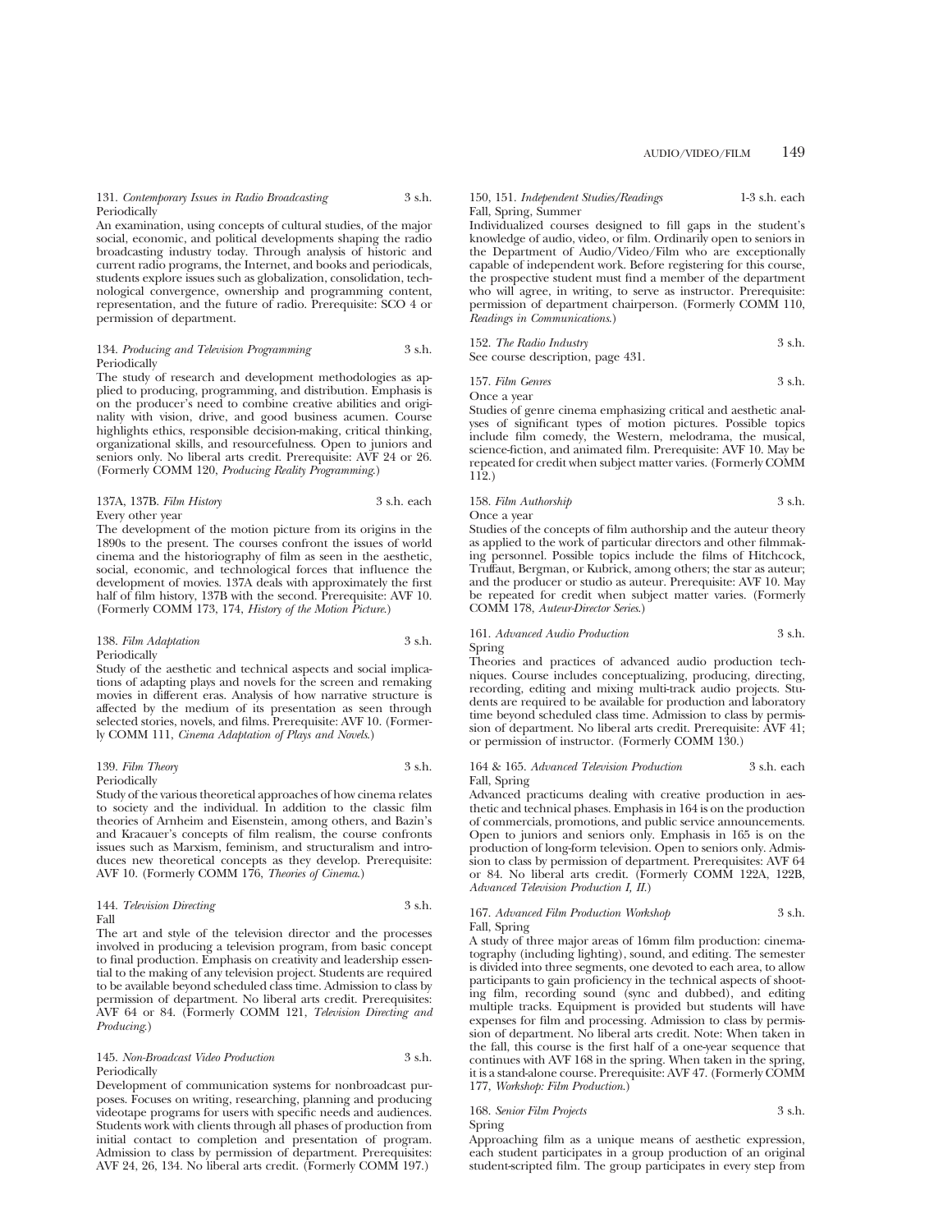131. *Contemporary Issues in Radio Broadcasting* 3 s.h.
Periodically
An examination, using concepts of cultural studies, of the major social, economic, and political developments shaping the radio broadcasting industry today. Through analysis of historic and current radio programs, the Internet, and books and periodicals, students explore issues such as globalization, consolidation, technological convergence, ownership and programming content, representation, and the future of radio. Prerequisite: SCO 4 or permission of department.

134. *Producing and Television Programming* 3 s.h.
Periodically
The study of research and development methodologies as applied to producing, programming, and distribution. Emphasis is on the producer's need to combine creative abilities and originality with vision, drive, and good business acumen. Course highlights ethics, responsible decision-making, critical thinking, organizational skills, and resourcefulness. Open to juniors and seniors only. No liberal arts credit. Prerequisite: AVF 24 or 26. (Formerly COMM 120, *Producing Reality Programming*.)

137A, 137B. *Film History* 3 s.h. each
Every other year
The development of the motion picture from its origins in the 1890s to the present. The courses confront the issues of world cinema and the historiography of film as seen in the aesthetic, social, economic, and technological forces that influence the development of movies. 137A deals with approximately the first half of film history, 137B with the second. Prerequisite: AVF 10. (Formerly COMM 173, 174, *History of the Motion Picture*.)

138. *Film Adaptation* 3 s.h.
Periodically
Study of the aesthetic and technical aspects and social implications of adapting plays and novels for the screen and remaking movies in different eras. Analysis of how narrative structure is affected by the medium of its presentation as seen through selected stories, novels, and films. Prerequisite: AVF 10. (Formerly COMM 111, *Cinema Adaptation of Plays and Novels*.)

139. *Film Theory* 3 s.h.
Periodically
Study of the various theoretical approaches of how cinema relates to society and the individual. In addition to the classic film theories of Arnheim and Eisenstein, among others, and Bazin's and Kracauer's concepts of film realism, the course confronts issues such as Marxism, feminism, and structuralism and introduces new theoretical concepts as they develop. Prerequisite: AVF 10. (Formerly COMM 176, *Theories of Cinema*.)

144. *Television Directing* 3 s.h.
Fall
The art and style of the television director and the processes involved in producing a television program, from basic concept to final production. Emphasis on creativity and leadership essential to the making of any television project. Students are required to be available beyond scheduled class time. Admission to class by permission of department. No liberal arts credit. Prerequisites: AVF 64 or 84. (Formerly COMM 121, *Television Directing and Producing*.)

145. *Non-Broadcast Video Production* 3 s.h.
Periodically
Development of communication systems for nonbroadcast purposes. Focuses on writing, researching, planning and producing videotape programs for users with specific needs and audiences. Students work with clients through all phases of production from initial contact to completion and presentation of program. Admission to class by permission of department. Prerequisites: AVF 24, 26, 134. No liberal arts credit. (Formerly COMM 197.)

150, 151. *Independent Studies/Readings* 1-3 s.h. each
Fall, Spring, Summer
Individualized courses designed to fill gaps in the student's knowledge of audio, video, or film. Ordinarily open to seniors in the Department of Audio/Video/Film who are exceptionally capable of independent work. Before registering for this course, the prospective student must find a member of the department who will agree, in writing, to serve as instructor. Prerequisite: permission of department chairperson. (Formerly COMM 110, *Readings in Communications*.)

152. *The Radio Industry* 3 s.h.
See course description, page 431.

157. *Film Genres* 3 s.h.
Once a year
Studies of genre cinema emphasizing critical and aesthetic analyses of significant types of motion pictures. Possible topics include film comedy, the Western, melodrama, the musical, science-fiction, and animated film. Prerequisite: AVF 10. May be repeated for credit when subject matter varies. (Formerly COMM 112.)

158. *Film Authorship* 3 s.h.
Once a year
Studies of the concepts of film authorship and the auteur theory as applied to the work of particular directors and other filmmaking personnel. Possible topics include the films of Hitchcock, Truffaut, Bergman, or Kubrick, among others; the star as auteur; and the producer or studio as auteur. Prerequisite: AVF 10. May be repeated for credit when subject matter varies. (Formerly COMM 178, *Auteur-Director Series*.)

161. *Advanced Audio Production* 3 s.h.
Spring
Theories and practices of advanced audio production techniques. Course includes conceptualizing, producing, directing, recording, editing and mixing multi-track audio projects. Students are required to be available for production and laboratory time beyond scheduled class time. Admission to class by permission of department. No liberal arts credit. Prerequisite: AVF 41; or permission of instructor. (Formerly COMM 130.)

164 & 165. *Advanced Television Production* 3 s.h. each
Fall, Spring
Advanced practicums dealing with creative production in aesthetic and technical phases. Emphasis in 164 is on the production of commercials, promotions, and public service announcements. Open to juniors and seniors only. Emphasis in 165 is on the production of long-form television. Open to seniors only. Admission to class by permission of department. Prerequisites: AVF 64 or 84. No liberal arts credit. (Formerly COMM 122A, 122B, *Advanced Television Production I, II*.)

167. *Advanced Film Production Workshop* 3 s.h.
Fall, Spring
A study of three major areas of 16mm film production: cinematography (including lighting), sound, and editing. The semester is divided into three segments, one devoted to each area, to allow participants to gain proficiency in the technical aspects of shooting film, recording sound (sync and dubbed), and editing multiple tracks. Equipment is provided but students will have expenses for film and processing. Admission to class by permission of department. No liberal arts credit. Note: When taken in the fall, this course is the first half of a one-year sequence that continues with AVF 168 in the spring. When taken in the spring, it is a stand-alone course. Prerequisite: AVF 47. (Formerly COMM 177, *Workshop: Film Production*.)

168. *Senior Film Projects* 3 s.h.
Spring
Approaching film as a unique means of aesthetic expression, each student participates in a group production of an original student-scripted film. The group participates in every step from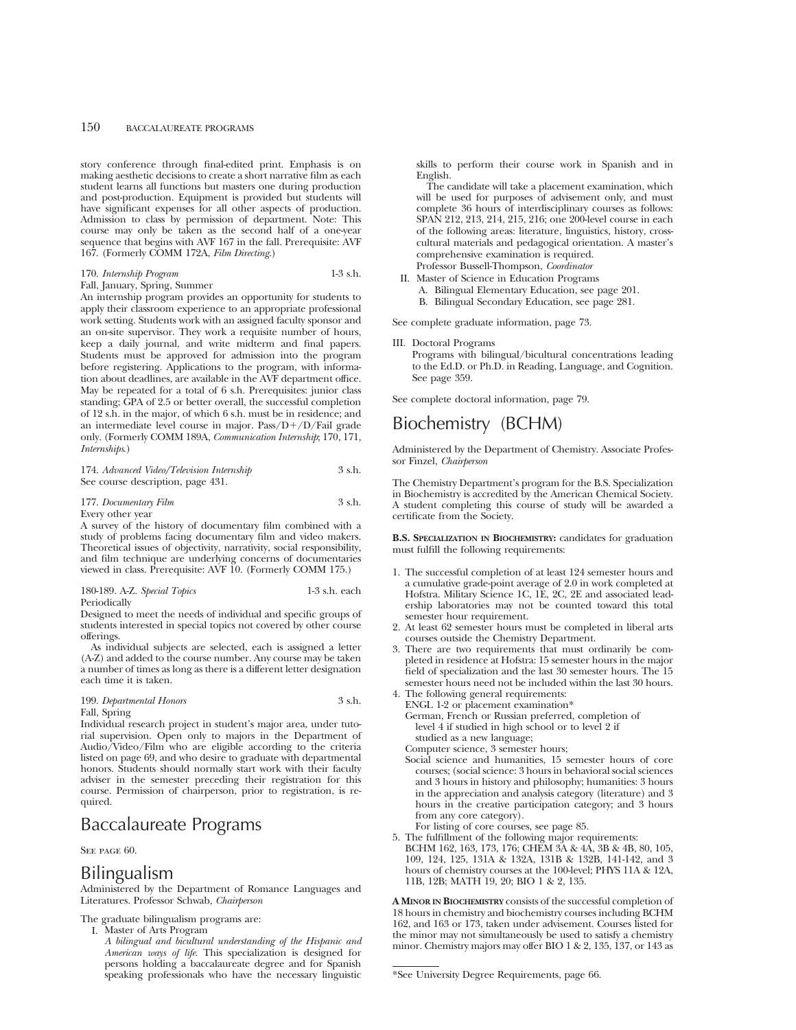story conference through final-edited print. Emphasis is on making aesthetic decisions to create a short narrative film as each student learns all functions but masters one during production and post-production. Equipment is provided but students will have significant expenses for all other aspects of production. Admission to class by permission of department. Note: This course may only be taken as the second half of a one-year sequence that begins with AVF 167 in the fall. Prerequisite: AVF 167. (Formerly COMM 172A, *Film Directing*.)

170. *Internship Program* 1-3 s.h.
Fall, January, Spring, Summer
An internship program provides an opportunity for students to apply their classroom experience to an appropriate professional work setting. Students work with an assigned faculty sponsor and an on-site supervisor. They work a requisite number of hours, keep a daily journal, and write midterm and final papers. Students must be approved for admission into the program before registering. Applications to the program, with information about deadlines, are available in the AVF department office. May be repeated for a total of 6 s.h. Prerequisites: junior class standing; GPA of 2.5 or better overall, the successful completion of 12 s.h. in the major, of which 6 s.h. must be in residence; and an intermediate level course in major. Pass/D+/D/Fail grade only. (Formerly COMM 189A, *Communication Internship*; 170, 171, *Internships*.)

174. *Advanced Video/Television Internship* 3 s.h.
See course description, page 431.

177. *Documentary Film* 3 s.h.
Every other year
A survey of the history of documentary film combined with a study of problems facing documentary film and video makers. Theoretical issues of objectivity, narrativity, social responsibility, and film technique are underlying concerns of documentaries viewed in class. Prerequisite: AVF 10. (Formerly COMM 175.)

180-189. A-Z. *Special Topics* 1-3 s.h. each
Periodically
Designed to meet the needs of individual and specific groups of students interested in special topics not covered by other course offerings.

As individual subjects are selected, each is assigned a letter (A-Z) and added to the course number. Any course may be taken a number of times as long as there is a different letter designation each time it is taken.

199. *Departmental Honors* 3 s.h.
Fall, Spring
Individual research project in student's major area, under tutorial supervision. Open only to majors in the Department of Audio/Video/Film who are eligible according to the criteria listed on page 69, and who desire to graduate with departmental honors. Students should normally start work with their faculty adviser in the semester preceding their registration for this course. Permission of chairperson, prior to registration, is required.

# Baccalaureate Programs

See page 60.

# Bilingualism

Administered by the Department of Romance Languages and Literatures. Professor Schwab, *Chairperson*

The graduate bilingualism programs are:

I. Master of Arts Program
   *A bilingual and bicultural understanding of the Hispanic and American ways of life.* This specialization is designed for persons holding a baccalaureate degree and for Spanish speaking professionals who have the necessary linguistic skills to perform their course work in Spanish and in English.

   The candidate will take a placement examination, which will be used for purposes of advisement only, and must complete 36 hours of interdisciplinary courses as follows: SPAN 212, 213, 214, 215, 216; one 200-level course in each of the following areas: literature, linguistics, history, cross-cultural materials and pedagogical orientation. A master's comprehensive examination is required.
   Professor Bussell-Thompson, *Coordinator*

II. Master of Science in Education Programs
   A. Bilingual Elementary Education, see page 201.
   B. Bilingual Secondary Education, see page 281.

See complete graduate information, page 73.

III. Doctoral Programs
   Programs with bilingual/bicultural concentrations leading to the Ed.D. or Ph.D. in Reading, Language, and Cognition. See page 359.

See complete doctoral information, page 79.

# Biochemistry (BCHM)

Administered by the Department of Chemistry. Associate Professor Finzel, *Chairperson*

The Chemistry Department's program for the B.S. Specialization in Biochemistry is accredited by the American Chemical Society. A student completing this course of study will be awarded a certificate from the Society.

**B.S. Specialization in Biochemistry:** candidates for graduation must fulfill the following requirements:

1. The successful completion of at least 124 semester hours and a cumulative grade-point average of 2.0 in work completed at Hofstra. Military Science 1C, 1E, 2C, 2E and associated leadership laboratories may not be counted toward this total semester hour requirement.
2. At least 62 semester hours must be completed in liberal arts courses outside the Chemistry Department.
3. There are two requirements that must ordinarily be completed in residence at Hofstra: 15 semester hours in the major field of specialization and the last 30 semester hours. The 15 semester hours need not be included within the last 30 hours.
4. The following general requirements:
   ENGL 1-2 or placement examination*
   German, French or Russian preferred, completion of level 4 if studied in high school or to level 2 if studied as a new language;
   Computer science, 3 semester hours;
   Social science and humanities, 15 semester hours of core courses; (social science: 3 hours in behavioral social sciences and 3 hours in history and philosophy; humanities: 3 hours in the appreciation and analysis category (literature) and 3 hours in the creative participation category; and 3 hours from any core category).
   For listing of core courses, see page 85.
5. The fulfillment of the following major requirements:
   BCHM 162, 163, 173, 176; CHEM 3A & 4A, 3B & 4B, 80, 105, 109, 124, 125, 131A & 132A, 131B & 132B, 141-142, and 3 hours of chemistry courses at the 100-level; PHYS 11A & 12A, 11B, 12B; MATH 19, 20; BIO 1 & 2, 135.

**A Minor in Biochemistry** consists of the successful completion of 18 hours in chemistry and biochemistry courses including BCHM 162, and 163 or 173, taken under advisement. Courses listed for the minor may not simultaneously be used to satisfy a chemistry minor. Chemistry majors may offer BIO 1 & 2, 135, 137, or 143 as

*See University Degree Requirements, page 66.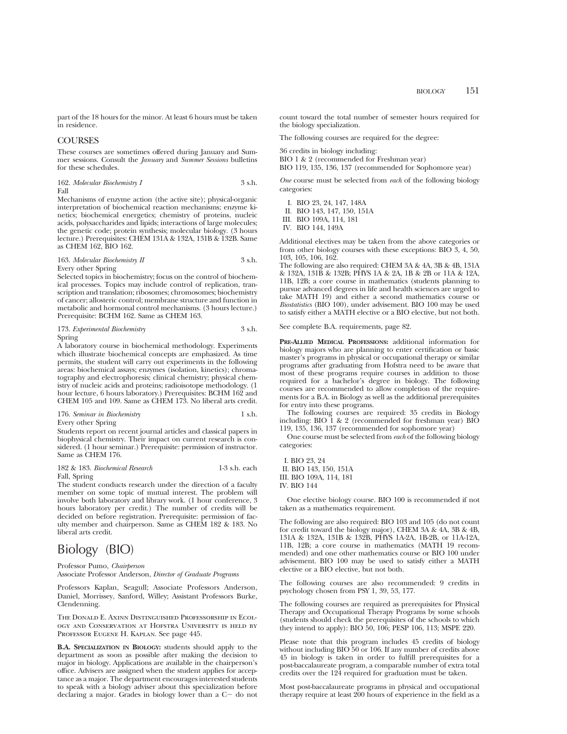part of the 18 hours for the minor. At least 6 hours must be taken in residence.

## COURSES

These courses are sometimes offered during January and Summer sessions. Consult the *January* and *Summer Sessions* bulletins for these schedules.

162. *Molecular Biochemistry I* 3 s.h.
Fall
Mechanisms of enzyme action (the active site); physical-organic interpretation of biochemical reaction mechanisms; enzyme kinetics; biochemical energetics; chemistry of proteins, nucleic acids, polysaccharides and lipids; interactions of large molecules; the genetic code; protein synthesis; molecular biology. (3 hours lecture.) Prerequisites: CHEM 131A & 132A, 131B & 132B. Same as CHEM 162, BIO 162.

163. *Molecular Biochemistry II* 3 s.h.
Every other Spring
Selected topics in biochemistry; focus on the control of biochemical processes. Topics may include control of replication, transcription and translation; ribosomes; chromosomes; biochemistry of cancer; allosteric control; membrane structure and function in metabolic and hormonal control mechanisms. (3 hours lecture.) Prerequisite: BCHM 162. Same as CHEM 163.

173. *Experimental Biochemistry* 3 s.h.
Spring
A laboratory course in biochemical methodology. Experiments which illustrate biochemical concepts are emphasized. As time permits, the student will carry out experiments in the following areas: biochemical assays; enzymes (isolation, kinetics); chromatography and electrophoresis; clinical chemistry; physical chemistry of nucleic acids and proteins; radioisotope methodology. (1 hour lecture, 6 hours laboratory.) Prerequisites: BCHM 162 and CHEM 105 and 109. Same as CHEM 173. No liberal arts credit.

176. *Seminar in Biochemistry* 1 s.h.
Every other Spring
Students report on recent journal articles and classical papers in biophysical chemistry. Their impact on current research is considered. (1 hour seminar.) Prerequisite: permission of instructor. Same as CHEM 176.

182 & 183. *Biochemical Research* 1-3 s.h. each
Fall, Spring
The student conducts research under the direction of a faculty member on some topic of mutual interest. The problem will involve both laboratory and library work. (1 hour conference, 3 hours laboratory per credit.) The number of credits will be decided on before registration. Prerequisite: permission of faculty member and chairperson. Same as CHEM 182 & 183. No liberal arts credit.

# Biology (BIO)

Professor Pumo, *Chairperson*
Associate Professor Anderson, *Director of Graduate Programs*

Professors Kaplan, Seagull; Associate Professors Anderson, Daniel, Morrissey, Sanford, Willey; Assistant Professors Burke, Clendenning.

THE DONALD E. AXINN DISTINGUISHED PROFESSORSHIP IN ECOLOGY AND CONSERVATION AT HOFSTRA UNIVERSITY IS HELD BY PROFESSOR EUGENE H. KAPLAN. See page 445.

**B.A. SPECIALIZATION IN BIOLOGY:** students should apply to the department as soon as possible after making the decision to major in biology. Applications are available in the chairperson's office. Advisers are assigned when the student applies for acceptance as a major. The department encourages interested students to speak with a biology adviser about this specialization before declaring a major. Grades in biology lower than a C− do not count toward the total number of semester hours required for the biology specialization.

The following courses are required for the degree:

36 credits in biology including:
BIO 1 & 2 (recommended for Freshman year)
BIO 119, 135, 136, 137 (recommended for Sophomore year)

*One* course must be selected from *each* of the following biology categories:

I. BIO 23, 24, 147, 148A
II. BIO 143, 147, 150, 151A
III. BIO 109A, 114, 181
IV. BIO 144, 149A

Additional electives may be taken from the above categories or from other biology courses with these exceptions: BIO 3, 4, 50, 103, 105, 106, 162.
The following are also required: CHEM 3A & 4A, 3B & 4B, 131A & 132A, 131B & 132B; PHYS 1A & 2A, 1B & 2B or 11A & 12A, 11B, 12B; a core course in mathematics (students planning to pursue advanced degrees in life and health sciences are urged to take MATH 19) and either a second mathematics course or *Biostatistics* (BIO 100), under advisement. BIO 100 may be used to satisfy either a MATH elective or a BIO elective, but not both.

See complete B.A. requirements, page 82.

**PRE-ALLIED MEDICAL PROFESSIONS:** additional information for biology majors who are planning to enter certification or basic master's programs in physical or occupational therapy or similar programs after graduating from Hofstra need to be aware that most of these programs require courses in addition to those required for a bachelor's degree in biology. The following courses are recommended to allow completion of the requirements for a B.A. in Biology as well as the additional prerequisites for entry into these programs.

The following courses are required: 35 credits in Biology including: BIO 1 & 2 (recommended for freshman year) BIO 119, 135, 136, 137 (recommended for sophomore year)

One course must be selected from *each* of the following biology categories:

I. BIO 23, 24
II. BIO 143, 150, 151A
III. BIO 109A, 114, 181
IV. BIO 144

One elective biology course. BIO 100 is recommended if not taken as a mathematics requirement.

The following are also required: BIO 103 and 105 (do not count for credit toward the biology major), CHEM 3A & 4A, 3B & 4B, 131A & 132A, 131B & 132B, PHYS 1A-2A, 1B-2B, or 11A-12A, 11B, 12B; a core course in mathematics (MATH 19 recommended) and one other mathematics course or BIO 100 under advisement. BIO 100 may be used to satisfy either a MATH elective or a BIO elective, but not both.

The following courses are also recommended: 9 credits in psychology chosen from PSY 1, 39, 53, 177.

The following courses are required as prerequisites for Physical Therapy and Occupational Therapy Programs by some schools (students should check the prerequisites of the schools to which they intend to apply): BIO 50, 106; PESP 106, 113; MSPE 220.

Please note that this program includes 45 credits of biology without including BIO 50 or 106. If any number of credits above 45 in biology is taken in order to fulfill prerequisites for a post-baccalaureate program, a comparable number of extra total credits over the 124 required for graduation must be taken.

Most post-baccalaureate programs in physical and occupational therapy require at least 200 hours of experience in the field as a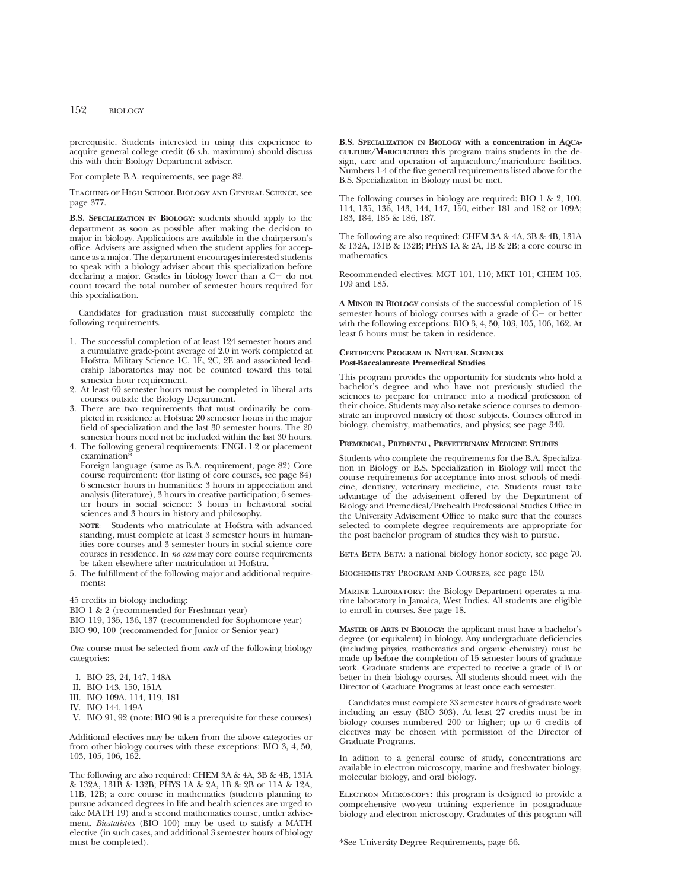prerequisite. Students interested in using this experience to acquire general college credit (6 s.h. maximum) should discuss this with their Biology Department adviser.

For complete B.A. requirements, see page 82.

Teaching of High School Biology and General Science, see page 377.

**B.S. Specialization in Biology:** students should apply to the department as soon as possible after making the decision to major in biology. Applications are available in the chairperson's office. Advisers are assigned when the student applies for acceptance as a major. The department encourages interested students to speak with a biology adviser about this specialization before declaring a major. Grades in biology lower than a C− do not count toward the total number of semester hours required for this specialization.

Candidates for graduation must successfully complete the following requirements.

1. The successful completion of at least 124 semester hours and a cumulative grade-point average of 2.0 in work completed at Hofstra. Military Science 1C, 1E, 2C, 2E and associated leadership laboratories may not be counted toward this total semester hour requirement.
2. At least 60 semester hours must be completed in liberal arts courses outside the Biology Department.
3. There are two requirements that must ordinarily be completed in residence at Hofstra: 20 semester hours in the major field of specialization and the last 30 semester hours. The 20 semester hours need not be included within the last 30 hours.
4. The following general requirements: ENGL 1-2 or placement examination*

   Foreign language (same as B.A. requirement, page 82) Core course requirement: (for listing of core courses, see page 84) 6 semester hours in humanities: 3 hours in appreciation and analysis (literature), 3 hours in creative participation; 6 semester hours in social science: 3 hours in behavioral social sciences and 3 hours in history and philosophy.

   **note**: Students who matriculate at Hofstra with advanced standing, must complete at least 3 semester hours in humanities core courses and 3 semester hours in social science core courses in residence. In *no case* may core course requirements be taken elsewhere after matriculation at Hofstra.
5. The fulfillment of the following major and additional requirements:

45 credits in biology including:
BIO 1 & 2 (recommended for Freshman year)
BIO 119, 135, 136, 137 (recommended for Sophomore year)
BIO 90, 100 (recommended for Junior or Senior year)

*One* course must be selected from *each* of the following biology categories:

- I. BIO 23, 24, 147, 148A
- II. BIO 143, 150, 151A
- III. BIO 109A, 114, 119, 181
- IV. BIO 144, 149A
- V. BIO 91, 92 (note: BIO 90 is a prerequisite for these courses)

Additional electives may be taken from the above categories or from other biology courses with these exceptions: BIO 3, 4, 50, 103, 105, 106, 162.

The following are also required: CHEM 3A & 4A, 3B & 4B, 131A & 132A, 131B & 132B; PHYS 1A & 2A, 1B & 2B or 11A & 12A, 11B, 12B; a core course in mathematics (students planning to pursue advanced degrees in life and health sciences are urged to take MATH 19) and a second mathematics course, under advisement. *Biostatistics* (BIO 100) may be used to satisfy a MATH elective (in such cases, and additional 3 semester hours of biology must be completed).

**B.S. Specialization in Biology with a concentration in Aquaculture/Mariculture:** this program trains students in the design, care and operation of aquaculture/mariculture facilities. Numbers 1-4 of the five general requirements listed above for the B.S. Specialization in Biology must be met.

The following courses in biology are required: BIO 1 & 2, 100, 114, 135, 136, 143, 144, 147, 150, either 181 and 182 or 109A; 183, 184, 185 & 186, 187.

The following are also required: CHEM 3A & 4A, 3B & 4B, 131A & 132A, 131B & 132B; PHYS 1A & 2A, 1B & 2B; a core course in mathematics.

Recommended electives: MGT 101, 110; MKT 101; CHEM 105, 109 and 185.

**A Minor in Biology** consists of the successful completion of 18 semester hours of biology courses with a grade of C− or better with the following exceptions: BIO 3, 4, 50, 103, 105, 106, 162. At least 6 hours must be taken in residence.

**Certificate Program in Natural Sciences**
**Post-Baccalaureate Premedical Studies**

This program provides the opportunity for students who hold a bachelor's degree and who have not previously studied the sciences to prepare for entrance into a medical profession of their choice. Students may also retake science courses to demonstrate an improved mastery of those subjects. Courses offered in biology, chemistry, mathematics, and physics; see page 340.

**Premedical, Predental, Preveterinary Medicine Studies**

Students who complete the requirements for the B.A. Specialization in Biology or B.S. Specialization in Biology will meet the course requirements for acceptance into most schools of medicine, dentistry, veterinary medicine, etc. Students must take advantage of the advisement offered by the Department of Biology and Premedical/Prehealth Professional Studies Office in the University Advisement Office to make sure that the courses selected to complete degree requirements are appropriate for the post bachelor program of studies they wish to pursue.

Beta Beta Beta: a national biology honor society, see page 70.

Biochemistry Program and Courses, see page 150.

Marine Laboratory: the Biology Department operates a marine laboratory in Jamaica, West Indies. All students are eligible to enroll in courses. See page 18.

**Master of Arts in Biology:** the applicant must have a bachelor's degree (or equivalent) in biology. Any undergraduate deficiencies (including physics, mathematics and organic chemistry) must be made up before the completion of 15 semester hours of graduate work. Graduate students are expected to receive a grade of B or better in their biology courses. All students should meet with the Director of Graduate Programs at least once each semester.

Candidates must complete 33 semester hours of graduate work including an essay (BIO 303). At least 27 credits must be in biology courses numbered 200 or higher; up to 6 credits of electives may be chosen with permission of the Director of Graduate Programs.

In adition to a general course of study, concentrations are available in electron microscopy, marine and freshwater biology, molecular biology, and oral biology.

Electron Microscopy: this program is designed to provide a comprehensive two-year training experience in postgraduate biology and electron microscopy. Graduates of this program will

*See University Degree Requirements, page 66.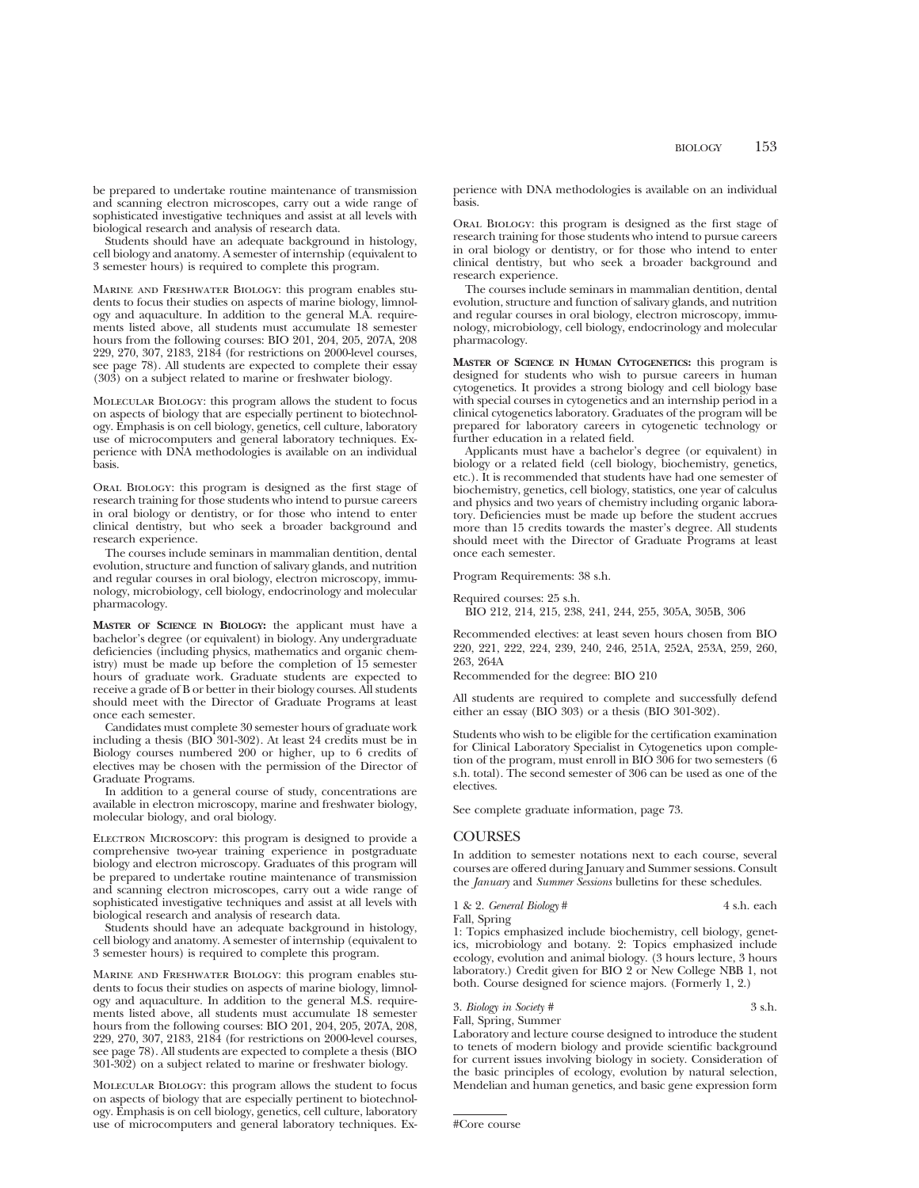be prepared to undertake routine maintenance of transmission and scanning electron microscopes, carry out a wide range of sophisticated investigative techniques and assist at all levels with biological research and analysis of research data.

Students should have an adequate background in histology, cell biology and anatomy. A semester of internship (equivalent to 3 semester hours) is required to complete this program.

Marine and Freshwater Biology: this program enables students to focus their studies on aspects of marine biology, limnology and aquaculture. In addition to the general M.A. requirements listed above, all students must accumulate 18 semester hours from the following courses: BIO 201, 204, 205, 207A, 208 229, 270, 307, 2183, 2184 (for restrictions on 2000-level courses, see page 78). All students are expected to complete their essay (303) on a subject related to marine or freshwater biology.

Molecular Biology: this program allows the student to focus on aspects of biology that are especially pertinent to biotechnology. Emphasis is on cell biology, genetics, cell culture, laboratory use of microcomputers and general laboratory techniques. Experience with DNA methodologies is available on an individual basis.

Oral Biology: this program is designed as the first stage of research training for those students who intend to pursue careers in oral biology or dentistry, or for those who intend to enter clinical dentistry, but who seek a broader background and research experience.

The courses include seminars in mammalian dentition, dental evolution, structure and function of salivary glands, and nutrition and regular courses in oral biology, electron microscopy, immunology, microbiology, cell biology, endocrinology and molecular pharmacology.

**Master of Science in Biology:** the applicant must have a bachelor's degree (or equivalent) in biology. Any undergraduate deficiencies (including physics, mathematics and organic chemistry) must be made up before the completion of 15 semester hours of graduate work. Graduate students are expected to receive a grade of B or better in their biology courses. All students should meet with the Director of Graduate Programs at least once each semester.

Candidates must complete 30 semester hours of graduate work including a thesis (BIO 301-302). At least 24 credits must be in Biology courses numbered 200 or higher, up to 6 credits of electives may be chosen with the permission of the Director of Graduate Programs.

In addition to a general course of study, concentrations are available in electron microscopy, marine and freshwater biology, molecular biology, and oral biology.

Electron Microscopy: this program is designed to provide a comprehensive two-year training experience in postgraduate biology and electron microscopy. Graduates of this program will be prepared to undertake routine maintenance of transmission and scanning electron microscopes, carry out a wide range of sophisticated investigative techniques and assist at all levels with biological research and analysis of research data.

Students should have an adequate background in histology, cell biology and anatomy. A semester of internship (equivalent to 3 semester hours) is required to complete this program.

Marine and Freshwater Biology: this program enables students to focus their studies on aspects of marine biology, limnology and aquaculture. In addition to the general M.S. requirements listed above, all students must accumulate 18 semester hours from the following courses: BIO 201, 204, 205, 207A, 208, 229, 270, 307, 2183, 2184 (for restrictions on 2000-level courses, see page 78). All students are expected to complete a thesis (BIO 301-302) on a subject related to marine or freshwater biology.

Molecular Biology: this program allows the student to focus on aspects of biology that are especially pertinent to biotechnology. Emphasis is on cell biology, genetics, cell culture, laboratory use of microcomputers and general laboratory techniques. Experience with DNA methodologies is available on an individual basis.

Oral Biology: this program is designed as the first stage of research training for those students who intend to pursue careers in oral biology or dentistry, or for those who intend to enter clinical dentistry, but who seek a broader background and research experience.

The courses include seminars in mammalian dentition, dental evolution, structure and function of salivary glands, and nutrition and regular courses in oral biology, electron microscopy, immunology, microbiology, cell biology, endocrinology and molecular pharmacology.

**Master of Science in Human Cytogenetics:** this program is designed for students who wish to pursue careers in human cytogenetics. It provides a strong biology and cell biology base with special courses in cytogenetics and an internship period in a clinical cytogenetics laboratory. Graduates of the program will be prepared for laboratory careers in cytogenetic technology or further education in a related field.

Applicants must have a bachelor's degree (or equivalent) in biology or a related field (cell biology, biochemistry, genetics, etc.). It is recommended that students have had one semester of biochemistry, genetics, cell biology, statistics, one year of calculus and physics and two years of chemistry including organic laboratory. Deficiencies must be made up before the student accrues more than 15 credits towards the master's degree. All students should meet with the Director of Graduate Programs at least once each semester.

Program Requirements: 38 s.h.

Required courses: 25 s.h.
BIO 212, 214, 215, 238, 241, 244, 255, 305A, 305B, 306

Recommended electives: at least seven hours chosen from BIO 220, 221, 222, 224, 239, 240, 246, 251A, 252A, 253A, 259, 260, 263, 264A

Recommended for the degree: BIO 210

All students are required to complete and successfully defend either an essay (BIO 303) or a thesis (BIO 301-302).

Students who wish to be eligible for the certification examination for Clinical Laboratory Specialist in Cytogenetics upon completion of the program, must enroll in BIO 306 for two semesters (6 s.h. total). The second semester of 306 can be used as one of the electives.

See complete graduate information, page 73.

## COURSES

In addition to semester notations next to each course, several courses are offered during January and Summer sessions. Consult the *January* and *Summer Sessions* bulletins for these schedules.

1 & 2. *General Biology* # — 4 s.h. each
Fall, Spring
1: Topics emphasized include biochemistry, cell biology, genetics, microbiology and botany. 2: Topics emphasized include ecology, evolution and animal biology. (3 hours lecture, 3 hours laboratory.) Credit given for BIO 2 or New College NBB 1, not both. Course designed for science majors. (Formerly 1, 2.)

3. *Biology in Society* # — 3 s.h.
Fall, Spring, Summer
Laboratory and lecture course designed to introduce the student to tenets of modern biology and provide scientific background for current issues involving biology in society. Consideration of the basic principles of ecology, evolution by natural selection, Mendelian and human genetics, and basic gene expression form

#Core course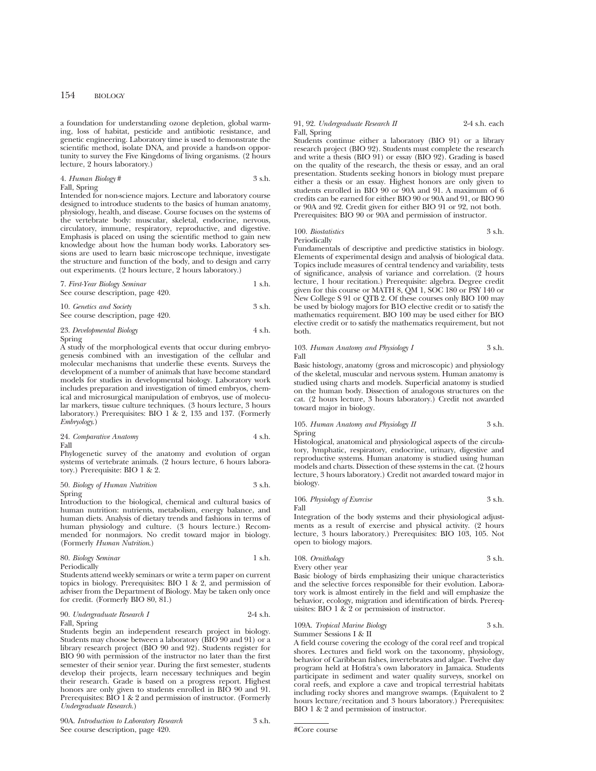a foundation for understanding ozone depletion, global warming, loss of habitat, pesticide and antibiotic resistance, and genetic engineering. Laboratory time is used to demonstrate the scientific method, isolate DNA, and provide a hands-on opportunity to survey the Five Kingdoms of living organisms. (2 hours lecture, 2 hours laboratory.)

4. *Human Biology* # 3 s.h.
Fall, Spring
Intended for non-science majors. Lecture and laboratory course designed to introduce students to the basics of human anatomy, physiology, health, and disease. Course focuses on the systems of the vertebrate body: muscular, skeletal, endocrine, nervous, circulatory, immune, respiratory, reproductive, and digestive. Emphasis is placed on using the scientific method to gain new knowledge about how the human body works. Laboratory sessions are used to learn basic microscope technique, investigate the structure and function of the body, and to design and carry out experiments. (2 hours lecture, 2 hours laboratory.)

7. *First-Year Biology Seminar* 1 s.h.
See course description, page 420.

10. *Genetics and Society* 3 s.h.
See course description, page 420.

23. *Developmental Biology* 4 s.h.
Spring
A study of the morphological events that occur during embryogenesis combined with an investigation of the cellular and molecular mechanisms that underlie these events. Surveys the development of a number of animals that have become standard models for studies in developmental biology. Laboratory work includes preparation and investigation of timed embryos, chemical and microsurgical manipulation of embryos, use of molecular markers, tissue culture techniques. (3 hours lecture, 3 hours laboratory.) Prerequisites: BIO 1 & 2, 135 and 137. (Formerly *Embryology*.)

24. *Comparative Anatomy* 4 s.h.
Fall
Phylogenetic survey of the anatomy and evolution of organ systems of vertebrate animals. (2 hours lecture, 6 hours laboratory.) Prerequisite: BIO 1 & 2.

50. *Biology of Human Nutrition* 3 s.h.
Spring
Introduction to the biological, chemical and cultural basics of human nutrition: nutrients, metabolism, energy balance, and human diets. Analysis of dietary trends and fashions in terms of human physiology and culture. (3 hours lecture.) Recommended for nonmajors. No credit toward major in biology. (Formerly *Human Nutrition*.)

80. *Biology Seminar* 1 s.h.
Periodically
Students attend weekly seminars or write a term paper on current topics in biology. Prerequisites: BIO 1 & 2, and permission of adviser from the Department of Biology. May be taken only once for credit. (Formerly BIO 80, 81.)

90. *Undergraduate Research I* 2-4 s.h.
Fall, Spring
Students begin an independent research project in biology. Students may choose between a laboratory (BIO 90 and 91) or a library research project (BIO 90 and 92). Students register for BIO 90 with permission of the instructor no later than the first semester of their senior year. During the first semester, students develop their projects, learn necessary techniques and begin their research. Grade is based on a progress report. Highest honors are only given to students enrolled in BIO 90 and 91. Prerequisites: BIO 1 & 2 and permission of instructor. (Formerly *Undergraduate Research*.)

90A. *Introduction to Laboratory Research* 3 s.h.
See course description, page 420.

91, 92. *Undergraduate Research II* 2-4 s.h. each
Fall, Spring
Students continue either a laboratory (BIO 91) or a library research project (BIO 92). Students must complete the research and write a thesis (BIO 91) or essay (BIO 92). Grading is based on the quality of the research, the thesis or essay, and an oral presentation. Students seeking honors in biology must prepare either a thesis or an essay. Highest honors are only given to students enrolled in BIO 90 or 90A and 91. A maximum of 6 credits can be earned for either BIO 90 or 90A and 91, or BIO 90 or 90A and 92. Credit given for either BIO 91 or 92, not both. Prerequisites: BIO 90 or 90A and permission of instructor.

100. *Biostatistics* 3 s.h.
Periodically
Fundamentals of descriptive and predictive statistics in biology. Elements of experimental design and analysis of biological data. Topics include measures of central tendency and variability, tests of significance, analysis of variance and correlation. (2 hours lecture, 1 hour recitation.) Prerequisite: algebra. Degree credit given for this course or MATH 8, QM 1, SOC 180 or PSY 140 or New College S 91 or QTB 2. Of these courses only BIO 100 may be used by biology majors for BIO elective credit or to satisfy the mathematics requirement. BIO 100 may be used either for BIO elective credit or to satisfy the mathematics requirement, but not both.

103. *Human Anatomy and Physiology I* 3 s.h.
Fall
Basic histology, anatomy (gross and microscopic) and physiology of the skeletal, muscular and nervous system. Human anatomy is studied using charts and models. Superficial anatomy is studied on the human body. Dissection of analogous structures on the cat. (2 hours lecture, 3 hours laboratory.) Credit not awarded toward major in biology.

105. *Human Anatomy and Physiology II* 3 s.h.
Spring
Histological, anatomical and physiological aspects of the circulatory, lymphatic, respiratory, endocrine, urinary, digestive and reproductive systems. Human anatomy is studied using human models and charts. Dissection of these systems in the cat. (2 hours lecture, 3 hours laboratory.) Credit not awarded toward major in biology.

106. *Physiology of Exercise* 3 s.h.
Fall
Integration of the body systems and their physiological adjustments as a result of exercise and physical activity. (2 hours lecture, 3 hours laboratory.) Prerequisites: BIO 103, 105. Not open to biology majors.

108. *Ornithology* 3 s.h.
Every other year
Basic biology of birds emphasizing their unique characteristics and the selective forces responsible for their evolution. Laboratory work is almost entirely in the field and will emphasize the behavior, ecology, migration and identification of birds. Prerequisites: BIO 1 & 2 or permission of instructor.

109A. *Tropical Marine Biology* 3 s.h.
Summer Sessions I & II
A field course covering the ecology of the coral reef and tropical shores. Lectures and field work on the taxonomy, physiology, behavior of Caribbean fishes, invertebrates and algae. Twelve day program held at Hofstra's own laboratory in Jamaica. Students participate in sediment and water quality surveys, snorkel on coral reefs, and explore a cave and tropical terrestrial habitats including rocky shores and mangrove swamps. (Equivalent to 2 hours lecture/recitation and 3 hours laboratory.) Prerequisites: BIO 1 & 2 and permission of instructor.

#Core course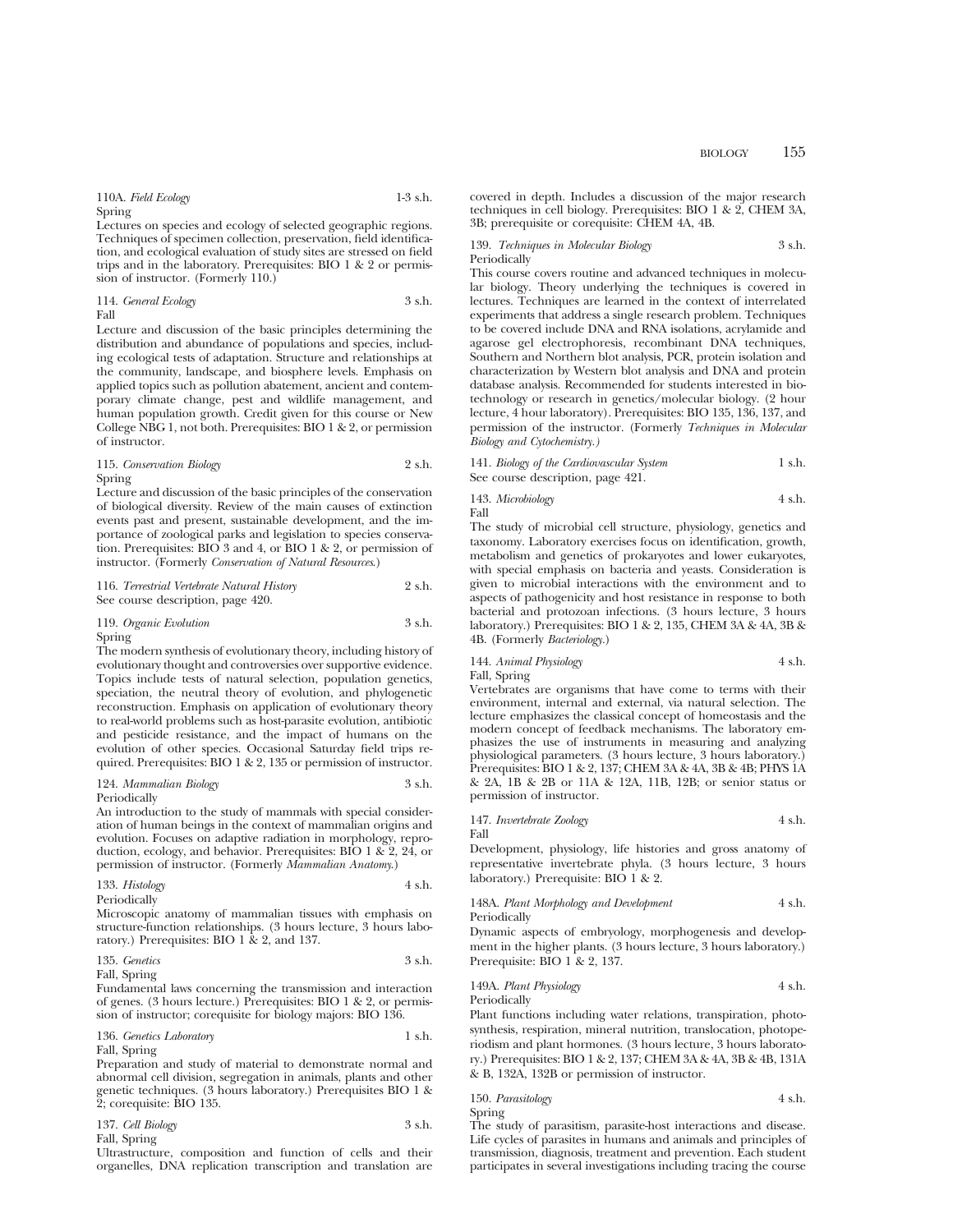110A. *Field Ecology* 1-3 s.h.
Spring

Lectures on species and ecology of selected geographic regions. Techniques of specimen collection, preservation, field identification, and ecological evaluation of study sites are stressed on field trips and in the laboratory. Prerequisites: BIO 1 & 2 or permission of instructor. (Formerly 110.)

114. *General Ecology* 3 s.h.
Fall

Lecture and discussion of the basic principles determining the distribution and abundance of populations and species, including ecological tests of adaptation. Structure and relationships at the community, landscape, and biosphere levels. Emphasis on applied topics such as pollution abatement, ancient and contemporary climate change, pest and wildlife management, and human population growth. Credit given for this course or New College NBG 1, not both. Prerequisites: BIO 1 & 2, or permission of instructor.

115. *Conservation Biology* 2 s.h.
Spring

Lecture and discussion of the basic principles of the conservation of biological diversity. Review of the main causes of extinction events past and present, sustainable development, and the importance of zoological parks and legislation to species conservation. Prerequisites: BIO 3 and 4, or BIO 1 & 2, or permission of instructor. (Formerly *Conservation of Natural Resources.*)

116. *Terrestrial Vertebrate Natural History* 2 s.h.
See course description, page 420.

119. *Organic Evolution* 3 s.h.
Spring

The modern synthesis of evolutionary theory, including history of evolutionary thought and controversies over supportive evidence. Topics include tests of natural selection, population genetics, speciation, the neutral theory of evolution, and phylogenetic reconstruction. Emphasis on application of evolutionary theory to real-world problems such as host-parasite evolution, antibiotic and pesticide resistance, and the impact of humans on the evolution of other species. Occasional Saturday field trips required. Prerequisites: BIO 1 & 2, 135 or permission of instructor.

124. *Mammalian Biology* 3 s.h.
Periodically

An introduction to the study of mammals with special consideration of human beings in the context of mammalian origins and evolution. Focuses on adaptive radiation in morphology, reproduction, ecology, and behavior. Prerequisites: BIO 1 & 2, 24, or permission of instructor. (Formerly *Mammalian Anatomy.*)

133. *Histology* 4 s.h.
Periodically

Microscopic anatomy of mammalian tissues with emphasis on structure-function relationships. (3 hours lecture, 3 hours laboratory.) Prerequisites: BIO 1 & 2, and 137.

135. *Genetics* 3 s.h.
Fall, Spring

Fundamental laws concerning the transmission and interaction of genes. (3 hours lecture.) Prerequisites: BIO 1 & 2, or permission of instructor; corequisite for biology majors: BIO 136.

136. *Genetics Laboratory* 1 s.h.
Fall, Spring

Preparation and study of material to demonstrate normal and abnormal cell division, segregation in animals, plants and other genetic techniques. (3 hours laboratory.) Prerequisites BIO 1 & 2; corequisite: BIO 135.

137. *Cell Biology* 3 s.h.
Fall, Spring

Ultrastructure, composition and function of cells and their organelles, DNA replication transcription and translation are covered in depth. Includes a discussion of the major research techniques in cell biology. Prerequisites: BIO 1 & 2, CHEM 3A, 3B; prerequisite or corequisite: CHEM 4A, 4B.

139. *Techniques in Molecular Biology* 3 s.h.
Periodically

This course covers routine and advanced techniques in molecular biology. Theory underlying the techniques is covered in lectures. Techniques are learned in the context of interrelated experiments that address a single research problem. Techniques to be covered include DNA and RNA isolations, acrylamide and agarose gel electrophoresis, recombinant DNA techniques, Southern and Northern blot analysis, PCR, protein isolation and characterization by Western blot analysis and DNA and protein database analysis. Recommended for students interested in biotechnology or research in genetics/molecular biology. (2 hour lecture, 4 hour laboratory). Prerequisites: BIO 135, 136, 137, and permission of the instructor. (Formerly *Techniques in Molecular Biology and Cytochemistry.)*

141. *Biology of the Cardiovascular System* 1 s.h.
See course description, page 421.

143. *Microbiology* 4 s.h.
Fall

The study of microbial cell structure, physiology, genetics and taxonomy. Laboratory exercises focus on identification, growth, metabolism and genetics of prokaryotes and lower eukaryotes, with special emphasis on bacteria and yeasts. Consideration is given to microbial interactions with the environment and to aspects of pathogenicity and host resistance in response to both bacterial and protozoan infections. (3 hours lecture, 3 hours laboratory.) Prerequisites: BIO 1 & 2, 135, CHEM 3A & 4A, 3B & 4B. (Formerly *Bacteriology.*)

144. *Animal Physiology* 4 s.h.
Fall, Spring

Vertebrates are organisms that have come to terms with their environment, internal and external, via natural selection. The lecture emphasizes the classical concept of homeostasis and the modern concept of feedback mechanisms. The laboratory emphasizes the use of instruments in measuring and analyzing physiological parameters. (3 hours lecture, 3 hours laboratory.) Prerequisites: BIO 1 & 2, 137; CHEM 3A & 4A, 3B & 4B; PHYS 1A & 2A, 1B & 2B or 11A & 12A, 11B, 12B; or senior status or permission of instructor.

147. *Invertebrate Zoology* 4 s.h.
Fall

Development, physiology, life histories and gross anatomy of representative invertebrate phyla. (3 hours lecture, 3 hours laboratory.) Prerequisite: BIO 1 & 2.

148A. *Plant Morphology and Development* 4 s.h.
Periodically

Dynamic aspects of embryology, morphogenesis and development in the higher plants. (3 hours lecture, 3 hours laboratory.) Prerequisite: BIO 1 & 2, 137.

149A. *Plant Physiology* 4 s.h.
Periodically

Plant functions including water relations, transpiration, photosynthesis, respiration, mineral nutrition, translocation, photoperiodism and plant hormones. (3 hours lecture, 3 hours laboratory.) Prerequisites: BIO 1 & 2, 137; CHEM 3A & 4A, 3B & 4B, 131A & B, 132A, 132B or permission of instructor.

150. *Parasitology* 4 s.h.
Spring

The study of parasitism, parasite-host interactions and disease. Life cycles of parasites in humans and animals and principles of transmission, diagnosis, treatment and prevention. Each student participates in several investigations including tracing the course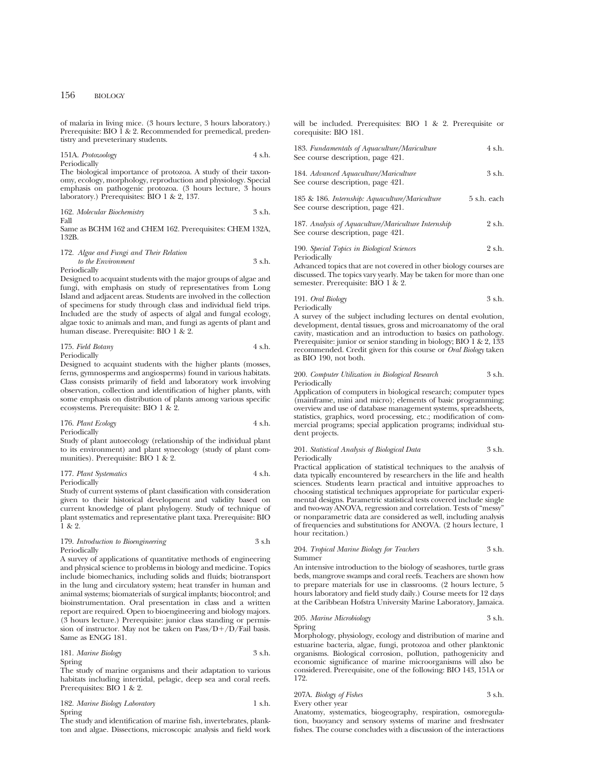of malaria in living mice. (3 hours lecture, 3 hours laboratory.) Prerequisite: BIO 1 & 2. Recommended for premedical, predentistry and preveterinary students.

151A. *Protozoology* 4 s.h.
Periodically
The biological importance of protozoa. A study of their taxonomy, ecology, morphology, reproduction and physiology. Special emphasis on pathogenic protozoa. (3 hours lecture, 3 hours laboratory.) Prerequisites: BIO 1 & 2, 137.

162. *Molecular Biochemistry* 3 s.h.
Fall
Same as BCHM 162 and CHEM 162. Prerequisites: CHEM 132A, 132B.

172. *Algae and Fungi and Their Relation to the Environment* 3 s.h.
Periodically
Designed to acquaint students with the major groups of algae and fungi, with emphasis on study of representatives from Long Island and adjacent areas. Students are involved in the collection of specimens for study through class and individual field trips. Included are the study of aspects of algal and fungal ecology, algae toxic to animals and man, and fungi as agents of plant and human disease. Prerequisite: BIO 1 & 2.

175. *Field Botany* 4 s.h.
Periodically
Designed to acquaint students with the higher plants (mosses, ferns, gymnosperms and angiosperms) found in various habitats. Class consists primarily of field and laboratory work involving observation, collection and identification of higher plants, with some emphasis on distribution of plants among various specific ecosystems. Prerequisite: BIO 1 & 2.

176. *Plant Ecology* 4 s.h.
Periodically
Study of plant autoecology (relationship of the individual plant to its environment) and plant synecology (study of plant communities). Prerequisite: BIO 1 & 2.

177. *Plant Systematics* 4 s.h.
Periodically
Study of current systems of plant classification with consideration given to their historical development and validity based on current knowledge of plant phylogeny. Study of technique of plant systematics and representative plant taxa. Prerequisite: BIO 1 & 2.

179. *Introduction to Bioengineering* 3 s.h
Periodically
A survey of applications of quantitative methods of engineering and physical science to problems in biology and medicine. Topics include biomechanics, including solids and fluids; biotransport in the lung and circulatory system; heat transfer in human and animal systems; biomaterials of surgical implants; biocontrol; and bioinstrumentation. Oral presentation in class and a written report are required. Open to bioengineering and biology majors. (3 hours lecture.) Prerequisite: junior class standing or permission of instructor. May not be taken on Pass/D+/D/Fail basis. Same as ENGG 181.

181. *Marine Biology* 3 s.h.
Spring
The study of marine organisms and their adaptation to various habitats including intertidal, pelagic, deep sea and coral reefs. Prerequisites: BIO 1 & 2.

182. *Marine Biology Laboratory* 1 s.h.
Spring
The study and identification of marine fish, invertebrates, plankton and algae. Dissections, microscopic analysis and field work will be included. Prerequisites: BIO 1 & 2. Prerequisite or corequisite: BIO 181.

183. *Fundamentals of Aquaculture/Mariculture* 4 s.h.
See course description, page 421.

184. *Advanced Aquaculture/Mariculture* 3 s.h.
See course description, page 421.

185 & 186. *Internship: Aquaculture/Mariculture* 5 s.h. each
See course description, page 421.

187. *Analysis of Aquaculture/Mariculture Internship* 2 s.h.
See course description, page 421.

190. *Special Topics in Biological Sciences* 2 s.h.
Periodically
Advanced topics that are not covered in other biology courses are discussed. The topics vary yearly. May be taken for more than one semester. Prerequisite: BIO 1 & 2.

191. *Oral Biology* 3 s.h.
Periodically
A survey of the subject including lectures on dental evolution, development, dental tissues, gross and microanatomy of the oral cavity, mastication and an introduction to basics on pathology. Prerequisite: junior or senior standing in biology; BIO 1 & 2, 133 recommended. Credit given for this course or *Oral Biology* taken as BIO 190, not both.

200. *Computer Utilization in Biological Research* 3 s.h.
Periodically
Application of computers in biological research; computer types (mainframe, mini and micro); elements of basic programming; overview and use of database management systems, spreadsheets, statistics, graphics, word processing, etc.; modification of commercial programs; special application programs; individual student projects.

201. *Statistical Analysis of Biological Data* 3 s.h.
Periodically
Practical application of statistical techniques to the analysis of data typically encountered by researchers in the life and health sciences. Students learn practical and intuitive approaches to choosing statistical techniques appropriate for particular experimental designs. Parametric statistical tests covered include single and two-way ANOVA, regression and correlation. Tests of "messy" or nonparametric data are considered as well, including analysis of frequencies and substitutions for ANOVA. (2 hours lecture, 1 hour recitation.)

204. *Tropical Marine Biology for Teachers* 3 s.h.
Summer
An intensive introduction to the biology of seashores, turtle grass beds, mangrove swamps and coral reefs. Teachers are shown how to prepare materials for use in classrooms. (2 hours lecture, 5 hours laboratory and field study daily.) Course meets for 12 days at the Caribbean Hofstra University Marine Laboratory, Jamaica.

205. *Marine Microbiology* 3 s.h.
Spring
Morphology, physiology, ecology and distribution of marine and estuarine bacteria, algae, fungi, protozoa and other planktonic organisms. Biological corrosion, pollution, pathogenicity and economic significance of marine microorganisms will also be considered. Prerequisite, one of the following: BIO 143, 151A or 172.

207A. *Biology of Fishes* 3 s.h.
Every other year
Anatomy, systematics, biogeography, respiration, osmoregulation, buoyancy and sensory systems of marine and freshwater fishes. The course concludes with a discussion of the interactions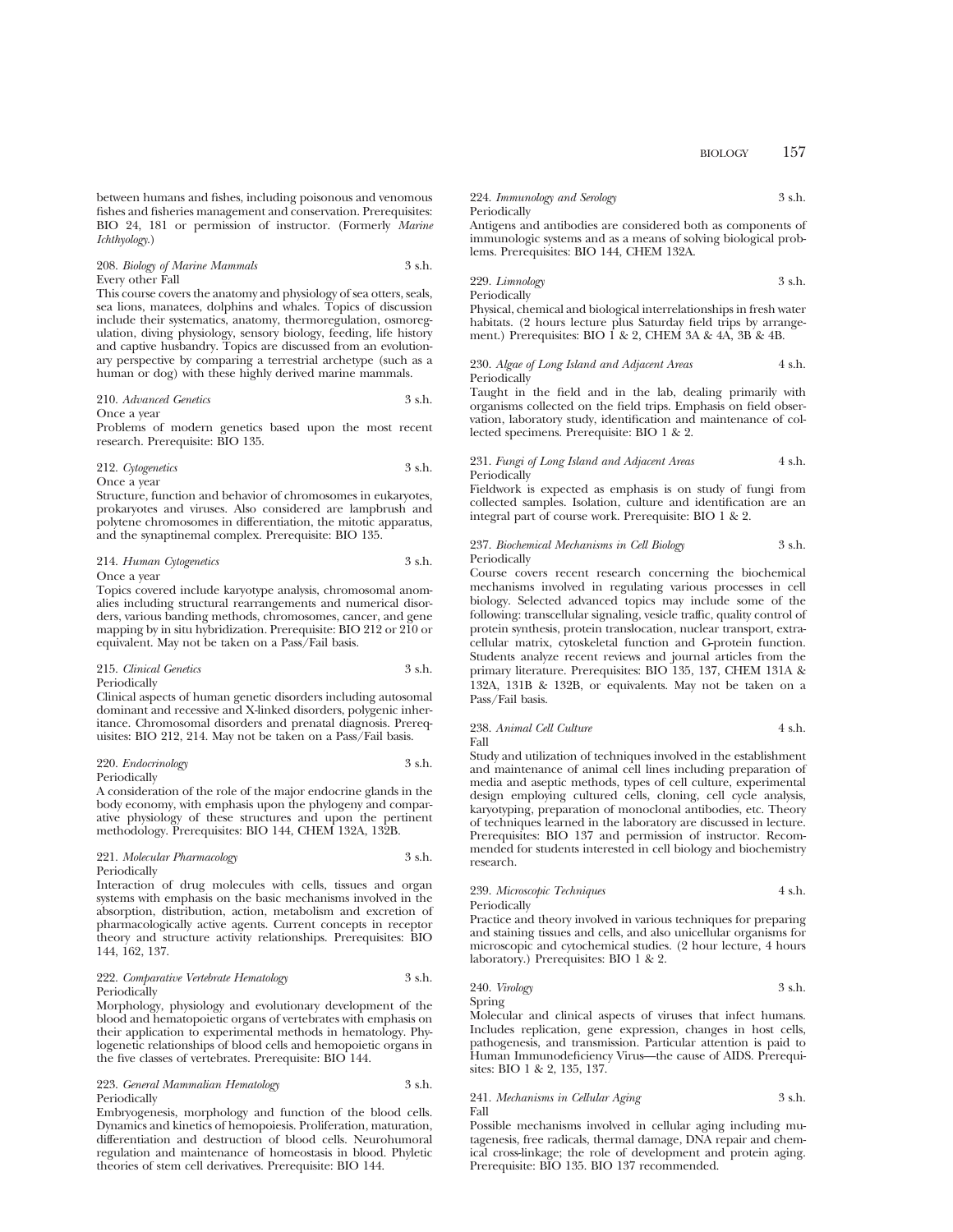between humans and fishes, including poisonous and venomous fishes and fisheries management and conservation. Prerequisites: BIO 24, 181 or permission of instructor. (Formerly *Marine Ichthyology.*)

208. *Biology of Marine Mammals* 3 s.h.
Every other Fall
This course covers the anatomy and physiology of sea otters, seals, sea lions, manatees, dolphins and whales. Topics of discussion include their systematics, anatomy, thermoregulation, osmoregulation, diving physiology, sensory biology, feeding, life history and captive husbandry. Topics are discussed from an evolutionary perspective by comparing a terrestrial archetype (such as a human or dog) with these highly derived marine mammals.

210. *Advanced Genetics* 3 s.h.
Once a year
Problems of modern genetics based upon the most recent research. Prerequisite: BIO 135.

212. *Cytogenetics* 3 s.h.
Once a year
Structure, function and behavior of chromosomes in eukaryotes, prokaryotes and viruses. Also considered are lampbrush and polytene chromosomes in differentiation, the mitotic apparatus, and the synaptinemal complex. Prerequisite: BIO 135.

214. *Human Cytogenetics* 3 s.h.
Once a year
Topics covered include karyotype analysis, chromosomal anomalies including structural rearrangements and numerical disorders, various banding methods, chromosomes, cancer, and gene mapping by in situ hybridization. Prerequisite: BIO 212 or 210 or equivalent. May not be taken on a Pass/Fail basis.

215. *Clinical Genetics* 3 s.h.
Periodically
Clinical aspects of human genetic disorders including autosomal dominant and recessive and X-linked disorders, polygenic inheritance. Chromosomal disorders and prenatal diagnosis. Prerequisites: BIO 212, 214. May not be taken on a Pass/Fail basis.

220. *Endocrinology* 3 s.h.
Periodically
A consideration of the role of the major endocrine glands in the body economy, with emphasis upon the phylogeny and comparative physiology of these structures and upon the pertinent methodology. Prerequisites: BIO 144, CHEM 132A, 132B.

221. *Molecular Pharmacology* 3 s.h.
Periodically
Interaction of drug molecules with cells, tissues and organ systems with emphasis on the basic mechanisms involved in the absorption, distribution, action, metabolism and excretion of pharmacologically active agents. Current concepts in receptor theory and structure activity relationships. Prerequisites: BIO 144, 162, 137.

222. *Comparative Vertebrate Hematology* 3 s.h.
Periodically
Morphology, physiology and evolutionary development of the blood and hematopoietic organs of vertebrates with emphasis on their application to experimental methods in hematology. Phylogenetic relationships of blood cells and hemopoietic organs in the five classes of vertebrates. Prerequisite: BIO 144.

223. *General Mammalian Hematology* 3 s.h.
Periodically
Embryogenesis, morphology and function of the blood cells. Dynamics and kinetics of hemopoiesis. Proliferation, maturation, differentiation and destruction of blood cells. Neurohumoral regulation and maintenance of homeostasis in blood. Phyletic theories of stem cell derivatives. Prerequisite: BIO 144.

224. *Immunology and Serology* 3 s.h.
Periodically
Antigens and antibodies are considered both as components of immunologic systems and as a means of solving biological problems. Prerequisites: BIO 144, CHEM 132A.

229. *Limnology* 3 s.h.
Periodically
Physical, chemical and biological interrelationships in fresh water habitats. (2 hours lecture plus Saturday field trips by arrangement.) Prerequisites: BIO 1 & 2, CHEM 3A & 4A, 3B & 4B.

230. *Algae of Long Island and Adjacent Areas* 4 s.h.
Periodically
Taught in the field and in the lab, dealing primarily with organisms collected on the field trips. Emphasis on field observation, laboratory study, identification and maintenance of collected specimens. Prerequisite: BIO 1 & 2.

231. *Fungi of Long Island and Adjacent Areas* 4 s.h.
Periodically
Fieldwork is expected as emphasis is on study of fungi from collected samples. Isolation, culture and identification are an integral part of course work. Prerequisite: BIO 1 & 2.

237. *Biochemical Mechanisms in Cell Biology* 3 s.h.
Periodically
Course covers recent research concerning the biochemical mechanisms involved in regulating various processes in cell biology. Selected advanced topics may include some of the following: transcellular signaling, vesicle traffic, quality control of protein synthesis, protein translocation, nuclear transport, extracellular matrix, cytoskeletal function and G-protein function. Students analyze recent reviews and journal articles from the primary literature. Prerequisites: BIO 135, 137, CHEM 131A & 132A, 131B & 132B, or equivalents. May not be taken on a Pass/Fail basis.

238. *Animal Cell Culture* 4 s.h.
Fall
Study and utilization of techniques involved in the establishment and maintenance of animal cell lines including preparation of media and aseptic methods, types of cell culture, experimental design employing cultured cells, cloning, cell cycle analysis, karyotyping, preparation of monoclonal antibodies, etc. Theory of techniques learned in the laboratory are discussed in lecture. Prerequisites: BIO 137 and permission of instructor. Recommended for students interested in cell biology and biochemistry research.

239. *Microscopic Techniques* 4 s.h.
Periodically
Practice and theory involved in various techniques for preparing and staining tissues and cells, and also unicellular organisms for microscopic and cytochemical studies. (2 hour lecture, 4 hours laboratory.) Prerequisites: BIO 1 & 2.

240. *Virology* 3 s.h.
Spring
Molecular and clinical aspects of viruses that infect humans. Includes replication, gene expression, changes in host cells, pathogenesis, and transmission. Particular attention is paid to Human Immunodeficiency Virus—the cause of AIDS. Prerequisites: BIO 1 & 2, 135, 137.

241. *Mechanisms in Cellular Aging* 3 s.h.
Fall
Possible mechanisms involved in cellular aging including mutagenesis, free radicals, thermal damage, DNA repair and chemical cross-linkage; the role of development and protein aging. Prerequisite: BIO 135. BIO 137 recommended.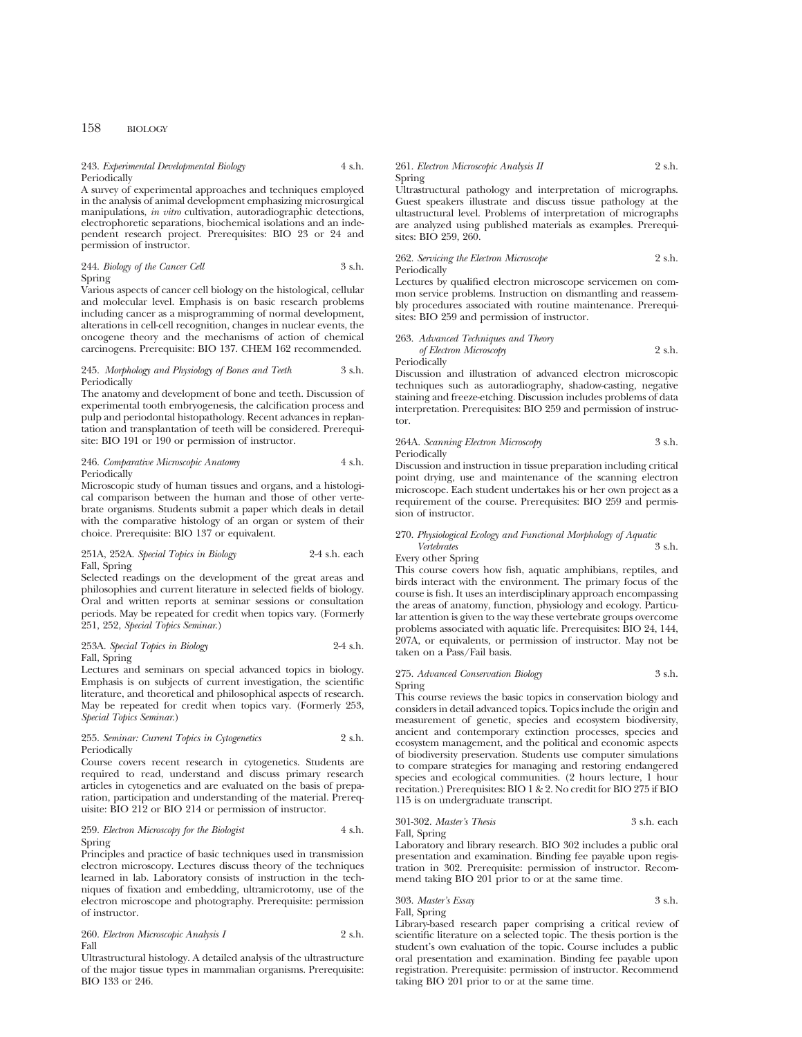243. *Experimental Developmental Biology* 4 s.h.
Periodically
A survey of experimental approaches and techniques employed in the analysis of animal development emphasizing microsurgical manipulations, *in vitro* cultivation, autoradiographic detections, electrophoretic separations, biochemical isolations and an independent research project. Prerequisites: BIO 23 or 24 and permission of instructor.

244. *Biology of the Cancer Cell* 3 s.h.
Spring
Various aspects of cancer cell biology on the histological, cellular and molecular level. Emphasis is on basic research problems including cancer as a misprogramming of normal development, alterations in cell-cell recognition, changes in nuclear events, the oncogene theory and the mechanisms of action of chemical carcinogens. Prerequisite: BIO 137. CHEM 162 recommended.

245. *Morphology and Physiology of Bones and Teeth* 3 s.h.
Periodically
The anatomy and development of bone and teeth. Discussion of experimental tooth embryogenesis, the calcification process and pulp and periodontal histopathology. Recent advances in replantation and transplantation of teeth will be considered. Prerequisite: BIO 191 or 190 or permission of instructor.

246. *Comparative Microscopic Anatomy* 4 s.h.
Periodically
Microscopic study of human tissues and organs, and a histological comparison between the human and those of other vertebrate organisms. Students submit a paper which deals in detail with the comparative histology of an organ or system of their choice. Prerequisite: BIO 137 or equivalent.

251A, 252A. *Special Topics in Biology* 2-4 s.h. each
Fall, Spring
Selected readings on the development of the great areas and philosophies and current literature in selected fields of biology. Oral and written reports at seminar sessions or consultation periods. May be repeated for credit when topics vary. (Formerly 251, 252, *Special Topics Seminar*.)

253A. *Special Topics in Biology* 2-4 s.h.
Fall, Spring
Lectures and seminars on special advanced topics in biology. Emphasis is on subjects of current investigation, the scientific literature, and theoretical and philosophical aspects of research. May be repeated for credit when topics vary. (Formerly 253, *Special Topics Seminar*.)

255. *Seminar: Current Topics in Cytogenetics* 2 s.h.
Periodically
Course covers recent research in cytogenetics. Students are required to read, understand and discuss primary research articles in cytogenetics and are evaluated on the basis of preparation, participation and understanding of the material. Prerequisite: BIO 212 or BIO 214 or permission of instructor.

259. *Electron Microscopy for the Biologist* 4 s.h.
Spring
Principles and practice of basic techniques used in transmission electron microscopy. Lectures discuss theory of the techniques learned in lab. Laboratory consists of instruction in the techniques of fixation and embedding, ultramicrotomy, use of the electron microscope and photography. Prerequisite: permission of instructor.

260. *Electron Microscopic Analysis I* 2 s.h.
Fall
Ultrastructural histology. A detailed analysis of the ultrastructure of the major tissue types in mammalian organisms. Prerequisite: BIO 133 or 246.

261. *Electron Microscopic Analysis II* 2 s.h.
Spring
Ultrastructural pathology and interpretation of micrographs. Guest speakers illustrate and discuss tissue pathology at the ultastructural level. Problems of interpretation of micrographs are analyzed using published materials as examples. Prerequisites: BIO 259, 260.

262. *Servicing the Electron Microscope* 2 s.h.
Periodically
Lectures by qualified electron microscope servicemen on common service problems. Instruction on dismantling and reassembly procedures associated with routine maintenance. Prerequisites: BIO 259 and permission of instructor.

263. *Advanced Techniques and Theory of Electron Microscopy* 2 s.h.
Periodically
Discussion and illustration of advanced electron microscopic techniques such as autoradiography, shadow-casting, negative staining and freeze-etching. Discussion includes problems of data interpretation. Prerequisites: BIO 259 and permission of instructor.

264A. *Scanning Electron Microscopy* 3 s.h.
Periodically
Discussion and instruction in tissue preparation including critical point drying, use and maintenance of the scanning electron microscope. Each student undertakes his or her own project as a requirement of the course. Prerequisites: BIO 259 and permission of instructor.

270. *Physiological Ecology and Functional Morphology of Aquatic Vertebrates* 3 s.h.
Every other Spring
This course covers how fish, aquatic amphibians, reptiles, and birds interact with the environment. The primary focus of the course is fish. It uses an interdisciplinary approach encompassing the areas of anatomy, function, physiology and ecology. Particular attention is given to the way these vertebrate groups overcome problems associated with aquatic life. Prerequisites: BIO 24, 144, 207A, or equivalents, or permission of instructor. May not be taken on a Pass/Fail basis.

275. *Advanced Conservation Biology* 3 s.h.
Spring
This course reviews the basic topics in conservation biology and considers in detail advanced topics. Topics include the origin and measurement of genetic, species and ecosystem biodiversity, ancient and contemporary extinction processes, species and ecosystem management, and the political and economic aspects of biodiversity preservation. Students use computer simulations to compare strategies for managing and restoring endangered species and ecological communities. (2 hours lecture, 1 hour recitation.) Prerequisites: BIO 1 & 2. No credit for BIO 275 if BIO 115 is on undergraduate transcript.

301-302. *Master's Thesis* 3 s.h. each
Fall, Spring
Laboratory and library research. BIO 302 includes a public oral presentation and examination. Binding fee payable upon registration in 302. Prerequisite: permission of instructor. Recommend taking BIO 201 prior to or at the same time.

303. *Master's Essay* 3 s.h.
Fall, Spring
Library-based research paper comprising a critical review of scientific literature on a selected topic. The thesis portion is the student's own evaluation of the topic. Course includes a public oral presentation and examination. Binding fee payable upon registration. Prerequisite: permission of instructor. Recommend taking BIO 201 prior to or at the same time.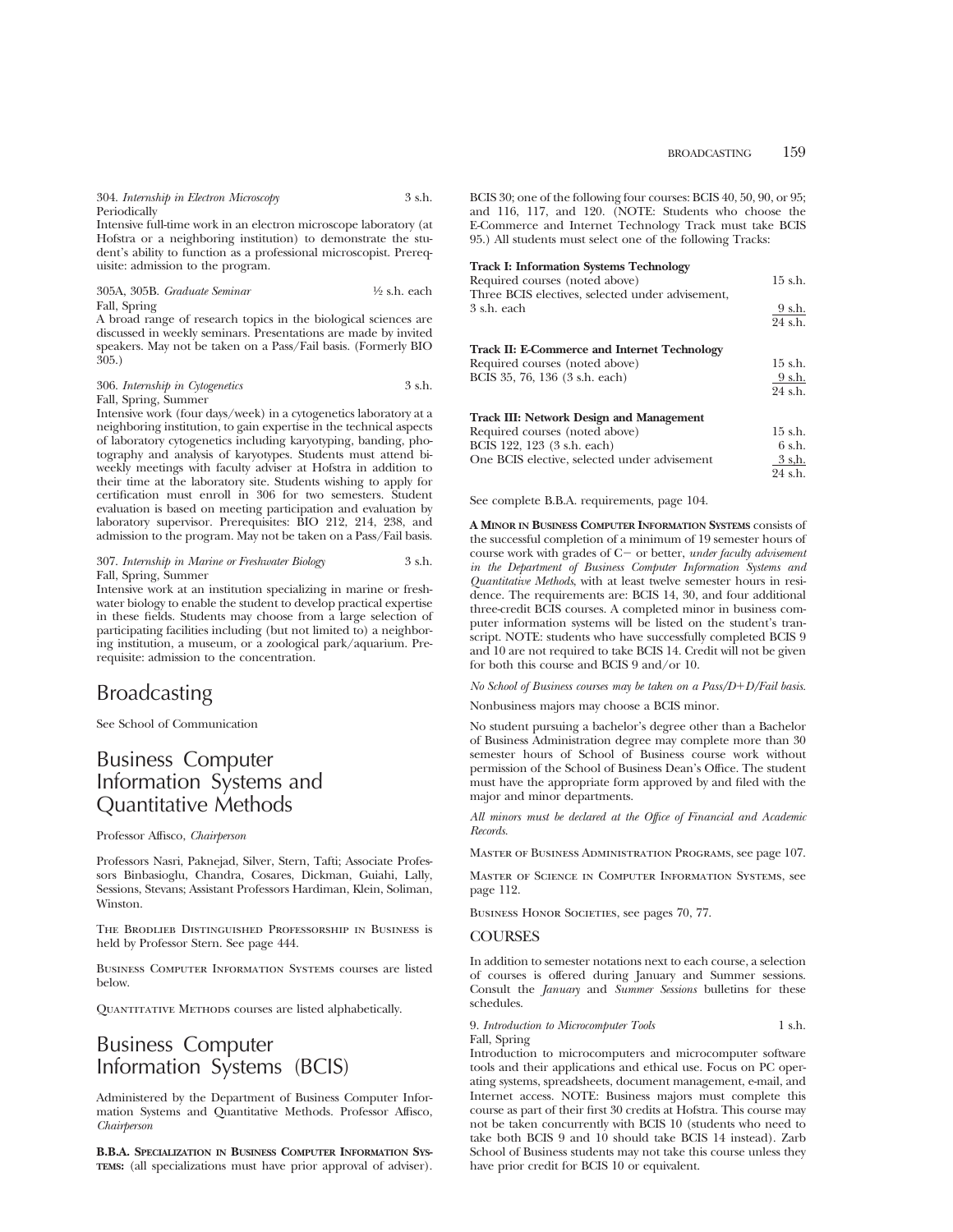304. *Internship in Electron Microscopy* 3 s.h.
Periodically
Intensive full-time work in an electron microscope laboratory (at Hofstra or a neighboring institution) to demonstrate the student's ability to function as a professional microscopist. Prerequisite: admission to the program.

305A, 305B. *Graduate Seminar* ½ s.h. each
Fall, Spring
A broad range of research topics in the biological sciences are discussed in weekly seminars. Presentations are made by invited speakers. May not be taken on a Pass/Fail basis. (Formerly BIO 305.)

306. *Internship in Cytogenetics* 3 s.h.
Fall, Spring, Summer
Intensive work (four days/week) in a cytogenetics laboratory at a neighboring institution, to gain expertise in the technical aspects of laboratory cytogenetics including karyotyping, banding, photography and analysis of karyotypes. Students must attend biweekly meetings with faculty adviser at Hofstra in addition to their time at the laboratory site. Students wishing to apply for certification must enroll in 306 for two semesters. Student evaluation is based on meeting participation and evaluation by laboratory supervisor. Prerequisites: BIO 212, 214, 238, and admission to the program. May not be taken on a Pass/Fail basis.

307. *Internship in Marine or Freshwater Biology* 3 s.h.
Fall, Spring, Summer
Intensive work at an institution specializing in marine or freshwater biology to enable the student to develop practical expertise in these fields. Students may choose from a large selection of participating facilities including (but not limited to) a neighboring institution, a museum, or a zoological park/aquarium. Prerequisite: admission to the concentration.

# Broadcasting

See School of Communication

# Business Computer Information Systems and Quantitative Methods

Professor Affisco, *Chairperson*

Professors Nasri, Paknejad, Silver, Stern, Tafti; Associate Professors Binbasioglu, Chandra, Cosares, Dickman, Guiahi, Lally, Sessions, Stevans; Assistant Professors Hardiman, Klein, Soliman, Winston.

The Brodlieb Distinguished Professorship in Business is held by Professor Stern. See page 444.

Business Computer Information Systems courses are listed below.

Quantitative Methods courses are listed alphabetically.

# Business Computer Information Systems (BCIS)

Administered by the Department of Business Computer Information Systems and Quantitative Methods. Professor Affisco, *Chairperson*

**B.B.A. Specialization in Business Computer Information Systems:** (all specializations must have prior approval of adviser). BCIS 30; one of the following four courses: BCIS 40, 50, 90, or 95; and 116, 117, and 120. (NOTE: Students who choose the E-Commerce and Internet Technology Track must take BCIS 95.) All students must select one of the following Tracks:

**Track I: Information Systems Technology**

| | |
|---|---|
| Required courses (noted above) | 15 s.h. |
| Three BCIS electives, selected under advisement, 3 s.h. each | 9 s.h. |
| | 24 s.h. |

**Track II: E-Commerce and Internet Technology**

| | |
|---|---|
| Required courses (noted above) | 15 s.h. |
| BCIS 35, 76, 136 (3 s.h. each) | 9 s.h. |
| | 24 s.h. |

**Track III: Network Design and Management**

| | |
|---|---|
| Required courses (noted above) | 15 s.h. |
| BCIS 122, 123 (3 s.h. each) | 6 s.h. |
| One BCIS elective, selected under advisement | 3 s.h. |
| | 24 s.h. |

See complete B.B.A. requirements, page 104.

**A Minor in Business Computer Information Systems** consists of the successful completion of a minimum of 19 semester hours of course work with grades of C− or better, *under faculty advisement in the Department of Business Computer Information Systems and Quantitative Methods*, with at least twelve semester hours in residence. The requirements are: BCIS 14, 30, and four additional three-credit BCIS courses. A completed minor in business computer information systems will be listed on the student's transcript. NOTE: students who have successfully completed BCIS 9 and 10 are not required to take BCIS 14. Credit will not be given for both this course and BCIS 9 and/or 10.

*No School of Business courses may be taken on a Pass/D+D/Fail basis.*

Nonbusiness majors may choose a BCIS minor.

No student pursuing a bachelor's degree other than a Bachelor of Business Administration degree may complete more than 30 semester hours of School of Business course work without permission of the School of Business Dean's Office. The student must have the appropriate form approved by and filed with the major and minor departments.

*All minors must be declared at the Office of Financial and Academic Records.*

Master of Business Administration Programs, see page 107.

Master of Science in Computer Information Systems, see page 112.

Business Honor Societies, see pages 70, 77.

## COURSES

In addition to semester notations next to each course, a selection of courses is offered during January and Summer sessions. Consult the *January* and *Summer Sessions* bulletins for these schedules.

9. *Introduction to Microcomputer Tools* 1 s.h.
Fall, Spring
Introduction to microcomputers and microcomputer software tools and their applications and ethical use. Focus on PC operating systems, spreadsheets, document management, e-mail, and Internet access. NOTE: Business majors must complete this course as part of their first 30 credits at Hofstra. This course may not be taken concurrently with BCIS 10 (students who need to take both BCIS 9 and 10 should take BCIS 14 instead). Zarb School of Business students may not take this course unless they have prior credit for BCIS 10 or equivalent.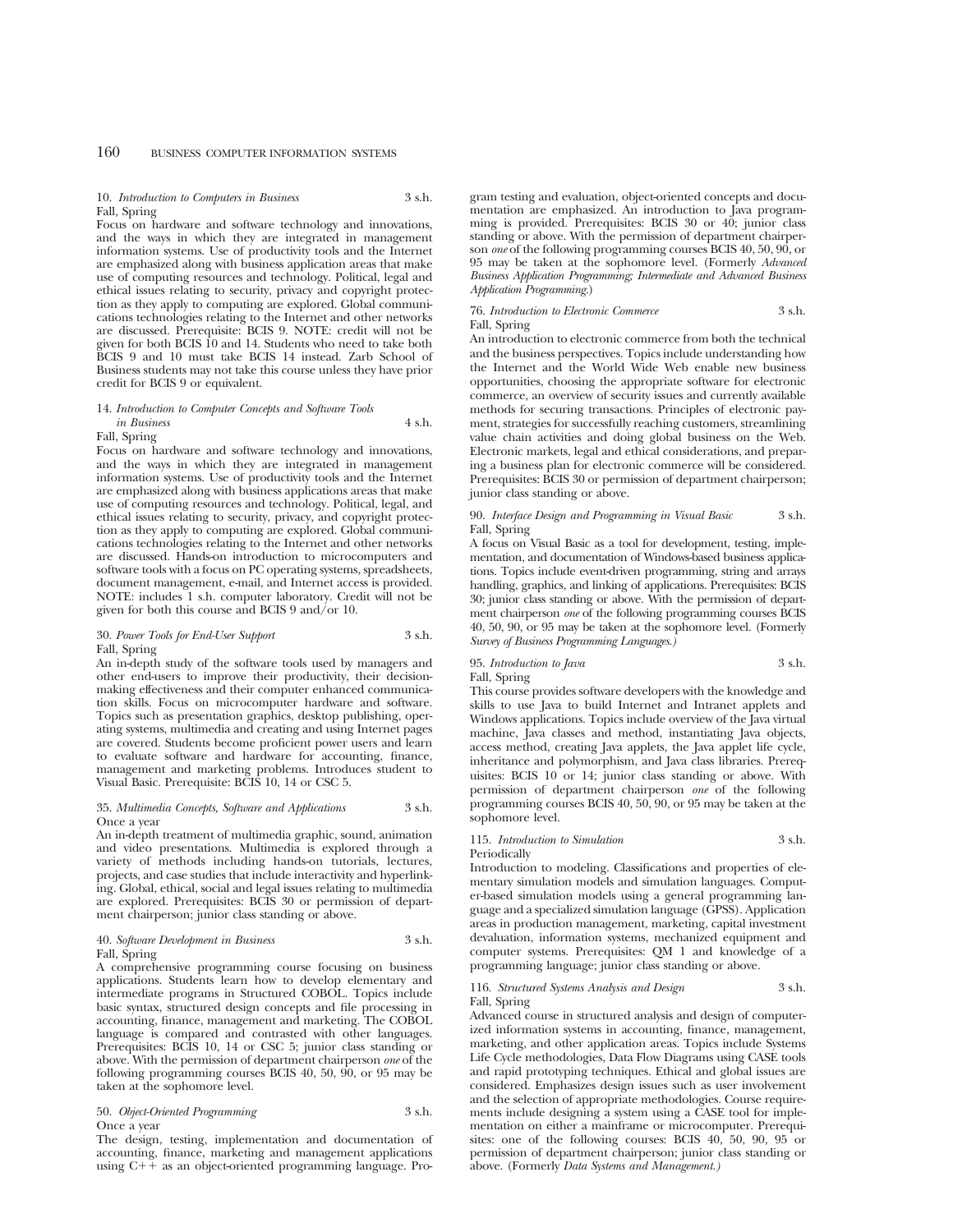10. *Introduction to Computers in Business* 3 s.h.
Fall, Spring

Focus on hardware and software technology and innovations, and the ways in which they are integrated in management information systems. Use of productivity tools and the Internet are emphasized along with business application areas that make use of computing resources and technology. Political, legal and ethical issues relating to security, privacy and copyright protection as they apply to computing are explored. Global communications technologies relating to the Internet and other networks are discussed. Prerequisite: BCIS 9. NOTE: credit will not be given for both BCIS 10 and 14. Students who need to take both BCIS 9 and 10 must take BCIS 14 instead. Zarb School of Business students may not take this course unless they have prior credit for BCIS 9 or equivalent.

14. *Introduction to Computer Concepts and Software Tools in Business* 4 s.h.
Fall, Spring

Focus on hardware and software technology and innovations, and the ways in which they are integrated in management information systems. Use of productivity tools and the Internet are emphasized along with business applications areas that make use of computing resources and technology. Political, legal, and ethical issues relating to security, privacy, and copyright protection as they apply to computing are explored. Global communications technologies relating to the Internet and other networks are discussed. Hands-on introduction to microcomputers and software tools with a focus on PC operating systems, spreadsheets, document management, e-mail, and Internet access is provided. NOTE: includes 1 s.h. computer laboratory. Credit will not be given for both this course and BCIS 9 and/or 10.

30. *Power Tools for End-User Support* 3 s.h.
Fall, Spring

An in-depth study of the software tools used by managers and other end-users to improve their productivity, their decision-making effectiveness and their computer enhanced communication skills. Focus on microcomputer hardware and software. Topics such as presentation graphics, desktop publishing, operating systems, multimedia and creating and using Internet pages are covered. Students become proficient power users and learn to evaluate software and hardware for accounting, finance, management and marketing problems. Introduces student to Visual Basic. Prerequisite: BCIS 10, 14 or CSC 5.

35. *Multimedia Concepts, Software and Applications* 3 s.h.
Once a year

An in-depth treatment of multimedia graphic, sound, animation and video presentations. Multimedia is explored through a variety of methods including hands-on tutorials, lectures, projects, and case studies that include interactivity and hyperlinking. Global, ethical, social and legal issues relating to multimedia are explored. Prerequisites: BCIS 30 or permission of department chairperson; junior class standing or above.

40. *Software Development in Business* 3 s.h.
Fall, Spring

A comprehensive programming course focusing on business applications. Students learn how to develop elementary and intermediate programs in Structured COBOL. Topics include basic syntax, structured design concepts and file processing in accounting, finance, management and marketing. The COBOL language is compared and contrasted with other languages. Prerequisites: BCIS 10, 14 or CSC 5; junior class standing or above. With the permission of department chairperson *one* of the following programming courses BCIS 40, 50, 90, or 95 may be taken at the sophomore level.

50. *Object-Oriented Programming* 3 s.h.
Once a year

The design, testing, implementation and documentation of accounting, finance, marketing and management applications using C++ as an object-oriented programming language. Program testing and evaluation, object-oriented concepts and documentation are emphasized. An introduction to Java programming is provided. Prerequisites: BCIS 30 or 40; junior class standing or above. With the permission of department chairperson *one* of the following programming courses BCIS 40, 50, 90, or 95 may be taken at the sophomore level. (Formerly *Advanced Business Application Programming; Intermediate and Advanced Business Application Programming.*)

76. *Introduction to Electronic Commerce* 3 s.h.
Fall, Spring

An introduction to electronic commerce from both the technical and the business perspectives. Topics include understanding how the Internet and the World Wide Web enable new business opportunities, choosing the appropriate software for electronic commerce, an overview of security issues and currently available methods for securing transactions. Principles of electronic payment, strategies for successfully reaching customers, streamlining value chain activities and doing global business on the Web. Electronic markets, legal and ethical considerations, and preparing a business plan for electronic commerce will be considered. Prerequisites: BCIS 30 or permission of department chairperson; junior class standing or above.

90. *Interface Design and Programming in Visual Basic* 3 s.h.
Fall, Spring

A focus on Visual Basic as a tool for development, testing, implementation, and documentation of Windows-based business applications. Topics include event-driven programming, string and arrays handling, graphics, and linking of applications. Prerequisites: BCIS 30; junior class standing or above. With the permission of department chairperson *one* of the following programming courses BCIS 40, 50, 90, or 95 may be taken at the sophomore level. (Formerly *Survey of Business Programming Languages.*)

95. *Introduction to Java* 3 s.h.
Fall, Spring

This course provides software developers with the knowledge and skills to use Java to build Internet and Intranet applets and Windows applications. Topics include overview of the Java virtual machine, Java classes and method, instantiating Java objects, access method, creating Java applets, the Java applet life cycle, inheritance and polymorphism, and Java class libraries. Prerequisites: BCIS 10 or 14; junior class standing or above. With permission of department chairperson *one* of the following programming courses BCIS 40, 50, 90, or 95 may be taken at the sophomore level.

115. *Introduction to Simulation* 3 s.h.
Periodically

Introduction to modeling. Classifications and properties of elementary simulation models and simulation languages. Computer-based simulation models using a general programming language and a specialized simulation language (GPSS). Application areas in production management, marketing, capital investment devaluation, information systems, mechanized equipment and computer systems. Prerequisites: QM 1 and knowledge of a programming language; junior class standing or above.

116. *Structured Systems Analysis and Design* 3 s.h.
Fall, Spring

Advanced course in structured analysis and design of computerized information systems in accounting, finance, management, marketing, and other application areas. Topics include Systems Life Cycle methodologies, Data Flow Diagrams using CASE tools and rapid prototyping techniques. Ethical and global issues are considered. Emphasizes design issues such as user involvement and the selection of appropriate methodologies. Course requirements include designing a system using a CASE tool for implementation on either a mainframe or microcomputer. Prerequisites: one of the following courses: BCIS 40, 50, 90, 95 or permission of department chairperson; junior class standing or above. (Formerly *Data Systems and Management.*)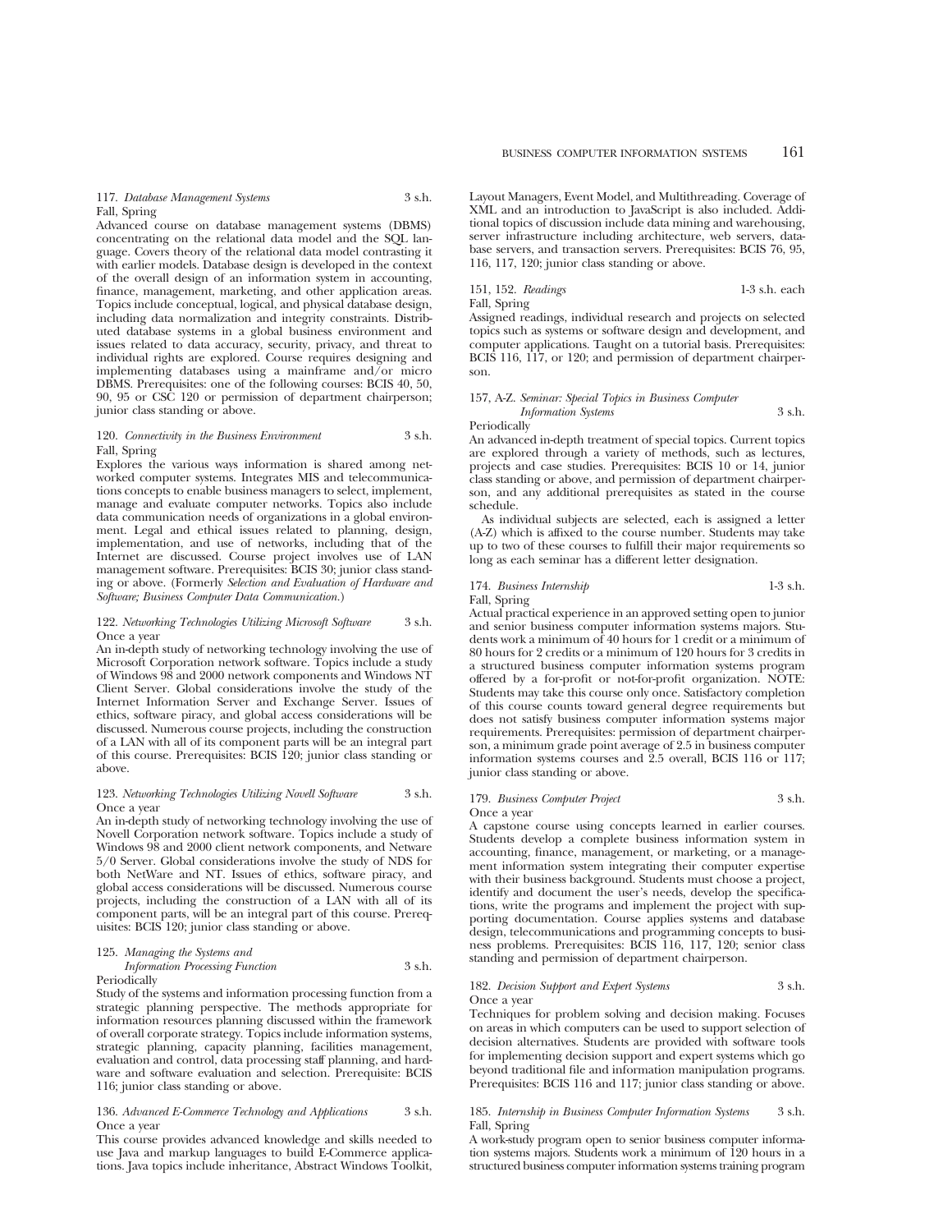117. *Database Management Systems* 3 s.h.
Fall, Spring

Advanced course on database management systems (DBMS) concentrating on the relational data model and the SQL language. Covers theory of the relational data model contrasting it with earlier models. Database design is developed in the context of the overall design of an information system in accounting, finance, management, marketing, and other application areas. Topics include conceptual, logical, and physical database design, including data normalization and integrity constraints. Distributed database systems in a global business environment and issues related to data accuracy, security, privacy, and threat to individual rights are explored. Course requires designing and implementing databases using a mainframe and/or micro DBMS. Prerequisites: one of the following courses: BCIS 40, 50, 90, 95 or CSC 120 or permission of department chairperson; junior class standing or above.

120. *Connectivity in the Business Environment* 3 s.h.
Fall, Spring

Explores the various ways information is shared among networked computer systems. Integrates MIS and telecommunications concepts to enable business managers to select, implement, manage and evaluate computer networks. Topics also include data communication needs of organizations in a global environment. Legal and ethical issues related to planning, design, implementation, and use of networks, including that of the Internet are discussed. Course project involves use of LAN management software. Prerequisites: BCIS 30; junior class standing or above. (Formerly *Selection and Evaluation of Hardware and Software; Business Computer Data Communication.*)

122. *Networking Technologies Utilizing Microsoft Software* 3 s.h.
Once a year

An in-depth study of networking technology involving the use of Microsoft Corporation network software. Topics include a study of Windows 98 and 2000 network components and Windows NT Client Server. Global considerations involve the study of the Internet Information Server and Exchange Server. Issues of ethics, software piracy, and global access considerations will be discussed. Numerous course projects, including the construction of a LAN with all of its component parts will be an integral part of this course. Prerequisites: BCIS 120; junior class standing or above.

123. *Networking Technologies Utilizing Novell Software* 3 s.h.
Once a year

An in-depth study of networking technology involving the use of Novell Corporation network software. Topics include a study of Windows 98 and 2000 client network components, and Netware 5/0 Server. Global considerations involve the study of NDS for both NetWare and NT. Issues of ethics, software piracy, and global access considerations will be discussed. Numerous course projects, including the construction of a LAN with all of its component parts, will be an integral part of this course. Prerequisites: BCIS 120; junior class standing or above.

125. *Managing the Systems and Information Processing Function* 3 s.h.
Periodically

Study of the systems and information processing function from a strategic planning perspective. The methods appropriate for information resources planning discussed within the framework of overall corporate strategy. Topics include information systems, strategic planning, capacity planning, facilities management, evaluation and control, data processing staff planning, and hardware and software evaluation and selection. Prerequisite: BCIS 116; junior class standing or above.

136. *Advanced E-Commerce Technology and Applications* 3 s.h.
Once a year

This course provides advanced knowledge and skills needed to use Java and markup languages to build E-Commerce applications. Java topics include inheritance, Abstract Windows Toolkit, Layout Managers, Event Model, and Multithreading. Coverage of XML and an introduction to JavaScript is also included. Additional topics of discussion include data mining and warehousing, server infrastructure including architecture, web servers, database servers, and transaction servers. Prerequisites: BCIS 76, 95, 116, 117, 120; junior class standing or above.

151, 152. *Readings* 1-3 s.h. each
Fall, Spring

Assigned readings, individual research and projects on selected topics such as systems or software design and development, and computer applications. Taught on a tutorial basis. Prerequisites: BCIS 116, 117, or 120; and permission of department chairperson.

157, A-Z. *Seminar: Special Topics in Business Computer Information Systems* 3 s.h.
Periodically

An advanced in-depth treatment of special topics. Current topics are explored through a variety of methods, such as lectures, projects and case studies. Prerequisites: BCIS 10 or 14, junior class standing or above, and permission of department chairperson, and any additional prerequisites as stated in the course schedule.

As individual subjects are selected, each is assigned a letter (A-Z) which is affixed to the course number. Students may take up to two of these courses to fulfill their major requirements so long as each seminar has a different letter designation.

174. *Business Internship* 1-3 s.h.
Fall, Spring

Actual practical experience in an approved setting open to junior and senior business computer information systems majors. Students work a minimum of 40 hours for 1 credit or a minimum of 80 hours for 2 credits or a minimum of 120 hours for 3 credits in a structured business computer information systems program offered by a for-profit or not-for-profit organization. NOTE: Students may take this course only once. Satisfactory completion of this course counts toward general degree requirements but does not satisfy business computer information systems major requirements. Prerequisites: permission of department chairperson, a minimum grade point average of 2.5 in business computer information systems courses and 2.5 overall, BCIS 116 or 117; junior class standing or above.

179. *Business Computer Project* 3 s.h.
Once a year

A capstone course using concepts learned in earlier courses. Students develop a complete business information system in accounting, finance, management, or marketing, or a management information system integrating their computer expertise with their business background. Students must choose a project, identify and document the user's needs, develop the specifications, write the programs and implement the project with supporting documentation. Course applies systems and database design, telecommunications and programming concepts to business problems. Prerequisites: BCIS 116, 117, 120; senior class standing and permission of department chairperson.

182. *Decision Support and Expert Systems* 3 s.h.
Once a year

Techniques for problem solving and decision making. Focuses on areas in which computers can be used to support selection of decision alternatives. Students are provided with software tools for implementing decision support and expert systems which go beyond traditional file and information manipulation programs. Prerequisites: BCIS 116 and 117; junior class standing or above.

185. *Internship in Business Computer Information Systems* 3 s.h.
Fall, Spring

A work-study program open to senior business computer information systems majors. Students work a minimum of 120 hours in a structured business computer information systems training program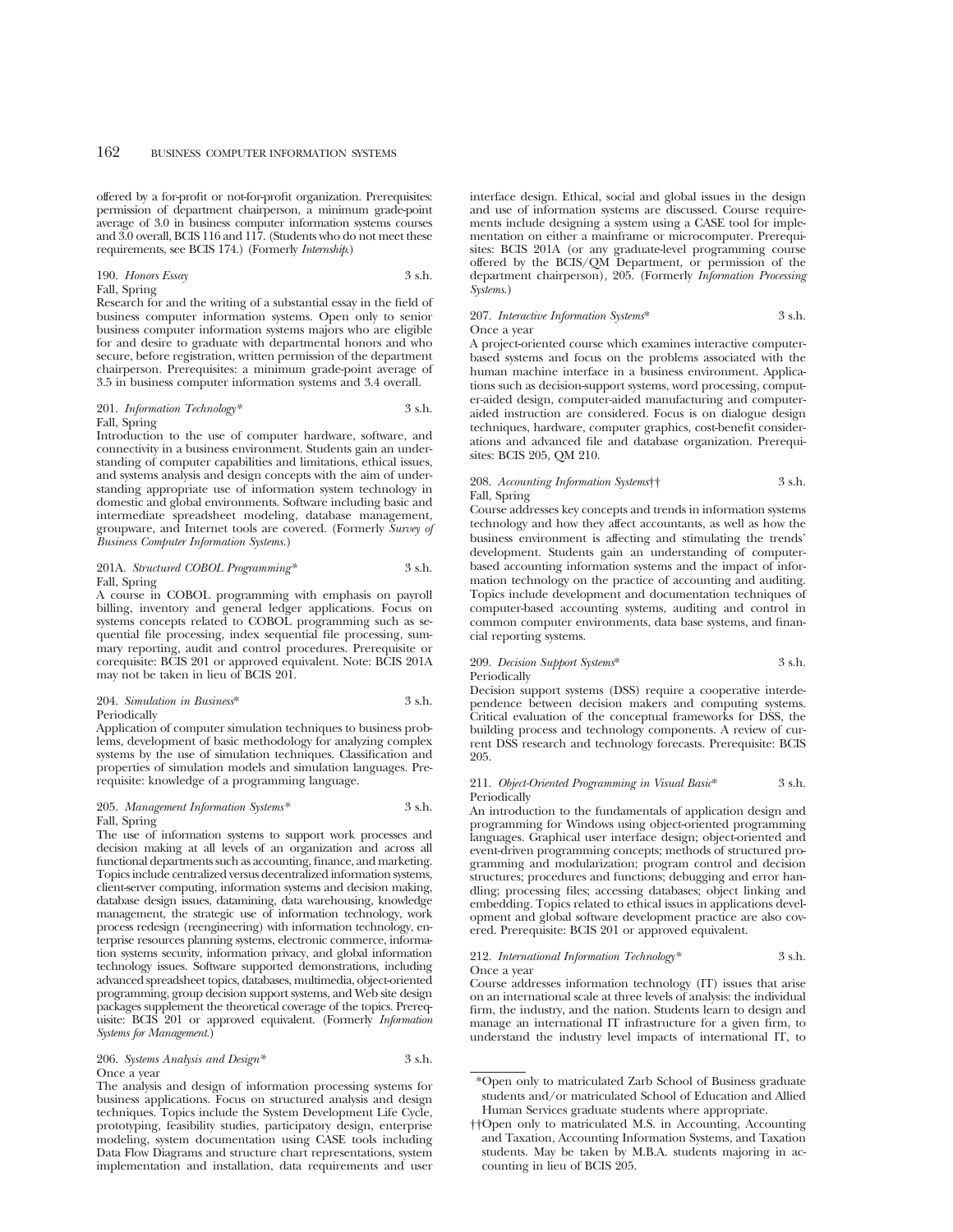offered by a for-profit or not-for-profit organization. Prerequisites: permission of department chairperson, a minimum grade-point average of 3.0 in business computer information systems courses and 3.0 overall, BCIS 116 and 117. (Students who do not meet these requirements, see BCIS 174.) (Formerly *Internship*.)

190. *Honors Essay* 3 s.h.
Fall, Spring
Research for and the writing of a substantial essay in the field of business computer information systems. Open only to senior business computer information systems majors who are eligible for and desire to graduate with departmental honors and who secure, before registration, written permission of the department chairperson. Prerequisites: a minimum grade-point average of 3.5 in business computer information systems and 3.4 overall.

201. *Information Technology** 3 s.h.
Fall, Spring
Introduction to the use of computer hardware, software, and connectivity in a business environment. Students gain an understanding of computer capabilities and limitations, ethical issues, and systems analysis and design concepts with the aim of understanding appropriate use of information system technology in domestic and global environments. Software including basic and intermediate spreadsheet modeling, database management, groupware, and Internet tools are covered. (Formerly *Survey of Business Computer Information Systems*.)

201A. *Structured COBOL Programming** 3 s.h.
Fall, Spring
A course in COBOL programming with emphasis on payroll billing, inventory and general ledger applications. Focus on systems concepts related to COBOL programming such as sequential file processing, index sequential file processing, summary reporting, audit and control procedures. Prerequisite or corequisite: BCIS 201 or approved equivalent. Note: BCIS 201A may not be taken in lieu of BCIS 201.

204. *Simulation in Business** 3 s.h.
Periodically
Application of computer simulation techniques to business problems, development of basic methodology for analyzing complex systems by the use of simulation techniques. Classification and properties of simulation models and simulation languages. Prerequisite: knowledge of a programming language.

205. *Management Information Systems** 3 s.h.
Fall, Spring
The use of information systems to support work processes and decision making at all levels of an organization and across all functional departments such as accounting, finance, and marketing. Topics include centralized versus decentralized information systems, client-server computing, information systems and decision making, database design issues, datamining, data warehousing, knowledge management, the strategic use of information technology, work process redesign (reengineering) with information technology, enterprise resources planning systems, electronic commerce, information systems security, information privacy, and global information technology issues. Software supported demonstrations, including advanced spreadsheet topics, databases, multimedia, object-oriented programming, group decision support systems, and Web site design packages supplement the theoretical coverage of the topics. Prerequisite: BCIS 201 or approved equivalent. (Formerly *Information Systems for Management*.)

206. *Systems Analysis and Design** 3 s.h.
Once a year
The analysis and design of information processing systems for business applications. Focus on structured analysis and design techniques. Topics include the System Development Life Cycle, prototyping, feasibility studies, participatory design, enterprise modeling, system documentation using CASE tools including Data Flow Diagrams and structure chart representations, system implementation and installation, data requirements and user interface design. Ethical, social and global issues in the design and use of information systems are discussed. Course requirements include designing a system using a CASE tool for implementation on either a mainframe or microcomputer. Prerequisites: BCIS 201A (or any graduate-level programming course offered by the BCIS/QM Department, or permission of the department chairperson), 205. (Formerly *Information Processing Systems*.)

207. *Interactive Information Systems** 3 s.h.
Once a year
A project-oriented course which examines interactive computer-based systems and focus on the problems associated with the human machine interface in a business environment. Applications such as decision-support systems, word processing, computer-aided design, computer-aided manufacturing and computer-aided instruction are considered. Focus is on dialogue design techniques, hardware, computer graphics, cost-benefit considerations and advanced file and database organization. Prerequisites: BCIS 205, QM 210.

208. *Accounting Information Systems*†† 3 s.h.
Fall, Spring
Course addresses key concepts and trends in information systems technology and how they affect accountants, as well as how the business environment is affecting and stimulating the trends' development. Students gain an understanding of computer-based accounting information systems and the impact of information technology on the practice of accounting and auditing. Topics include development and documentation techniques of computer-based accounting systems, auditing and control in common computer environments, data base systems, and financial reporting systems.

209. *Decision Support Systems** 3 s.h.
Periodically
Decision support systems (DSS) require a cooperative interdependence between decision makers and computing systems. Critical evaluation of the conceptual frameworks for DSS, the building process and technology components. A review of current DSS research and technology forecasts. Prerequisite: BCIS 205.

211. *Object-Oriented Programming in Visual Basic** 3 s.h.
Periodically
An introduction to the fundamentals of application design and programming for Windows using object-oriented programming languages. Graphical user interface design; object-oriented and event-driven programming concepts; methods of structured programming and modularization; program control and decision structures; procedures and functions; debugging and error handling; processing files; accessing databases; object linking and embedding. Topics related to ethical issues in applications development and global software development practice are also covered. Prerequisite: BCIS 201 or approved equivalent.

212. *International Information Technology** 3 s.h.
Once a year
Course addresses information technology (IT) issues that arise on an international scale at three levels of analysis: the individual firm, the industry, and the nation. Students learn to design and manage an international IT infrastructure for a given firm, to understand the industry level impacts of international IT, to

*Open only to matriculated Zarb School of Business graduate students and/or matriculated School of Education and Allied Human Services graduate students where appropriate.

††Open only to matriculated M.S. in Accounting, Accounting and Taxation, Accounting Information Systems, and Taxation students. May be taken by M.B.A. students majoring in accounting in lieu of BCIS 205.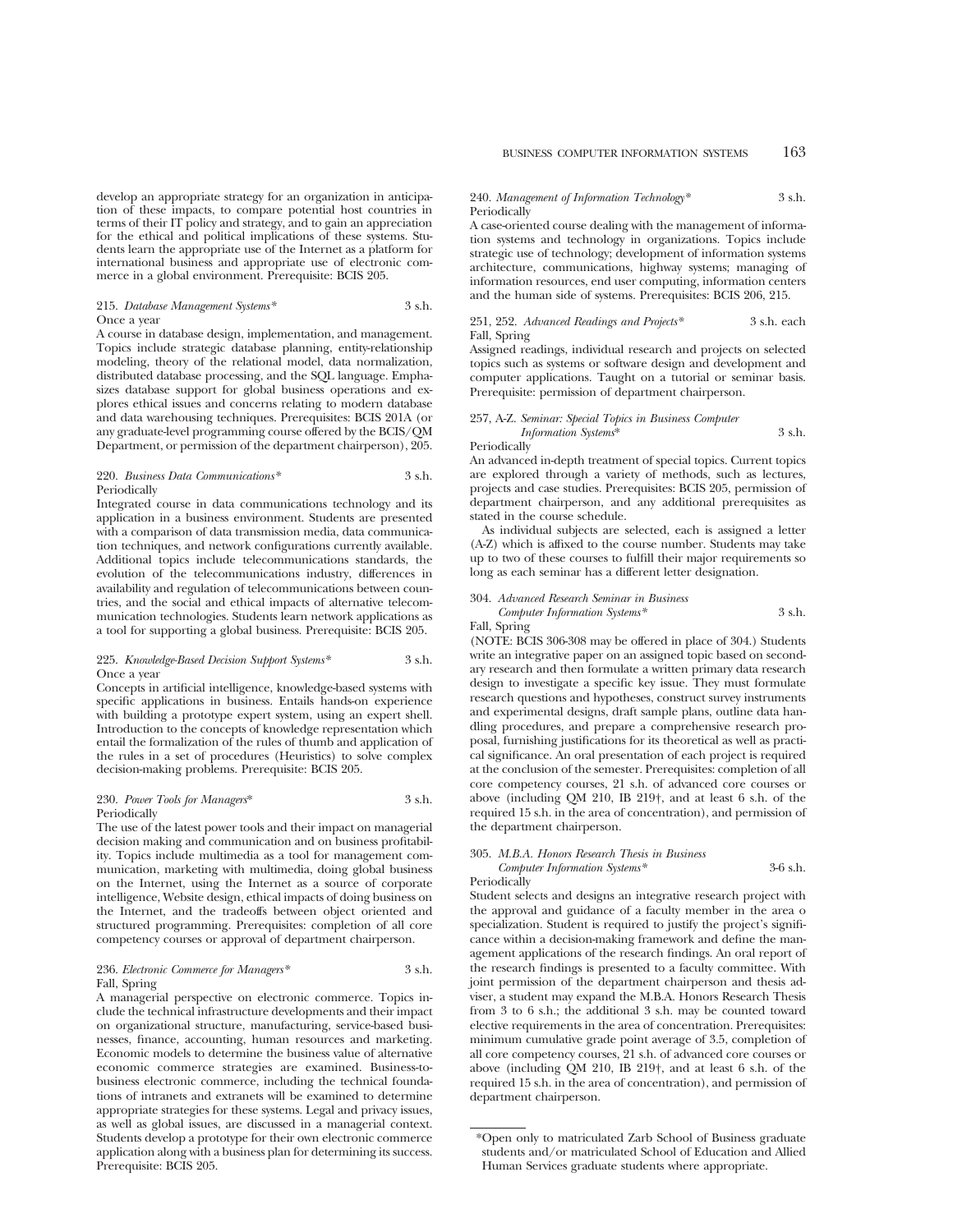develop an appropriate strategy for an organization in anticipation of these impacts, to compare potential host countries in terms of their IT policy and strategy, and to gain an appreciation for the ethical and political implications of these systems. Students learn the appropriate use of the Internet as a platform for international business and appropriate use of electronic commerce in a global environment. Prerequisite: BCIS 205.

215. *Database Management Systems** 3 s.h.
Once a year
A course in database design, implementation, and management. Topics include strategic database planning, entity-relationship modeling, theory of the relational model, data normalization, distributed database processing, and the SQL language. Emphasizes database support for global business operations and explores ethical issues and concerns relating to modern database and data warehousing techniques. Prerequisites: BCIS 201A (or any graduate-level programming course offered by the BCIS/QM Department, or permission of the department chairperson), 205.

220. *Business Data Communications** 3 s.h.
Periodically
Integrated course in data communications technology and its application in a business environment. Students are presented with a comparison of data transmission media, data communication techniques, and network configurations currently available. Additional topics include telecommunications standards, the evolution of the telecommunications industry, differences in availability and regulation of telecommunications between countries, and the social and ethical impacts of alternative telecommunication technologies. Students learn network applications as a tool for supporting a global business. Prerequisite: BCIS 205.

225. *Knowledge-Based Decision Support Systems** 3 s.h.
Once a year
Concepts in artificial intelligence, knowledge-based systems with specific applications in business. Entails hands-on experience with building a prototype expert system, using an expert shell. Introduction to the concepts of knowledge representation which entail the formalization of the rules of thumb and application of the rules in a set of procedures (Heuristics) to solve complex decision-making problems. Prerequisite: BCIS 205.

230. *Power Tools for Managers** 3 s.h.
Periodically
The use of the latest power tools and their impact on managerial decision making and communication and on business profitability. Topics include multimedia as a tool for management communication, marketing with multimedia, doing global business on the Internet, using the Internet as a source of corporate intelligence, Website design, ethical impacts of doing business on the Internet, and the tradeoffs between object oriented and structured programming. Prerequisites: completion of all core competency courses or approval of department chairperson.

236. *Electronic Commerce for Managers** 3 s.h.
Fall, Spring
A managerial perspective on electronic commerce. Topics include the technical infrastructure developments and their impact on organizational structure, manufacturing, service-based businesses, finance, accounting, human resources and marketing. Economic models to determine the business value of alternative economic commerce strategies are examined. Business-to-business electronic commerce, including the technical foundations of intranets and extranets will be examined to determine appropriate strategies for these systems. Legal and privacy issues, as well as global issues, are discussed in a managerial context. Students develop a prototype for their own electronic commerce application along with a business plan for determining its success. Prerequisite: BCIS 205.

240. *Management of Information Technology** 3 s.h.
Periodically
A case-oriented course dealing with the management of information systems and technology in organizations. Topics include strategic use of technology; development of information systems architecture, communications, highway systems; managing of information resources, end user computing, information centers and the human side of systems. Prerequisites: BCIS 206, 215.

251, 252. *Advanced Readings and Projects** 3 s.h. each
Fall, Spring
Assigned readings, individual research and projects on selected topics such as systems or software design and development and computer applications. Taught on a tutorial or seminar basis. Prerequisite: permission of department chairperson.

257, A-Z. *Seminar: Special Topics in Business Computer Information Systems** 3 s.h.
Periodically
An advanced in-depth treatment of special topics. Current topics are explored through a variety of methods, such as lectures, projects and case studies. Prerequisites: BCIS 205, permission of department chairperson, and any additional prerequisites as stated in the course schedule.

As individual subjects are selected, each is assigned a letter (A-Z) which is affixed to the course number. Students may take up to two of these courses to fulfill their major requirements so long as each seminar has a different letter designation.

304. *Advanced Research Seminar in Business Computer Information Systems** 3 s.h.
Fall, Spring
(NOTE: BCIS 306-308 may be offered in place of 304.) Students write an integrative paper on an assigned topic based on secondary research and then formulate a written primary data research design to investigate a specific key issue. They must formulate research questions and hypotheses, construct survey instruments and experimental designs, draft sample plans, outline data handling procedures, and prepare a comprehensive research proposal, furnishing justifications for its theoretical as well as practical significance. An oral presentation of each project is required at the conclusion of the semester. Prerequisites: completion of all core competency courses, 21 s.h. of advanced core courses or above (including QM 210, IB 219†, and at least 6 s.h. of the required 15 s.h. in the area of concentration), and permission of the department chairperson.

305. *M.B.A. Honors Research Thesis in Business Computer Information Systems** 3-6 s.h.
Periodically
Student selects and designs an integrative research project with the approval and guidance of a faculty member in the area o specialization. Student is required to justify the project's significance within a decision-making framework and define the management applications of the research findings. An oral report of the research findings is presented to a faculty committee. With joint permission of the department chairperson and thesis adviser, a student may expand the M.B.A. Honors Research Thesis from 3 to 6 s.h.; the additional 3 s.h. may be counted toward elective requirements in the area of concentration. Prerequisites: minimum cumulative grade point average of 3.5, completion of all core competency courses, 21 s.h. of advanced core courses or above (including QM 210, IB 219†, and at least 6 s.h. of the required 15 s.h. in the area of concentration), and permission of department chairperson.

---

*Open only to matriculated Zarb School of Business graduate students and/or matriculated School of Education and Allied Human Services graduate students where appropriate.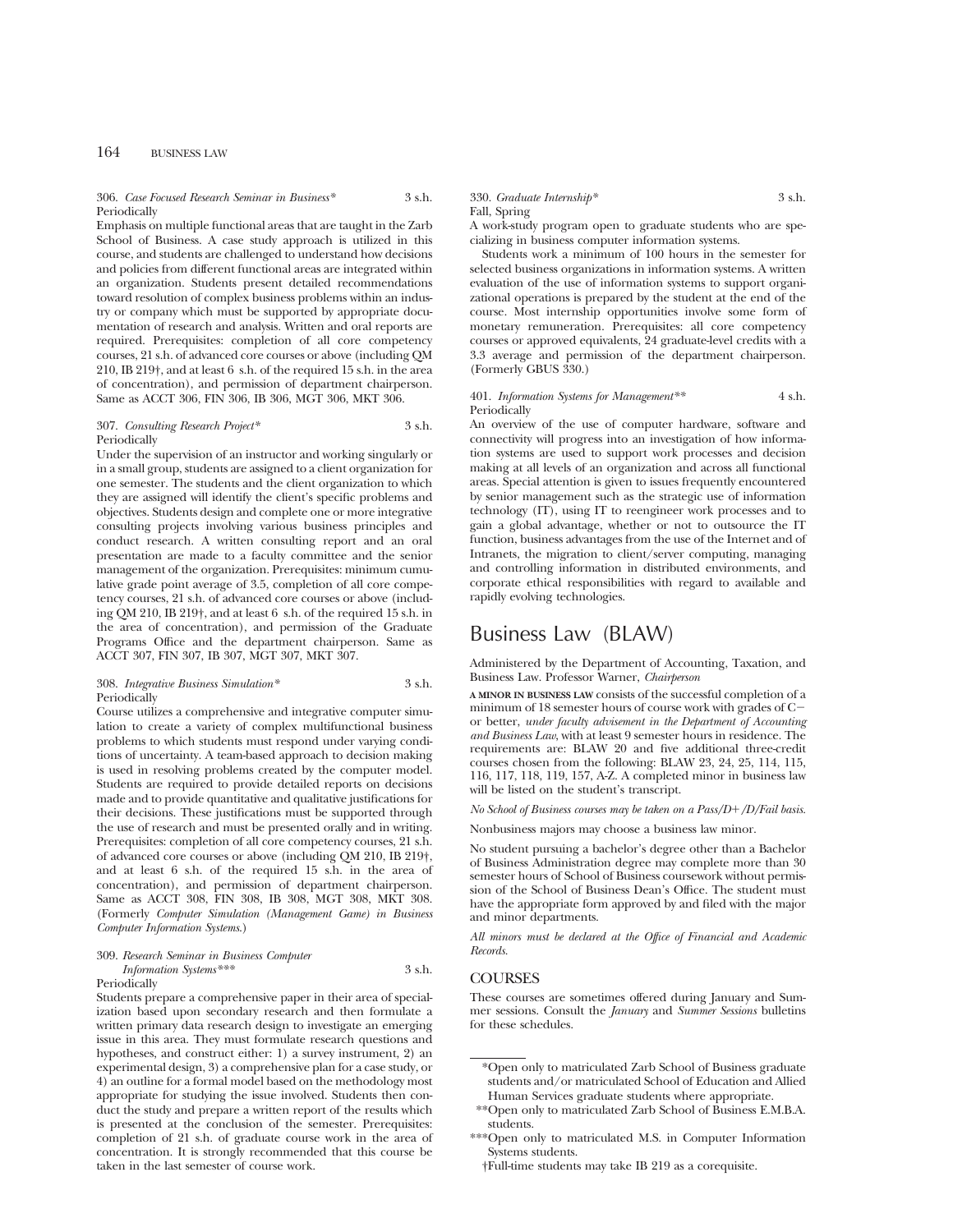306. *Case Focused Research Seminar in Business** 3 s.h.
Periodically

Emphasis on multiple functional areas that are taught in the Zarb School of Business. A case study approach is utilized in this course, and students are challenged to understand how decisions and policies from different functional areas are integrated within an organization. Students present detailed recommendations toward resolution of complex business problems within an industry or company which must be supported by appropriate documentation of research and analysis. Written and oral reports are required. Prerequisites: completion of all core competency courses, 21 s.h. of advanced core courses or above (including QM 210, IB 219†, and at least 6 s.h. of the required 15 s.h. in the area of concentration), and permission of department chairperson. Same as ACCT 306, FIN 306, IB 306, MGT 306, MKT 306.

307. *Consulting Research Project** 3 s.h.
Periodically

Under the supervision of an instructor and working singularly or in a small group, students are assigned to a client organization for one semester. The students and the client organization to which they are assigned will identify the client's specific problems and objectives. Students design and complete one or more integrative consulting projects involving various business principles and conduct research. A written consulting report and an oral presentation are made to a faculty committee and the senior management of the organization. Prerequisites: minimum cumulative grade point average of 3.5, completion of all core competency courses, 21 s.h. of advanced core courses or above (including QM 210, IB 219†, and at least 6 s.h. of the required 15 s.h. in the area of concentration), and permission of the Graduate Programs Office and the department chairperson. Same as ACCT 307, FIN 307, IB 307, MGT 307, MKT 307.

308. *Integrative Business Simulation** 3 s.h.
Periodically

Course utilizes a comprehensive and integrative computer simulation to create a variety of complex multifunctional business problems to which students must respond under varying conditions of uncertainty. A team-based approach to decision making is used in resolving problems created by the computer model. Students are required to provide detailed reports on decisions made and to provide quantitative and qualitative justifications for their decisions. These justifications must be supported through the use of research and must be presented orally and in writing. Prerequisites: completion of all core competency courses, 21 s.h. of advanced core courses or above (including QM 210, IB 219†, and at least 6 s.h. of the required 15 s.h. in the area of concentration), and permission of department chairperson. Same as ACCT 308, FIN 308, IB 308, MGT 308, MKT 308. (Formerly *Computer Simulation (Management Game) in Business Computer Information Systems*.)

309. *Research Seminar in Business Computer Information Systems**** 3 s.h.
Periodically

Students prepare a comprehensive paper in their area of specialization based upon secondary research and then formulate a written primary data research design to investigate an emerging issue in this area. They must formulate research questions and hypotheses, and construct either: 1) a survey instrument, 2) an experimental design, 3) a comprehensive plan for a case study, or 4) an outline for a formal model based on the methodology most appropriate for studying the issue involved. Students then conduct the study and prepare a written report of the results which is presented at the conclusion of the semester. Prerequisites: completion of 21 s.h. of graduate course work in the area of concentration. It is strongly recommended that this course be taken in the last semester of course work.

330. *Graduate Internship** 3 s.h.
Fall, Spring

A work-study program open to graduate students who are specializing in business computer information systems.

Students work a minimum of 100 hours in the semester for selected business organizations in information systems. A written evaluation of the use of information systems to support organizational operations is prepared by the student at the end of the course. Most internship opportunities involve some form of monetary remuneration. Prerequisites: all core competency courses or approved equivalents, 24 graduate-level credits with a 3.3 average and permission of the department chairperson. (Formerly GBUS 330.)

401. *Information Systems for Management*** 4 s.h.
Periodically

An overview of the use of computer hardware, software and connectivity will progress into an investigation of how information systems are used to support work processes and decision making at all levels of an organization and across all functional areas. Special attention is given to issues frequently encountered by senior management such as the strategic use of information technology (IT), using IT to reengineer work processes and to gain a global advantage, whether or not to outsource the IT function, business advantages from the use of the Internet and of Intranets, the migration to client/server computing, managing and controlling information in distributed environments, and corporate ethical responsibilities with regard to available and rapidly evolving technologies.

# Business Law (BLAW)

Administered by the Department of Accounting, Taxation, and Business Law. Professor Warner, *Chairperson*

**A MINOR IN BUSINESS LAW** consists of the successful completion of a minimum of 18 semester hours of course work with grades of C− or better, *under faculty advisement in the Department of Accounting and Business Law*, with at least 9 semester hours in residence. The requirements are: BLAW 20 and five additional three-credit courses chosen from the following: BLAW 23, 24, 25, 114, 115, 116, 117, 118, 119, 157, A-Z. A completed minor in business law will be listed on the student's transcript.

*No School of Business courses may be taken on a Pass/D+/D/Fail basis.*

Nonbusiness majors may choose a business law minor.

No student pursuing a bachelor's degree other than a Bachelor of Business Administration degree may complete more than 30 semester hours of School of Business coursework without permission of the School of Business Dean's Office. The student must have the appropriate form approved by and filed with the major and minor departments.

*All minors must be declared at the Office of Financial and Academic Records.*

## COURSES

These courses are sometimes offered during January and Summer sessions. Consult the *January* and *Summer Sessions* bulletins for these schedules.

---

*Open only to matriculated Zarb School of Business graduate students and/or matriculated School of Education and Allied Human Services graduate students where appropriate.

**Open only to matriculated Zarb School of Business E.M.B.A. students.

***Open only to matriculated M.S. in Computer Information Systems students.

†Full-time students may take IB 219 as a corequisite.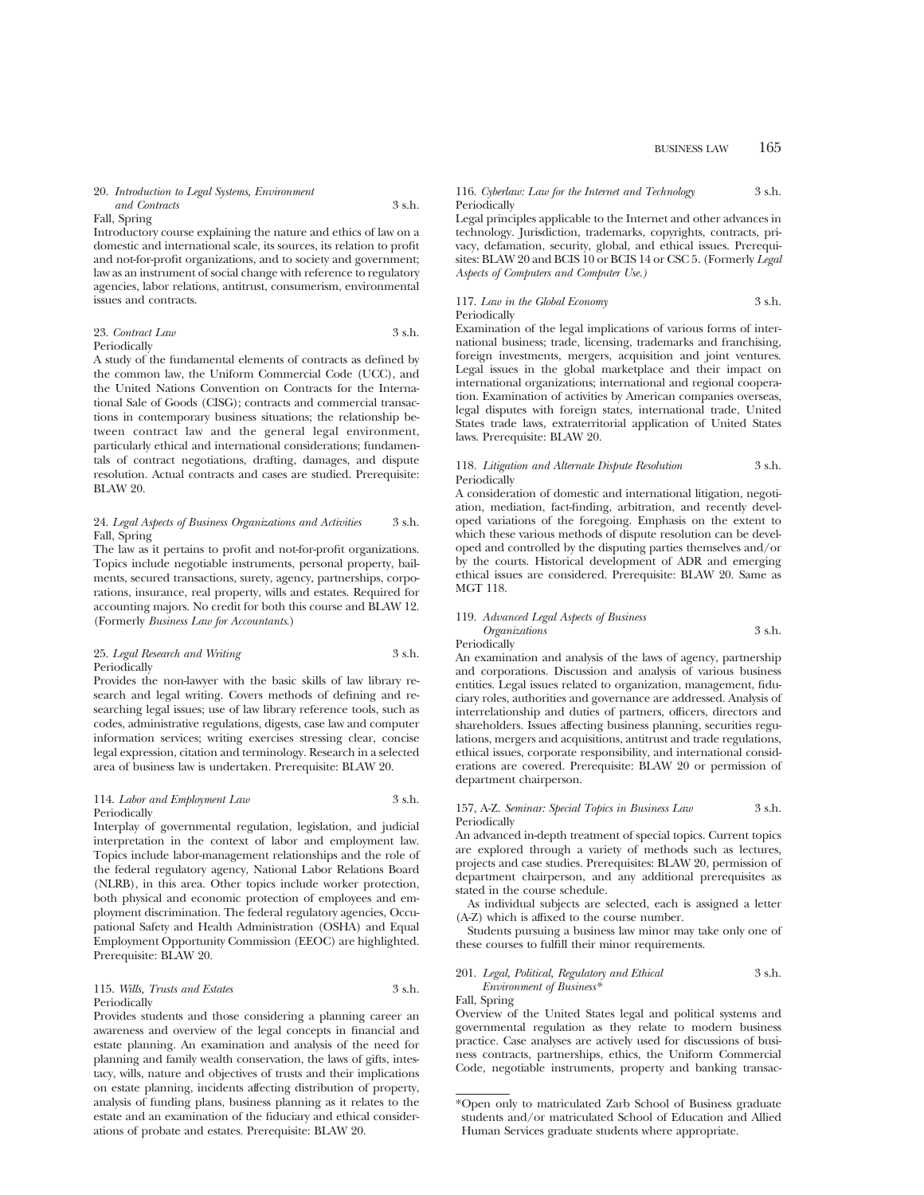20. *Introduction to Legal Systems, Environment and Contracts* 3 s.h.
Fall, Spring
Introductory course explaining the nature and ethics of law on a domestic and international scale, its sources, its relation to profit and not-for-profit organizations, and to society and government; law as an instrument of social change with reference to regulatory agencies, labor relations, antitrust, consumerism, environmental issues and contracts.

23. *Contract Law* 3 s.h.
Periodically
A study of the fundamental elements of contracts as defined by the common law, the Uniform Commercial Code (UCC), and the United Nations Convention on Contracts for the International Sale of Goods (CISG); contracts and commercial transactions in contemporary business situations; the relationship between contract law and the general legal environment, particularly ethical and international considerations; fundamentals of contract negotiations, drafting, damages, and dispute resolution. Actual contracts and cases are studied. Prerequisite: BLAW 20.

24. *Legal Aspects of Business Organizations and Activities* 3 s.h.
Fall, Spring
The law as it pertains to profit and not-for-profit organizations. Topics include negotiable instruments, personal property, bailments, secured transactions, surety, agency, partnerships, corporations, insurance, real property, wills and estates. Required for accounting majors. No credit for both this course and BLAW 12. (Formerly *Business Law for Accountants*.)

25. *Legal Research and Writing* 3 s.h.
Periodically
Provides the non-lawyer with the basic skills of law library research and legal writing. Covers methods of defining and researching legal issues; use of law library reference tools, such as codes, administrative regulations, digests, case law and computer information services; writing exercises stressing clear, concise legal expression, citation and terminology. Research in a selected area of business law is undertaken. Prerequisite: BLAW 20.

114. *Labor and Employment Law* 3 s.h.
Periodically
Interplay of governmental regulation, legislation, and judicial interpretation in the context of labor and employment law. Topics include labor-management relationships and the role of the federal regulatory agency, National Labor Relations Board (NLRB), in this area. Other topics include worker protection, both physical and economic protection of employees and employment discrimination. The federal regulatory agencies, Occupational Safety and Health Administration (OSHA) and Equal Employment Opportunity Commission (EEOC) are highlighted. Prerequisite: BLAW 20.

115. *Wills, Trusts and Estates* 3 s.h.
Periodically
Provides students and those considering a planning career an awareness and overview of the legal concepts in financial and estate planning. An examination and analysis of the need for planning and family wealth conservation, the laws of gifts, intestacy, wills, nature and objectives of trusts and their implications on estate planning, incidents affecting distribution of property, analysis of funding plans, business planning as it relates to the estate and an examination of the fiduciary and ethical considerations of probate and estates. Prerequisite: BLAW 20.

116. *Cyberlaw: Law for the Internet and Technology* 3 s.h.
Periodically
Legal principles applicable to the Internet and other advances in technology. Jurisdiction, trademarks, copyrights, contracts, privacy, defamation, security, global, and ethical issues. Prerequisites: BLAW 20 and BCIS 10 or BCIS 14 or CSC 5. (Formerly *Legal Aspects of Computers and Computer Use.)*

117. *Law in the Global Economy* 3 s.h.
Periodically
Examination of the legal implications of various forms of international business; trade, licensing, trademarks and franchising, foreign investments, mergers, acquisition and joint ventures. Legal issues in the global marketplace and their impact on international organizations; international and regional cooperation. Examination of activities by American companies overseas, legal disputes with foreign states, international trade, United States trade laws, extraterritorial application of United States laws. Prerequisite: BLAW 20.

118. *Litigation and Alternate Dispute Resolution* 3 s.h.
Periodically
A consideration of domestic and international litigation, negotiation, mediation, fact-finding, arbitration, and recently developed variations of the foregoing. Emphasis on the extent to which these various methods of dispute resolution can be developed and controlled by the disputing parties themselves and/or by the courts. Historical development of ADR and emerging ethical issues are considered. Prerequisite: BLAW 20. Same as MGT 118.

119. *Advanced Legal Aspects of Business Organizations* 3 s.h.
Periodically
An examination and analysis of the laws of agency, partnership and corporations. Discussion and analysis of various business entities. Legal issues related to organization, management, fiduciary roles, authorities and governance are addressed. Analysis of interrelationship and duties of partners, officers, directors and shareholders. Issues affecting business planning, securities regulations, mergers and acquisitions, antitrust and trade regulations, ethical issues, corporate responsibility, and international considerations are covered. Prerequisite: BLAW 20 or permission of department chairperson.

157, A-Z. *Seminar: Special Topics in Business Law* 3 s.h.
Periodically
An advanced in-depth treatment of special topics. Current topics are explored through a variety of methods such as lectures, projects and case studies. Prerequisites: BLAW 20, permission of department chairperson, and any additional prerequisites as stated in the course schedule.

As individual subjects are selected, each is assigned a letter (A-Z) which is affixed to the course number.

Students pursuing a business law minor may take only one of these courses to fulfill their minor requirements.

201. *Legal, Political, Regulatory and Ethical Environment of Business** 3 s.h.
Fall, Spring
Overview of the United States legal and political systems and governmental regulation as they relate to modern business practice. Case analyses are actively used for discussions of business contracts, partnerships, ethics, the Uniform Commercial Code, negotiable instruments, property and banking transac-

*Open only to matriculated Zarb School of Business graduate students and/or matriculated School of Education and Allied Human Services graduate students where appropriate.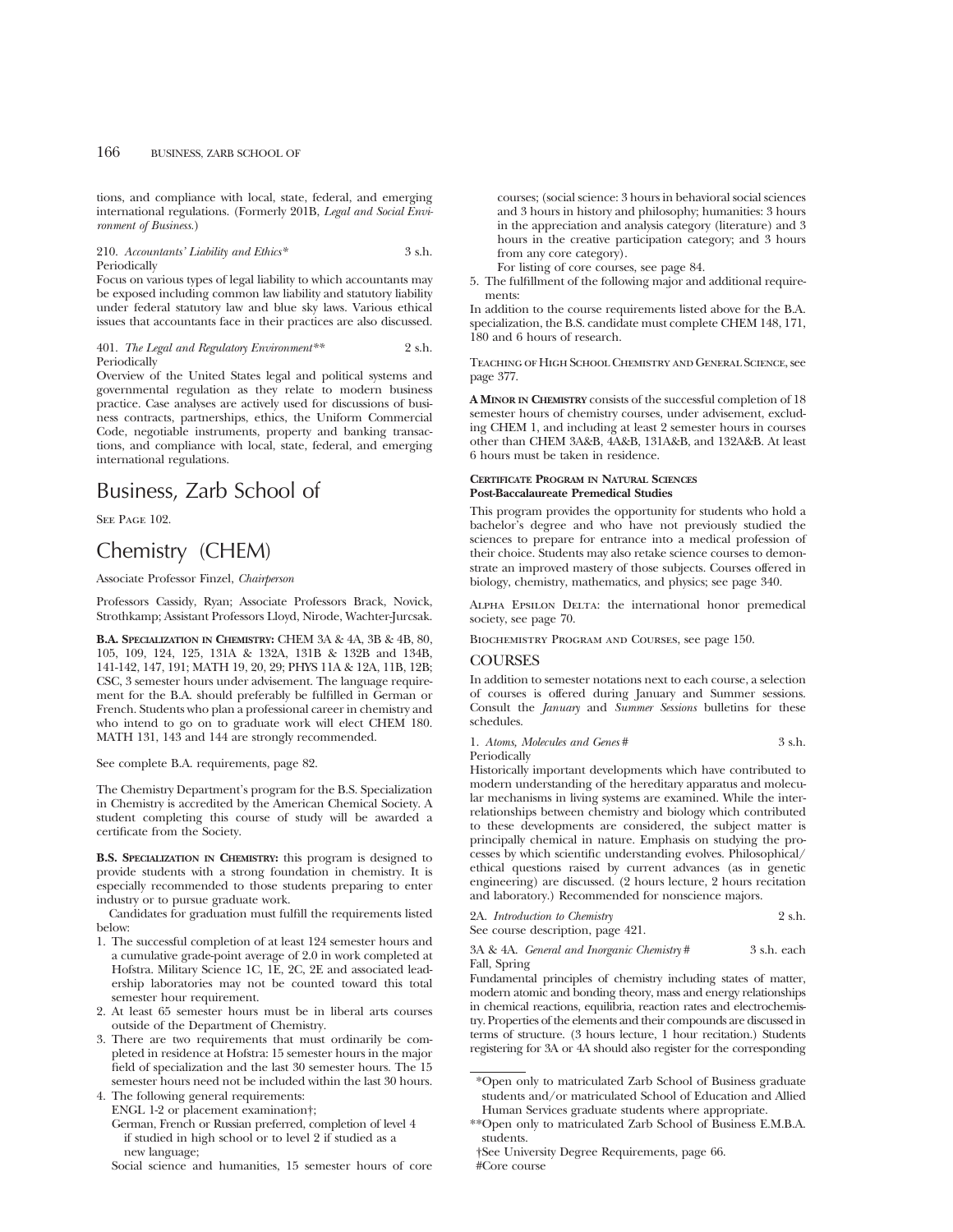tions, and compliance with local, state, federal, and emerging international regulations. (Formerly 201B, *Legal and Social Environment of Business.*)

210. *Accountants' Liability and Ethics** 3 s.h.
Periodically

Focus on various types of legal liability to which accountants may be exposed including common law liability and statutory liability under federal statutory law and blue sky laws. Various ethical issues that accountants face in their practices are also discussed.

401. *The Legal and Regulatory Environment*** 2 s.h.
Periodically

Overview of the United States legal and political systems and governmental regulation as they relate to modern business practice. Case analyses are actively used for discussions of business contracts, partnerships, ethics, the Uniform Commercial Code, negotiable instruments, property and banking transactions, and compliance with local, state, federal, and emerging international regulations.

# Business, Zarb School of

See Page 102.

# Chemistry (CHEM)

Associate Professor Finzel, *Chairperson*

Professors Cassidy, Ryan; Associate Professors Brack, Novick, Strothkamp; Assistant Professors Lloyd, Nirode, Wachter-Jurcsak.

**B.A. Specialization in Chemistry:** CHEM 3A & 4A, 3B & 4B, 80, 105, 109, 124, 125, 131A & 132A, 131B & 132B and 134B, 141-142, 147, 191; MATH 19, 20, 29; PHYS 11A & 12A, 11B, 12B; CSC, 3 semester hours under advisement. The language requirement for the B.A. should preferably be fulfilled in German or French. Students who plan a professional career in chemistry and who intend to go on to graduate work will elect CHEM 180. MATH 131, 143 and 144 are strongly recommended.

See complete B.A. requirements, page 82.

The Chemistry Department's program for the B.S. Specialization in Chemistry is accredited by the American Chemical Society. A student completing this course of study will be awarded a certificate from the Society.

**B.S. Specialization in Chemistry:** this program is designed to provide students with a strong foundation in chemistry. It is especially recommended to those students preparing to enter industry or to pursue graduate work.

Candidates for graduation must fulfill the requirements listed below:

1. The successful completion of at least 124 semester hours and a cumulative grade-point average of 2.0 in work completed at Hofstra. Military Science 1C, 1E, 2C, 2E and associated leadership laboratories may not be counted toward this total semester hour requirement.
2. At least 65 semester hours must be in liberal arts courses outside of the Department of Chemistry.
3. There are two requirements that must ordinarily be completed in residence at Hofstra: 15 semester hours in the major field of specialization and the last 30 semester hours. The 15 semester hours need not be included within the last 30 hours.
4. The following general requirements:
   ENGL 1-2 or placement examination†;
   German, French or Russian preferred, completion of level 4 if studied in high school or to level 2 if studied as a new language;
   Social science and humanities, 15 semester hours of core courses; (social science: 3 hours in behavioral social sciences and 3 hours in history and philosophy; humanities: 3 hours in the appreciation and analysis category (literature) and 3 hours in the creative participation category; and 3 hours from any core category).
   For listing of core courses, see page 84.
5. The fulfillment of the following major and additional requirements:

In addition to the course requirements listed above for the B.A. specialization, the B.S. candidate must complete CHEM 148, 171, 180 and 6 hours of research.

Teaching of High School Chemistry and General Science, see page 377.

**A Minor in Chemistry** consists of the successful completion of 18 semester hours of chemistry courses, under advisement, excluding CHEM 1, and including at least 2 semester hours in courses other than CHEM 3A&B, 4A&B, 131A&B, and 132A&B. At least 6 hours must be taken in residence.

**Certificate Program in Natural Sciences**
**Post-Baccalaureate Premedical Studies**

This program provides the opportunity for students who hold a bachelor's degree and who have not previously studied the sciences to prepare for entrance into a medical profession of their choice. Students may also retake science courses to demonstrate an improved mastery of those subjects. Courses offered in biology, chemistry, mathematics, and physics; see page 340.

Alpha Epsilon Delta: the international honor premedical society, see page 70.

Biochemistry Program and Courses, see page 150.

## COURSES

In addition to semester notations next to each course, a selection of courses is offered during January and Summer sessions. Consult the *January* and *Summer Sessions* bulletins for these schedules.

1. *Atoms, Molecules and Genes* # 3 s.h.
Periodically

Historically important developments which have contributed to modern understanding of the hereditary apparatus and molecular mechanisms in living systems are examined. While the interrelationships between chemistry and biology which contributed to these developments are considered, the subject matter is principally chemical in nature. Emphasis on studying the processes by which scientific understanding evolves. Philosophical/ethical questions raised by current advances (as in genetic engineering) are discussed. (2 hours lecture, 2 hours recitation and laboratory.) Recommended for nonscience majors.

2A. *Introduction to Chemistry* 2 s.h.
See course description, page 421.

3A & 4A. *General and Inorganic Chemistry* # 3 s.h. each
Fall, Spring

Fundamental principles of chemistry including states of matter, modern atomic and bonding theory, mass and energy relationships in chemical reactions, equilibria, reaction rates and electrochemistry. Properties of the elements and their compounds are discussed in terms of structure. (3 hours lecture, 1 hour recitation.) Students registering for 3A or 4A should also register for the corresponding

---

*Open only to matriculated Zarb School of Business graduate students and/or matriculated School of Education and Allied Human Services graduate students where appropriate.

**Open only to matriculated Zarb School of Business E.M.B.A. students.

†See University Degree Requirements, page 66.

#Core course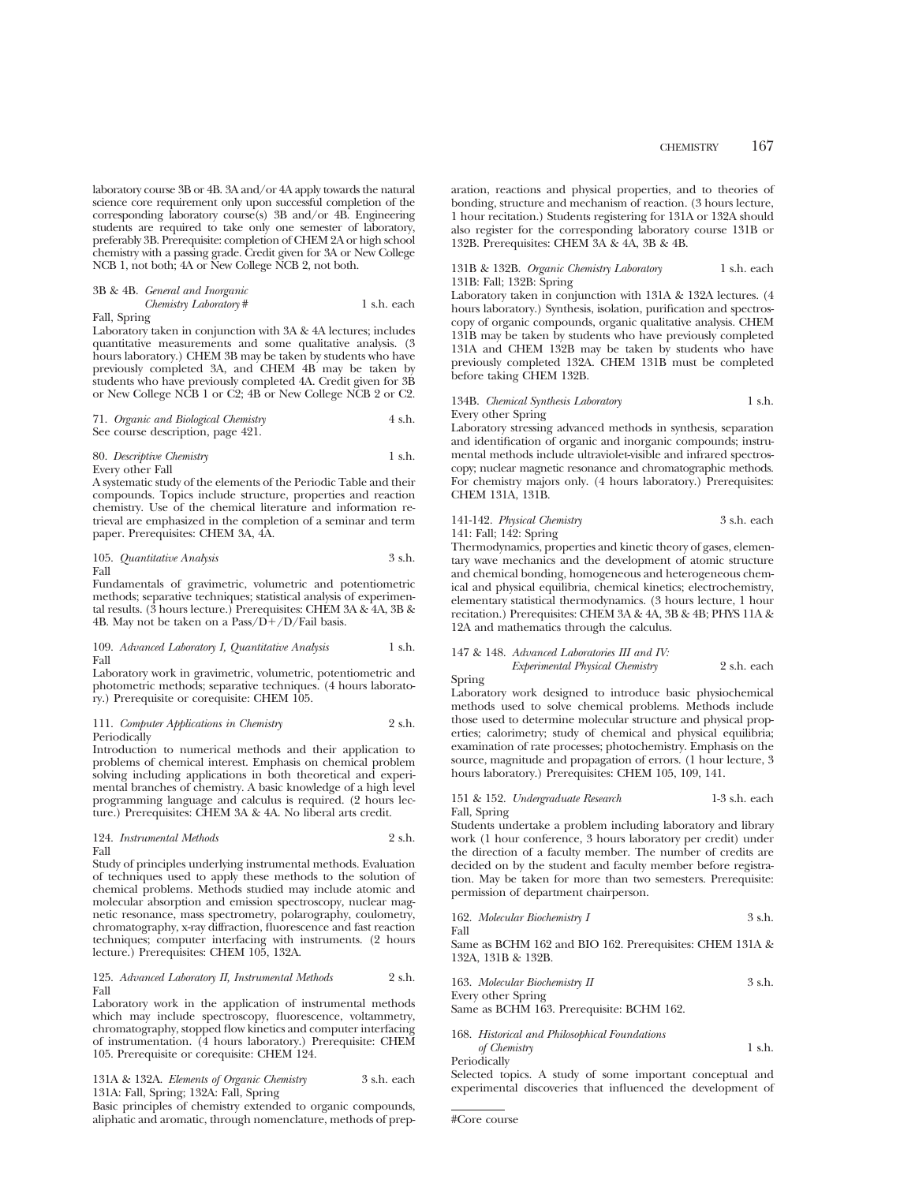laboratory course 3B or 4B. 3A and/or 4A apply towards the natural science core requirement only upon successful completion of the corresponding laboratory course(s) 3B and/or 4B. Engineering students are required to take only one semester of laboratory, preferably 3B. Prerequisite: completion of CHEM 2A or high school chemistry with a passing grade. Credit given for 3A or New College NCB 1, not both; 4A or New College NCB 2, not both.

3B & 4B. *General and Inorganic Chemistry Laboratory* # — 1 s.h. each
Fall, Spring
Laboratory taken in conjunction with 3A & 4A lectures; includes quantitative measurements and some qualitative analysis. (3 hours laboratory.) CHEM 3B may be taken by students who have previously completed 3A, and CHEM 4B may be taken by students who have previously completed 4A. Credit given for 3B or New College NCB 1 or C2; 4B or New College NCB 2 or C2.

71. *Organic and Biological Chemistry* — 4 s.h.
See course description, page 421.

80. *Descriptive Chemistry* — 1 s.h.
Every other Fall
A systematic study of the elements of the Periodic Table and their compounds. Topics include structure, properties and reaction chemistry. Use of the chemical literature and information retrieval are emphasized in the completion of a seminar and term paper. Prerequisites: CHEM 3A, 4A.

105. *Quantitative Analysis* — 3 s.h.
Fall
Fundamentals of gravimetric, volumetric and potentiometric methods; separative techniques; statistical analysis of experimental results. (3 hours lecture.) Prerequisites: CHEM 3A & 4A, 3B & 4B. May not be taken on a Pass/D+/D/Fail basis.

109. *Advanced Laboratory I, Quantitative Analysis* — 1 s.h.
Fall
Laboratory work in gravimetric, volumetric, potentiometric and photometric methods; separative techniques. (4 hours laboratory.) Prerequisite or corequisite: CHEM 105.

111. *Computer Applications in Chemistry* — 2 s.h.
Periodically
Introduction to numerical methods and their application to problems of chemical interest. Emphasis on chemical problem solving including applications in both theoretical and experimental branches of chemistry. A basic knowledge of a high level programming language and calculus is required. (2 hours lecture.) Prerequisites: CHEM 3A & 4A. No liberal arts credit.

124. *Instrumental Methods* — 2 s.h.
Fall
Study of principles underlying instrumental methods. Evaluation of techniques used to apply these methods to the solution of chemical problems. Methods studied may include atomic and molecular absorption and emission spectroscopy, nuclear magnetic resonance, mass spectrometry, polarography, coulometry, chromatography, x-ray diffraction, fluorescence and fast reaction techniques; computer interfacing with instruments. (2 hours lecture.) Prerequisites: CHEM 105, 132A.

125. *Advanced Laboratory II, Instrumental Methods* — 2 s.h.
Fall
Laboratory work in the application of instrumental methods which may include spectroscopy, fluorescence, voltammetry, chromatography, stopped flow kinetics and computer interfacing of instrumentation. (4 hours laboratory.) Prerequisite: CHEM 105. Prerequisite or corequisite: CHEM 124.

131A & 132A. *Elements of Organic Chemistry* — 3 s.h. each
131A: Fall, Spring; 132A: Fall, Spring
Basic principles of chemistry extended to organic compounds, aliphatic and aromatic, through nomenclature, methods of preparation, reactions and physical properties, and to theories of bonding, structure and mechanism of reaction. (3 hours lecture, 1 hour recitation.) Students registering for 131A or 132A should also register for the corresponding laboratory course 131B or 132B. Prerequisites: CHEM 3A & 4A, 3B & 4B.

131B & 132B. *Organic Chemistry Laboratory* — 1 s.h. each
131B: Fall; 132B: Spring
Laboratory taken in conjunction with 131A & 132A lectures. (4 hours laboratory.) Synthesis, isolation, purification and spectroscopy of organic compounds, organic qualitative analysis. CHEM 131B may be taken by students who have previously completed 131A and CHEM 132B may be taken by students who have previously completed 132A. CHEM 131B must be completed before taking CHEM 132B.

134B. *Chemical Synthesis Laboratory* — 1 s.h.
Every other Spring
Laboratory stressing advanced methods in synthesis, separation and identification of organic and inorganic compounds; instrumental methods include ultraviolet-visible and infrared spectroscopy; nuclear magnetic resonance and chromatographic methods. For chemistry majors only. (4 hours laboratory.) Prerequisites: CHEM 131A, 131B.

141-142. *Physical Chemistry* — 3 s.h. each
141: Fall; 142: Spring
Thermodynamics, properties and kinetic theory of gases, elementary wave mechanics and the development of atomic structure and chemical bonding, homogeneous and heterogeneous chemical and physical equilibria, chemical kinetics; electrochemistry, elementary statistical thermodynamics. (3 hours lecture, 1 hour recitation.) Prerequisites: CHEM 3A & 4A, 3B & 4B; PHYS 11A & 12A and mathematics through the calculus.

147 & 148. *Advanced Laboratories III and IV: Experimental Physical Chemistry* — 2 s.h. each
Spring
Laboratory work designed to introduce basic physiochemical methods used to solve chemical problems. Methods include those used to determine molecular structure and physical properties; calorimetry; study of chemical and physical equilibria; examination of rate processes; photochemistry. Emphasis on the source, magnitude and propagation of errors. (1 hour lecture, 3 hours laboratory.) Prerequisites: CHEM 105, 109, 141.

151 & 152. *Undergraduate Research* — 1-3 s.h. each
Fall, Spring
Students undertake a problem including laboratory and library work (1 hour conference, 3 hours laboratory per credit) under the direction of a faculty member. The number of credits are decided on by the student and faculty member before registration. May be taken for more than two semesters. Prerequisite: permission of department chairperson.

162. *Molecular Biochemistry I* — 3 s.h.
Fall
Same as BCHM 162 and BIO 162. Prerequisites: CHEM 131A & 132A, 131B & 132B.

163. *Molecular Biochemistry II* — 3 s.h.
Every other Spring
Same as BCHM 163. Prerequisite: BCHM 162.

168. *Historical and Philosophical Foundations of Chemistry* — 1 s.h.
Periodically
Selected topics. A study of some important conceptual and experimental discoveries that influenced the development of

#Core course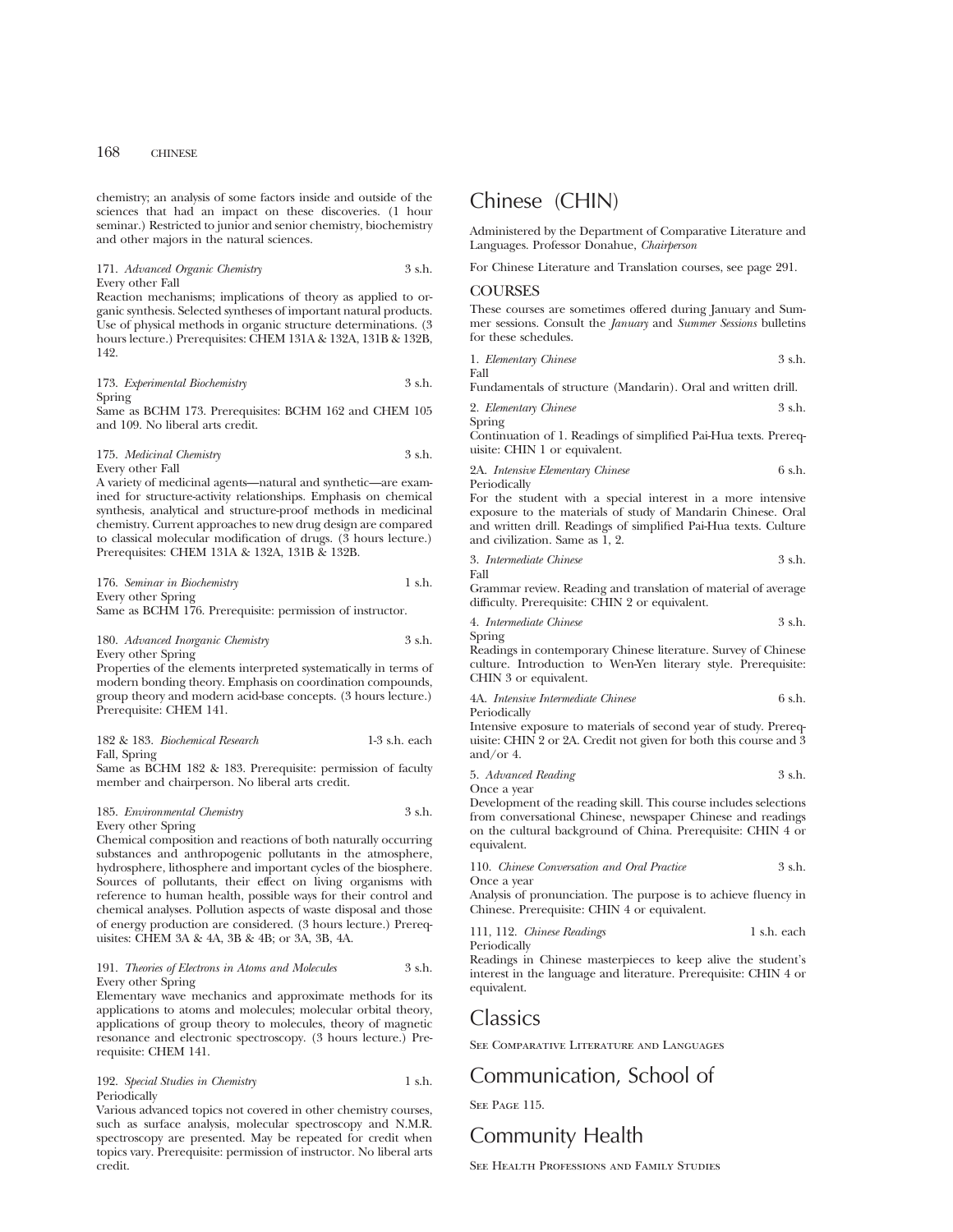chemistry; an analysis of some factors inside and outside of the sciences that had an impact on these discoveries. (1 hour seminar.) Restricted to junior and senior chemistry, biochemistry and other majors in the natural sciences.

171. *Advanced Organic Chemistry* 3 s.h.
Every other Fall
Reaction mechanisms; implications of theory as applied to organic synthesis. Selected syntheses of important natural products. Use of physical methods in organic structure determinations. (3 hours lecture.) Prerequisites: CHEM 131A & 132A, 131B & 132B, 142.

173. *Experimental Biochemistry* 3 s.h.
Spring
Same as BCHM 173. Prerequisites: BCHM 162 and CHEM 105 and 109. No liberal arts credit.

175. *Medicinal Chemistry* 3 s.h.
Every other Fall
A variety of medicinal agents—natural and synthetic—are examined for structure-activity relationships. Emphasis on chemical synthesis, analytical and structure-proof methods in medicinal chemistry. Current approaches to new drug design are compared to classical molecular modification of drugs. (3 hours lecture.) Prerequisites: CHEM 131A & 132A, 131B & 132B.

176. *Seminar in Biochemistry* 1 s.h.
Every other Spring
Same as BCHM 176. Prerequisite: permission of instructor.

180. *Advanced Inorganic Chemistry* 3 s.h.
Every other Spring
Properties of the elements interpreted systematically in terms of modern bonding theory. Emphasis on coordination compounds, group theory and modern acid-base concepts. (3 hours lecture.) Prerequisite: CHEM 141.

182 & 183. *Biochemical Research* 1-3 s.h. each
Fall, Spring
Same as BCHM 182 & 183. Prerequisite: permission of faculty member and chairperson. No liberal arts credit.

185. *Environmental Chemistry* 3 s.h.
Every other Spring
Chemical composition and reactions of both naturally occurring substances and anthropogenic pollutants in the atmosphere, hydrosphere, lithosphere and important cycles of the biosphere. Sources of pollutants, their effect on living organisms with reference to human health, possible ways for their control and chemical analyses. Pollution aspects of waste disposal and those of energy production are considered. (3 hours lecture.) Prerequisites: CHEM 3A & 4A, 3B & 4B; or 3A, 3B, 4A.

191. *Theories of Electrons in Atoms and Molecules* 3 s.h.
Every other Spring
Elementary wave mechanics and approximate methods for its applications to atoms and molecules; molecular orbital theory, applications of group theory to molecules, theory of magnetic resonance and electronic spectroscopy. (3 hours lecture.) Prerequisite: CHEM 141.

192. *Special Studies in Chemistry* 1 s.h.
Periodically
Various advanced topics not covered in other chemistry courses, such as surface analysis, molecular spectroscopy and N.M.R. spectroscopy are presented. May be repeated for credit when topics vary. Prerequisite: permission of instructor. No liberal arts credit.

# Chinese (CHIN)

Administered by the Department of Comparative Literature and Languages. Professor Donahue, *Chairperson*

For Chinese Literature and Translation courses, see page 291.

## COURSES

These courses are sometimes offered during January and Summer sessions. Consult the *January* and *Summer Sessions* bulletins for these schedules.

1. *Elementary Chinese* 3 s.h.
Fall
Fundamentals of structure (Mandarin). Oral and written drill.

2. *Elementary Chinese* 3 s.h.
Spring
Continuation of 1. Readings of simplified Pai-Hua texts. Prerequisite: CHIN 1 or equivalent.

2A. *Intensive Elementary Chinese* 6 s.h.
Periodically
For the student with a special interest in a more intensive exposure to the materials of study of Mandarin Chinese. Oral and written drill. Readings of simplified Pai-Hua texts. Culture and civilization. Same as 1, 2.

3. *Intermediate Chinese* 3 s.h.
Fall
Grammar review. Reading and translation of material of average difficulty. Prerequisite: CHIN 2 or equivalent.

4. *Intermediate Chinese* 3 s.h.
Spring
Readings in contemporary Chinese literature. Survey of Chinese culture. Introduction to Wen-Yen literary style. Prerequisite: CHIN 3 or equivalent.

4A. *Intensive Intermediate Chinese* 6 s.h.
Periodically
Intensive exposure to materials of second year of study. Prerequisite: CHIN 2 or 2A. Credit not given for both this course and 3 and/or 4.

5. *Advanced Reading* 3 s.h.
Once a year
Development of the reading skill. This course includes selections from conversational Chinese, newspaper Chinese and readings on the cultural background of China. Prerequisite: CHIN 4 or equivalent.

110. *Chinese Conversation and Oral Practice* 3 s.h.
Once a year
Analysis of pronunciation. The purpose is to achieve fluency in Chinese. Prerequisite: CHIN 4 or equivalent.

111, 112. *Chinese Readings* 1 s.h. each
Periodically
Readings in Chinese masterpieces to keep alive the student's interest in the language and literature. Prerequisite: CHIN 4 or equivalent.

# Classics

See Comparative Literature and Languages

# Communication, School of

See Page 115.

# Community Health

See Health Professions and Family Studies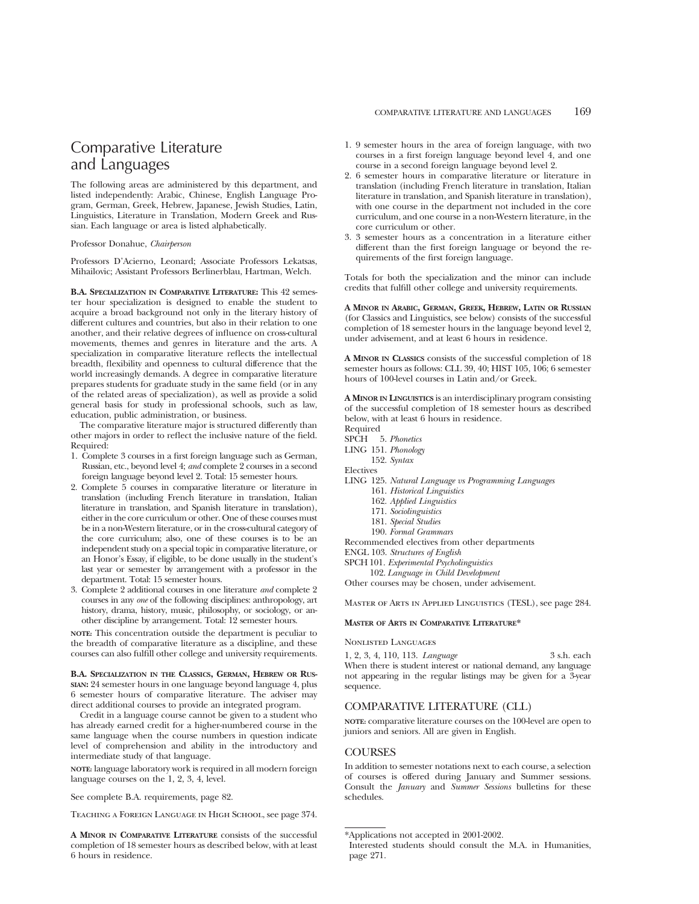# Comparative Literature and Languages

The following areas are administered by this department, and listed independently: Arabic, Chinese, English Language Program, German, Greek, Hebrew, Japanese, Jewish Studies, Latin, Linguistics, Literature in Translation, Modern Greek and Russian. Each language or area is listed alphabetically.

Professor Donahue, *Chairperson*

Professors D'Acierno, Leonard; Associate Professors Lekatsas, Mihailovic; Assistant Professors Berlinerblau, Hartman, Welch.

**B.A. Specialization in Comparative Literature:** This 42 semester hour specialization is designed to enable the student to acquire a broad background not only in the literary history of different cultures and countries, but also in their relation to one another, and their relative degrees of influence on cross-cultural movements, themes and genres in literature and the arts. A specialization in comparative literature reflects the intellectual breadth, flexibility and openness to cultural difference that the world increasingly demands. A degree in comparative literature prepares students for graduate study in the same field (or in any of the related areas of specialization), as well as provide a solid general basis for study in professional schools, such as law, education, public administration, or business.

The comparative literature major is structured differently than other majors in order to reflect the inclusive nature of the field. Required:

1. Complete 3 courses in a first foreign language such as German, Russian, etc., beyond level 4; *and* complete 2 courses in a second foreign language beyond level 2. Total: 15 semester hours.
2. Complete 5 courses in comparative literature or literature in translation (including French literature in translation, Italian literature in translation, and Spanish literature in translation), either in the core curriculum or other. One of these courses must be in a non-Western literature, or in the cross-cultural category of the core curriculum; also, one of these courses is to be an independent study on a special topic in comparative literature, or an Honor's Essay, if eligible, to be done usually in the student's last year or semester by arrangement with a professor in the department. Total: 15 semester hours.
3. Complete 2 additional courses in one literature *and* complete 2 courses in any *one* of the following disciplines: anthropology, art history, drama, history, music, philosophy, or sociology, or another discipline by arrangement. Total: 12 semester hours.

**NOTE:** This concentration outside the department is peculiar to the breadth of comparative literature as a discipline, and these courses can also fulfill other college and university requirements.

**B.A. Specialization in the Classics, German, Hebrew or Russian:** 24 semester hours in one language beyond language 4, plus 6 semester hours of comparative literature. The adviser may direct additional courses to provide an integrated program.

Credit in a language course cannot be given to a student who has already earned credit for a higher-numbered course in the same language when the course numbers in question indicate level of comprehension and ability in the introductory and intermediate study of that language.

**NOTE:** language laboratory work is required in all modern foreign language courses on the 1, 2, 3, 4, level.

See complete B.A. requirements, page 82.

Teaching a Foreign Language in High School, see page 374.

**A Minor in Comparative Literature** consists of the successful completion of 18 semester hours as described below, with at least 6 hours in residence.

1. 9 semester hours in the area of foreign language, with two courses in a first foreign language beyond level 4, and one course in a second foreign language beyond level 2.
2. 6 semester hours in comparative literature or literature in translation (including French literature in translation, Italian literature in translation, and Spanish literature in translation), with one course in the department not included in the core curriculum, and one course in a non-Western literature, in the core curriculum or other.
3. 3 semester hours as a concentration in a literature either different than the first foreign language or beyond the requirements of the first foreign language.

Totals for both the specialization and the minor can include credits that fulfill other college and university requirements.

**A Minor in Arabic, German, Greek, Hebrew, Latin or Russian** (for Classics and Linguistics, see below) consists of the successful completion of 18 semester hours in the language beyond level 2, under advisement, and at least 6 hours in residence.

**A Minor in Classics** consists of the successful completion of 18 semester hours as follows: CLL 39, 40; HIST 105, 106; 6 semester hours of 100-level courses in Latin and/or Greek.

**A Minor in Linguistics** is an interdisciplinary program consisting of the successful completion of 18 semester hours as described below, with at least 6 hours in residence.

Required
SPCH 5. *Phonetics*
LING 151. *Phonology*
152. *Syntax*

Electives
LING 125. *Natural Language vs Programming Languages*
161. *Historical Linguistics*
162. *Applied Linguistics*
171. *Sociolinguistics*
181. *Special Studies*
190. *Formal Grammars*

Recommended electives from other departments
ENGL 103. *Structures of English*
SPCH 101. *Experimental Psycholinguistics*
102. *Language in Child Development*

Other courses may be chosen, under advisement.

Master of Arts in Applied Linguistics (TESL), see page 284.

**Master of Arts in Comparative Literature***

Nonlisted Languages

1, 2, 3, 4, 110, 113. *Language* — 3 s.h. each

When there is student interest or national demand, any language not appearing in the regular listings may be given for a 3-year sequence.

## COMPARATIVE LITERATURE (CLL)

**NOTE:** comparative literature courses on the 100-level are open to juniors and seniors. All are given in English.

## COURSES

In addition to semester notations next to each course, a selection of courses is offered during January and Summer sessions. Consult the *January* and *Summer Sessions* bulletins for these schedules.

---

*Applications not accepted in 2001-2002.
Interested students should consult the M.A. in Humanities, page 271.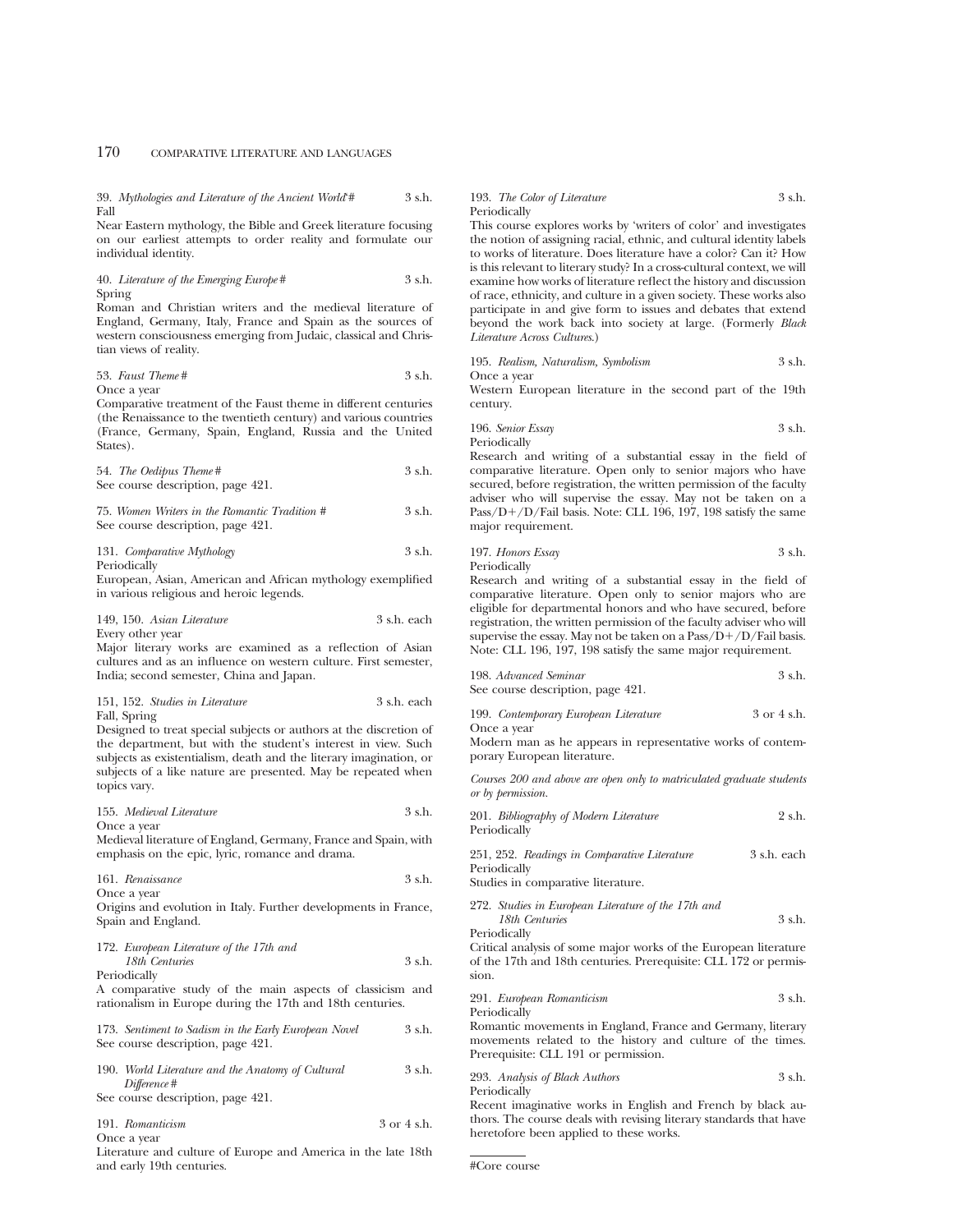39. *Mythologies and Literature of the Ancient World*# 3 s.h.
Fall
Near Eastern mythology, the Bible and Greek literature focusing on our earliest attempts to order reality and formulate our individual identity.

40. *Literature of the Emerging Europe* # 3 s.h.
Spring
Roman and Christian writers and the medieval literature of England, Germany, Italy, France and Spain as the sources of western consciousness emerging from Judaic, classical and Christian views of reality.

53. *Faust Theme* # 3 s.h.
Once a year
Comparative treatment of the Faust theme in different centuries (the Renaissance to the twentieth century) and various countries (France, Germany, Spain, England, Russia and the United States).

54. *The Oedipus Theme* # 3 s.h.
See course description, page 421.

75. *Women Writers in the Romantic Tradition* # 3 s.h.
See course description, page 421.

131. *Comparative Mythology* 3 s.h.
Periodically
European, Asian, American and African mythology exemplified in various religious and heroic legends.

149, 150. *Asian Literature* 3 s.h. each
Every other year
Major literary works are examined as a reflection of Asian cultures and as an influence on western culture. First semester, India; second semester, China and Japan.

151, 152. *Studies in Literature* 3 s.h. each
Fall, Spring
Designed to treat special subjects or authors at the discretion of the department, but with the student's interest in view. Such subjects as existentialism, death and the literary imagination, or subjects of a like nature are presented. May be repeated when topics vary.

155. *Medieval Literature* 3 s.h.
Once a year
Medieval literature of England, Germany, France and Spain, with emphasis on the epic, lyric, romance and drama.

161. *Renaissance* 3 s.h.
Once a year
Origins and evolution in Italy. Further developments in France, Spain and England.

172. *European Literature of the 17th and 18th Centuries* 3 s.h.
Periodically
A comparative study of the main aspects of classicism and rationalism in Europe during the 17th and 18th centuries.

173. *Sentiment to Sadism in the Early European Novel* 3 s.h.
See course description, page 421.

190. *World Literature and the Anatomy of Cultural Difference* # 3 s.h.
See course description, page 421.

191. *Romanticism* 3 or 4 s.h.
Once a year
Literature and culture of Europe and America in the late 18th and early 19th centuries.

193. *The Color of Literature* 3 s.h.
Periodically
This course explores works by 'writers of color' and investigates the notion of assigning racial, ethnic, and cultural identity labels to works of literature. Does literature have a color? Can it? How is this relevant to literary study? In a cross-cultural context, we will examine how works of literature reflect the history and discussion of race, ethnicity, and culture in a given society. These works also participate in and give form to issues and debates that extend beyond the work back into society at large. (Formerly *Black Literature Across Cultures*.)

195. *Realism, Naturalism, Symbolism* 3 s.h.
Once a year
Western European literature in the second part of the 19th century.

196. *Senior Essay* 3 s.h.
Periodically
Research and writing of a substantial essay in the field of comparative literature. Open only to senior majors who have secured, before registration, the written permission of the faculty adviser who will supervise the essay. May not be taken on a Pass/D+/D/Fail basis. Note: CLL 196, 197, 198 satisfy the same major requirement.

197. *Honors Essay* 3 s.h.
Periodically
Research and writing of a substantial essay in the field of comparative literature. Open only to senior majors who are eligible for departmental honors and who have secured, before registration, the written permission of the faculty adviser who will supervise the essay. May not be taken on a Pass/D+/D/Fail basis. Note: CLL 196, 197, 198 satisfy the same major requirement.

198. *Advanced Seminar* 3 s.h.
See course description, page 421.

199. *Contemporary European Literature* 3 or 4 s.h.
Once a year
Modern man as he appears in representative works of contemporary European literature.

*Courses 200 and above are open only to matriculated graduate students or by permission.*

201. *Bibliography of Modern Literature* 2 s.h.
Periodically

251, 252. *Readings in Comparative Literature* 3 s.h. each
Periodically
Studies in comparative literature.

272. *Studies in European Literature of the 17th and 18th Centuries* 3 s.h.
Periodically
Critical analysis of some major works of the European literature of the 17th and 18th centuries. Prerequisite: CLL 172 or permission.

291. *European Romanticism* 3 s.h.
Periodically
Romantic movements in England, France and Germany, literary movements related to the history and culture of the times. Prerequisite: CLL 191 or permission.

293. *Analysis of Black Authors* 3 s.h.
Periodically
Recent imaginative works in English and French by black authors. The course deals with revising literary standards that have heretofore been applied to these works.

#Core course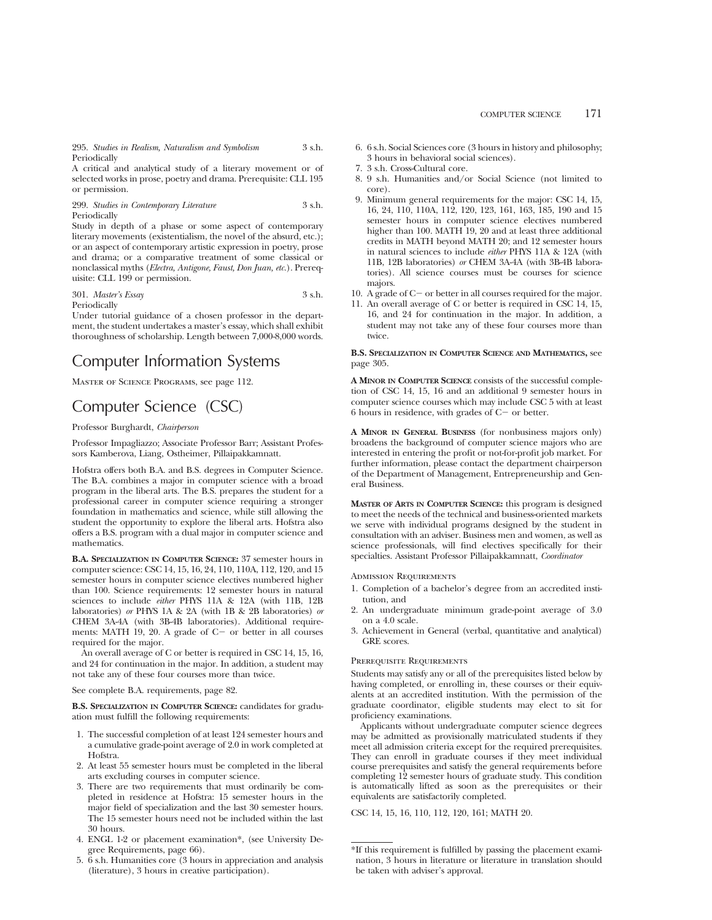295. *Studies in Realism, Naturalism and Symbolism* 3 s.h.
Periodically

A critical and analytical study of a literary movement or of selected works in prose, poetry and drama. Prerequisite: CLL 195 or permission.

299. *Studies in Contemporary Literature* 3 s.h.
Periodically

Study in depth of a phase or some aspect of contemporary literary movements (existentialism, the novel of the absurd, etc.); or an aspect of contemporary artistic expression in poetry, prose and drama; or a comparative treatment of some classical or nonclassical myths (*Electra, Antigone, Faust, Don Juan, etc.*). Prerequisite: CLL 199 or permission.

301. *Master's Essay* 3 s.h.
Periodically

Under tutorial guidance of a chosen professor in the department, the student undertakes a master's essay, which shall exhibit thoroughness of scholarship. Length between 7,000-8,000 words.

# Computer Information Systems

Master of Science Programs, see page 112.

# Computer Science (CSC)

Professor Burghardt, *Chairperson*

Professor Impagliazzo; Associate Professor Barr; Assistant Professors Kamberova, Liang, Ostheimer, Pillaipakkamnatt.

Hofstra offers both B.A. and B.S. degrees in Computer Science. The B.A. combines a major in computer science with a broad program in the liberal arts. The B.S. prepares the student for a professional career in computer science requiring a stronger foundation in mathematics and science, while still allowing the student the opportunity to explore the liberal arts. Hofstra also offers a B.S. program with a dual major in computer science and mathematics.

**B.A. Specialization in Computer Science:** 37 semester hours in computer science: CSC 14, 15, 16, 24, 110, 110A, 112, 120, and 15 semester hours in computer science electives numbered higher than 100. Science requirements: 12 semester hours in natural sciences to include *either* PHYS 11A & 12A (with 11B, 12B laboratories) *or* PHYS 1A & 2A (with 1B & 2B laboratories) *or* CHEM 3A-4A (with 3B-4B laboratories). Additional requirements: MATH 19, 20. A grade of C− or better in all courses required for the major.

An overall average of C or better is required in CSC 14, 15, 16, and 24 for continuation in the major. In addition, a student may not take any of these four courses more than twice.

See complete B.A. requirements, page 82.

**B.S. Specialization in Computer Science:** candidates for graduation must fulfill the following requirements:

1. The successful completion of at least 124 semester hours and a cumulative grade-point average of 2.0 in work completed at Hofstra.
2. At least 55 semester hours must be completed in the liberal arts excluding courses in computer science.
3. There are two requirements that must ordinarily be completed in residence at Hofstra: 15 semester hours in the major field of specialization and the last 30 semester hours. The 15 semester hours need not be included within the last 30 hours.
4. ENGL 1-2 or placement examination*, (see University Degree Requirements, page 66).
5. 6 s.h. Humanities core (3 hours in appreciation and analysis (literature), 3 hours in creative participation).
6. 6 s.h. Social Sciences core (3 hours in history and philosophy; 3 hours in behavioral social sciences).
7. 3 s.h. Cross-Cultural core.
8. 9 s.h. Humanities and/or Social Science (not limited to core).
9. Minimum general requirements for the major: CSC 14, 15, 16, 24, 110, 110A, 112, 120, 123, 161, 163, 185, 190 and 15 semester hours in computer science electives numbered higher than 100. MATH 19, 20 and at least three additional credits in MATH beyond MATH 20; and 12 semester hours in natural sciences to include *either* PHYS 11A & 12A (with 11B, 12B laboratories) *or* CHEM 3A-4A (with 3B-4B laboratories). All science courses must be courses for science majors.
10. A grade of C− or better in all courses required for the major.
11. An overall average of C or better is required in CSC 14, 15, 16, and 24 for continuation in the major. In addition, a student may not take any of these four courses more than twice.

**B.S. Specialization in Computer Science and Mathematics,** see page 305.

**A Minor in Computer Science** consists of the successful completion of CSC 14, 15, 16 and an additional 9 semester hours in computer science courses which may include CSC 5 with at least 6 hours in residence, with grades of C− or better.

**A Minor in General Business** (for nonbusiness majors only) broadens the background of computer science majors who are interested in entering the profit or not-for-profit job market. For further information, please contact the department chairperson of the Department of Management, Entrepreneurship and General Business.

**Master of Arts in Computer Science:** this program is designed to meet the needs of the technical and business-oriented markets we serve with individual programs designed by the student in consultation with an adviser. Business men and women, as well as science professionals, will find electives specifically for their specialties. Assistant Professor Pillaipakkamnatt, *Coordinator*

Admission Requirements

1. Completion of a bachelor's degree from an accredited institution, and
2. An undergraduate minimum grade-point average of 3.0 on a 4.0 scale.
3. Achievement in General (verbal, quantitative and analytical) GRE scores.

Prerequisite Requirements

Students may satisfy any or all of the prerequisites listed below by having completed, or enrolling in, these courses or their equivalents at an accredited institution. With the permission of the graduate coordinator, eligible students may elect to sit for proficiency examinations.

Applicants without undergraduate computer science degrees may be admitted as provisionally matriculated students if they meet all admission criteria except for the required prerequisites. They can enroll in graduate courses if they meet individual course prerequisites and satisfy the general requirements before completing 12 semester hours of graduate study. This condition is automatically lifted as soon as the prerequisites or their equivalents are satisfactorily completed.

CSC 14, 15, 16, 110, 112, 120, 161; MATH 20.

---

*If this requirement is fulfilled by passing the placement examination, 3 hours in literature or literature in translation should be taken with adviser's approval.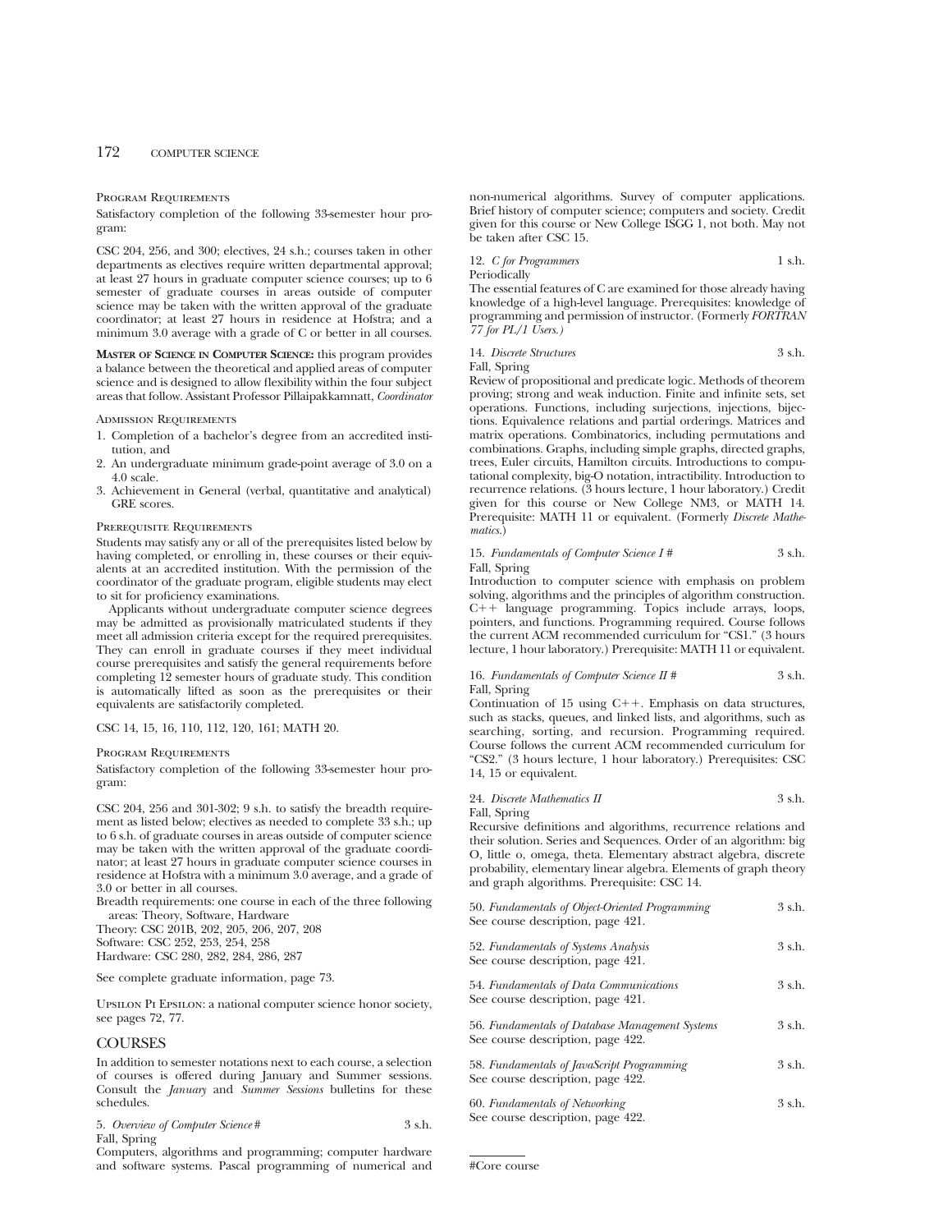Program Requirements

Satisfactory completion of the following 33-semester hour program:

CSC 204, 256, and 300; electives, 24 s.h.; courses taken in other departments as electives require written departmental approval; at least 27 hours in graduate computer science courses; up to 6 semester of graduate courses in areas outside of computer science may be taken with the written approval of the graduate coordinator; at least 27 hours in residence at Hofstra; and a minimum 3.0 average with a grade of C or better in all courses.

**Master of Science in Computer Science:** this program provides a balance between the theoretical and applied areas of computer science and is designed to allow flexibility within the four subject areas that follow. Assistant Professor Pillaipakkamnatt, *Coordinator*

Admission Requirements

1. Completion of a bachelor's degree from an accredited institution, and
2. An undergraduate minimum grade-point average of 3.0 on a 4.0 scale.
3. Achievement in General (verbal, quantitative and analytical) GRE scores.

Prerequisite Requirements

Students may satisfy any or all of the prerequisites listed below by having completed, or enrolling in, these courses or their equivalents at an accredited institution. With the permission of the coordinator of the graduate program, eligible students may elect to sit for proficiency examinations.

Applicants without undergraduate computer science degrees may be admitted as provisionally matriculated students if they meet all admission criteria except for the required prerequisites. They can enroll in graduate courses if they meet individual course prerequisites and satisfy the general requirements before completing 12 semester hours of graduate study. This condition is automatically lifted as soon as the prerequisites or their equivalents are satisfactorily completed.

CSC 14, 15, 16, 110, 112, 120, 161; MATH 20.

Program Requirements

Satisfactory completion of the following 33-semester hour program:

CSC 204, 256 and 301-302; 9 s.h. to satisfy the breadth requirement as listed below; electives as needed to complete 33 s.h.; up to 6 s.h. of graduate courses in areas outside of computer science may be taken with the written approval of the graduate coordinator; at least 27 hours in graduate computer science courses in residence at Hofstra with a minimum 3.0 average, and a grade of 3.0 or better in all courses.

Breadth requirements: one course in each of the three following areas: Theory, Software, Hardware

Theory: CSC 201B, 202, 205, 206, 207, 208

Software: CSC 252, 253, 254, 258

Hardware: CSC 280, 282, 284, 286, 287

See complete graduate information, page 73.

Upsilon Pi Epsilon: a national computer science honor society, see pages 72, 77.

## COURSES

In addition to semester notations next to each course, a selection of courses is offered during January and Summer sessions. Consult the *January* and *Summer Sessions* bulletins for these schedules.

5. *Overview of Computer Science* # — 3 s.h.
Fall, Spring
Computers, algorithms and programming; computer hardware and software systems. Pascal programming of numerical and non-numerical algorithms. Survey of computer applications. Brief history of computer science; computers and society. Credit given for this course or New College ISGG 1, not both. May not be taken after CSC 15.

12. *C for Programmers* — 1 s.h.
Periodically
The essential features of C are examined for those already having knowledge of a high-level language. Prerequisites: knowledge of programming and permission of instructor. (Formerly *FORTRAN 77 for PL/1 Users.*)

14. *Discrete Structures* — 3 s.h.
Fall, Spring
Review of propositional and predicate logic. Methods of theorem proving; strong and weak induction. Finite and infinite sets, set operations. Functions, including surjections, injections, bijections. Equivalence relations and partial orderings. Matrices and matrix operations. Combinatorics, including permutations and combinations. Graphs, including simple graphs, directed graphs, trees, Euler circuits, Hamilton circuits. Introductions to computational complexity, big-O notation, intractibility. Introduction to recurrence relations. (3 hours lecture, 1 hour laboratory.) Credit given for this course or New College NM3, or MATH 14. Prerequisite: MATH 11 or equivalent. (Formerly *Discrete Mathematics.*)

15. *Fundamentals of Computer Science I* # — 3 s.h.
Fall, Spring
Introduction to computer science with emphasis on problem solving, algorithms and the principles of algorithm construction. C++ language programming. Topics include arrays, loops, pointers, and functions. Programming required. Course follows the current ACM recommended curriculum for "CS1." (3 hours lecture, 1 hour laboratory.) Prerequisite: MATH 11 or equivalent.

16. *Fundamentals of Computer Science II* # — 3 s.h.
Fall, Spring
Continuation of 15 using C++. Emphasis on data structures, such as stacks, queues, and linked lists, and algorithms, such as searching, sorting, and recursion. Programming required. Course follows the current ACM recommended curriculum for "CS2." (3 hours lecture, 1 hour laboratory.) Prerequisites: CSC 14, 15 or equivalent.

24. *Discrete Mathematics II* — 3 s.h.
Fall, Spring
Recursive definitions and algorithms, recurrence relations and their solution. Series and Sequences. Order of an algorithm: big O, little o, omega, theta. Elementary abstract algebra, discrete probability, elementary linear algebra. Elements of graph theory and graph algorithms. Prerequisite: CSC 14.

50. *Fundamentals of Object-Oriented Programming* — 3 s.h.
See course description, page 421.

52. *Fundamentals of Systems Analysis* — 3 s.h.
See course description, page 421.

54. *Fundamentals of Data Communications* — 3 s.h.
See course description, page 421.

56. *Fundamentals of Database Management Systems* — 3 s.h.
See course description, page 422.

58. *Fundamentals of JavaScript Programming* — 3 s.h.
See course description, page 422.

60. *Fundamentals of Networking* — 3 s.h.
See course description, page 422.

#Core course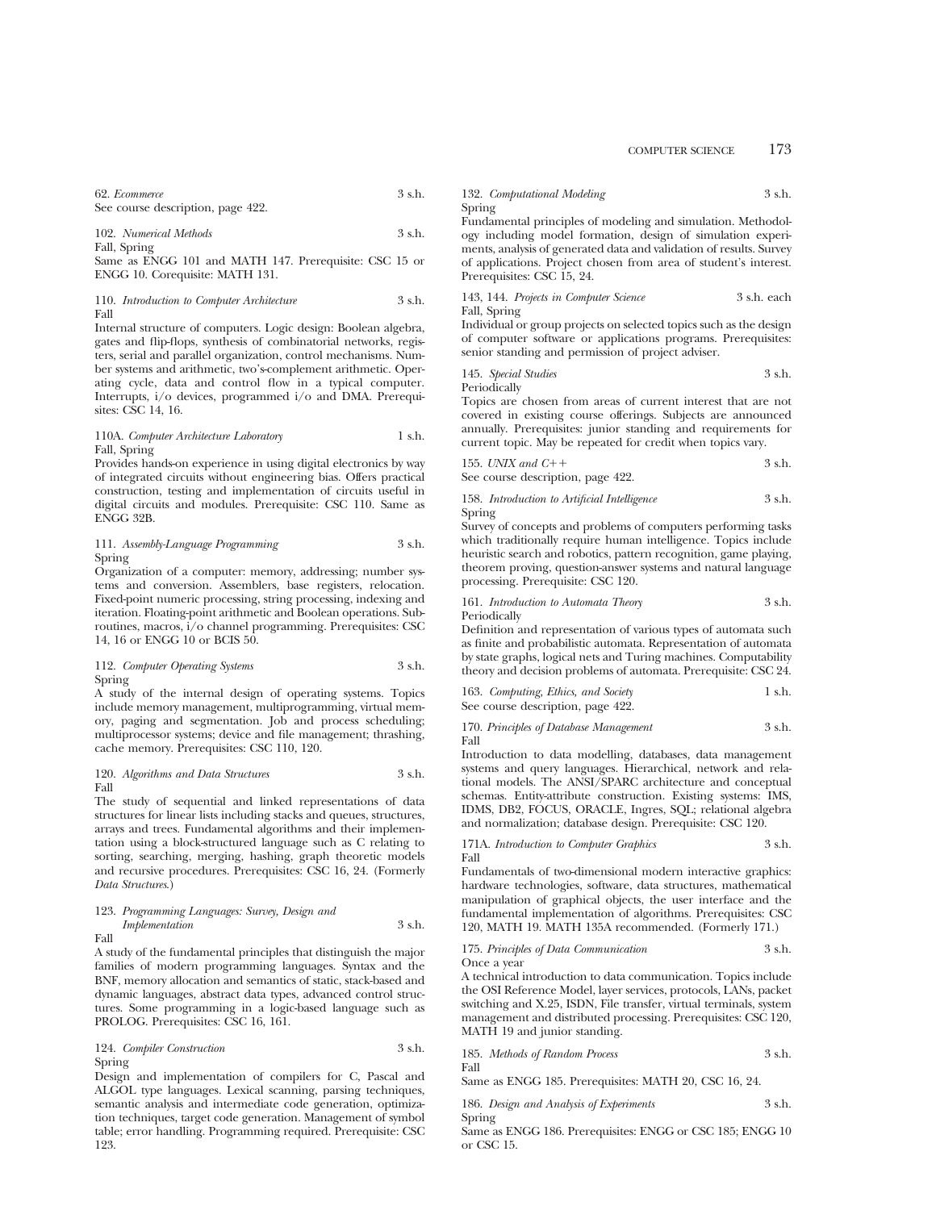62. *Ecommerce* 3 s.h.
See course description, page 422.

102. *Numerical Methods* 3 s.h.
Fall, Spring
Same as ENGG 101 and MATH 147. Prerequisite: CSC 15 or ENGG 10. Corequisite: MATH 131.

110. *Introduction to Computer Architecture* 3 s.h.
Fall
Internal structure of computers. Logic design: Boolean algebra, gates and flip-flops, synthesis of combinatorial networks, registers, serial and parallel organization, control mechanisms. Number systems and arithmetic, two's-complement arithmetic. Operating cycle, data and control flow in a typical computer. Interrupts, i/o devices, programmed i/o and DMA. Prerequisites: CSC 14, 16.

110A. *Computer Architecture Laboratory* 1 s.h.
Fall, Spring
Provides hands-on experience in using digital electronics by way of integrated circuits without engineering bias. Offers practical construction, testing and implementation of circuits useful in digital circuits and modules. Prerequisite: CSC 110. Same as ENGG 32B.

111. *Assembly-Language Programming* 3 s.h.
Spring
Organization of a computer: memory, addressing; number systems and conversion. Assemblers, base registers, relocation. Fixed-point numeric processing, string processing, indexing and iteration. Floating-point arithmetic and Boolean operations. Subroutines, macros, i/o channel programming. Prerequisites: CSC 14, 16 or ENGG 10 or BCIS 50.

112. *Computer Operating Systems* 3 s.h.
Spring
A study of the internal design of operating systems. Topics include memory management, multiprogramming, virtual memory, paging and segmentation. Job and process scheduling; multiprocessor systems; device and file management; thrashing, cache memory. Prerequisites: CSC 110, 120.

120. *Algorithms and Data Structures* 3 s.h.
Fall
The study of sequential and linked representations of data structures for linear lists including stacks and queues, structures, arrays and trees. Fundamental algorithms and their implementation using a block-structured language such as C relating to sorting, searching, merging, hashing, graph theoretic models and recursive procedures. Prerequisites: CSC 16, 24. (Formerly *Data Structures*.)

123. *Programming Languages: Survey, Design and Implementation* 3 s.h.
Fall
A study of the fundamental principles that distinguish the major families of modern programming languages. Syntax and the BNF, memory allocation and semantics of static, stack-based and dynamic languages, abstract data types, advanced control structures. Some programming in a logic-based language such as PROLOG. Prerequisites: CSC 16, 161.

124. *Compiler Construction* 3 s.h.
Spring
Design and implementation of compilers for C, Pascal and ALGOL type languages. Lexical scanning, parsing techniques, semantic analysis and intermediate code generation, optimization techniques, target code generation. Management of symbol table; error handling. Programming required. Prerequisite: CSC 123.

132. *Computational Modeling* 3 s.h.
Spring
Fundamental principles of modeling and simulation. Methodology including model formation, design of simulation experiments, analysis of generated data and validation of results. Survey of applications. Project chosen from area of student's interest. Prerequisites: CSC 15, 24.

143, 144. *Projects in Computer Science* 3 s.h. each
Fall, Spring
Individual or group projects on selected topics such as the design of computer software or applications programs. Prerequisites: senior standing and permission of project adviser.

145. *Special Studies* 3 s.h.
Periodically
Topics are chosen from areas of current interest that are not covered in existing course offerings. Subjects are announced annually. Prerequisites: junior standing and requirements for current topic. May be repeated for credit when topics vary.

155. *UNIX and C++* 3 s.h.
See course description, page 422.

158. *Introduction to Artificial Intelligence* 3 s.h.
Spring
Survey of concepts and problems of computers performing tasks which traditionally require human intelligence. Topics include heuristic search and robotics, pattern recognition, game playing, theorem proving, question-answer systems and natural language processing. Prerequisite: CSC 120.

161. *Introduction to Automata Theory* 3 s.h.
Periodically
Definition and representation of various types of automata such as finite and probabilistic automata. Representation of automata by state graphs, logical nets and Turing machines. Computability theory and decision problems of automata. Prerequisite: CSC 24.

163. *Computing, Ethics, and Society* 1 s.h.
See course description, page 422.

170. *Principles of Database Management* 3 s.h.
Fall
Introduction to data modelling, databases, data management systems and query languages. Hierarchical, network and relational models. The ANSI/SPARC architecture and conceptual schemas. Entity-attribute construction. Existing systems: IMS, IDMS, DB2, FOCUS, ORACLE, Ingres, SQL; relational algebra and normalization; database design. Prerequisite: CSC 120.

171A. *Introduction to Computer Graphics* 3 s.h.
Fall
Fundamentals of two-dimensional modern interactive graphics: hardware technologies, software, data structures, mathematical manipulation of graphical objects, the user interface and the fundamental implementation of algorithms. Prerequisites: CSC 120, MATH 19. MATH 135A recommended. (Formerly 171.)

175. *Principles of Data Communication* 3 s.h.
Once a year
A technical introduction to data communication. Topics include the OSI Reference Model, layer services, protocols, LANs, packet switching and X.25, ISDN, File transfer, virtual terminals, system management and distributed processing. Prerequisites: CSC 120, MATH 19 and junior standing.

185. *Methods of Random Process* 3 s.h.
Fall
Same as ENGG 185. Prerequisites: MATH 20, CSC 16, 24.

186. *Design and Analysis of Experiments* 3 s.h.
Spring
Same as ENGG 186. Prerequisites: ENGG or CSC 185; ENGG 10 or CSC 15.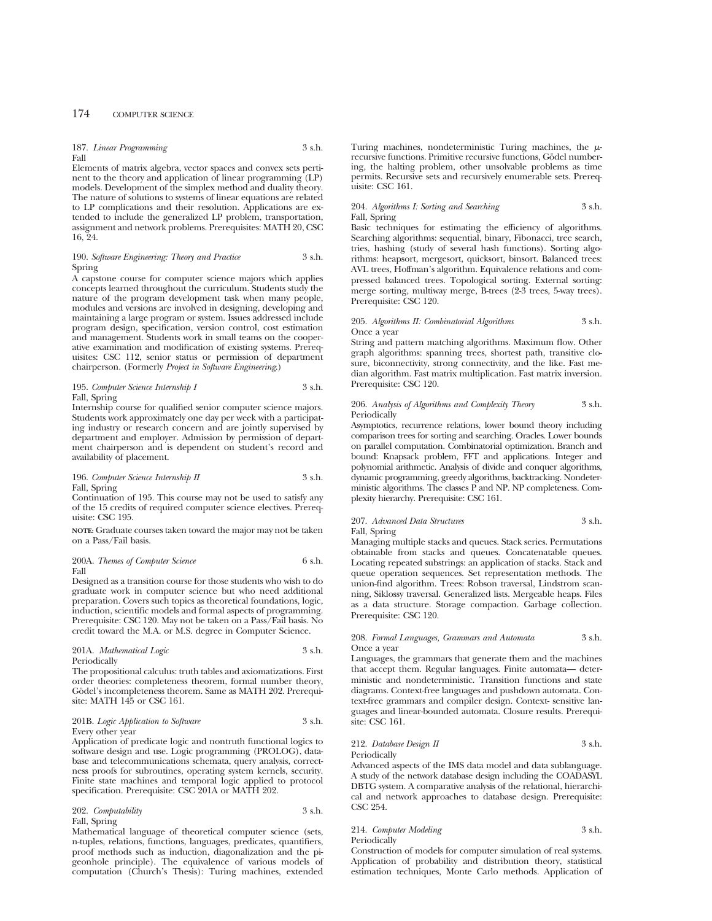187. *Linear Programming* 3 s.h.
Fall

Elements of matrix algebra, vector spaces and convex sets pertinent to the theory and application of linear programming (LP) models. Development of the simplex method and duality theory. The nature of solutions to systems of linear equations are related to LP complications and their resolution. Applications are extended to include the generalized LP problem, transportation, assignment and network problems. Prerequisites: MATH 20, CSC 16, 24.

190. *Software Engineering: Theory and Practice* 3 s.h.
Spring

A capstone course for computer science majors which applies concepts learned throughout the curriculum. Students study the nature of the program development task when many people, modules and versions are involved in designing, developing and maintaining a large program or system. Issues addressed include program design, specification, version control, cost estimation and management. Students work in small teams on the cooperative examination and modification of existing systems. Prerequisites: CSC 112, senior status or permission of department chairperson. (Formerly *Project in Software Engineering.*)

195. *Computer Science Internship I* 3 s.h.
Fall, Spring

Internship course for qualified senior computer science majors. Students work approximately one day per week with a participating industry or research concern and are jointly supervised by department and employer. Admission by permission of department chairperson and is dependent on student's record and availability of placement.

196. *Computer Science Internship II* 3 s.h.
Fall, Spring

Continuation of 195. This course may not be used to satisfy any of the 15 credits of required computer science electives. Prerequisite: CSC 195.

**NOTE:** Graduate courses taken toward the major may not be taken on a Pass/Fail basis.

200A. *Themes of Computer Science* 6 s.h.
Fall

Designed as a transition course for those students who wish to do graduate work in computer science but who need additional preparation. Covers such topics as theoretical foundations, logic, induction, scientific models and formal aspects of programming. Prerequisite: CSC 120. May not be taken on a Pass/Fail basis. No credit toward the M.A. or M.S. degree in Computer Science.

201A. *Mathematical Logic* 3 s.h.
Periodically

The propositional calculus: truth tables and axiomatizations. First order theories: completeness theorem, formal number theory, Gödel's incompleteness theorem. Same as MATH 202. Prerequisite: MATH 145 or CSC 161.

201B. *Logic Application to Software* 3 s.h.
Every other year

Application of predicate logic and nontruth functional logics to software design and use. Logic programming (PROLOG), database and telecommunications schemata, query analysis, correctness proofs for subroutines, operating system kernels, security. Finite state machines and temporal logic applied to protocol specification. Prerequisite: CSC 201A or MATH 202.

202. *Computability* 3 s.h.
Fall, Spring

Mathematical language of theoretical computer science (sets, n-tuples, relations, functions, languages, predicates, quantifiers, proof methods such as induction, diagonalization and the pigeonhole principle). The equivalence of various models of computation (Church's Thesis): Turing machines, extended Turing machines, nondeterministic Turing machines, the $\mu$-recursive functions. Primitive recursive functions, Gödel numbering, the halting problem, other unsolvable problems as time permits. Recursive sets and recursively enumerable sets. Prerequisite: CSC 161.

204. *Algorithms I: Sorting and Searching* 3 s.h.
Fall, Spring

Basic techniques for estimating the efficiency of algorithms. Searching algorithms: sequential, binary, Fibonacci, tree search, tries, hashing (study of several hash functions). Sorting algorithms: heapsort, mergesort, quicksort, binsort. Balanced trees: AVL trees, Hoffman's algorithm. Equivalence relations and compressed balanced trees. Topological sorting. External sorting: merge sorting, multiway merge, B-trees (2-3 trees, 5-way trees). Prerequisite: CSC 120.

205. *Algorithms II: Combinatorial Algorithms* 3 s.h.
Once a year

String and pattern matching algorithms. Maximum flow. Other graph algorithms: spanning trees, shortest path, transitive closure, biconnectivity, strong connectivity, and the like. Fast median algorithm. Fast matrix multiplication. Fast matrix inversion. Prerequisite: CSC 120.

206. *Analysis of Algorithms and Complexity Theory* 3 s.h.
Periodically

Asymptotics, recurrence relations, lower bound theory including comparison trees for sorting and searching. Oracles. Lower bounds on parallel computation. Combinatorial optimization. Branch and bound: Knapsack problem, FFT and applications. Integer and polynomial arithmetic. Analysis of divide and conquer algorithms, dynamic programming, greedy algorithms, backtracking. Nondeterministic algorithms. The classes P and NP. NP completeness. Complexity hierarchy. Prerequisite: CSC 161.

207. *Advanced Data Structures* 3 s.h.
Fall, Spring

Managing multiple stacks and queues. Stack series. Permutations obtainable from stacks and queues. Concatenatable queues. Locating repeated substrings: an application of stacks. Stack and queue operation sequences. Set representation methods. The union-find algorithm. Trees: Robson traversal, Lindstrom scanning, Siklossy traversal. Generalized lists. Mergeable heaps. Files as a data structure. Storage compaction. Garbage collection. Prerequisite: CSC 120.

208. *Formal Languages, Grammars and Automata* 3 s.h.
Once a year

Languages, the grammars that generate them and the machines that accept them. Regular languages. Finite automata— deterministic and nondeterministic. Transition functions and state diagrams. Context-free languages and pushdown automata. Context-free grammars and compiler design. Context- sensitive languages and linear-bounded automata. Closure results. Prerequisite: CSC 161.

212. *Database Design II* 3 s.h.
Periodically

Advanced aspects of the IMS data model and data sublanguage. A study of the network database design including the COADASYL DBTG system. A comparative analysis of the relational, hierarchical and network approaches to database design. Prerequisite: CSC 254.

214. *Computer Modeling* 3 s.h.
Periodically

Construction of models for computer simulation of real systems. Application of probability and distribution theory, statistical estimation techniques, Monte Carlo methods. Application of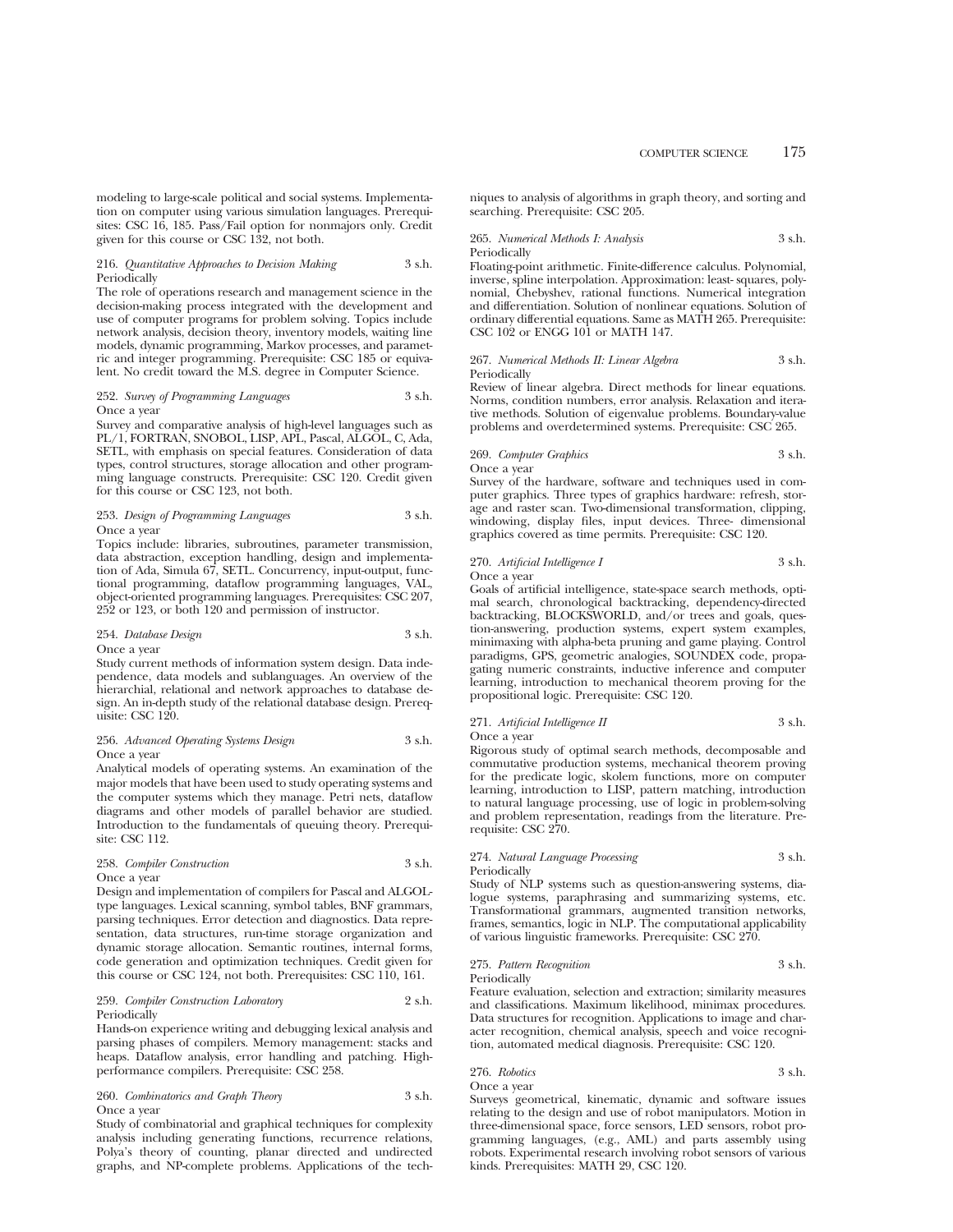modeling to large-scale political and social systems. Implementation on computer using various simulation languages. Prerequisites: CSC 16, 185. Pass/Fail option for nonmajors only. Credit given for this course or CSC 132, not both.

216. *Quantitative Approaches to Decision Making* 3 s.h.
Periodically
The role of operations research and management science in the decision-making process integrated with the development and use of computer programs for problem solving. Topics include network analysis, decision theory, inventory models, waiting line models, dynamic programming, Markov processes, and parametric and integer programming. Prerequisite: CSC 185 or equivalent. No credit toward the M.S. degree in Computer Science.

252. *Survey of Programming Languages* 3 s.h.
Once a year
Survey and comparative analysis of high-level languages such as PL/1, FORTRAN, SNOBOL, LISP, APL, Pascal, ALGOL, C, Ada, SETL, with emphasis on special features. Consideration of data types, control structures, storage allocation and other programming language constructs. Prerequisite: CSC 120. Credit given for this course or CSC 123, not both.

253. *Design of Programming Languages* 3 s.h.
Once a year
Topics include: libraries, subroutines, parameter transmission, data abstraction, exception handling, design and implementation of Ada, Simula 67, SETL. Concurrency, input-output, functional programming, dataflow programming languages, VAL, object-oriented programming languages. Prerequisites: CSC 207, 252 or 123, or both 120 and permission of instructor.

254. *Database Design* 3 s.h.
Once a year
Study current methods of information system design. Data independence, data models and sublanguages. An overview of the hierarchial, relational and network approaches to database design. An in-depth study of the relational database design. Prerequisite: CSC 120.

256. *Advanced Operating Systems Design* 3 s.h.
Once a year
Analytical models of operating systems. An examination of the major models that have been used to study operating systems and the computer systems which they manage. Petri nets, dataflow diagrams and other models of parallel behavior are studied. Introduction to the fundamentals of queuing theory. Prerequisite: CSC 112.

258. *Compiler Construction* 3 s.h.
Once a year
Design and implementation of compilers for Pascal and ALGOL-type languages. Lexical scanning, symbol tables, BNF grammars, parsing techniques. Error detection and diagnostics. Data representation, data structures, run-time storage organization and dynamic storage allocation. Semantic routines, internal forms, code generation and optimization techniques. Credit given for this course or CSC 124, not both. Prerequisites: CSC 110, 161.

259. *Compiler Construction Laboratory* 2 s.h.
Periodically
Hands-on experience writing and debugging lexical analysis and parsing phases of compilers. Memory management: stacks and heaps. Dataflow analysis, error handling and patching. High-performance compilers. Prerequisite: CSC 258.

260. *Combinatorics and Graph Theory* 3 s.h.
Once a year
Study of combinatorial and graphical techniques for complexity analysis including generating functions, recurrence relations, Polya's theory of counting, planar directed and undirected graphs, and NP-complete problems. Applications of the techniques to analysis of algorithms in graph theory, and sorting and searching. Prerequisite: CSC 205.

265. *Numerical Methods I: Analysis* 3 s.h.
Periodically
Floating-point arithmetic. Finite-difference calculus. Polynomial, inverse, spline interpolation. Approximation: least- squares, polynomial, Chebyshev, rational functions. Numerical integration and differentiation. Solution of nonlinear equations. Solution of ordinary differential equations. Same as MATH 265. Prerequisite: CSC 102 or ENGG 101 or MATH 147.

267. *Numerical Methods II: Linear Algebra* 3 s.h.
Periodically
Review of linear algebra. Direct methods for linear equations. Norms, condition numbers, error analysis. Relaxation and iterative methods. Solution of eigenvalue problems. Boundary-value problems and overdetermined systems. Prerequisite: CSC 265.

269. *Computer Graphics* 3 s.h.
Once a year
Survey of the hardware, software and techniques used in computer graphics. Three types of graphics hardware: refresh, storage and raster scan. Two-dimensional transformation, clipping, windowing, display files, input devices. Three- dimensional graphics covered as time permits. Prerequisite: CSC 120.

270. *Artificial Intelligence I* 3 s.h.
Once a year
Goals of artificial intelligence, state-space search methods, optimal search, chronological backtracking, dependency-directed backtracking, BLOCKSWORLD, and/or trees and goals, question-answering, production systems, expert system examples, minimaxing with alpha-beta pruning and game playing. Control paradigms, GPS, geometric analogies, SOUNDEX code, propagating numeric constraints, inductive inference and computer learning, introduction to mechanical theorem proving for the propositional logic. Prerequisite: CSC 120.

271. *Artificial Intelligence II* 3 s.h.
Once a year
Rigorous study of optimal search methods, decomposable and commutative production systems, mechanical theorem proving for the predicate logic, skolem functions, more on computer learning, introduction to LISP, pattern matching, introduction to natural language processing, use of logic in problem-solving and problem representation, readings from the literature. Prerequisite: CSC 270.

274. *Natural Language Processing* 3 s.h.
Periodically
Study of NLP systems such as question-answering systems, dialogue systems, paraphrasing and summarizing systems, etc. Transformational grammars, augmented transition networks, frames, semantics, logic in NLP. The computational applicability of various linguistic frameworks. Prerequisite: CSC 270.

275. *Pattern Recognition* 3 s.h.
Periodically
Feature evaluation, selection and extraction; similarity measures and classifications. Maximum likelihood, minimax procedures. Data structures for recognition. Applications to image and character recognition, chemical analysis, speech and voice recognition, automated medical diagnosis. Prerequisite: CSC 120.

276. *Robotics* 3 s.h.
Once a year
Surveys geometrical, kinematic, dynamic and software issues relating to the design and use of robot manipulators. Motion in three-dimensional space, force sensors, LED sensors, robot programming languages, (e.g., AML) and parts assembly using robots. Experimental research involving robot sensors of various kinds. Prerequisites: MATH 29, CSC 120.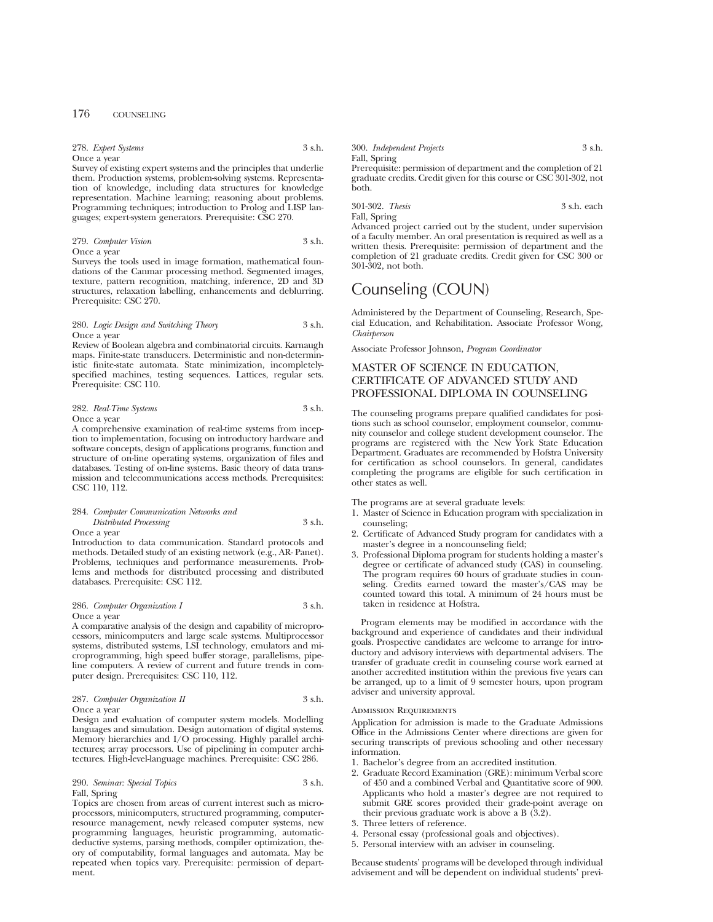278. *Expert Systems* 3 s.h.
Once a year
Survey of existing expert systems and the principles that underlie them. Production systems, problem-solving systems. Representation of knowledge, including data structures for knowledge representation. Machine learning; reasoning about problems. Programming techniques; introduction to Prolog and LISP languages; expert-system generators. Prerequisite: CSC 270.

279. *Computer Vision* 3 s.h.
Once a year
Surveys the tools used in image formation, mathematical foundations of the Canmar processing method. Segmented images, texture, pattern recognition, matching, inference, 2D and 3D structures, relaxation labelling, enhancements and deblurring. Prerequisite: CSC 270.

280. *Logic Design and Switching Theory* 3 s.h.
Once a year
Review of Boolean algebra and combinatorial circuits. Karnaugh maps. Finite-state transducers. Deterministic and non-deterministic finite-state automata. State minimization, incompletely-specified machines, testing sequences. Lattices, regular sets. Prerequisite: CSC 110.

282. *Real-Time Systems* 3 s.h.
Once a year
A comprehensive examination of real-time systems from inception to implementation, focusing on introductory hardware and software concepts, design of applications programs, function and structure of on-line operating systems, organization of files and databases. Testing of on-line systems. Basic theory of data transmission and telecommunications access methods. Prerequisites: CSC 110, 112.

284. *Computer Communication Networks and Distributed Processing* 3 s.h.
Once a year
Introduction to data communication. Standard protocols and methods. Detailed study of an existing network (e.g., AR- Panet). Problems, techniques and performance measurements. Problems and methods for distributed processing and distributed databases. Prerequisite: CSC 112.

286. *Computer Organization I* 3 s.h.
Once a year
A comparative analysis of the design and capability of microprocessors, minicomputers and large scale systems. Multiprocessor systems, distributed systems, LSI technology, emulators and microprogramming, high speed buffer storage, parallelisms, pipeline computers. A review of current and future trends in computer design. Prerequisites: CSC 110, 112.

287. *Computer Organization II* 3 s.h.
Once a year
Design and evaluation of computer system models. Modelling languages and simulation. Design automation of digital systems. Memory hierarchies and I/O processing. Highly parallel architectures; array processors. Use of pipelining in computer architectures. High-level-language machines. Prerequisite: CSC 286.

290. *Seminar: Special Topics* 3 s.h.
Fall, Spring
Topics are chosen from areas of current interest such as microprocessors, minicomputers, structured programming, computer-resource management, newly released computer systems, new programming languages, heuristic programming, automatic-deductive systems, parsing methods, compiler optimization, theory of computability, formal languages and automata. May be repeated when topics vary. Prerequisite: permission of department.

300. *Independent Projects* 3 s.h.
Fall, Spring
Prerequisite: permission of department and the completion of 21 graduate credits. Credit given for this course or CSC 301-302, not both.

301-302. *Thesis* 3 s.h. each
Fall, Spring
Advanced project carried out by the student, under supervision of a faculty member. An oral presentation is required as well as a written thesis. Prerequisite: permission of department and the completion of 21 graduate credits. Credit given for CSC 300 or 301-302, not both.

# Counseling (COUN)

Administered by the Department of Counseling, Research, Special Education, and Rehabilitation. Associate Professor Wong, *Chairperson*

Associate Professor Johnson, *Program Coordinator*

## MASTER OF SCIENCE IN EDUCATION, CERTIFICATE OF ADVANCED STUDY AND PROFESSIONAL DIPLOMA IN COUNSELING

The counseling programs prepare qualified candidates for positions such as school counselor, employment counselor, community counselor and college student development counselor. The programs are registered with the New York State Education Department. Graduates are recommended by Hofstra University for certification as school counselors. In general, candidates completing the programs are eligible for such certification in other states as well.

The programs are at several graduate levels:

1. Master of Science in Education program with specialization in counseling;
2. Certificate of Advanced Study program for candidates with a master's degree in a noncounseling field;
3. Professional Diploma program for students holding a master's degree or certificate of advanced study (CAS) in counseling. The program requires 60 hours of graduate studies in counseling. Credits earned toward the master's/CAS may be counted toward this total. A minimum of 24 hours must be taken in residence at Hofstra.

Program elements may be modified in accordance with the background and experience of candidates and their individual goals. Prospective candidates are welcome to arrange for introductory and advisory interviews with departmental advisers. The transfer of graduate credit in counseling course work earned at another accredited institution within the previous five years can be arranged, up to a limit of 9 semester hours, upon program adviser and university approval.

### Admission Requirements

Application for admission is made to the Graduate Admissions Office in the Admissions Center where directions are given for securing transcripts of previous schooling and other necessary information.

1. Bachelor's degree from an accredited institution.
2. Graduate Record Examination (GRE): minimum Verbal score of 450 and a combined Verbal and Quantitative score of 900. Applicants who hold a master's degree are not required to submit GRE scores provided their grade-point average on their previous graduate work is above a B (3.2).
3. Three letters of reference.
4. Personal essay (professional goals and objectives).
5. Personal interview with an adviser in counseling.

Because students' programs will be developed through individual advisement and will be dependent on individual students' previ-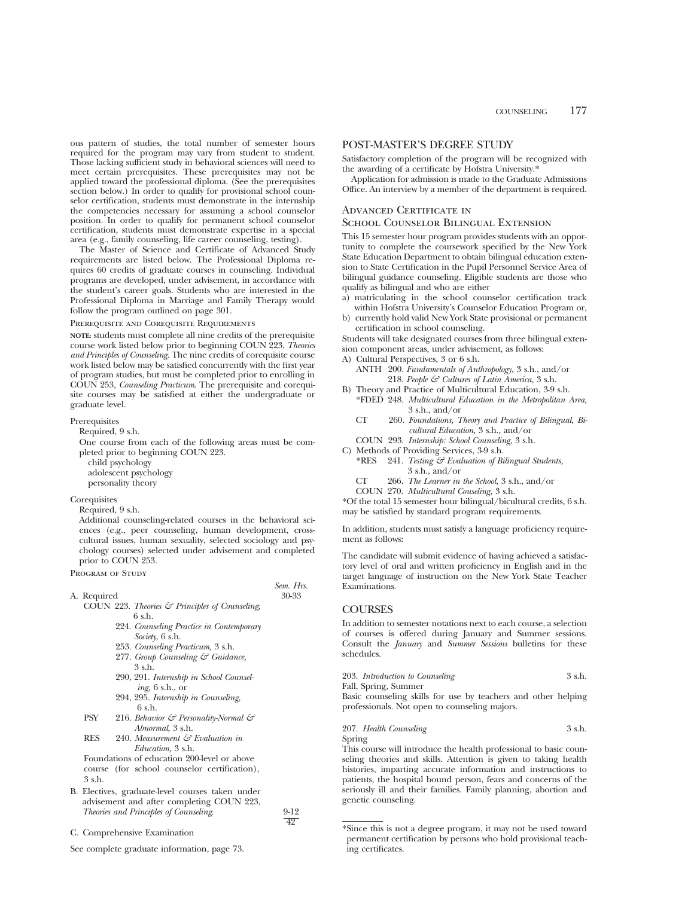ous pattern of studies, the total number of semester hours required for the program may vary from student to student. Those lacking sufficient study in behavioral sciences will need to meet certain prerequisites. These prerequisites may not be applied toward the professional diploma. (See the prerequisites section below.) In order to qualify for provisional school counselor certification, students must demonstrate in the internship the competencies necessary for assuming a school counselor position. In order to qualify for permanent school counselor certification, students must demonstrate expertise in a special area (e.g., family counseling, life career counseling, testing).

The Master of Science and Certificate of Advanced Study requirements are listed below. The Professional Diploma requires 60 credits of graduate courses in counseling. Individual programs are developed, under advisement, in accordance with the student's career goals. Students who are interested in the Professional Diploma in Marriage and Family Therapy would follow the program outlined on page 301.

#### Prerequisite and Corequisite Requirements

**NOTE:** students must complete all nine credits of the prerequisite course work listed below prior to beginning COUN 223, *Theories and Principles of Counseling*. The nine credits of corequisite course work listed below may be satisfied concurrently with the first year of program studies, but must be completed prior to enrolling in COUN 253, *Counseling Practicum*. The prerequisite and corequisite courses may be satisfied at either the undergraduate or graduate level.

Prerequisites

Required, 9 s.h.

One course from each of the following areas must be completed prior to beginning COUN 223.

- child psychology
- adolescent psychology
- personality theory

Corequisites

Required, 9 s.h.

Additional counseling-related courses in the behavioral sciences (e.g., peer counseling, human development, cross-cultural issues, human sexuality, selected sociology and psychology courses) selected under advisement and completed prior to COUN 253.

#### Program of Study

| | Sem. Hrs. |
|---|---|
| A. Required | 30-33 |
| COUN 223. *Theories & Principles of Counseling,* 6 s.h. | |
| 224. *Counseling Practice in Contemporary Society,* 6 s.h. | |
| 253. *Counseling Practicum,* 3 s.h. | |
| 277. *Group Counseling & Guidance,* 3 s.h. | |
| 290, 291. *Internship in School Counseling,* 6 s.h., or | |
| 294, 295. *Internship in Counseling,* 6 s.h. | |
| PSY 216. *Behavior & Personality-Normal & Abnormal,* 3 s.h. | |
| RES 240. *Measurement & Evaluation in Education,* 3 s.h. | |
| Foundations of education 200-level or above course (for school counselor certification), 3 s.h. | |
| B. Electives, graduate-level courses taken under advisement and after completing COUN 223, *Theories and Principles of Counseling.* | 9-12 |
| | 42 |

C. Comprehensive Examination

See complete graduate information, page 73.

## POST-MASTER'S DEGREE STUDY

Satisfactory completion of the program will be recognized with the awarding of a certificate by Hofstra University.*

Application for admission is made to the Graduate Admissions Office. An interview by a member of the department is required.

### Advanced Certificate in School Counselor Bilingual Extension

This 15 semester hour program provides students with an opportunity to complete the coursework specified by the New York State Education Department to obtain bilingual education extension to State Certification in the Pupil Personnel Service Area of bilingual guidance counseling. Eligible students are those who qualify as bilingual and who are either

a) matriculating in the school counselor certification track within Hofstra University's Counselor Education Program or,
b) currently hold valid New York State provisional or permanent certification in school counseling.

Students will take designated courses from three bilingual extension component areas, under advisement, as follows:

A) Cultural Perspectives, 3 or 6 s.h.
   - ANTH 200. *Fundamentals of Anthropology,* 3 s.h., and/or
   - 218. *People & Cultures of Latin America,* 3 s.h.

B) Theory and Practice of Multicultural Education, 3-9 s.h.
   - *FDED 248. *Multicultural Education in the Metropolitan Area,* 3 s.h., and/or
   - CT 260. *Foundations, Theory and Practice of Bilingual, Bicultural Education,* 3 s.h., and/or
   - COUN 293. *Internship: School Counseling,* 3 s.h.

C) Methods of Providing Services, 3-9 s.h.
   - *RES 241. *Testing & Evaluation of Bilingual Students,* 3 s.h., and/or
   - CT 266. *The Learner in the School,* 3 s.h., and/or
   - COUN 270. *Multicultural Couseling,* 3 s.h.

*Of the total 15 semester hour bilingual/bicultural credits, 6 s.h. may be satisfied by standard program requirements.

In addition, students must satisfy a language proficiency requirement as follows:

The candidate will submit evidence of having achieved a satisfactory level of oral and written proficiency in English and in the target language of instruction on the New York State Teacher Examinations.

## COURSES

In addition to semester notations next to each course, a selection of courses is offered during January and Summer sessions. Consult the *January* and *Summer Sessions* bulletins for these schedules.

**203.** *Introduction to Counseling* — 3 s.h.
Fall, Spring, Summer
Basic counseling skills for use by teachers and other helping professionals. Not open to counseling majors.

**207.** *Health Counseling* — 3 s.h.
Spring
This course will introduce the health professional to basic counseling theories and skills. Attention is given to taking health histories, imparting accurate information and instructions to patients, the hospital bound person, fears and concerns of the seriously ill and their families. Family planning, abortion and genetic counseling.

---

*Since this is not a degree program, it may not be used toward permanent certification by persons who hold provisional teaching certificates.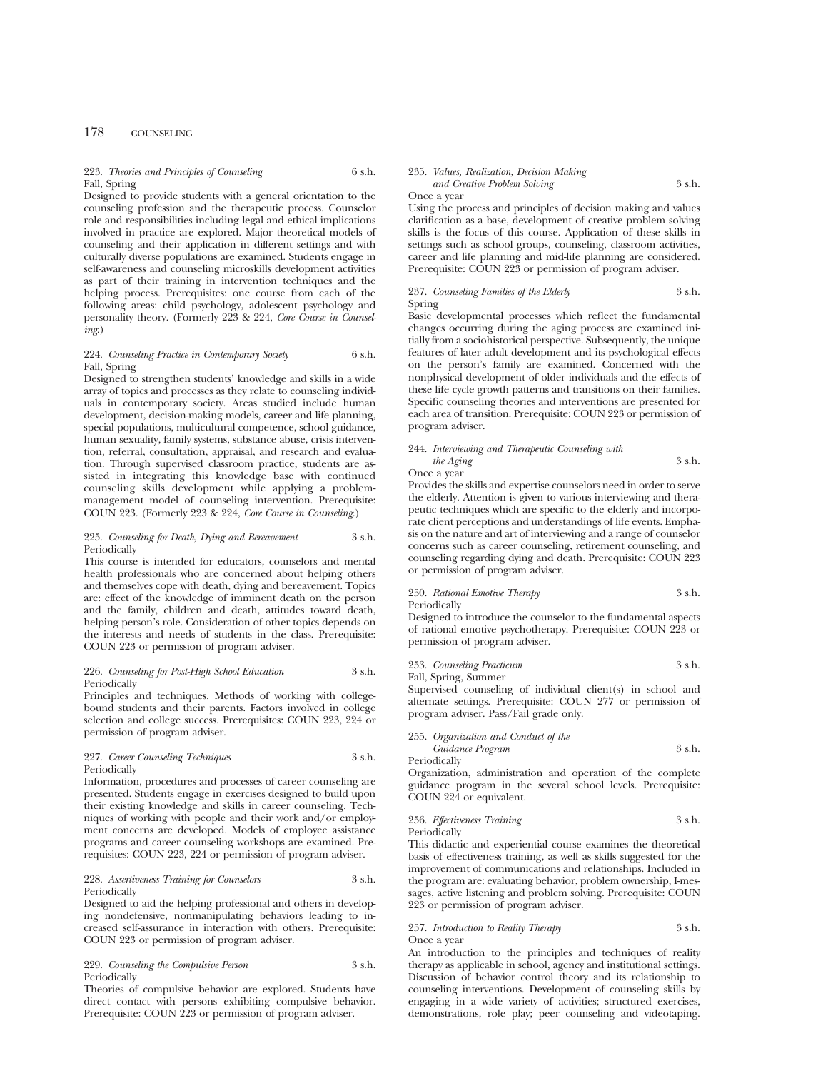223. *Theories and Principles of Counseling* 6 s.h.
Fall, Spring

Designed to provide students with a general orientation to the counseling profession and the therapeutic process. Counselor role and responsibilities including legal and ethical implications involved in practice are explored. Major theoretical models of counseling and their application in different settings and with culturally diverse populations are examined. Students engage in self-awareness and counseling microskills development activities as part of their training in intervention techniques and the helping process. Prerequisites: one course from each of the following areas: child psychology, adolescent psychology and personality theory. (Formerly 223 & 224, *Core Course in Counseling*.)

224. *Counseling Practice in Contemporary Society* 6 s.h.
Fall, Spring

Designed to strengthen students' knowledge and skills in a wide array of topics and processes as they relate to counseling individuals in contemporary society. Areas studied include human development, decision-making models, career and life planning, special populations, multicultural competence, school guidance, human sexuality, family systems, substance abuse, crisis intervention, referral, consultation, appraisal, and research and evaluation. Through supervised classroom practice, students are assisted in integrating this knowledge base with continued counseling skills development while applying a problem-management model of counseling intervention. Prerequisite: COUN 223. (Formerly 223 & 224, *Core Course in Counseling*.)

225. *Counseling for Death, Dying and Bereavement* 3 s.h.
Periodically

This course is intended for educators, counselors and mental health professionals who are concerned about helping others and themselves cope with death, dying and bereavement. Topics are: effect of the knowledge of imminent death on the person and the family, children and death, attitudes toward death, helping person's role. Consideration of other topics depends on the interests and needs of students in the class. Prerequisite: COUN 223 or permission of program adviser.

226. *Counseling for Post-High School Education* 3 s.h.
Periodically

Principles and techniques. Methods of working with college-bound students and their parents. Factors involved in college selection and college success. Prerequisites: COUN 223, 224 or permission of program adviser.

227. *Career Counseling Techniques* 3 s.h.
Periodically

Information, procedures and processes of career counseling are presented. Students engage in exercises designed to build upon their existing knowledge and skills in career counseling. Techniques of working with people and their work and/or employment concerns are developed. Models of employee assistance programs and career counseling workshops are examined. Prerequisites: COUN 223, 224 or permission of program adviser.

228. *Assertiveness Training for Counselors* 3 s.h.
Periodically

Designed to aid the helping professional and others in developing nondefensive, nonmanipulating behaviors leading to increased self-assurance in interaction with others. Prerequisite: COUN 223 or permission of program adviser.

229. *Counseling the Compulsive Person* 3 s.h.
Periodically

Theories of compulsive behavior are explored. Students have direct contact with persons exhibiting compulsive behavior. Prerequisite: COUN 223 or permission of program adviser.

235. *Values, Realization, Decision Making and Creative Problem Solving* 3 s.h.
Once a year

Using the process and principles of decision making and values clarification as a base, development of creative problem solving skills is the focus of this course. Application of these skills in settings such as school groups, counseling, classroom activities, career and life planning and mid-life planning are considered. Prerequisite: COUN 223 or permission of program adviser.

237. *Counseling Families of the Elderly* 3 s.h.
Spring

Basic developmental processes which reflect the fundamental changes occurring during the aging process are examined initially from a sociohistorical perspective. Subsequently, the unique features of later adult development and its psychological effects on the person's family are examined. Concerned with the nonphysical development of older individuals and the effects of these life cycle growth patterns and transitions on their families. Specific counseling theories and interventions are presented for each area of transition. Prerequisite: COUN 223 or permission of program adviser.

244. *Interviewing and Therapeutic Counseling with the Aging* 3 s.h.
Once a year

Provides the skills and expertise counselors need in order to serve the elderly. Attention is given to various interviewing and therapeutic techniques which are specific to the elderly and incorporate client perceptions and understandings of life events. Emphasis on the nature and art of interviewing and a range of counselor concerns such as career counseling, retirement counseling, and counseling regarding dying and death. Prerequisite: COUN 223 or permission of program adviser.

250. *Rational Emotive Therapy* 3 s.h.
Periodically

Designed to introduce the counselor to the fundamental aspects of rational emotive psychotherapy. Prerequisite: COUN 223 or permission of program adviser.

253. *Counseling Practicum* 3 s.h.
Fall, Spring, Summer

Supervised counseling of individual client(s) in school and alternate settings. Prerequisite: COUN 277 or permission of program adviser. Pass/Fail grade only.

255. *Organization and Conduct of the Guidance Program* 3 s.h.
Periodically

Organization, administration and operation of the complete guidance program in the several school levels. Prerequisite: COUN 224 or equivalent.

256. *Effectiveness Training* 3 s.h.
Periodically

This didactic and experiential course examines the theoretical basis of effectiveness training, as well as skills suggested for the improvement of communications and relationships. Included in the program are: evaluating behavior, problem ownership, I-messages, active listening and problem solving. Prerequisite: COUN 223 or permission of program adviser.

257. *Introduction to Reality Therapy* 3 s.h.
Once a year

An introduction to the principles and techniques of reality therapy as applicable in school, agency and institutional settings. Discussion of behavior control theory and its relationship to counseling interventions. Development of counseling skills by engaging in a wide variety of activities; structured exercises, demonstrations, role play; peer counseling and videotaping.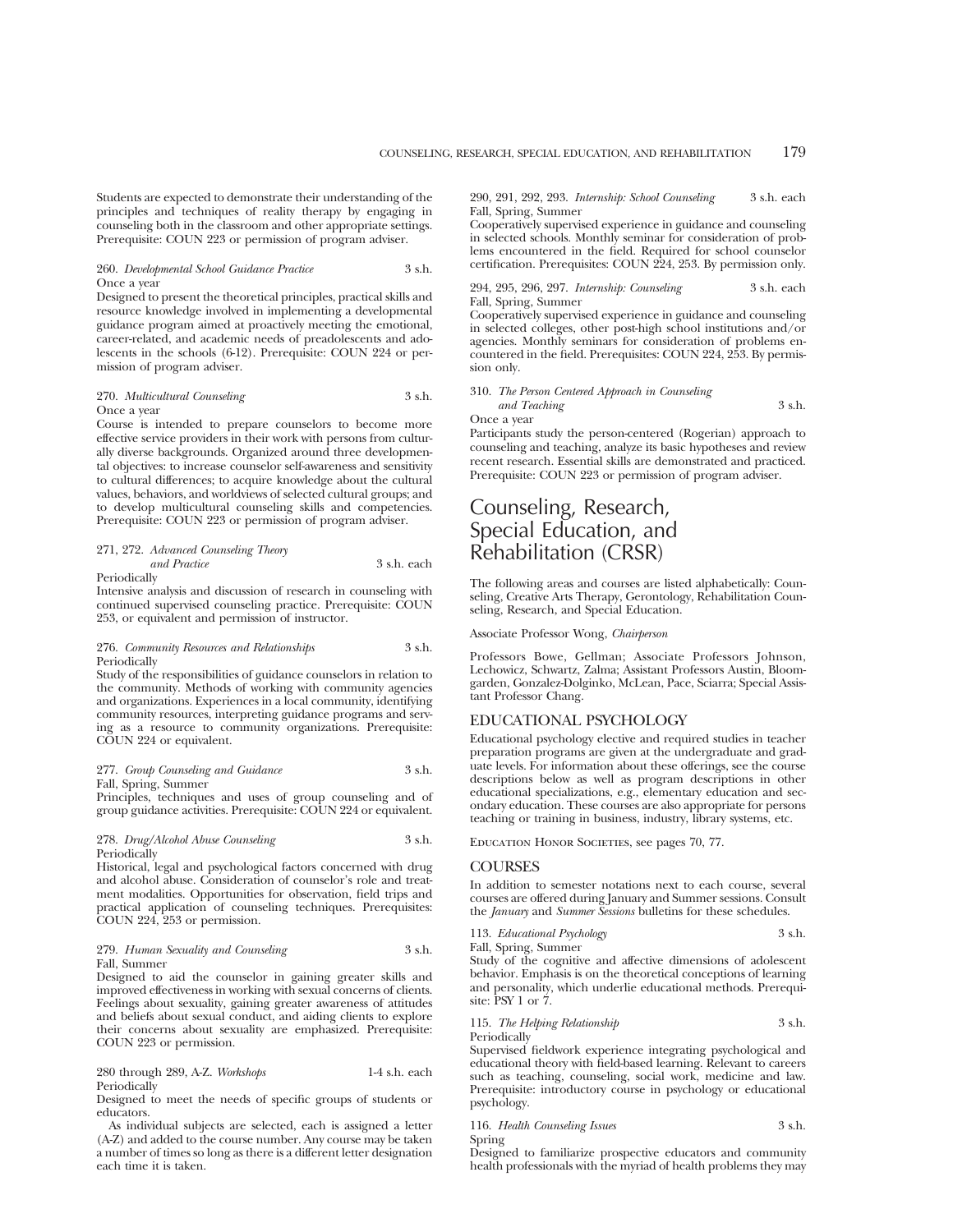Students are expected to demonstrate their understanding of the principles and techniques of reality therapy by engaging in counseling both in the classroom and other appropriate settings. Prerequisite: COUN 223 or permission of program adviser.

260. *Developmental School Guidance Practice* 3 s.h.
Once a year
Designed to present the theoretical principles, practical skills and resource knowledge involved in implementing a developmental guidance program aimed at proactively meeting the emotional, career-related, and academic needs of preadolescents and adolescents in the schools (6-12). Prerequisite: COUN 224 or permission of program adviser.

270. *Multicultural Counseling* 3 s.h.
Once a year
Course is intended to prepare counselors to become more effective service providers in their work with persons from culturally diverse backgrounds. Organized around three developmental objectives: to increase counselor self-awareness and sensitivity to cultural differences; to acquire knowledge about the cultural values, behaviors, and worldviews of selected cultural groups; and to develop multicultural counseling skills and competencies. Prerequisite: COUN 223 or permission of program adviser.

271, 272. *Advanced Counseling Theory and Practice* 3 s.h. each
Periodically
Intensive analysis and discussion of research in counseling with continued supervised counseling practice. Prerequisite: COUN 253, or equivalent and permission of instructor.

276. *Community Resources and Relationships* 3 s.h.
Periodically
Study of the responsibilities of guidance counselors in relation to the community. Methods of working with community agencies and organizations. Experiences in a local community, identifying community resources, interpreting guidance programs and serving as a resource to community organizations. Prerequisite: COUN 224 or equivalent.

277. *Group Counseling and Guidance* 3 s.h.
Fall, Spring, Summer
Principles, techniques and uses of group counseling and of group guidance activities. Prerequisite: COUN 224 or equivalent.

278. *Drug/Alcohol Abuse Counseling* 3 s.h.
Periodically
Historical, legal and psychological factors concerned with drug and alcohol abuse. Consideration of counselor's role and treatment modalities. Opportunities for observation, field trips and practical application of counseling techniques. Prerequisites: COUN 224, 253 or permission.

279. *Human Sexuality and Counseling* 3 s.h.
Fall, Summer
Designed to aid the counselor in gaining greater skills and improved effectiveness in working with sexual concerns of clients. Feelings about sexuality, gaining greater awareness of attitudes and beliefs about sexual conduct, and aiding clients to explore their concerns about sexuality are emphasized. Prerequisite: COUN 223 or permission.

280 through 289, A-Z. *Workshops* 1-4 s.h. each
Periodically
Designed to meet the needs of specific groups of students or educators.

As individual subjects are selected, each is assigned a letter (A-Z) and added to the course number. Any course may be taken a number of times so long as there is a different letter designation each time it is taken.

290, 291, 292, 293. *Internship: School Counseling* 3 s.h. each
Fall, Spring, Summer
Cooperatively supervised experience in guidance and counseling in selected schools. Monthly seminar for consideration of problems encountered in the field. Required for school counselor certification. Prerequisites: COUN 224, 253. By permission only.

294, 295, 296, 297. *Internship: Counseling* 3 s.h. each
Fall, Spring, Summer
Cooperatively supervised experience in guidance and counseling in selected colleges, other post-high school institutions and/or agencies. Monthly seminars for consideration of problems encountered in the field. Prerequisites: COUN 224, 253. By permission only.

310. *The Person Centered Approach in Counseling and Teaching* 3 s.h.
Once a year
Participants study the person-centered (Rogerian) approach to counseling and teaching, analyze its basic hypotheses and review recent research. Essential skills are demonstrated and practiced. Prerequisite: COUN 223 or permission of program adviser.

# Counseling, Research, Special Education, and Rehabilitation (CRSR)

The following areas and courses are listed alphabetically: Counseling, Creative Arts Therapy, Gerontology, Rehabilitation Counseling, Research, and Special Education.

Associate Professor Wong, *Chairperson*

Professors Bowe, Gellman; Associate Professors Johnson, Lechowicz, Schwartz, Zalma; Assistant Professors Austin, Bloomgarden, Gonzalez-Dolginko, McLean, Pace, Sciarra; Special Assistant Professor Chang.

## EDUCATIONAL PSYCHOLOGY

Educational psychology elective and required studies in teacher preparation programs are given at the undergraduate and graduate levels. For information about these offerings, see the course descriptions below as well as program descriptions in other educational specializations, e.g., elementary education and secondary education. These courses are also appropriate for persons teaching or training in business, industry, library systems, etc.

Education Honor Societies, see pages 70, 77.

## COURSES

In addition to semester notations next to each course, several courses are offered during January and Summer sessions. Consult the *January* and *Summer Sessions* bulletins for these schedules.

113. *Educational Psychology* 3 s.h.
Fall, Spring, Summer
Study of the cognitive and affective dimensions of adolescent behavior. Emphasis is on the theoretical conceptions of learning and personality, which underlie educational methods. Prerequisite: PSY 1 or 7.

115. *The Helping Relationship* 3 s.h.
Periodically
Supervised fieldwork experience integrating psychological and educational theory with field-based learning. Relevant to careers such as teaching, counseling, social work, medicine and law. Prerequisite: introductory course in psychology or educational psychology.

116. *Health Counseling Issues* 3 s.h.
Spring
Designed to familiarize prospective educators and community health professionals with the myriad of health problems they may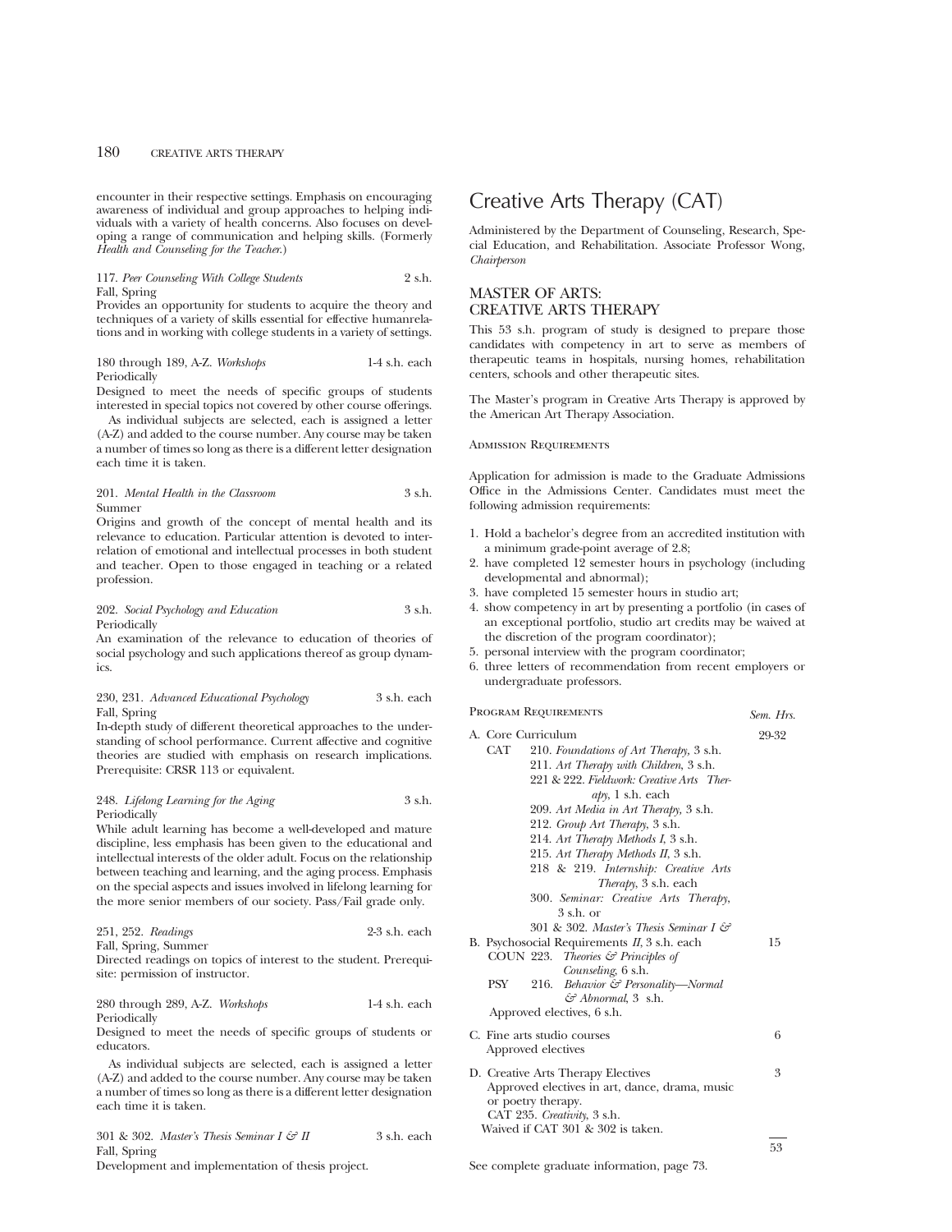encounter in their respective settings. Emphasis on encouraging awareness of individual and group approaches to helping individuals with a variety of health concerns. Also focuses on developing a range of communication and helping skills. (Formerly *Health and Counseling for the Teacher.*)

117. *Peer Counseling With College Students* 2 s.h.
Fall, Spring
Provides an opportunity for students to acquire the theory and techniques of a variety of skills essential for effective humanrelations and in working with college students in a variety of settings.

180 through 189, A-Z. *Workshops* 1-4 s.h. each
Periodically
Designed to meet the needs of specific groups of students interested in special topics not covered by other course offerings.

As individual subjects are selected, each is assigned a letter (A-Z) and added to the course number. Any course may be taken a number of times so long as there is a different letter designation each time it is taken.

201. *Mental Health in the Classroom* 3 s.h.
Summer
Origins and growth of the concept of mental health and its relevance to education. Particular attention is devoted to interrelation of emotional and intellectual processes in both student and teacher. Open to those engaged in teaching or a related profession.

202. *Social Psychology and Education* 3 s.h.
Periodically
An examination of the relevance to education of theories of social psychology and such applications thereof as group dynamics.

230, 231. *Advanced Educational Psychology* 3 s.h. each
Fall, Spring
In-depth study of different theoretical approaches to the understanding of school performance. Current affective and cognitive theories are studied with emphasis on research implications. Prerequisite: CRSR 113 or equivalent.

248. *Lifelong Learning for the Aging* 3 s.h.
Periodically
While adult learning has become a well-developed and mature discipline, less emphasis has been given to the educational and intellectual interests of the older adult. Focus on the relationship between teaching and learning, and the aging process. Emphasis on the special aspects and issues involved in lifelong learning for the more senior members of our society. Pass/Fail grade only.

251, 252. *Readings* 2-3 s.h. each
Fall, Spring, Summer
Directed readings on topics of interest to the student. Prerequisite: permission of instructor.

280 through 289, A-Z. *Workshops* 1-4 s.h. each
Periodically
Designed to meet the needs of specific groups of students or educators.

As individual subjects are selected, each is assigned a letter (A-Z) and added to the course number. Any course may be taken a number of times so long as there is a different letter designation each time it is taken.

301 & 302. *Master's Thesis Seminar I & II* 3 s.h. each
Fall, Spring
Development and implementation of thesis project.

# Creative Arts Therapy (CAT)

Administered by the Department of Counseling, Research, Special Education, and Rehabilitation. Associate Professor Wong, *Chairperson*

## MASTER OF ARTS: CREATIVE ARTS THERAPY

This 53 s.h. program of study is designed to prepare those candidates with competency in art to serve as members of therapeutic teams in hospitals, nursing homes, rehabilitation centers, schools and other therapeutic sites.

The Master's program in Creative Arts Therapy is approved by the American Art Therapy Association.

### Admission Requirements

Application for admission is made to the Graduate Admissions Office in the Admissions Center. Candidates must meet the following admission requirements:

1. Hold a bachelor's degree from an accredited institution with a minimum grade-point average of 2.8;
2. have completed 12 semester hours in psychology (including developmental and abnormal);
3. have completed 15 semester hours in studio art;
4. show competency in art by presenting a portfolio (in cases of an exceptional portfolio, studio art credits may be waived at the discretion of the program coordinator);
5. personal interview with the program coordinator;
6. three letters of recommendation from recent employers or undergraduate professors.

### Program Requirements

| | *Sem. Hrs.* |
|---|---|
| A. Core Curriculum | 29-32 |
| CAT 210. *Foundations of Art Therapy,* 3 s.h. | |
| 211. *Art Therapy with Children,* 3 s.h. | |
| 221 & 222. *Fieldwork: Creative Arts Therapy,* 1 s.h. each | |
| 209. *Art Media in Art Therapy,* 3 s.h. | |
| 212. *Group Art Therapy,* 3 s.h. | |
| 214. *Art Therapy Methods I,* 3 s.h. | |
| 215. *Art Therapy Methods II,* 3 s.h. | |
| 218 & 219. *Internship: Creative Arts Therapy,* 3 s.h. each | |
| 300. *Seminar: Creative Arts Therapy,* 3 s.h. or | |
| 301 & 302. *Master's Thesis Seminar I & II,* 3 s.h. each | |
| B. Psychosocial Requirements | 15 |
| COUN 223. *Theories & Principles of Counseling,* 6 s.h. | |
| PSY 216. *Behavior & Personality—Normal & Abnormal,* 3 s.h. | |
| Approved electives, 6 s.h. | |
| C. Fine arts studio courses | 6 |
| Approved electives | |
| D. Creative Arts Therapy Electives | 3 |
| Approved electives in art, dance, drama, music or poetry therapy. | |
| CAT 235. *Creativity,* 3 s.h. | |
| Waived if CAT 301 & 302 is taken. | |
| | 53 |

See complete graduate information, page 73.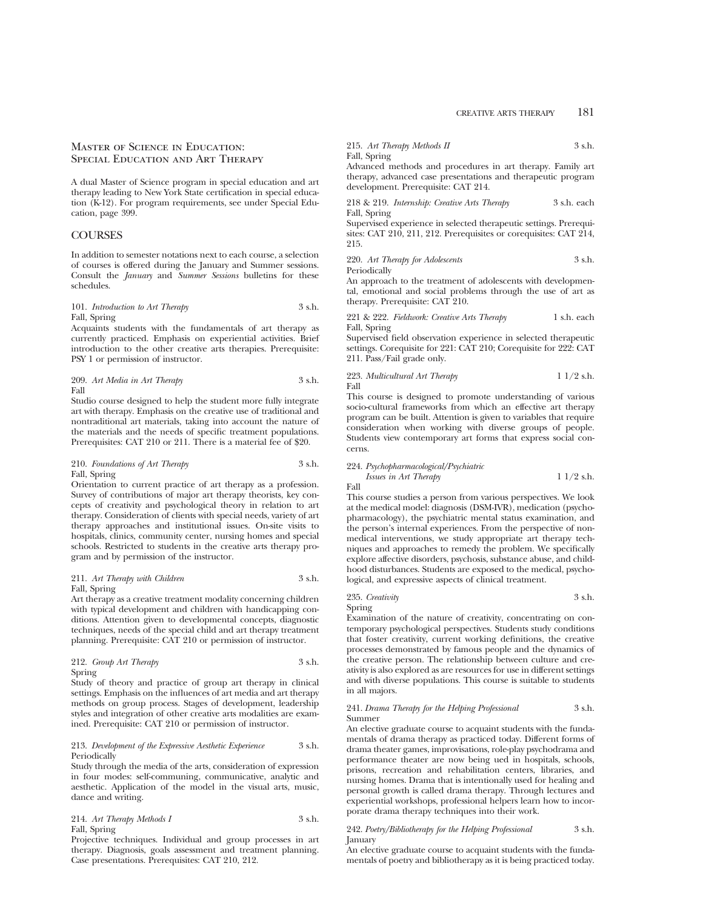## Master of Science in Education: Special Education and Art Therapy

A dual Master of Science program in special education and art therapy leading to New York State certification in special education (K-12). For program requirements, see under Special Education, page 399.

## COURSES

In addition to semester notations next to each course, a selection of courses is offered during the January and Summer sessions. Consult the *January* and *Summer Sessions* bulletins for these schedules.

101. *Introduction to Art Therapy* 3 s.h.
Fall, Spring
Acquaints students with the fundamentals of art therapy as currently practiced. Emphasis on experiential activities. Brief introduction to the other creative arts therapies. Prerequisite: PSY 1 or permission of instructor.

209. *Art Media in Art Therapy* 3 s.h.
Fall
Studio course designed to help the student more fully integrate art with therapy. Emphasis on the creative use of traditional and nontraditional art materials, taking into account the nature of the materials and the needs of specific treatment populations. Prerequisites: CAT 210 or 211. There is a material fee of $20.

210. *Foundations of Art Therapy* 3 s.h.
Fall, Spring
Orientation to current practice of art therapy as a profession. Survey of contributions of major art therapy theorists, key concepts of creativity and psychological theory in relation to art therapy. Consideration of clients with special needs, variety of art therapy approaches and institutional issues. On-site visits to hospitals, clinics, community center, nursing homes and special schools. Restricted to students in the creative arts therapy program and by permission of the instructor.

211. *Art Therapy with Children* 3 s.h.
Fall, Spring
Art therapy as a creative treatment modality concerning children with typical development and children with handicapping conditions. Attention given to developmental concepts, diagnostic techniques, needs of the special child and art therapy treatment planning. Prerequisite: CAT 210 or permission of instructor.

212. *Group Art Therapy* 3 s.h.
Spring
Study of theory and practice of group art therapy in clinical settings. Emphasis on the influences of art media and art therapy methods on group process. Stages of development, leadership styles and integration of other creative arts modalities are examined. Prerequisite: CAT 210 or permission of instructor.

213. *Development of the Expressive Aesthetic Experience* 3 s.h.
Periodically
Study through the media of the arts, consideration of expression in four modes: self-communing, communicative, analytic and aesthetic. Application of the model in the visual arts, music, dance and writing.

214. *Art Therapy Methods I* 3 s.h.
Fall, Spring
Projective techniques. Individual and group processes in art therapy. Diagnosis, goals assessment and treatment planning. Case presentations. Prerequisites: CAT 210, 212.

215. *Art Therapy Methods II* 3 s.h.
Fall, Spring
Advanced methods and procedures in art therapy. Family art therapy, advanced case presentations and therapeutic program development. Prerequisite: CAT 214.

218 & 219. *Internship: Creative Arts Therapy* 3 s.h. each
Fall, Spring
Supervised experience in selected therapeutic settings. Prerequisites: CAT 210, 211, 212. Prerequisites or corequisites: CAT 214, 215.

220. *Art Therapy for Adolescents* 3 s.h.
Periodically
An approach to the treatment of adolescents with developmental, emotional and social problems through the use of art as therapy. Prerequisite: CAT 210.

221 & 222. *Fieldwork: Creative Arts Therapy* 1 s.h. each
Fall, Spring
Supervised field observation experience in selected therapeutic settings. Corequisite for 221: CAT 210; Corequisite for 222: CAT 211. Pass/Fail grade only.

223. *Multicultural Art Therapy* 1 1/2 s.h.
Fall
This course is designed to promote understanding of various socio-cultural frameworks from which an effective art therapy program can be built. Attention is given to variables that require consideration when working with diverse groups of people. Students view contemporary art forms that express social concerns.

224. *Psychopharmacological/Psychiatric Issues in Art Therapy* 1 1/2 s.h.
Fall
This course studies a person from various perspectives. We look at the medical model: diagnosis (DSM-IVR), medication (psychopharmacology), the psychiatric mental status examination, and the person's internal experiences. From the perspective of nonmedical interventions, we study appropriate art therapy techniques and approaches to remedy the problem. We specifically explore affective disorders, psychosis, substance abuse, and childhood disturbances. Students are exposed to the medical, psychological, and expressive aspects of clinical treatment.

235. *Creativity* 3 s.h.
Spring
Examination of the nature of creativity, concentrating on contemporary psychological perspectives. Students study conditions that foster creativity, current working definitions, the creative processes demonstrated by famous people and the dynamics of the creative person. The relationship between culture and creativity is also explored as are resources for use in different settings and with diverse populations. This course is suitable to students in all majors.

241. *Drama Therapy for the Helping Professional* 3 s.h.
Summer
An elective graduate course to acquaint students with the fundamentals of drama therapy as practiced today. Different forms of drama theater games, improvisations, role-play psychodrama and performance theater are now being ued in hospitals, schools, prisons, recreation and rehabilitation centers, libraries, and nursing homes. Drama that is intentionally used for healing and personal growth is called drama therapy. Through lectures and experiential workshops, professional helpers learn how to incorporate drama therapy techniques into their work.

242. *Poetry/Bibliotherapy for the Helping Professional* 3 s.h.
January
An elective graduate course to acquaint students with the fundamentals of poetry and bibliotherapy as it is being practiced today.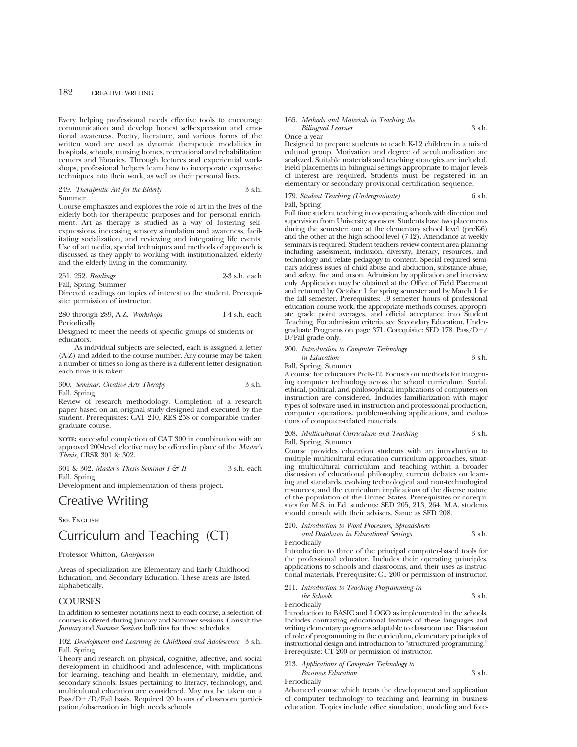Every helping professional needs effective tools to encourage communication and develop honest self-expression and emotional awareness. Poetry, literature, and various forms of the written word are used as dynamic therapeutic modalities in hospitals, schools, nursing homes, recreational and rehabilitation centers and libraries. Through lectures and experiential workshops, professional helpers learn how to incorporate expressive techniques into their work, as well as their personal lives.

249. *Therapeutic Art for the Elderly* 3 s.h.
Summer
Course emphasizes and explores the role of art in the lives of the elderly both for therapeutic purposes and for personal enrichment. Art as therapy is studied as a way of fostering self-expressions, increasing sensory stimulation and awareness, facilitating socialization, and reviewing and integrating life events. Use of art media, special techniques and methods of approach is discussed as they apply to working with institutionalized elderly and the elderly living in the community.

251, 252. *Readings* 2-3 s.h. each
Fall, Spring, Summer
Directed readings on topics of interest to the student. Prerequisite: permission of instructor.

280 through 289, A-Z. *Workshops* 1-4 s.h. each
Periodically
Designed to meet the needs of specific groups of students or educators.

As individual subjects are selected, each is assigned a letter (A-Z) and added to the course number. Any course may be taken a number of times so long as there is a different letter designation each time it is taken.

300. *Seminar: Creative Arts Therapy* 3 s.h.
Fall, Spring
Review of research methodology. Completion of a research paper based on an original study designed and executed by the student. Prerequisites: CAT 210, RES 258 or comparable undergraduate course.

**NOTE:** successful completion of CAT 300 in combination with an approved 200-level elective may be offered in place of the *Master's Thesis*, CRSR 301 & 302.

301 & 302. *Master's Thesis Seminar I & II* 3 s.h. each
Fall, Spring
Development and implementation of thesis project.

# Creative Writing

See English

# Curriculum and Teaching (CT)

Professor Whitton, *Chairperson*

Areas of specialization are Elementary and Early Childhood Education, and Secondary Education. These areas are listed alphabetically.

## COURSES

In addition to semester notations next to each course, a selection of courses is offered during January and Summer sessions. Consult the *January* and *Summer Sessions* bulletins for these schedules.

102. *Development and Learning in Childhood and Adolescence* 3 s.h.
Fall, Spring
Theory and research on physical, cognitive, affective, and social development in childhood and adolescence, with implications for learning, teaching and health in elementary, middle, and secondary schools. Issues pertaining to literacy, technology, and multicultural education are considered. May not be taken on a Pass/D+/D/Fail basis. Required 20 hours of classroom participation/observation in high needs schools.

165. *Methods and Materials in Teaching the Bilingual Learner* 3 s.h.
Once a year
Designed to prepare students to teach K-12 children in a mixed cultural group. Motivation and degree of acculturalization are analyzed. Suitable materials and teaching strategies are included. Field placements in bilingual settings appropriate to major levels of interest are required. Students must be registered in an elementary or secondary provisional certification sequence.

179. *Student Teaching (Undergraduate)* 6 s.h.
Fall, Spring
Full time student teaching in cooperating schools with direction and supervision from University sponsors. Students have two placements during the semester: one at the elementary school level (preK-6) and the other at the high school level (7-12). Attendance at weekly seminars is required. Student teachers review content area planning including assessment, inclusion, diversity, literacy, resources, and technology and relate pedagogy to content. Special required seminars address issues of child abuse and abduction, substance abuse, and safety, fire and arson. Admission by application and interview only. Application may be obtained at the Office of Field Placement and returned by October 1 for spring semester and by March 1 for the fall semester. Prerequisites: 19 semester hours of professional education course work, the appropriate methods courses, appropriate grade point averages, and official acceptance into Student Teaching. For admission criteria, see Secondary Education, Undergraduate Programs on page 371. Corequisite: SED 178. Pass/D+/D/Fail grade only.

200. *Introduction to Computer Technology in Education* 3 s.h.
Fall, Spring, Summer
A course for educators PreK-12. Focuses on methods for integrating computer technology across the school curriculum. Social, ethical, political, and philosophical implications of computers on instruction are considered. Includes familiarization with major types of software used in instruction and professional production, computer operations, problem-solving applications, and evaluations of computer-related materials.

208. *Multicultural Curriculum and Teaching* 3 s.h.
Fall, Spring, Summer
Course provides education students with an introduction to multiple multicultural education curriculum approaches, situating multicultural curriculum and teaching within a broader discussion of educational philosophy, current debates on learning and standards, evolving technological and non-technological resources, and the curriculum implications of the diverse nature of the population of the United States. Prerequisites or corequisites for M.S. in Ed. students: SED 205, 213, 264. M.A. students should consult with their advisers. Same as SED 208.

210. *Introduction to Word Processors, Spreadsheets and Databases in Educational Settings* 3 s.h.
Periodically
Introduction to three of the principal computer-based tools for the professional educator. Includes their operating principles, applications to schools and classrooms, and their uses as instructional materials. Prerequisite: CT 200 or permission of instructor.

211. *Introduction to Teaching Programming in the Schools* 3 s.h.
Periodically
Introduction to BASIC and LOGO as implemented in the schools. Includes contrasting educational features of these languages and writing elementary programs adaptable to classroom use. Discussion of role of programming in the curriculum, elementary principles of instructional design and introduction to "structured programming." Prerequisite: CT 200 or permission of instructor.

213. *Applications of Computer Technology to Business Education* 3 s.h.
Periodically
Advanced course which treats the development and application of computer technology to teaching and learning in business education. Topics include office simulation, modeling and fore-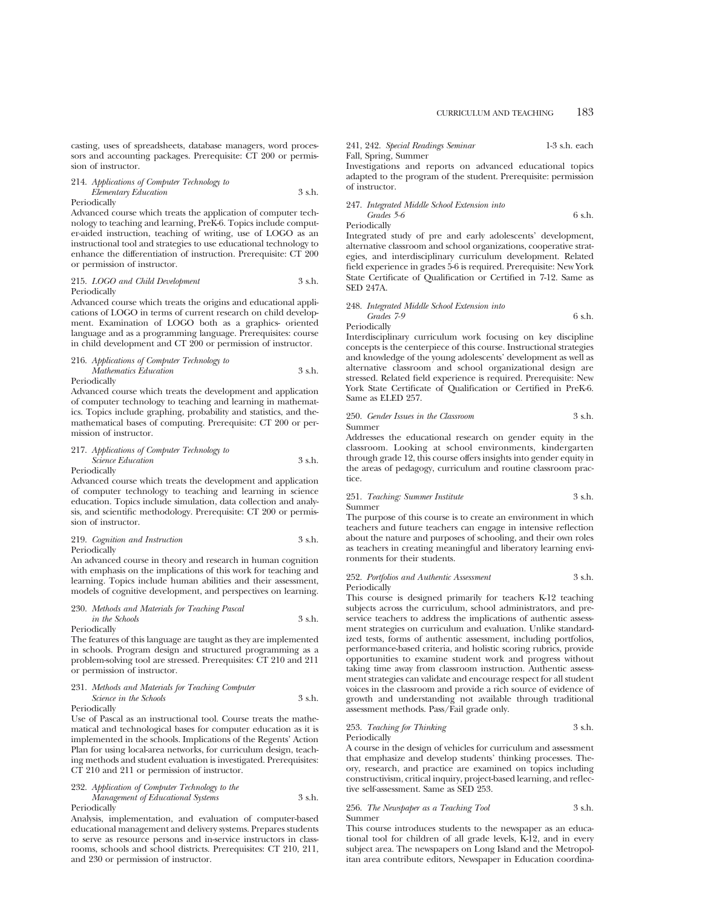casting, uses of spreadsheets, database managers, word processors and accounting packages. Prerequisite: CT 200 or permission of instructor.

214. *Applications of Computer Technology to Elementary Education* 3 s.h.
Periodically
Advanced course which treats the application of computer technology to teaching and learning, PreK-6. Topics include computer-aided instruction, teaching of writing, use of LOGO as an instructional tool and strategies to use educational technology to enhance the differentiation of instruction. Prerequisite: CT 200 or permission of instructor.

215. *LOGO and Child Development* 3 s.h.
Periodically
Advanced course which treats the origins and educational applications of LOGO in terms of current research on child development. Examination of LOGO both as a graphics- oriented language and as a programming language. Prerequisites: course in child development and CT 200 or permission of instructor.

216. *Applications of Computer Technology to Mathematics Education* 3 s.h.
Periodically
Advanced course which treats the development and application of computer technology to teaching and learning in mathematics. Topics include graphing, probability and statistics, and the mathematical bases of computing. Prerequisite: CT 200 or permission of instructor.

217. *Applications of Computer Technology to Science Education* 3 s.h.
Periodically
Advanced course which treats the development and application of computer technology to teaching and learning in science education. Topics include simulation, data collection and analysis, and scientific methodology. Prerequisite: CT 200 or permission of instructor.

219. *Cognition and Instruction* 3 s.h.
Periodically
An advanced course in theory and research in human cognition with emphasis on the implications of this work for teaching and learning. Topics include human abilities and their assessment, models of cognitive development, and perspectives on learning.

230. *Methods and Materials for Teaching Pascal in the Schools* 3 s.h.
Periodically
The features of this language are taught as they are implemented in schools. Program design and structured programming as a problem-solving tool are stressed. Prerequisites: CT 210 and 211 or permission of instructor.

231. *Methods and Materials for Teaching Computer Science in the Schools* 3 s.h.
Periodically
Use of Pascal as an instructional tool. Course treats the mathematical and technological bases for computer education as it is implemented in the schools. Implications of the Regents' Action Plan for using local-area networks, for curriculum design, teaching methods and student evaluation is investigated. Prerequisites: CT 210 and 211 or permission of instructor.

232. *Application of Computer Technology to the Management of Educational Systems* 3 s.h.
Periodically
Analysis, implementation, and evaluation of computer-based educational management and delivery systems. Prepares students to serve as resource persons and in-service instructors in classrooms, schools and school districts. Prerequisites: CT 210, 211, and 230 or permission of instructor.

241, 242. *Special Readings Seminar* 1-3 s.h. each
Fall, Spring, Summer
Investigations and reports on advanced educational topics adapted to the program of the student. Prerequisite: permission of instructor.

247. *Integrated Middle School Extension into Grades 5-6* 6 s.h.
Periodically
Integrated study of pre and early adolescents' development, alternative classroom and school organizations, cooperative strategies, and interdisciplinary curriculum development. Related field experience in grades 5-6 is required. Prerequisite: New York State Certificate of Qualification or Certified in 7-12. Same as SED 247A.

248. *Integrated Middle School Extension into Grades 7-9* 6 s.h.
Periodically
Interdisciplinary curriculum work focusing on key discipline concepts is the centerpiece of this course. Instructional strategies and knowledge of the young adolescents' development as well as alternative classroom and school organizational design are stressed. Related field experience is required. Prerequisite: New York State Certificate of Qualification or Certified in PreK-6. Same as ELED 257.

250. *Gender Issues in the Classroom* 3 s.h.
Summer
Addresses the educational research on gender equity in the classroom. Looking at school environments, kindergarten through grade 12, this course offers insights into gender equity in the areas of pedagogy, curriculum and routine classroom practice.

251. *Teaching: Summer Institute* 3 s.h.
Summer
The purpose of this course is to create an environment in which teachers and future teachers can engage in intensive reflection about the nature and purposes of schooling, and their own roles as teachers in creating meaningful and liberatory learning environments for their students.

252. *Portfolios and Authentic Assessment* 3 s.h.
Periodically
This course is designed primarily for teachers K-12 teaching subjects across the curriculum, school administrators, and preservice teachers to address the implications of authentic assessment strategies on curriculum and evaluation. Unlike standardized tests, forms of authentic assessment, including portfolios, performance-based criteria, and holistic scoring rubrics, provide opportunities to examine student work and progress without taking time away from classroom instruction. Authentic assessment strategies can validate and encourage respect for all student voices in the classroom and provide a rich source of evidence of growth and understanding not available through traditional assessment methods. Pass/Fail grade only.

253. *Teaching for Thinking* 3 s.h.
Periodically
A course in the design of vehicles for curriculum and assessment that emphasize and develop students' thinking processes. Theory, research, and practice are examined on topics including constructivism, critical inquiry, project-based learning, and reflective self-assessment. Same as SED 253.

256. *The Newspaper as a Teaching Tool* 3 s.h.
Summer
This course introduces students to the newspaper as an educational tool for children of all grade levels, K-12, and in every subject area. The newspapers on Long Island and the Metropolitan area contribute editors, Newspaper in Education coordina-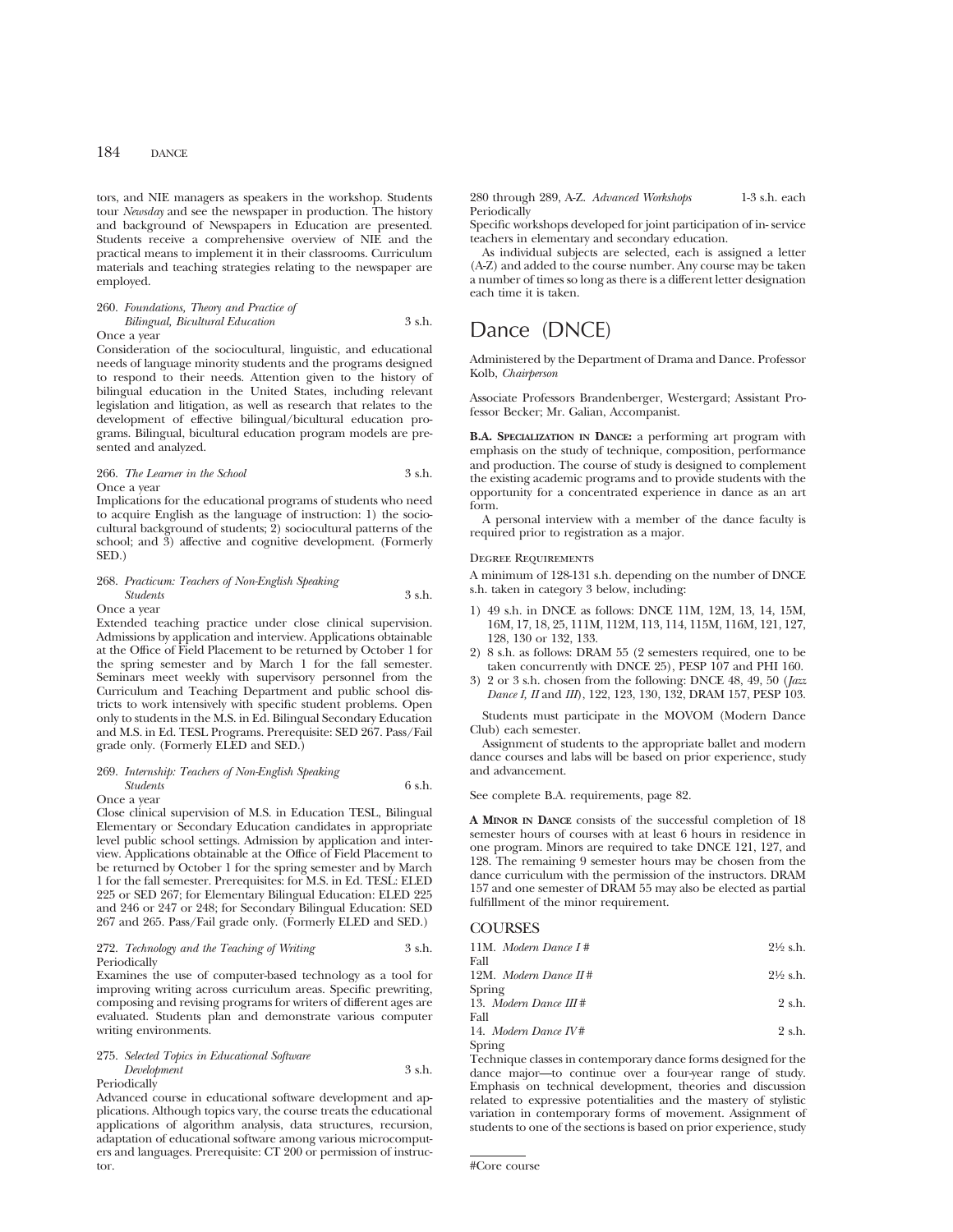tors, and NIE managers as speakers in the workshop. Students tour *Newsday* and see the newspaper in production. The history and background of Newspapers in Education are presented. Students receive a comprehensive overview of NIE and the practical means to implement it in their classrooms. Curriculum materials and teaching strategies relating to the newspaper are employed.

260. *Foundations, Theory and Practice of Bilingual, Bicultural Education* 3 s.h.
Once a year
Consideration of the sociocultural, linguistic, and educational needs of language minority students and the programs designed to respond to their needs. Attention given to the history of bilingual education in the United States, including relevant legislation and litigation, as well as research that relates to the development of effective bilingual/bicultural education programs. Bilingual, bicultural education program models are presented and analyzed.

266. *The Learner in the School* 3 s.h.
Once a year
Implications for the educational programs of students who need to acquire English as the language of instruction: 1) the sociocultural background of students; 2) sociocultural patterns of the school; and 3) affective and cognitive development. (Formerly SED.)

268. *Practicum: Teachers of Non-English Speaking Students* 3 s.h.
Once a year
Extended teaching practice under close clinical supervision. Admissions by application and interview. Applications obtainable at the Office of Field Placement to be returned by October 1 for the spring semester and by March 1 for the fall semester. Seminars meet weekly with supervisory personnel from the Curriculum and Teaching Department and public school districts to work intensively with specific student problems. Open only to students in the M.S. in Ed. Bilingual Secondary Education and M.S. in Ed. TESL Programs. Prerequisite: SED 267. Pass/Fail grade only. (Formerly ELED and SED.)

269. *Internship: Teachers of Non-English Speaking Students* 6 s.h.
Once a year
Close clinical supervision of M.S. in Education TESL, Bilingual Elementary or Secondary Education candidates in appropriate level public school settings. Admission by application and interview. Applications obtainable at the Office of Field Placement to be returned by October 1 for the spring semester and by March 1 for the fall semester. Prerequisites: for M.S. in Ed. TESL: ELED 225 or SED 267; for Elementary Bilingual Education: ELED 225 and 246 or 247 or 248; for Secondary Bilingual Education: SED 267 and 265. Pass/Fail grade only. (Formerly ELED and SED.)

272. *Technology and the Teaching of Writing* 3 s.h.
Periodically
Examines the use of computer-based technology as a tool for improving writing across curriculum areas. Specific prewriting, composing and revising programs for writers of different ages are evaluated. Students plan and demonstrate various computer writing environments.

275. *Selected Topics in Educational Software Development* 3 s.h.
Periodically
Advanced course in educational software development and applications. Although topics vary, the course treats the educational applications of algorithm analysis, data structures, recursion, adaptation of educational software among various microcomputers and languages. Prerequisite: CT 200 or permission of instructor.

280 through 289, A-Z. *Advanced Workshops* 1-3 s.h. each
Periodically
Specific workshops developed for joint participation of in-service teachers in elementary and secondary education.

As individual subjects are selected, each is assigned a letter (A-Z) and added to the course number. Any course may be taken a number of times so long as there is a different letter designation each time it is taken.

# Dance (DNCE)

Administered by the Department of Drama and Dance. Professor Kolb, *Chairperson*

Associate Professors Brandenberger, Westergard; Assistant Professor Becker; Mr. Galian, Accompanist.

**B.A. Specialization in Dance:** a performing art program with emphasis on the study of technique, composition, performance and production. The course of study is designed to complement the existing academic programs and to provide students with the opportunity for a concentrated experience in dance as an art form.

A personal interview with a member of the dance faculty is required prior to registration as a major.

Degree Requirements

A minimum of 128-131 s.h. depending on the number of DNCE s.h. taken in category 3 below, including:

1) 49 s.h. in DNCE as follows: DNCE 11M, 12M, 13, 14, 15M, 16M, 17, 18, 25, 111M, 112M, 113, 114, 115M, 116M, 121, 127, 128, 130 or 132, 133.
2) 8 s.h. as follows: DRAM 55 (2 semesters required, one to be taken concurrently with DNCE 25), PESP 107 and PHI 160.
3) 2 or 3 s.h. chosen from the following: DNCE 48, 49, 50 (*Jazz Dance I, II* and *III*), 122, 123, 130, 132, DRAM 157, PESP 103.

Students must participate in the MOVOM (Modern Dance Club) each semester.

Assignment of students to the appropriate ballet and modern dance courses and labs will be based on prior experience, study and advancement.

See complete B.A. requirements, page 82.

**A Minor in Dance** consists of the successful completion of 18 semester hours of courses with at least 6 hours in residence in one program. Minors are required to take DNCE 121, 127, and 128. The remaining 9 semester hours may be chosen from the dance curriculum with the permission of the instructors. DRAM 157 and one semester of DRAM 55 may also be elected as partial fulfillment of the minor requirement.

## COURSES

11M. *Modern Dance I #* 2½ s.h.
Fall

12M. *Modern Dance II #* 2½ s.h.
Spring

13. *Modern Dance III #* 2 s.h.
Fall

14. *Modern Dance IV #* 2 s.h.
Spring

Technique classes in contemporary dance forms designed for the dance major—to continue over a four-year range of study. Emphasis on technical development, theories and discussion related to expressive potentialities and the mastery of stylistic variation in contemporary forms of movement. Assignment of students to one of the sections is based on prior experience, study

#Core course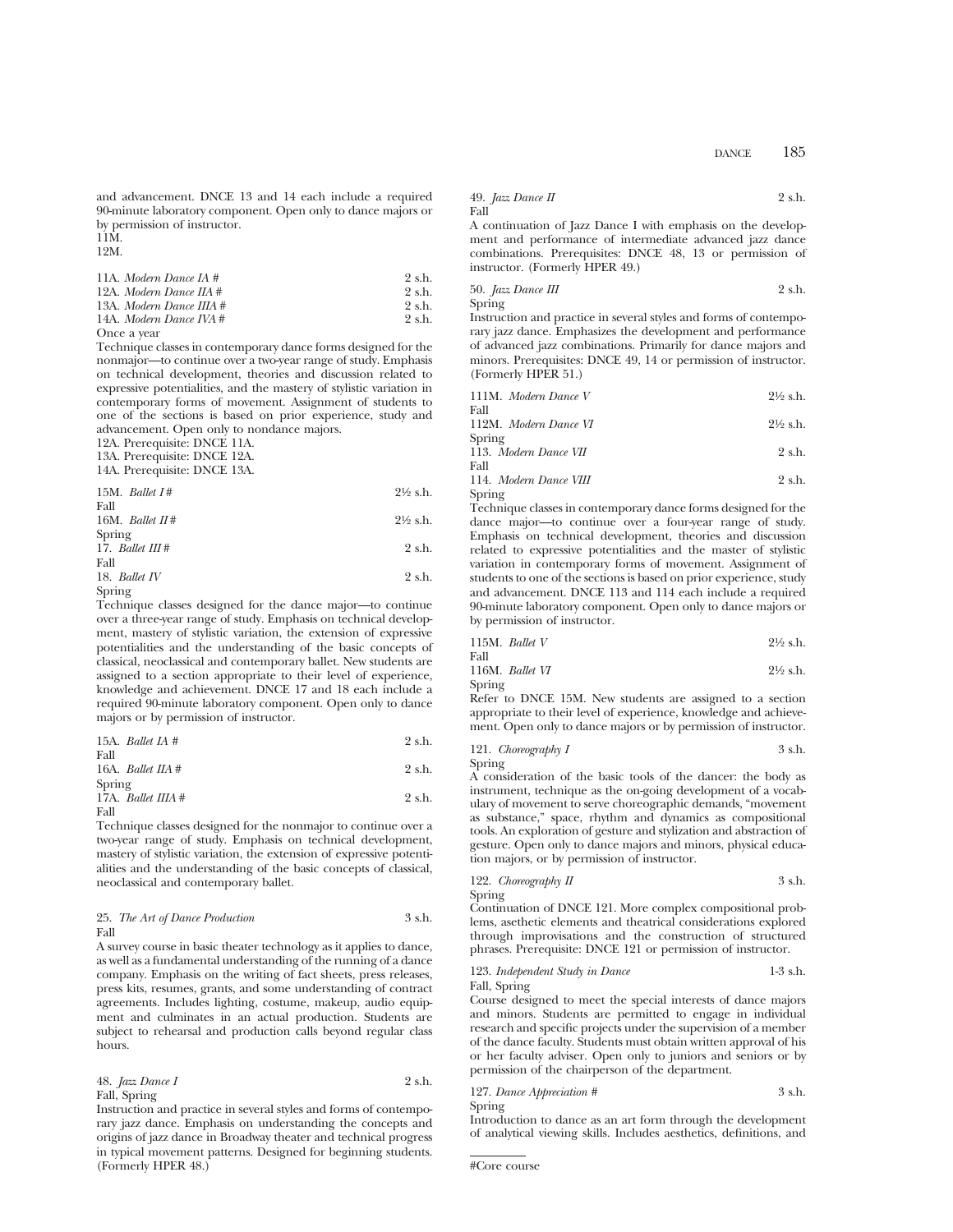and advancement. DNCE 13 and 14 each include a required 90-minute laboratory component. Open only to dance majors or by permission of instructor.

11M.

12M.

11A. *Modern Dance IA* # 2 s.h.

12A. *Modern Dance IIA* # 2 s.h.

13A. *Modern Dance IIIA* # 2 s.h.

14A. *Modern Dance IVA* # 2 s.h.

Once a year

Technique classes in contemporary dance forms designed for the nonmajor—to continue over a two-year range of study. Emphasis on technical development, theories and discussion related to expressive potentialities, and the mastery of stylistic variation in contemporary forms of movement. Assignment of students to one of the sections is based on prior experience, study and advancement. Open only to nondance majors.

12A. Prerequisite: DNCE 11A.

13A. Prerequisite: DNCE 12A.

14A. Prerequisite: DNCE 13A.

15M. *Ballet I* # 2½ s.h.

Fall

16M. *Ballet II* # 2½ s.h.

Spring

17. *Ballet III* # 2 s.h.

Fall

18. *Ballet IV* 2 s.h.

Spring

Technique classes designed for the dance major—to continue over a three-year range of study. Emphasis on technical development, mastery of stylistic variation, the extension of expressive potentialities and the understanding of the basic concepts of classical, neoclassical and contemporary ballet. New students are assigned to a section appropriate to their level of experience, knowledge and achievement. DNCE 17 and 18 each include a required 90-minute laboratory component. Open only to dance majors or by permission of instructor.

15A. *Ballet IA* # 2 s.h.

Fall

16A. *Ballet IIA* # 2 s.h.

Spring

17A. *Ballet IIIA* # 2 s.h.

Fall

Technique classes designed for the nonmajor to continue over a two-year range of study. Emphasis on technical development, mastery of stylistic variation, the extension of expressive potentialities and the understanding of the basic concepts of classical, neoclassical and contemporary ballet.

25. *The Art of Dance Production* 3 s.h.

Fall

A survey course in basic theater technology as it applies to dance, as well as a fundamental understanding of the running of a dance company. Emphasis on the writing of fact sheets, press releases, press kits, resumes, grants, and some understanding of contract agreements. Includes lighting, costume, makeup, audio equipment and culminates in an actual production. Students are subject to rehearsal and production calls beyond regular class hours.

48. *Jazz Dance I* 2 s.h.

Fall, Spring

Instruction and practice in several styles and forms of contemporary jazz dance. Emphasis on understanding the concepts and origins of jazz dance in Broadway theater and technical progress in typical movement patterns. Designed for beginning students. (Formerly HPER 48.)

49. *Jazz Dance II* 2 s.h.

Fall

A continuation of Jazz Dance I with emphasis on the development and performance of intermediate advanced jazz dance combinations. Prerequisites: DNCE 48, 13 or permission of instructor. (Formerly HPER 49.)

50. *Jazz Dance III* 2 s.h.

Spring

Instruction and practice in several styles and forms of contemporary jazz dance. Emphasizes the development and performance of advanced jazz combinations. Primarily for dance majors and minors. Prerequisites: DNCE 49, 14 or permission of instructor. (Formerly HPER 51.)

111M. *Modern Dance V* 2½ s.h.

Fall

112M. *Modern Dance VI* 2½ s.h.

Spring

113. *Modern Dance VII* 2 s.h.

Fall

114. *Modern Dance VIII* 2 s.h.

Spring

Technique classes in contemporary dance forms designed for the dance major—to continue over a four-year range of study. Emphasis on technical development, theories and discussion related to expressive potentialities and the master of stylistic variation in contemporary forms of movement. Assignment of students to one of the sections is based on prior experience, study and advancement. DNCE 113 and 114 each include a required 90-minute laboratory component. Open only to dance majors or by permission of instructor.

115M. *Ballet V* 2½ s.h.

Fall

116M. *Ballet VI* 2½ s.h.

Spring

Refer to DNCE 15M. New students are assigned to a section appropriate to their level of experience, knowledge and achievement. Open only to dance majors or by permission of instructor.

121. *Choreography I* 3 s.h.

Spring

A consideration of the basic tools of the dancer: the body as instrument, technique as the on-going development of a vocabulary of movement to serve choreographic demands, "movement as substance," space, rhythm and dynamics as compositional tools. An exploration of gesture and stylization and abstraction of gesture. Open only to dance majors and minors, physical education majors, or by permission of instructor.

122. *Choreography II* 3 s.h.

Spring

Continuation of DNCE 121. More complex compositional problems, asethetic elements and theatrical considerations explored through improvisations and the construction of structured phrases. Prerequisite: DNCE 121 or permission of instructor.

123. *Independent Study in Dance* 1-3 s.h.

Fall, Spring

Course designed to meet the special interests of dance majors and minors. Students are permitted to engage in individual research and specific projects under the supervision of a member of the dance faculty. Students must obtain written approval of his or her faculty adviser. Open only to juniors and seniors or by permission of the chairperson of the department.

127. *Dance Appreciation* # 3 s.h.

Spring

Introduction to dance as an art form through the development of analytical viewing skills. Includes aesthetics, definitions, and

---

#Core course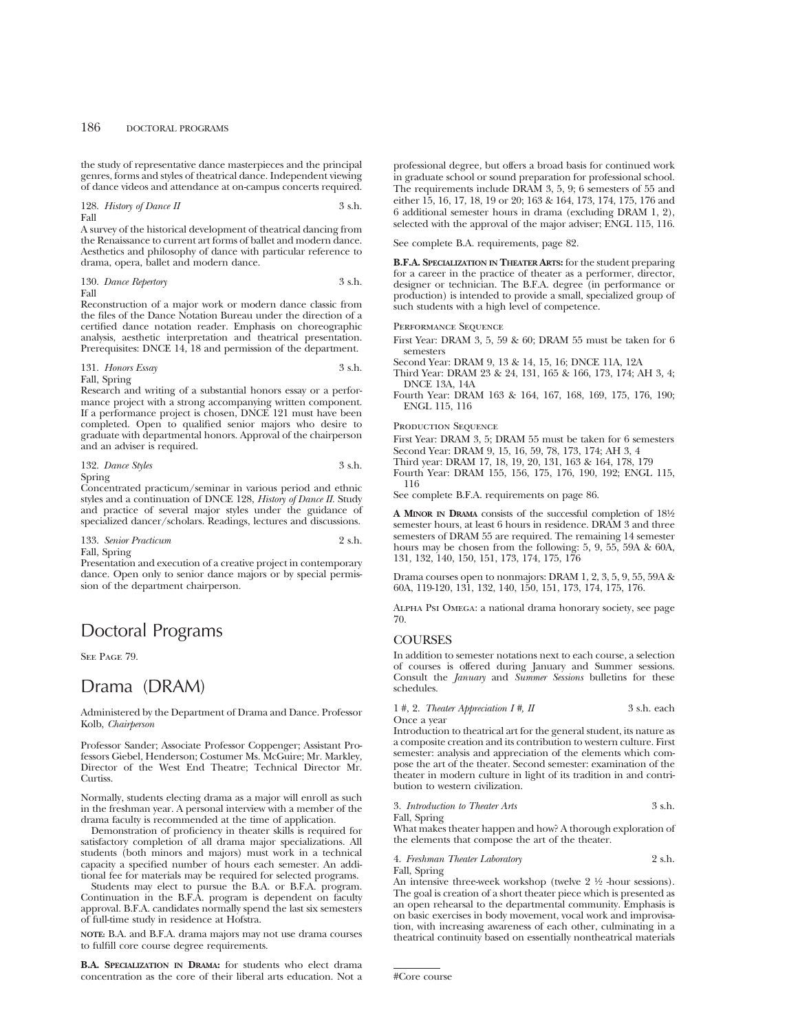the study of representative dance masterpieces and the principal genres, forms and styles of theatrical dance. Independent viewing of dance videos and attendance at on-campus concerts required.

128. *History of Dance II* 3 s.h.
Fall

A survey of the historical development of theatrical dancing from the Renaissance to current art forms of ballet and modern dance. Aesthetics and philosophy of dance with particular reference to drama, opera, ballet and modern dance.

130. *Dance Repertory* 3 s.h.
Fall

Reconstruction of a major work or modern dance classic from the files of the Dance Notation Bureau under the direction of a certified dance notation reader. Emphasis on choreographic analysis, aesthetic interpretation and theatrical presentation. Prerequisites: DNCE 14, 18 and permission of the department.

131. *Honors Essay* 3 s.h.
Fall, Spring

Research and writing of a substantial honors essay or a performance project with a strong accompanying written component. If a performance project is chosen, DNCE 121 must have been completed. Open to qualified senior majors who desire to graduate with departmental honors. Approval of the chairperson and an adviser is required.

132. *Dance Styles* 3 s.h.
Spring

Concentrated practicum/seminar in various period and ethnic styles and a continuation of DNCE 128, *History of Dance II*. Study and practice of several major styles under the guidance of specialized dancer/scholars. Readings, lectures and discussions.

133. *Senior Practicum* 2 s.h.
Fall, Spring

Presentation and execution of a creative project in contemporary dance. Open only to senior dance majors or by special permission of the department chairperson.

# Doctoral Programs

See Page 79.

# Drama (DRAM)

Administered by the Department of Drama and Dance. Professor Kolb, *Chairperson*

Professor Sander; Associate Professor Coppenger; Assistant Professors Giebel, Henderson; Costumer Ms. McGuire; Mr. Markley, Director of the West End Theatre; Technical Director Mr. Curtiss.

Normally, students electing drama as a major will enroll as such in the freshman year. A personal interview with a member of the drama faculty is recommended at the time of application.

Demonstration of proficiency in theater skills is required for satisfactory completion of all drama major specializations. All students (both minors and majors) must work in a technical capacity a specified number of hours each semester. An additional fee for materials may be required for selected programs.

Students may elect to pursue the B.A. or B.F.A. program. Continuation in the B.F.A. program is dependent on faculty approval. B.F.A. candidates normally spend the last six semesters of full-time study in residence at Hofstra.

**NOTE:** B.A. and B.F.A. drama majors may not use drama courses to fulfill core course degree requirements.

**B.A. Specialization in Drama:** for students who elect drama concentration as the core of their liberal arts education. Not a professional degree, but offers a broad basis for continued work in graduate school or sound preparation for professional school. The requirements include DRAM 3, 5, 9; 6 semesters of 55 and either 15, 16, 17, 18, 19 or 20; 163 & 164, 173, 174, 175, 176 and 6 additional semester hours in drama (excluding DRAM 1, 2), selected with the approval of the major adviser; ENGL 115, 116.

See complete B.A. requirements, page 82.

**B.F.A. Specialization in Theater Arts:** for the student preparing for a career in the practice of theater as a performer, director, designer or technician. The B.F.A. degree (in performance or production) is intended to provide a small, specialized group of such students with a high level of competence.

Performance Sequence

First Year: DRAM 3, 5, 59 & 60; DRAM 55 must be taken for 6 semesters

Second Year: DRAM 9, 13 & 14, 15, 16; DNCE 11A, 12A

Third Year: DRAM 23 & 24, 131, 165 & 166, 173, 174; AH 3, 4; DNCE 13A, 14A

Fourth Year: DRAM 163 & 164, 167, 168, 169, 175, 176, 190; ENGL 115, 116

Production Sequence

First Year: DRAM 3, 5; DRAM 55 must be taken for 6 semesters

Second Year: DRAM 9, 15, 16, 59, 78, 173, 174; AH 3, 4

Third year: DRAM 17, 18, 19, 20, 131, 163 & 164, 178, 179

Fourth Year: DRAM 155, 156, 175, 176, 190, 192; ENGL 115, 116

See complete B.F.A. requirements on page 86.

**A Minor in Drama** consists of the successful completion of 18½ semester hours, at least 6 hours in residence. DRAM 3 and three semesters of DRAM 55 are required. The remaining 14 semester hours may be chosen from the following: 5, 9, 55, 59A & 60A, 131, 132, 140, 150, 151, 173, 174, 175, 176

Drama courses open to nonmajors: DRAM 1, 2, 3, 5, 9, 55, 59A & 60A, 119-120, 131, 132, 140, 150, 151, 173, 174, 175, 176.

Alpha Psi Omega: a national drama honorary society, see page 70.

## COURSES

In addition to semester notations next to each course, a selection of courses is offered during January and Summer sessions. Consult the *January* and *Summer Sessions* bulletins for these schedules.

1 #, 2. *Theater Appreciation I #, II* 3 s.h. each
Once a year

Introduction to theatrical art for the general student, its nature as a composite creation and its contribution to western culture. First semester: analysis and appreciation of the elements which compose the art of the theater. Second semester: examination of the theater in modern culture in light of its tradition in and contribution to western civilization.

3. *Introduction to Theater Arts* 3 s.h.
Fall, Spring

What makes theater happen and how? A thorough exploration of the elements that compose the art of the theater.

4. *Freshman Theater Laboratory* 2 s.h.
Fall, Spring

An intensive three-week workshop (twelve 2 ½ -hour sessions). The goal is creation of a short theater piece which is presented as an open rehearsal to the departmental community. Emphasis is on basic exercises in body movement, vocal work and improvisation, with increasing awareness of each other, culminating in a theatrical continuity based on essentially nontheatrical materials

#Core course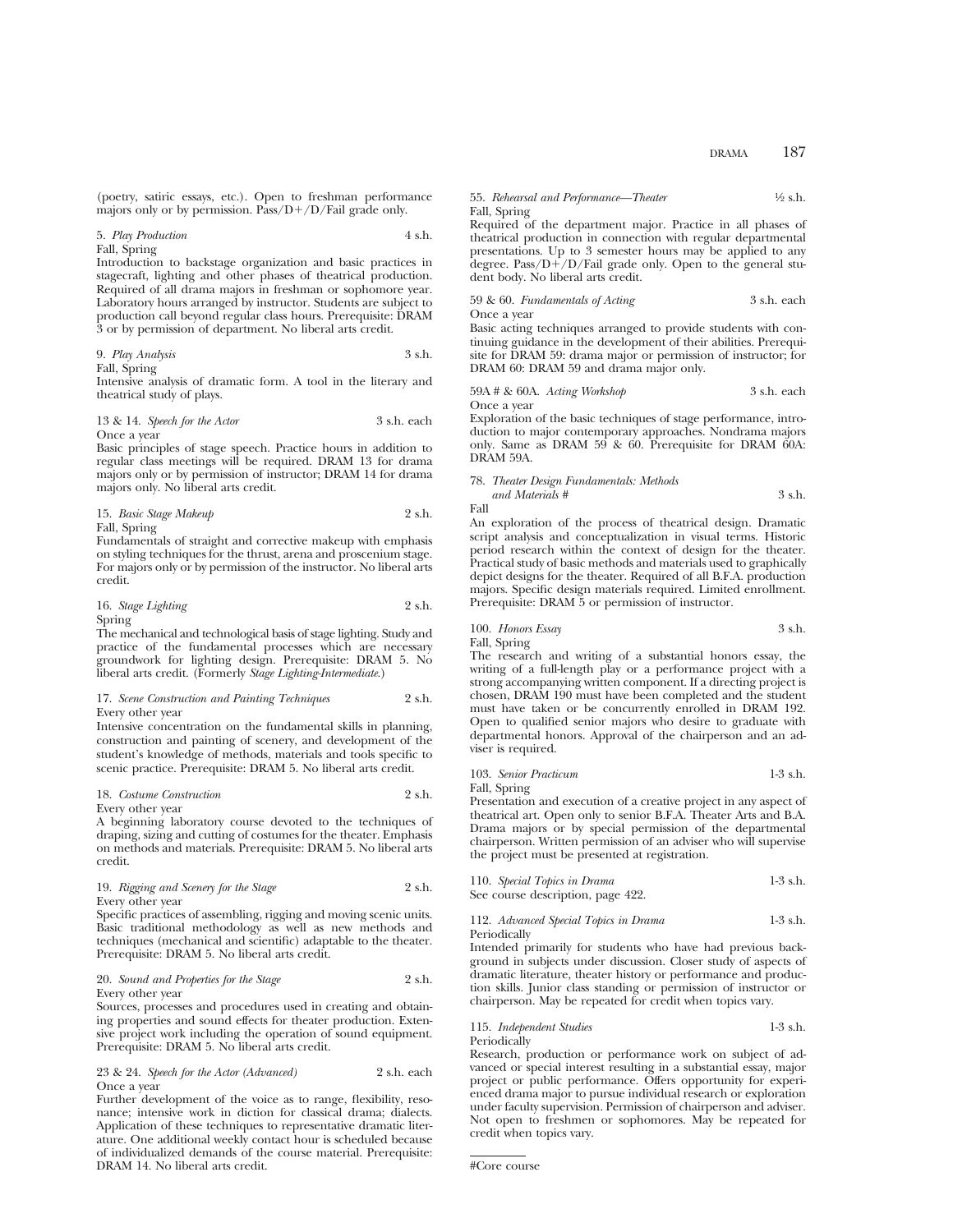(poetry, satiric essays, etc.). Open to freshman performance majors only or by permission. Pass/D+/D/Fail grade only.

5. *Play Production* 4 s.h.
Fall, Spring
Introduction to backstage organization and basic practices in stagecraft, lighting and other phases of theatrical production. Required of all drama majors in freshman or sophomore year. Laboratory hours arranged by instructor. Students are subject to production call beyond regular class hours. Prerequisite: DRAM 3 or by permission of department. No liberal arts credit.

9. *Play Analysis* 3 s.h.
Fall, Spring
Intensive analysis of dramatic form. A tool in the literary and theatrical study of plays.

13 & 14. *Speech for the Actor* 3 s.h. each
Once a year
Basic principles of stage speech. Practice hours in addition to regular class meetings will be required. DRAM 13 for drama majors only or by permission of instructor; DRAM 14 for drama majors only. No liberal arts credit.

15. *Basic Stage Makeup* 2 s.h.
Fall, Spring
Fundamentals of straight and corrective makeup with emphasis on styling techniques for the thrust, arena and proscenium stage. For majors only or by permission of the instructor. No liberal arts credit.

16. *Stage Lighting* 2 s.h.
Spring
The mechanical and technological basis of stage lighting. Study and practice of the fundamental processes which are necessary groundwork for lighting design. Prerequisite: DRAM 5. No liberal arts credit. (Formerly *Stage Lighting-Intermediate*.)

17. *Scene Construction and Painting Techniques* 2 s.h.
Every other year
Intensive concentration on the fundamental skills in planning, construction and painting of scenery, and development of the student's knowledge of methods, materials and tools specific to scenic practice. Prerequisite: DRAM 5. No liberal arts credit.

18. *Costume Construction* 2 s.h.
Every other year
A beginning laboratory course devoted to the techniques of draping, sizing and cutting of costumes for the theater. Emphasis on methods and materials. Prerequisite: DRAM 5. No liberal arts credit.

19. *Rigging and Scenery for the Stage* 2 s.h.
Every other year
Specific practices of assembling, rigging and moving scenic units. Basic traditional methodology as well as new methods and techniques (mechanical and scientific) adaptable to the theater. Prerequisite: DRAM 5. No liberal arts credit.

20. *Sound and Properties for the Stage* 2 s.h.
Every other year
Sources, processes and procedures used in creating and obtaining properties and sound effects for theater production. Extensive project work including the operation of sound equipment. Prerequisite: DRAM 5. No liberal arts credit.

23 & 24. *Speech for the Actor (Advanced)* 2 s.h. each
Once a year
Further development of the voice as to range, flexibility, resonance; intensive work in diction for classical drama; dialects. Application of these techniques to representative dramatic literature. One additional weekly contact hour is scheduled because of individualized demands of the course material. Prerequisite: DRAM 14. No liberal arts credit.

55. *Rehearsal and Performance—Theater* ½ s.h.
Fall, Spring
Required of the department major. Practice in all phases of theatrical production in connection with regular departmental presentations. Up to 3 semester hours may be applied to any degree. Pass/D+/D/Fail grade only. Open to the general student body. No liberal arts credit.

59 & 60. *Fundamentals of Acting* 3 s.h. each
Once a year
Basic acting techniques arranged to provide students with continuing guidance in the development of their abilities. Prerequisite for DRAM 59: drama major or permission of instructor; for DRAM 60: DRAM 59 and drama major only.

59A # & 60A. *Acting Workshop* 3 s.h. each
Once a year
Exploration of the basic techniques of stage performance, introduction to major contemporary approaches. Nondrama majors only. Same as DRAM 59 & 60. Prerequisite for DRAM 60A: DRAM 59A.

78. *Theater Design Fundamentals: Methods and Materials* # 3 s.h.
Fall
An exploration of the process of theatrical design. Dramatic script analysis and conceptualization in visual terms. Historic period research within the context of design for the theater. Practical study of basic methods and materials used to graphically depict designs for the theater. Required of all B.F.A. production majors. Specific design materials required. Limited enrollment. Prerequisite: DRAM 5 or permission of instructor.

100. *Honors Essay* 3 s.h.
Fall, Spring
The research and writing of a substantial honors essay, the writing of a full-length play or a performance project with a strong accompanying written component. If a directing project is chosen, DRAM 190 must have been completed and the student must have taken or be concurrently enrolled in DRAM 192. Open to qualified senior majors who desire to graduate with departmental honors. Approval of the chairperson and an adviser is required.

103. *Senior Practicum* 1-3 s.h.
Fall, Spring
Presentation and execution of a creative project in any aspect of theatrical art. Open only to senior B.F.A. Theater Arts and B.A. Drama majors or by special permission of the departmental chairperson. Written permission of an adviser who will supervise the project must be presented at registration.

110. *Special Topics in Drama* 1-3 s.h.
See course description, page 422.

112. *Advanced Special Topics in Drama* 1-3 s.h.
Periodically
Intended primarily for students who have had previous background in subjects under discussion. Closer study of aspects of dramatic literature, theater history or performance and production skills. Junior class standing or permission of instructor or chairperson. May be repeated for credit when topics vary.

115. *Independent Studies* 1-3 s.h.
Periodically
Research, production or performance work on subject of advanced or special interest resulting in a substantial essay, major project or public performance. Offers opportunity for experienced drama major to pursue individual research or exploration under faculty supervision. Permission of chairperson and adviser. Not open to freshmen or sophomores. May be repeated for credit when topics vary.

#Core course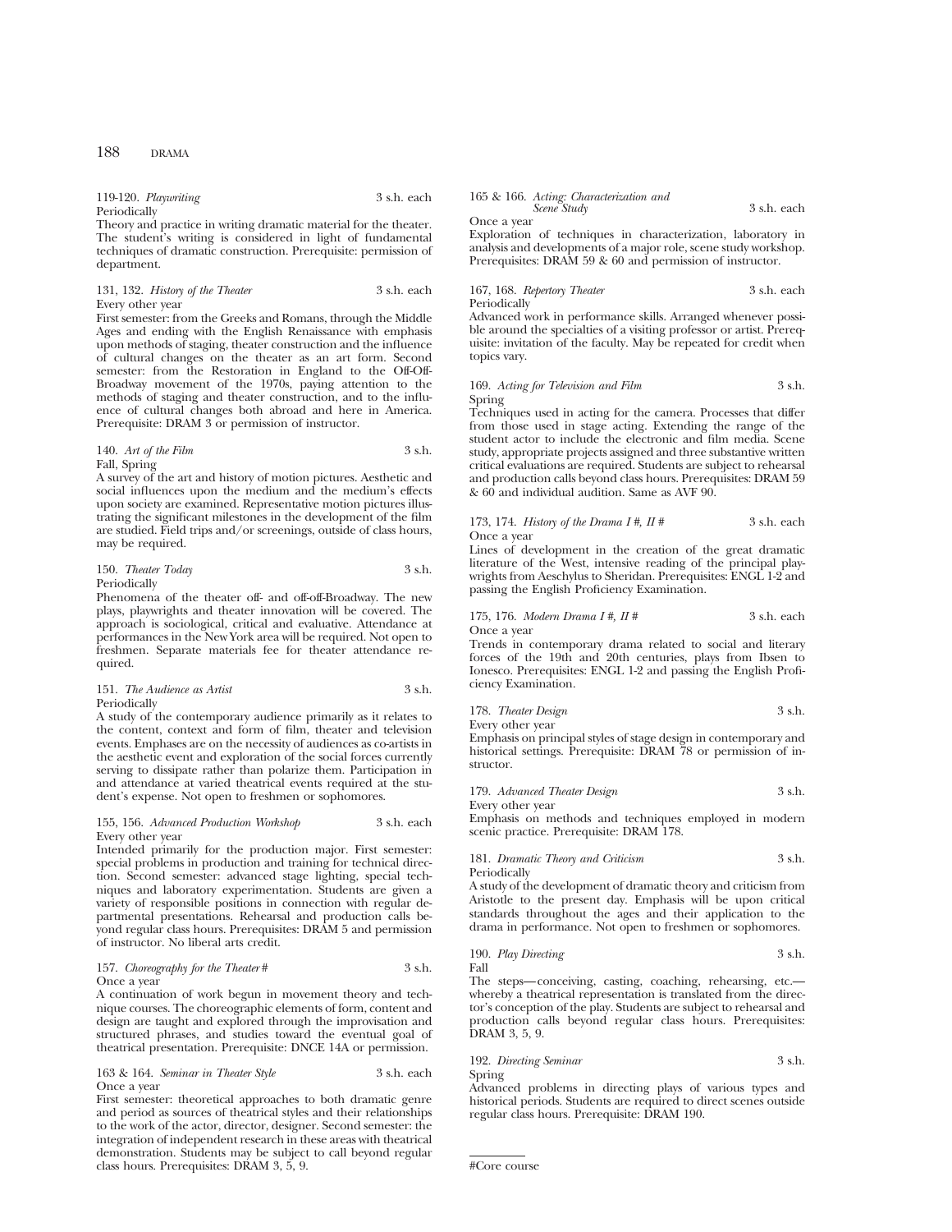119-120. *Playwriting* 3 s.h. each
Periodically
Theory and practice in writing dramatic material for the theater. The student's writing is considered in light of fundamental techniques of dramatic construction. Prerequisite: permission of department.

131, 132. *History of the Theater* 3 s.h. each
Every other year
First semester: from the Greeks and Romans, through the Middle Ages and ending with the English Renaissance with emphasis upon methods of staging, theater construction and the influence of cultural changes on the theater as an art form. Second semester: from the Restoration in England to the Off-Off-Broadway movement of the 1970s, paying attention to the methods of staging and theater construction, and to the influence of cultural changes both abroad and here in America. Prerequisite: DRAM 3 or permission of instructor.

140. *Art of the Film* 3 s.h.
Fall, Spring
A survey of the art and history of motion pictures. Aesthetic and social influences upon the medium and the medium's effects upon society are examined. Representative motion pictures illustrating the significant milestones in the development of the film are studied. Field trips and/or screenings, outside of class hours, may be required.

150. *Theater Today* 3 s.h.
Periodically
Phenomena of the theater off- and off-off-Broadway. The new plays, playwrights and theater innovation will be covered. The approach is sociological, critical and evaluative. Attendance at performances in the New York area will be required. Not open to freshmen. Separate materials fee for theater attendance required.

151. *The Audience as Artist* 3 s.h.
Periodically
A study of the contemporary audience primarily as it relates to the content, context and form of film, theater and television events. Emphases are on the necessity of audiences as co-artists in the aesthetic event and exploration of the social forces currently serving to dissipate rather than polarize them. Participation in and attendance at varied theatrical events required at the student's expense. Not open to freshmen or sophomores.

155, 156. *Advanced Production Workshop* 3 s.h. each
Every other year
Intended primarily for the production major. First semester: special problems in production and training for technical direction. Second semester: advanced stage lighting, special techniques and laboratory experimentation. Students are given a variety of responsible positions in connection with regular departmental presentations. Rehearsal and production calls beyond regular class hours. Prerequisites: DRAM 5 and permission of instructor. No liberal arts credit.

157. *Choreography for the Theater* # 3 s.h.
Once a year
A continuation of work begun in movement theory and technique courses. The choreographic elements of form, content and design are taught and explored through the improvisation and structured phrases, and studies toward the eventual goal of theatrical presentation. Prerequisite: DNCE 14A or permission.

163 & 164. *Seminar in Theater Style* 3 s.h. each
Once a year
First semester: theoretical approaches to both dramatic genre and period as sources of theatrical styles and their relationships to the work of the actor, director, designer. Second semester: the integration of independent research in these areas with theatrical demonstration. Students may be subject to call beyond regular class hours. Prerequisites: DRAM 3, 5, 9.

165 & 166. *Acting: Characterization and Scene Study* 3 s.h. each
Once a year
Exploration of techniques in characterization, laboratory in analysis and developments of a major role, scene study workshop. Prerequisites: DRAM 59 & 60 and permission of instructor.

167, 168. *Repertory Theater* 3 s.h. each
Periodically
Advanced work in performance skills. Arranged whenever possible around the specialties of a visiting professor or artist. Prerequisite: invitation of the faculty. May be repeated for credit when topics vary.

169. *Acting for Television and Film* 3 s.h.
Spring
Techniques used in acting for the camera. Processes that differ from those used in stage acting. Extending the range of the student actor to include the electronic and film media. Scene study, appropriate projects assigned and three substantive written critical evaluations are required. Students are subject to rehearsal and production calls beyond class hours. Prerequisites: DRAM 59 & 60 and individual audition. Same as AVF 90.

173, 174. *History of the Drama I #, II #* 3 s.h. each
Once a year
Lines of development in the creation of the great dramatic literature of the West, intensive reading of the principal playwrights from Aeschylus to Sheridan. Prerequisites: ENGL 1-2 and passing the English Proficiency Examination.

175, 176. *Modern Drama I #, II #* 3 s.h. each
Once a year
Trends in contemporary drama related to social and literary forces of the 19th and 20th centuries, plays from Ibsen to Ionesco. Prerequisites: ENGL 1-2 and passing the English Proficiency Examination.

178. *Theater Design* 3 s.h.
Every other year
Emphasis on principal styles of stage design in contemporary and historical settings. Prerequisite: DRAM 78 or permission of instructor.

179. *Advanced Theater Design* 3 s.h.
Every other year
Emphasis on methods and techniques employed in modern scenic practice. Prerequisite: DRAM 178.

181. *Dramatic Theory and Criticism* 3 s.h.
Periodically
A study of the development of dramatic theory and criticism from Aristotle to the present day. Emphasis will be upon critical standards throughout the ages and their application to the drama in performance. Not open to freshmen or sophomores.

190. *Play Directing* 3 s.h.
Fall
The steps—conceiving, casting, coaching, rehearsing, etc.—whereby a theatrical representation is translated from the director's conception of the play. Students are subject to rehearsal and production calls beyond regular class hours. Prerequisites: DRAM 3, 5, 9.

192. *Directing Seminar* 3 s.h.
Spring
Advanced problems in directing plays of various types and historical periods. Students are required to direct scenes outside regular class hours. Prerequisite: DRAM 190.

#Core course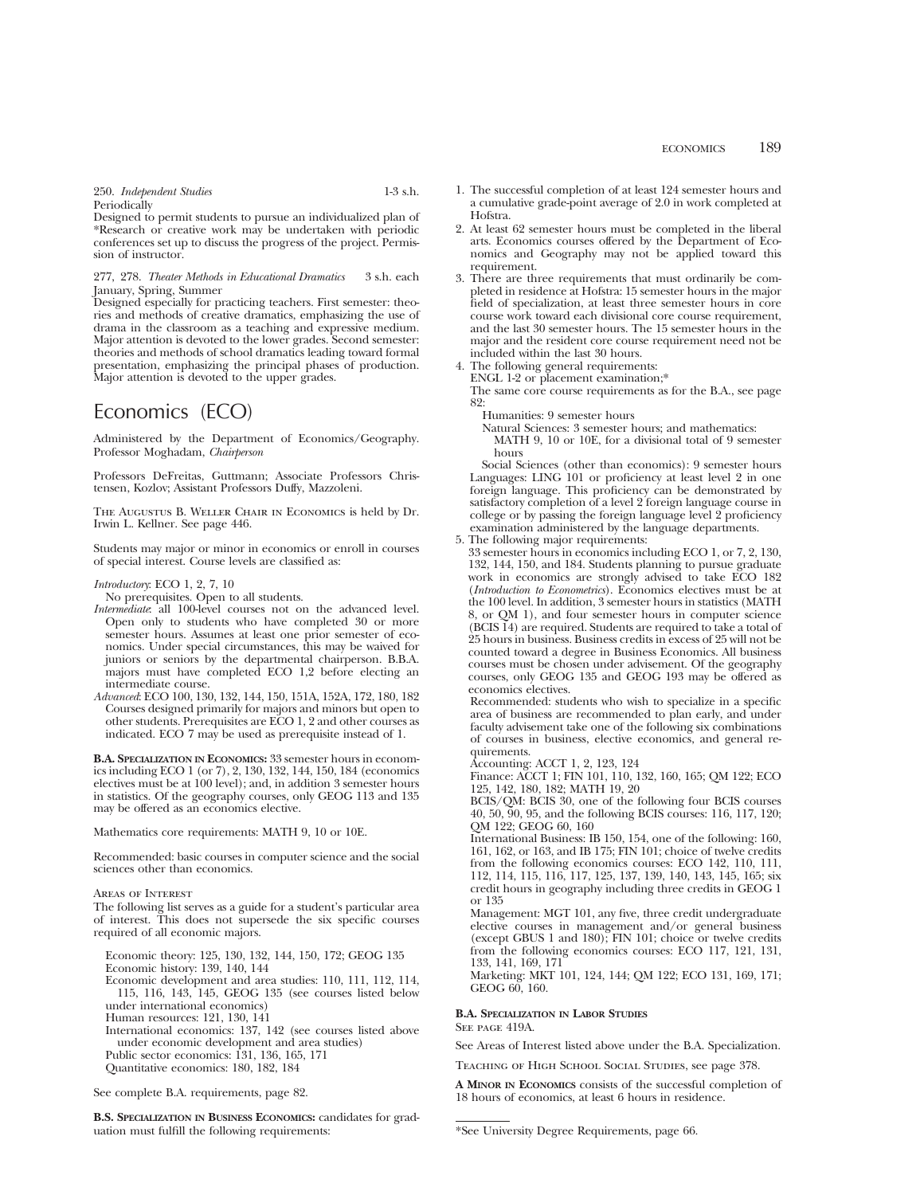250. *Independent Studies* 1-3 s.h.
Periodically
Designed to permit students to pursue an individualized plan of *Research or creative work may be undertaken with periodic conferences set up to discuss the progress of the project. Permission of instructor.

277, 278. *Theater Methods in Educational Dramatics* 3 s.h. each
January, Spring, Summer
Designed especially for practicing teachers. First semester: theories and methods of creative dramatics, emphasizing the use of drama in the classroom as a teaching and expressive medium. Major attention is devoted to the lower grades. Second semester: theories and methods of school dramatics leading toward formal presentation, emphasizing the principal phases of production. Major attention is devoted to the upper grades.

# Economics (ECO)

Administered by the Department of Economics/Geography. Professor Moghadam, *Chairperson*

Professors DeFreitas, Guttmann; Associate Professors Christensen, Kozlov; Assistant Professors Duffy, Mazzoleni.

The Augustus B. Weller Chair in Economics is held by Dr. Irwin L. Kellner. See page 446.

Students may major or minor in economics or enroll in courses of special interest. Course levels are classified as:

*Introductory*: ECO 1, 2, 7, 10
No prerequisites. Open to all students.

*Intermediate*: all 100-level courses not on the advanced level. Open only to students who have completed 30 or more semester hours. Assumes at least one prior semester of economics. Under special circumstances, this may be waived for juniors or seniors by the departmental chairperson. B.B.A. majors must have completed ECO 1,2 before electing an intermediate course.

*Advanced*: ECO 100, 130, 132, 144, 150, 151A, 152A, 172, 180, 182
Courses designed primarily for majors and minors but open to other students. Prerequisites are ECO 1, 2 and other courses as indicated. ECO 7 may be used as prerequisite instead of 1.

**B.A. Specialization in Economics:** 33 semester hours in economics including ECO 1 (or 7), 2, 130, 132, 144, 150, 184 (economics electives must be at 100 level); and, in addition 3 semester hours in statistics. Of the geography courses, only GEOG 113 and 135 may be offered as an economics elective.

Mathematics core requirements: MATH 9, 10 or 10E.

Recommended: basic courses in computer science and the social sciences other than economics.

Areas of Interest
The following list serves as a guide for a student's particular area of interest. This does not supersede the six specific courses required of all economic majors.

- Economic theory: 125, 130, 132, 144, 150, 172; GEOG 135
- Economic history: 139, 140, 144
- Economic development and area studies: 110, 111, 112, 114, 115, 116, 143, 145, GEOG 135 (see courses listed below under international economics)
- Human resources: 121, 130, 141
- International economics: 137, 142 (see courses listed above under economic development and area studies)
- Public sector economics: 131, 136, 165, 171
- Quantitative economics: 180, 182, 184

See complete B.A. requirements, page 82.

**B.S. Specialization in Business Economics:** candidates for graduation must fulfill the following requirements:

1. The successful completion of at least 124 semester hours and a cumulative grade-point average of 2.0 in work completed at Hofstra.
2. At least 62 semester hours must be completed in the liberal arts. Economics courses offered by the Department of Economics and Geography may not be applied toward this requirement.
3. There are three requirements that must ordinarily be completed in residence at Hofstra: 15 semester hours in the major field of specialization, at least three semester hours in core course work toward each divisional core course requirement, and the last 30 semester hours. The 15 semester hours in the major and the resident core course requirement need not be included within the last 30 hours.
4. The following general requirements:
   ENGL 1-2 or placement examination;*
   The same core course requirements as for the B.A., see page 82:
   - Humanities: 9 semester hours
   - Natural Sciences: 3 semester hours; and mathematics: MATH 9, 10 or 10E, for a divisional total of 9 semester hours
   - Social Sciences (other than economics): 9 semester hours

   Languages: LING 101 or proficiency at least level 2 in one foreign language. This proficiency can be demonstrated by satisfactory completion of a level 2 foreign language course in college or by passing the foreign language level 2 proficiency examination administered by the language departments.
5. The following major requirements:
   33 semester hours in economics including ECO 1, or 7, 2, 130, 132, 144, 150, and 184. Students planning to pursue graduate work in economics are strongly advised to take ECO 182 (*Introduction to Econometrics*). Economics electives must be at the 100 level. In addition, 3 semester hours in statistics (MATH 8, or QM 1), and four semester hours in computer science (BCIS 14) are required. Students are required to take a total of 25 hours in business. Business credits in excess of 25 will not be counted toward a degree in Business Economics. All business courses must be chosen under advisement. Of the geography courses, only GEOG 135 and GEOG 193 may be offered as economics electives.

   Recommended: students who wish to specialize in a specific area of business are recommended to plan early, and under faculty advisement take one of the following six combinations of courses in business, elective economics, and general requirements.

   Accounting: ACCT 1, 2, 123, 124

   Finance: ACCT 1; FIN 101, 110, 132, 160, 165; QM 122; ECO 125, 142, 180, 182; MATH 19, 20

   BCIS/QM: BCIS 30, one of the following four BCIS courses 40, 50, 90, 95, and the following BCIS courses: 116, 117, 120; QM 122; GEOG 60, 160

   International Business: IB 150, 154, one of the following: 160, 161, 162, or 163, and IB 175; FIN 101; choice of twelve credits from the following economics courses: ECO 142, 110, 111, 112, 114, 115, 116, 117, 125, 137, 139, 140, 143, 145, 165; six credit hours in geography including three credits in GEOG 1 or 135

   Management: MGT 101, any five, three credit undergraduate elective courses in management and/or general business (except GBUS 1 and 180); FIN 101; choice or twelve credits from the following economics courses: ECO 117, 121, 131, 133, 141, 169, 171

   Marketing: MKT 101, 124, 144; QM 122; ECO 131, 169, 171; GEOG 60, 160.

**B.A. Specialization in Labor Studies**
See page 419A.

See Areas of Interest listed above under the B.A. Specialization.

Teaching of High School Social Studies, see page 378.

**A Minor in Economics** consists of the successful completion of 18 hours of economics, at least 6 hours in residence.

*See University Degree Requirements, page 66.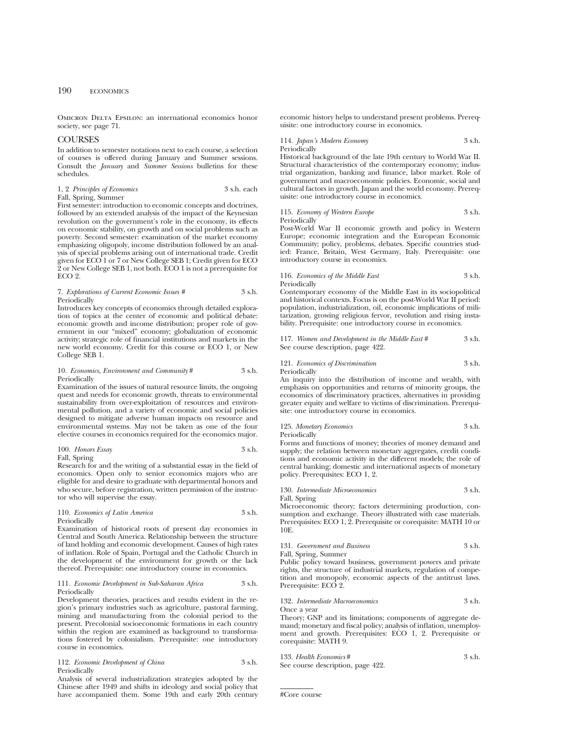Omicron Delta Epsilon: an international economics honor society, see page 71.

## COURSES

In addition to semester notations next to each course, a selection of courses is offered during January and Summer sessions. Consult the *January* and *Summer Sessions* bulletins for these schedules.

1, 2 *Principles of Economics* 3 s.h. each
Fall, Spring, Summer
First semester: introduction to economic concepts and doctrines, followed by an extended analysis of the impact of the Keynesian revolution on the government's role in the economy, its effects on economic stability, on growth and on social problems such as poverty. Second semester: examination of the market economy emphasizing oligopoly, income distribution followed by an analysis of special problems arising out of international trade. Credit given for ECO 1 or 7 or New College SEB 1; Credit given for ECO 2 or New College SEB 1, not both. ECO 1 is not a prerequisite for ECO 2.

7. *Explorations of Current Economic Issues* # 3 s.h.
Periodically
Introduces key concepts of economics through detailed exploration of topics at the center of economic and political debate: economic growth and income distribution; proper role of government in our "mixed" economy; globalization of economic activity; strategic role of financial institutions and markets in the new world economy. Credit for this course or ECO 1, or New College SEB 1.

10. *Economics, Environment and Community* # 3 s.h.
Periodically
Examination of the issues of natural resource limits, the ongoing quest and needs for economic growth, threats to environmental sustainability from over-exploitation of resources and environmental pollution, and a variety of economic and social policies designed to mitigate adverse human impacts on resource and environmental systems. May not be taken as one of the four elective courses in economics required for the economics major.

100. *Honors Essay* 3 s.h.
Fall, Spring
Research for and the writing of a substantial essay in the field of economics. Open only to senior economics majors who are eligible for and desire to graduate with departmental honors and who secure, before registration, written permission of the instructor who will supervise the essay.

110. *Economics of Latin America* 3 s.h.
Periodically
Examination of historical roots of present day economies in Central and South America. Relationship between the structure of land holding and economic development. Causes of high rates of inflation. Role of Spain, Portugal and the Catholic Church in the development of the environment for growth or the lack thereof. Prerequisite: one introductory course in economics.

111. *Economic Development in Sub-Saharan Africa* 3 s.h.
Periodically
Development theories, practices and results evident in the region's primary industries such as agriculture, pastoral farming, mining and manufacturing from the colonial period to the present. Precolonial socioeconomic formations in each country within the region are examined as background to transformations fostered by colonialism. Prerequisite: one introductory course in economics.

112. *Economic Development of China* 3 s.h.
Periodically
Analysis of several industrialization strategies adopted by the Chinese after 1949 and shifts in ideology and social policy that have accompanied them. Some 19th and early 20th century economic history helps to understand present problems. Prerequisite: one introductory course in economics.

114. *Japan's Modern Economy* 3 s.h.
Periodically
Historical background of the late 19th century to World War II. Structural characteristics of the contemporary economy; industrial organization, banking and finance, labor market. Role of government and macroeconomic policies. Economic, social and cultural factors in growth. Japan and the world economy. Prerequisite: one introductory course in economics.

115. *Economy of Western Europe* 3 s.h.
Periodically
Post-World War II economic growth and policy in Western Europe; economic integration and the European Economic Community; policy, problems, debates. Specific countries studied: France, Britain, West Germany, Italy. Prerequisite: one introductory course in economics.

116. *Economics of the Middle East* 3 s.h.
Periodically
Contemporary economy of the Middle East in its sociopolitical and historical contexts. Focus is on the post-World War II period: population, industrialization, oil, economic implications of militarization, growing religious fervor, revolution and rising instability. Prerequisite: one introductory course in economics.

117. *Women and Development in the Middle East* # 3 s.h.
See course description, page 422.

121. *Economics of Discrimination* 3 s.h.
Periodically
An inquiry into the distribution of income and wealth, with emphasis on opportunities and returns of minority groups, the economics of discriminatory practices, alternatives in providing greater equity and welfare to victims of discrimination. Prerequisite: one introductory course in economics.

125. *Monetary Economics* 3 s.h.
Periodically
Forms and functions of money; theories of money demand and supply; the relation between monetary aggregates, credit conditions and economic activity in the different models; the role of central banking; domestic and international aspects of monetary policy. Prerequisites: ECO 1, 2.

130. *Intermediate Microeconomics* 3 s.h.
Fall, Spring
Microeconomic theory; factors determining production, consumption and exchange. Theory illustrated with case materials. Prerequisites: ECO 1, 2. Prerequisite or corequisite: MATH 10 or 10E.

131. *Government and Business* 3 s.h.
Fall, Spring, Summer
Public policy toward business, government powers and private rights, the structure of industrial markets, regulation of competition and monopoly, economic aspects of the antitrust laws. Prerequisite: ECO 2.

132. *Intermediate Macroeconomics* 3 s.h.
Once a year
Theory; GNP and its limitations; components of aggregate demand; monetary and fiscal policy; analysis of inflation, unemployment and growth. Prerequisites: ECO 1, 2. Prerequisite or corequisite: MATH 9.

133. *Health Economics* # 3 s.h.
See course description, page 422.

---

#Core course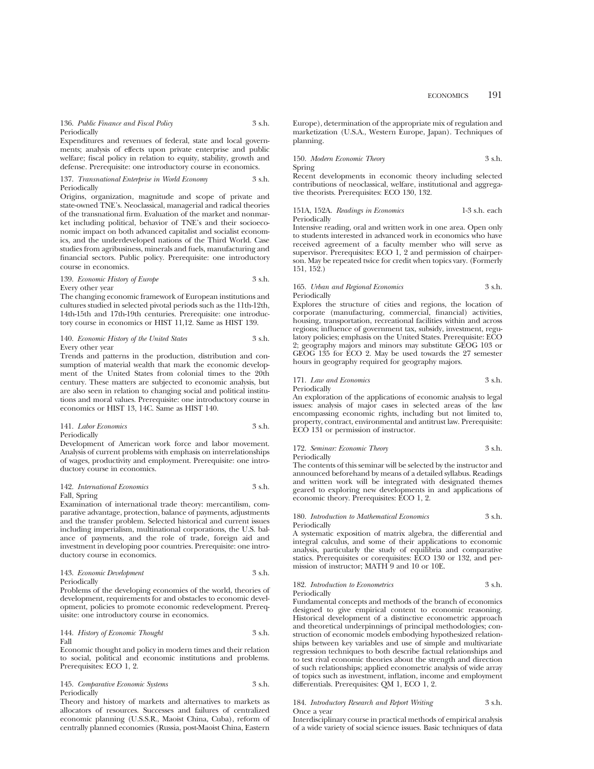136. *Public Finance and Fiscal Policy* 3 s.h.
Periodically
Expenditures and revenues of federal, state and local governments; analysis of effects upon private enterprise and public welfare; fiscal policy in relation to equity, stability, growth and defense. Prerequisite: one introductory course in economics.

137. *Transnational Enterprise in World Economy* 3 s.h.
Periodically
Origins, organization, magnitude and scope of private and state-owned TNE's. Neoclassical, managerial and radical theories of the transnational firm. Evaluation of the market and nonmarket including political, behavior of TNE's and their socioeconomic impact on both advanced capitalist and socialist economics, and the underdeveloped nations of the Third World. Case studies from agribusiness, minerals and fuels, manufacturing and financial sectors. Public policy. Prerequisite: one introductory course in economics.

139. *Economic History of Europe* 3 s.h.
Every other year
The changing economic framework of European institutions and cultures studied in selected pivotal periods such as the 11th-12th, 14th-15th and 17th-19th centuries. Prerequisite: one introductory course in economics or HIST 11,12. Same as HIST 139.

140. *Economic History of the United States* 3 s.h.
Every other year
Trends and patterns in the production, distribution and consumption of material wealth that mark the economic development of the United States from colonial times to the 20th century. These matters are subjected to economic analysis, but are also seen in relation to changing social and political institutions and moral values. Prerequisite: one introductory course in economics or HIST 13, 14C. Same as HIST 140.

141. *Labor Economics* 3 s.h.
Periodically
Development of American work force and labor movement. Analysis of current problems with emphasis on interrelationships of wages, productivity and employment. Prerequisite: one introductory course in economics.

142. *International Economics* 3 s.h.
Fall, Spring
Examination of international trade theory: mercantilism, comparative advantage, protection, balance of payments, adjustments and the transfer problem. Selected historical and current issues including imperialism, multinational corporations, the U.S. balance of payments, and the role of trade, foreign aid and investment in developing poor countries. Prerequisite: one introductory course in economics.

143. *Economic Development* 3 s.h.
Periodically
Problems of the developing economies of the world, theories of development, requirements for and obstacles to economic development, policies to promote economic redevelopment. Prerequisite: one introductory course in economics.

144. *History of Economic Thought* 3 s.h.
Fall
Economic thought and policy in modern times and their relation to social, political and economic institutions and problems. Prerequisites: ECO 1, 2.

145. *Comparative Economic Systems* 3 s.h.
Periodically
Theory and history of markets and alternatives to markets as allocators of resources. Successes and failures of centralized economic planning (U.S.S.R., Maoist China, Cuba), reform of centrally planned economies (Russia, post-Maoist China, Eastern Europe), determination of the appropriate mix of regulation and marketization (U.S.A., Western Europe, Japan). Techniques of planning.

150. *Modern Economic Theory* 3 s.h.
Spring
Recent developments in economic theory including selected contributions of neoclassical, welfare, institutional and aggregative theorists. Prerequisites: ECO 130, 132.

151A, 152A. *Readings in Economics* 1-3 s.h. each
Periodically
Intensive reading, oral and written work in one area. Open only to students interested in advanced work in economics who have received agreement of a faculty member who will serve as supervisor. Prerequisites: ECO 1, 2 and permission of chairperson. May be repeated twice for credit when topics vary. (Formerly 151, 152.)

165. *Urban and Regional Economics* 3 s.h.
Periodically
Explores the structure of cities and regions, the location of corporate (manufacturing, commercial, financial) activities, housing, transportation, recreational facilities within and across regions; influence of government tax, subsidy, investment, regulatory policies; emphasis on the United States. Prerequisite: ECO 2; geography majors and minors may substitute GEOG 103 or GEOG 135 for ECO 2. May be used towards the 27 semester hours in geography required for geography majors.

171. *Law and Economics* 3 s.h.
Periodically
An exploration of the applications of economic analysis to legal issues: analysis of major cases in selected areas of the law encompassing economic rights, including but not limited to, property, contract, environmental and antitrust law. Prerequisite: ECO 131 or permission of instructor.

172. *Seminar: Economic Theory* 3 s.h.
Periodically
The contents of this seminar will be selected by the instructor and announced beforehand by means of a detailed syllabus. Readings and written work will be integrated with designated themes geared to exploring new developments in and applications of economic theory. Prerequisites: ECO 1, 2.

180. *Introduction to Mathematical Economics* 3 s.h.
Periodically
A systematic exposition of matrix algebra, the differential and integral calculus, and some of their applications to economic analysis, particularly the study of equilibria and comparative statics. Prerequisites or corequisites: ECO 130 or 132, and permission of instructor; MATH 9 and 10 or 10E.

182. *Introduction to Econometrics* 3 s.h.
Periodically
Fundamental concepts and methods of the branch of economics designed to give empirical content to economic reasoning. Historical development of a distinctive econometric approach and theoretical underpinnings of principal methodologies; construction of economic models embodying hypothesized relationships between key variables and use of simple and multivariate regression techniques to both describe factual relationships and to test rival economic theories about the strength and direction of such relationships; applied econometric analysis of wide array of topics such as investment, inflation, income and employment differentials. Prerequisites: QM 1, ECO 1, 2.

184. *Introductory Research and Report Writing* 3 s.h.
Once a year
Interdisciplinary course in practical methods of empirical analysis of a wide variety of social science issues. Basic techniques of data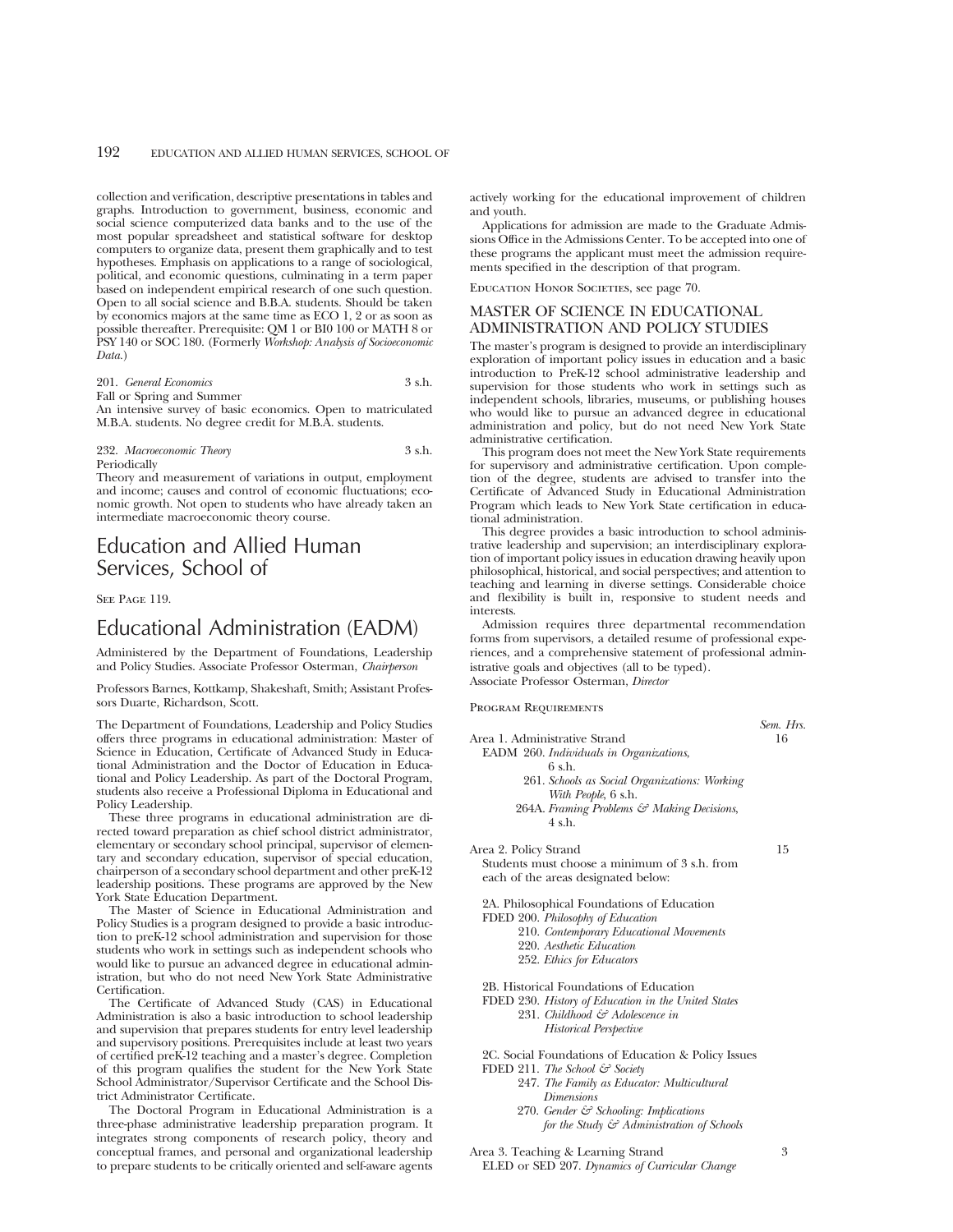collection and verification, descriptive presentations in tables and graphs. Introduction to government, business, economic and social science computerized data banks and to the use of the most popular spreadsheet and statistical software for desktop computers to organize data, present them graphically and to test hypotheses. Emphasis on applications to a range of sociological, political, and economic questions, culminating in a term paper based on independent empirical research of one such question. Open to all social science and B.B.A. students. Should be taken by economics majors at the same time as ECO 1, 2 or as soon as possible thereafter. Prerequisite: QM 1 or BI0 100 or MATH 8 or PSY 140 or SOC 180. (Formerly *Workshop: Analysis of Socioeconomic Data.*)

201. *General Economics* 3 s.h.
Fall or Spring and Summer
An intensive survey of basic economics. Open to matriculated M.B.A. students. No degree credit for M.B.A. students.

232. *Macroeconomic Theory* 3 s.h.
Periodically
Theory and measurement of variations in output, employment and income; causes and control of economic fluctuations; economic growth. Not open to students who have already taken an intermediate macroeconomic theory course.

# Education and Allied Human Services, School of

See Page 119.

# Educational Administration (EADM)

Administered by the Department of Foundations, Leadership and Policy Studies. Associate Professor Osterman, *Chairperson*

Professors Barnes, Kottkamp, Shakeshaft, Smith; Assistant Professors Duarte, Richardson, Scott.

The Department of Foundations, Leadership and Policy Studies offers three programs in educational administration: Master of Science in Education, Certificate of Advanced Study in Educational Administration and the Doctor of Education in Educational and Policy Leadership. As part of the Doctoral Program, students also receive a Professional Diploma in Educational and Policy Leadership.

These three programs in educational administration are directed toward preparation as chief school district administrator, elementary or secondary school principal, supervisor of elementary and secondary education, supervisor of special education, chairperson of a secondary school department and other preK-12 leadership positions. These programs are approved by the New York State Education Department.

The Master of Science in Educational Administration and Policy Studies is a program designed to provide a basic introduction to preK-12 school administration and supervision for those students who work in settings such as independent schools who would like to pursue an advanced degree in educational administration, but who do not need New York State Administrative Certification.

The Certificate of Advanced Study (CAS) in Educational Administration is also a basic introduction to school leadership and supervision that prepares students for entry level leadership and supervisory positions. Prerequisites include at least two years of certified preK-12 teaching and a master's degree. Completion of this program qualifies the student for the New York State School Administrator/Supervisor Certificate and the School District Administrator Certificate.

The Doctoral Program in Educational Administration is a three-phase administrative leadership preparation program. It integrates strong components of research policy, theory and conceptual frames, and personal and organizational leadership to prepare students to be critically oriented and self-aware agents actively working for the educational improvement of children and youth.

Applications for admission are made to the Graduate Admissions Office in the Admissions Center. To be accepted into one of these programs the applicant must meet the admission requirements specified in the description of that program.

Education Honor Societies, see page 70.

## MASTER OF SCIENCE IN EDUCATIONAL ADMINISTRATION AND POLICY STUDIES

The master's program is designed to provide an interdisciplinary exploration of important policy issues in education and a basic introduction to PreK-12 school administrative leadership and supervision for those students who work in settings such as independent schools, libraries, museums, or publishing houses who would like to pursue an advanced degree in educational administration and policy, but do not need New York State administrative certification.

This program does not meet the New York State requirements for supervisory and administrative certification. Upon completion of the degree, students are advised to transfer into the Certificate of Advanced Study in Educational Administration Program which leads to New York State certification in educational administration.

This degree provides a basic introduction to school administrative leadership and supervision; an interdisciplinary exploration of important policy issues in education drawing heavily upon philosophical, historical, and social perspectives; and attention to teaching and learning in diverse settings. Considerable choice and flexibility is built in, responsive to student needs and interests.

Admission requires three departmental recommendation forms from supervisors, a detailed resume of professional experiences, and a comprehensive statement of professional administrative goals and objectives (all to be typed).
Associate Professor Osterman, *Director*

Program Requirements

| | Sem. Hrs. |
|---|---|
| Area 1. Administrative Strand | 16 |
| EADM 260. *Individuals in Organizations*, 6 s.h. | |
| 261. *Schools as Social Organizations: Working With People*, 6 s.h. | |
| 264A. *Framing Problems & Making Decisions*, 4 s.h. | |
| Area 2. Policy Strand | 15 |
| Students must choose a minimum of 3 s.h. from each of the areas designated below: | |
| 2A. Philosophical Foundations of Education | |
| FDED 200. *Philosophy of Education* | |
| 210. *Contemporary Educational Movements* | |
| 220. *Aesthetic Education* | |
| 252. *Ethics for Educators* | |
| 2B. Historical Foundations of Education | |
| FDED 230. *History of Education in the United States* | |
| 231. *Childhood & Adolescence in Historical Perspective* | |
| 2C. Social Foundations of Education & Policy Issues | |
| FDED 211. *The School & Society* | |
| 247. *The Family as Educator: Multicultural Dimensions* | |
| 270. *Gender & Schooling: Implications for the Study & Administration of Schools* | |
| Area 3. Teaching & Learning Strand | 3 |
| ELED or SED 207. *Dynamics of Curricular Change* | |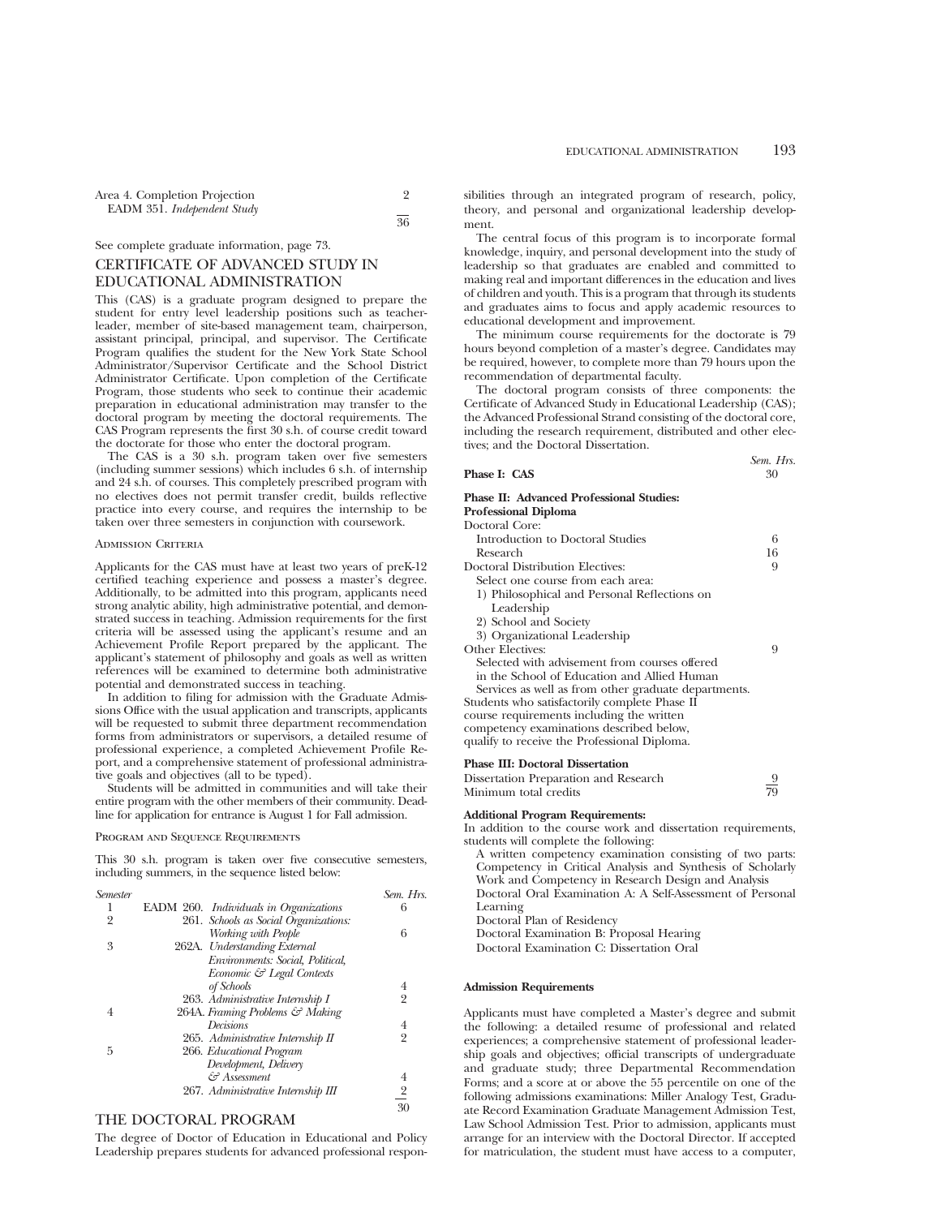| | |
|---|---|
| Area 4. Completion Projection | 2 |
| EADM 351. *Independent Study* | |
| | 36 |

See complete graduate information, page 73.

## CERTIFICATE OF ADVANCED STUDY IN EDUCATIONAL ADMINISTRATION

This (CAS) is a graduate program designed to prepare the student for entry level leadership positions such as teacher-leader, member of site-based management team, chairperson, assistant principal, principal, and supervisor. The Certificate Program qualifies the student for the New York State School Administrator/Supervisor Certificate and the School District Administrator Certificate. Upon completion of the Certificate Program, those students who seek to continue their academic preparation in educational administration may transfer to the doctoral program by meeting the doctoral requirements. The CAS Program represents the first 30 s.h. of course credit toward the doctorate for those who enter the doctoral program.

The CAS is a 30 s.h. program taken over five semesters (including summer sessions) which includes 6 s.h. of internship and 24 s.h. of courses. This completely prescribed program with no electives does not permit transfer credit, builds reflective practice into every course, and requires the internship to be taken over three semesters in conjunction with coursework.

### Admission Criteria

Applicants for the CAS must have at least two years of preK-12 certified teaching experience and possess a master's degree. Additionally, to be admitted into this program, applicants need strong analytic ability, high administrative potential, and demonstrated success in teaching. Admission requirements for the first criteria will be assessed using the applicant's resume and an Achievement Profile Report prepared by the applicant. The applicant's statement of philosophy and goals as well as written references will be examined to determine both administrative potential and demonstrated success in teaching.

In addition to filing for admission with the Graduate Admissions Office with the usual application and transcripts, applicants will be requested to submit three department recommendation forms from administrators or supervisors, a detailed resume of professional experience, a completed Achievement Profile Report, and a comprehensive statement of professional administrative goals and objectives (all to be typed).

Students will be admitted in communities and will take their entire program with the other members of their community. Deadline for application for entrance is August 1 for Fall admission.

### Program and Sequence Requirements

This 30 s.h. program is taken over five consecutive semesters, including summers, in the sequence listed below:

| *Semester* | | *Sem. Hrs.* |
|---|---|---|
| 1 | EADM 260. *Individuals in Organizations* | 6 |
| 2 | 261. *Schools as Social Organizations: Working with People* | 6 |
| 3 | 262A. *Understanding External Environments: Social, Political, Economic & Legal Contexts of Schools* | 4 |
| | 263. *Administrative Internship I* | 2 |
| 4 | 264A. *Framing Problems & Making Decisions* | 4 |
| | 265. *Administrative Internship II* | 2 |
| 5 | 266. *Educational Program Development, Delivery & Assessment* | 4 |
| | 267. *Administrative Internship III* | 2 |
| | | 30 |

## THE DOCTORAL PROGRAM

The degree of Doctor of Education in Educational and Policy Leadership prepares students for advanced professional responsibilities through an integrated program of research, policy, theory, and personal and organizational leadership development.

The central focus of this program is to incorporate formal knowledge, inquiry, and personal development into the study of leadership so that graduates are enabled and committed to making real and important differences in the education and lives of children and youth. This is a program that through its students and graduates aims to focus and apply academic resources to educational development and improvement.

The minimum course requirements for the doctorate is 79 hours beyond completion of a master's degree. Candidates may be required, however, to complete more than 79 hours upon the recommendation of departmental faculty.

The doctoral program consists of three components: the Certificate of Advanced Study in Educational Leadership (CAS); the Advanced Professional Strand consisting of the doctoral core, including the research requirement, distributed and other electives; and the Doctoral Dissertation.

| | *Sem. Hrs.* |
|---|---|
| **Phase I: CAS** | 30 |
| **Phase II: Advanced Professional Studies: Professional Diploma** | |
| Doctoral Core: | |
| Introduction to Doctoral Studies | 6 |
| Research | 16 |
| Doctoral Distribution Electives: | 9 |
| Select one course from each area: | |
| 1) Philosophical and Personal Reflections on Leadership | |
| 2) School and Society | |
| 3) Organizational Leadership | |
| Other Electives: | 9 |
| Selected with advisement from courses offered in the School of Education and Allied Human Services as well as from other graduate departments. | |
| Students who satisfactorily complete Phase II course requirements including the written competency examinations described below, qualify to receive the Professional Diploma. | |
| **Phase III: Doctoral Dissertation** | |
| Dissertation Preparation and Research | 9 |
| Minimum total credits | 79 |

**Additional Program Requirements:**

In addition to the course work and dissertation requirements, students will complete the following:

A written competency examination consisting of two parts: Competency in Critical Analysis and Synthesis of Scholarly Work and Competency in Research Design and Analysis

Doctoral Oral Examination A: A Self-Assessment of Personal Learning

Doctoral Plan of Residency

Doctoral Examination B: Proposal Hearing

Doctoral Examination C: Dissertation Oral

**Admission Requirements**

Applicants must have completed a Master's degree and submit the following: a detailed resume of professional and related experiences; a comprehensive statement of professional leadership goals and objectives; official transcripts of undergraduate and graduate study; three Departmental Recommendation Forms; and a score at or above the 55 percentile on one of the following admissions examinations: Miller Analogy Test, Graduate Record Examination Graduate Management Admission Test, Law School Admission Test. Prior to admission, applicants must arrange for an interview with the Doctoral Director. If accepted for matriculation, the student must have access to a computer,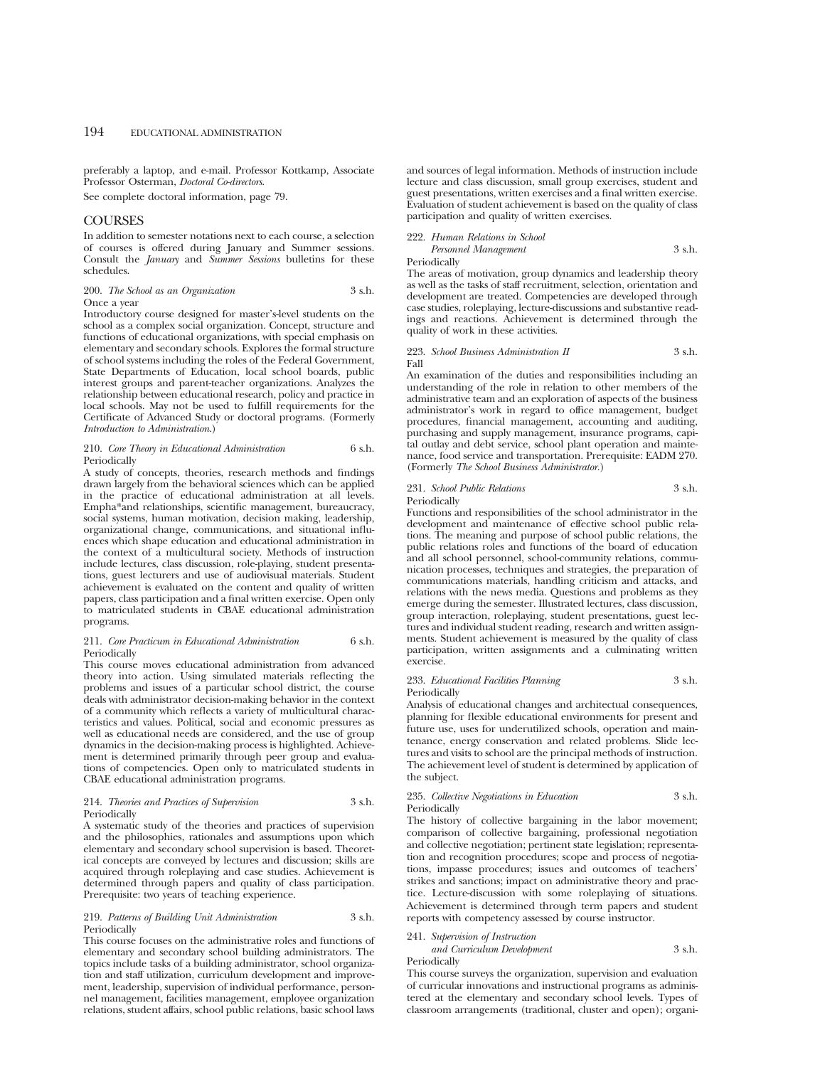preferably a laptop, and e-mail. Professor Kottkamp, Associate Professor Osterman, *Doctoral Co-directors*.

See complete doctoral information, page 79.

## COURSES

In addition to semester notations next to each course, a selection of courses is offered during January and Summer sessions. Consult the *January* and *Summer Sessions* bulletins for these schedules.

**200.** *The School as an Organization* 3 s.h.
Once a year

Introductory course designed for master's-level students on the school as a complex social organization. Concept, structure and functions of educational organizations, with special emphasis on elementary and secondary schools. Explores the formal structure of school systems including the roles of the Federal Government, State Departments of Education, local school boards, public interest groups and parent-teacher organizations. Analyzes the relationship between educational research, policy and practice in local schools. May not be used to fulfill requirements for the Certificate of Advanced Study or doctoral programs. (Formerly *Introduction to Administration*.)

**210.** *Core Theory in Educational Administration* 6 s.h.
Periodically

A study of concepts, theories, research methods and findings drawn largely from the behavioral sciences which can be applied in the practice of educational administration at all levels. Empha*and relationships, scientific management, bureaucracy, social systems, human motivation, decision making, leadership, organizational change, communications, and situational influences which shape education and educational administration in the context of a multicultural society. Methods of instruction include lectures, class discussion, role-playing, student presentations, guest lecturers and use of audiovisual materials. Student achievement is evaluated on the content and quality of written papers, class participation and a final written exercise. Open only to matriculated students in CBAE educational administration programs.

**211.** *Core Practicum in Educational Administration* 6 s.h.
Periodically

This course moves educational administration from advanced theory into action. Using simulated materials reflecting the problems and issues of a particular school district, the course deals with administrator decision-making behavior in the context of a community which reflects a variety of multicultural characteristics and values. Political, social and economic pressures as well as educational needs are considered, and the use of group dynamics in the decision-making process is highlighted. Achievement is determined primarily through peer group and evaluations of competencies. Open only to matriculated students in CBAE educational administration programs.

**214.** *Theories and Practices of Supervision* 3 s.h.
Periodically

A systematic study of the theories and practices of supervision and the philosophies, rationales and assumptions upon which elementary and secondary school supervision is based. Theoretical concepts are conveyed by lectures and discussion; skills are acquired through roleplaying and case studies. Achievement is determined through papers and quality of class participation. Prerequisite: two years of teaching experience.

**219.** *Patterns of Building Unit Administration* 3 s.h.
Periodically

This course focuses on the administrative roles and functions of elementary and secondary school building administrators. The topics include tasks of a building administrator, school organization and staff utilization, curriculum development and improvement, leadership, supervision of individual performance, personnel management, facilities management, employee organization relations, student affairs, school public relations, basic school laws and sources of legal information. Methods of instruction include lecture and class discussion, small group exercises, student and guest presentations, written exercises and a final written exercise. Evaluation of student achievement is based on the quality of class participation and quality of written exercises.

**222.** *Human Relations in School Personnel Management* 3 s.h.
Periodically

The areas of motivation, group dynamics and leadership theory as well as the tasks of staff recruitment, selection, orientation and development are treated. Competencies are developed through case studies, roleplaying, lecture-discussions and substantive readings and reactions. Achievement is determined through the quality of work in these activities.

**223.** *School Business Administration II* 3 s.h.
Fall

An examination of the duties and responsibilities including an understanding of the role in relation to other members of the administrative team and an exploration of aspects of the business administrator's work in regard to office management, budget procedures, financial management, accounting and auditing, purchasing and supply management, insurance programs, capital outlay and debt service, school plant operation and maintenance, food service and transportation. Prerequisite: EADM 270. (Formerly *The School Business Administrator*.)

**231.** *School Public Relations* 3 s.h.
Periodically

Functions and responsibilities of the school administrator in the development and maintenance of effective school public relations. The meaning and purpose of school public relations, the public relations roles and functions of the board of education and all school personnel, school-community relations, communication processes, techniques and strategies, the preparation of communications materials, handling criticism and attacks, and relations with the news media. Questions and problems as they emerge during the semester. Illustrated lectures, class discussion, group interaction, roleplaying, student presentations, guest lectures and individual student reading, research and written assignments. Student achievement is measured by the quality of class participation, written assignments and a culminating written exercise.

**233.** *Educational Facilities Planning* 3 s.h.
Periodically

Analysis of educational changes and architectual consequences, planning for flexible educational environments for present and future use, uses for underutilized schools, operation and maintenance, energy conservation and related problems. Slide lectures and visits to school are the principal methods of instruction. The achievement level of student is determined by application of the subject.

**235.** *Collective Negotiations in Education* 3 s.h.
Periodically

The history of collective bargaining in the labor movement; comparison of collective bargaining, professional negotiation and collective negotiation; pertinent state legislation; representation and recognition procedures; scope and process of negotiations, impasse procedures; issues and outcomes of teachers' strikes and sanctions; impact on administrative theory and practice. Lecture-discussion with some roleplaying of situations. Achievement is determined through term papers and student reports with competency assessed by course instructor.

**241.** *Supervision of Instruction and Curriculum Development* 3 s.h.
Periodically

This course surveys the organization, supervision and evaluation of curricular innovations and instructional programs as administered at the elementary and secondary school levels. Types of classroom arrangements (traditional, cluster and open); organi-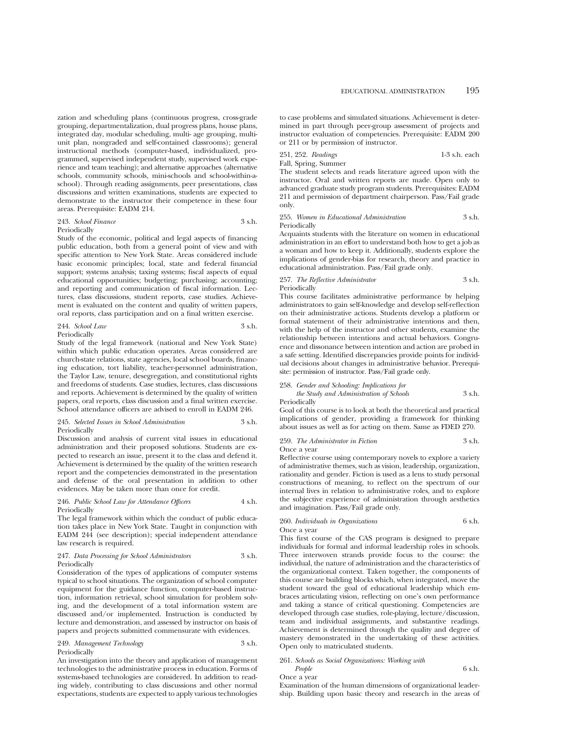zation and scheduling plans (continuous progress, cross-grade grouping, departmentalization, dual progress plans, house plans, integrated day, modular scheduling, multi- age grouping, multiunit plan, nongraded and self-contained classrooms); general instructional methods (computer-based, individualized, programmed, supervised independent study, supervised work experience and team teaching); and alternative approaches (alternative schools, community schools, mini-schools and school-within-a-school). Through reading assignments, peer presentations, class discussions and written examinations, students are expected to demonstrate to the instructor their competence in these four areas. Prerequisite: EADM 214.

243. *School Finance* 3 s.h.
Periodically
Study of the economic, political and legal aspects of financing public education, both from a general point of view and with specific attention to New York State. Areas considered include basic economic principles; local, state and federal financial support; systems analysis; taxing systems; fiscal aspects of equal educational opportunities; budgeting; purchasing; accounting; and reporting and communication of fiscal information. Lectures, class discussions, student reports, case studies. Achievement is evaluated on the content and quality of written papers, oral reports, class participation and on a final written exercise.

244. *School Law* 3 s.h.
Periodically
Study of the legal framework (national and New York State) within which public education operates. Areas considered are church-state relations, state agencies, local school boards, financing education, tort liability, teacher-personnel administration, the Taylor Law, tenure, desegregation, and constitutional rights and freedoms of students. Case studies, lectures, class discussions and reports. Achievement is determined by the quality of written papers, oral reports, class discussion and a final written exercise. School attendance officers are advised to enroll in EADM 246.

245. *Selected Issues in School Administration* 3 s.h.
Periodically
Discussion and analysis of current vital issues in educational administration and their proposed solutions. Students are expected to research an issue, present it to the class and defend it. Achievement is determined by the quality of the written research report and the competencies demonstrated in the presentation and defense of the oral presentation in addition to other evidences. May be taken more than once for credit.

246. *Public School Law for Attendance Officers* 4 s.h.
Periodically
The legal framework within which the conduct of public education takes place in New York State. Taught in conjunction with EADM 244 (see description); special independent attendance law research is required.

247. *Data Processing for School Administrators* 3 s.h.
Periodically
Consideration of the types of applications of computer systems typical to school situations. The organization of school computer equipment for the guidance function, computer-based instruction, information retrieval, school simulation for problem solving, and the development of a total information system are discussed and/or implemented. Instruction is conducted by lecture and demonstration, and assessed by instructor on basis of papers and projects submitted commensurate with evidences.

249. *Management Technology* 3 s.h.
Periodically
An investigation into the theory and application of management technologies to the administrative process in education. Forms of systems-based technologies are considered. In addition to reading widely, contributing to class discussions and other normal expectations, students are expected to apply various technologies to case problems and simulated situations. Achievement is determined in part through peer-group assessment of projects and instructor evaluation of competencies. Prerequisite: EADM 200 or 211 or by permission of instructor.

251, 252. *Readings* 1-3 s.h. each
Fall, Spring, Summer
The student selects and reads literature agreed upon with the instructor. Oral and written reports are made. Open only to advanced graduate study program students. Prerequisites: EADM 211 and permission of department chairperson. Pass/Fail grade only.

255. *Women in Educational Administration* 3 s.h.
Periodically
Acquaints students with the literature on women in educational administration in an effort to understand both how to get a job as a woman and how to keep it. Additionally, students explore the implications of gender-bias for research, theory and practice in educational administration. Pass/Fail grade only.

257. *The Reflective Administrator* 3 s.h.
Periodically
This course facilitates administrative performance by helping administrators to gain self-knowledge and develop self-reflection on their administrative actions. Students develop a platform or formal statement of their administrative intentions and then, with the help of the instructor and other students, examine the relationship between intentions and actual behaviors. Congruence and dissonance between intention and action are probed in a safe setting. Identified discrepancies provide points for individual decisions about changes in administrative behavior. Prerequisite: permission of instructor. Pass/Fail grade only.

258. *Gender and Schooling: Implications for the Study and Administration of Schools* 3 s.h.
Periodically
Goal of this course is to look at both the theoretical and practical implications of gender, providing a framework for thinking about issues as well as for acting on them. Same as FDED 270.

259. *The Administrator in Fiction* 3 s.h.
Once a year
Reflective course using contemporary novels to explore a variety of administrative themes, such as vision, leadership, organization, rationality and gender. Fiction is used as a lens to study personal constructions of meaning, to reflect on the spectrum of our internal lives in relation to administrative roles, and to explore the subjective experience of administration through aesthetics and imagination. Pass/Fail grade only.

260. *Individuals in Organizations* 6 s.h.
Once a year
This first course of the CAS program is designed to prepare individuals for formal and informal leadership roles in schools. Three interwoven strands provide focus to the course: the individual, the nature of administration and the characteristics of the organizational context. Taken together, the components of this course are building blocks which, when integrated, move the student toward the goal of educational leadership which embraces articulating vision, reflecting on one's own performance and taking a stance of critical questioning. Competencies are developed through case studies, role-playing, lecture/discussion, team and individual assignments, and substantive readings. Achievement is determined through the quality and degree of mastery demonstrated in the undertaking of these activities. Open only to matriculated students.

261. *Schools as Social Organizations: Working with People* 6 s.h.
Once a year
Examination of the human dimensions of organizational leadership. Building upon basic theory and research in the areas of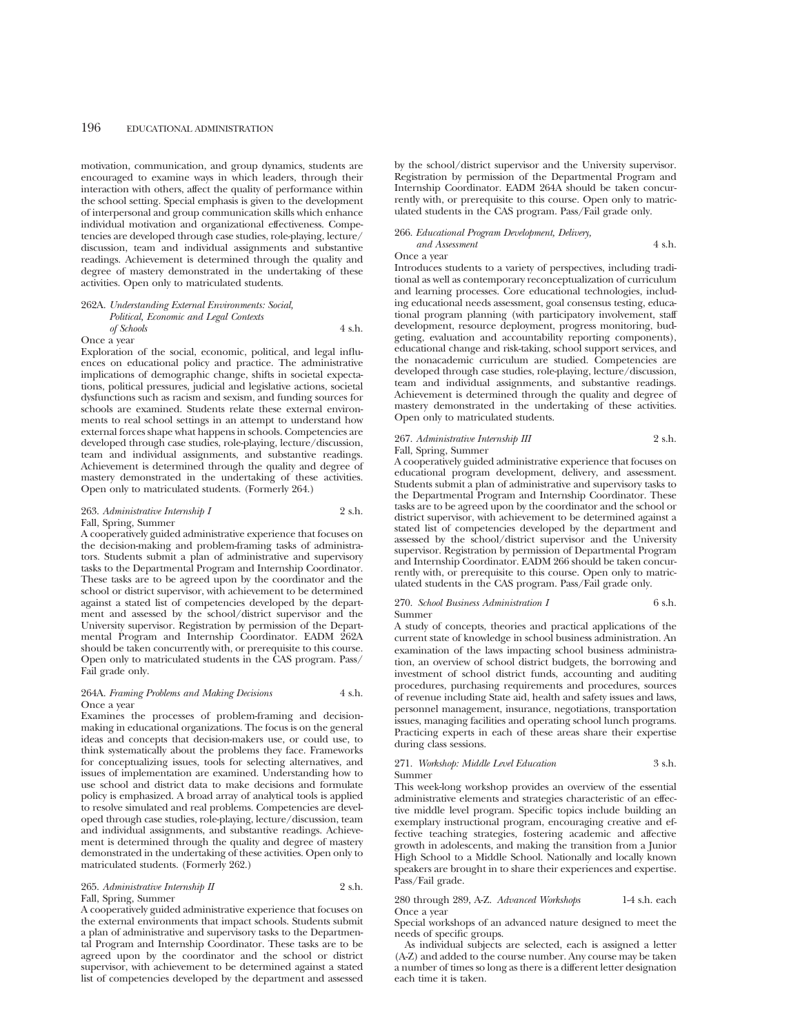motivation, communication, and group dynamics, students are encouraged to examine ways in which leaders, through their interaction with others, affect the quality of performance within the school setting. Special emphasis is given to the development of interpersonal and group communication skills which enhance individual motivation and organizational effectiveness. Competencies are developed through case studies, role-playing, lecture/discussion, team and individual assignments and substantive readings. Achievement is determined through the quality and degree of mastery demonstrated in the undertaking of these activities. Open only to matriculated students.

262A. *Understanding External Environments: Social, Political, Economic and Legal Contexts of Schools* 4 s.h.
Once a year
Exploration of the social, economic, political, and legal influences on educational policy and practice. The administrative implications of demographic change, shifts in societal expectations, political pressures, judicial and legislative actions, societal dysfunctions such as racism and sexism, and funding sources for schools are examined. Students relate these external environments to real school settings in an attempt to understand how external forces shape what happens in schools. Competencies are developed through case studies, role-playing, lecture/discussion, team and individual assignments, and substantive readings. Achievement is determined through the quality and degree of mastery demonstrated in the undertaking of these activities. Open only to matriculated students. (Formerly 264.)

263. *Administrative Internship I* 2 s.h.
Fall, Spring, Summer
A cooperatively guided administrative experience that focuses on the decision-making and problem-framing tasks of administrators. Students submit a plan of administrative and supervisory tasks to the Departmental Program and Internship Coordinator. These tasks are to be agreed upon by the coordinator and the school or district supervisor, with achievement to be determined against a stated list of competencies developed by the department and assessed by the school/district supervisor and the University supervisor. Registration by permission of the Departmental Program and Internship Coordinator. EADM 262A should be taken concurrently with, or prerequisite to this course. Open only to matriculated students in the CAS program. Pass/Fail grade only.

264A. *Framing Problems and Making Decisions* 4 s.h.
Once a year
Examines the processes of problem-framing and decision-making in educational organizations. The focus is on the general ideas and concepts that decision-makers use, or could use, to think systematically about the problems they face. Frameworks for conceptualizing issues, tools for selecting alternatives, and issues of implementation are examined. Understanding how to use school and district data to make decisions and formulate policy is emphasized. A broad array of analytical tools is applied to resolve simulated and real problems. Competencies are developed through case studies, role-playing, lecture/discussion, team and individual assignments, and substantive readings. Achievement is determined through the quality and degree of mastery demonstrated in the undertaking of these activities. Open only to matriculated students. (Formerly 262.)

265. *Administrative Internship II* 2 s.h.
Fall, Spring, Summer
A cooperatively guided administrative experience that focuses on the external environments that impact schools. Students submit a plan of administrative and supervisory tasks to the Departmental Program and Internship Coordinator. These tasks are to be agreed upon by the coordinator and the school or district supervisor, with achievement to be determined against a stated list of competencies developed by the department and assessed by the school/district supervisor and the University supervisor. Registration by permission of the Departmental Program and Internship Coordinator. EADM 264A should be taken concurrently with, or prerequisite to this course. Open only to matriculated students in the CAS program. Pass/Fail grade only.

266. *Educational Program Development, Delivery, and Assessment* 4 s.h.
Once a year
Introduces students to a variety of perspectives, including traditional as well as contemporary reconceptualization of curriculum and learning processes. Core educational technologies, including educational needs assessment, goal consensus testing, educational program planning (with participatory involvement, staff development, resource deployment, progress monitoring, budgeting, evaluation and accountability reporting components), educational change and risk-taking, school support services, and the nonacademic curriculum are studied. Competencies are developed through case studies, role-playing, lecture/discussion, team and individual assignments, and substantive readings. Achievement is determined through the quality and degree of mastery demonstrated in the undertaking of these activities. Open only to matriculated students.

267. *Administrative Internship III* 2 s.h.
Fall, Spring, Summer
A cooperatively guided administrative experience that focuses on educational program development, delivery, and assessment. Students submit a plan of administrative and supervisory tasks to the Departmental Program and Internship Coordinator. These tasks are to be agreed upon by the coordinator and the school or district supervisor, with achievement to be determined against a stated list of competencies developed by the department and assessed by the school/district supervisor and the University supervisor. Registration by permission of Departmental Program and Internship Coordinator. EADM 266 should be taken concurrently with, or prerequisite to this course. Open only to matriculated students in the CAS program. Pass/Fail grade only.

270. *School Business Administration I* 6 s.h.
Summer
A study of concepts, theories and practical applications of the current state of knowledge in school business administration. An examination of the laws impacting school business administration, an overview of school district budgets, the borrowing and investment of school district funds, accounting and auditing procedures, purchasing requirements and procedures, sources of revenue including State aid, health and safety issues and laws, personnel management, insurance, negotiations, transportation issues, managing facilities and operating school lunch programs. Practicing experts in each of these areas share their expertise during class sessions.

271. *Workshop: Middle Level Education* 3 s.h.
Summer
This week-long workshop provides an overview of the essential administrative elements and strategies characteristic of an effective middle level program. Specific topics include building an exemplary instructional program, encouraging creative and effective teaching strategies, fostering academic and affective growth in adolescents, and making the transition from a Junior High School to a Middle School. Nationally and locally known speakers are brought in to share their experiences and expertise. Pass/Fail grade.

280 through 289, A-Z. *Advanced Workshops* 1-4 s.h. each
Once a year
Special workshops of an advanced nature designed to meet the needs of specific groups.

As individual subjects are selected, each is assigned a letter (A-Z) and added to the course number. Any course may be taken a number of times so long as there is a different letter designation each time it is taken.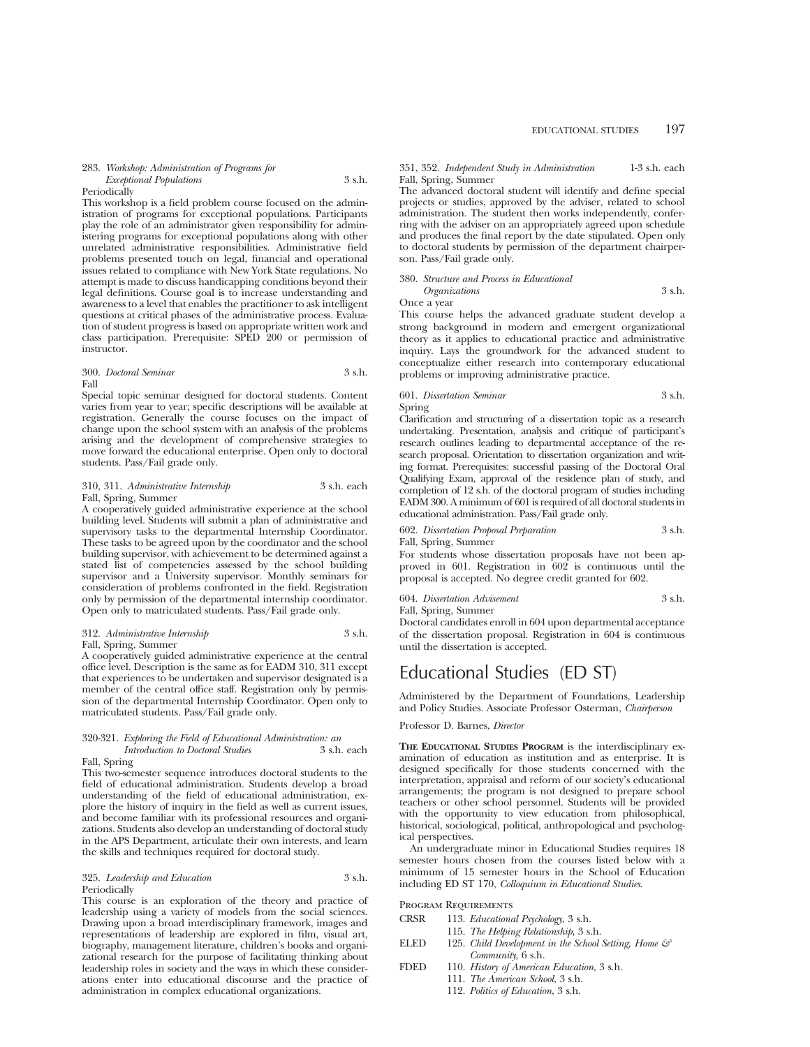283. *Workshop: Administration of Programs for Exceptional Populations* 3 s.h.
Periodically

This workshop is a field problem course focused on the administration of programs for exceptional populations. Participants play the role of an administrator given responsibility for administering programs for exceptional populations along with other unrelated administrative responsibilities. Administrative field problems presented touch on legal, financial and operational issues related to compliance with New York State regulations. No attempt is made to discuss handicapping conditions beyond their legal definitions. Course goal is to increase understanding and awareness to a level that enables the practitioner to ask intelligent questions at critical phases of the administrative process. Evaluation of student progress is based on appropriate written work and class participation. Prerequisite: SPED 200 or permission of instructor.

300. *Doctoral Seminar* 3 s.h.
Fall

Special topic seminar designed for doctoral students. Content varies from year to year; specific descriptions will be available at registration. Generally the course focuses on the impact of change upon the school system with an analysis of the problems arising and the development of comprehensive strategies to move forward the educational enterprise. Open only to doctoral students. Pass/Fail grade only.

310, 311. *Administrative Internship* 3 s.h. each
Fall, Spring, Summer

A cooperatively guided administrative experience at the school building level. Students will submit a plan of administrative and supervisory tasks to the departmental Internship Coordinator. These tasks to be agreed upon by the coordinator and the school building supervisor, with achievement to be determined against a stated list of competencies assessed by the school building supervisor and a University supervisor. Monthly seminars for consideration of problems confronted in the field. Registration only by permission of the departmental internship coordinator. Open only to matriculated students. Pass/Fail grade only.

312. *Administrative Internship* 3 s.h.
Fall, Spring, Summer

A cooperatively guided administrative experience at the central office level. Description is the same as for EADM 310, 311 except that experiences to be undertaken and supervisor designated is a member of the central office staff. Registration only by permission of the departmental Internship Coordinator. Open only to matriculated students. Pass/Fail grade only.

320-321. *Exploring the Field of Educational Administration: an Introduction to Doctoral Studies* 3 s.h. each
Fall, Spring

This two-semester sequence introduces doctoral students to the field of educational administration. Students develop a broad understanding of the field of educational administration, explore the history of inquiry in the field as well as current issues, and become familiar with its professional resources and organizations. Students also develop an understanding of doctoral study in the APS Department, articulate their own interests, and learn the skills and techniques required for doctoral study.

325. *Leadership and Education* 3 s.h.
Periodically

This course is an exploration of the theory and practice of leadership using a variety of models from the social sciences. Drawing upon a broad interdisciplinary framework, images and representations of leadership are explored in film, visual art, biography, management literature, children's books and organizational research for the purpose of facilitating thinking about leadership roles in society and the ways in which these considerations enter into educational discourse and the practice of administration in complex educational organizations.

351, 352. *Independent Study in Administration* 1-3 s.h. each
Fall, Spring, Summer

The advanced doctoral student will identify and define special projects or studies, approved by the adviser, related to school administration. The student then works independently, conferring with the adviser on an appropriately agreed upon schedule and produces the final report by the date stipulated. Open only to doctoral students by permission of the department chairperson. Pass/Fail grade only.

380. *Structure and Process in Educational Organizations* 3 s.h.
Once a year

This course helps the advanced graduate student develop a strong background in modern and emergent organizational theory as it applies to educational practice and administrative inquiry. Lays the groundwork for the advanced student to conceptualize either research into contemporary educational problems or improving administrative practice.

601. *Dissertation Seminar* 3 s.h.
Spring

Clarification and structuring of a dissertation topic as a research undertaking. Presentation, analysis and critique of participant's research outlines leading to departmental acceptance of the research proposal. Orientation to dissertation organization and writing format. Prerequisites: successful passing of the Doctoral Oral Qualifying Exam, approval of the residence plan of study, and completion of 12 s.h. of the doctoral program of studies including EADM 300. A minimum of 601 is required of all doctoral students in educational administration. Pass/Fail grade only.

602. *Dissertation Proposal Preparation* 3 s.h.
Fall, Spring, Summer

For students whose dissertation proposals have not been approved in 601. Registration in 602 is continuous until the proposal is accepted. No degree credit granted for 602.

604. *Dissertation Advisement* 3 s.h.
Fall, Spring, Summer

Doctoral candidates enroll in 604 upon departmental acceptance of the dissertation proposal. Registration in 604 is continuous until the dissertation is accepted.

# Educational Studies (ED ST)

Administered by the Department of Foundations, Leadership and Policy Studies. Associate Professor Osterman, *Chairperson*

Professor D. Barnes, *Director*

**The Educational Studies Program** is the interdisciplinary examination of education as institution and as enterprise. It is designed specifically for those students concerned with the interpretation, appraisal and reform of our society's educational arrangements; the program is not designed to prepare school teachers or other school personnel. Students will be provided with the opportunity to view education from philosophical, historical, sociological, political, anthropological and psychological perspectives.

An undergraduate minor in Educational Studies requires 18 semester hours chosen from the courses listed below with a minimum of 15 semester hours in the School of Education including ED ST 170, *Colloquium in Educational Studies*.

Program Requirements

CRSR 113. *Educational Psychology*, 3 s.h.
115. *The Helping Relationship*, 3 s.h.

ELED 125. *Child Development in the School Setting, Home & Community*, 6 s.h.

FDED 110. *History of American Education*, 3 s.h.
111. *The American School*, 3 s.h.
112. *Politics of Education*, 3 s.h.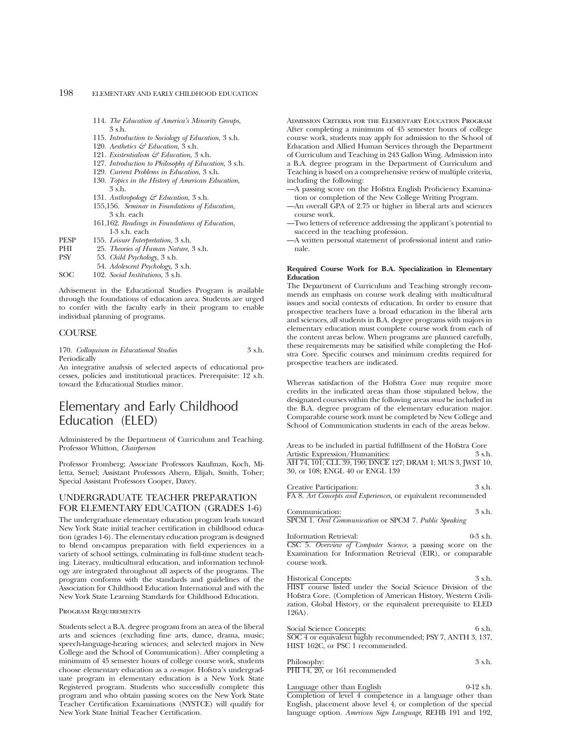114. *The Education of America's Minority Groups*, 3 s.h.
115. *Introduction to Sociology of Education*, 3 s.h.
120. *Aesthetics & Education*, 3 s.h.
121. *Existentialism & Education*, 3 s.h.
127. *Introduction to Philosophy of Education*, 3 s.h.
129. *Current Problems in Education*, 3 s.h.
130. *Topics in the History of American Education*, 3 s.h.
131. *Anthropology & Education*, 3 s.h.
155,156. *Seminar in Foundations of Education*, 3 s.h. each
161,162. *Readings in Foundations of Education*, 1-3 s.h. each

PESP 155. *Leisure Interpretation*, 3 s.h.
PHI 25. *Theories of Human Nature*, 3 s.h.
PSY 53. *Child Psychology*, 3 s.h.
54. *Adolescent Psychology*, 3 s.h.
SOC 102. *Social Institutions*, 3 s.h.

Advisement in the Educational Studies Program is available through the foundations of education area. Students are urged to confer with the faculty early in their program to enable individual planning of programs.

## COURSE

170. *Colloquium in Educational Studies* 3 s.h.
Periodically
An integrative analysis of selected aspects of educational processes, policies and institutional practices. Prerequisite: 12 s.h. toward the Educational Studies minor.

# Elementary and Early Childhood Education (ELED)

Administered by the Department of Curriculum and Teaching. Professor Whitton, *Chairperson*

Professor Fromberg; Associate Professors Kaufman, Koch, Miletta, Semel; Assistant Professors Ahern, Elijah, Smith, Toher; Special Assistant Professors Cooper, Davey.

## UNDERGRADUATE TEACHER PREPARATION FOR ELEMENTARY EDUCATION (GRADES 1-6)

The undergraduate elementary education program leads toward New York State initial teacher certification in childhood education (grades 1-6). The elementary education program is designed to blend on-campus preparation with field experiences in a variety of school settings, culminating in full-time student teaching. Literacy, multicultural education, and information technology are integrated throughout all aspects of the programs. The program conforms with the standards and guidelines of the Association for Childhood Education International and with the New York State Learning Standards for Childhood Education.

### Program Requirements

Students select a B.A. degree program from an area of the liberal arts and sciences (excluding fine arts, dance, drama, music; speech-language-hearing sciences; and selected majors in New College and the School of Communication). After completing a minimum of 45 semester hours of college course work, students choose elementary education as a *co-major*. Hofstra's undergraduate program in elementary education is a New York State Registered program. Students who successfully complete this program and who obtain passing scores on the New York State Teacher Certification Examinations (NYSTCE) will qualify for New York State Initial Teacher Certification.

### Admission Criteria for the Elementary Education Program

After completing a minimum of 45 semester hours of college course work, students may apply for admission to the School of Education and Allied Human Services through the Department of Curriculum and Teaching in 243 Gallon Wing. Admission into a B.A. degree program in the Department of Curriculum and Teaching is based on a comprehensive review of multiple criteria, including the following:

—A passing score on the Hofstra English Proficiency Examination or completion of the New College Writing Program.
—An overall GPA of 2.75 or higher in liberal arts and sciences course work.
—Two letters of reference addressing the applicant's potential to succeed in the teaching profession.
—A written personal statement of professional intent and rationale.

**Required Course Work for B.A. Specialization in Elementary Education**

The Department of Curriculum and Teaching strongly recommends an emphasis on course work dealing with multicultural issues and social contexts of education. In order to ensure that prospective teachers have a broad education in the liberal arts and sciences, all students in B.A. degree programs with majors in elementary education must complete course work from each of the content areas below. When programs are planned carefully, these requirements may be satisified while completing the Hofstra Core. Specific courses and minimum credits required for prospective teachers are indicated.

Whereas satisfaction of the Hofstra Core may require more credits in the indicated areas than those stipulated below, the designated courses within the following areas *must* be included in the B.A. degree program of the elementary education major. Comparable course work must be completed by New College and School of Communication students in each of the areas below.

Areas to be included in partial fulfillment of the Hofstra Core

Artistic Expression/Humanities: 3 s.h.
AH 74, 101; CLL 39, 190; DNCE 127; DRAM 1; MUS 3, JWST 10, 30, or 108; ENGL 40 or ENGL 139

Creative Participation: 3 s.h.
FA 8. *Art Concepts and Experiences,* or equivalent recommended

Communication: 3 s.h.
SPCM 1. *Oral Communication* or SPCM 7. *Public Speaking*

Information Retrieval: 0-3 s.h.
CSC 5. *Overview of Computer Science*, a passing score on the Examination for Information Retrieval (EIR), or comparable course work.

Historical Concepts: 3 s.h.
HIST course listed under the Social Science Division of the Hofstra Core. (Completion of American History, Western Civilization, Global History, or the equivalent prerequisite to ELED 126A).

Social Science Concepts: 6 s.h.
SOC 4 or equivalent highly recommended; PSY 7, ANTH 3, 137, HIST 162C, or PSC 1 recommended.

Philosophy: 3 s.h.
PHI 14, 20, or 161 recommended

Language other than English 0-12 s.h.
Completion of level 4 competence in a language other than English, placement above level 4, or completion of the special language option. *American Sign Language*, REHB 191 and 192,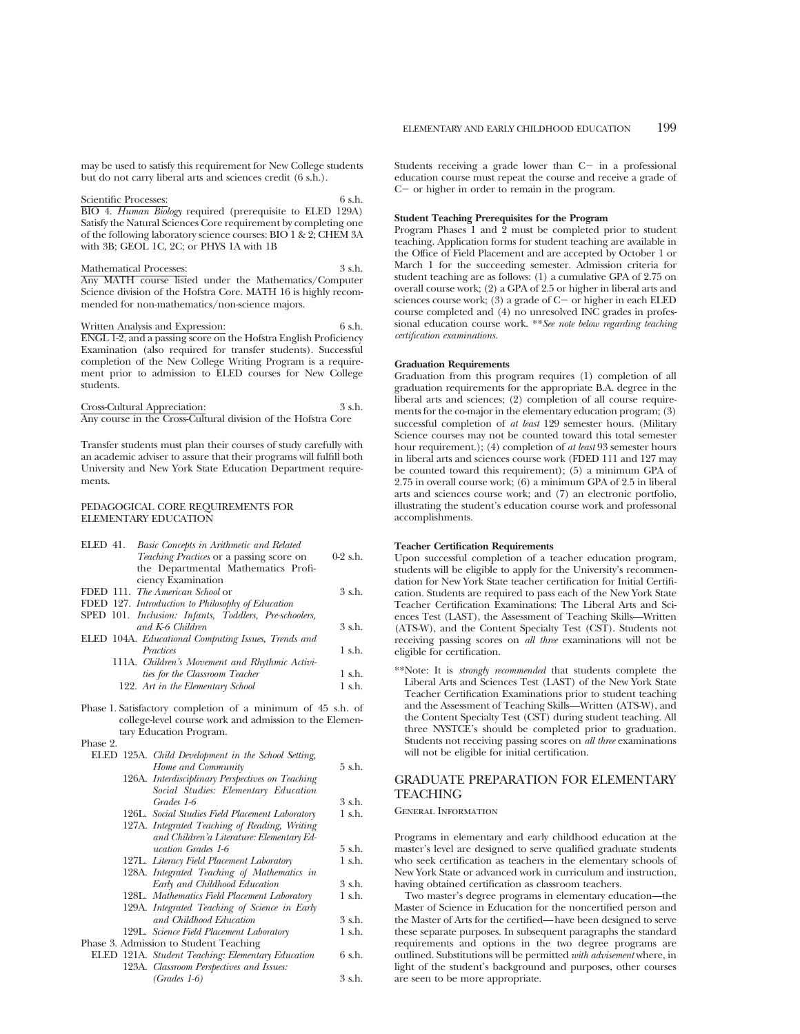may be used to satisfy this requirement for New College students but do not carry liberal arts and sciences credit (6 s.h.).

Scientific Processes: 6 s.h.
BIO 4. *Human Biology* required (prerequisite to ELED 129A) Satisfy the Natural Sciences Core requirement by completing one of the following laboratory science courses: BIO 1 & 2; CHEM 3A with 3B; GEOL 1C, 2C; or PHYS 1A with 1B

Mathematical Processes: 3 s.h.
Any MATH course listed under the Mathematics/Computer Science division of the Hofstra Core. MATH 16 is highly recommended for non-mathematics/non-science majors.

Written Analysis and Expression: 6 s.h.
ENGL 1-2, and a passing score on the Hofstra English Proficiency Examination (also required for transfer students). Successful completion of the New College Writing Program is a requirement prior to admission to ELED courses for New College students.

Cross-Cultural Appreciation: 3 s.h.
Any course in the Cross-Cultural division of the Hofstra Core

Transfer students must plan their courses of study carefully with an academic adviser to assure that their programs will fulfill both University and New York State Education Department requirements.

PEDAGOGICAL CORE REQUIREMENTS FOR ELEMENTARY EDUCATION

| Course | Title | Credits |
|---|---|---|
| ELED 41. | *Basic Concepts in Arithmetic and Related Teaching Practices* or a passing score on the Departmental Mathematics Proficiency Examination | 0-2 s.h. |
| FDED 111. | *The American School* or | 3 s.h. |
| FDED 127. | *Introduction to Philosophy of Education* | |
| SPED 101. | *Inclusion: Infants, Toddlers, Pre-schoolers, and K-6 Children* | 3 s.h. |
| ELED 104A. | *Educational Computing Issues, Trends and Practices* | 1 s.h. |
| 111A. | *Children's Movement and Rhythmic Activities for the Classroom Teacher* | 1 s.h. |
| 122. | *Art in the Elementary School* | 1 s.h. |

Phase 1. Satisfactory completion of a minimum of 45 s.h. of college-level course work and admission to the Elementary Education Program.

Phase 2.

| Course | Title | Credits |
|---|---|---|
| ELED 125A. | *Child Development in the School Setting, Home and Community* | 5 s.h. |
| 126A. | *Interdisciplinary Perspectives on Teaching Social Studies: Elementary Education Grades 1-6* | 3 s.h. |
| 126L. | *Social Studies Field Placement Laboratory* | 1 s.h. |
| 127A. | *Integrated Teaching of Reading, Writing and Children'a Literature: Elementary Education Grades 1-6* | 5 s.h. |
| 127L. | *Literacy Field Placement Laboratory* | 1 s.h. |
| 128A. | *Integrated Teaching of Mathematics in Early and Childhood Education* | 3 s.h. |
| 128L. | *Mathematics Field Placement Laboratory* | 1 s.h. |
| 129A. | *Integrated Teaching of Science in Early and Childhood Education* | 3 s.h. |
| 129L. | *Science Field Placement Laboratory* | 1 s.h. |

Phase 3. Admission to Student Teaching

| Course | Title | Credits |
|---|---|---|
| ELED 121A. | *Student Teaching: Elementary Education* | 6 s.h. |
| 123A. | *Classroom Perspectives and Issues: (Grades 1-6)* | 3 s.h. |

Students receiving a grade lower than C− in a professional education course must repeat the course and receive a grade of C− or higher in order to remain in the program.

**Student Teaching Prerequisites for the Program**

Program Phases 1 and 2 must be completed prior to student teaching. Application forms for student teaching are available in the Office of Field Placement and are accepted by October 1 or March 1 for the succeeding semester. Admission criteria for student teaching are as follows: (1) a cumulative GPA of 2.75 on overall course work; (2) a GPA of 2.5 or higher in liberal arts and sciences course work; (3) a grade of C− or higher in each ELED course completed and (4) no unresolved INC grades in professional education course work. ***\*\*See note below regarding teaching certification examinations.***

**Graduation Requirements**

Graduation from this program requires (1) completion of all graduation requirements for the appropriate B.A. degree in the liberal arts and sciences; (2) completion of all course requirements for the co-major in the elementary education program; (3) successful completion of *at least* 129 semester hours. (Military Science courses may not be counted toward this total semester hour requirement.); (4) completion of *at least* 93 semester hours in liberal arts and sciences course work (FDED 111 and 127 may be counted toward this requirement); (5) a minimum GPA of 2.75 in overall course work; (6) a minimum GPA of 2.5 in liberal arts and sciences course work; and (7) an electronic portfolio, illustrating the student's education course work and professonal accomplishments.

**Teacher Certification Requirements**

Upon successful completion of a teacher education program, students will be eligible to apply for the University's recommendation for New York State teacher certification for Initial Certification. Students are required to pass each of the New York State Teacher Certification Examinations: The Liberal Arts and Sciences Test (LAST), the Assessment of Teaching Skills—Written (ATS-W), and the Content Specialty Test (CST). Students not receiving passing scores on *all three* examinations will not be eligible for certification.

\*\*Note: It is *strongly recommended* that students complete the Liberal Arts and Sciences Test (LAST) of the New York State Teacher Certification Examinations prior to student teaching and the Assessment of Teaching Skills—Written (ATS-W), and the Content Specialty Test (CST) during student teaching. All three NYSTCE's should be completed prior to graduation. Students not receiving passing scores on *all three* examinations will not be eligible for initial certification.

## GRADUATE PREPARATION FOR ELEMENTARY TEACHING

GENERAL INFORMATION

Programs in elementary and early childhood education at the master's level are designed to serve qualified graduate students who seek certification as teachers in the elementary schools of New York State or advanced work in curriculum and instruction, having obtained certification as classroom teachers.

Two master's degree programs in elementary education—the Master of Science in Education for the noncertified person and the Master of Arts for the certified—have been designed to serve these separate purposes. In subsequent paragraphs the standard requirements and options in the two degree programs are outlined. Substitutions will be permitted *with advisement* where, in light of the student's background and purposes, other courses are seen to be more appropriate.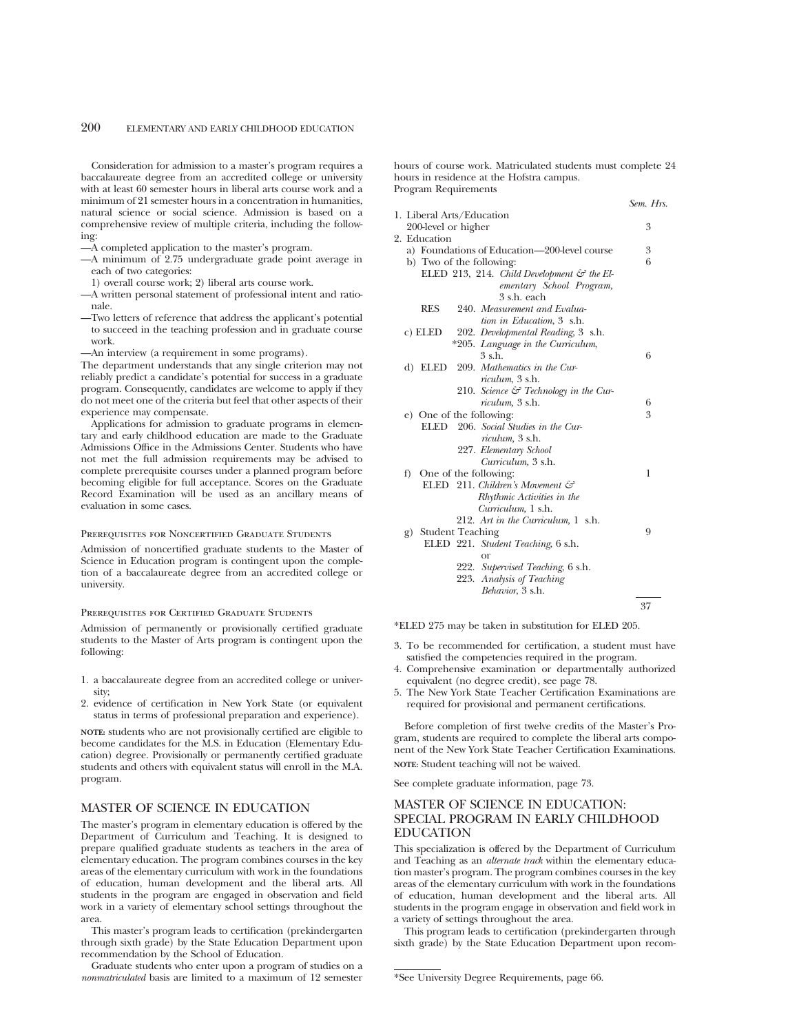Consideration for admission to a master's program requires a baccalaureate degree from an accredited college or university with at least 60 semester hours in liberal arts course work and a minimum of 21 semester hours in a concentration in humanities, natural science or social science. Admission is based on a comprehensive review of multiple criteria, including the following:

—A completed application to the master's program.

—A minimum of 2.75 undergraduate grade point average in each of two categories:
  1) overall course work; 2) liberal arts course work.

—A written personal statement of professional intent and rationale.

—Two letters of reference that address the applicant's potential to succeed in the teaching profession and in graduate course work.

—An interview (a requirement in some programs).

The department understands that any single criterion may not reliably predict a candidate's potential for success in a graduate program. Consequently, candidates are welcome to apply if they do not meet one of the criteria but feel that other aspects of their experience may compensate.

Applications for admission to graduate programs in elementary and early childhood education are made to the Graduate Admissions Office in the Admissions Center. Students who have not met the full admission requirements may be advised to complete prerequisite courses under a planned program before becoming eligible for full acceptance. Scores on the Graduate Record Examination will be used as an ancillary means of evaluation in some cases.

### Prerequisites for Noncertified Graduate Students

Admission of noncertified graduate students to the Master of Science in Education program is contingent upon the completion of a baccalaureate degree from an accredited college or university.

### Prerequisites for Certified Graduate Students

Admission of permanently or provisionally certified graduate students to the Master of Arts program is contingent upon the following:

1. a baccalaureate degree from an accredited college or university;
2. evidence of certification in New York State (or equivalent status in terms of professional preparation and experience).

**NOTE:** students who are not provisionally certified are eligible to become candidates for the M.S. in Education (Elementary Education) degree. Provisionally or permanently certified graduate students and others with equivalent status will enroll in the M.A. program.

## MASTER OF SCIENCE IN EDUCATION

The master's program in elementary education is offered by the Department of Curriculum and Teaching. It is designed to prepare qualified graduate students as teachers in the area of elementary education. The program combines courses in the key areas of the elementary curriculum with work in the foundations of education, human development and the liberal arts. All students in the program are engaged in observation and field work in a variety of elementary school settings throughout the area.

This master's program leads to certification (prekindergarten through sixth grade) by the State Education Department upon recommendation by the School of Education.

Graduate students who enter upon a program of studies on a *nonmatriculated* basis are limited to a maximum of 12 semester hours of course work. Matriculated students must complete 24 hours in residence at the Hofstra campus.

Program Requirements

| | *Sem. Hrs.* |
|---|---|
| 1. Liberal Arts/Education 200-level or higher | 3 |
| 2. Education | |
| a) Foundations of Education—200-level course | 3 |
| b) Two of the following: | 6 |
| ELED 213, 214. *Child Development & the Elementary School Program,* 3 s.h. each | |
| RES 240. *Measurement and Evaluation in Education,* 3 s.h. | |
| c) ELED 202. *Developmental Reading,* 3 s.h. *205. *Language in the Curriculum,* 3 s.h. | 6 |
| d) ELED 209. *Mathematics in the Curriculum,* 3 s.h. 210. *Science & Technology in the Curriculum,* 3 s.h. | 6 |
| e) One of the following: | 3 |
| ELED 206. *Social Studies in the Curriculum,* 3 s.h. | |
| 227. *Elementary School Curriculum,* 3 s.h. | |
| f) One of the following: | 1 |
| ELED 211. *Children's Movement & Rhythmic Activities in the Curriculum,* 1 s.h. | |
| 212. *Art in the Curriculum,* 1 s.h. | |
| g) Student Teaching | 9 |
| ELED 221. *Student Teaching,* 6 s.h. or 222. *Supervised Teaching,* 6 s.h. | |
| 223. *Analysis of Teaching Behavior,* 3 s.h. | |
| | 37 |

*ELED 275 may be taken in substitution for ELED 205.

3. To be recommended for certification, a student must have satisfied the competencies required in the program.
4. Comprehensive examination or departmentally authorized equivalent (no degree credit), see page 78.
5. The New York State Teacher Certification Examinations are required for provisional and permanent certifications.

Before completion of first twelve credits of the Master's Program, students are required to complete the liberal arts component of the New York State Teacher Certification Examinations.

**NOTE:** Student teaching will not be waived.

See complete graduate information, page 73.

## MASTER OF SCIENCE IN EDUCATION: SPECIAL PROGRAM IN EARLY CHILDHOOD EDUCATION

This specialization is offered by the Department of Curriculum and Teaching as an *alternate track* within the elementary education master's program. The program combines courses in the key areas of the elementary curriculum with work in the foundations of education, human development and the liberal arts. All students in the program engage in observation and field work in a variety of settings throughout the area.

This program leads to certification (prekindergarten through sixth grade) by the State Education Department upon recom-

*See University Degree Requirements, page 66.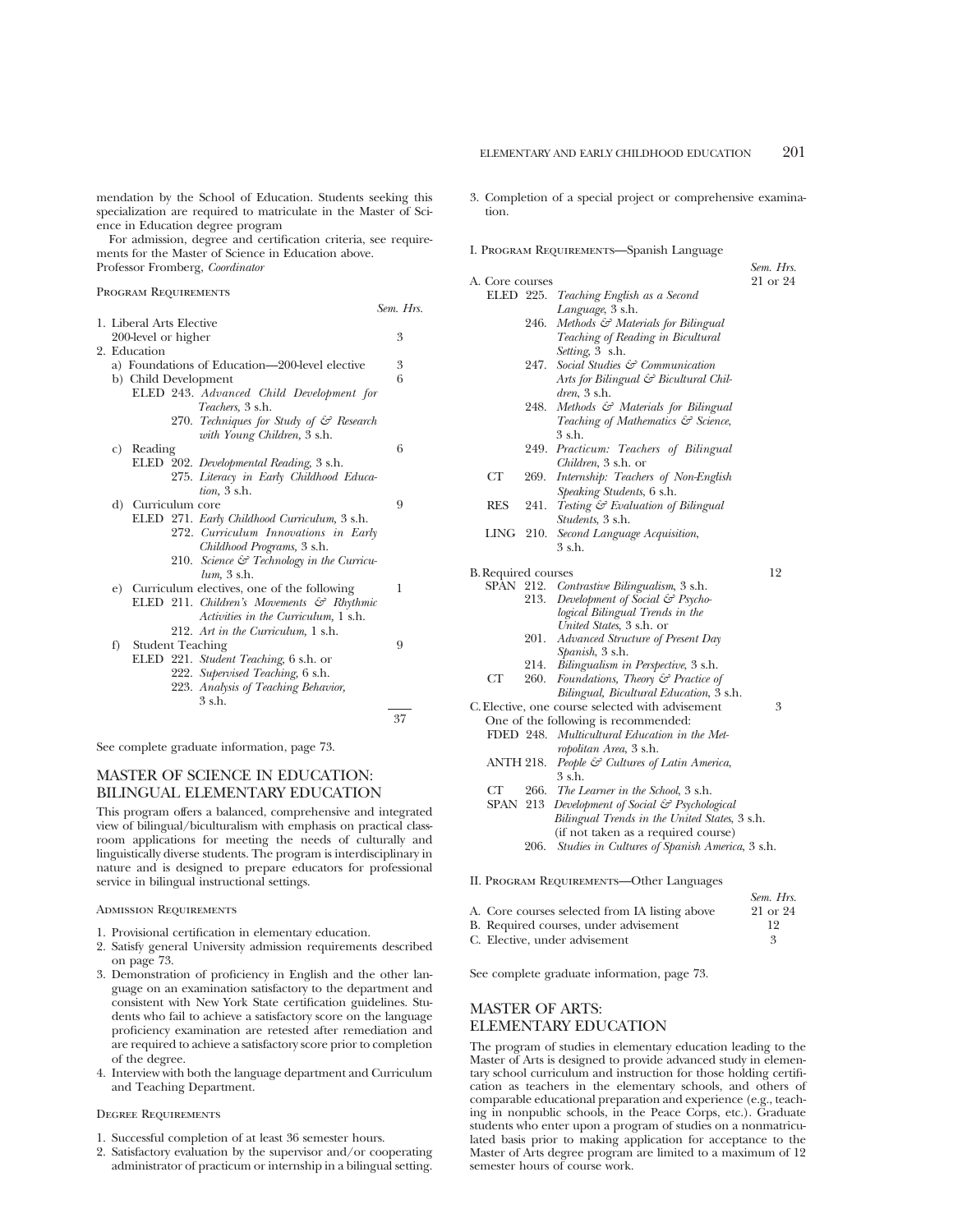mendation by the School of Education. Students seeking this specialization are required to matriculate in the Master of Science in Education degree program

For admission, degree and certification criteria, see requirements for the Master of Science in Education above.
Professor Fromberg, *Coordinator*

PROGRAM REQUIREMENTS

| | Sem. Hrs. |
|---|---|
| 1. Liberal Arts Elective 200-level or higher | 3 |
| 2. Education | |
| a) Foundations of Education—200-level elective | 3 |
| b) Child Development | 6 |
| ELED 243. *Advanced Child Development for Teachers,* 3 s.h. | |
| 270. *Techniques for Study of & Research with Young Children,* 3 s.h. | |
| c) Reading | 6 |
| ELED 202. *Developmental Reading,* 3 s.h. | |
| 275. *Literacy in Early Childhood Education,* 3 s.h. | |
| d) Curriculum core | 9 |
| ELED 271. *Early Childhood Curriculum,* 3 s.h. | |
| 272. *Curriculum Innovations in Early Childhood Programs,* 3 s.h. | |
| 210. *Science & Technology in the Curriculum,* 3 s.h. | |
| e) Curriculum electives, one of the following | 1 |
| ELED 211. *Children's Movements & Rhythmic Activities in the Curriculum,* 1 s.h. | |
| 212. *Art in the Curriculum,* 1 s.h. | |
| f) Student Teaching | 9 |
| ELED 221. *Student Teaching,* 6 s.h. or | |
| 222. *Supervised Teaching,* 6 s.h. | |
| 223. *Analysis of Teaching Behavior,* 3 s.h. | |
| | 37 |

See complete graduate information, page 73.

## MASTER OF SCIENCE IN EDUCATION: BILINGUAL ELEMENTARY EDUCATION

This program offers a balanced, comprehensive and integrated view of bilingual/biculturalism with emphasis on practical classroom applications for meeting the needs of culturally and linguistically diverse students. The program is interdisciplinary in nature and is designed to prepare educators for professional service in bilingual instructional settings.

ADMISSION REQUIREMENTS

1. Provisional certification in elementary education.
2. Satisfy general University admission requirements described on page 73.
3. Demonstration of proficiency in English and the other language on an examination satisfactory to the department and consistent with New York State certification guidelines. Students who fail to achieve a satisfactory score on the language proficiency examination are retested after remediation and are required to achieve a satisfactory score prior to completion of the degree.
4. Interview with both the language department and Curriculum and Teaching Department.

DEGREE REQUIREMENTS

1. Successful completion of at least 36 semester hours.
2. Satisfactory evaluation by the supervisor and/or cooperating administrator of practicum or internship in a bilingual setting.
3. Completion of a special project or comprehensive examination.

I. PROGRAM REQUIREMENTS—Spanish Language

| | Sem. Hrs. |
|---|---|
| A. Core courses | 21 or 24 |
| ELED 225. *Teaching English as a Second Language,* 3 s.h. | |
| 246. *Methods & Materials for Bilingual Teaching of Reading in Bicultural Setting,* 3 s.h. | |
| 247. *Social Studies & Communication Arts for Bilingual & Bicultural Children,* 3 s.h. | |
| 248. *Methods & Materials for Bilingual Teaching of Mathematics & Science,* 3 s.h. | |
| 249. *Practicum: Teachers of Bilingual Children,* 3 s.h. or | |
| CT 269. *Internship: Teachers of Non-English Speaking Students,* 6 s.h. | |
| RES 241. *Testing & Evaluation of Bilingual Students,* 3 s.h. | |
| LING 210. *Second Language Acquisition,* 3 s.h. | |
| B. Required courses | 12 |
| SPAN 212. *Contrastive Bilingualism,* 3 s.h. | |
| 213. *Development of Social & Psychological Bilingual Trends in the United States,* 3 s.h. or | |
| 201. *Advanced Structure of Present Day Spanish,* 3 s.h. | |
| 214. *Bilingualism in Perspective,* 3 s.h. | |
| CT 260. *Foundations, Theory & Practice of Bilingual, Bicultural Education,* 3 s.h. | |
| C. Elective, one course selected with advisement | 3 |
| One of the following is recommended: | |
| FDED 248. *Multicultural Education in the Metropolitan Area,* 3 s.h. | |
| ANTH 218. *People & Cultures of Latin America,* 3 s.h. | |
| CT 266. *The Learner in the School,* 3 s.h. | |
| SPAN 213 *Development of Social & Psychological Bilingual Trends in the United States,* 3 s.h. (if not taken as a required course) | |
| 206. *Studies in Cultures of Spanish America,* 3 s.h. | |

II. PROGRAM REQUIREMENTS—Other Languages

| | Sem. Hrs. |
|---|---|
| A. Core courses selected from IA listing above | 21 or 24 |
| B. Required courses, under advisement | 12 |
| C. Elective, under advisement | 3 |

See complete graduate information, page 73.

## MASTER OF ARTS: ELEMENTARY EDUCATION

The program of studies in elementary education leading to the Master of Arts is designed to provide advanced study in elementary school curriculum and instruction for those holding certification as teachers in the elementary schools, and others of comparable educational preparation and experience (e.g., teaching in nonpublic schools, in the Peace Corps, etc.). Graduate students who enter upon a program of studies on a nonmatriculated basis prior to making application for acceptance to the Master of Arts degree program are limited to a maximum of 12 semester hours of course work.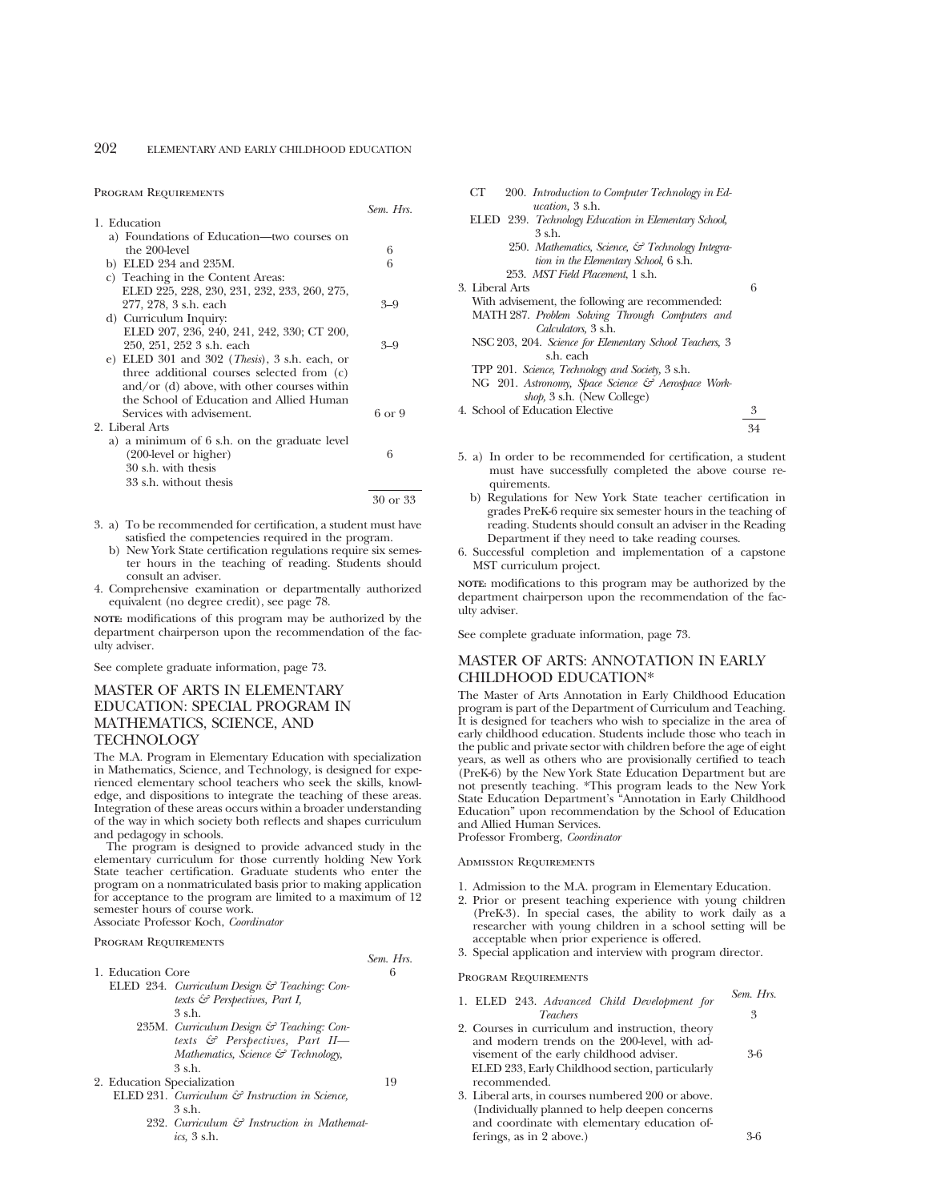PROGRAM REQUIREMENTS

| | Sem. Hrs. |
|---|---|
| 1. Education | |
| a) Foundations of Education—two courses on the 200-level | 6 |
| b) ELED 234 and 235M. | 6 |
| c) Teaching in the Content Areas: ELED 225, 228, 230, 231, 232, 233, 260, 275, 277, 278, 3 s.h. each | 3–9 |
| d) Curriculum Inquiry: ELED 207, 236, 240, 241, 242, 330; CT 200, 250, 251, 252 3 s.h. each | 3–9 |
| e) ELED 301 and 302 (*Thesis*), 3 s.h. each, or three additional courses selected from (c) and/or (d) above, with other courses within the School of Education and Allied Human Services with advisement. | 6 or 9 |
| 2. Liberal Arts | |
| a) a minimum of 6 s.h. on the graduate level (200-level or higher) | 6 |
| 30 s.h. with thesis | |
| 33 s.h. without thesis | |
| | 30 or 33 |

3. a) To be recommended for certification, a student must have satisfied the competencies required in the program.
   b) New York State certification regulations require six semester hours in the teaching of reading. Students should consult an adviser.
4. Comprehensive examination or departmentally authorized equivalent (no degree credit), see page 78.

**NOTE:** modifications of this program may be authorized by the department chairperson upon the recommendation of the faculty adviser.

See complete graduate information, page 73.

## MASTER OF ARTS IN ELEMENTARY EDUCATION: SPECIAL PROGRAM IN MATHEMATICS, SCIENCE, AND TECHNOLOGY

The M.A. Program in Elementary Education with specialization in Mathematics, Science, and Technology, is designed for experienced elementary school teachers who seek the skills, knowledge, and dispositions to integrate the teaching of these areas. Integration of these areas occurs within a broader understanding of the way in which society both reflects and shapes curriculum and pedagogy in schools.

The program is designed to provide advanced study in the elementary curriculum for those currently holding New York State teacher certification. Graduate students who enter the program on a nonmatriculated basis prior to making application for acceptance to the program are limited to a maximum of 12 semester hours of course work.

Associate Professor Koch, *Coordinator*

PROGRAM REQUIREMENTS

| | Sem. Hrs. |
|---|---|
| 1. Education Core | 6 |
| ELED 234. *Curriculum Design & Teaching: Contexts & Perspectives, Part I,* 3 s.h. | |
| 235M. *Curriculum Design & Teaching: Contexts & Perspectives, Part II—Mathematics, Science & Technology,* 3 s.h. | |
| 2. Education Specialization | 19 |
| ELED 231. *Curriculum & Instruction in Science,* 3 s.h. | |
| 232. *Curriculum & Instruction in Mathematics,* 3 s.h. | |
| CT 200. *Introduction to Computer Technology in Education,* 3 s.h. | |
| ELED 239. *Technology Education in Elementary School,* 3 s.h. | |
| 250. *Mathematics, Science, & Technology Integration in the Elementary School,* 6 s.h. | |
| 253. *MST Field Placement,* 1 s.h. | |
| 3. Liberal Arts | 6 |
| With advisement, the following are recommended: | |
| MATH 287. *Problem Solving Through Computers and Calculators,* 3 s.h. | |
| NSC 203, 204. *Science for Elementary School Teachers,* 3 s.h. each | |
| TPP 201. *Science, Technology and Society,* 3 s.h. | |
| NG 201. *Astronomy, Space Science & Aerospace Workshop,* 3 s.h. (New College) | |
| 4. School of Education Elective | 3 |
| | 34 |

5. a) In order to be recommended for certification, a student must have successfully completed the above course requirements.
   b) Regulations for New York State teacher certification in grades PreK-6 require six semester hours in the teaching of reading. Students should consult an adviser in the Reading Department if they need to take reading courses.
6. Successful completion and implementation of a capstone MST curriculum project.

**NOTE:** modifications to this program may be authorized by the department chairperson upon the recommendation of the faculty adviser.

See complete graduate information, page 73.

## MASTER OF ARTS: ANNOTATION IN EARLY CHILDHOOD EDUCATION*

The Master of Arts Annotation in Early Childhood Education program is part of the Department of Curriculum and Teaching. It is designed for teachers who wish to specialize in the area of early childhood education. Students include those who teach in the public and private sector with children before the age of eight years, as well as others who are provisionally certified to teach (PreK-6) by the New York State Education Department but are not presently teaching. *This program leads to the New York State Education Department's "Annotation in Early Childhood Education" upon recommendation by the School of Education and Allied Human Services.

Professor Fromberg, *Coordinator*

ADMISSION REQUIREMENTS

1. Admission to the M.A. program in Elementary Education.
2. Prior or present teaching experience with young children (PreK-3). In special cases, the ability to work daily as a researcher with young children in a school setting will be acceptable when prior experience is offered.
3. Special application and interview with program director.

PROGRAM REQUIREMENTS

| | Sem. Hrs. |
|---|---|
| 1. ELED 243. *Advanced Child Development for Teachers* | 3 |
| 2. Courses in curriculum and instruction, theory and modern trends on the 200-level, with advisement of the early childhood adviser. ELED 233, Early Childhood section, particularly recommended. | 3-6 |
| 3. Liberal arts, in courses numbered 200 or above. (Individually planned to help deepen concerns and coordinate with elementary education offerings, as in 2 above.) | 3-6 |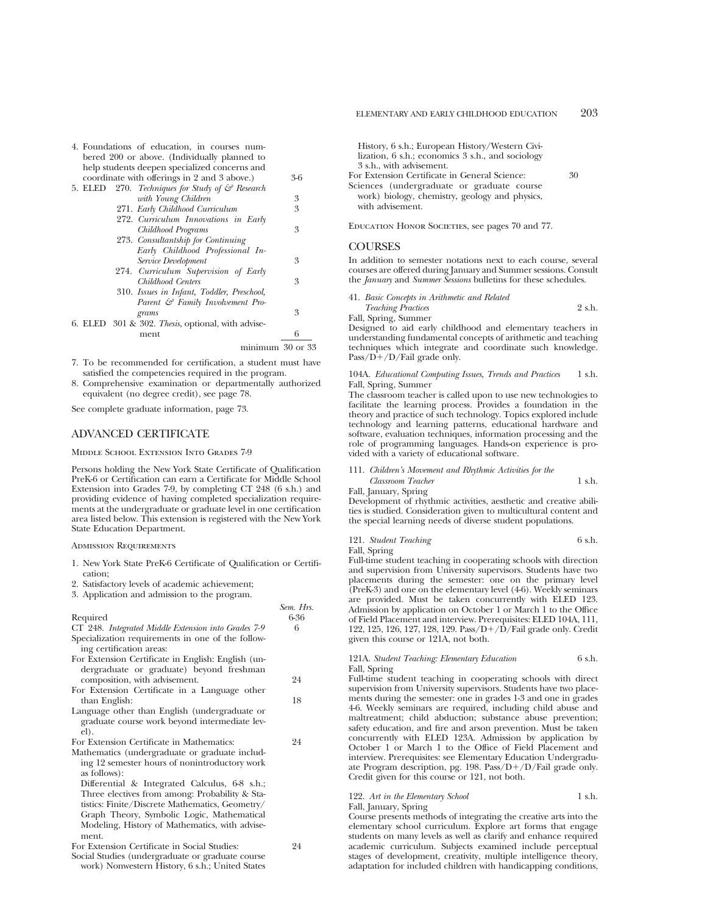4. Foundations of education, in courses numbered 200 or above. (Individually planned to help students deepen specialized concerns and coordinate with offerings in 2 and 3 above.) 3-6

| | | |
|---|---|---|
| 5. ELED | 270. *Techniques for Study of & Research with Young Children* | 3 |
| | 271. *Early Childhood Curriculum* | 3 |
| | 272. *Curriculum Innovations in Early Childhood Programs* | 3 |
| | 273. *Consultantship for Continuing Early Childhood Professional In-Service Development* | 3 |
| | 274. *Curriculum Supervision of Early Childhood Centers* | 3 |
| | 310. *Issues in Infant, Toddler, Preschool, Parent & Family Involvement Programs* | 3 |
| 6. ELED | 301 & 302. *Thesis*, optional, with advisement | 6 |
| | | minimum 30 or 33 |

7. To be recommended for certification, a student must have satisfied the competencies required in the program.
8. Comprehensive examination or departmentally authorized equivalent (no degree credit), see page 78.

See complete graduate information, page 73.

## ADVANCED CERTIFICATE

### Middle School Extension Into Grades 7-9

Persons holding the New York State Certificate of Qualification PreK-6 or Certification can earn a Certificate for Middle School Extension into Grades 7-9, by completing CT 248 (6 s.h.) and providing evidence of having completed specialization requirements at the undergraduate or graduate level in one certification area listed below. This extension is registered with the New York State Education Department.

### Admission Requirements

1. New York State PreK-6 Certificate of Qualification or Certification;
2. Satisfactory levels of academic achievement;
3. Application and admission to the program.

| | *Sem. Hrs.* |
|---|---|
| Required | 6-36 |
| CT 248. *Integrated Middle Extension into Grades 7-9* | 6 |
| Specialization requirements in one of the following certification areas: | |
| For Extension Certificate in English: English (undergraduate or graduate) beyond freshman composition, with advisement. | 24 |
| For Extension Certificate in a Language other than English: | 18 |
| Language other than English (undergraduate or graduate course work beyond intermediate level). | |
| For Extension Certificate in Mathematics: | 24 |
| Mathematics (undergraduate or graduate including 12 semester hours of nonintroductory work as follows): Differential & Integrated Calculus, 6-8 s.h.; Three electives from among: Probability & Statistics: Finite/Discrete Mathematics, Geometry/Graph Theory, Symbolic Logic, Mathematical Modeling, History of Mathematics, with advisement. | |
| For Extension Certificate in Social Studies: | 24 |
| Social Studies (undergraduate or graduate course work) Nonwestern History, 6 s.h.; United States History, 6 s.h.; European History/Western Civilization, 6 s.h.; economics 3 s.h., and sociology 3 s.h., with advisement. | |
| For Extension Certificate in General Science: | 30 |
| Sciences (undergraduate or graduate course work) biology, chemistry, geology and physics, with advisement. | |

Education Honor Societies, see pages 70 and 77.

## COURSES

In addition to semester notations next to each course, several courses are offered during January and Summer sessions. Consult the *January* and *Summer Sessions* bulletins for these schedules.

**41.** *Basic Concepts in Arithmetic and Related Teaching Practices* 2 s.h.
Fall, Spring, Summer
Designed to aid early childhood and elementary teachers in understanding fundamental concepts of arithmetic and teaching techniques which integrate and coordinate such knowledge. Pass/D+/D/Fail grade only.

**104A.** *Educational Computing Issues, Trends and Practices* 1 s.h.
Fall, Spring, Summer
The classroom teacher is called upon to use new technologies to facilitate the learning process. Provides a foundation in the theory and practice of such technology. Topics explored include technology and learning patterns, educational hardware and software, evaluation techniques, information processing and the role of programming languages. Hands-on experience is provided with a variety of educational software.

**111.** *Children's Movement and Rhythmic Activities for the Classroom Teacher* 1 s.h.
Fall, January, Spring
Development of rhythmic activities, aesthetic and creative abilities is studied. Consideration given to multicultural content and the special learning needs of diverse student populations.

**121.** *Student Teaching* 6 s.h.
Fall, Spring
Full-time student teaching in cooperating schools with direction and supervision from University supervisors. Students have two placements during the semester: one on the primary level (PreK-3) and one on the elementary level (4-6). Weekly seminars are provided. Must be taken concurrently with ELED 123. Admission by application on October 1 or March 1 to the Office of Field Placement and interview. Prerequisites: ELED 104A, 111, 122, 125, 126, 127, 128, 129. Pass/D+/D/Fail grade only. Credit given this course or 121A, not both.

**121A.** *Student Teaching: Elementary Education* 6 s.h.
Fall, Spring
Full-time student teaching in cooperating schools with direct supervision from University supervisors. Students have two placements during the semester: one in grades 1-3 and one in grades 4-6. Weekly seminars are required, including child abuse and maltreatment; child abduction; substance abuse prevention; safety education, and fire and arson prevention. Must be taken concurrently with ELED 123A. Admission by application by October 1 or March 1 to the Office of Field Placement and interview. Prerequisites: see Elementary Education Undergraduate Program description, pg. 198. Pass/D+/D/Fail grade only. Credit given for this course or 121, not both.

**122.** *Art in the Elementary School* 1 s.h.
Fall, January, Spring
Course presents methods of integrating the creative arts into the elementary school curriculum. Explore art forms that engage students on many levels as well as clarify and enhance required academic curriculum. Subjects examined include perceptual stages of development, creativity, multiple intelligence theory, adaptation for included children with handicapping conditions,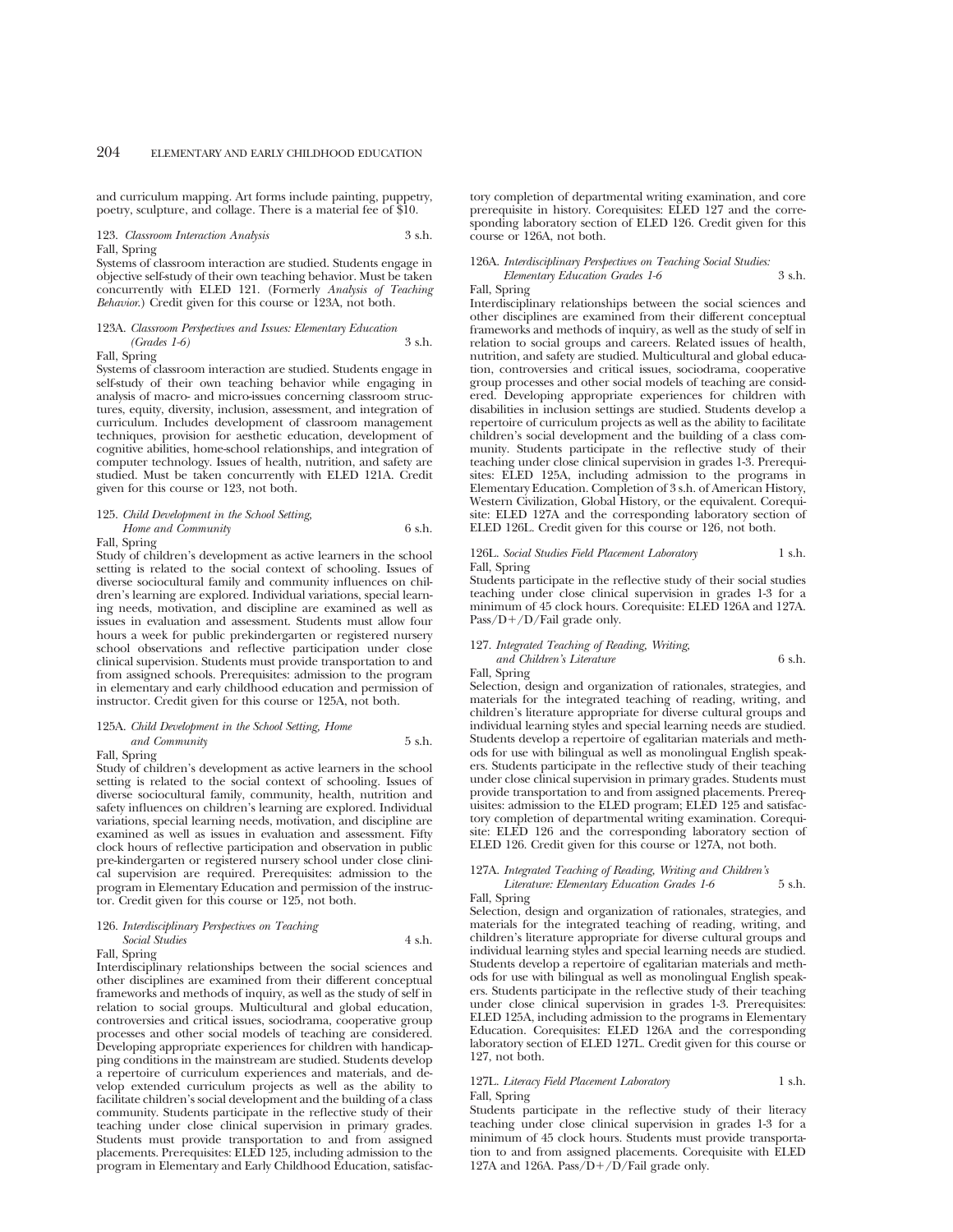and curriculum mapping. Art forms include painting, puppetry, poetry, sculpture, and collage. There is a material fee of $10.

123. *Classroom Interaction Analysis* 3 s.h.
Fall, Spring
Systems of classroom interaction are studied. Students engage in objective self-study of their own teaching behavior. Must be taken concurrently with ELED 121. (Formerly *Analysis of Teaching Behavior.*) Credit given for this course or 123A, not both.

123A. *Classroom Perspectives and Issues: Elementary Education (Grades 1-6)* 3 s.h.
Fall, Spring
Systems of classroom interaction are studied. Students engage in self-study of their own teaching behavior while engaging in analysis of macro- and micro-issues concerning classroom structures, equity, diversity, inclusion, assessment, and integration of curriculum. Includes development of classroom management techniques, provision for aesthetic education, development of cognitive abilities, home-school relationships, and integration of computer technology. Issues of health, nutrition, and safety are studied. Must be taken concurrently with ELED 121A. Credit given for this course or 123, not both.

125. *Child Development in the School Setting, Home and Community* 6 s.h.
Fall, Spring
Study of children's development as active learners in the school setting is related to the social context of schooling. Issues of diverse sociocultural family and community influences on children's learning are explored. Individual variations, special learning needs, motivation, and discipline are examined as well as issues in evaluation and assessment. Students must allow four hours a week for public prekindergarten or registered nursery school observations and reflective participation under close clinical supervision. Students must provide transportation to and from assigned schools. Prerequisites: admission to the program in elementary and early childhood education and permission of instructor. Credit given for this course or 125A, not both.

125A. *Child Development in the School Setting, Home and Community* 5 s.h.
Fall, Spring
Study of children's development as active learners in the school setting is related to the social context of schooling. Issues of diverse sociocultural family, community, health, nutrition and safety influences on children's learning are explored. Individual variations, special learning needs, motivation, and discipline are examined as well as issues in evaluation and assessment. Fifty clock hours of reflective participation and observation in public pre-kindergarten or registered nursery school under close clinical supervision are required. Prerequisites: admission to the program in Elementary Education and permission of the instructor. Credit given for this course or 125, not both.

126. *Interdisciplinary Perspectives on Teaching Social Studies* 4 s.h.
Fall, Spring
Interdisciplinary relationships between the social sciences and other disciplines are examined from their different conceptual frameworks and methods of inquiry, as well as the study of self in relation to social groups. Multicultural and global education, controversies and critical issues, sociodrama, cooperative group processes and other social models of teaching are considered. Developing appropriate experiences for children with handicapping conditions in the mainstream are studied. Students develop a repertoire of curriculum experiences and materials, and develop extended curriculum projects as well as the ability to facilitate children's social development and the building of a class community. Students participate in the reflective study of their teaching under close clinical supervision in primary grades. Students must provide transportation to and from assigned placements. Prerequisites: ELED 125, including admission to the program in Elementary and Early Childhood Education, satisfactory completion of departmental writing examination, and core prerequisite in history. Corequisites: ELED 127 and the corresponding laboratory section of ELED 126. Credit given for this course or 126A, not both.

126A. *Interdisciplinary Perspectives on Teaching Social Studies: Elementary Education Grades 1-6* 3 s.h.
Fall, Spring
Interdisciplinary relationships between the social sciences and other disciplines are examined from their different conceptual frameworks and methods of inquiry, as well as the study of self in relation to social groups and careers. Related issues of health, nutrition, and safety are studied. Multicultural and global education, controversies and critical issues, sociodrama, cooperative group processes and other social models of teaching are considered. Developing appropriate experiences for children with disabilities in inclusion settings are studied. Students develop a repertoire of curriculum projects as well as the ability to facilitate children's social development and the building of a class community. Students participate in the reflective study of their teaching under close clinical supervision in grades 1-3. Prerequisites: ELED 125A, including admission to the programs in Elementary Education. Completion of 3 s.h. of American History, Western Civilization, Global History, or the equivalent. Corequisite: ELED 127A and the corresponding laboratory section of ELED 126L. Credit given for this course or 126, not both.

126L. *Social Studies Field Placement Laboratory* 1 s.h.
Fall, Spring
Students participate in the reflective study of their social studies teaching under close clinical supervision in grades 1-3 for a minimum of 45 clock hours. Corequisite: ELED 126A and 127A. Pass/D+/D/Fail grade only.

127. *Integrated Teaching of Reading, Writing, and Children's Literature* 6 s.h.
Fall, Spring
Selection, design and organization of rationales, strategies, and materials for the integrated teaching of reading, writing, and children's literature appropriate for diverse cultural groups and individual learning styles and special learning needs are studied. Students develop a repertoire of egalitarian materials and methods for use with bilingual as well as monolingual English speakers. Students participate in the reflective study of their teaching under close clinical supervision in primary grades. Students must provide transportation to and from assigned placements. Prerequisites: admission to the ELED program; ELED 125 and satisfactory completion of departmental writing examination. Corequisite: ELED 126 and the corresponding laboratory section of ELED 126. Credit given for this course or 127A, not both.

127A. *Integrated Teaching of Reading, Writing and Children's Literature: Elementary Education Grades 1-6* 5 s.h.
Fall, Spring
Selection, design and organization of rationales, strategies, and materials for the integrated teaching of reading, writing, and children's literature appropriate for diverse cultural groups and individual learning styles and special learning needs are studied. Students develop a repertoire of egalitarian materials and methods for use with bilingual as well as monolingual English speakers. Students participate in the reflective study of their teaching under close clinical supervision in grades 1-3. Prerequisites: ELED 125A, including admission to the programs in Elementary Education. Corequisites: ELED 126A and the corresponding laboratory section of ELED 127L. Credit given for this course or 127, not both.

127L. *Literacy Field Placement Laboratory* 1 s.h.
Fall, Spring
Students participate in the reflective study of their literacy teaching under close clinical supervision in grades 1-3 for a minimum of 45 clock hours. Students must provide transportation to and from assigned placements. Corequisite with ELED 127A and 126A. Pass/D+/D/Fail grade only.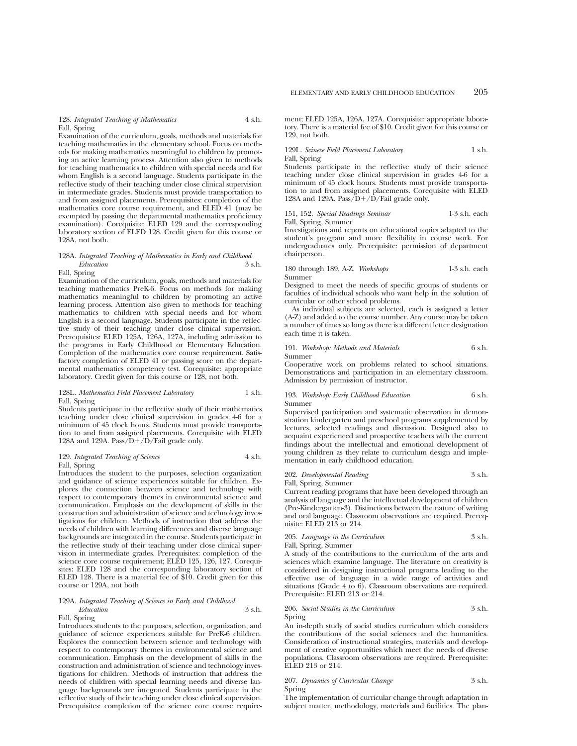**128.** *Integrated Teaching of Mathematics* 4 s.h.
Fall, Spring
Examination of the curriculum, goals, methods and materials for teaching mathematics in the elementary school. Focus on methods for making mathematics meaningful to children by promoting an active learning process. Attention also given to methods for teaching mathematics to children with special needs and for whom English is a second language. Students participate in the reflective study of their teaching under close clinical supervision in intermediate grades. Students must provide transportation to and from assigned placements. Prerequisites: completion of the mathematics core course requirement, and ELED 41 (may be exempted by passing the departmental mathematics proficiency examination). Corequisite: ELED 129 and the corresponding laboratory section of ELED 128. Credit given for this course or 128A, not both.

**128A.** *Integrated Teaching of Mathematics in Early and Childhood Education* 3 s.h.
Fall, Spring
Examination of the curriculum, goals, methods and materials for teaching mathematics PreK-6. Focus on methods for making mathematics meaningful to children by promoting an active learning process. Attention also given to methods for teaching mathematics to children with special needs and for whom English is a second language. Students participate in the reflective study of their teaching under close clinical supervision. Prerequisites: ELED 125A, 126A, 127A, including admission to the programs in Early Childhood or Elementary Education. Completion of the mathematics core course requirement. Satisfactory completion of ELED 41 or passing score on the departmental mathematics competency test. Corequisite: appropriate laboratory. Credit given for this course or 128, not both.

**128L.** *Mathematics Field Placement Laboratory* 1 s.h.
Fall, Spring
Students participate in the reflective study of their mathematics teaching under close clinical supervision in grades 4-6 for a minimum of 45 clock hours. Students must provide transportation to and from assigned placements. Corequisite with ELED 128A and 129A. Pass/D+/D/Fail grade only.

**129.** *Integrated Teaching of Science* 4 s.h.
Fall, Spring
Introduces the student to the purposes, selection organization and guidance of science experiences suitable for children. Explores the connection between science and technology with respect to contemporary themes in environmental science and communication. Emphasis on the development of skills in the construction and administration of science and technology investigations for children. Methods of instruction that address the needs of children with learning differences and diverse language backgrounds are integrated in the course. Students participate in the reflective study of their teaching under close clinical supervision in intermediate grades. Prerequisites: completion of the science core course requirement; ELED 125, 126, 127. Corequisites: ELED 128 and the corresponding laboratory section of ELED 128. There is a material fee of $10. Credit given for this course or 129A, not both

**129A.** *Integrated Teaching of Science in Early and Childhood Education* 3 s.h.
Fall, Spring
Introduces students to the purposes, selection, organization, and guidance of science experiences suitable for PreK-6 children. Explores the connection between science and technology with respect to contemporary themes in environmental science and communication. Emphasis on the development of skills in the construction and administration of science and technology investigations for children. Methods of instruction that address the needs of children with special learning needs and diverse language backgrounds are integrated. Students participate in the reflective study of their teaching under close clinical supervision. Prerequisites: completion of the science core course requirement; ELED 125A, 126A, 127A. Corequisite: appropriate laboratory. There is a material fee of $10. Credit given for this course or 129, not both.

**129L.** *Scinece Field Placement Laboratory* 1 s.h.
Fall, Spring
Students participate in the reflective study of their science teaching under close clinical supervision in grades 4-6 for a minimum of 45 clock hours. Students must provide transportation to and from assigned placements. Corequisite with ELED 128A and 129A. Pass/D+/D/Fail grade only.

**151, 152.** *Special Readings Seminar* 1-3 s.h. each
Fall, Spring, Summer
Investigations and reports on educational topics adapted to the student's program and more flexibility in course work. For undergraduates only. Prerequisite: permission of department chairperson.

**180 through 189, A-Z.** *Workshops* 1-3 s.h. each
Summer
Designed to meet the needs of specific groups of students or faculties of individual schools who want help in the solution of curricular or other school problems.

As individual subjects are selected, each is assigned a letter (A-Z) and added to the course number. Any course may be taken a number of times so long as there is a different letter designation each time it is taken.

**191.** *Workshop: Methods and Materials* 6 s.h.
Summer
Cooperative work on problems related to school situations. Demonstrations and participation in an elementary classroom. Admission by permission of instructor.

**193.** *Workshop: Early Childhood Education* 6 s.h.
Summer
Supervised participation and systematic observation in demonstration kindergarten and preschool programs supplemented by lectures, selected readings and discussion. Designed also to acquaint experienced and prospective teachers with the current findings about the intellectual and emotional development of young children as they relate to curriculum design and implementation in early childhood education.

**202.** *Developmental Reading* 3 s.h.
Fall, Spring, Summer
Current reading programs that have been developed through an analysis of language and the intellectual development of children (Pre-Kindergarten-3). Distinctions between the nature of writing and oral language. Classroom observations are required. Prerequisite: ELED 213 or 214.

**205.** *Language in the Curriculum* 3 s.h.
Fall, Spring, Summer
A study of the contributions to the curriculum of the arts and sciences which examine language. The literature on creativity is considered in designing instructional programs leading to the effective use of language in a wide range of activities and situations (Grade 4 to 6). Classroom observations are required. Prerequisite: ELED 213 or 214.

**206.** *Social Studies in the Curriculum* 3 s.h.
Spring
An in-depth study of social studies curriculum which considers the contributions of the social sciences and the humanities. Consideration of instructional strategies, materials and development of creative opportunities which meet the needs of diverse populations. Classroom observations are required. Prerequisite: ELED 213 or 214.

**207.** *Dynamics of Curricular Change* 3 s.h.
Spring
The implementation of curricular change through adaptation in subject matter, methodology, materials and facilities. The plan-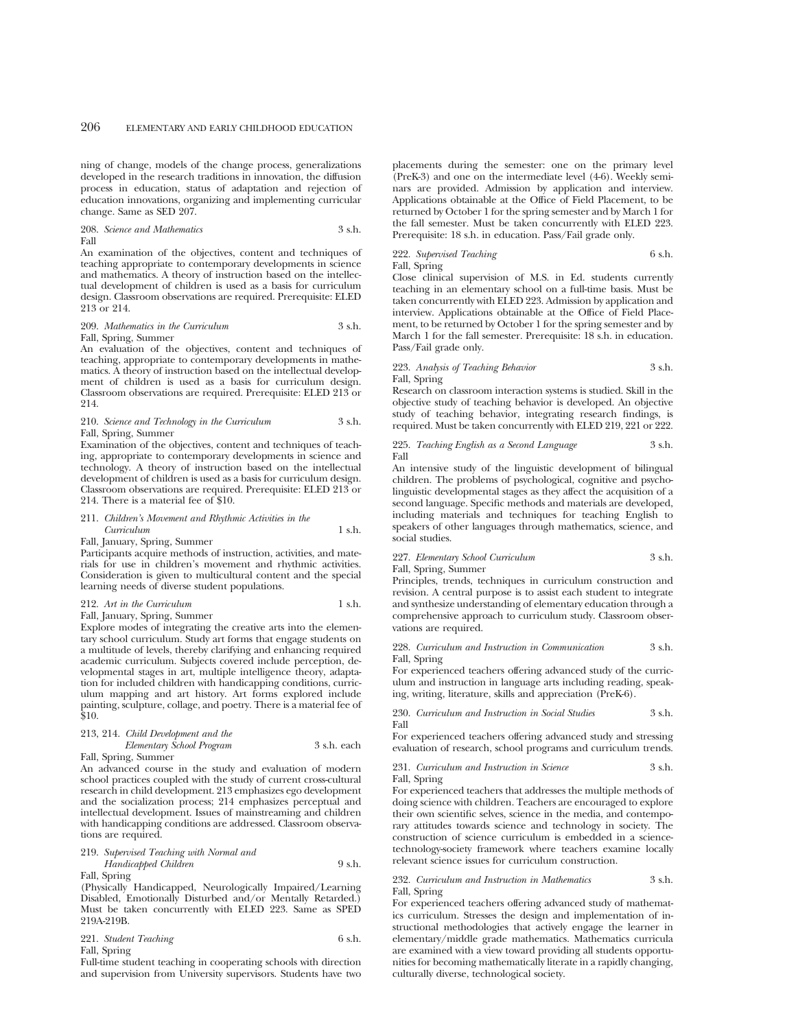ning of change, models of the change process, generalizations developed in the research traditions in innovation, the diffusion process in education, status of adaptation and rejection of education innovations, organizing and implementing curricular change. Same as SED 207.

208. *Science and Mathematics* 3 s.h.
Fall

An examination of the objectives, content and techniques of teaching appropriate to contemporary developments in science and mathematics. A theory of instruction based on the intellectual development of children is used as a basis for curriculum design. Classroom observations are required. Prerequisite: ELED 213 or 214.

209. *Mathematics in the Curriculum* 3 s.h.
Fall, Spring, Summer

An evaluation of the objectives, content and techniques of teaching, appropriate to contemporary developments in mathematics. A theory of instruction based on the intellectual development of children is used as a basis for curriculum design. Classroom observations are required. Prerequisite: ELED 213 or 214.

210. *Science and Technology in the Curriculum* 3 s.h.
Fall, Spring, Summer

Examination of the objectives, content and techniques of teaching, appropriate to contemporary developments in science and technology. A theory of instruction based on the intellectual development of children is used as a basis for curriculum design. Classroom observations are required. Prerequisite: ELED 213 or 214. There is a material fee of $10.

211. *Children's Movement and Rhythmic Activities in the Curriculum* 1 s.h.
Fall, January, Spring, Summer

Participants acquire methods of instruction, activities, and materials for use in children's movement and rhythmic activities. Consideration is given to multicultural content and the special learning needs of diverse student populations.

212. *Art in the Curriculum* 1 s.h.
Fall, January, Spring, Summer

Explore modes of integrating the creative arts into the elementary school curriculum. Study art forms that engage students on a multitude of levels, thereby clarifying and enhancing required academic curriculum. Subjects covered include perception, developmental stages in art, multiple intelligence theory, adaptation for included children with handicapping conditions, curriculum mapping and art history. Art forms explored include painting, sculpture, collage, and poetry. There is a material fee of $10.

213, 214. *Child Development and the Elementary School Program* 3 s.h. each
Fall, Spring, Summer

An advanced course in the study and evaluation of modern school practices coupled with the study of current cross-cultural research in child development. 213 emphasizes ego development and the socialization process; 214 emphasizes perceptual and intellectual development. Issues of mainstreaming and children with handicapping conditions are addressed. Classroom observations are required.

219. *Supervised Teaching with Normal and Handicapped Children* 9 s.h.
Fall, Spring

(Physically Handicapped, Neurologically Impaired/Learning Disabled, Emotionally Disturbed and/or Mentally Retarded.) Must be taken concurrently with ELED 223. Same as SPED 219A-219B.

221. *Student Teaching* 6 s.h.
Fall, Spring

Full-time student teaching in cooperating schools with direction and supervision from University supervisors. Students have two placements during the semester: one on the primary level (PreK-3) and one on the intermediate level (4-6). Weekly seminars are provided. Admission by application and interview. Applications obtainable at the Office of Field Placement, to be returned by October 1 for the spring semester and by March 1 for the fall semester. Must be taken concurrently with ELED 223. Prerequisite: 18 s.h. in education. Pass/Fail grade only.

222. *Supervised Teaching* 6 s.h.
Fall, Spring

Close clinical supervision of M.S. in Ed. students currently teaching in an elementary school on a full-time basis. Must be taken concurrently with ELED 223. Admission by application and interview. Applications obtainable at the Office of Field Placement, to be returned by October 1 for the spring semester and by March 1 for the fall semester. Prerequisite: 18 s.h. in education. Pass/Fail grade only.

223. *Analysis of Teaching Behavior* 3 s.h.
Fall, Spring

Research on classroom interaction systems is studied. Skill in the objective study of teaching behavior is developed. An objective study of teaching behavior, integrating research findings, is required. Must be taken concurrently with ELED 219, 221 or 222.

225. *Teaching English as a Second Language* 3 s.h.
Fall

An intensive study of the linguistic development of bilingual children. The problems of psychological, cognitive and psycholinguistic developmental stages as they affect the acquisition of a second language. Specific methods and materials are developed, including materials and techniques for teaching English to speakers of other languages through mathematics, science, and social studies.

227. *Elementary School Curriculum* 3 s.h.
Fall, Spring, Summer

Principles, trends, techniques in curriculum construction and revision. A central purpose is to assist each student to integrate and synthesize understanding of elementary education through a comprehensive approach to curriculum study. Classroom observations are required.

228. *Curriculum and Instruction in Communication* 3 s.h.
Fall, Spring

For experienced teachers offering advanced study of the curriculum and instruction in language arts including reading, speaking, writing, literature, skills and appreciation (PreK-6).

230. *Curriculum and Instruction in Social Studies* 3 s.h.
Fall

For experienced teachers offering advanced study and stressing evaluation of research, school programs and curriculum trends.

231. *Curriculum and Instruction in Science* 3 s.h.
Fall, Spring

For experienced teachers that addresses the multiple methods of doing science with children. Teachers are encouraged to explore their own scientific selves, science in the media, and contemporary attitudes towards science and technology in society. The construction of science curriculum is embedded in a science-technology-society framework where teachers examine locally relevant science issues for curriculum construction.

232. *Curriculum and Instruction in Mathematics* 3 s.h.
Fall, Spring

For experienced teachers offering advanced study of mathematics curriculum. Stresses the design and implementation of instructional methodologies that actively engage the learner in elementary/middle grade mathematics. Mathematics curricula are examined with a view toward providing all students opportunities for becoming mathematically literate in a rapidly changing, culturally diverse, technological society.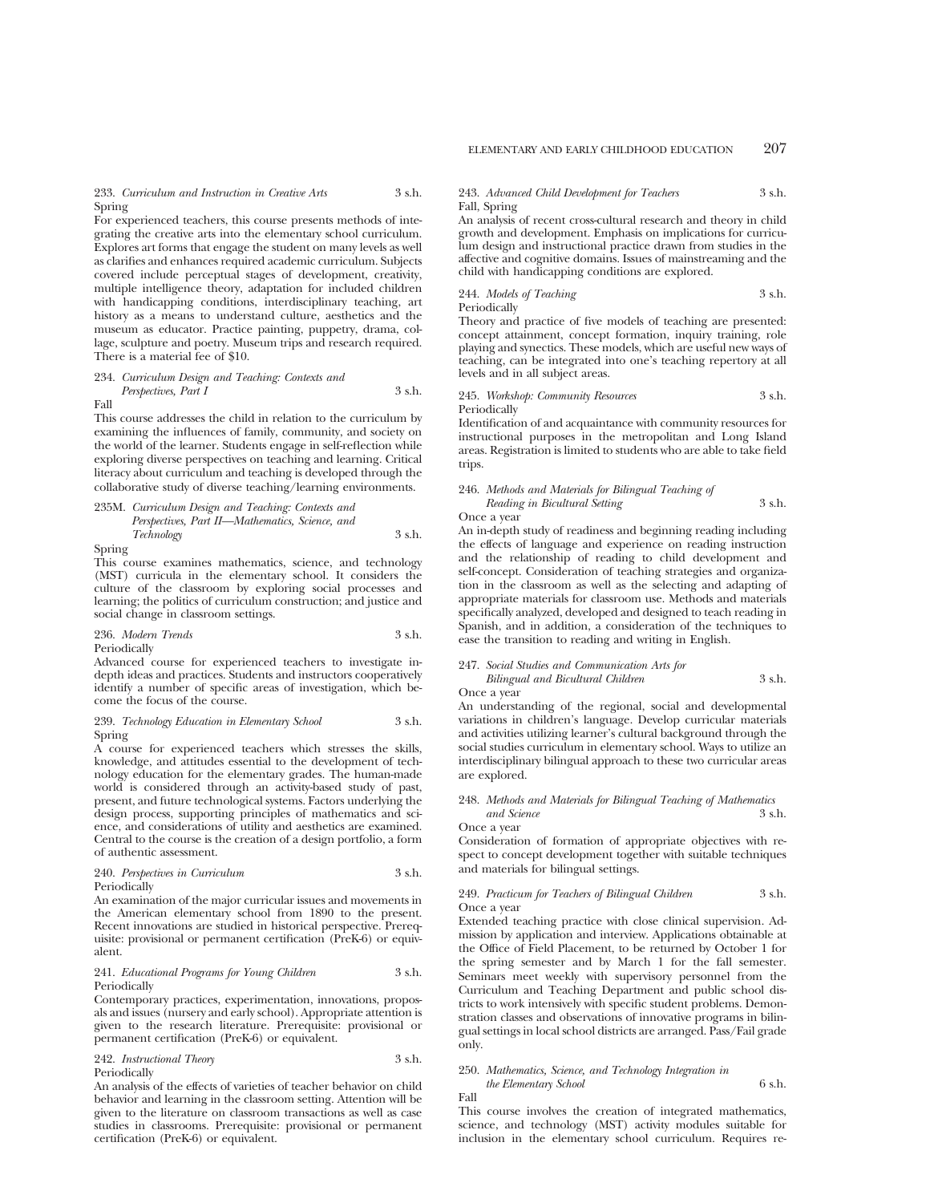233. *Curriculum and Instruction in Creative Arts* 3 s.h.
Spring

For experienced teachers, this course presents methods of integrating the creative arts into the elementary school curriculum. Explores art forms that engage the student on many levels as well as clarifies and enhances required academic curriculum. Subjects covered include perceptual stages of development, creativity, multiple intelligence theory, adaptation for included children with handicapping conditions, interdisciplinary teaching, art history as a means to understand culture, aesthetics and the museum as educator. Practice painting, puppetry, drama, collage, sculpture and poetry. Museum trips and research required. There is a material fee of $10.

234. *Curriculum Design and Teaching: Contexts and Perspectives, Part I* 3 s.h.
Fall

This course addresses the child in relation to the curriculum by examining the influences of family, community, and society on the world of the learner. Students engage in self-reflection while exploring diverse perspectives on teaching and learning. Critical literacy about curriculum and teaching is developed through the collaborative study of diverse teaching/learning environments.

235M. *Curriculum Design and Teaching: Contexts and Perspectives, Part II—Mathematics, Science, and Technology* 3 s.h.
Spring

This course examines mathematics, science, and technology (MST) curricula in the elementary school. It considers the culture of the classroom by exploring social processes and learning; the politics of curriculum construction; and justice and social change in classroom settings.

236. *Modern Trends* 3 s.h.
Periodically

Advanced course for experienced teachers to investigate in-depth ideas and practices. Students and instructors cooperatively identify a number of specific areas of investigation, which become the focus of the course.

239. *Technology Education in Elementary School* 3 s.h.
Spring

A course for experienced teachers which stresses the skills, knowledge, and attitudes essential to the development of technology education for the elementary grades. The human-made world is considered through an activity-based study of past, present, and future technological systems. Factors underlying the design process, supporting principles of mathematics and science, and considerations of utility and aesthetics are examined. Central to the course is the creation of a design portfolio, a form of authentic assessment.

240. *Perspectives in Curriculum* 3 s.h.
Periodically

An examination of the major curricular issues and movements in the American elementary school from 1890 to the present. Recent innovations are studied in historical perspective. Prerequisite: provisional or permanent certification (PreK-6) or equivalent.

241. *Educational Programs for Young Children* 3 s.h.
Periodically

Contemporary practices, experimentation, innovations, proposals and issues (nursery and early school). Appropriate attention is given to the research literature. Prerequisite: provisional or permanent certification (PreK-6) or equivalent.

242. *Instructional Theory* 3 s.h.
Periodically

An analysis of the effects of varieties of teacher behavior on child behavior and learning in the classroom setting. Attention will be given to the literature on classroom transactions as well as case studies in classrooms. Prerequisite: provisional or permanent certification (PreK-6) or equivalent.

243. *Advanced Child Development for Teachers* 3 s.h.
Fall, Spring

An analysis of recent cross-cultural research and theory in child growth and development. Emphasis on implications for curriculum design and instructional practice drawn from studies in the affective and cognitive domains. Issues of mainstreaming and the child with handicapping conditions are explored.

244. *Models of Teaching* 3 s.h.
Periodically

Theory and practice of five models of teaching are presented: concept attainment, concept formation, inquiry training, role playing and synectics. These models, which are useful new ways of teaching, can be integrated into one's teaching repertory at all levels and in all subject areas.

245. *Workshop: Community Resources* 3 s.h.
Periodically

Identification of and acquaintance with community resources for instructional purposes in the metropolitan and Long Island areas. Registration is limited to students who are able to take field trips.

246. *Methods and Materials for Bilingual Teaching of Reading in Bicultural Setting* 3 s.h.
Once a year

An in-depth study of readiness and beginning reading including the effects of language and experience on reading instruction and the relationship of reading to child development and self-concept. Consideration of teaching strategies and organization in the classroom as well as the selecting and adapting of appropriate materials for classroom use. Methods and materials specifically analyzed, developed and designed to teach reading in Spanish, and in addition, a consideration of the techniques to ease the transition to reading and writing in English.

247. *Social Studies and Communication Arts for Bilingual and Bicultural Children* 3 s.h.
Once a year

An understanding of the regional, social and developmental variations in children's language. Develop curricular materials and activities utilizing learner's cultural background through the social studies curriculum in elementary school. Ways to utilize an interdisciplinary bilingual approach to these two curricular areas are explored.

248. *Methods and Materials for Bilingual Teaching of Mathematics and Science* 3 s.h.
Once a year

Consideration of formation of appropriate objectives with respect to concept development together with suitable techniques and materials for bilingual settings.

249. *Practicum for Teachers of Bilingual Children* 3 s.h.
Once a year

Extended teaching practice with close clinical supervision. Admission by application and interview. Applications obtainable at the Office of Field Placement, to be returned by October 1 for the spring semester and by March 1 for the fall semester. Seminars meet weekly with supervisory personnel from the Curriculum and Teaching Department and public school districts to work intensively with specific student problems. Demonstration classes and observations of innovative programs in bilingual settings in local school districts are arranged. Pass/Fail grade only.

250. *Mathematics, Science, and Technology Integration in the Elementary School* 6 s.h.
Fall

This course involves the creation of integrated mathematics, science, and technology (MST) activity modules suitable for inclusion in the elementary school curriculum. Requires re-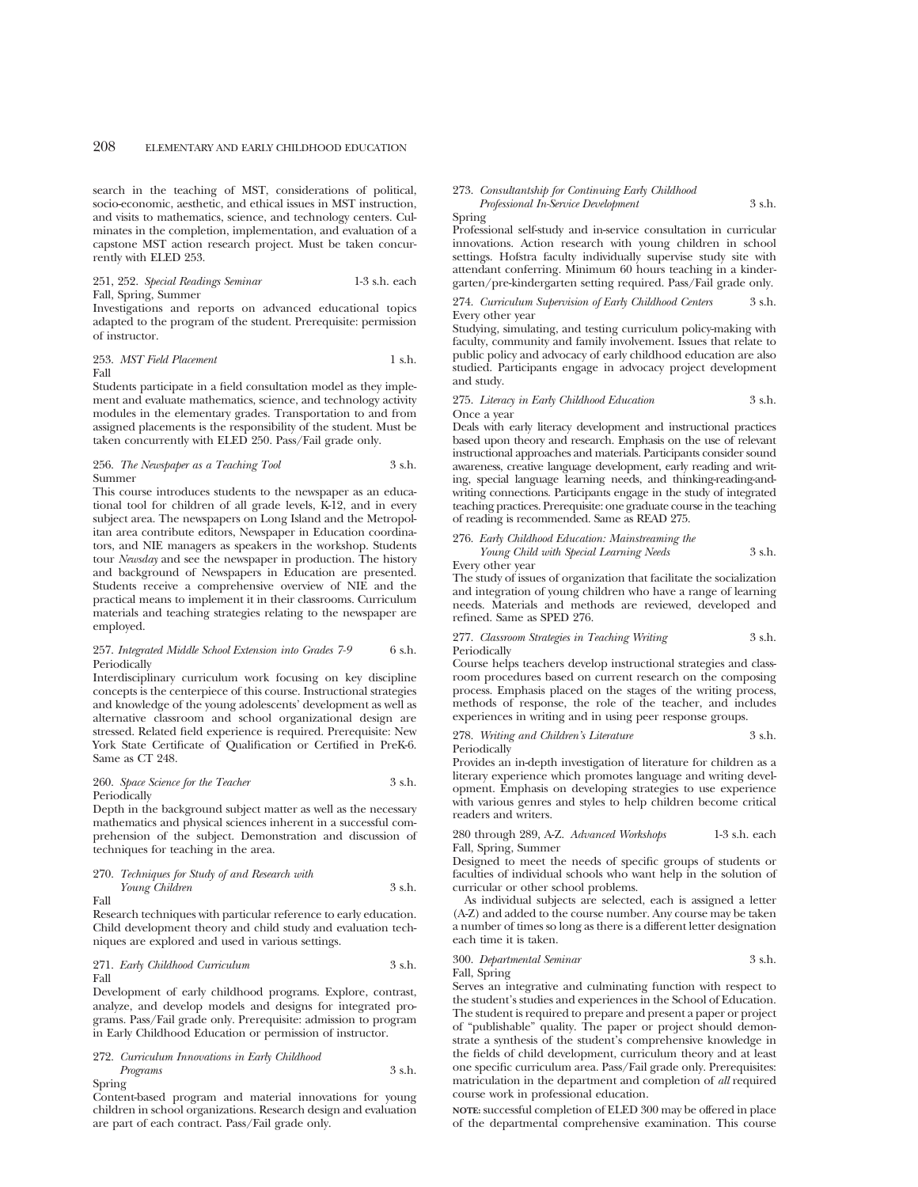search in the teaching of MST, considerations of political, socio-economic, aesthetic, and ethical issues in MST instruction, and visits to mathematics, science, and technology centers. Culminates in the completion, implementation, and evaluation of a capstone MST action research project. Must be taken concurrently with ELED 253.

251, 252. *Special Readings Seminar* 1-3 s.h. each
Fall, Spring, Summer
Investigations and reports on advanced educational topics adapted to the program of the student. Prerequisite: permission of instructor.

253. *MST Field Placement* 1 s.h.
Fall
Students participate in a field consultation model as they implement and evaluate mathematics, science, and technology activity modules in the elementary grades. Transportation to and from assigned placements is the responsibility of the student. Must be taken concurrently with ELED 250. Pass/Fail grade only.

256. *The Newspaper as a Teaching Tool* 3 s.h.
Summer
This course introduces students to the newspaper as an educational tool for children of all grade levels, K-12, and in every subject area. The newspapers on Long Island and the Metropolitan area contribute editors, Newspaper in Education coordinators, and NIE managers as speakers in the workshop. Students tour *Newsday* and see the newspaper in production. The history and background of Newspapers in Education are presented. Students receive a comprehensive overview of NIE and the practical means to implement it in their classrooms. Curriculum materials and teaching strategies relating to the newspaper are employed.

257. *Integrated Middle School Extension into Grades 7-9* 6 s.h.
Periodically
Interdisciplinary curriculum work focusing on key discipline concepts is the centerpiece of this course. Instructional strategies and knowledge of the young adolescents' development as well as alternative classroom and school organizational design are stressed. Related field experience is required. Prerequisite: New York State Certificate of Qualification or Certified in PreK-6. Same as CT 248.

260. *Space Science for the Teacher* 3 s.h.
Periodically
Depth in the background subject matter as well as the necessary mathematics and physical sciences inherent in a successful comprehension of the subject. Demonstration and discussion of techniques for teaching in the area.

270. *Techniques for Study of and Research with Young Children* 3 s.h.
Fall
Research techniques with particular reference to early education. Child development theory and child study and evaluation techniques are explored and used in various settings.

271. *Early Childhood Curriculum* 3 s.h.
Fall
Development of early childhood programs. Explore, contrast, analyze, and develop models and designs for integrated programs. Pass/Fail grade only. Prerequisite: admission to program in Early Childhood Education or permission of instructor.

272. *Curriculum Innovations in Early Childhood Programs* 3 s.h.
Spring
Content-based program and material innovations for young children in school organizations. Research design and evaluation are part of each contract. Pass/Fail grade only.

273. *Consultantship for Continuing Early Childhood Professional In-Service Development* 3 s.h.
Spring
Professional self-study and in-service consultation in curricular innovations. Action research with young children in school settings. Hofstra faculty individually supervise study site with attendant conferring. Minimum 60 hours teaching in a kindergarten/pre-kindergarten setting required. Pass/Fail grade only.

274. *Curriculum Supervision of Early Childhood Centers* 3 s.h.
Every other year
Studying, simulating, and testing curriculum policy-making with faculty, community and family involvement. Issues that relate to public policy and advocacy of early childhood education are also studied. Participants engage in advocacy project development and study.

275. *Literacy in Early Childhood Education* 3 s.h.
Once a year
Deals with early literacy development and instructional practices based upon theory and research. Emphasis on the use of relevant instructional approaches and materials. Participants consider sound awareness, creative language development, early reading and writing, special language learning needs, and thinking-reading-and-writing connections. Participants engage in the study of integrated teaching practices. Prerequisite: one graduate course in the teaching of reading is recommended. Same as READ 275.

276. *Early Childhood Education: Mainstreaming the Young Child with Special Learning Needs* 3 s.h.
Every other year
The study of issues of organization that facilitate the socialization and integration of young children who have a range of learning needs. Materials and methods are reviewed, developed and refined. Same as SPED 276.

277. *Classroom Strategies in Teaching Writing* 3 s.h.
Periodically
Course helps teachers develop instructional strategies and classroom procedures based on current research on the composing process. Emphasis placed on the stages of the writing process, methods of response, the role of the teacher, and includes experiences in writing and in using peer response groups.

278. *Writing and Children's Literature* 3 s.h.
Periodically
Provides an in-depth investigation of literature for children as a literary experience which promotes language and writing development. Emphasis on developing strategies to use experience with various genres and styles to help children become critical readers and writers.

280 through 289, A-Z. *Advanced Workshops* 1-3 s.h. each
Fall, Spring, Summer
Designed to meet the needs of specific groups of students or faculties of individual schools who want help in the solution of curricular or other school problems.

As individual subjects are selected, each is assigned a letter (A-Z) and added to the course number. Any course may be taken a number of times so long as there is a different letter designation each time it is taken.

300. *Departmental Seminar* 3 s.h.
Fall, Spring
Serves an integrative and culminating function with respect to the student's studies and experiences in the School of Education. The student is required to prepare and present a paper or project of "publishable" quality. The paper or project should demonstrate a synthesis of the student's comprehensive knowledge in the fields of child development, curriculum theory and at least one specific curriculum area. Pass/Fail grade only. Prerequisites: matriculation in the department and completion of *all* required course work in professional education.

**NOTE:** successful completion of ELED 300 may be offered in place of the departmental comprehensive examination. This course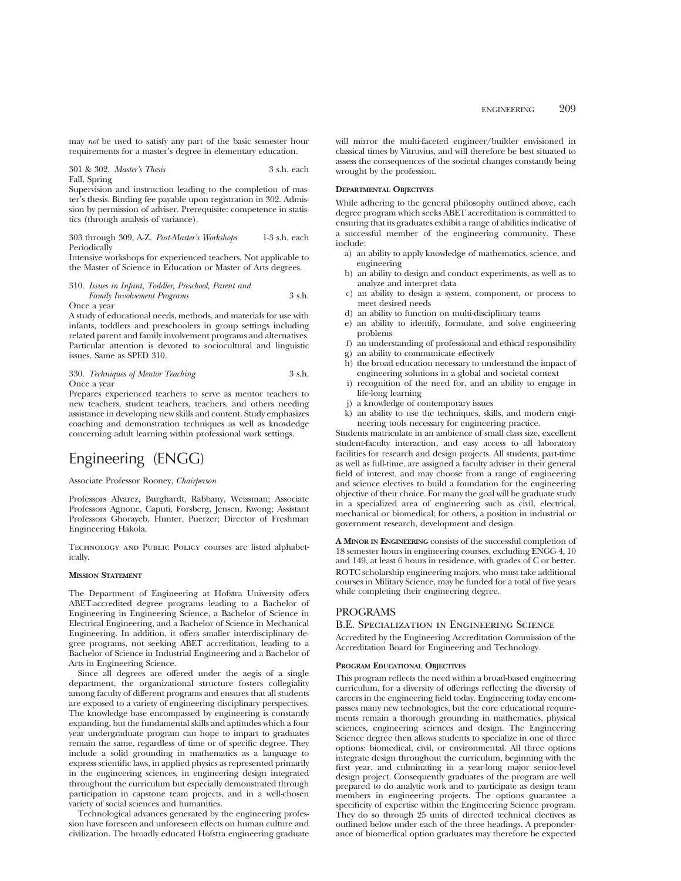may *not* be used to satisfy any part of the basic semester hour requirements for a master's degree in elementary education.

301 & 302. *Master's Thesis* 3 s.h. each
Fall, Spring
Supervision and instruction leading to the completion of master's thesis. Binding fee payable upon registration in 302. Admission by permission of adviser. Prerequisite: competence in statistics (through analysis of variance).

303 through 309, A-Z. *Post-Master's Workshops* 1-3 s.h. each
Periodically
Intensive workshops for experienced teachers. Not applicable to the Master of Science in Education or Master of Arts degrees.

310. *Issues in Infant, Toddler, Preschool, Parent and Family Involvement Programs* 3 s.h.
Once a year
A study of educational needs, methods, and materials for use with infants, toddlers and preschoolers in group settings including related parent and family involvement programs and alternatives. Particular attention is devoted to sociocultural and linguistic issues. Same as SPED 310.

330. *Techniques of Mentor Teaching* 3 s.h.
Once a year
Prepares experienced teachers to serve as mentor teachers to new teachers, student teachers, teachers, and others needing assistance in developing new skills and content. Study emphasizes coaching and demonstration techniques as well as knowledge concerning adult learning within professional work settings.

# Engineering (ENGG)

Associate Professor Rooney, *Chairperson*

Professors Alvarez, Burghardt, Rabbany, Weissman; Associate Professors Agnone, Caputi, Forsberg, Jensen, Kwong; Assistant Professors Ghorayeb, Hunter, Puerzer; Director of Freshman Engineering Hakola.

Technology and Public Policy courses are listed alphabetically.

### Mission Statement

The Department of Engineering at Hofstra University offers ABET-accredited degree programs leading to a Bachelor of Engineering in Engineering Science, a Bachelor of Science in Electrical Engineering, and a Bachelor of Science in Mechanical Engineering. In addition, it offers smaller interdisciplinary degree programs, not seeking ABET accreditation, leading to a Bachelor of Science in Industrial Engineering and a Bachelor of Arts in Engineering Science.

Since all degrees are offered under the aegis of a single department, the organizational structure fosters collegiality among faculty of different programs and ensures that all students are exposed to a variety of engineering disciplinary perspectives. The knowledge base encompassed by engineering is constantly expanding, but the fundamental skills and aptitudes which a four year undergraduate program can hope to impart to graduates remain the same, regardless of time or of specific degree. They include a solid grounding in mathematics as a language to express scientific laws, in applied physics as represented primarily in the engineering sciences, in engineering design integrated throughout the curriculum but especially demonstrated through participation in capstone team projects, and in a well-chosen variety of social sciences and humanities.

Technological advances generated by the engineering profession have foreseen and unforeseen effects on human culture and civilization. The broadly educated Hofstra engineering graduate will mirror the multi-faceted engineer/builder envisioned in classical times by Vitruvius, and will therefore be best situated to assess the consequences of the societal changes constantly being wrought by the profession.

### Departmental Objectives

While adhering to the general philosophy outlined above, each degree program which seeks ABET accreditation is committed to ensuring that its graduates exhibit a range of abilities indicative of a successful member of the engineering community. These include:

a) an ability to apply knowledge of mathematics, science, and engineering
b) an ability to design and conduct experiments, as well as to analyze and interpret data
c) an ability to design a system, component, or process to meet desired needs
d) an ability to function on multi-disciplinary teams
e) an ability to identify, formulate, and solve engineering problems
f) an understanding of professional and ethical responsibility
g) an ability to communicate effectively
h) the broad education necessary to understand the impact of engineering solutions in a global and societal context
i) recognition of the need for, and an ability to engage in life-long learning
j) a knowledge of contemporary issues
k) an ability to use the techniques, skills, and modern engineering tools necessary for engineering practice.

Students matriculate in an ambience of small class size, excellent student-faculty interaction, and easy access to all laboratory facilities for research and design projects. All students, part-time as well as full-time, are assigned a faculty adviser in their general field of interest, and may choose from a range of engineering and science electives to build a foundation for the engineering objective of their choice. For many the goal will be graduate study in a specialized area of engineering such as civil, electrical, mechanical or biomedical; for others, a position in industrial or government research, development and design.

**A Minor in Engineering** consists of the successful completion of 18 semester hours in engineering courses, excluding ENGG 4, 10 and 149, at least 6 hours in residence, with grades of C or better.

ROTC scholarship engineering majors, who must take additional courses in Military Science, may be funded for a total of five years while completing their engineering degree.

## PROGRAMS

### B.E. Specialization in Engineering Science

Accredited by the Engineering Accreditation Commission of the Accreditation Board for Engineering and Technology.

#### Program Educational Objectives

This program reflects the need within a broad-based engineering curriculum, for a diversity of offerings reflecting the diversity of careers in the engineering field today. Engineering today encompasses many new technologies, but the core educational requirements remain a thorough grounding in mathematics, physical sciences, engineering sciences and design. The Engineering Science degree then allows students to specialize in one of three options: biomedical, civil, or environmental. All three options integrate design throughout the curriculum, beginning with the first year, and culminating in a year-long major senior-level design project. Consequently graduates of the program are well prepared to do analytic work and to participate as design team members in engineering projects. The options guarantee a specificity of expertise within the Engineering Science program. They do so through 25 units of directed technical electives as outlined below under each of the three headings. A preponderance of biomedical option graduates may therefore be expected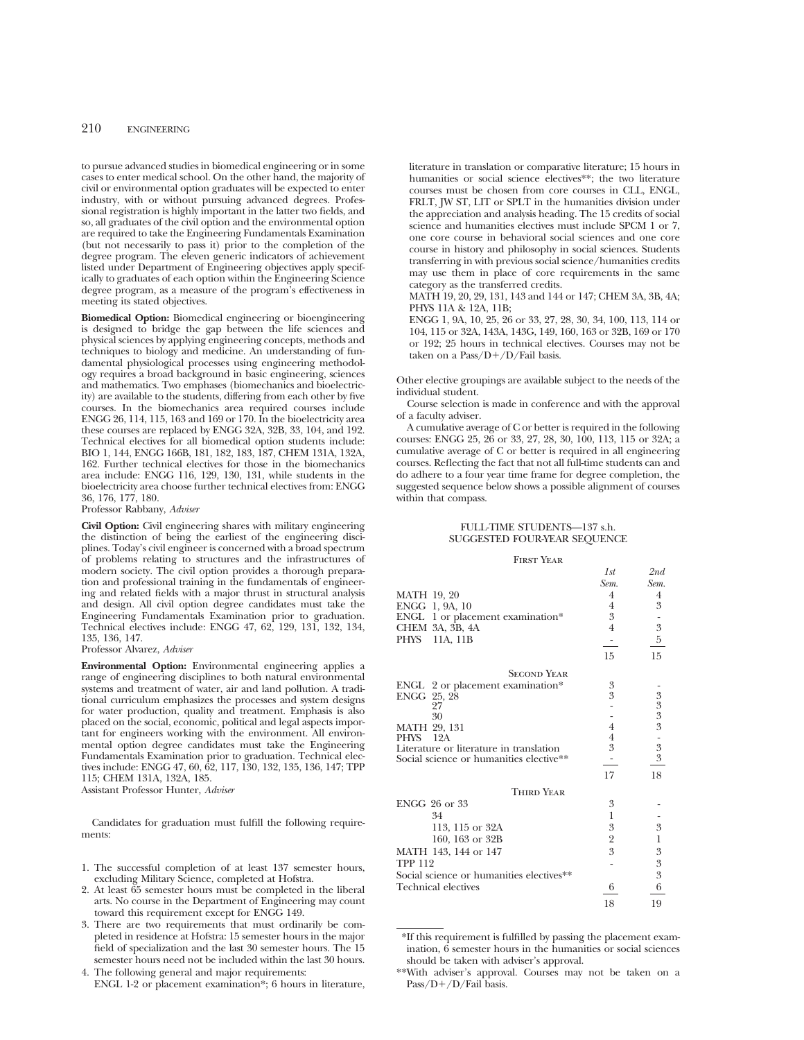to pursue advanced studies in biomedical engineering or in some cases to enter medical school. On the other hand, the majority of civil or environmental option graduates will be expected to enter industry, with or without pursuing advanced degrees. Professional registration is highly important in the latter two fields, and so, all graduates of the civil option and the environmental option are required to take the Engineering Fundamentals Examination (but not necessarily to pass it) prior to the completion of the degree program. The eleven generic indicators of achievement listed under Department of Engineering objectives apply specifically to graduates of each option within the Engineering Science degree program, as a measure of the program's effectiveness in meeting its stated objectives.

**Biomedical Option:** Biomedical engineering or bioengineering is designed to bridge the gap between the life sciences and physical sciences by applying engineering concepts, methods and techniques to biology and medicine. An understanding of fundamental physiological processes using engineering methodology requires a broad background in basic engineering, sciences and mathematics. Two emphases (biomechanics and bioelectricity) are available to the students, differing from each other by five courses. In the biomechanics area required courses include ENGG 26, 114, 115, 163 and 169 or 170. In the bioelectricity area these courses are replaced by ENGG 32A, 32B, 33, 104, and 192. Technical electives for all biomedical option students include: BIO 1, 144, ENGG 166B, 181, 182, 183, 187, CHEM 131A, 132A, 162. Further technical electives for those in the biomechanics area include: ENGG 116, 129, 130, 131, while students in the bioelectricity area choose further technical electives from: ENGG 36, 176, 177, 180.
Professor Rabbany, *Adviser*

**Civil Option:** Civil engineering shares with military engineering the distinction of being the earliest of the engineering disciplines. Today's civil engineer is concerned with a broad spectrum of problems relating to structures and the infrastructures of modern society. The civil option provides a thorough preparation and professional training in the fundamentals of engineering and related fields with a major thrust in structural analysis and design. All civil option degree candidates must take the Engineering Fundamentals Examination prior to graduation. Technical electives include: ENGG 47, 62, 129, 131, 132, 134, 135, 136, 147.
Professor Alvarez, *Adviser*

**Environmental Option:** Environmental engineering applies a range of engineering disciplines to both natural environmental systems and treatment of water, air and land pollution. A traditional curriculum emphasizes the processes and system designs for water production, quality and treatment. Emphasis is also placed on the social, economic, political and legal aspects important for engineers working with the environment. All environmental option degree candidates must take the Engineering Fundamentals Examination prior to graduation. Technical electives include: ENGG 47, 60, 62, 117, 130, 132, 135, 136, 147; TPP 115; CHEM 131A, 132A, 185.
Assistant Professor Hunter, *Adviser*

Candidates for graduation must fulfill the following requirements:

1. The successful completion of at least 137 semester hours, excluding Military Science, completed at Hofstra.
2. At least 65 semester hours must be completed in the liberal arts. No course in the Department of Engineering may count toward this requirement except for ENGG 149.
3. There are two requirements that must ordinarily be completed in residence at Hofstra: 15 semester hours in the major field of specialization and the last 30 semester hours. The 15 semester hours need not be included within the last 30 hours.
4. The following general and major requirements:
   ENGL 1-2 or placement examination*; 6 hours in literature, literature in translation or comparative literature; 15 hours in humanities or social science electives**; the two literature courses must be chosen from core courses in CLL, ENGL, FRLT, JW ST, LIT or SPLT in the humanities division under the appreciation and analysis heading. The 15 credits of social science and humanities electives must include SPCM 1 or 7, one core course in behavioral social sciences and one core course in history and philosophy in social sciences. Students transferring in with previous social science/humanities credits may use them in place of core requirements in the same category as the transferred credits.
   MATH 19, 20, 29, 131, 143 and 144 or 147; CHEM 3A, 3B, 4A; PHYS 11A & 12A, 11B;
   ENGG 1, 9A, 10, 25, 26 or 33, 27, 28, 30, 34, 100, 113, 114 or 104, 115 or 32A, 143A, 143G, 149, 160, 163 or 32B, 169 or 170 or 192; 25 hours in technical electives. Courses may not be taken on a Pass/D+/D/Fail basis.

Other elective groupings are available subject to the needs of the individual student.

Course selection is made in conference and with the approval of a faculty adviser.

A cumulative average of C or better is required in the following courses: ENGG 25, 26 or 33, 27, 28, 30, 100, 113, 115 or 32A; a cumulative average of C or better is required in all engineering courses. Reflecting the fact that not all full-time students can and do adhere to a four year time frame for degree completion, the suggested sequence below shows a possible alignment of courses within that compass.

### FULL-TIME STUDENTS—137 s.h.
### SUGGESTED FOUR-YEAR SEQUENCE

| First Year | 1st Sem. | 2nd Sem. |
|---|---|---|
| MATH 19, 20 | 4 | 4 |
| ENGG 1, 9A, 10 | 4 | 3 |
| ENGL 1 or placement examination* | 3 | - |
| CHEM 3A, 3B, 4A | 4 | 3 |
| PHYS 11A, 11B | - | 5 |
| | 15 | 15 |
| **Second Year** | | |
| ENGL 2 or placement examination* | 3 | - |
| ENGG 25, 28 | 3 | 3 |
| 27 | - | 3 |
| 30 | - | 3 |
| MATH 29, 131 | 4 | 3 |
| PHYS 12A | 4 | - |
| Literature or literature in translation | 3 | 3 |
| Social science or humanities elective** | - | 3 |
| | 17 | 18 |
| **Third Year** | | |
| ENGG 26 or 33 | 3 | - |
| 34 | 1 | - |
| 113, 115 or 32A | 3 | 3 |
| 160, 163 or 32B | 2 | 1 |
| MATH 143, 144 or 147 | 3 | 3 |
| TPP 112 | - | 3 |
| Social science or humanities electives** | - | 3 |
| Technical electives | 6 | 6 |
| | 18 | 19 |

*If this requirement is fulfilled by passing the placement examination, 6 semester hours in the humanities or social sciences should be taken with adviser's approval.

**With adviser's approval. Courses may not be taken on a Pass/D+/D/Fail basis.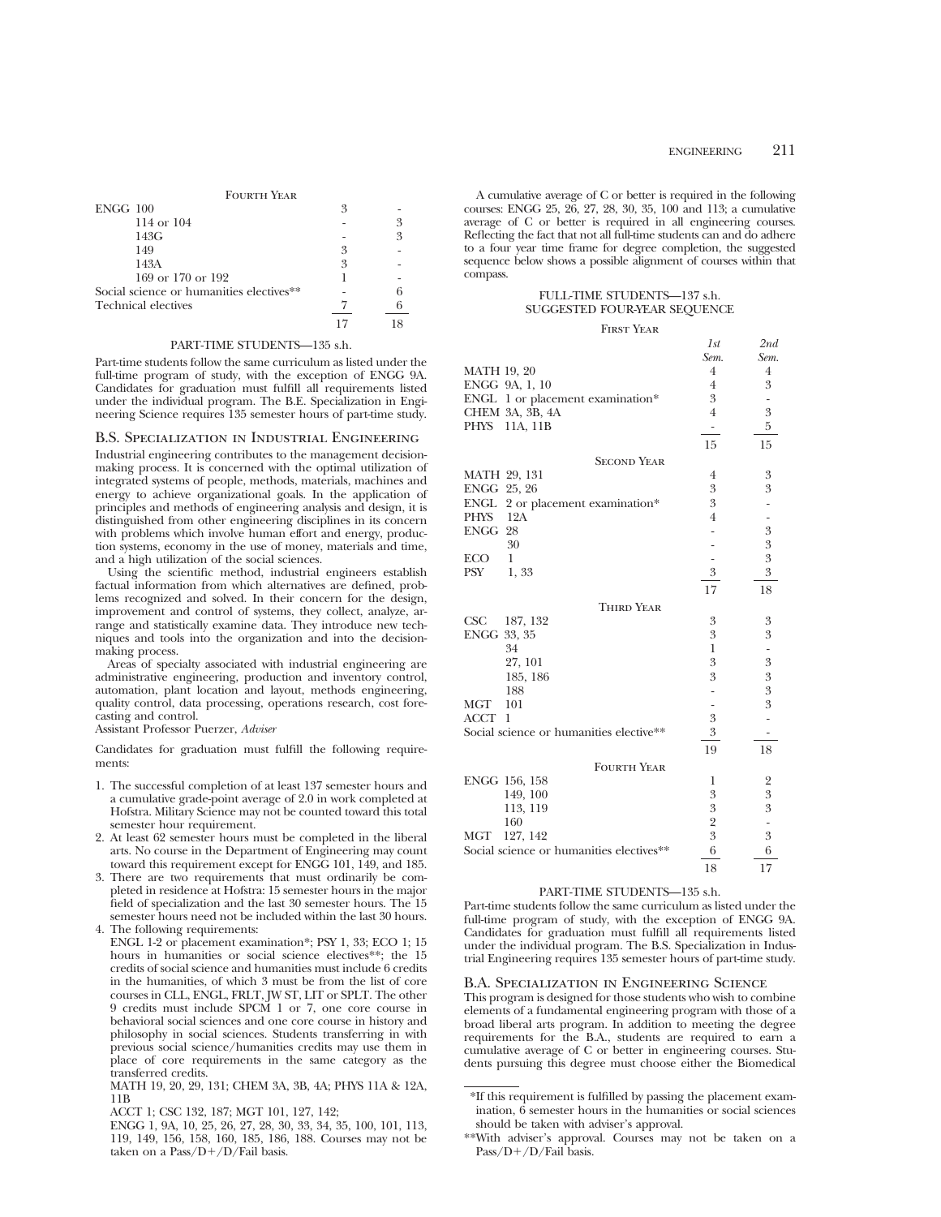| Fourth Year | | |
|---|---|---|
| ENGG 100 | 3 | - |
| 114 or 104 | - | 3 |
| 143G | - | 3 |
| 149 | 3 | - |
| 143A | 3 | - |
| 169 or 170 or 192 | 1 | - |
| Social science or humanities electives** | - | 6 |
| Technical electives | 7 | 6 |
| | 17 | 18 |

PART-TIME STUDENTS—135 s.h.

Part-time students follow the same curriculum as listed under the full-time program of study, with the exception of ENGG 9A. Candidates for graduation must fulfill all requirements listed under the individual program. The B.E. Specialization in Engineering Science requires 135 semester hours of part-time study.

## B.S. Specialization in Industrial Engineering

Industrial engineering contributes to the management decision-making process. It is concerned with the optimal utilization of integrated systems of people, methods, materials, machines and energy to achieve organizational goals. In the application of principles and methods of engineering analysis and design, it is distinguished from other engineering disciplines in its concern with problems which involve human effort and energy, production systems, economy in the use of money, materials and time, and a high utilization of the social sciences.

Using the scientific method, industrial engineers establish factual information from which alternatives are defined, problems recognized and solved. In their concern for the design, improvement and control of systems, they collect, analyze, arrange and statistically examine data. They introduce new techniques and tools into the organization and into the decision-making process.

Areas of specialty associated with industrial engineering are administrative engineering, production and inventory control, automation, plant location and layout, methods engineering, quality control, data processing, operations research, cost forecasting and control.

Assistant Professor Puerzer, *Adviser*

Candidates for graduation must fulfill the following requirements:

1. The successful completion of at least 137 semester hours and a cumulative grade-point average of 2.0 in work completed at Hofstra. Military Science may not be counted toward this total semester hour requirement.
2. At least 62 semester hours must be completed in the liberal arts. No course in the Department of Engineering may count toward this requirement except for ENGG 101, 149, and 185.
3. There are two requirements that must ordinarily be completed in residence at Hofstra: 15 semester hours in the major field of specialization and the last 30 semester hours. The 15 semester hours need not be included within the last 30 hours.
4. The following requirements:
   ENGL 1-2 or placement examination*; PSY 1, 33; ECO 1; 15 hours in humanities or social science electives**; the 15 credits of social science and humanities must include 6 credits in the humanities, of which 3 must be from the list of core courses in CLL, ENGL, FRLT, JW ST, LIT or SPLT. The other 9 credits must include SPCM 1 or 7, one core course in behavioral social sciences and one core course in history and philosophy in social sciences. Students transferring in with previous social science/humanities credits may use them in place of core requirements in the same category as the transferred credits.
   MATH 19, 20, 29, 131; CHEM 3A, 3B, 4A; PHYS 11A & 12A, 11B
   ACCT 1; CSC 132, 187; MGT 101, 127, 142;
   ENGG 1, 9A, 10, 25, 26, 27, 28, 30, 33, 34, 35, 100, 101, 113, 119, 149, 156, 158, 160, 185, 186, 188. Courses may not be taken on a Pass/D+/D/Fail basis.

A cumulative average of C or better is required in the following courses: ENGG 25, 26, 27, 28, 30, 35, 100 and 113; a cumulative average of C or better is required in all engineering courses. Reflecting the fact that not all full-time students can and do adhere to a four year time frame for degree completion, the suggested sequence below shows a possible alignment of courses within that compass.

FULL-TIME STUDENTS—137 s.h.
SUGGESTED FOUR-YEAR SEQUENCE

| | *1st Sem.* | *2nd Sem.* |
|---|---|---|
| **First Year** | | |
| MATH 19, 20 | 4 | 4 |
| ENGG 9A, 1, 10 | 4 | 3 |
| ENGL 1 or placement examination* | 3 | - |
| CHEM 3A, 3B, 4A | 4 | 3 |
| PHYS 11A, 11B | - | 5 |
| | 15 | 15 |
| **Second Year** | | |
| MATH 29, 131 | 4 | 3 |
| ENGG 25, 26 | 3 | 3 |
| ENGL 2 or placement examination* | 3 | - |
| PHYS 12A | 4 | - |
| ENGG 28 | - | 3 |
| 30 | - | 3 |
| ECO 1 | - | 3 |
| PSY 1, 33 | 3 | 3 |
| | 17 | 18 |
| **Third Year** | | |
| CSC 187, 132 | 3 | 3 |
| ENGG 33, 35 | 3 | 3 |
| 34 | 1 | - |
| 27, 101 | 3 | 3 |
| 185, 186 | 3 | 3 |
| 188 | - | 3 |
| MGT 101 | - | 3 |
| ACCT 1 | 3 | - |
| Social science or humanities elective** | 3 | - |
| | 19 | 18 |
| **Fourth Year** | | |
| ENGG 156, 158 | 1 | 2 |
| 149, 100 | 3 | 3 |
| 113, 119 | 3 | 3 |
| 160 | 2 | - |
| MGT 127, 142 | 3 | 3 |
| Social science or humanities electives** | 6 | 6 |
| | 18 | 17 |

PART-TIME STUDENTS—135 s.h.

Part-time students follow the same curriculum as listed under the full-time program of study, with the exception of ENGG 9A. Candidates for graduation must fulfill all requirements listed under the individual program. The B.S. Specialization in Industrial Engineering requires 135 semester hours of part-time study.

## B.A. Specialization in Engineering Science

This program is designed for those students who wish to combine elements of a fundamental engineering program with those of a broad liberal arts program. In addition to meeting the degree requirements for the B.A., students are required to earn a cumulative average of C or better in engineering courses. Students pursuing this degree must choose either the Biomedical

*If this requirement is fulfilled by passing the placement examination, 6 semester hours in the humanities or social sciences should be taken with adviser's approval.

**With adviser's approval. Courses may not be taken on a Pass/D+/D/Fail basis.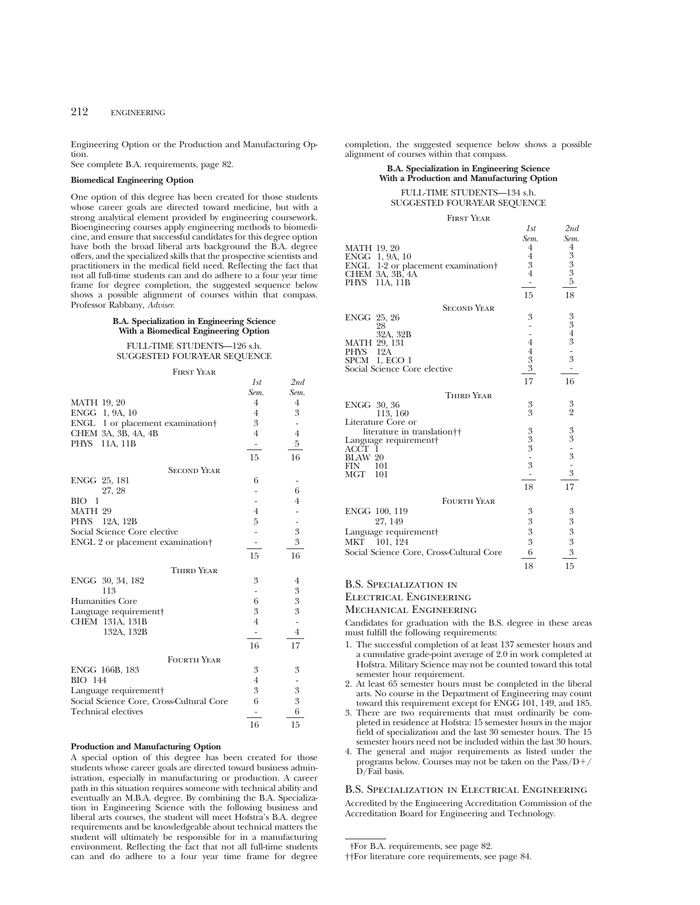Engineering Option or the Production and Manufacturing Option.

See complete B.A. requirements, page 82.

**Biomedical Engineering Option**

One option of this degree has been created for those students whose career goals are directed toward medicine, but with a strong analytical element provided by engineering coursework. Bioengineering courses apply engineering methods to biomedicine, and ensure that successful candidates for this degree option have both the broad liberal arts background the B.A. degree offers, and the specialized skills that the prospective scientists and practitioners in the medical field need. Reflecting the fact that not all full-time students can and do adhere to a four year time frame for degree completion, the suggested sequence below shows a possible alignment of courses within that compass. Professor Rabbany, *Adviser.*

**B.A. Specialization in Engineering Science With a Biomedical Engineering Option**

FULL-TIME STUDENTS—126 s.h.
SUGGESTED FOUR-YEAR SEQUENCE

| | 1st Sem. | 2nd Sem. |
|---|---|---|
| **First Year** | | |
| MATH 19, 20 | 4 | 4 |
| ENGG 1, 9A, 10 | 4 | 3 |
| ENGL 1 or placement examination† | 3 | - |
| CHEM 3A, 3B, 4A, 4B | 4 | 4 |
| PHYS 11A, 11B | - | 5 |
| | 15 | 16 |
| **Second Year** | | |
| ENGG 25, 181 | 6 | - |
| 27, 28 | - | 6 |
| BIO 1 | - | 4 |
| MATH 29 | 4 | - |
| PHYS 12A, 12B | 5 | - |
| Social Science Core elective | - | 3 |
| ENGL 2 or placement examination† | - | 3 |
| | 15 | 16 |
| **Third Year** | | |
| ENGG 30, 34, 182 | 3 | 4 |
| 113 | - | 3 |
| Humanities Core | 6 | 3 |
| Language requirement† | 3 | 3 |
| CHEM 131A, 131B | 4 | - |
| 132A, 132B | - | 4 |
| | 16 | 17 |
| **Fourth Year** | | |
| ENGG 166B, 183 | 3 | 3 |
| BIO 144 | 4 | - |
| Language requirement† | 3 | 3 |
| Social Science Core, Cross-Cultural Core | 6 | 3 |
| Technical electives | - | 6 |
| | 16 | 15 |

**Production and Manufacturing Option**

A special option of this degree has been created for those students whose career goals are directed toward business administration, especially in manufacturing or production. A career path in this situation requires someone with technical ability and eventually an M.B.A. degree. By combining the B.A. Specialization in Engineering Science with the following business and liberal arts courses, the student will meet Hofstra's B.A. degree requirements and be knowledgeable about technical matters the student will ultimately be responsible for in a manufacturing environment. Reflecting the fact that not all full-time students can and do adhere to a four year time frame for degree completion, the suggested sequence below shows a possible alignment of courses within that compass.

**B.A. Specialization in Engineering Science With a Production and Manufacturing Option**

FULL-TIME STUDENTS—134 s.h.
SUGGESTED FOUR-YEAR SEQUENCE

| | 1st Sem. | 2nd Sem. |
|---|---|---|
| **First Year** | | |
| MATH 19, 20 | 4 | 4 |
| ENGG 1, 9A, 10 | 4 | 3 |
| ENGL 1-2 or placement examination† | 3 | 3 |
| CHEM 3A, 3B, 4A | 4 | 3 |
| PHYS 11A, 11B | - | 5 |
| | 15 | 18 |
| **Second Year** | | |
| ENGG 25, 26 | 3 | 3 |
| 28 | - | 3 |
| 32A, 32B | - | 4 |
| MATH 29, 131 | 4 | 3 |
| PHYS 12A | 4 | - |
| SPCM 1, ECO 1 | 3 | 3 |
| Social Science Core elective | 3 | - |
| | 17 | 16 |
| **Third Year** | | |
| ENGG 30, 36 | 3 | 3 |
| 113, 160 | 3 | 2 |
| Literature Core or literature in translation†† | 3 | 3 |
| Language requirement† | 3 | 3 |
| ACCT 1 | 3 | - |
| BLAW 20 | - | 3 |
| FIN 101 | 3 | - |
| MGT 101 | - | 3 |
| | 18 | 17 |
| **Fourth Year** | | |
| ENGG 100, 119 | 3 | 3 |
| 27, 149 | 3 | 3 |
| Language requirement† | 3 | 3 |
| MKT 101, 124 | 3 | 3 |
| Social Science Core, Cross-Cultural Core | 6 | 3 |
| | 18 | 15 |

## B.S. Specialization in Electrical Engineering Mechanical Engineering

Candidates for graduation with the B.S. degree in these areas must fulfill the following requirements:

1. The successful completion of at least 137 semester hours and a cumulative grade-point average of 2.0 in work completed at Hofstra. Military Science may not be counted toward this total semester hour requirement.
2. At least 65 semester hours must be completed in the liberal arts. No course in the Department of Engineering may count toward this requirement except for ENGG 101, 149, and 185.
3. There are two requirements that must ordinarily be completed in residence at Hofstra: 15 semester hours in the major field of specialization and the last 30 semester hours. The 15 semester hours need not be included within the last 30 hours.
4. The general and major requirements as listed under the programs below. Courses may not be taken on the Pass/D+/D/Fail basis.

## B.S. Specialization in Electrical Engineering

Accredited by the Engineering Accreditation Commission of the Accreditation Board for Engineering and Technology.

†For B.A. requirements, see page 82.

††For literature core requirements, see page 84.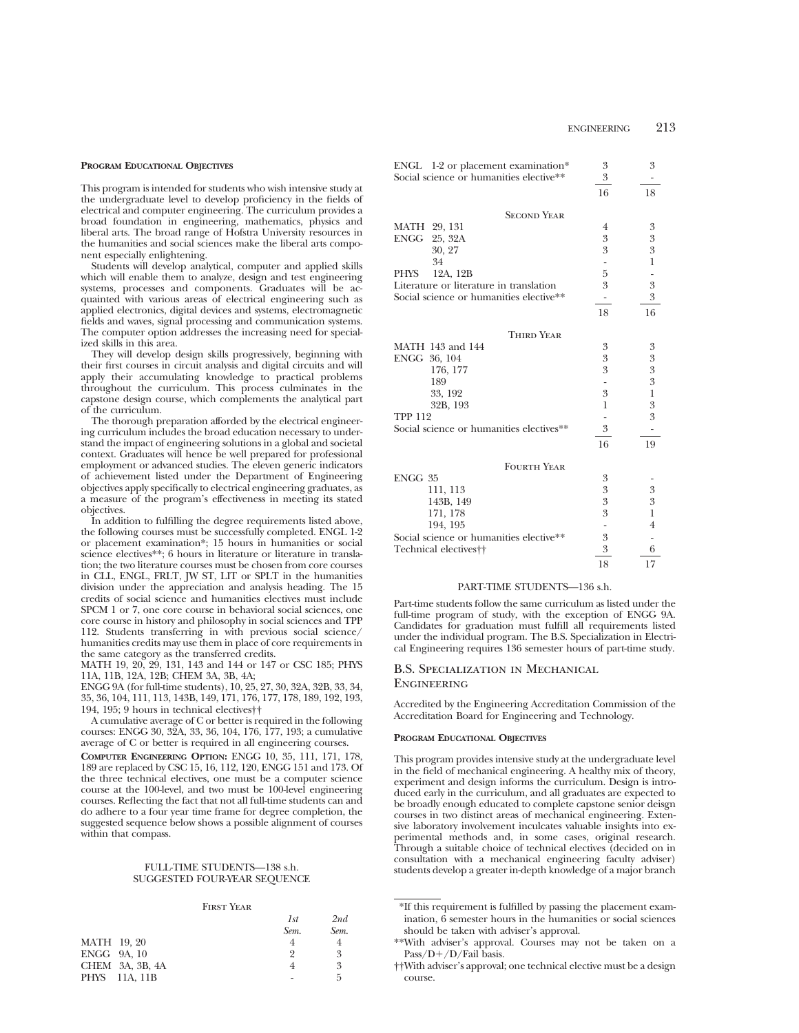**Program Educational Objectives**

This program is intended for students who wish intensive study at the undergraduate level to develop proficiency in the fields of electrical and computer engineering. The curriculum provides a broad foundation in engineering, mathematics, physics and liberal arts. The broad range of Hofstra University resources in the humanities and social sciences make the liberal arts component especially enlightening.

Students will develop analytical, computer and applied skills which will enable them to analyze, design and test engineering systems, processes and components. Graduates will be acquainted with various areas of electrical engineering such as applied electronics, digital devices and systems, electromagnetic fields and waves, signal processing and communication systems. The computer option addresses the increasing need for specialized skills in this area.

They will develop design skills progressively, beginning with their first courses in circuit analysis and digital circuits and will apply their accumulating knowledge to practical problems throughout the curriculum. This process culminates in the capstone design course, which complements the analytical part of the curriculum.

The thorough preparation afforded by the electrical engineering curriculum includes the broad education necessary to understand the impact of engineering solutions in a global and societal context. Graduates will hence be well prepared for professional employment or advanced studies. The eleven generic indicators of achievement listed under the Department of Engineering objectives apply specifically to electrical engineering graduates, as a measure of the program's effectiveness in meeting its stated objectives.

In addition to fulfilling the degree requirements listed above, the following courses must be successfully completed. ENGL 1-2 or placement examination*; 15 hours in humanities or social science electives**; 6 hours in literature or literature in translation; the two literature courses must be chosen from core courses in CLL, ENGL, FRLT, JW ST, LIT or SPLT in the humanities division under the appreciation and analysis heading. The 15 credits of social science and humanities electives must include SPCM 1 or 7, one core course in behavioral social sciences, one core course in history and philosophy in social sciences and TPP 112. Students transferring in with previous social science/humanities credits may use them in place of core requirements in the same category as the transferred credits.

MATH 19, 20, 29, 131, 143 and 144 or 147 or CSC 185; PHYS 11A, 11B, 12A, 12B; CHEM 3A, 3B, 4A;

ENGG 9A (for full-time students), 10, 25, 27, 30, 32A, 32B, 33, 34, 35, 36, 104, 111, 113, 143B, 149, 171, 176, 177, 178, 189, 192, 193, 194, 195; 9 hours in technical electives††

A cumulative average of C or better is required in the following courses: ENGG 30, 32A, 33, 36, 104, 176, 177, 193; a cumulative average of C or better is required in all engineering courses.

**Computer Engineering Option:** ENGG 10, 35, 111, 171, 178, 189 are replaced by CSC 15, 16, 112, 120, ENGG 151 and 173. Of the three technical electives, one must be a computer science course at the 100-level, and two must be 100-level engineering courses. Reflecting the fact that not all full-time students can and do adhere to a four year time frame for degree completion, the suggested sequence below shows a possible alignment of courses within that compass.

FULL-TIME STUDENTS—138 s.h.
SUGGESTED FOUR-YEAR SEQUENCE

| First Year | *1st Sem.* | *2nd Sem.* |
|---|---|---|
| MATH 19, 20 | 4 | 4 |
| ENGG 9A, 10 | 2 | 3 |
| CHEM 3A, 3B, 4A | 4 | 3 |
| PHYS 11A, 11B | - | 5 |
| ENGL 1-2 or placement examination* | 3 | 3 |
| Social science or humanities elective** | 3 | - |
| | 16 | 18 |
| **Second Year** | | |
| MATH 29, 131 | 4 | 3 |
| ENGG 25, 32A | 3 | 3 |
| 30, 27 | 3 | 3 |
| 34 | - | 1 |
| PHYS 12A, 12B | 5 | - |
| Literature or literature in translation | 3 | 3 |
| Social science or humanities elective** | - | 3 |
| | 18 | 16 |
| **Third Year** | | |
| MATH 143 and 144 | 3 | 3 |
| ENGG 36, 104 | 3 | 3 |
| 176, 177 | 3 | 3 |
| 189 | - | 3 |
| 33, 192 | 3 | 1 |
| 32B, 193 | 1 | 3 |
| TPP 112 | - | 3 |
| Social science or humanities electives** | 3 | - |
| | 16 | 19 |
| **Fourth Year** | | |
| ENGG 35 | 3 | - |
| 111, 113 | 3 | 3 |
| 143B, 149 | 3 | 3 |
| 171, 178 | 3 | 1 |
| 194, 195 | - | 4 |
| Social science or humanities elective** | 3 | - |
| Technical electives†† | 3 | 6 |
| | 18 | 17 |

PART-TIME STUDENTS—136 s.h.

Part-time students follow the same curriculum as listed under the full-time program of study, with the exception of ENGG 9A. Candidates for graduation must fulfill all requirements listed under the individual program. The B.S. Specialization in Electrical Engineering requires 136 semester hours of part-time study.

## B.S. Specialization in Mechanical Engineering

Accredited by the Engineering Accreditation Commission of the Accreditation Board for Engineering and Technology.

**Program Educational Objectives**

This program provides intensive study at the undergraduate level in the field of mechanical engineering. A healthy mix of theory, experiment and design informs the curriculum. Design is introduced early in the curriculum, and all graduates are expected to be broadly enough educated to complete capstone senior deisgn courses in two distinct areas of mechanical engineering. Extensive laboratory involvement inculcates valuable insights into experimental methods and, in some cases, original research. Through a suitable choice of technical electives (decided on in consultation with a mechanical engineering faculty adviser) students develop a greater in-depth knowledge of a major branch

*If this requirement is fulfilled by passing the placement examination, 6 semester hours in the humanities or social sciences should be taken with adviser's approval.

**With adviser's approval. Courses may not be taken on a Pass/D+/D/Fail basis.

††With adviser's approval; one technical elective must be a design course.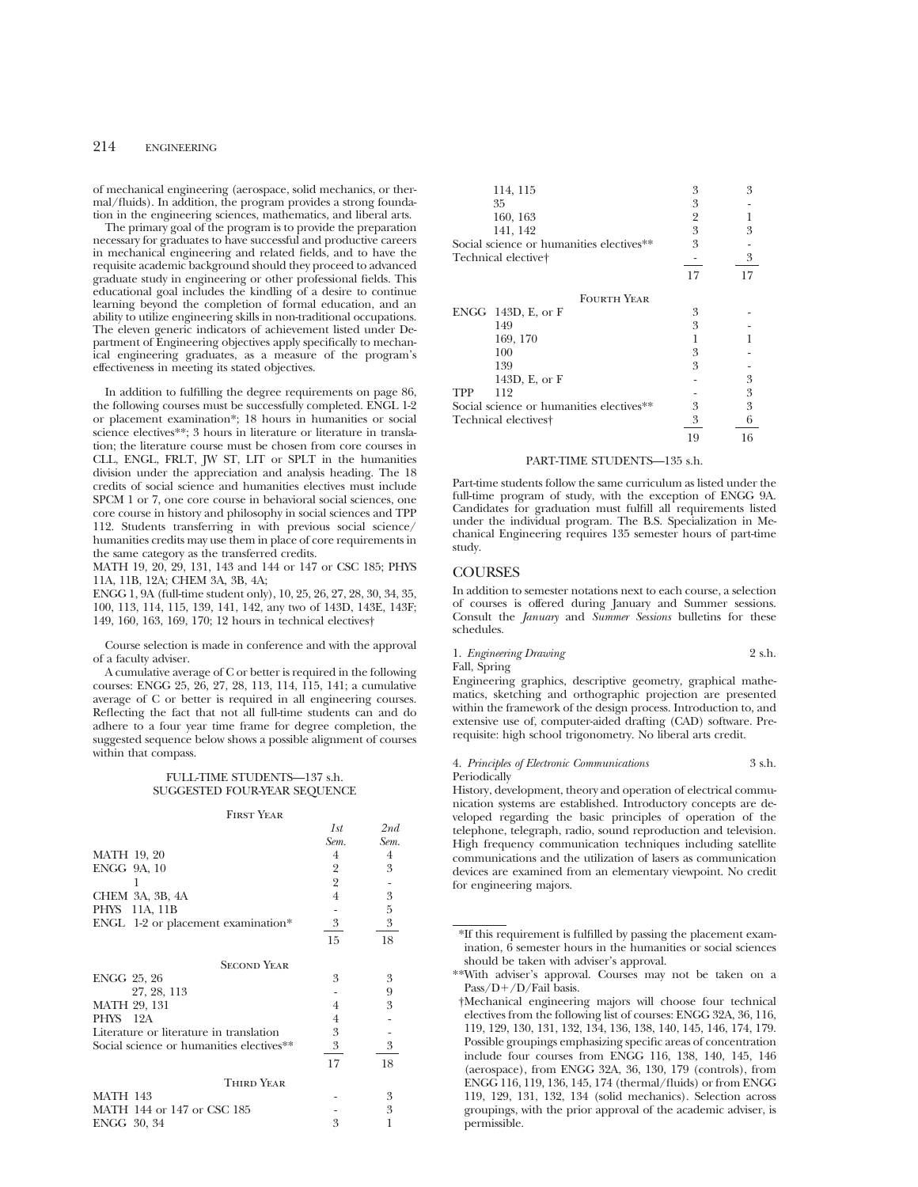of mechanical engineering (aerospace, solid mechanics, or thermal/fluids). In addition, the program provides a strong foundation in the engineering sciences, mathematics, and liberal arts.

The primary goal of the program is to provide the preparation necessary for graduates to have successful and productive careers in mechanical engineering and related fields, and to have the requisite academic background should they proceed to advanced graduate study in engineering or other professional fields. This educational goal includes the kindling of a desire to continue learning beyond the completion of formal education, and an ability to utilize engineering skills in non-traditional occupations. The eleven generic indicators of achievement listed under Department of Engineering objectives apply specifically to mechanical engineering graduates, as a measure of the program's effectiveness in meeting its stated objectives.

In addition to fulfilling the degree requirements on page 86, the following courses must be successfully completed. ENGL 1-2 or placement examination*; 18 hours in humanities or social science electives**; 3 hours in literature or literature in translation; the literature course must be chosen from core courses in CLL, ENGL, FRLT, JW ST, LIT or SPLT in the humanities division under the appreciation and analysis heading. The 18 credits of social science and humanities electives must include SPCM 1 or 7, one core course in behavioral social sciences, one core course in history and philosophy in social sciences and TPP 112. Students transferring in with previous social science/humanities credits may use them in place of core requirements in the same category as the transferred credits.

MATH 19, 20, 29, 131, 143 and 144 or 147 or CSC 185; PHYS 11A, 11B, 12A; CHEM 3A, 3B, 4A;

ENGG 1, 9A (full-time student only), 10, 25, 26, 27, 28, 30, 34, 35, 100, 113, 114, 115, 139, 141, 142, any two of 143D, 143E, 143F; 149, 160, 163, 169, 170; 12 hours in technical electives†

Course selection is made in conference and with the approval of a faculty adviser.

A cumulative average of C or better is required in the following courses: ENGG 25, 26, 27, 28, 113, 114, 115, 141; a cumulative average of C or better is required in all engineering courses. Reflecting the fact that not all full-time students can and do adhere to a four year time frame for degree completion, the suggested sequence below shows a possible alignment of courses within that compass.

FULL-TIME STUDENTS—137 s.h.
SUGGESTED FOUR-YEAR SEQUENCE

| First Year | 1st Sem. | 2nd Sem. |
|---|---|---|
| MATH 19, 20 | 4 | 4 |
| ENGG 9A, 10 | 2 | 3 |
| 1 | 2 | - |
| CHEM 3A, 3B, 4A | 4 | 3 |
| PHYS 11A, 11B | - | 5 |
| ENGL 1-2 or placement examination* | 3 | 3 |
| | 15 | 18 |
| **Second Year** | | |
| ENGG 25, 26 | 3 | 3 |
| 27, 28, 113 | - | 9 |
| MATH 29, 131 | 4 | 3 |
| PHYS 12A | 4 | - |
| Literature or literature in translation | 3 | - |
| Social science or humanities electives** | 3 | 3 |
| | 17 | 18 |
| **Third Year** | | |
| MATH 143 | - | 3 |
| MATH 144 or 147 or CSC 185 | - | 3 |
| ENGG 30, 34 | 3 | 1 |
| 114, 115 | 3 | 3 |
| 35 | 3 | - |
| 160, 163 | 2 | 1 |
| 141, 142 | 3 | 3 |
| Social science or humanities electives** | 3 | - |
| Technical elective† | - | 3 |
| | 17 | 17 |
| **Fourth Year** | | |
| ENGG 143D, E, or F | 3 | - |
| 149 | 3 | - |
| 169, 170 | 1 | 1 |
| 100 | 3 | - |
| 139 | 3 | - |
| 143D, E, or F | - | 3 |
| TPP 112 | - | 3 |
| Social science or humanities electives** | 3 | 3 |
| Technical electives† | 3 | 6 |
| | 19 | 16 |

PART-TIME STUDENTS—135 s.h.

Part-time students follow the same curriculum as listed under the full-time program of study, with the exception of ENGG 9A. Candidates for graduation must fulfill all requirements listed under the individual program. The B.S. Specialization in Mechanical Engineering requires 135 semester hours of part-time study.

## COURSES

In addition to semester notations next to each course, a selection of courses is offered during January and Summer sessions. Consult the *January* and *Summer Sessions* bulletins for these schedules.

1. *Engineering Drawing* 2 s.h.
Fall, Spring

Engineering graphics, descriptive geometry, graphical mathematics, sketching and orthographic projection are presented within the framework of the design process. Introduction to, and extensive use of, computer-aided drafting (CAD) software. Prerequisite: high school trigonometry. No liberal arts credit.

4. *Principles of Electronic Communications* 3 s.h.
Periodically

History, development, theory and operation of electrical communication systems are established. Introductory concepts are developed regarding the basic principles of operation of the telephone, telegraph, radio, sound reproduction and television. High frequency communication techniques including satellite communications and the utilization of lasers as communication devices are examined from an elementary viewpoint. No credit for engineering majors.

---

*If this requirement is fulfilled by passing the placement examination, 6 semester hours in the humanities or social sciences should be taken with adviser's approval.

**With adviser's approval. Courses may not be taken on a Pass/D+/D/Fail basis.

†Mechanical engineering majors will choose four technical electives from the following list of courses: ENGG 32A, 36, 116, 119, 129, 130, 131, 132, 134, 136, 138, 140, 145, 146, 174, 179. Possible groupings emphasizing specific areas of concentration include four courses from ENGG 116, 138, 140, 145, 146 (aerospace), from ENGG 32A, 36, 130, 179 (controls), from ENGG 116, 119, 136, 145, 174 (thermal/fluids) or from ENGG 119, 129, 131, 132, 134 (solid mechanics). Selection across groupings, with the prior approval of the academic adviser, is permissible.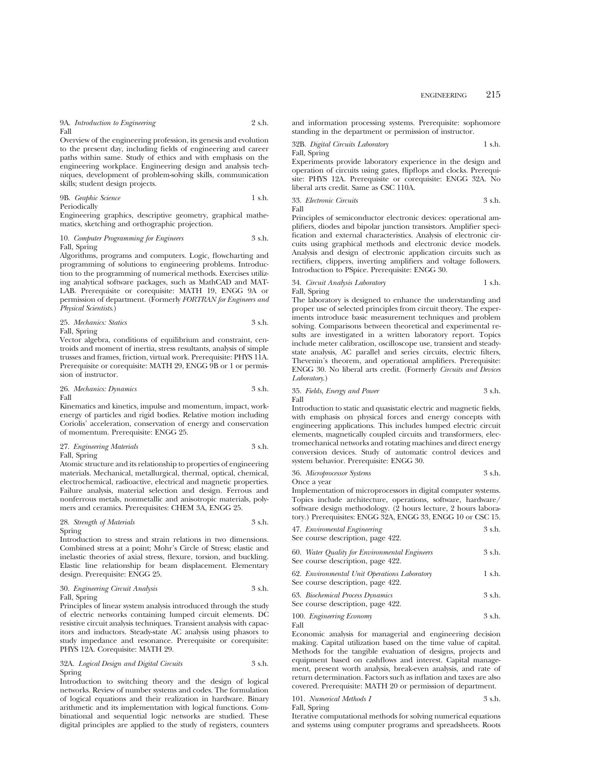9A. *Introduction to Engineering* 2 s.h.
Fall

Overview of the engineering profession, its genesis and evolution to the present day, including fields of engineering and career paths within same. Study of ethics and with emphasis on the engineering workplace. Engineering design and analysis techniques, development of problem-solving skills, communication skills; student design projects.

9B. *Graphic Science* 1 s.h.
Periodically

Engineering graphics, descriptive geometry, graphical mathematics, sketching and orthographic projection.

10. *Computer Programming for Engineers* 3 s.h.
Fall, Spring

Algorithms, programs and computers. Logic, flowcharting and programming of solutions to engineering problems. Introduction to the programming of numerical methods. Exercises utilizing analytical software packages, such as MathCAD and MATLAB. Prerequisite or corequisite: MATH 19, ENGG 9A or permission of department. (Formerly *FORTRAN for Engineers and Physical Scientists*.)

25. *Mechanics: Statics* 3 s.h.
Fall, Spring

Vector algebra, conditions of equilibrium and constraint, centroids and moment of inertia, stress resultants, analysis of simple trusses and frames, friction, virtual work. Prerequisite: PHYS 11A. Prerequisite or corequisite: MATH 29, ENGG 9B or 1 or permission of instructor.

26. *Mechanics: Dynamics* 3 s.h.
Fall

Kinematics and kinetics, impulse and momentum, impact, work-energy of particles and rigid bodies. Relative motion including Coriolis' acceleration, conservation of energy and conservation of momentum. Prerequisite: ENGG 25.

27. *Engineering Materials* 3 s.h.
Fall, Spring

Atomic structure and its relationship to properties of engineering materials. Mechanical, metallurgical, thermal, optical, chemical, electrochemical, radioactive, electrical and magnetic properties. Failure analysis, material selection and design. Ferrous and nonferrous metals, nonmetallic and anisotropic materials, polymers and ceramics. Prerequisites: CHEM 3A, ENGG 25.

28. *Strength of Materials* 3 s.h.
Spring

Introduction to stress and strain relations in two dimensions. Combined stress at a point; Mohr's Circle of Stress; elastic and inelastic theories of axial stress, flexure, torsion, and buckling. Elastic line relationship for beam displacement. Elementary design. Prerequisite: ENGG 25.

30. *Engineering Circuit Analysis* 3 s.h.
Fall, Spring

Principles of linear system analysis introduced through the study of electric networks containing lumped circuit elements. DC resistive circuit analysis techniques. Transient analysis with capacitors and inductors. Steady-state AC analysis using phasors to study impedance and resonance. Prerequisite or corequisite: PHYS 12A. Corequisite: MATH 29.

32A. *Logical Design and Digital Circuits* 3 s.h.
Spring

Introduction to switching theory and the design of logical networks. Review of number systems and codes. The formulation of logical equations and their realization in hardware. Binary arithmetic and its implementation with logical functions. Combinational and sequential logic networks are studied. These digital principles are applied to the study of registers, counters and information processing systems. Prerequisite: sophomore standing in the department or permission of instructor.

32B. *Digital Circuits Laboratory* 1 s.h.
Fall, Spring

Experiments provide laboratory experience in the design and operation of circuits using gates, flipflops and clocks. Prerequisite: PHYS 12A. Prerequisite or corequisite: ENGG 32A. No liberal arts credit. Same as CSC 110A.

33. *Electronic Circuits* 3 s.h.
Fall

Principles of semiconductor electronic devices: operational amplifiers, diodes and bipolar junction transistors. Amplifier specification and external characteristics. Analysis of electronic circuits using graphical methods and electronic device models. Analysis and design of electronic application circuits such as rectifiers, clippers, inverting amplifiers and voltage followers. Introduction to PSpice. Prerequisite: ENGG 30.

34. *Circuit Analysis Laboratory* 1 s.h.
Fall, Spring

The laboratory is designed to enhance the understanding and proper use of selected principles from circuit theory. The experiments introduce basic measurement techniques and problem solving. Comparisons between theoretical and experimental results are investigated in a written laboratory report. Topics include meter calibration, oscilloscope use, transient and steady-state analysis, AC parallel and series circuits, electric filters, Thevenin's theorem, and operational amplifiers. Prerequisite: ENGG 30. No liberal arts credit. (Formerly *Circuits and Devices Laboratory*.)

35. *Fields, Energy and Power* 3 s.h.
Fall

Introduction to static and quasistatic electric and magnetic fields, with emphasis on physical forces and energy concepts with engineering applications. This includes lumped electric circuit elements, magnetically coupled circuits and transformers, electromechanical networks and rotating machines and direct energy conversion devices. Study of automatic control devices and system behavior. Prerequisite: ENGG 30.

36. *Microprocessor Systems* 3 s.h.
Once a year

Implementation of microprocessors in digital computer systems. Topics include architecture, operations, software, hardware/software design methodology. (2 hours lecture, 2 hours laboratory.) Prerequisites: ENGG 32A, ENGG 33, ENGG 10 or CSC 15.

47. *Enviromental Engineering* 3 s.h.
See course description, page 422.

60. *Water Quality for Environmental Engineers* 3 s.h.
See course description, page 422.

62. *Environmental Unit Operations Laboratory* 1 s.h.
See course description, page 422.

63. *Biochemical Process Dynamics* 3 s.h.
See course description, page 422.

100. *Engineering Economy* 3 s.h.
Fall

Economic analysis for managerial and engineering decision making. Capital utilization based on the time value of capital. Methods for the tangible evaluation of designs, projects and equipment based on cashflows and interest. Capital management, present worth analysis, break-even analysis, and rate of return determination. Factors such as inflation and taxes are also covered. Prerequisite: MATH 20 or permission of department.

101. *Numerical Methods I* 3 s.h.
Fall, Spring

Iterative computational methods for solving numerical equations and systems using computer programs and spreadsheets. Roots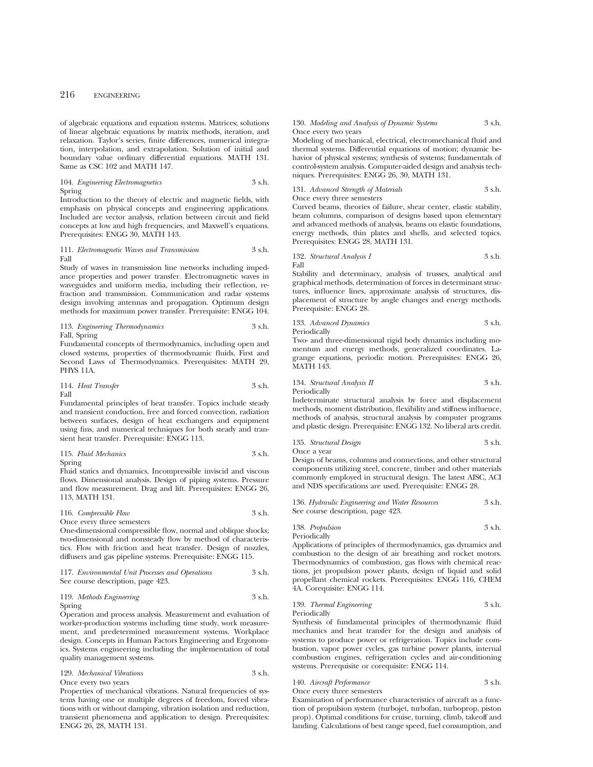of algebraic equations and equation systems. Matrices; solutions of linear algebraic equations by matrix methods, iteration, and relaxation. Taylor's series, finite differences, numerical integration, interpolation, and extrapolation. Solution of initial and boundary value ordinary differential equations. MATH 131. Same as CSC 102 and MATH 147.

104. *Engineering Electromagnetics* 3 s.h.
Spring
Introduction to the theory of electric and magnetic fields, with emphasis on physical concepts and engineering applications. Included are vector analysis, relation between circuit and field concepts at low and high frequencies, and Maxwell's equations. Prerequisites: ENGG 30, MATH 143.

111. *Electromagnetic Waves and Transmission* 3 s.h.
Fall
Study of waves in transmission line networks including impedance properties and power transfer. Electromagnetic waves in waveguides and uniform media, including their reflection, refraction and transmission. Communication and radar systems design involving antennas and propagation. Optimum design methods for maximum power transfer. Prerequisite: ENGG 104.

113. *Engineering Thermodynamics* 3 s.h.
Fall, Spring
Fundamental concepts of thermodynamics, including open and closed systems, properties of thermodynamic fluids, First and Second Laws of Thermodynamics. Prerequisites: MATH 29, PHYS 11A.

114. *Heat Transfer* 3 s.h.
Fall
Fundamental principles of heat transfer. Topics include steady and transient conduction, free and forced convection, radiation between surfaces, design of heat exchangers and equipment using fins, and numerical techniques for both steady and transient heat transfer. Prerequisite: ENGG 113.

115. *Fluid Mechanics* 3 s.h.
Spring
Fluid statics and dynamics, Incompressible inviscid and viscous flows. Dimensional analysis. Design of piping systems. Pressure and flow measurement. Drag and lift. Prerequisites: ENGG 26, 113, MATH 131.

116. *Compressible Flow* 3 s.h.
Once every three semesters
One-dimensional compressible flow, normal and oblique shocks; two-dimensional and nonsteady flow by method of characteristics. Flow with friction and heat transfer. Design of nozzles, diffusers and gas pipeline systems. Prerequisite: ENGG 115.

117. *Environmental Unit Processes and Operations* 3 s.h.
See course description, page 423.

119. *Methods Engineering* 3 s.h.
Spring
Operation and process analysis. Measurement and evaluation of worker-production systems including time study, work measurement, and predetermined measurement systems. Workplace design. Concepts in Human Factors Engineering and Ergonomics. Systems engineering including the implementation of total quality management systems.

129. *Mechanical Vibrations* 3 s.h.
Once every two years
Properties of mechanical vibrations. Natural frequencies of systems having one or multiple degrees of freedom, forced vibrations with or without damping, vibration isolation and reduction, transient phenomena and application to design. Prerequisites: ENGG 26, 28, MATH 131.

130. *Modeling and Analysis of Dynamic Systems* 3 s.h.
Once every two years
Modeling of mechanical, electrical, electromechanical fluid and thermal systems. Differential equations of motion; dynamic behavior of physical systems; synthesis of systems; fundamentals of control-system analysis. Computer-aided design and analysis techniques. Prerequisites: ENGG 26, 30, MATH 131.

131. *Advanced Strength of Materials* 3 s.h.
Once every three semesters
Curved beams, theories of failure, shear center, elastic stability, beam columns, comparison of designs based upon elementary and advanced methods of analysis, beams on elastic foundations, energy methods, thin plates and shells, and selected topics. Prerequisites: ENGG 28, MATH 131.

132. *Structural Analysis I* 3 s.h.
Fall
Stability and determinacy, analysis of trusses, analytical and graphical methods, determination of forces in determinant structures, influence lines, approximate analysis of structures, displacement of structure by angle changes and energy methods. Prerequisite: ENGG 28.

133. *Advanced Dynamics* 3 s.h.
Periodically
Two- and three-dimensional rigid body dynamics including momentum and energy methods, generalized coordinates. Lagrange equations, periodic motion. Prerequisites: ENGG 26, MATH 143.

134. *Structural Analysis II* 3 s.h.
Periodically
Indeterminate structural analysis by force and displacement methods, moment distribution, flexibility and stiffness influence, methods of analysis, structural analysis by computer programs and plastic design. Prerequisite: ENGG 132. No liberal arts credit.

135. *Structural Design* 3 s.h.
Once a year
Design of beams, columns and connections, and other structural components utilizing steel, concrete, timber and other materials commonly employed in structural design. The latest AISC, ACI and NDS specifications are used. Prerequisite: ENGG 28.

136. *Hydraulic Engineering and Water Resources* 3 s.h.
See course description, page 423.

138. *Propulsion* 3 s.h.
Periodically
Applications of principles of thermodynamics, gas dynamics and combustion to the design of air breathing and rocket motors. Thermodynamics of combustion, gas flows with chemical reactions, jet propulsion power plants, design of liquid and solid propellant chemical rockets. Prerequisites: ENGG 116, CHEM 4A. Corequisite: ENGG 114.

139. *Thermal Engineering* 3 s.h.
Periodically
Synthesis of fundamental principles of thermodynamic fluid mechanics and heat transfer for the design and analysis of systems to produce power or refrigeration. Topics include combustion, vapor power cycles, gas turbine power plants, internal combustion engines, refrigeration cycles and air-conditioning systems. Prerequisite or corequisite: ENGG 114.

140. *Aircraft Performance* 3 s.h.
Once every three semesters
Examination of performance characteristics of aircraft as a function of propulsion system (turbojet, turbofan, turboprop, piston prop). Optimal conditions for cruise, turning, climb, takeoff and landing. Calculations of best range speed, fuel consumption, and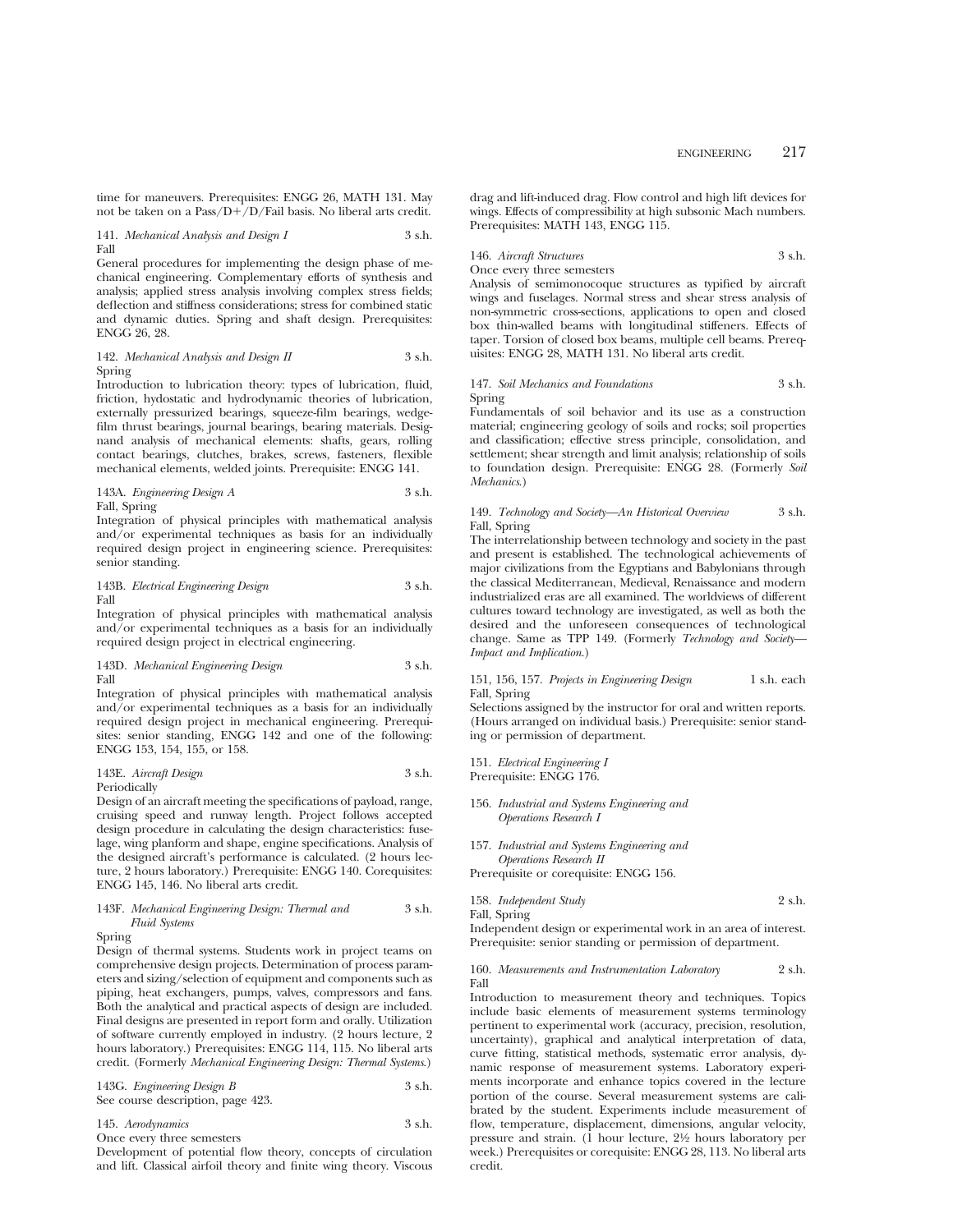time for maneuvers. Prerequisites: ENGG 26, MATH 131. May not be taken on a Pass/D+/D/Fail basis. No liberal arts credit.

141. *Mechanical Analysis and Design I* 3 s.h.
Fall

General procedures for implementing the design phase of mechanical engineering. Complementary efforts of synthesis and analysis; applied stress analysis involving complex stress fields; deflection and stiffness considerations; stress for combined static and dynamic duties. Spring and shaft design. Prerequisites: ENGG 26, 28.

142. *Mechanical Analysis and Design II* 3 s.h.
Spring

Introduction to lubrication theory: types of lubrication, fluid, friction, hydostatic and hydrodynamic theories of lubrication, externally pressurized bearings, squeeze-film bearings, wedge-film thrust bearings, journal bearings, bearing materials. Designnand analysis of mechanical elements: shafts, gears, rolling contact bearings, clutches, brakes, screws, fasteners, flexible mechanical elements, welded joints. Prerequisite: ENGG 141.

143A. *Engineering Design A* 3 s.h.
Fall, Spring

Integration of physical principles with mathematical analysis and/or experimental techniques as basis for an individually required design project in engineering science. Prerequisites: senior standing.

143B. *Electrical Engineering Design* 3 s.h.
Fall

Integration of physical principles with mathematical analysis and/or experimental techniques as a basis for an individually required design project in electrical engineering.

143D. *Mechanical Engineering Design* 3 s.h.
Fall

Integration of physical principles with mathematical analysis and/or experimental techniques as a basis for an individually required design project in mechanical engineering. Prerequisites: senior standing, ENGG 142 and one of the following: ENGG 153, 154, 155, or 158.

143E. *Aircraft Design* 3 s.h.
Periodically

Design of an aircraft meeting the specifications of payload, range, cruising speed and runway length. Project follows accepted design procedure in calculating the design characteristics: fuselage, wing planform and shape, engine specifications. Analysis of the designed aircraft's performance is calculated. (2 hours lecture, 2 hours laboratory.) Prerequisite: ENGG 140. Corequisites: ENGG 145, 146. No liberal arts credit.

143F. *Mechanical Engineering Design: Thermal and Fluid Systems* 3 s.h.
Spring

Design of thermal systems. Students work in project teams on comprehensive design projects. Determination of process parameters and sizing/selection of equipment and components such as piping, heat exchangers, pumps, valves, compressors and fans. Both the analytical and practical aspects of design are included. Final designs are presented in report form and orally. Utilization of software currently employed in industry. (2 hours lecture, 2 hours laboratory.) Prerequisites: ENGG 114, 115. No liberal arts credit. (Formerly *Mechanical Engineering Design: Thermal Systems.*)

143G. *Engineering Design B* 3 s.h.
See course description, page 423.

145. *Aerodynamics* 3 s.h.
Once every three semesters

Development of potential flow theory, concepts of circulation and lift. Classical airfoil theory and finite wing theory. Viscous drag and lift-induced drag. Flow control and high lift devices for wings. Effects of compressibility at high subsonic Mach numbers. Prerequisites: MATH 143, ENGG 115.

146. *Aircraft Structures* 3 s.h.
Once every three semesters

Analysis of semimonocoque structures as typified by aircraft wings and fuselages. Normal stress and shear stress analysis of non-symmetric cross-sections, applications to open and closed box thin-walled beams with longitudinal stiffeners. Effects of taper. Torsion of closed box beams, multiple cell beams. Prerequisites: ENGG 28, MATH 131. No liberal arts credit.

147. *Soil Mechanics and Foundations* 3 s.h.
Spring

Fundamentals of soil behavior and its use as a construction material; engineering geology of soils and rocks; soil properties and classification; effective stress principle, consolidation, and settlement; shear strength and limit analysis; relationship of soils to foundation design. Prerequisite: ENGG 28. (Formerly *Soil Mechanics.*)

149. *Technology and Society—An Historical Overview* 3 s.h.
Fall, Spring

The interrelationship between technology and society in the past and present is established. The technological achievements of major civilizations from the Egyptians and Babylonians through the classical Mediterranean, Medieval, Renaissance and modern industrialized eras are all examined. The worldviews of different cultures toward technology are investigated, as well as both the desired and the unforeseen consequences of technological change. Same as TPP 149. (Formerly *Technology and Society—Impact and Implication.*)

151, 156, 157. *Projects in Engineering Design* 1 s.h. each
Fall, Spring

Selections assigned by the instructor for oral and written reports. (Hours arranged on individual basis.) Prerequisite: senior standing or permission of department.

151. *Electrical Engineering I*
Prerequisite: ENGG 176.

156. *Industrial and Systems Engineering and Operations Research I*

157. *Industrial and Systems Engineering and Operations Research II*
Prerequisite or corequisite: ENGG 156.

158. *Independent Study* 2 s.h.
Fall, Spring

Independent design or experimental work in an area of interest. Prerequisite: senior standing or permission of department.

160. *Measurements and Instrumentation Laboratory* 2 s.h.
Fall

Introduction to measurement theory and techniques. Topics include basic elements of measurement systems terminology pertinent to experimental work (accuracy, precision, resolution, uncertainty), graphical and analytical interpretation of data, curve fitting, statistical methods, systematic error analysis, dynamic response of measurement systems. Laboratory experiments incorporate and enhance topics covered in the lecture portion of the course. Several measurement systems are calibrated by the student. Experiments include measurement of flow, temperature, displacement, dimensions, angular velocity, pressure and strain. (1 hour lecture, 2½ hours laboratory per week.) Prerequisites or corequisite: ENGG 28, 113. No liberal arts credit.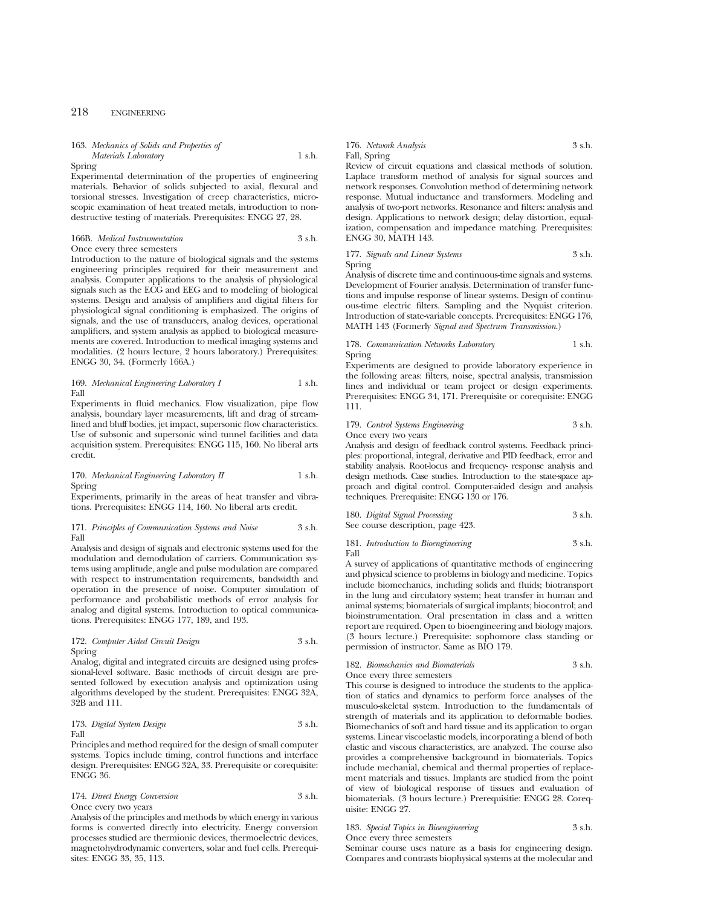163. *Mechanics of Solids and Properties of Materials Laboratory* 1 s.h.
Spring

Experimental determination of the properties of engineering materials. Behavior of solids subjected to axial, flexural and torsional stresses. Investigation of creep characteristics, microscopic examination of heat treated metals, introduction to nondestructive testing of materials. Prerequisites: ENGG 27, 28.

166B. *Medical Instrumentation* 3 s.h.
Once every three semesters

Introduction to the nature of biological signals and the systems engineering principles required for their measurement and analysis. Computer applications to the analysis of physiological signals such as the ECG and EEG and to modeling of biological systems. Design and analysis of amplifiers and digital filters for physiological signal conditioning is emphasized. The origins of signals, and the use of transducers, analog devices, operational amplifiers, and system analysis as applied to biological measurements are covered. Introduction to medical imaging systems and modalities. (2 hours lecture, 2 hours laboratory.) Prerequisites: ENGG 30, 34. (Formerly 166A.)

169. *Mechanical Engineering Laboratory I* 1 s.h.
Fall

Experiments in fluid mechanics. Flow visualization, pipe flow analysis, boundary layer measurements, lift and drag of streamlined and bluff bodies, jet impact, supersonic flow characteristics. Use of subsonic and supersonic wind tunnel facilities and data acquisition system. Prerequisites: ENGG 115, 160. No liberal arts credit.

170. *Mechanical Engineering Laboratory II* 1 s.h.
Spring

Experiments, primarily in the areas of heat transfer and vibrations. Prerequisites: ENGG 114, 160. No liberal arts credit.

171. *Principles of Communication Systems and Noise* 3 s.h.
Fall

Analysis and design of signals and electronic systems used for the modulation and demodulation of carriers. Communication systems using amplitude, angle and pulse modulation are compared with respect to instrumentation requirements, bandwidth and operation in the presence of noise. Computer simulation of performance and probabilistic methods of error analysis for analog and digital systems. Introduction to optical communications. Prerequisites: ENGG 177, 189, and 193.

172. *Computer Aided Circuit Design* 3 s.h.
Spring

Analog, digital and integrated circuits are designed using professional-level software. Basic methods of circuit design are presented followed by execution analysis and optimization using algorithms developed by the student. Prerequisites: ENGG 32A, 32B and 111.

173. *Digital System Design* 3 s.h.
Fall

Principles and method required for the design of small computer systems. Topics include timing, control functions and interface design. Prerequisites: ENGG 32A, 33. Prerequisite or corequisite: ENGG 36.

174. *Direct Energy Conversion* 3 s.h.
Once every two years

Analysis of the principles and methods by which energy in various forms is converted directly into electricity. Energy conversion processes studied are thermionic devices, thermoelectric devices, magnetohydrodynamic converters, solar and fuel cells. Prerequisites: ENGG 33, 35, 113.

176. *Network Analysis* 3 s.h.
Fall, Spring

Review of circuit equations and classical methods of solution. Laplace transform method of analysis for signal sources and network responses. Convolution method of determining network response. Mutual inductance and transformers. Modeling and analysis of two-port networks. Resonance and filters: analysis and design. Applications to network design; delay distortion, equalization, compensation and impedance matching. Prerequisites: ENGG 30, MATH 143.

177. *Signals and Linear Systems* 3 s.h.
Spring

Analysis of discrete time and continuous-time signals and systems. Development of Fourier analysis. Determination of transfer functions and impulse response of linear systems. Design of continuous-time electric filters. Sampling and the Nyquist criterion. Introduction of state-variable concepts. Prerequisites: ENGG 176, MATH 143 (Formerly *Signal and Spectrum Transmission*.)

178. *Communication Networks Laboratory* 1 s.h.
Spring

Experiments are designed to provide laboratory experience in the following areas: filters, noise, spectral analysis, transmission lines and individual or team project or design experiments. Prerequisites: ENGG 34, 171. Prerequisite or corequisite: ENGG 111.

179. *Control Systems Engineering* 3 s.h.
Once every two years

Analysis and design of feedback control systems. Feedback principles: proportional, integral, derivative and PID feedback, error and stability analysis. Root-locus and frequency- response analysis and design methods. Case studies. Introduction to the state-space approach and digital control. Computer-aided design and analysis techniques. Prerequisite: ENGG 130 or 176.

180. *Digital Signal Processing* 3 s.h.
See course description, page 423.

181. *Introduction to Bioengineering* 3 s.h.
Fall

A survey of applications of quantitative methods of engineering and physical science to problems in biology and medicine. Topics include biomechanics, including solids and fluids; biotransport in the lung and circulatory system; heat transfer in human and animal systems; biomaterials of surgical implants; biocontrol; and bioinstrumentation. Oral presentation in class and a written report are required. Open to bioengineering and biology majors. (3 hours lecture.) Prerequisite: sophomore class standing or permission of instructor. Same as BIO 179.

182. *Biomechanics and Biomaterials* 3 s.h.
Once every three semesters

This course is designed to introduce the students to the application of statics and dynamics to perform force analyses of the musculo-skeletal system. Introduction to the fundamentals of strength of materials and its application to deformable bodies. Biomechanics of soft and hard tissue and its application to organ systems. Linear viscoelastic models, incorporating a blend of both elastic and viscous characteristics, are analyzed. The course also provides a comprehensive background in biomaterials. Topics include mechanial, chemical and thermal properties of replacement materials and tissues. Implants are studied from the point of view of biological response of tissues and evaluation of biomaterials. (3 hours lecture.) Prerequisitie: ENGG 28. Corequisite: ENGG 27.

183. *Special Topics in Bioengineering* 3 s.h.
Once every three semesters

Seminar course uses nature as a basis for engineering design. Compares and contrasts biophysical systems at the molecular and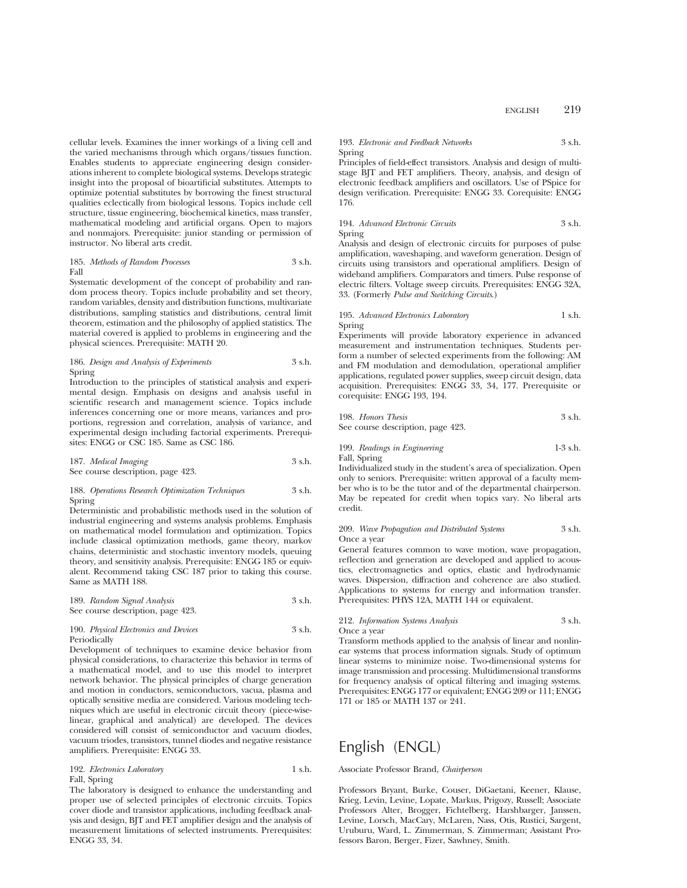cellular levels. Examines the inner workings of a living cell and the varied mechanisms through which organs/tissues function. Enables students to appreciate engineering design considerations inherent to complete biological systems. Develops strategic insight into the proposal of bioartificial substitutes. Attempts to optimize potential substitutes by borrowing the finest structural qualities eclectically from biological lessons. Topics include cell structure, tissue engineering, biochemical kinetics, mass transfer, mathematical modeling and artificial organs. Open to majors and nonmajors. Prerequisite: junior standing or permission of instructor. No liberal arts credit.

185. *Methods of Random Processes* 3 s.h.
Fall

Systematic development of the concept of probability and random process theory. Topics include probability and set theory, random variables, density and distribution functions, multivariate distributions, sampling statistics and distributions, central limit theorem, estimation and the philosophy of applied statistics. The material covered is applied to problems in engineering and the physical sciences. Prerequisite: MATH 20.

186. *Design and Analysis of Experiments* 3 s.h.
Spring

Introduction to the principles of statistical analysis and experimental design. Emphasis on designs and analysis useful in scientific research and management science. Topics include inferences concerning one or more means, variances and proportions, regression and correlation, analysis of variance, and experimental design including factorial experiments. Prerequisites: ENGG or CSC 185. Same as CSC 186.

187. *Medical Imaging* 3 s.h.
See course description, page 423.

188. *Operations Research Optimization Techniques* 3 s.h.
Spring

Deterministic and probabilistic methods used in the solution of industrial engineering and systems analysis problems. Emphasis on mathematical model formulation and optimization. Topics include classical optimization methods, game theory, markov chains, deterministic and stochastic inventory models, queuing theory, and sensitivity analysis. Prerequisite: ENGG 185 or equivalent. Recommend taking CSC 187 prior to taking this course. Same as MATH 188.

189. *Random Signal Analysis* 3 s.h.
See course description, page 423.

190. *Physical Electronics and Devices* 3 s.h.
Periodically

Development of techniques to examine device behavior from physical considerations, to characterize this behavior in terms of a mathematical model, and to use this model to interpret network behavior. The physical principles of charge generation and motion in conductors, semiconductors, vacua, plasma and optically sensitive media are considered. Various modeling techniques which are useful in electronic circuit theory (piece-wise-linear, graphical and analytical) are developed. The devices considered will consist of semiconductor and vacuum diodes, vacuum triodes, transistors, tunnel diodes and negative resistance amplifiers. Prerequisite: ENGG 33.

192. *Electronics Laboratory* 1 s.h.
Fall, Spring

The laboratory is designed to enhance the understanding and proper use of selected principles of electronic circuits. Topics cover diode and transistor applications, including feedback analysis and design, BJT and FET amplifier design and the analysis of measurement limitations of selected instruments. Prerequisites: ENGG 33, 34.

193. *Electronic and Feedback Networks* 3 s.h.
Spring

Principles of field-effect transistors. Analysis and design of multistage BJT and FET amplifiers. Theory, analysis, and design of electronic feedback amplifiers and oscillators. Use of PSpice for design verification. Prerequisite: ENGG 33. Corequisite: ENGG 176.

194. *Advanced Electronic Circuits* 3 s.h.
Spring

Analysis and design of electronic circuits for purposes of pulse amplification, waveshaping, and waveform generation. Design of circuits using transistors and operational amplifiers. Design of wideband amplifiers. Comparators and timers. Pulse response of electric filters. Voltage sweep circuits. Prerequisites: ENGG 32A, 33. (Formerly *Pulse and Switching Circuits*.)

195. *Advanced Electronics Laboratory* 1 s.h.
Spring

Experiments will provide laboratory experience in advanced measurement and instrumentation techniques. Students perform a number of selected experiments from the following: AM and FM modulation and demodulation, operational amplifier applications, regulated power supplies, sweep circuit design, data acquisition. Prerequisites: ENGG 33, 34, 177. Prerequisite or corequisite: ENGG 193, 194.

198. *Honors Thesis* 3 s.h.
See course description, page 423.

199. *Readings in Engineering* 1-3 s.h.
Fall, Spring

Individualized study in the student's area of specialization. Open only to seniors. Prerequisite: written approval of a faculty member who is to be the tutor and of the departmental chairperson. May be repeated for credit when topics vary. No liberal arts credit.

209. *Wave Propagation and Distributed Systems* 3 s.h.
Once a year

General features common to wave motion, wave propagation, reflection and generation are developed and applied to acoustics, electromagnetics and optics, elastic and hydrodynamic waves. Dispersion, diffraction and coherence are also studied. Applications to systems for energy and information transfer. Prerequisites: PHYS 12A, MATH 144 or equivalent.

212. *Information Systems Analysis* 3 s.h.
Once a year

Transform methods applied to the analysis of linear and nonlinear systems that process information signals. Study of optimum linear systems to minimize noise. Two-dimensional systems for image transmission and processing. Multidimensional transforms for frequency analysis of optical filtering and imaging systems. Prerequisites: ENGG 177 or equivalent; ENGG 209 or 111; ENGG 171 or 185 or MATH 137 or 241.

# English (ENGL)

Associate Professor Brand, *Chairperson*

Professors Bryant, Burke, Couser, DiGaetani, Keener, Klause, Krieg, Levin, Levine, Lopate, Markus, Prigozy, Russell; Associate Professors Alter, Brogger, Fichtelberg, Harshbarger, Janssen, Levine, Lorsch, MacCary, McLaren, Nass, Otis, Rustici, Sargent, Uruburu, Ward, L. Zimmerman, S. Zimmerman; Assistant Professors Baron, Berger, Fizer, Sawhney, Smith.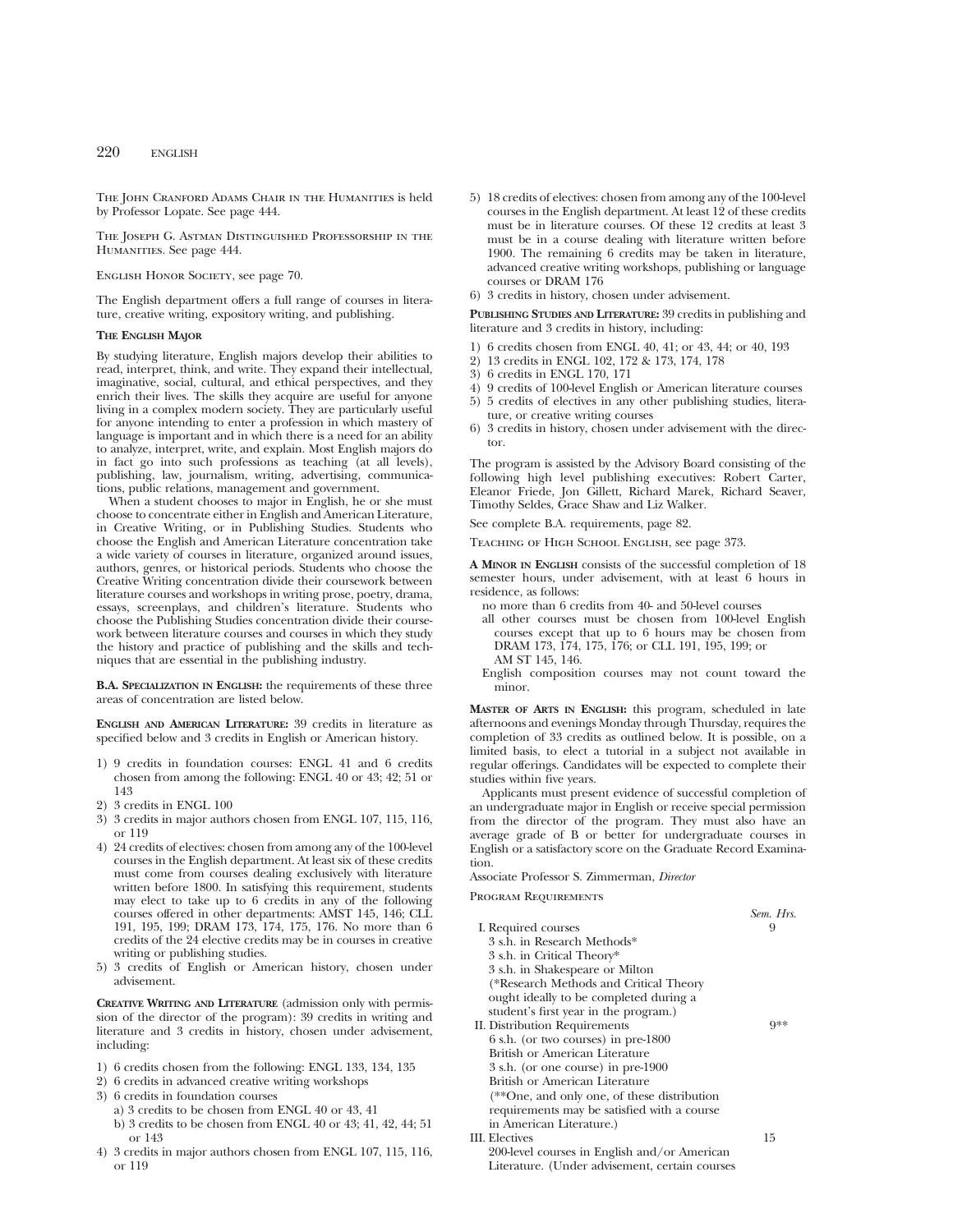The John Cranford Adams Chair in the Humanities is held by Professor Lopate. See page 444.

The Joseph G. Astman Distinguished Professorship in the Humanities. See page 444.

English Honor Society, see page 70.

The English department offers a full range of courses in literature, creative writing, expository writing, and publishing.

**The English Major**

By studying literature, English majors develop their abilities to read, interpret, think, and write. They expand their intellectual, imaginative, social, cultural, and ethical perspectives, and they enrich their lives. The skills they acquire are useful for anyone living in a complex modern society. They are particularly useful for anyone intending to enter a profession in which mastery of language is important and in which there is a need for an ability to analyze, interpret, write, and explain. Most English majors do in fact go into such professions as teaching (at all levels), publishing, law, journalism, writing, advertising, communications, public relations, management and government.

When a student chooses to major in English, he or she must choose to concentrate either in English and American Literature, in Creative Writing, or in Publishing Studies. Students who choose the English and American Literature concentration take a wide variety of courses in literature, organized around issues, authors, genres, or historical periods. Students who choose the Creative Writing concentration divide their coursework between literature courses and workshops in writing prose, poetry, drama, essays, screenplays, and children's literature. Students who choose the Publishing Studies concentration divide their coursework between literature courses and courses in which they study the history and practice of publishing and the skills and techniques that are essential in the publishing industry.

**B.A. Specialization in English:** the requirements of these three areas of concentration are listed below.

**English and American Literature:** 39 credits in literature as specified below and 3 credits in English or American history.

1) 9 credits in foundation courses: ENGL 41 and 6 credits chosen from among the following: ENGL 40 or 43; 42; 51 or 143
2) 3 credits in ENGL 100
3) 3 credits in major authors chosen from ENGL 107, 115, 116, or 119
4) 24 credits of electives: chosen from among any of the 100-level courses in the English department. At least six of these credits must come from courses dealing exclusively with literature written before 1800. In satisfying this requirement, students may elect to take up to 6 credits in any of the following courses offered in other departments: AMST 145, 146; CLL 191, 195, 199; DRAM 173, 174, 175, 176. No more than 6 credits of the 24 elective credits may be in courses in creative writing or publishing studies.
5) 3 credits of English or American history, chosen under advisement.

**Creative Writing and Literature** (admission only with permission of the director of the program): 39 credits in writing and literature and 3 credits in history, chosen under advisement, including:

1) 6 credits chosen from the following: ENGL 133, 134, 135
2) 6 credits in advanced creative writing workshops
3) 6 credits in foundation courses
   a) 3 credits to be chosen from ENGL 40 or 43, 41
   b) 3 credits to be chosen from ENGL 40 or 43; 41, 42, 44; 51 or 143
4) 3 credits in major authors chosen from ENGL 107, 115, 116, or 119
5) 18 credits of electives: chosen from among any of the 100-level courses in the English department. At least 12 of these credits must be in literature courses. Of these 12 credits at least 3 must be in a course dealing with literature written before 1900. The remaining 6 credits may be taken in literature, advanced creative writing workshops, publishing or language courses or DRAM 176
6) 3 credits in history, chosen under advisement.

**Publishing Studies and Literature:** 39 credits in publishing and literature and 3 credits in history, including:

1) 6 credits chosen from ENGL 40, 41; or 43, 44; or 40, 193
2) 13 credits in ENGL 102, 172 & 173, 174, 178
3) 6 credits in ENGL 170, 171
4) 9 credits of 100-level English or American literature courses
5) 5 credits of electives in any other publishing studies, literature, or creative writing courses
6) 3 credits in history, chosen under advisement with the director.

The program is assisted by the Advisory Board consisting of the following high level publishing executives: Robert Carter, Eleanor Friede, Jon Gillett, Richard Marek, Richard Seaver, Timothy Seldes, Grace Shaw and Liz Walker.

See complete B.A. requirements, page 82.

Teaching of High School English, see page 373.

**A Minor in English** consists of the successful completion of 18 semester hours, under advisement, with at least 6 hours in residence, as follows:

no more than 6 credits from 40- and 50-level courses

all other courses must be chosen from 100-level English courses except that up to 6 hours may be chosen from DRAM 173, 174, 175, 176; or CLL 191, 195, 199; or AM ST 145, 146.

English composition courses may not count toward the minor.

**Master of Arts in English:** this program, scheduled in late afternoons and evenings Monday through Thursday, requires the completion of 33 credits as outlined below. It is possible, on a limited basis, to elect a tutorial in a subject not available in regular offerings. Candidates will be expected to complete their studies within five years.

Applicants must present evidence of successful completion of an undergraduate major in English or receive special permission from the director of the program. They must also have an average grade of B or better for undergraduate courses in English or a satisfactory score on the Graduate Record Examination.

Associate Professor S. Zimmerman, *Director*

Program Requirements

| | *Sem. Hrs.* |
|---|---|
| I. Required courses | 9 |
| 3 s.h. in Research Methods* | |
| 3 s.h. in Critical Theory* | |
| 3 s.h. in Shakespeare or Milton | |
| (*Research Methods and Critical Theory ought ideally to be completed during a student's first year in the program.) | |
| II. Distribution Requirements | 9** |
| 6 s.h. (or two courses) in pre-1800 British or American Literature | |
| 3 s.h. (or one course) in pre-1900 British or American Literature | |
| (**One, and only one, of these distribution requirements may be satisfied with a course in American Literature.) | |
| III. Electives | 15 |
| 200-level courses in English and/or American Literature. (Under advisement, certain courses | |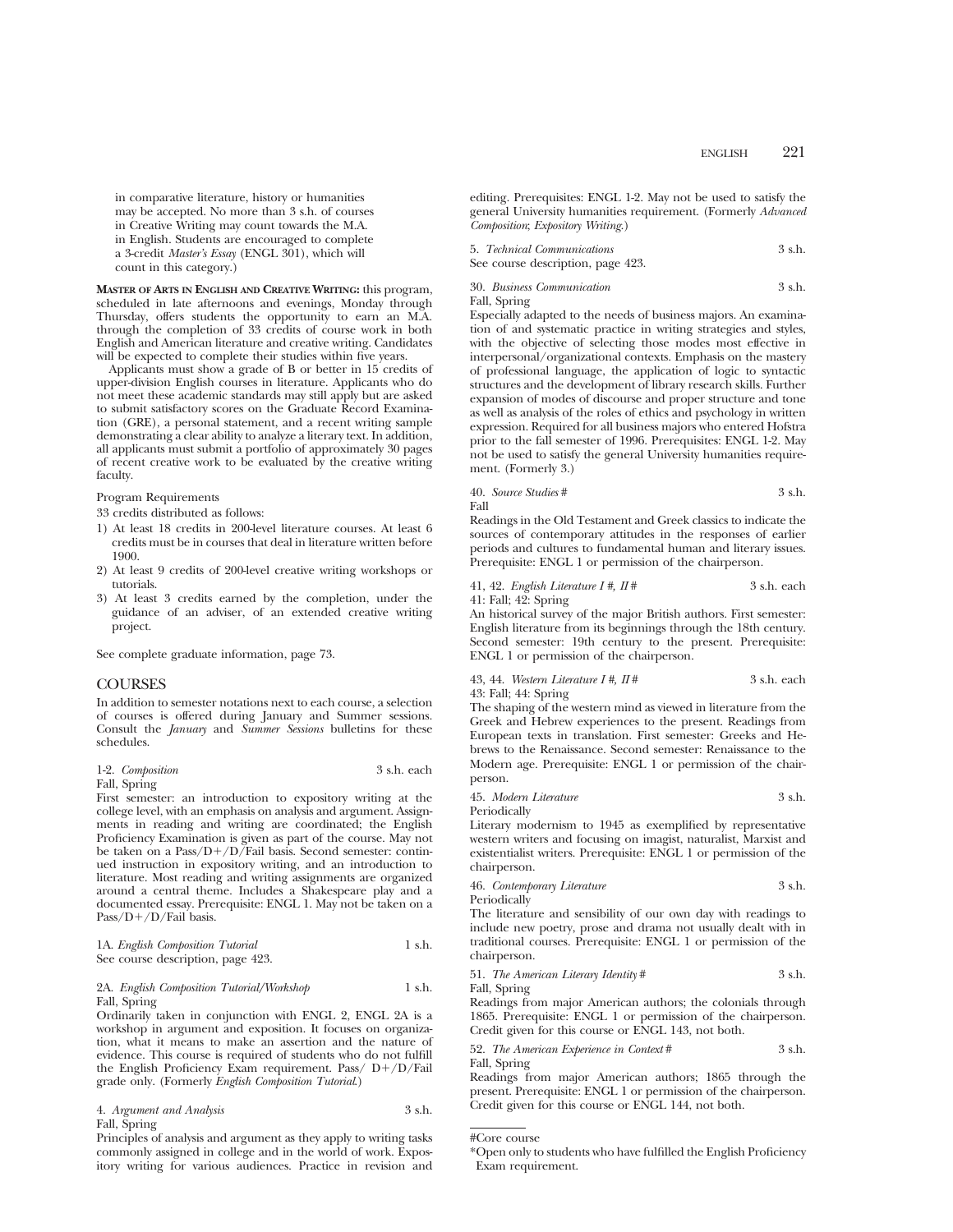in comparative literature, history or humanities may be accepted. No more than 3 s.h. of courses in Creative Writing may count towards the M.A. in English. Students are encouraged to complete a 3-credit *Master's Essay* (ENGL 301), which will count in this category.)

**MASTER OF ARTS IN ENGLISH AND CREATIVE WRITING:** this program, scheduled in late afternoons and evenings, Monday through Thursday, offers students the opportunity to earn an M.A. through the completion of 33 credits of course work in both English and American literature and creative writing. Candidates will be expected to complete their studies within five years.

Applicants must show a grade of B or better in 15 credits of upper-division English courses in literature. Applicants who do not meet these academic standards may still apply but are asked to submit satisfactory scores on the Graduate Record Examination (GRE), a personal statement, and a recent writing sample demonstrating a clear ability to analyze a literary text. In addition, all applicants must submit a portfolio of approximately 30 pages of recent creative work to be evaluated by the creative writing faculty.

Program Requirements

33 credits distributed as follows:

1) At least 18 credits in 200-level literature courses. At least 6 credits must be in courses that deal in literature written before 1900.
2) At least 9 credits of 200-level creative writing workshops or tutorials.
3) At least 3 credits earned by the completion, under the guidance of an adviser, of an extended creative writing project.

See complete graduate information, page 73.

## COURSES

In addition to semester notations next to each course, a selection of courses is offered during January and Summer sessions. Consult the *January* and *Summer Sessions* bulletins for these schedules.

1-2. *Composition* — 3 s.h. each
Fall, Spring
First semester: an introduction to expository writing at the college level, with an emphasis on analysis and argument. Assignments in reading and writing are coordinated; the English Proficiency Examination is given as part of the course. May not be taken on a Pass/D+/D/Fail basis. Second semester: continued instruction in expository writing, and an introduction to literature. Most reading and writing assignments are organized around a central theme. Includes a Shakespeare play and a documented essay. Prerequisite: ENGL 1. May not be taken on a Pass/D+/D/Fail basis.

1A. *English Composition Tutorial* — 1 s.h.
See course description, page 423.

2A. *English Composition Tutorial/Workshop* — 1 s.h.
Fall, Spring
Ordinarily taken in conjunction with ENGL 2, ENGL 2A is a workshop in argument and exposition. It focuses on organization, what it means to make an assertion and the nature of evidence. This course is required of students who do not fulfill the English Proficiency Exam requirement. Pass/ D+/D/Fail grade only. (Formerly *English Composition Tutorial*.)

4. *Argument and Analysis* — 3 s.h.
Fall, Spring
Principles of analysis and argument as they apply to writing tasks commonly assigned in college and in the world of work. Expository writing for various audiences. Practice in revision and editing. Prerequisites: ENGL 1-2. May not be used to satisfy the general University humanities requirement. (Formerly *Advanced Composition*; *Expository Writing*.)

5. *Technical Communications* — 3 s.h.
See course description, page 423.

30. *Business Communication* — 3 s.h.
Fall, Spring
Especially adapted to the needs of business majors. An examination of and systematic practice in writing strategies and styles, with the objective of selecting those modes most effective in interpersonal/organizational contexts. Emphasis on the mastery of professional language, the application of logic to syntactic structures and the development of library research skills. Further expansion of modes of discourse and proper structure and tone as well as analysis of the roles of ethics and psychology in written expression. Required for all business majors who entered Hofstra prior to the fall semester of 1996. Prerequisites: ENGL 1-2. May not be used to satisfy the general University humanities requirement. (Formerly 3.)

40. *Source Studies* # — 3 s.h.
Fall
Readings in the Old Testament and Greek classics to indicate the sources of contemporary attitudes in the responses of earlier periods and cultures to fundamental human and literary issues. Prerequisite: ENGL 1 or permission of the chairperson.

41, 42. *English Literature I #, II #* — 3 s.h. each
41: Fall; 42: Spring
An historical survey of the major British authors. First semester: English literature from its beginnings through the 18th century. Second semester: 19th century to the present. Prerequisite: ENGL 1 or permission of the chairperson.

43, 44. *Western Literature I #, II #* — 3 s.h. each
43: Fall; 44: Spring
The shaping of the western mind as viewed in literature from the Greek and Hebrew experiences to the present. Readings from European texts in translation. First semester: Greeks and Hebrews to the Renaissance. Second semester: Renaissance to the Modern age. Prerequisite: ENGL 1 or permission of the chairperson.

45. *Modern Literature* — 3 s.h.
Periodically
Literary modernism to 1945 as exemplified by representative western writers and focusing on imagist, naturalist, Marxist and existentialist writers. Prerequisite: ENGL 1 or permission of the chairperson.

46. *Contemporary Literature* — 3 s.h.
Periodically
The literature and sensibility of our own day with readings to include new poetry, prose and drama not usually dealt with in traditional courses. Prerequisite: ENGL 1 or permission of the chairperson.

51. *The American Literary Identity* # — 3 s.h.
Fall, Spring
Readings from major American authors; the colonials through 1865. Prerequisite: ENGL 1 or permission of the chairperson. Credit given for this course or ENGL 143, not both.

52. *The American Experience in Context* # — 3 s.h.
Fall, Spring
Readings from major American authors; 1865 through the present. Prerequisite: ENGL 1 or permission of the chairperson. Credit given for this course or ENGL 144, not both.

---

#Core course

*Open only to students who have fulfilled the English Proficiency Exam requirement.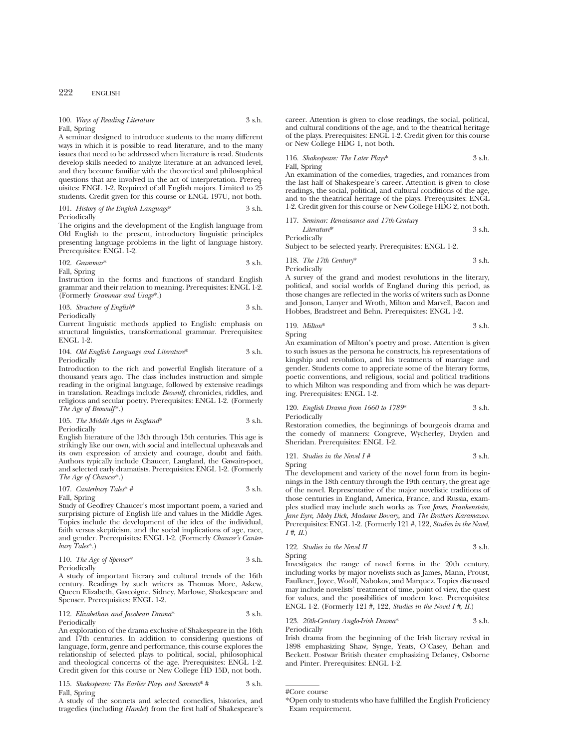100. *Ways of Reading Literature* 3 s.h.
Fall, Spring
A seminar designed to introduce students to the many different ways in which it is possible to read literature, and to the many issues that need to be addressed when literature is read. Students develop skills needed to analyze literature at an advanced level, and they become familiar with the theoretical and philosophical questions that are involved in the act of interpretation. Prerequisites: ENGL 1-2. Required of all English majors. Limited to 25 students. Credit given for this course or ENGL 197U, not both.

101. *History of the English Language** 3 s.h.
Periodically
The origins and the development of the English language from Old English to the present, introductory linguistic principles presenting language problems in the light of language history. Prerequisites: ENGL 1-2.

102. *Grammar** 3 s.h.
Fall, Spring
Instruction in the forms and functions of standard English grammar and their relation to meaning. Prerequisites: ENGL 1-2. (Formerly *Grammar and Usage**.)

103. *Structure of English** 3 s.h.
Periodically
Current linguistic methods applied to English: emphasis on structural linguistics, transformational grammar. Prerequisites: ENGL 1-2.

104. *Old English Language and Literature** 3 s.h.
Periodically
Introduction to the rich and powerful English literature of a thousand years ago. The class includes instruction and simple reading in the original language, followed by extensive readings in translation. Readings include *Beowulf*, chronicles, riddles, and religious and secular poetry. Prerequisites: ENGL 1-2. (Formerly *The Age of Beowulf**.)

105. *The Middle Ages in England** 3 s.h.
Periodically
English literature of the 13th through 15th centuries. This age is strikingly like our own, with social and intellectual upheavals and its own expression of anxiety and courage, doubt and faith. Authors typically include Chaucer, Langland, the Gawain-poet, and selected early dramatists. Prerequisites: ENGL 1-2. (Formerly *The Age of Chaucer**.)

107. *Canterbury Tales** # 3 s.h.
Fall, Spring
Study of Geoffrey Chaucer's most important poem, a varied and surprising picture of English life and values in the Middle Ages. Topics include the development of the idea of the individual, faith versus skepticism, and the social implications of age, race, and gender. Prerequisites: ENGL 1-2. (Formerly *Chaucer's Canterbury Tales**.)

110. *The Age of Spenser** 3 s.h.
Periodically
A study of important literary and cultural trends of the 16th century. Readings by such writers as Thomas More, Askew, Queen Elizabeth, Gascoigne, Sidney, Marlowe, Shakespeare and Spenser. Prerequisites: ENGL 1-2.

112. *Elizabethan and Jacobean Drama** 3 s.h.
Periodically
An exploration of the drama exclusive of Shakespeare in the 16th and 17th centuries. In addition to considering questions of language, form, genre and performance, this course explores the relationship of selected plays to political, social, philosophical and theological concerns of the age. Prerequisites: ENGL 1-2. Credit given for this course or New College HD 15D, not both.

115. *Shakespeare: The Earlier Plays and Sonnets** # 3 s.h.
Fall, Spring
A study of the sonnets and selected comedies, histories, and tragedies (including *Hamlet*) from the first half of Shakespeare's career. Attention is given to close readings, the social, political, and cultural conditions of the age, and to the theatrical heritage of the plays. Prerequisites: ENGL 1-2. Credit given for this course or New College HDG 1, not both.

116. *Shakespeare: The Later Plays** 3 s.h.
Fall, Spring
An examination of the comedies, tragedies, and romances from the last half of Shakespeare's career. Attention is given to close readings, the social, political, and cultural conditions of the age, and to the theatrical heritage of the plays. Prerequisites: ENGL 1-2. Credit given for this course or New College HDG 2, not both.

117. *Seminar: Renaissance and 17th-Century Literature** 3 s.h.
Periodically
Subject to be selected yearly. Prerequisites: ENGL 1-2.

118. *The 17th Century** 3 s.h.
Periodically
A survey of the grand and modest revolutions in the literary, political, and social worlds of England during this period, as those changes are reflected in the works of writers such as Donne and Jonson, Lanyer and Wroth, Milton and Marvell, Bacon and Hobbes, Bradstreet and Behn. Prerequisites: ENGL 1-2.

119. *Milton** 3 s.h.
Spring
An examination of Milton's poetry and prose. Attention is given to such issues as the persona he constructs, his representations of kingship and revolution, and his treatments of marriage and gender. Students come to appreciate some of the literary forms, poetic conventions, and religious, social and political traditions to which Milton was responding and from which he was departing. Prerequisites: ENGL 1-2.

120. *English Drama from 1660 to 1789** 3 s.h.
Periodically
Restoration comedies, the beginnings of bourgeois drama and the comedy of manners: Congreve, Wycherley, Dryden and Sheridan. Prerequisites: ENGL 1-2.

121. *Studies in the Novel I* # 3 s.h.
Spring
The development and variety of the novel form from its beginnings in the 18th century through the 19th century, the great age of the novel. Representative of the major novelistic traditions of those centuries in England, America, France, and Russia, examples studied may include such works as *Tom Jones, Frankenstein, Jane Eyre, Moby Dick, Madame Bovary,* and *The Brothers Karamazov.* Prerequisites: ENGL 1-2. (Formerly 121 #, 122, *Studies in the Novel, I #, II.*)

122. *Studies in the Novel II* 3 s.h.
Spring
Investigates the range of novel forms in the 20th century, including works by major novelists such as James, Mann, Proust, Faulkner, Joyce, Woolf, Nabokov, and Marquez. Topics discussed may include novelists' treatment of time, point of view, the quest for values, and the possibilities of modern love. Prerequisites: ENGL 1-2. (Formerly 121 #, 122, *Studies in the Novel I #, II.*)

123. *20th-Century Anglo-Irish Drama** 3 s.h.
Periodically
Irish drama from the beginning of the Irish literary revival in 1898 emphasizing Shaw, Synge, Yeats, O'Casey, Behan and Beckett. Postwar British theater emphasizing Delaney, Osborne and Pinter. Prerequisites: ENGL 1-2.

---

#Core course

*Open only to students who have fulfilled the English Proficiency Exam requirement.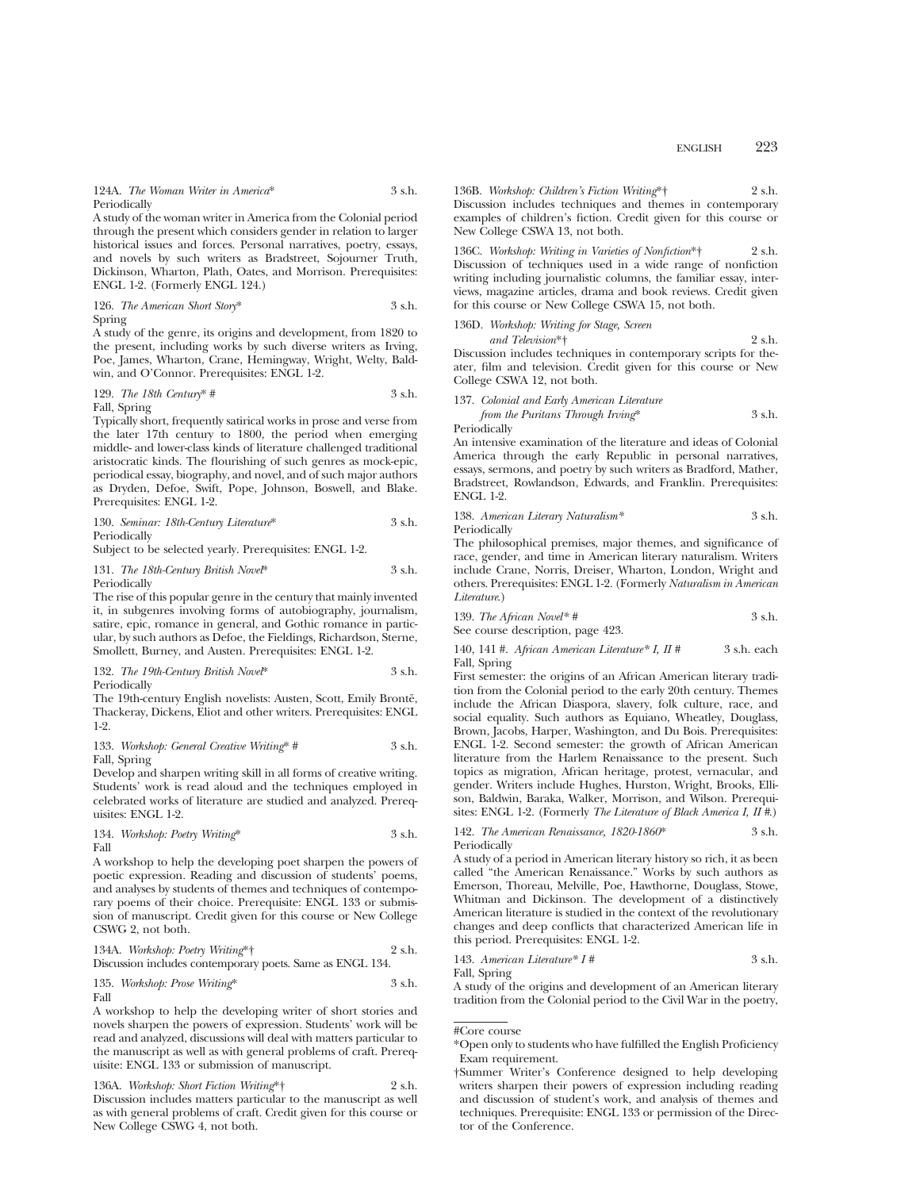124A. *The Woman Writer in America** 3 s.h.
Periodically

A study of the woman writer in America from the Colonial period through the present which considers gender in relation to larger historical issues and forces. Personal narratives, poetry, essays, and novels by such writers as Bradstreet, Sojourner Truth, Dickinson, Wharton, Plath, Oates, and Morrison. Prerequisites: ENGL 1-2. (Formerly ENGL 124.)

126. *The American Short Story** 3 s.h.
Spring

A study of the genre, its origins and development, from 1820 to the present, including works by such diverse writers as Irving, Poe, James, Wharton, Crane, Hemingway, Wright, Welty, Baldwin, and O'Connor. Prerequisites: ENGL 1-2.

129. *The 18th Century** # 3 s.h.
Fall, Spring

Typically short, frequently satirical works in prose and verse from the later 17th century to 1800, the period when emerging middle- and lower-class kinds of literature challenged traditional aristocratic kinds. The flourishing of such genres as mock-epic, periodical essay, biography, and novel, and of such major authors as Dryden, Defoe, Swift, Pope, Johnson, Boswell, and Blake. Prerequisites: ENGL 1-2.

130. *Seminar: 18th-Century Literature** 3 s.h.
Periodically

Subject to be selected yearly. Prerequisites: ENGL 1-2.

131. *The 18th-Century British Novel** 3 s.h.
Periodically

The rise of this popular genre in the century that mainly invented it, in subgenres involving forms of autobiography, journalism, satire, epic, romance in general, and Gothic romance in particular, by such authors as Defoe, the Fieldings, Richardson, Sterne, Smollett, Burney, and Austen. Prerequisites: ENGL 1-2.

132. *The 19th-Century British Novel** 3 s.h.
Periodically

The 19th-century English novelists: Austen, Scott, Emily Brontë, Thackeray, Dickens, Eliot and other writers. Prerequisites: ENGL 1-2.

133. *Workshop: General Creative Writing** # 3 s.h.
Fall, Spring

Develop and sharpen writing skill in all forms of creative writing. Students' work is read aloud and the techniques employed in celebrated works of literature are studied and analyzed. Prerequisites: ENGL 1-2.

134. *Workshop: Poetry Writing** 3 s.h.
Fall

A workshop to help the developing poet sharpen the powers of poetic expression. Reading and discussion of students' poems, and analyses by students of themes and techniques of contemporary poems of their choice. Prerequisite: ENGL 133 or submission of manuscript. Credit given for this course or New College CSWG 2, not both.

134A. *Workshop: Poetry Writing**† 2 s.h.
Discussion includes contemporary poets. Same as ENGL 134.

135. *Workshop: Prose Writing** 3 s.h.
Fall

A workshop to help the developing writer of short stories and novels sharpen the powers of expression. Students' work will be read and analyzed, discussions will deal with matters particular to the manuscript as well as with general problems of craft. Prerequisite: ENGL 133 or submission of manuscript.

136A. *Workshop: Short Fiction Writing**† 2 s.h.
Discussion includes matters particular to the manuscript as well as with general problems of craft. Credit given for this course or New College CSWG 4, not both.

136B. *Workshop: Children's Fiction Writing**† 2 s.h.
Discussion includes techniques and themes in contemporary examples of children's fiction. Credit given for this course or New College CSWA 13, not both.

136C. *Workshop: Writing in Varieties of Nonfiction**† 2 s.h.
Discussion of techniques used in a wide range of nonfiction writing including journalistic columns, the familiar essay, interviews, magazine articles, drama and book reviews. Credit given for this course or New College CSWA 15, not both.

136D. *Workshop: Writing for Stage, Screen and Television**† 2 s.h.
Discussion includes techniques in contemporary scripts for theater, film and television. Credit given for this course or New College CSWA 12, not both.

137. *Colonial and Early American Literature from the Puritans Through Irving** 3 s.h.
Periodically

An intensive examination of the literature and ideas of Colonial America through the early Republic in personal narratives, essays, sermons, and poetry by such writers as Bradford, Mather, Bradstreet, Rowlandson, Edwards, and Franklin. Prerequisites: ENGL 1-2.

138. *American Literary Naturalism** 3 s.h.
Periodically

The philosophical premises, major themes, and significance of race, gender, and time in American literary naturalism. Writers include Crane, Norris, Dreiser, Wharton, London, Wright and others. Prerequisites: ENGL 1-2. (Formerly *Naturalism in American Literature.*)

139. *The African Novel** # 3 s.h.
See course description, page 423.

140, 141 #. *African American Literature* I, II* # 3 s.h. each
Fall, Spring

First semester: the origins of an African American literary tradition from the Colonial period to the early 20th century. Themes include the African Diaspora, slavery, folk culture, race, and social equality. Such authors as Equiano, Wheatley, Douglass, Brown, Jacobs, Harper, Washington, and Du Bois. Prerequisites: ENGL 1-2. Second semester: the growth of African American literature from the Harlem Renaissance to the present. Such topics as migration, African heritage, protest, vernacular, and gender. Writers include Hughes, Hurston, Wright, Brooks, Ellison, Baldwin, Baraka, Walker, Morrison, and Wilson. Prerequisites: ENGL 1-2. (Formerly *The Literature of Black America I, II #.*)

142. *The American Renaissance, 1820-1860** 3 s.h.
Periodically

A study of a period in American literary history so rich, it as been called "the American Renaissance." Works by such authors as Emerson, Thoreau, Melville, Poe, Hawthorne, Douglass, Stowe, Whitman and Dickinson. The development of a distinctively American literature is studied in the context of the revolutionary changes and deep conflicts that characterized American life in this period. Prerequisites: ENGL 1-2.

143. *American Literature* I* # 3 s.h.
Fall, Spring

A study of the origins and development of an American literary tradition from the Colonial period to the Civil War in the poetry,

---

#Core course

*Open only to students who have fulfilled the English Proficiency Exam requirement.

†Summer Writer's Conference designed to help developing writers sharpen their powers of expression including reading and discussion of student's work, and analysis of themes and techniques. Prerequisite: ENGL 133 or permission of the Director of the Conference.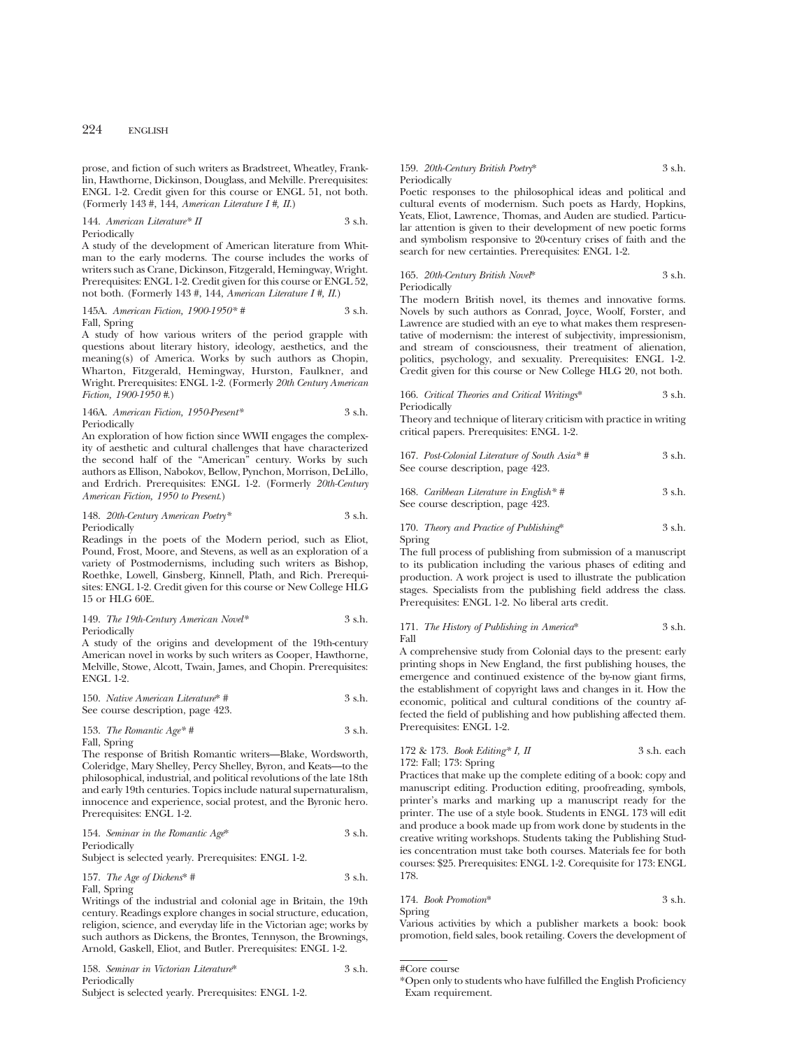prose, and fiction of such writers as Bradstreet, Wheatley, Franklin, Hawthorne, Dickinson, Douglass, and Melville. Prerequisites: ENGL 1-2. Credit given for this course or ENGL 51, not both. (Formerly 143 #, 144, *American Literature I #, II.*)

144. *American Literature* II* 3 s.h.
Periodically
A study of the development of American literature from Whitman to the early moderns. The course includes the works of writers such as Crane, Dickinson, Fitzgerald, Hemingway, Wright. Prerequisites: ENGL 1-2. Credit given for this course or ENGL 52, not both. (Formerly 143 #, 144, *American Literature I #, II.*)

145A. *American Fiction, 1900-1950* #* 3 s.h.
Fall, Spring
A study of how various writers of the period grapple with questions about literary history, ideology, aesthetics, and the meaning(s) of America. Works by such authors as Chopin, Wharton, Fitzgerald, Hemingway, Hurston, Faulkner, and Wright. Prerequisites: ENGL 1-2. (Formerly *20th Century American Fiction, 1900-1950 #.*)

146A. *American Fiction, 1950-Present** 3 s.h.
Periodically
An exploration of how fiction since WWII engages the complexity of aesthetic and cultural challenges that have characterized the second half of the "American" century. Works by such authors as Ellison, Nabokov, Bellow, Pynchon, Morrison, DeLillo, and Erdrich. Prerequisites: ENGL 1-2. (Formerly *20th-Century American Fiction, 1950 to Present.*)

148. *20th-Century American Poetry** 3 s.h.
Periodically
Readings in the poets of the Modern period, such as Eliot, Pound, Frost, Moore, and Stevens, as well as an exploration of a variety of Postmodernisms, including such writers as Bishop, Roethke, Lowell, Ginsberg, Kinnell, Plath, and Rich. Prerequisites: ENGL 1-2. Credit given for this course or New College HLG 15 or HLG 60E.

149. *The 19th-Century American Novel** 3 s.h.
Periodically
A study of the origins and development of the 19th-century American novel in works by such writers as Cooper, Hawthorne, Melville, Stowe, Alcott, Twain, James, and Chopin. Prerequisites: ENGL 1-2.

150. *Native American Literature* #* 3 s.h.
See course description, page 423.

153. *The Romantic Age* #* 3 s.h.
Fall, Spring
The response of British Romantic writers—Blake, Wordsworth, Coleridge, Mary Shelley, Percy Shelley, Byron, and Keats—to the philosophical, industrial, and political revolutions of the late 18th and early 19th centuries. Topics include natural supernaturalism, innocence and experience, social protest, and the Byronic hero. Prerequisites: ENGL 1-2.

154. *Seminar in the Romantic Age** 3 s.h.
Periodically
Subject is selected yearly. Prerequisites: ENGL 1-2.

157. *The Age of Dickens* #* 3 s.h.
Fall, Spring
Writings of the industrial and colonial age in Britain, the 19th century. Readings explore changes in social structure, education, religion, science, and everyday life in the Victorian age; works by such authors as Dickens, the Brontes, Tennyson, the Brownings, Arnold, Gaskell, Eliot, and Butler. Prerequisites: ENGL 1-2.

158. *Seminar in Victorian Literature** 3 s.h.
Periodically
Subject is selected yearly. Prerequisites: ENGL 1-2.

159. *20th-Century British Poetry** 3 s.h.
Periodically
Poetic responses to the philosophical ideas and political and cultural events of modernism. Such poets as Hardy, Hopkins, Yeats, Eliot, Lawrence, Thomas, and Auden are studied. Particular attention is given to their development of new poetic forms and symbolism responsive to 20-century crises of faith and the search for new certainties. Prerequisites: ENGL 1-2.

165. *20th-Century British Novel** 3 s.h.
Periodically
The modern British novel, its themes and innovative forms. Novels by such authors as Conrad, Joyce, Woolf, Forster, and Lawrence are studied with an eye to what makes them respresentative of modernism: the interest of subjectivity, impressionism, and stream of consciousness, their treatment of alienation, politics, psychology, and sexuality. Prerequisites: ENGL 1-2. Credit given for this course or New College HLG 20, not both.

166. *Critical Theories and Critical Writings** 3 s.h.
Periodically
Theory and technique of literary criticism with practice in writing critical papers. Prerequisites: ENGL 1-2.

167. *Post-Colonial Literature of South Asia* #* 3 s.h.
See course description, page 423.

168. *Caribbean Literature in English* #* 3 s.h.
See course description, page 423.

170. *Theory and Practice of Publishing** 3 s.h.
Spring
The full process of publishing from submission of a manuscript to its publication including the various phases of editing and production. A work project is used to illustrate the publication stages. Specialists from the publishing field address the class. Prerequisites: ENGL 1-2. No liberal arts credit.

171. *The History of Publishing in America** 3 s.h.
Fall
A comprehensive study from Colonial days to the present: early printing shops in New England, the first publishing houses, the emergence and continued existence of the by-now giant firms, the establishment of copyright laws and changes in it. How the economic, political and cultural conditions of the country affected the field of publishing and how publishing affected them. Prerequisites: ENGL 1-2.

172 & 173. *Book Editing* I, II* 3 s.h. each
172: Fall; 173: Spring
Practices that make up the complete editing of a book: copy and manuscript editing. Production editing, proofreading, symbols, printer's marks and marking up a manuscript ready for the printer. The use of a style book. Students in ENGL 173 will edit and produce a book made up from work done by students in the creative writing workshops. Students taking the Publishing Studies concentration must take both courses. Materials fee for both courses: $25. Prerequisites: ENGL 1-2. Corequisite for 173: ENGL 178.

174. *Book Promotion** 3 s.h.
Spring
Various activities by which a publisher markets a book: book promotion, field sales, book retailing. Covers the development of

#Core course
*Open only to students who have fulfilled the English Proficiency Exam requirement.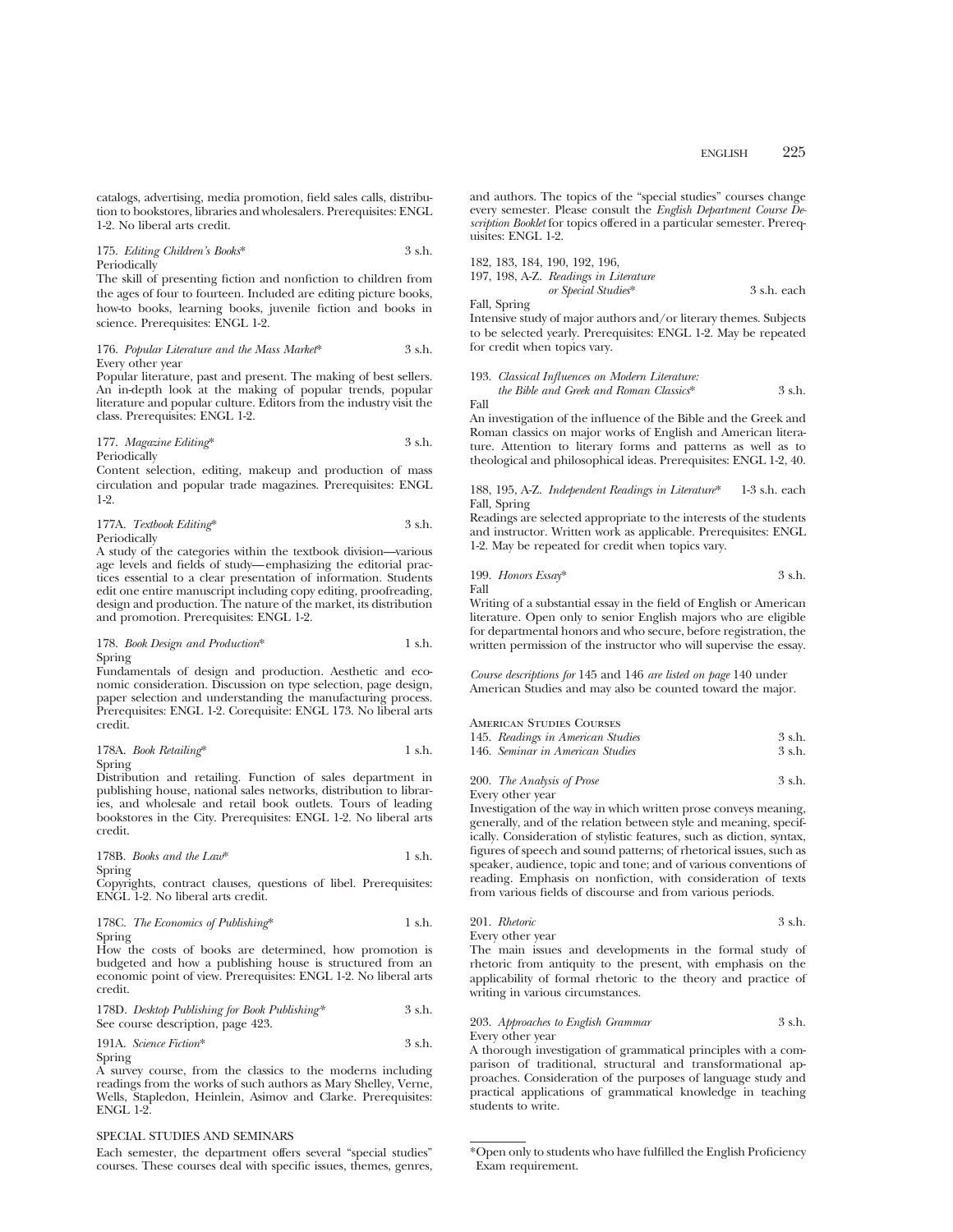catalogs, advertising, media promotion, field sales calls, distribution to bookstores, libraries and wholesalers. Prerequisites: ENGL 1-2. No liberal arts credit.

175. *Editing Children's Books** 3 s.h.
Periodically
The skill of presenting fiction and nonfiction to children from the ages of four to fourteen. Included are editing picture books, how-to books, learning books, juvenile fiction and books in science. Prerequisites: ENGL 1-2.

176. *Popular Literature and the Mass Market** 3 s.h.
Every other year
Popular literature, past and present. The making of best sellers. An in-depth look at the making of popular trends, popular literature and popular culture. Editors from the industry visit the class. Prerequisites: ENGL 1-2.

177. *Magazine Editing** 3 s.h.
Periodically
Content selection, editing, makeup and production of mass circulation and popular trade magazines. Prerequisites: ENGL 1-2.

177A. *Textbook Editing** 3 s.h.
Periodically
A study of the categories within the textbook division—various age levels and fields of study—emphasizing the editorial practices essential to a clear presentation of information. Students edit one entire manuscript including copy editing, proofreading, design and production. The nature of the market, its distribution and promotion. Prerequisites: ENGL 1-2.

178. *Book Design and Production** 1 s.h.
Spring
Fundamentals of design and production. Aesthetic and economic consideration. Discussion on type selection, page design, paper selection and understanding the manufacturing process. Prerequisites: ENGL 1-2. Corequisite: ENGL 173. No liberal arts credit.

178A. *Book Retailing** 1 s.h.
Spring
Distribution and retailing. Function of sales department in publishing house, national sales networks, distribution to libraries, and wholesale and retail book outlets. Tours of leading bookstores in the City. Prerequisites: ENGL 1-2. No liberal arts credit.

178B. *Books and the Law** 1 s.h.
Spring
Copyrights, contract clauses, questions of libel. Prerequisites: ENGL 1-2. No liberal arts credit.

178C. *The Economics of Publishing** 1 s.h.
Spring
How the costs of books are determined, how promotion is budgeted and how a publishing house is structured from an economic point of view. Prerequisites: ENGL 1-2. No liberal arts credit.

178D. *Desktop Publishing for Book Publishing** 3 s.h.
See course description, page 423.

191A. *Science Fiction** 3 s.h.
Spring
A survey course, from the classics to the moderns including readings from the works of such authors as Mary Shelley, Verne, Wells, Stapledon, Heinlein, Asimov and Clarke. Prerequisites: ENGL 1-2.

## SPECIAL STUDIES AND SEMINARS

Each semester, the department offers several "special studies" courses. These courses deal with specific issues, themes, genres, and authors. The topics of the "special studies" courses change every semester. Please consult the *English Department Course Description Booklet* for topics offered in a particular semester. Prerequisites: ENGL 1-2.

182, 183, 184, 190, 192, 196,
197, 198, A-Z. *Readings in Literature or Special Studies** 3 s.h. each
Fall, Spring
Intensive study of major authors and/or literary themes. Subjects to be selected yearly. Prerequisites: ENGL 1-2. May be repeated for credit when topics vary.

193. *Classical Influences on Modern Literature: the Bible and Greek and Roman Classics** 3 s.h.
Fall
An investigation of the influence of the Bible and the Greek and Roman classics on major works of English and American literature. Attention to literary forms and patterns as well as to theological and philosophical ideas. Prerequisites: ENGL 1-2, 40.

188, 195, A-Z. *Independent Readings in Literature** 1-3 s.h. each
Fall, Spring
Readings are selected appropriate to the interests of the students and instructor. Written work as applicable. Prerequisites: ENGL 1-2. May be repeated for credit when topics vary.

199. *Honors Essay** 3 s.h.
Fall
Writing of a substantial essay in the field of English or American literature. Open only to senior English majors who are eligible for departmental honors and who secure, before registration, the written permission of the instructor who will supervise the essay.

*Course descriptions for* 145 and 146 *are listed on page* 140 under American Studies and may also be counted toward the major.

AMERICAN STUDIES COURSES
145. *Readings in American Studies* 3 s.h.
146. *Seminar in American Studies* 3 s.h.

200. *The Analysis of Prose* 3 s.h.
Every other year
Investigation of the way in which written prose conveys meaning, generally, and of the relation between style and meaning, specifically. Consideration of stylistic features, such as diction, syntax, figures of speech and sound patterns; of rhetorical issues, such as speaker, audience, topic and tone; and of various conventions of reading. Emphasis on nonfiction, with consideration of texts from various fields of discourse and from various periods.

201. *Rhetoric* 3 s.h.
Every other year
The main issues and developments in the formal study of rhetoric from antiquity to the present, with emphasis on the applicability of formal rhetoric to the theory and practice of writing in various circumstances.

203. *Approaches to English Grammar* 3 s.h.
Every other year
A thorough investigation of grammatical principles with a comparison of traditional, structural and transformational approaches. Consideration of the purposes of language study and practical applications of grammatical knowledge in teaching students to write.

---

*Open only to students who have fulfilled the English Proficiency Exam requirement.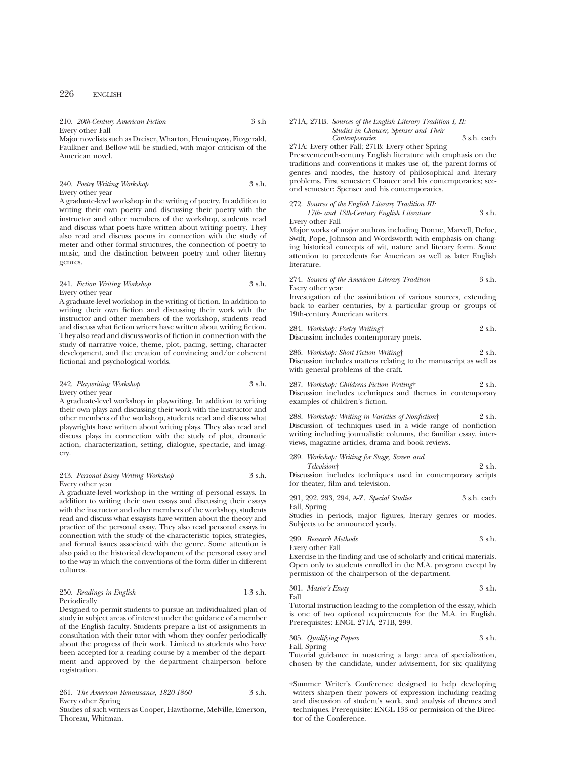210. *20th-Century American Fiction* 3 s.h
Every other Fall
Major novelists such as Dreiser, Wharton, Hemingway, Fitzgerald, Faulkner and Bellow will be studied, with major criticism of the American novel.

240. *Poetry Writing Workshop* 3 s.h.
Every other year
A graduate-level workshop in the writing of poetry. In addition to writing their own poetry and discussing their poetry with the instructor and other members of the workshop, students read and discuss what poets have written about writing poetry. They also read and discuss poems in connection with the study of meter and other formal structures, the connection of poetry to music, and the distinction between poetry and other literary genres.

241. *Fiction Writing Workshop* 3 s.h.
Every other year
A graduate-level workshop in the writing of fiction. In addition to writing their own fiction and discussing their work with the instructor and other members of the workshop, students read and discuss what fiction writers have written about writing fiction. They also read and discuss works of fiction in connection with the study of narrative voice, theme, plot, pacing, setting, character development, and the creation of convincing and/or coherent fictional and psychological worlds.

242. *Playwriting Workshop* 3 s.h.
Every other year
A graduate-level workshop in playwriting. In addition to writing their own plays and discussing their work with the instructor and other members of the workshop, students read and discuss what playwrights have written about writing plays. They also read and discuss plays in connection with the study of plot, dramatic action, characterization, setting, dialogue, spectacle, and imagery.

243. *Personal Essay Writing Workshop* 3 s.h.
Every other year
A graduate-level workshop in the writing of personal essays. In addition to writing their own essays and discussing their essays with the instructor and other members of the workshop, students read and discuss what essayists have written about the theory and practice of the personal essay. They also read personal essays in connection with the study of the characteristic topics, strategies, and formal issues associated with the genre. Some attention is also paid to the historical development of the personal essay and to the way in which the conventions of the form differ in different cultures.

250. *Readings in English* 1-3 s.h.
Periodically
Designed to permit students to pursue an individualized plan of study in subject areas of interest under the guidance of a member of the English faculty. Students prepare a list of assignments in consultation with their tutor with whom they confer periodically about the progress of their work. Limited to students who have been accepted for a reading course by a member of the department and approved by the department chairperson before registration.

261. *The American Renaissance, 1820-1860* 3 s.h.
Every other Spring
Studies of such writers as Cooper, Hawthorne, Melville, Emerson, Thoreau, Whitman.

271A, 271B. *Sources of the English Literary Tradition I, II: Studies in Chaucer, Spenser and Their Contemporaries* 3 s.h. each
271A: Every other Fall; 271B: Every other Spring
Preseventeenth-century English literature with emphasis on the traditions and conventions it makes use of, the parent forms of genres and modes, the history of philosophical and literary problems. First semester: Chaucer and his contemporaries; second semester: Spenser and his contemporaries.

272. *Sources of the English Literary Tradition III: 17th- and 18th-Century English Literature* 3 s.h.
Every other Fall
Major works of major authors including Donne, Marvell, Defoe, Swift, Pope, Johnson and Wordsworth with emphasis on changing historical concepts of wit, nature and literary form. Some attention to precedents for American as well as later English literature.

274. *Sources of the American Literary Tradition* 3 s.h.
Every other year
Investigation of the assimilation of various sources, extending back to earlier centuries, by a particular group or groups of 19th-century American writers.

284. *Workshop: Poetry Writing*† 2 s.h.
Discussion includes contemporary poets.

286. *Workshop: Short Fiction Writing*† 2 s.h.
Discussion includes matters relating to the manuscript as well as with general problems of the craft.

287. *Workshop: Childrens Fiction Writing*† 2 s.h.
Discussion includes techniques and themes in contemporary examples of children's fiction.

288. *Workshop: Writing in Varieties of Nonfiction*† 2 s.h.
Discussion of techniques used in a wide range of nonfiction writing including journalistic columns, the familiar essay, interviews, magazine articles, drama and book reviews.

289. *Workshop: Writing for Stage, Screen and Television*† 2 s.h.
Discussion includes techniques used in contemporary scripts for theater, film and television.

291, 292, 293, 294, A-Z. *Special Studies* 3 s.h. each
Fall, Spring
Studies in periods, major figures, literary genres or modes. Subjects to be announced yearly.

299. *Research Methods* 3 s.h.
Every other Fall
Exercise in the finding and use of scholarly and critical materials. Open only to students enrolled in the M.A. program except by permission of the chairperson of the department.

301. *Master's Essay* 3 s.h.
Fall
Tutorial instruction leading to the completion of the essay, which is one of two optional requirements for the M.A. in English. Prerequisites: ENGL 271A, 271B, 299.

305. *Qualifying Papers* 3 s.h.
Fall, Spring
Tutorial guidance in mastering a large area of specialization, chosen by the candidate, under advisement, for six qualifying

†Summer Writer's Conference designed to help developing writers sharpen their powers of expression including reading and discussion of student's work, and analysis of themes and techniques. Prerequisite: ENGL 133 or permission of the Director of the Conference.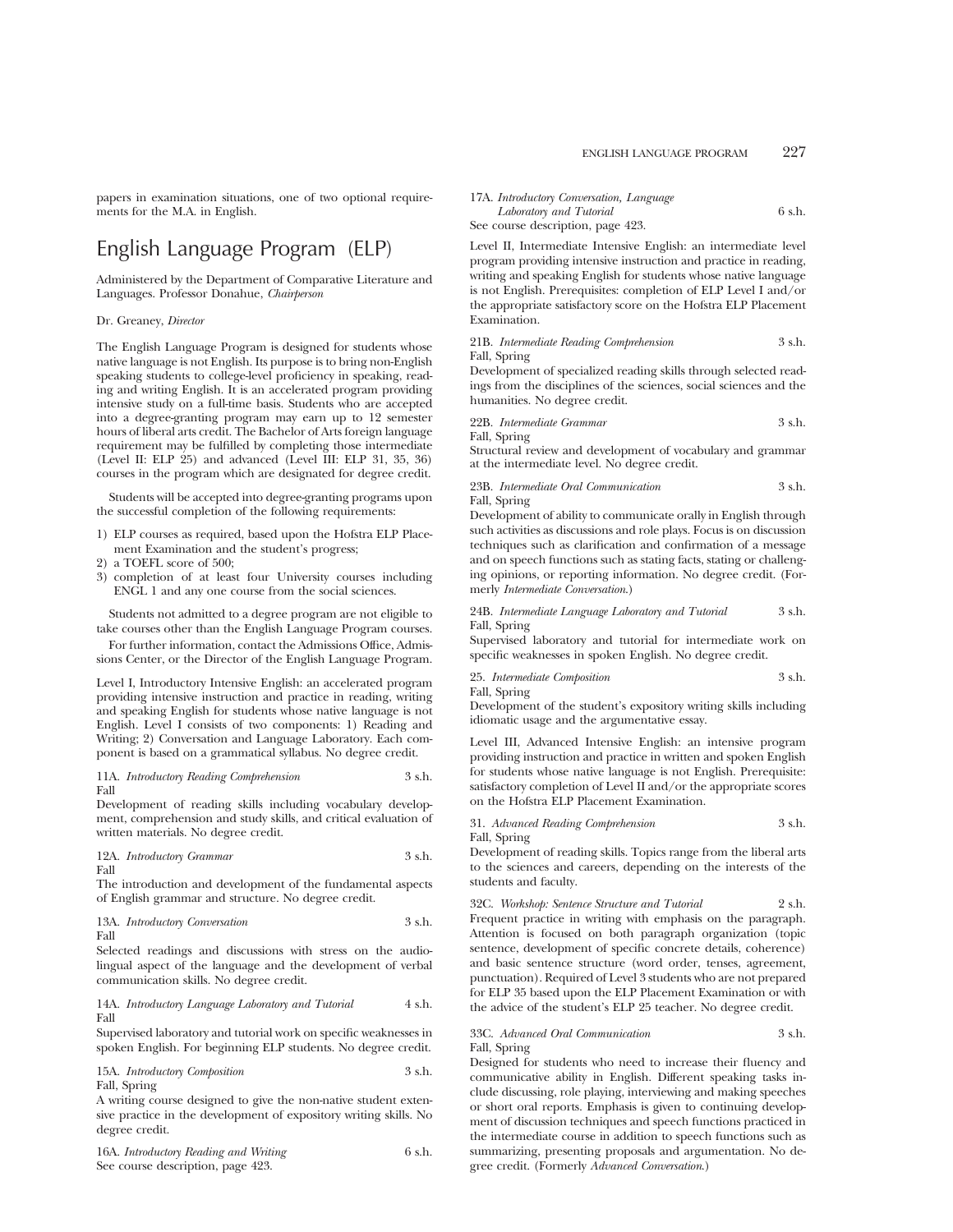papers in examination situations, one of two optional requirements for the M.A. in English.

# English Language Program (ELP)

Administered by the Department of Comparative Literature and Languages. Professor Donahue, *Chairperson*

Dr. Greaney, *Director*

The English Language Program is designed for students whose native language is not English. Its purpose is to bring non-English speaking students to college-level proficiency in speaking, reading and writing English. It is an accelerated program providing intensive study on a full-time basis. Students who are accepted into a degree-granting program may earn up to 12 semester hours of liberal arts credit. The Bachelor of Arts foreign language requirement may be fulfilled by completing those intermediate (Level II: ELP 25) and advanced (Level III: ELP 31, 35, 36) courses in the program which are designated for degree credit.

Students will be accepted into degree-granting programs upon the successful completion of the following requirements:

1) ELP courses as required, based upon the Hofstra ELP Placement Examination and the student's progress;
2) a TOEFL score of 500;
3) completion of at least four University courses including ENGL 1 and any one course from the social sciences.

Students not admitted to a degree program are not eligible to take courses other than the English Language Program courses.

For further information, contact the Admissions Office, Admissions Center, or the Director of the English Language Program.

Level I, Introductory Intensive English: an accelerated program providing intensive instruction and practice in reading, writing and speaking English for students whose native language is not English. Level I consists of two components: 1) Reading and Writing; 2) Conversation and Language Laboratory. Each component is based on a grammatical syllabus. No degree credit.

11A. *Introductory Reading Comprehension* 3 s.h.
Fall
Development of reading skills including vocabulary development, comprehension and study skills, and critical evaluation of written materials. No degree credit.

12A. *Introductory Grammar* 3 s.h.
Fall
The introduction and development of the fundamental aspects of English grammar and structure. No degree credit.

13A. *Introductory Conversation* 3 s.h.
Fall
Selected readings and discussions with stress on the audio-lingual aspect of the language and the development of verbal communication skills. No degree credit.

14A. *Introductory Language Laboratory and Tutorial* 4 s.h.
Fall
Supervised laboratory and tutorial work on specific weaknesses in spoken English. For beginning ELP students. No degree credit.

15A. *Introductory Composition* 3 s.h.
Fall, Spring
A writing course designed to give the non-native student extensive practice in the development of expository writing skills. No degree credit.

16A. *Introductory Reading and Writing* 6 s.h.
See course description, page 423.

17A. *Introductory Conversation, Language Laboratory and Tutorial* 6 s.h.
See course description, page 423.

Level II, Intermediate Intensive English: an intermediate level program providing intensive instruction and practice in reading, writing and speaking English for students whose native language is not English. Prerequisites: completion of ELP Level I and/or the appropriate satisfactory score on the Hofstra ELP Placement Examination.

21B. *Intermediate Reading Comprehension* 3 s.h.
Fall, Spring
Development of specialized reading skills through selected readings from the disciplines of the sciences, social sciences and the humanities. No degree credit.

22B. *Intermediate Grammar* 3 s.h.
Fall, Spring
Structural review and development of vocabulary and grammar at the intermediate level. No degree credit.

23B. *Intermediate Oral Communication* 3 s.h.
Fall, Spring
Development of ability to communicate orally in English through such activities as discussions and role plays. Focus is on discussion techniques such as clarification and confirmation of a message and on speech functions such as stating facts, stating or challenging opinions, or reporting information. No degree credit. (Formerly *Intermediate Conversation.*)

24B. *Intermediate Language Laboratory and Tutorial* 3 s.h.
Fall, Spring
Supervised laboratory and tutorial for intermediate work on specific weaknesses in spoken English. No degree credit.

25. *Intermediate Composition* 3 s.h.
Fall, Spring
Development of the student's expository writing skills including idiomatic usage and the argumentative essay.

Level III, Advanced Intensive English: an intensive program providing instruction and practice in written and spoken English for students whose native language is not English. Prerequisite: satisfactory completion of Level II and/or the appropriate scores on the Hofstra ELP Placement Examination.

31. *Advanced Reading Comprehension* 3 s.h.
Fall, Spring
Development of reading skills. Topics range from the liberal arts to the sciences and careers, depending on the interests of the students and faculty.

32C. *Workshop: Sentence Structure and Tutorial* 2 s.h.
Frequent practice in writing with emphasis on the paragraph. Attention is focused on both paragraph organization (topic sentence, development of specific concrete details, coherence) and basic sentence structure (word order, tenses, agreement, punctuation). Required of Level 3 students who are not prepared for ELP 35 based upon the ELP Placement Examination or with the advice of the student's ELP 25 teacher. No degree credit.

33C. *Advanced Oral Communication* 3 s.h.
Fall, Spring
Designed for students who need to increase their fluency and communicative ability in English. Different speaking tasks include discussing, role playing, interviewing and making speeches or short oral reports. Emphasis is given to continuing development of discussion techniques and speech functions practiced in the intermediate course in addition to speech functions such as summarizing, presenting proposals and argumentation. No degree credit. (Formerly *Advanced Conversation.*)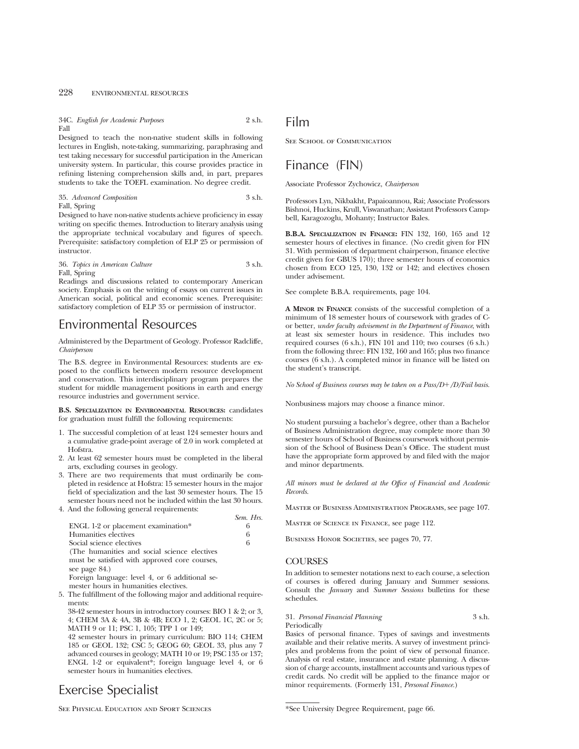34C. *English for Academic Purposes* 2 s.h.
Fall

Designed to teach the non-native student skills in following lectures in English, note-taking, summarizing, paraphrasing and test taking necessary for successful participation in the American university system. In particular, this course provides practice in refining listening comprehension skills and, in part, prepares students to take the TOEFL examination. No degree credit.

35. *Advanced Composition* 3 s.h.
Fall, Spring

Designed to have non-native students achieve proficiency in essay writing on specific themes. Introduction to literary analysis using the appropriate technical vocabulary and figures of speech. Prerequisite: satisfactory completion of ELP 25 or permission of instructor.

36. *Topics in American Culture* 3 s.h.
Fall, Spring

Readings and discussions related to contemporary American society. Emphasis is on the writing of essays on current issues in American social, political and economic scenes. Prerequisite: satisfactory completion of ELP 35 or permission of instructor.

# Environmental Resources

Administered by the Department of Geology. Professor Radcliffe, *Chairperson*

The B.S. degree in Environmental Resources: students are exposed to the conflicts between modern resource development and conservation. This interdisciplinary program prepares the student for middle management positions in earth and energy resource industries and government service.

**B.S. Specialization in Environmental Resources:** candidates for graduation must fulfill the following requirements:

1. The successful completion of at least 124 semester hours and a cumulative grade-point average of 2.0 in work completed at Hofstra.
2. At least 62 semester hours must be completed in the liberal arts, excluding courses in geology.
3. There are two requirements that must ordinarily be completed in residence at Hofstra: 15 semester hours in the major field of specialization and the last 30 semester hours. The 15 semester hours need not be included within the last 30 hours.
4. And the following general requirements:

| | Sem. Hrs. |
|---|---|
| ENGL 1-2 or placement examination* | 6 |
| Humanities electives | 6 |
| Social science electives | 6 |
| (The humanities and social science electives must be satisfied with approved core courses, see page 84.) | |
| Foreign language: level 4, or 6 additional semester hours in humanities electives. | |

5. The fulfillment of the following major and additional requirements:

   38-42 semester hours in introductory courses: BIO 1 & 2; or 3, 4; CHEM 3A & 4A, 3B & 4B; ECO 1, 2; GEOL 1C, 2C or 5; MATH 9 or 11; PSC 1, 105; TPP 1 or 149;

   42 semester hours in primary curriculum: BIO 114; CHEM 185 or GEOL 132; CSC 5; GEOG 60; GEOL 33, plus any 7 advanced courses in geology; MATH 10 or 19; PSC 135 or 137; ENGL 1-2 or equivalent*; foreign language level 4, or 6 semester hours in humanities electives.

# Exercise Specialist

See Physical Education and Sport Sciences

# Film

See School of Communication

# Finance (FIN)

Associate Professor Zychowicz, *Chairperson*

Professors Lyn, Nikbakht, Papaioannou, Rai; Associate Professors Bishnoi, Huckins, Krull, Viswanathan; Assistant Professors Campbell, Karagozoglu, Mohanty; Instructor Bales.

**B.B.A. Specialization in Finance:** FIN 132, 160, 165 and 12 semester hours of electives in finance. (No credit given for FIN 31. With permission of department chairperson, finance elective credit given for GBUS 170); three semester hours of economics chosen from ECO 125, 130, 132 or 142; and electives chosen under advisement.

See complete B.B.A. requirements, page 104.

**A Minor in Finance** consists of the successful completion of a minimum of 18 semester hours of coursework with grades of C- or better, *under faculty advisement in the Department of Finance*, with at least six semester hours in residence. This includes two required courses (6 s.h.), FIN 101 and 110; two courses (6 s.h.) from the following three: FIN 132, 160 and 165; plus two finance courses (6 s.h.). A completed minor in finance will be listed on the student's transcript.

*No School of Business courses may be taken on a Pass/D+/D/Fail basis.*

Nonbusiness majors may choose a finance minor.

No student pursuing a bachelor's degree, other than a Bachelor of Business Administration degree, may complete more than 30 semester hours of School of Business coursework without permission of the School of Business Dean's Office. The student must have the appropriate form approved by and filed with the major and minor departments.

*All minors must be declared at the Office of Financial and Academic Records.*

Master of Business Administration Programs, see page 107.

Master of Science in Finance, see page 112.

Business Honor Societies, see pages 70, 77.

## COURSES

In addition to semester notations next to each course, a selection of courses is offered during January and Summer sessions. Consult the *January* and *Summer Sessions* bulletins for these schedules.

31. *Personal Financial Planning* 3 s.h.
Periodically

Basics of personal finance. Types of savings and investments available and their relative merits. A survey of investment principles and problems from the point of view of personal finance. Analysis of real estate, insurance and estate planning. A discussion of charge accounts, installment accounts and various types of credit cards. No credit will be applied to the finance major or minor requirements. (Formerly 131, *Personal Finance.*)

*See University Degree Requirement, page 66.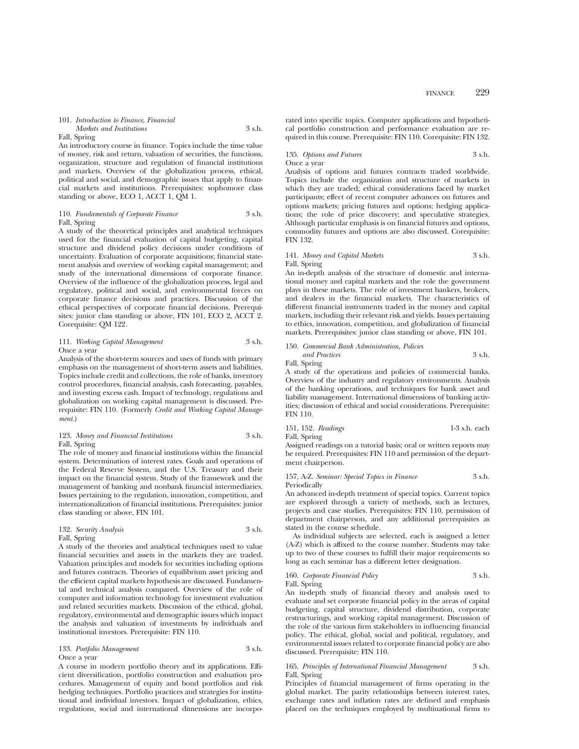101. *Introduction to Finance, Financial Markets and Institutions* 3 s.h.
Fall, Spring

An introductory course in finance. Topics include the time value of money, risk and return, valuation of securities, the functions, organization, structure and regulation of financial institutions and markets. Overview of the globalization process, ethical, political and social, and demographic issues that apply to financial markets and institutions. Prerequisites: sophomore class standing or above, ECO 1, ACCT 1, QM 1.

110. *Fundamentals of Corporate Finance* 3 s.h.
Fall, Spring

A study of the theoretical principles and analytical techniques used for the financial evaluation of capital budgeting, capital structure and dividend policy decisions under conditions of uncertainty. Evaluation of corporate acquisitions; financial statement analysis and overview of working capital management; and study of the international dimensions of corporate finance. Overview of the influence of the globalization process, legal and regulatory, political and social, and environmental forces on corporate finance decisions and practices. Discussion of the ethical perspectives of corporate financial decisions. Prerequisites: junior class standing or above, FIN 101, ECO 2, ACCT 2. Corequisite: QM 122.

111. *Working Capital Management* 3 s.h.
Once a year

Analysis of the short-term sources and uses of funds with primary emphasis on the management of short-term assets and liabilities. Topics include credit and collections, the role of banks, inventory control procedures, financial analysis, cash forecasting, payables, and investing excess cash. Impact of technology, regulations and globalization on working capital management is discussed. Prerequisite: FIN 110. (Formerly *Credit and Working Capital Management.*)

123. *Money and Financial Institutions* 3 s.h.
Fall, Spring

The role of money and financial institutions within the financial system. Determination of interest rates. Goals and operations of the Federal Reserve System, and the U.S. Treasury and their impact on the financial system. Study of the framework and the management of banking and nonbank financial intermediaries. Issues pertaining to the regulation, innovation, competition, and internationalization of financial institutions. Prerequisites: junior class standing or above, FIN 101.

132. *Security Analysis* 3 s.h.
Fall, Spring

A study of the theories and analytical techniques used to value financial securities and assets in the markets they are traded. Valuation principles and models for securities including options and futures contracts. Theories of equilibrium asset pricing and the efficient capital markets hypothesis are discussed. Fundamental and technical analysis compared. Overview of the role of computer and information technology for investment evaluation and related securities markets. Discussion of the ethical, global, regulatory, environmental and demographic issues which impact the analysis and valuation of investments by individuals and institutional investors. Prerequisite: FIN 110.

133. *Portfolio Management* 3 s.h.
Once a year

A course in modern portfolio theory and its applications. Efficient diversification, portfolio construction and evaluation procedures. Management of equity and bond portfolios and risk hedging techniques. Portfolio practices and strategies for institutional and individual investors. Impact of globalization, ethics, regulations, social and international dimensions are incorporated into specific topics. Computer applications and hypothetical portfolio construction and performance evaluation are required in this course. Prerequisite: FIN 110. Corequisite: FIN 132.

135. *Options and Futures* 3 s.h.
Once a year

Analysis of options and futures contracts traded worldwide. Topics include the organization and structure of markets in which they are traded; ethical considerations faced by market participants; effect of recent computer advances on futures and options markets; pricing futures and options; hedging applications; the role of price discovery; and speculative strategies. Although particular emphasis is on financial futures and options, commodity futures and options are also discussed. Corequisite: FIN 132.

141. *Money and Capital Markets* 3 s.h.
Fall, Spring

An in-depth analysis of the structure of domestic and international money and capital markets and the role the government plays in these markets. The role of investment bankers, brokers, and dealers in the financial markets. The characteristics of different financial instruments traded in the money and capital markets, including their relevant risk and yields. Issues pertaining to ethics, innovation, competition, and globalization of financial markets. Prerequisites: junior class standing or above, FIN 101.

150. *Commercial Bank Administration, Policies and Practices* 3 s.h.
Fall, Spring

A study of the operations and policies of commercial banks. Overview of the industry and regulatory environments. Analysis of the banking operations, and techniques for bank asset and liability management. International dimensions of banking activities; discussion of ethical and social considerations. Prerequisite: FIN 110.

151, 152. *Readings* 1-3 s.h. each
Fall, Spring

Assigned readings on a tutorial basis; oral or written reports may be required. Prerequisites: FIN 110 and permission of the department chairperson.

157, A-Z. *Seminar: Special Topics in Finance* 3 s.h.
Periodically

An advanced in-depth treatment of special topics. Current topics are explored through a variety of methods, such as lectures, projects and case studies. Prerequisites: FIN 110, permission of department chairperson, and any additional prerequisites as stated in the course schedule.

As individual subjects are selected, each is assigned a letter (A-Z) which is affixed to the course number. Students may take up to two of these courses to fulfill their major requirements so long as each seminar has a different letter designation.

160. *Corporate Financial Policy* 3 s.h.
Fall, Spring

An in-depth study of financial theory and analysis used to evaluate and set corporate financial policy in the areas of capital budgeting, capital structure, dividend distribution, corporate restructurings, and working capital management. Discussion of the role of the various firm stakeholders in influencing financial policy. The ethical, global, social and political, regulatory, and environmental issues related to corporate financial policy are also discussed. Prerequisite: FIN 110.

165. *Principles of International Financial Management* 3 s.h.
Fall, Spring

Principles of financial management of firms operating in the global market. The parity relationships between interest rates, exchange rates and inflation rates are defined and emphasis placed on the techniques employed by multinational firms to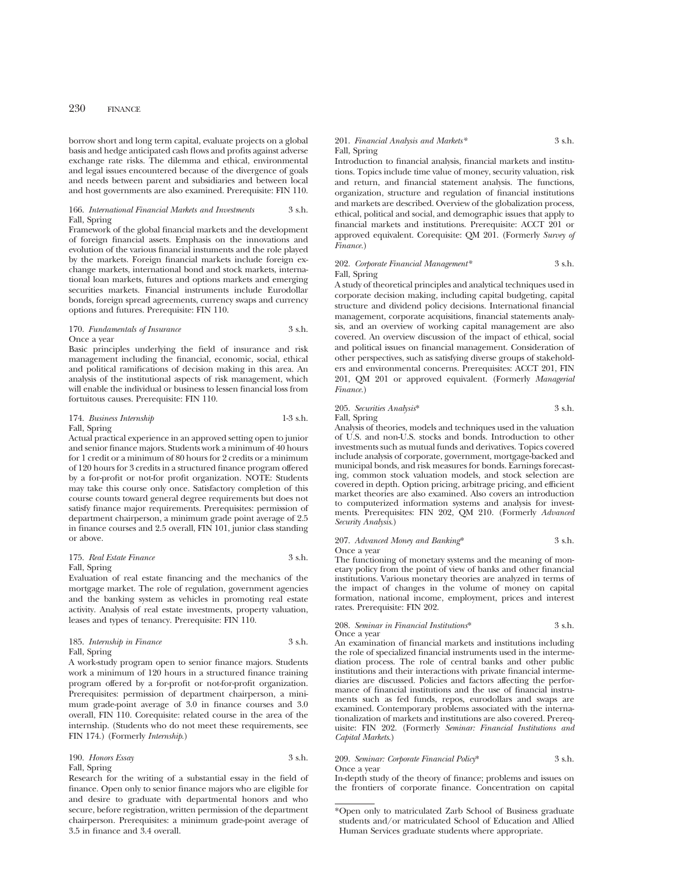borrow short and long term capital, evaluate projects on a global basis and hedge anticipated cash flows and profits against adverse exchange rate risks. The dilemma and ethical, environmental and legal issues encountered because of the divergence of goals and needs between parent and subsidiaries and between local and host governments are also examined. Prerequisite: FIN 110.

166. *International Financial Markets and Investments* 3 s.h.
Fall, Spring

Framework of the global financial markets and the development of foreign financial assets. Emphasis on the innovations and evolution of the various financial instuments and the role played by the markets. Foreign financial markets include foreign exchange markets, international bond and stock markets, international loan markets, futures and options markets and emerging securities markets. Financial instruments include Eurodollar bonds, foreign spread agreements, currency swaps and currency options and futures. Prerequisite: FIN 110.

170. *Fundamentals of Insurance* 3 s.h.
Once a year

Basic principles underlying the field of insurance and risk management including the financial, economic, social, ethical and political ramifications of decision making in this area. An analysis of the institutional aspects of risk management, which will enable the individual or business to lessen financial loss from fortuitous causes. Prerequisite: FIN 110.

174. *Business Internship* 1-3 s.h.
Fall, Spring

Actual practical experience in an approved setting open to junior and senior finance majors. Students work a minimum of 40 hours for 1 credit or a minimum of 80 hours for 2 credits or a minimum of 120 hours for 3 credits in a structured finance program offered by a for-profit or not-for profit organization. NOTE: Students may take this course only once. Satisfactory completion of this course counts toward general degree requirements but does not satisfy finance major requirements. Prerequisites: permission of department chairperson, a minimum grade point average of 2.5 in finance courses and 2.5 overall, FIN 101, junior class standing or above.

175. *Real Estate Finance* 3 s.h.
Fall, Spring

Evaluation of real estate financing and the mechanics of the mortgage market. The role of regulation, government agencies and the banking system as vehicles in promoting real estate activity. Analysis of real estate investments, property valuation, leases and types of tenancy. Prerequisite: FIN 110.

185. *Internship in Finance* 3 s.h.
Fall, Spring

A work-study program open to senior finance majors. Students work a minimum of 120 hours in a structured finance training program offered by a for-profit or not-for-profit organization. Prerequisites: permission of department chairperson, a minimum grade-point average of 3.0 in finance courses and 3.0 overall, FIN 110. Corequisite: related course in the area of the internship. (Students who do not meet these requirements, see FIN 174.) (Formerly *Internship*.)

190. *Honors Essay* 3 s.h.
Fall, Spring

Research for the writing of a substantial essay in the field of finance. Open only to senior finance majors who are eligible for and desire to graduate with departmental honors and who secure, before registration, written permission of the department chairperson. Prerequisites: a minimum grade-point average of 3.5 in finance and 3.4 overall.

201. *Financial Analysis and Markets\** 3 s.h.
Fall, Spring

Introduction to financial analysis, financial markets and institutions. Topics include time value of money, security valuation, risk and return, and financial statement analysis. The functions, organization, structure and regulation of financial institutions and markets are described. Overview of the globalization process, ethical, political and social, and demographic issues that apply to financial markets and institutions. Prerequisite: ACCT 201 or approved equivalent. Corequisite: QM 201. (Formerly *Survey of Finance*.)

202. *Corporate Financial Management\** 3 s.h.
Fall, Spring

A study of theoretical principles and analytical techniques used in corporate decision making, including capital budgeting, capital structure and dividend policy decisions. International financial management, corporate acquisitions, financial statements analysis, and an overview of working capital management are also covered. An overview discussion of the impact of ethical, social and political issues on financial management. Consideration of other perspectives, such as satisfying diverse groups of stakeholders and environmental concerns. Prerequisites: ACCT 201, FIN 201, QM 201 or approved equivalent. (Formerly *Managerial Finance*.)

205. *Securities Analysis\** 3 s.h.
Fall, Spring

Analysis of theories, models and techniques used in the valuation of U.S. and non-U.S. stocks and bonds. Introduction to other investments such as mutual funds and derivatives. Topics covered include analysis of corporate, government, mortgage-backed and municipal bonds, and risk measures for bonds. Earnings forecasting, common stock valuation models, and stock selection are covered in depth. Option pricing, arbitrage pricing, and efficient market theories are also examined. Also covers an introduction to computerized information systems and analysis for investments. Prerequisites: FIN 202, QM 210. (Formerly *Advanced Security Analysis*.)

207. *Advanced Money and Banking\** 3 s.h.
Once a year

The functioning of monetary systems and the meaning of monetary policy from the point of view of banks and other financial institutions. Various monetary theories are analyzed in terms of the impact of changes in the volume of money on capital formation, national income, employment, prices and interest rates. Prerequisite: FIN 202.

208. *Seminar in Financial Institutions\** 3 s.h.
Once a year

An examination of financial markets and institutions including the role of specialized financial instruments used in the intermediation process. The role of central banks and other public institutions and their interactions with private financial intermediaries are discussed. Policies and factors affecting the performance of financial institutions and the use of financial instruments such as fed funds, repos, eurodollars and swaps are examined. Contemporary problems associated with the internationalization of markets and institutions are also covered. Prerequisite: FIN 202. (Formerly *Seminar: Financial Institutions and Capital Markets*.)

209. *Seminar: Corporate Financial Policy\** 3 s.h.
Once a year

In-depth study of the theory of finance; problems and issues on the frontiers of corporate finance. Concentration on capital

\*Open only to matriculated Zarb School of Business graduate students and/or matriculated School of Education and Allied Human Services graduate students where appropriate.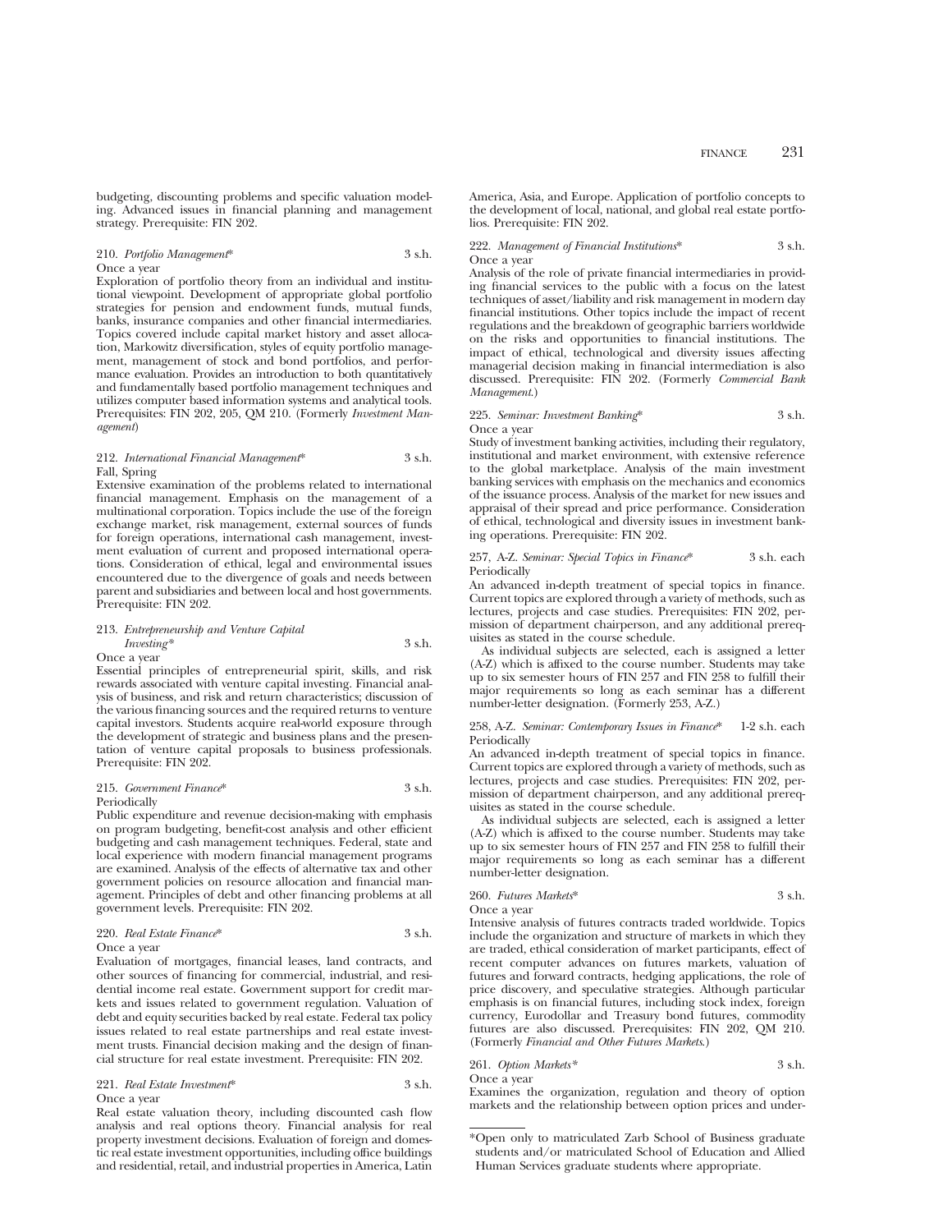budgeting, discounting problems and specific valuation modeling. Advanced issues in financial planning and management strategy. Prerequisite: FIN 202.

210. *Portfolio Management** 3 s.h.
Once a year
Exploration of portfolio theory from an individual and institutional viewpoint. Development of appropriate global portfolio strategies for pension and endowment funds, mutual funds, banks, insurance companies and other financial intermediaries. Topics covered include capital market history and asset allocation, Markowitz diversification, styles of equity portfolio management, management of stock and bond portfolios, and performance evaluation. Provides an introduction to both quantitatively and fundamentally based portfolio management techniques and utilizes computer based information systems and analytical tools. Prerequisites: FIN 202, 205, QM 210. (Formerly *Investment Management*)

212. *International Financial Management** 3 s.h.
Fall, Spring
Extensive examination of the problems related to international financial management. Emphasis on the management of a multinational corporation. Topics include the use of the foreign exchange market, risk management, external sources of funds for foreign operations, international cash management, investment evaluation of current and proposed international operations. Consideration of ethical, legal and environmental issues encountered due to the divergence of goals and needs between parent and subsidiaries and between local and host governments. Prerequisite: FIN 202.

213. *Entrepreneurship and Venture Capital Investing** 3 s.h.
Once a year
Essential principles of entrepreneurial spirit, skills, and risk rewards associated with venture capital investing. Financial analysis of business, and risk and return characteristics; discussion of the various financing sources and the required returns to venture capital investors. Students acquire real-world exposure through the development of strategic and business plans and the presentation of venture capital proposals to business professionals. Prerequisite: FIN 202.

215. *Government Finance** 3 s.h.
Periodically
Public expenditure and revenue decision-making with emphasis on program budgeting, benefit-cost analysis and other efficient budgeting and cash management techniques. Federal, state and local experience with modern financial management programs are examined. Analysis of the effects of alternative tax and other government policies on resource allocation and financial management. Principles of debt and other financing problems at all government levels. Prerequisite: FIN 202.

220. *Real Estate Finance** 3 s.h.
Once a year
Evaluation of mortgages, financial leases, land contracts, and other sources of financing for commercial, industrial, and residential income real estate. Government support for credit markets and issues related to government regulation. Valuation of debt and equity securities backed by real estate. Federal tax policy issues related to real estate partnerships and real estate investment trusts. Financial decision making and the design of financial structure for real estate investment. Prerequisite: FIN 202.

221. *Real Estate Investment** 3 s.h.
Once a year
Real estate valuation theory, including discounted cash flow analysis and real options theory. Financial analysis for real property investment decisions. Evaluation of foreign and domestic real estate investment opportunities, including office buildings and residential, retail, and industrial properties in America, Latin America, Asia, and Europe. Application of portfolio concepts to the development of local, national, and global real estate portfolios. Prerequisite: FIN 202.

222. *Management of Financial Institutions** 3 s.h.
Once a year
Analysis of the role of private financial intermediaries in providing financial services to the public with a focus on the latest techniques of asset/liability and risk management in modern day financial institutions. Other topics include the impact of recent regulations and the breakdown of geographic barriers worldwide on the risks and opportunities to financial institutions. The impact of ethical, technological and diversity issues affecting managerial decision making in financial intermediation is also discussed. Prerequisite: FIN 202. (Formerly *Commercial Bank Management*.)

225. *Seminar: Investment Banking** 3 s.h.
Once a year
Study of investment banking activities, including their regulatory, institutional and market environment, with extensive reference to the global marketplace. Analysis of the main investment banking services with emphasis on the mechanics and economics of the issuance process. Analysis of the market for new issues and appraisal of their spread and price performance. Consideration of ethical, technological and diversity issues in investment banking operations. Prerequisite: FIN 202.

257, A-Z. *Seminar: Special Topics in Finance** 3 s.h. each
Periodically
An advanced in-depth treatment of special topics in finance. Current topics are explored through a variety of methods, such as lectures, projects and case studies. Prerequisites: FIN 202, permission of department chairperson, and any additional prerequisites as stated in the course schedule.

As individual subjects are selected, each is assigned a letter (A-Z) which is affixed to the course number. Students may take up to six semester hours of FIN 257 and FIN 258 to fulfill their major requirements so long as each seminar has a different number-letter designation. (Formerly 253, A-Z.)

258, A-Z. *Seminar: Contemporary Issues in Finance** 1-2 s.h. each
Periodically
An advanced in-depth treatment of special topics in finance. Current topics are explored through a variety of methods, such as lectures, projects and case studies. Prerequisites: FIN 202, permission of department chairperson, and any additional prerequisites as stated in the course schedule.

As individual subjects are selected, each is assigned a letter (A-Z) which is affixed to the course number. Students may take up to six semester hours of FIN 257 and FIN 258 to fulfill their major requirements so long as each seminar has a different number-letter designation.

260. *Futures Markets** 3 s.h.
Once a year
Intensive analysis of futures contracts traded worldwide. Topics include the organization and structure of markets in which they are traded, ethical consideration of market participants, effect of recent computer advances on futures markets, valuation of futures and forward contracts, hedging applications, the role of price discovery, and speculative strategies. Although particular emphasis is on financial futures, including stock index, foreign currency, Eurodollar and Treasury bond futures, commodity futures are also discussed. Prerequisites: FIN 202, QM 210. (Formerly *Financial and Other Futures Markets*.)

261. *Option Markets** 3 s.h.
Once a year
Examines the organization, regulation and theory of option markets and the relationship between option prices and under-

*Open only to matriculated Zarb School of Business graduate students and/or matriculated School of Education and Allied Human Services graduate students where appropriate.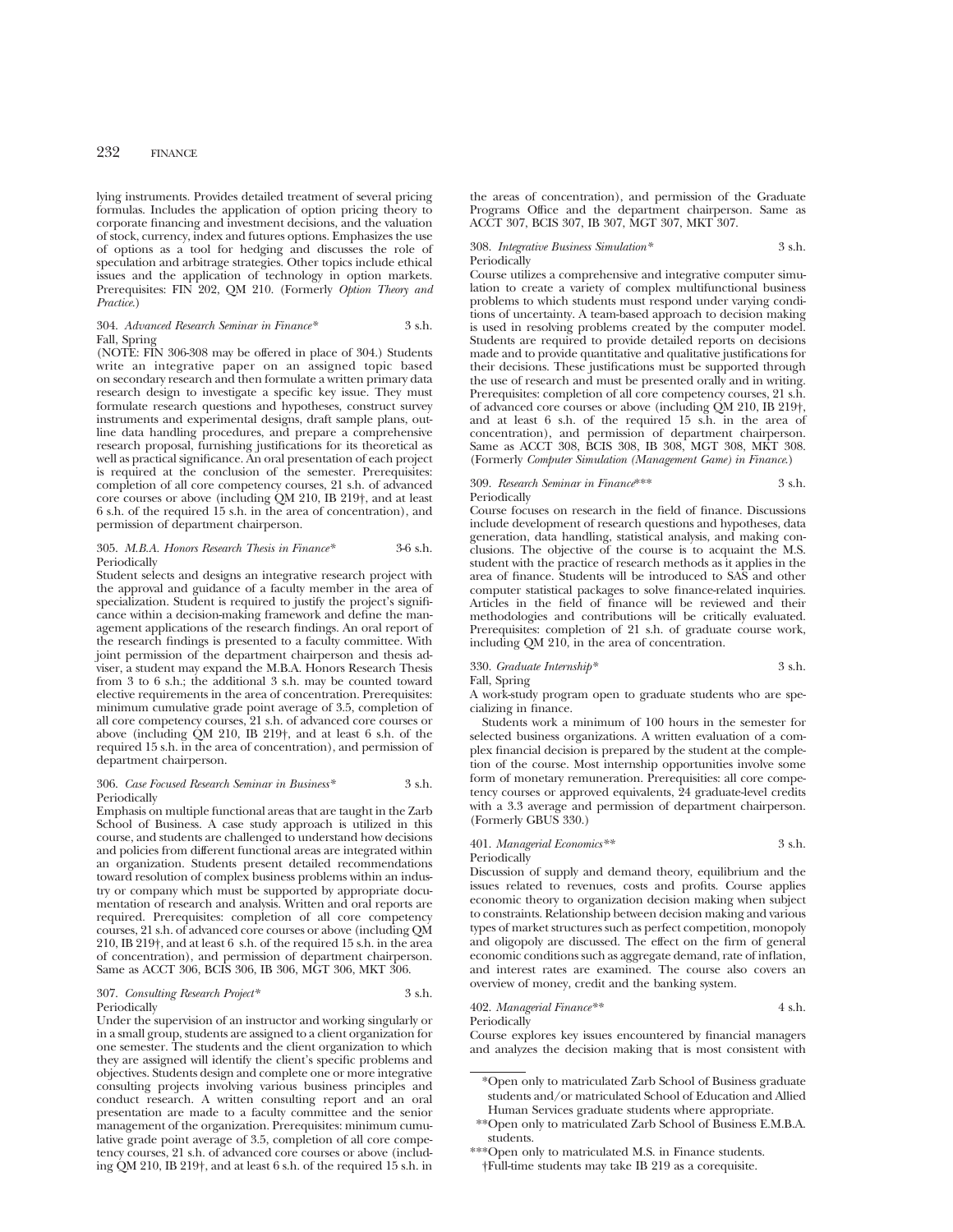lying instruments. Provides detailed treatment of several pricing formulas. Includes the application of option pricing theory to corporate financing and investment decisions, and the valuation of stock, currency, index and futures options. Emphasizes the use of options as a tool for hedging and discusses the role of speculation and arbitrage strategies. Other topics include ethical issues and the application of technology in option markets. Prerequisites: FIN 202, QM 210. (Formerly *Option Theory and Practice*.)

304. *Advanced Research Seminar in Finance** 3 s.h.
Fall, Spring
(NOTE: FIN 306-308 may be offered in place of 304.) Students write an integrative paper on an assigned topic based on secondary research and then formulate a written primary data research design to investigate a specific key issue. They must formulate research questions and hypotheses, construct survey instruments and experimental designs, draft sample plans, outline data handling procedures, and prepare a comprehensive research proposal, furnishing justifications for its theoretical as well as practical significance. An oral presentation of each project is required at the conclusion of the semester. Prerequisites: completion of all core competency courses, 21 s.h. of advanced core courses or above (including QM 210, IB 219†, and at least 6 s.h. of the required 15 s.h. in the area of concentration), and permission of department chairperson.

305. *M.B.A. Honors Research Thesis in Finance** 3-6 s.h.
Periodically
Student selects and designs an integrative research project with the approval and guidance of a faculty member in the area of specialization. Student is required to justify the project's significance within a decision-making framework and define the management applications of the research findings. An oral report of the research findings is presented to a faculty committee. With joint permission of the department chairperson and thesis adviser, a student may expand the M.B.A. Honors Research Thesis from 3 to 6 s.h.; the additional 3 s.h. may be counted toward elective requirements in the area of concentration. Prerequisites: minimum cumulative grade point average of 3.5, completion of all core competency courses, 21 s.h. of advanced core courses or above (including QM 210, IB 219†, and at least 6 s.h. of the required 15 s.h. in the area of concentration), and permission of department chairperson.

306. *Case Focused Research Seminar in Business** 3 s.h.
Periodically
Emphasis on multiple functional areas that are taught in the Zarb School of Business. A case study approach is utilized in this course, and students are challenged to understand how decisions and policies from different functional areas are integrated within an organization. Students present detailed recommendations toward resolution of complex business problems within an industry or company which must be supported by appropriate documentation of research and analysis. Written and oral reports are required. Prerequisites: completion of all core competency courses, 21 s.h. of advanced core courses or above (including QM 210, IB 219†, and at least 6 s.h. of the required 15 s.h. in the area of concentration), and permission of department chairperson. Same as ACCT 306, BCIS 306, IB 306, MGT 306, MKT 306.

307. *Consulting Research Project** 3 s.h.
Periodically
Under the supervision of an instructor and working singularly or in a small group, students are assigned to a client organization for one semester. The students and the client organization to which they are assigned will identify the client's specific problems and objectives. Students design and complete one or more integrative consulting projects involving various business principles and conduct research. A written consulting report and an oral presentation are made to a faculty committee and the senior management of the organization. Prerequisites: minimum cumulative grade point average of 3.5, completion of all core competency courses, 21 s.h. of advanced core courses or above (including QM 210, IB 219†, and at least 6 s.h. of the required 15 s.h. in the areas of concentration), and permission of the Graduate Programs Office and the department chairperson. Same as ACCT 307, BCIS 307, IB 307, MGT 307, MKT 307.

308. *Integrative Business Simulation** 3 s.h.
Periodically
Course utilizes a comprehensive and integrative computer simulation to create a variety of complex multifunctional business problems to which students must respond under varying conditions of uncertainty. A team-based approach to decision making is used in resolving problems created by the computer model. Students are required to provide detailed reports on decisions made and to provide quantitative and qualitative justifications for their decisions. These justifications must be supported through the use of research and must be presented orally and in writing. Prerequisites: completion of all core competency courses, 21 s.h. of advanced core courses or above (including QM 210, IB 219†, and at least 6 s.h. of the required 15 s.h. in the area of concentration), and permission of department chairperson. Same as ACCT 308, BCIS 308, IB 308, MGT 308, MKT 308. (Formerly *Computer Simulation (Management Game) in Finance*.)

309. *Research Seminar in Finance**** 3 s.h.
Periodically
Course focuses on research in the field of finance. Discussions include development of research questions and hypotheses, data generation, data handling, statistical analysis, and making conclusions. The objective of the course is to acquaint the M.S. student with the practice of research methods as it applies in the area of finance. Students will be introduced to SAS and other computer statistical packages to solve finance-related inquiries. Articles in the field of finance will be reviewed and their methodologies and contributions will be critically evaluated. Prerequisites: completion of 21 s.h. of graduate course work, including QM 210, in the area of concentration.

330. *Graduate Internship** 3 s.h.
Fall, Spring
A work-study program open to graduate students who are specializing in finance.

Students work a minimum of 100 hours in the semester for selected business organizations. A written evaluation of a complex financial decision is prepared by the student at the completion of the course. Most internship opportunities involve some form of monetary remuneration. Prerequisities: all core competency courses or approved equivalents, 24 graduate-level credits with a 3.3 average and permission of department chairperson. (Formerly GBUS 330.)

401. *Managerial Economics*** 3 s.h.
Periodically
Discussion of supply and demand theory, equilibrium and the issues related to revenues, costs and profits. Course applies economic theory to organization decision making when subject to constraints. Relationship between decision making and various types of market structures such as perfect competition, monopoly and oligopoly are discussed. The effect on the firm of general economic conditions such as aggregate demand, rate of inflation, and interest rates are examined. The course also covers an overview of money, credit and the banking system.

402. *Managerial Finance*** 4 s.h.
Periodically
Course explores key issues encountered by financial managers and analyzes the decision making that is most consistent with

---

*Open only to matriculated Zarb School of Business graduate students and/or matriculated School of Education and Allied Human Services graduate students where appropriate.

**Open only to matriculated Zarb School of Business E.M.B.A. students.

***Open only to matriculated M.S. in Finance students.

†Full-time students may take IB 219 as a corequisite.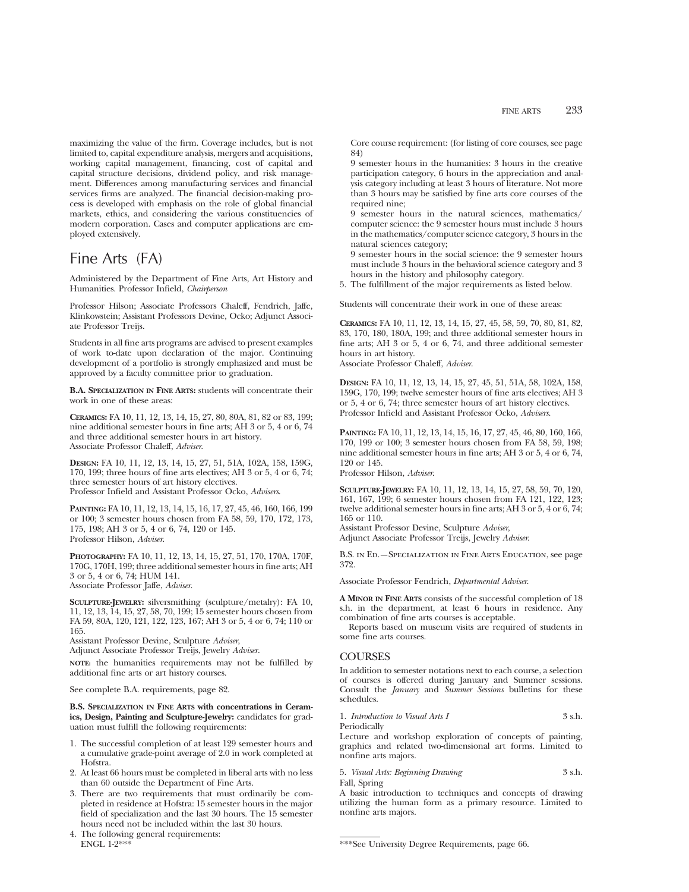maximizing the value of the firm. Coverage includes, but is not limited to, capital expenditure analysis, mergers and acquisitions, working capital management, financing, cost of capital and capital structure decisions, dividend policy, and risk management. Differences among manufacturing services and financial services firms are analyzed. The financial decision-making process is developed with emphasis on the role of global financial markets, ethics, and considering the various constituencies of modern corporation. Cases and computer applications are employed extensively.

# Fine Arts (FA)

Administered by the Department of Fine Arts, Art History and Humanities. Professor Infield, *Chairperson*

Professor Hilson; Associate Professors Chaleff, Fendrich, Jaffe, Klinkowstein; Assistant Professors Devine, Ocko; Adjunct Associate Professor Treijs.

Students in all fine arts programs are advised to present examples of work to-date upon declaration of the major. Continuing development of a portfolio is strongly emphasized and must be approved by a faculty committee prior to graduation.

**B.A. Specialization in Fine Arts:** students will concentrate their work in one of these areas:

**Ceramics:** FA 10, 11, 12, 13, 14, 15, 27, 80, 80A, 81, 82 or 83, 199; nine additional semester hours in fine arts; AH 3 or 5, 4 or 6, 74 and three additional semester hours in art history.
Associate Professor Chaleff, *Adviser.*

**Design:** FA 10, 11, 12, 13, 14, 15, 27, 51, 51A, 102A, 158, 159G, 170, 199; three hours of fine arts electives; AH 3 or 5, 4 or 6, 74; three semester hours of art history electives.
Professor Infield and Assistant Professor Ocko, *Advisers.*

**Painting:** FA 10, 11, 12, 13, 14, 15, 16, 17, 27, 45, 46, 160, 166, 199 or 100; 3 semester hours chosen from FA 58, 59, 170, 172, 173, 175, 198; AH 3 or 5, 4 or 6, 74, 120 or 145.
Professor Hilson, *Adviser.*

**Photography:** FA 10, 11, 12, 13, 14, 15, 27, 51, 170, 170A, 170F, 170G, 170H, 199; three additional semester hours in fine arts; AH 3 or 5, 4 or 6, 74; HUM 141.
Associate Professor Jaffe, *Adviser.*

**Sculpture-Jewelry:** silversmithing (sculpture/metalry): FA 10, 11, 12, 13, 14, 15, 27, 58, 70, 199; 15 semester hours chosen from FA 59, 80A, 120, 121, 122, 123, 167; AH 3 or 5, 4 or 6, 74; 110 or 165.
Assistant Professor Devine, Sculpture *Adviser,*
Adjunct Associate Professor Treijs, Jewelry *Adviser.*

**note:** the humanities requirements may not be fulfilled by additional fine arts or art history courses.

See complete B.A. requirements, page 82.

**B.S. Specialization in Fine Arts with concentrations in Ceramics, Design, Painting and Sculpture-Jewelry:** candidates for graduation must fulfill the following requirements:

1. The successful completion of at least 129 semester hours and a cumulative grade-point average of 2.0 in work completed at Hofstra.
2. At least 66 hours must be completed in liberal arts with no less than 60 outside the Department of Fine Arts.
3. There are two requirements that must ordinarily be completed in residence at Hofstra: 15 semester hours in the major field of specialization and the last 30 hours. The 15 semester hours need not be included within the last 30 hours.
4. The following general requirements:
   ENGL 1-2***
   Core course requirement: (for listing of core courses, see page 84)
   9 semester hours in the humanities: 3 hours in the creative participation category, 6 hours in the appreciation and analysis category including at least 3 hours of literature. Not more than 3 hours may be satisfied by fine arts core courses of the required nine;
   9 semester hours in the natural sciences, mathematics/computer science: the 9 semester hours must include 3 hours in the mathematics/computer science category, 3 hours in the natural sciences category;
   9 semester hours in the social science: the 9 semester hours must include 3 hours in the behavioral science category and 3 hours in the history and philosophy category.
5. The fulfillment of the major requirements as listed below.

Students will concentrate their work in one of these areas:

**Ceramics:** FA 10, 11, 12, 13, 14, 15, 27, 45, 58, 59, 70, 80, 81, 82, 83, 170, 180, 180A, 199; and three additional semester hours in fine arts; AH 3 or 5, 4 or 6, 74, and three additional semester hours in art history.
Associate Professor Chaleff, *Adviser.*

**Design:** FA 10, 11, 12, 13, 14, 15, 27, 45, 51, 51A, 58, 102A, 158, 159G, 170, 199; twelve semester hours of fine arts electives; AH 3 or 5, 4 or 6, 74; three semester hours of art history electives.
Professor Infield and Assistant Professor Ocko, *Advisers.*

**Painting:** FA 10, 11, 12, 13, 14, 15, 16, 17, 27, 45, 46, 80, 160, 166, 170, 199 or 100; 3 semester hours chosen from FA 58, 59, 198; nine additional semester hours in fine arts; AH 3 or 5, 4 or 6, 74, 120 or 145.
Professor Hilson, *Adviser.*

**Sculpture-Jewelry:** FA 10, 11, 12, 13, 14, 15, 27, 58, 59, 70, 120, 161, 167, 199; 6 semester hours chosen from FA 121, 122, 123; twelve additional semester hours in fine arts; AH 3 or 5, 4 or 6, 74; 165 or 110.
Assistant Professor Devine, Sculpture *Adviser,*
Adjunct Associate Professor Treijs, Jewelry *Adviser.*

B.S. in Ed.—Specialization in Fine Arts Education, see page 372.

Associate Professor Fendrich, *Departmental Adviser.*

**A Minor in Fine Arts** consists of the successful completion of 18 s.h. in the department, at least 6 hours in residence. Any combination of fine arts courses is acceptable.

Reports based on museum visits are required of students in some fine arts courses.

## COURSES

In addition to semester notations next to each course, a selection of courses is offered during January and Summer sessions. Consult the *January* and *Summer Sessions* bulletins for these schedules.

1. *Introduction to Visual Arts I* — 3 s.h.
Periodically
Lecture and workshop exploration of concepts of painting, graphics and related two-dimensional art forms. Limited to nonfine arts majors.

5. *Visual Arts: Beginning Drawing* — 3 s.h.
Fall, Spring
A basic introduction to techniques and concepts of drawing utilizing the human form as a primary resource. Limited to nonfine arts majors.

***See University Degree Requirements, page 66.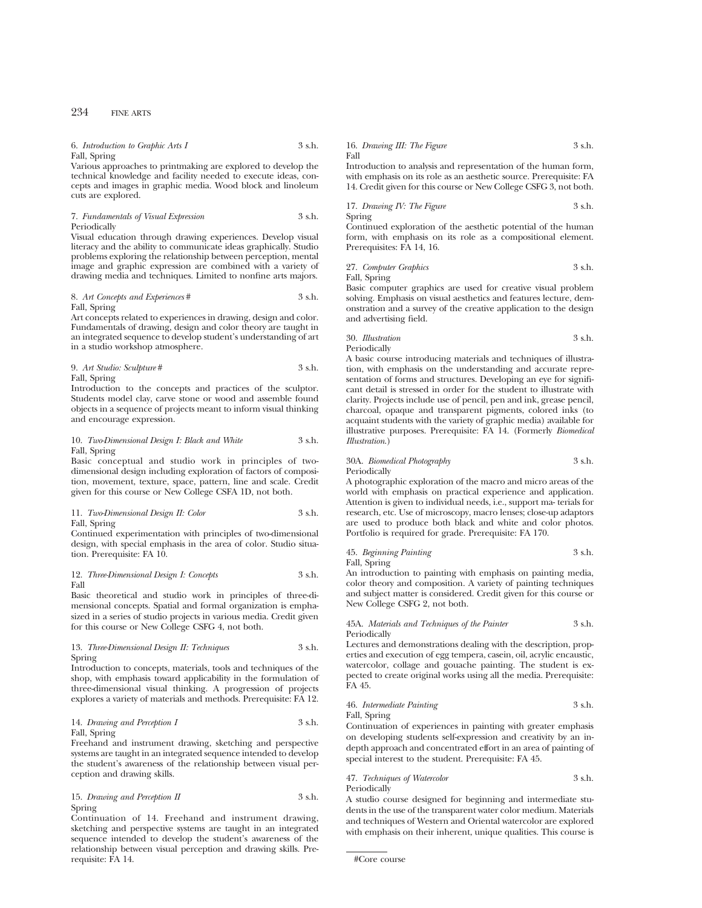6. *Introduction to Graphic Arts I* 3 s.h.
Fall, Spring
Various approaches to printmaking are explored to develop the technical knowledge and facility needed to execute ideas, concepts and images in graphic media. Wood block and linoleum cuts are explored.

7. *Fundamentals of Visual Expression* 3 s.h.
Periodically
Visual education through drawing experiences. Develop visual literacy and the ability to communicate ideas graphically. Studio problems exploring the relationship between perception, mental image and graphic expression are combined with a variety of drawing media and techniques. Limited to nonfine arts majors.

8. *Art Concepts and Experiences* # 3 s.h.
Fall, Spring
Art concepts related to experiences in drawing, design and color. Fundamentals of drawing, design and color theory are taught in an integrated sequence to develop student's understanding of art in a studio workshop atmosphere.

9. *Art Studio: Sculpture* # 3 s.h.
Fall, Spring
Introduction to the concepts and practices of the sculptor. Students model clay, carve stone or wood and assemble found objects in a sequence of projects meant to inform visual thinking and encourage expression.

10. *Two-Dimensional Design I: Black and White* 3 s.h.
Fall, Spring
Basic conceptual and studio work in principles of two-dimensional design including exploration of factors of composition, movement, texture, space, pattern, line and scale. Credit given for this course or New College CSFA 1D, not both.

11. *Two-Dimensional Design II: Color* 3 s.h.
Fall, Spring
Continued experimentation with principles of two-dimensional design, with special emphasis in the area of color. Studio situation. Prerequisite: FA 10.

12. *Three-Dimensional Design I: Concepts* 3 s.h.
Fall
Basic theoretical and studio work in principles of three-dimensional concepts. Spatial and formal organization is emphasized in a series of studio projects in various media. Credit given for this course or New College CSFG 4, not both.

13. *Three-Dimensional Design II: Techniques* 3 s.h.
Spring
Introduction to concepts, materials, tools and techniques of the shop, with emphasis toward applicability in the formulation of three-dimensional visual thinking. A progression of projects explores a variety of materials and methods. Prerequisite: FA 12.

14. *Drawing and Perception I* 3 s.h.
Fall, Spring
Freehand and instrument drawing, sketching and perspective systems are taught in an integrated sequence intended to develop the student's awareness of the relationship between visual perception and drawing skills.

15. *Drawing and Perception II* 3 s.h.
Spring
Continuation of 14. Freehand and instrument drawing, sketching and perspective systems are taught in an integrated sequence intended to develop the student's awareness of the relationship between visual perception and drawing skills. Prerequisite: FA 14.

16. *Drawing III: The Figure* 3 s.h.
Fall
Introduction to analysis and representation of the human form, with emphasis on its role as an aesthetic source. Prerequisite: FA 14. Credit given for this course or New College CSFG 3, not both.

17. *Drawing IV: The Figure* 3 s.h.
Spring
Continued exploration of the aesthetic potential of the human form, with emphasis on its role as a compositional element. Prerequisites: FA 14, 16.

27. *Computer Graphics* 3 s.h.
Fall, Spring
Basic computer graphics are used for creative visual problem solving. Emphasis on visual aesthetics and features lecture, demonstration and a survey of the creative application to the design and advertising field.

30. *Illustration* 3 s.h.
Periodically
A basic course introducing materials and techniques of illustration, with emphasis on the understanding and accurate representation of forms and structures. Developing an eye for significant detail is stressed in order for the student to illustrate with clarity. Projects include use of pencil, pen and ink, grease pencil, charcoal, opaque and transparent pigments, colored inks (to acquaint students with the variety of graphic media) available for illustrative purposes. Prerequisite: FA 14. (Formerly *Biomedical Illustration.*)

30A. *Biomedical Photography* 3 s.h.
Periodically
A photographic exploration of the macro and micro areas of the world with emphasis on practical experience and application. Attention is given to individual needs, i.e., support ma- terials for research, etc. Use of microscopy, macro lenses; close-up adaptors are used to produce both black and white and color photos. Portfolio is required for grade. Prerequisite: FA 170.

45. *Beginning Painting* 3 s.h.
Fall, Spring
An introduction to painting with emphasis on painting media, color theory and composition. A variety of painting techniques and subject matter is considered. Credit given for this course or New College CSFG 2, not both.

45A. *Materials and Techniques of the Painter* 3 s.h.
Periodically
Lectures and demonstrations dealing with the description, properties and execution of egg tempera, casein, oil, acrylic encaustic, watercolor, collage and gouache painting. The student is expected to create original works using all the media. Prerequisite: FA 45.

46. *Intermediate Painting* 3 s.h.
Fall, Spring
Continuation of experiences in painting with greater emphasis on developing students self-expression and creativity by an in-depth approach and concentrated effort in an area of painting of special interest to the student. Prerequisite: FA 45.

47. *Techniques of Watercolor* 3 s.h.
Periodically
A studio course designed for beginning and intermediate students in the use of the transparent water color medium. Materials and techniques of Western and Oriental watercolor are explored with emphasis on their inherent, unique qualities. This course is

#Core course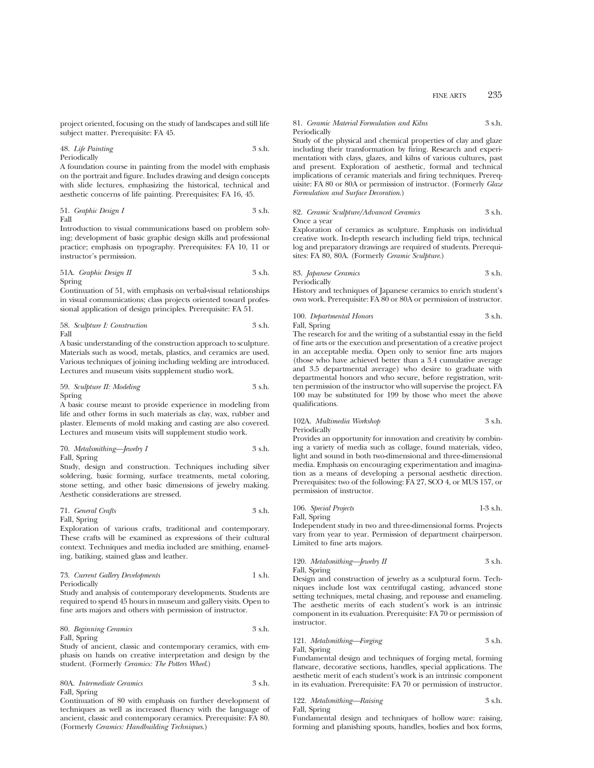project oriented, focusing on the study of landscapes and still life subject matter. Prerequisite: FA 45.

48. *Life Painting* 3 s.h.
Periodically
A foundation course in painting from the model with emphasis on the portrait and figure. Includes drawing and design concepts with slide lectures, emphasizing the historical, technical and aesthetic concerns of life painting. Prerequisites: FA 16, 45.

51. *Graphic Design I* 3 s.h.
Fall
Introduction to visual communications based on problem solving; development of basic graphic design skills and professional practice; emphasis on typography. Prerequisites: FA 10, 11 or instructor's permission.

51A. *Graphic Design II* 3 s.h.
Spring
Continuation of 51, with emphasis on verbal-visual relationships in visual communications; class projects oriented toward professional application of design principles. Prerequisite: FA 51.

58. *Sculpture I: Construction* 3 s.h.
Fall
A basic understanding of the construction approach to sculpture. Materials such as wood, metals, plastics, and ceramics are used. Various techniques of joining including welding are introduced. Lectures and museum visits supplement studio work.

59. *Sculpture II: Modeling* 3 s.h.
Spring
A basic course meant to provide experience in modeling from life and other forms in such materials as clay, wax, rubber and plaster. Elements of mold making and casting are also covered. Lectures and museum visits will supplement studio work.

70. *Metalsmithing—Jewelry I* 3 s.h.
Fall, Spring
Study, design and construction. Techniques including silver soldering, basic forming, surface treatments, metal coloring, stone setting, and other basic dimensions of jewelry making. Aesthetic considerations are stressed.

71. *General Crafts* 3 s.h.
Fall, Spring
Exploration of various crafts, traditional and contemporary. These crafts will be examined as expressions of their cultural context. Techniques and media included are smithing, enameling, batiking, stained glass and leather.

73. *Current Gallery Developments* 1 s.h.
Periodically
Study and analysis of contemporary developments. Students are required to spend 45 hours in museum and gallery visits. Open to fine arts majors and others with permission of instructor.

80. *Beginning Ceramics* 3 s.h.
Fall, Spring
Study of ancient, classic and contemporary ceramics, with emphasis on hands on creative interpretation and design by the student. (Formerly *Ceramics: The Potters Wheel*.)

80A. *Intermediate Ceramics* 3 s.h.
Fall, Spring
Continuation of 80 with emphasis on further development of techniques as well as increased fluency with the language of ancient, classic and contemporary ceramics. Prerequisite: FA 80. (Formerly *Ceramics: Handbuilding Techniques*.)

81. *Ceramic Material Formulation and Kilns* 3 s.h.
Periodically
Study of the physical and chemical properties of clay and glaze including their transformation by firing. Research and experimentation with clays, glazes, and kilns of various cultures, past and present. Exploration of aesthetic, formal and technical implications of ceramic materials and firing techniques. Prerequisite: FA 80 or 80A or permission of instructor. (Formerly *Glaze Formulation and Surface Decoration*.)

82. *Ceramic Sculpture/Advanced Ceramics* 3 s.h.
Once a year
Exploration of ceramics as sculpture. Emphasis on individual creative work. In-depth research including field trips, technical log and preparatory drawings are required of students. Prerequisites: FA 80, 80A. (Formerly *Ceramic Sculpture*.)

83. *Japanese Ceramics* 3 s.h.
Periodically
History and techniques of Japanese ceramics to enrich student's own work. Prerequisite: FA 80 or 80A or permission of instructor.

100. *Departmental Honors* 3 s.h.
Fall, Spring
The research for and the writing of a substantial essay in the field of fine arts or the execution and presentation of a creative project in an acceptable media. Open only to senior fine arts majors (those who have achieved better than a 3.4 cumulative average and 3.5 departmental average) who desire to graduate with departmental honors and who secure, before registration, written permission of the instructor who will supervise the project. FA 100 may be substituted for 199 by those who meet the above qualifications.

102A. *Multimedia Workshop* 3 s.h.
Periodically
Provides an opportunity for innovation and creativity by combining a variety of media such as collage, found materials, video, light and sound in both two-dimensional and three-dimensional media. Emphasis on encouraging experimentation and imagination as a means of developing a personal aesthetic direction. Prerequisites: two of the following: FA 27, SCO 4, or MUS 157, or permission of instructor.

106. *Special Projects* 1-3 s.h.
Fall, Spring
Independent study in two and three-dimensional forms. Projects vary from year to year. Permission of department chairperson. Limited to fine arts majors.

120. *Metalsmithing—Jewelry II* 3 s.h.
Fall, Spring
Design and construction of jewelry as a sculptural form. Techniques include lost wax centrifugal casting, advanced stone setting techniques, metal chasing, and repousse and enameling. The aesthetic merits of each student's work is an intrinsic component in its evaluation. Prerequisite: FA 70 or permission of instructor.

121. *Metalsmithing—Forging* 3 s.h.
Fall, Spring
Fundamental design and techniques of forging metal, forming flatware, decorative sections, handles, special applications. The aesthetic merit of each student's work is an intrinsic component in its evaluation. Prerequisite: FA 70 or permission of instructor.

122. *Metalsmithing—Raising* 3 s.h.
Fall, Spring
Fundamental design and techniques of hollow ware: raising, forming and planishing spouts, handles, bodies and box forms,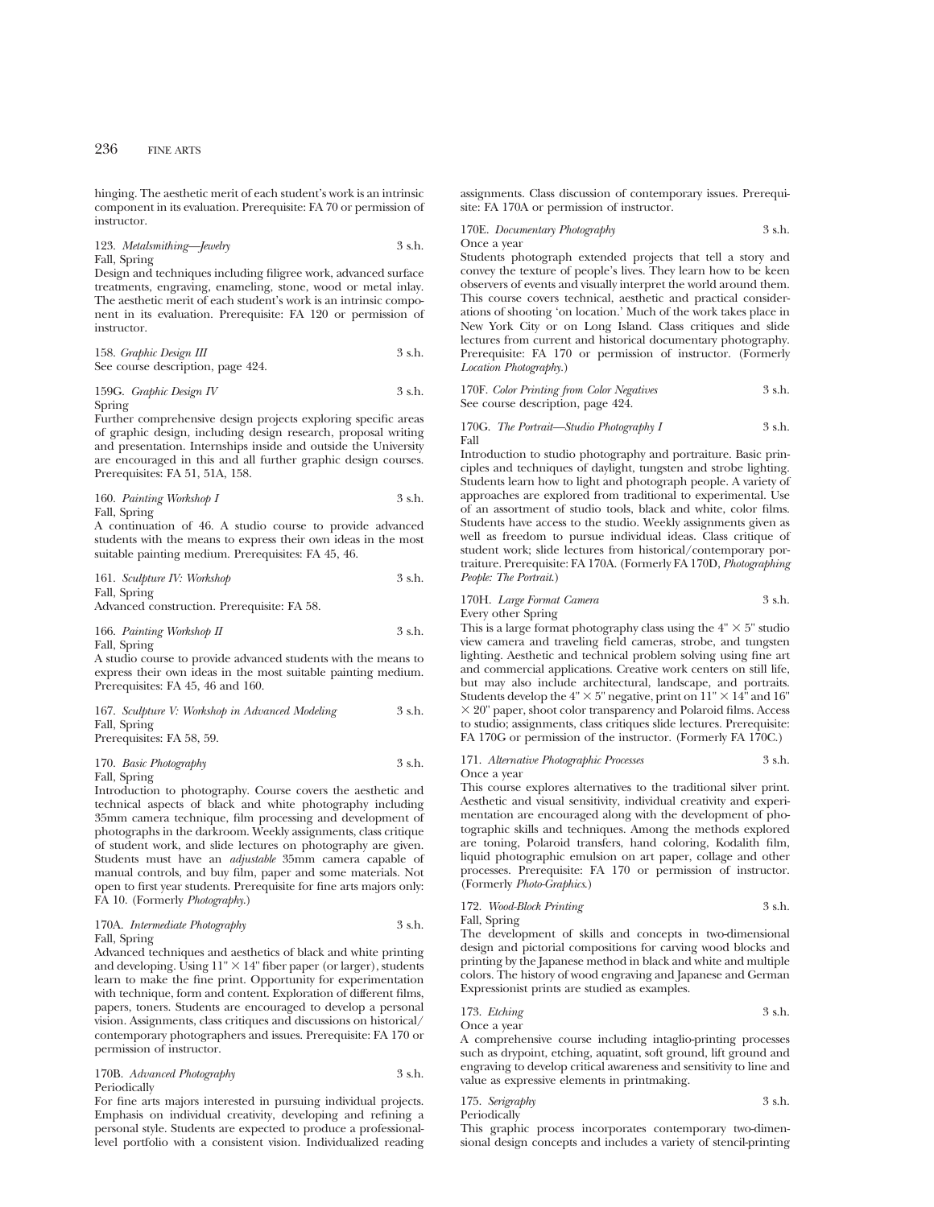hinging. The aesthetic merit of each student's work is an intrinsic component in its evaluation. Prerequisite: FA 70 or permission of instructor.

123. *Metalsmithing—Jewelry* 3 s.h.
Fall, Spring
Design and techniques including filigree work, advanced surface treatments, engraving, enameling, stone, wood or metal inlay. The aesthetic merit of each student's work is an intrinsic component in its evaluation. Prerequisite: FA 120 or permission of instructor.

158. *Graphic Design III* 3 s.h.
See course description, page 424.

159G. *Graphic Design IV* 3 s.h.
Spring
Further comprehensive design projects exploring specific areas of graphic design, including design research, proposal writing and presentation. Internships inside and outside the University are encouraged in this and all further graphic design courses. Prerequisites: FA 51, 51A, 158.

160. *Painting Workshop I* 3 s.h.
Fall, Spring
A continuation of 46. A studio course to provide advanced students with the means to express their own ideas in the most suitable painting medium. Prerequisites: FA 45, 46.

161. *Sculpture IV: Workshop* 3 s.h.
Fall, Spring
Advanced construction. Prerequisite: FA 58.

166. *Painting Workshop II* 3 s.h.
Fall, Spring
A studio course to provide advanced students with the means to express their own ideas in the most suitable painting medium. Prerequisites: FA 45, 46 and 160.

167. *Sculpture V: Workshop in Advanced Modeling* 3 s.h.
Fall, Spring
Prerequisites: FA 58, 59.

170. *Basic Photography* 3 s.h.
Fall, Spring
Introduction to photography. Course covers the aesthetic and technical aspects of black and white photography including 35mm camera technique, film processing and development of photographs in the darkroom. Weekly assignments, class critique of student work, and slide lectures on photography are given. Students must have an *adjustable* 35mm camera capable of manual controls, and buy film, paper and some materials. Not open to first year students. Prerequisite for fine arts majors only: FA 10. (Formerly *Photography*.)

170A. *Intermediate Photography* 3 s.h.
Fall, Spring
Advanced techniques and aesthetics of black and white printing and developing. Using 11" × 14" fiber paper (or larger), students learn to make the fine print. Opportunity for experimentation with technique, form and content. Exploration of different films, papers, toners. Students are encouraged to develop a personal vision. Assignments, class critiques and discussions on historical/contemporary photographers and issues. Prerequisite: FA 170 or permission of instructor.

170B. *Advanced Photography* 3 s.h.
Periodically
For fine arts majors interested in pursuing individual projects. Emphasis on individual creativity, developing and refining a personal style. Students are expected to produce a professional-level portfolio with a consistent vision. Individualized reading assignments. Class discussion of contemporary issues. Prerequisite: FA 170A or permission of instructor.

170E. *Documentary Photography* 3 s.h.
Once a year
Students photograph extended projects that tell a story and convey the texture of people's lives. They learn how to be keen observers of events and visually interpret the world around them. This course covers technical, aesthetic and practical considerations of shooting 'on location.' Much of the work takes place in New York City or on Long Island. Class critiques and slide lectures from current and historical documentary photography. Prerequisite: FA 170 or permission of instructor. (Formerly *Location Photography*.)

170F. *Color Printing from Color Negatives* 3 s.h.
See course description, page 424.

170G. *The Portrait—Studio Photography I* 3 s.h.
Fall
Introduction to studio photography and portraiture. Basic principles and techniques of daylight, tungsten and strobe lighting. Students learn how to light and photograph people. A variety of approaches are explored from traditional to experimental. Use of an assortment of studio tools, black and white, color films. Students have access to the studio. Weekly assignments given as well as freedom to pursue individual ideas. Class critique of student work; slide lectures from historical/contemporary portraiture. Prerequisite: FA 170A. (Formerly FA 170D, *Photographing People: The Portrait*.)

170H. *Large Format Camera* 3 s.h.
Every other Spring
This is a large format photography class using the 4" × 5" studio view camera and traveling field cameras, strobe, and tungsten lighting. Aesthetic and technical problem solving using fine art and commercial applications. Creative work centers on still life, but may also include architectural, landscape, and portraits. Students develop the 4" × 5" negative, print on 11" × 14" and 16" × 20" paper, shoot color transparency and Polaroid films. Access to studio; assignments, class critiques slide lectures. Prerequisite: FA 170G or permission of the instructor. (Formerly FA 170C.)

171. *Alternative Photographic Processes* 3 s.h.
Once a year
This course explores alternatives to the traditional silver print. Aesthetic and visual sensitivity, individual creativity and experimentation are encouraged along with the development of photographic skills and techniques. Among the methods explored are toning, Polaroid transfers, hand coloring, Kodalith film, liquid photographic emulsion on art paper, collage and other processes. Prerequisite: FA 170 or permission of instructor. (Formerly *Photo-Graphics*.)

172. *Wood-Block Printing* 3 s.h.
Fall, Spring
The development of skills and concepts in two-dimensional design and pictorial compositions for carving wood blocks and printing by the Japanese method in black and white and multiple colors. The history of wood engraving and Japanese and German Expressionist prints are studied as examples.

173. *Etching* 3 s.h.
Once a year
A comprehensive course including intaglio-printing processes such as drypoint, etching, aquatint, soft ground, lift ground and engraving to develop critical awareness and sensitivity to line and value as expressive elements in printmaking.

175. *Serigraphy* 3 s.h.
Periodically
This graphic process incorporates contemporary two-dimensional design concepts and includes a variety of stencil-printing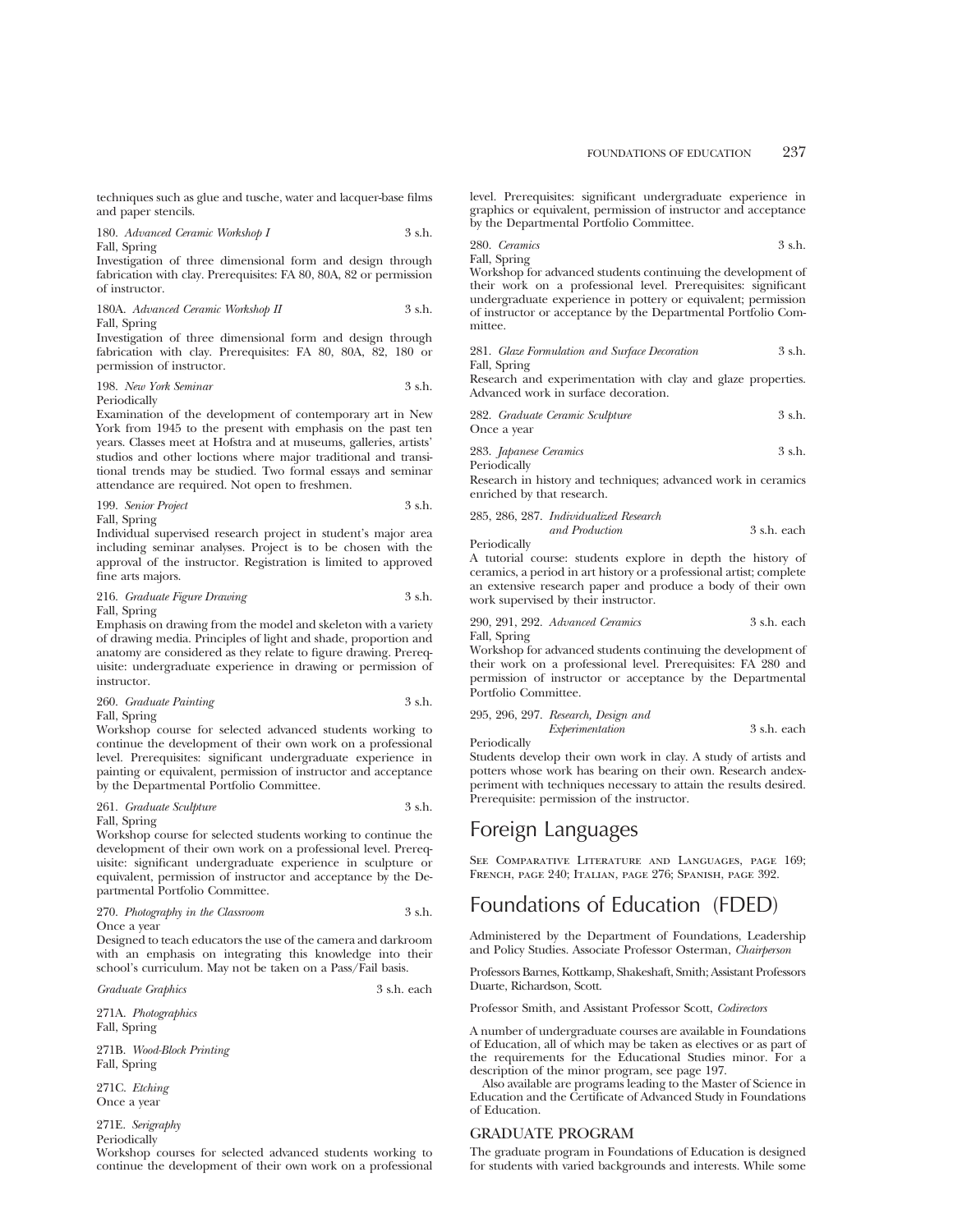techniques such as glue and tusche, water and lacquer-base films and paper stencils.

180. *Advanced Ceramic Workshop I* 3 s.h.
Fall, Spring
Investigation of three dimensional form and design through fabrication with clay. Prerequisites: FA 80, 80A, 82 or permission of instructor.

180A. *Advanced Ceramic Workshop II* 3 s.h.
Fall, Spring
Investigation of three dimensional form and design through fabrication with clay. Prerequisites: FA 80, 80A, 82, 180 or permission of instructor.

198. *New York Seminar* 3 s.h.
Periodically
Examination of the development of contemporary art in New York from 1945 to the present with emphasis on the past ten years. Classes meet at Hofstra and at museums, galleries, artists' studios and other loctions where major traditional and transitional trends may be studied. Two formal essays and seminar attendance are required. Not open to freshmen.

199. *Senior Project* 3 s.h.
Fall, Spring
Individual supervised research project in student's major area including seminar analyses. Project is to be chosen with the approval of the instructor. Registration is limited to approved fine arts majors.

216. *Graduate Figure Drawing* 3 s.h.
Fall, Spring
Emphasis on drawing from the model and skeleton with a variety of drawing media. Principles of light and shade, proportion and anatomy are considered as they relate to figure drawing. Prerequisite: undergraduate experience in drawing or permission of instructor.

260. *Graduate Painting* 3 s.h.
Fall, Spring
Workshop course for selected advanced students working to continue the development of their own work on a professional level. Prerequisites: significant undergraduate experience in painting or equivalent, permission of instructor and acceptance by the Departmental Portfolio Committee.

261. *Graduate Sculpture* 3 s.h.
Fall, Spring
Workshop course for selected students working to continue the development of their own work on a professional level. Prerequisite: significant undergraduate experience in sculpture or equivalent, permission of instructor and acceptance by the Departmental Portfolio Committee.

270. *Photography in the Classroom* 3 s.h.
Once a year
Designed to teach educators the use of the camera and darkroom with an emphasis on integrating this knowledge into their school's curriculum. May not be taken on a Pass/Fail basis.

*Graduate Graphics* 3 s.h. each

271A. *Photographics*
Fall, Spring

271B. *Wood-Block Printing*
Fall, Spring

271C. *Etching*
Once a year

271E. *Serigraphy*
Periodically
Workshop courses for selected advanced students working to continue the development of their own work on a professional level. Prerequisites: significant undergraduate experience in graphics or equivalent, permission of instructor and acceptance by the Departmental Portfolio Committee.

280. *Ceramics* 3 s.h.
Fall, Spring
Workshop for advanced students continuing the development of their work on a professional level. Prerequisites: significant undergraduate experience in pottery or equivalent; permission of instructor or acceptance by the Departmental Portfolio Committee.

281. *Glaze Formulation and Surface Decoration* 3 s.h.
Fall, Spring
Research and experimentation with clay and glaze properties. Advanced work in surface decoration.

282. *Graduate Ceramic Sculpture* 3 s.h.
Once a year

283. *Japanese Ceramics* 3 s.h.
Periodically
Research in history and techniques; advanced work in ceramics enriched by that research.

285, 286, 287. *Individualized Research and Production* 3 s.h. each
Periodically
A tutorial course: students explore in depth the history of ceramics, a period in art history or a professional artist; complete an extensive research paper and produce a body of their own work supervised by their instructor.

290, 291, 292. *Advanced Ceramics* 3 s.h. each
Fall, Spring
Workshop for advanced students continuing the development of their work on a professional level. Prerequisites: FA 280 and permission of instructor or acceptance by the Departmental Portfolio Committee.

295, 296, 297. *Research, Design and Experimentation* 3 s.h. each
Periodically
Students develop their own work in clay. A study of artists and potters whose work has bearing on their own. Research andexperiment with techniques necessary to attain the results desired. Prerequisite: permission of the instructor.

# Foreign Languages

See Comparative Literature and Languages, page 169; French, page 240; Italian, page 276; Spanish, page 392.

# Foundations of Education (FDED)

Administered by the Department of Foundations, Leadership and Policy Studies. Associate Professor Osterman, *Chairperson*

Professors Barnes, Kottkamp, Shakeshaft, Smith; Assistant Professors Duarte, Richardson, Scott.

Professor Smith, and Assistant Professor Scott, *Codirectors*

A number of undergraduate courses are available in Foundations of Education, all of which may be taken as electives or as part of the requirements for the Educational Studies minor. For a description of the minor program, see page 197.

Also available are programs leading to the Master of Science in Education and the Certificate of Advanced Study in Foundations of Education.

## GRADUATE PROGRAM

The graduate program in Foundations of Education is designed for students with varied backgrounds and interests. While some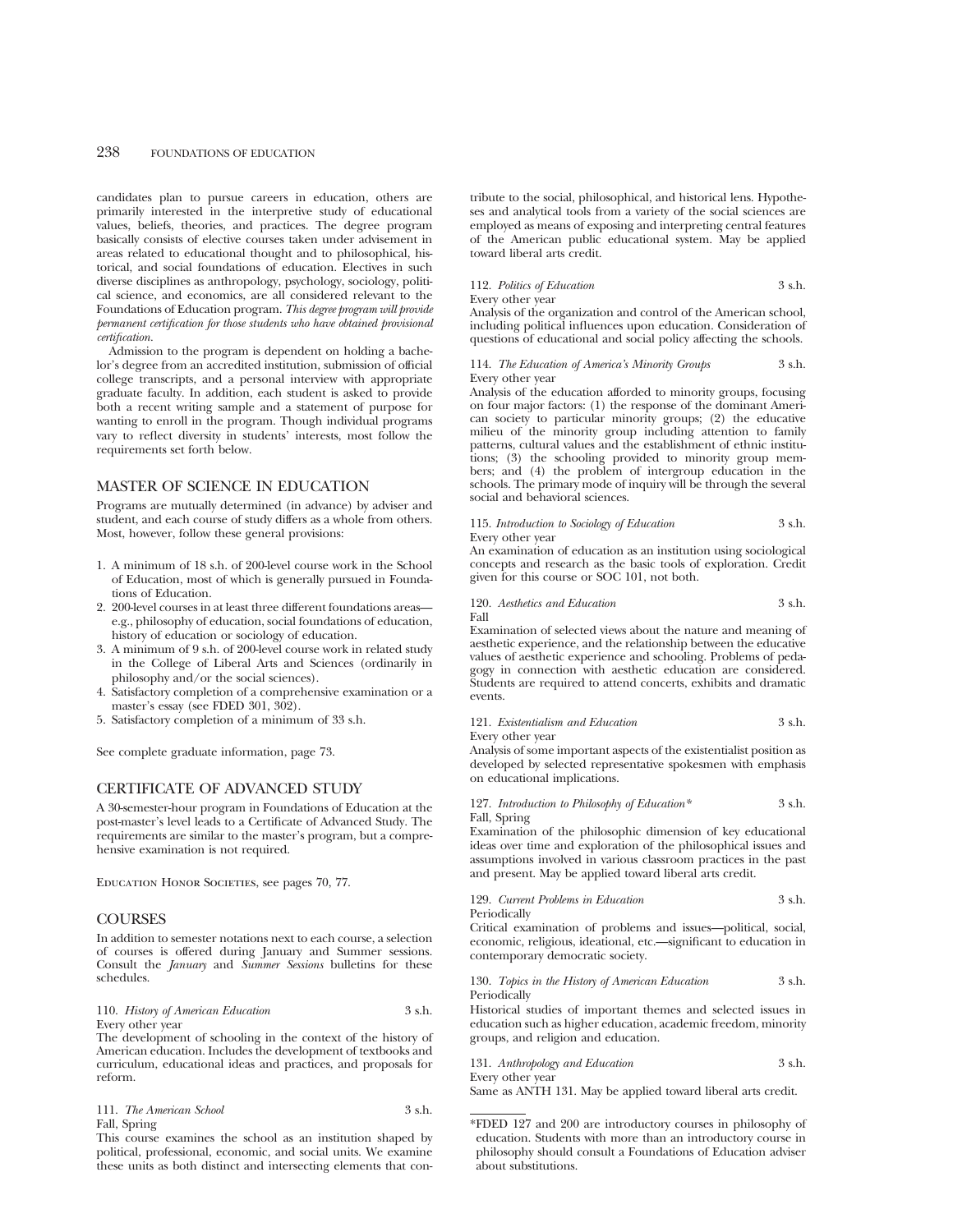candidates plan to pursue careers in education, others are primarily interested in the interpretive study of educational values, beliefs, theories, and practices. The degree program basically consists of elective courses taken under advisement in areas related to educational thought and to philosophical, historical, and social foundations of education. Electives in such diverse disciplines as anthropology, psychology, sociology, political science, and economics, are all considered relevant to the Foundations of Education program. *This degree program will provide permanent certification for those students who have obtained provisional certification.*

Admission to the program is dependent on holding a bachelor's degree from an accredited institution, submission of official college transcripts, and a personal interview with appropriate graduate faculty. In addition, each student is asked to provide both a recent writing sample and a statement of purpose for wanting to enroll in the program. Though individual programs vary to reflect diversity in students' interests, most follow the requirements set forth below.

## MASTER OF SCIENCE IN EDUCATION

Programs are mutually determined (in advance) by adviser and student, and each course of study differs as a whole from others. Most, however, follow these general provisions:

1. A minimum of 18 s.h. of 200-level course work in the School of Education, most of which is generally pursued in Foundations of Education.
2. 200-level courses in at least three different foundations areas—e.g., philosophy of education, social foundations of education, history of education or sociology of education.
3. A minimum of 9 s.h. of 200-level course work in related study in the College of Liberal Arts and Sciences (ordinarily in philosophy and/or the social sciences).
4. Satisfactory completion of a comprehensive examination or a master's essay (see FDED 301, 302).
5. Satisfactory completion of a minimum of 33 s.h.

See complete graduate information, page 73.

## CERTIFICATE OF ADVANCED STUDY

A 30-semester-hour program in Foundations of Education at the post-master's level leads to a Certificate of Advanced Study. The requirements are similar to the master's program, but a comprehensive examination is not required.

Education Honor Societies, see pages 70, 77.

## COURSES

In addition to semester notations next to each course, a selection of courses is offered during January and Summer sessions. Consult the *January* and *Summer Sessions* bulletins for these schedules.

110. *History of American Education* 3 s.h.
Every other year
The development of schooling in the context of the history of American education. Includes the development of textbooks and curriculum, educational ideas and practices, and proposals for reform.

111. *The American School* 3 s.h.
Fall, Spring
This course examines the school as an institution shaped by political, professional, economic, and social units. We examine these units as both distinct and intersecting elements that contribute to the social, philosophical, and historical lens. Hypotheses and analytical tools from a variety of the social sciences are employed as means of exposing and interpreting central features of the American public educational system. May be applied toward liberal arts credit.

112. *Politics of Education* 3 s.h.
Every other year
Analysis of the organization and control of the American school, including political influences upon education. Consideration of questions of educational and social policy affecting the schools.

114. *The Education of America's Minority Groups* 3 s.h.
Every other year
Analysis of the education afforded to minority groups, focusing on four major factors: (1) the response of the dominant American society to particular minority groups; (2) the educative milieu of the minority group including attention to family patterns, cultural values and the establishment of ethnic institutions; (3) the schooling provided to minority group members; and (4) the problem of intergroup education in the schools. The primary mode of inquiry will be through the several social and behavioral sciences.

115. *Introduction to Sociology of Education* 3 s.h.
Every other year
An examination of education as an institution using sociological concepts and research as the basic tools of exploration. Credit given for this course or SOC 101, not both.

120. *Aesthetics and Education* 3 s.h.
Fall
Examination of selected views about the nature and meaning of aesthetic experience, and the relationship between the educative values of aesthetic experience and schooling. Problems of pedagogy in connection with aesthetic education are considered. Students are required to attend concerts, exhibits and dramatic events.

121. *Existentialism and Education* 3 s.h.
Every other year
Analysis of some important aspects of the existentialist position as developed by selected representative spokesmen with emphasis on educational implications.

127. *Introduction to Philosophy of Education\** 3 s.h.
Fall, Spring
Examination of the philosophic dimension of key educational ideas over time and exploration of the philosophical issues and assumptions involved in various classroom practices in the past and present. May be applied toward liberal arts credit.

129. *Current Problems in Education* 3 s.h.
Periodically
Critical examination of problems and issues—political, social, economic, religious, ideational, etc.—significant to education in contemporary democratic society.

130. *Topics in the History of American Education* 3 s.h.
Periodically
Historical studies of important themes and selected issues in education such as higher education, academic freedom, minority groups, and religion and education.

131. *Anthropology and Education* 3 s.h.
Every other year
Same as ANTH 131. May be applied toward liberal arts credit.

\*FDED 127 and 200 are introductory courses in philosophy of education. Students with more than an introductory course in philosophy should consult a Foundations of Education adviser about substitutions.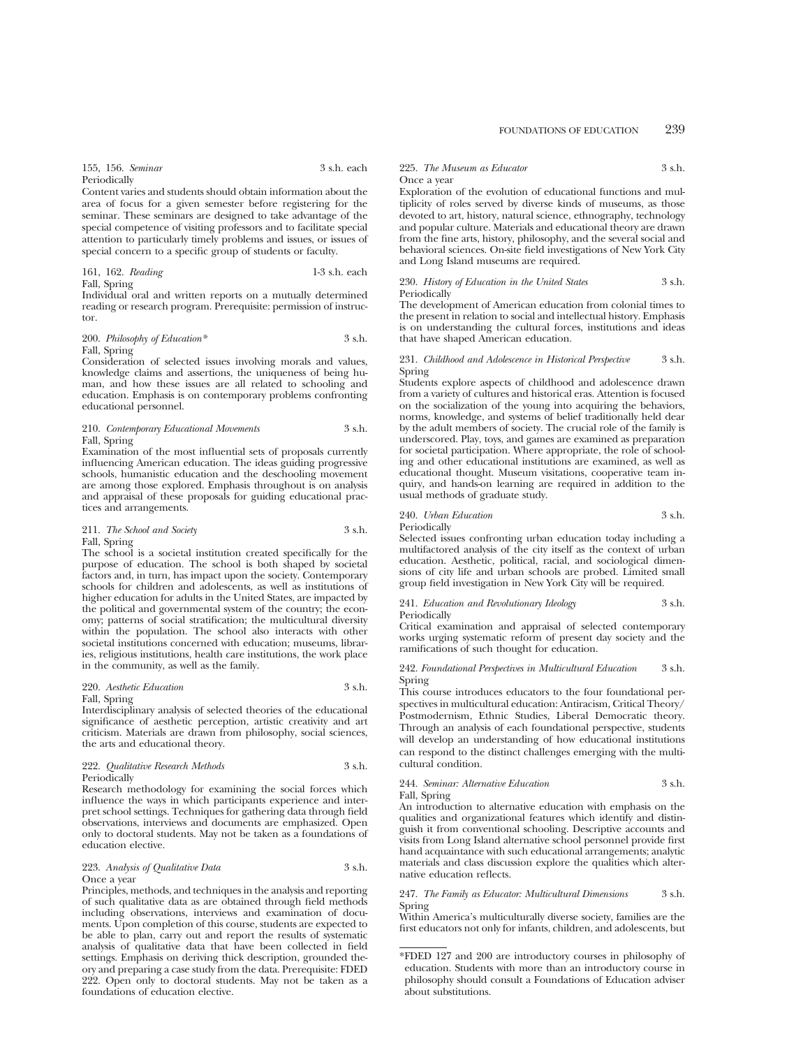155, 156. *Seminar* 3 s.h. each
Periodically

Content varies and students should obtain information about the area of focus for a given semester before registering for the seminar. These seminars are designed to take advantage of the special competence of visiting professors and to facilitate special attention to particularly timely problems and issues, or issues of special concern to a specific group of students or faculty.

161, 162. *Reading* 1-3 s.h. each
Fall, Spring

Individual oral and written reports on a mutually determined reading or research program. Prerequisite: permission of instructor.

200. *Philosophy of Education** 3 s.h.
Fall, Spring

Consideration of selected issues involving morals and values, knowledge claims and assertions, the uniqueness of being human, and how these issues are all related to schooling and education. Emphasis is on contemporary problems confronting educational personnel.

210. *Contemporary Educational Movements* 3 s.h.
Fall, Spring

Examination of the most influential sets of proposals currently influencing American education. The ideas guiding progressive schools, humanistic education and the deschooling movement are among those explored. Emphasis throughout is on analysis and appraisal of these proposals for guiding educational practices and arrangements.

211. *The School and Society* 3 s.h.
Fall, Spring

The school is a societal institution created specifically for the purpose of education. The school is both shaped by societal factors and, in turn, has impact upon the society. Contemporary schools for children and adolescents, as well as institutions of higher education for adults in the United States, are impacted by the political and governmental system of the country; the economy; patterns of social stratification; the multicultural diversity within the population. The school also interacts with other societal institutions concerned with education; museums, libraries, religious institutions, health care institutions, the work place in the community, as well as the family.

220. *Aesthetic Education* 3 s.h.
Fall, Spring

Interdisciplinary analysis of selected theories of the educational significance of aesthetic perception, artistic creativity and art criticism. Materials are drawn from philosophy, social sciences, the arts and educational theory.

222. *Qualitative Research Methods* 3 s.h.
Periodically

Research methodology for examining the social forces which influence the ways in which participants experience and interpret school settings. Techniques for gathering data through field observations, interviews and documents are emphasized. Open only to doctoral students. May not be taken as a foundations of education elective.

223. *Analysis of Qualitative Data* 3 s.h.
Once a year

Principles, methods, and techniques in the analysis and reporting of such qualitative data as are obtained through field methods including observations, interviews and examination of documents. Upon completion of this course, students are expected to be able to plan, carry out and report the results of systematic analysis of qualitative data that have been collected in field settings. Emphasis on deriving thick description, grounded theory and preparing a case study from the data. Prerequisite: FDED 222. Open only to doctoral students. May not be taken as a foundations of education elective.

225. *The Museum as Educator* 3 s.h.
Once a year

Exploration of the evolution of educational functions and multiplicity of roles served by diverse kinds of museums, as those devoted to art, history, natural science, ethnography, technology and popular culture. Materials and educational theory are drawn from the fine arts, history, philosophy, and the several social and behavioral sciences. On-site field investigations of New York City and Long Island museums are required.

230. *History of Education in the United States* 3 s.h.
Periodically

The development of American education from colonial times to the present in relation to social and intellectual history. Emphasis is on understanding the cultural forces, institutions and ideas that have shaped American education.

231. *Childhood and Adolescence in Historical Perspective* 3 s.h.
Spring

Students explore aspects of childhood and adolescence drawn from a variety of cultures and historical eras. Attention is focused on the socialization of the young into acquiring the behaviors, norms, knowledge, and systems of belief traditionally held dear by the adult members of society. The crucial role of the family is underscored. Play, toys, and games are examined as preparation for societal participation. Where appropriate, the role of schooling and other educational institutions are examined, as well as educational thought. Museum visitations, cooperative team inquiry, and hands-on learning are required in addition to the usual methods of graduate study.

240. *Urban Education* 3 s.h.
Periodically

Selected issues confronting urban education today including a multifactored analysis of the city itself as the context of urban education. Aesthetic, political, racial, and sociological dimensions of city life and urban schools are probed. Limited small group field investigation in New York City will be required.

241. *Education and Revolutionary Ideology* 3 s.h.
Periodically

Critical examination and appraisal of selected contemporary works urging systematic reform of present day society and the ramifications of such thought for education.

242. *Foundational Perspectives in Multicultural Education* 3 s.h.
Spring

This course introduces educators to the four foundational perspectives in multicultural education: Antiracism, Critical Theory/Postmodernism, Ethnic Studies, Liberal Democratic theory. Through an analysis of each foundational perspective, students will develop an understanding of how educational institutions can respond to the distinct challenges emerging with the multicultural condition.

244. *Seminar: Alternative Education* 3 s.h.
Fall, Spring

An introduction to alternative education with emphasis on the qualities and organizational features which identify and distinguish it from conventional schooling. Descriptive accounts and visits from Long Island alternative school personnel provide first hand acquaintance with such educational arrangements; analytic materials and class discussion explore the qualities which alternative education reflects.

247. *The Family as Educator: Multicultural Dimensions* 3 s.h.
Spring

Within America's multiculturally diverse society, families are the first educators not only for infants, children, and adolescents, but

*FDED 127 and 200 are introductory courses in philosophy of education. Students with more than an introductory course in philosophy should consult a Foundations of Education adviser about substitutions.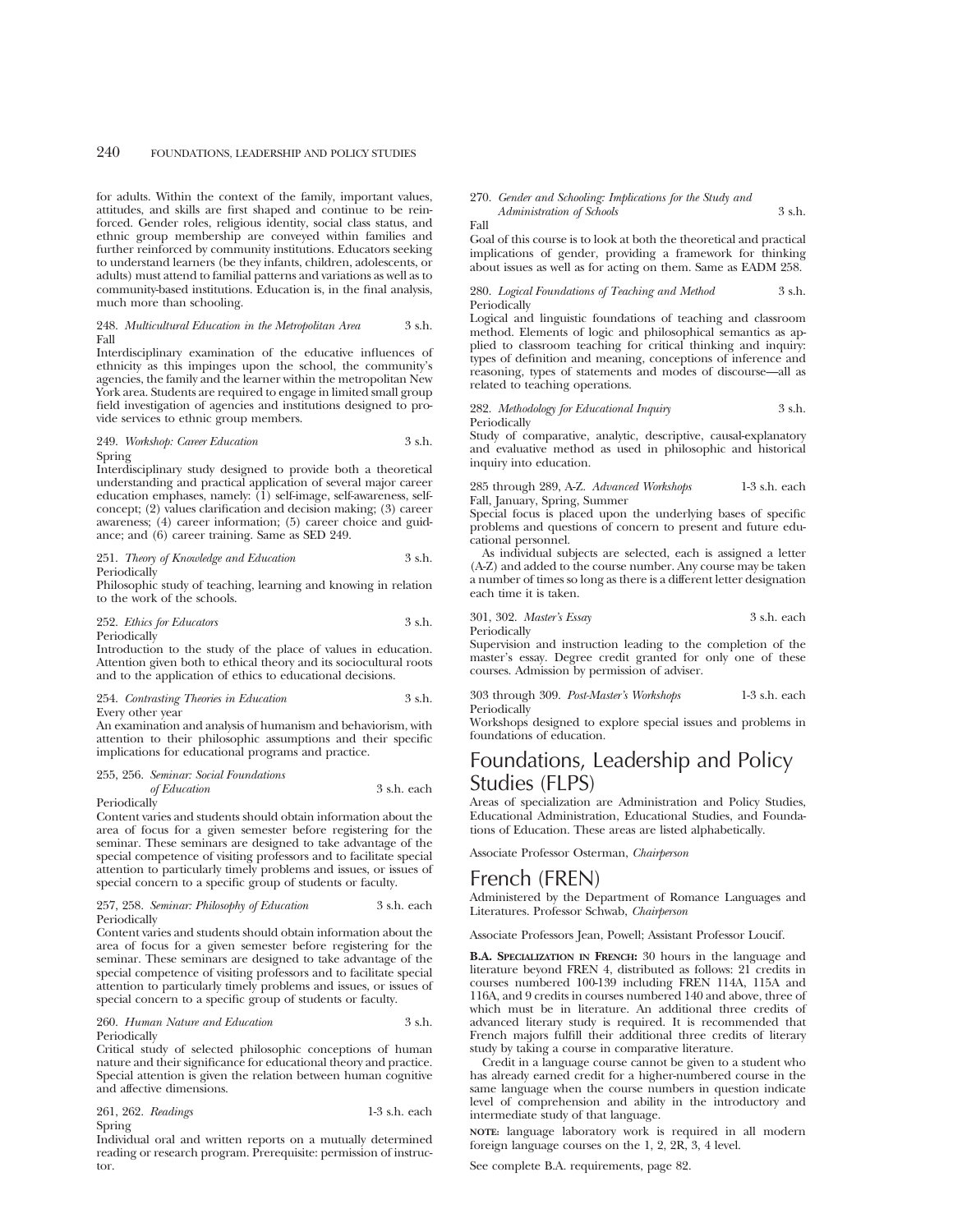for adults. Within the context of the family, important values, attitudes, and skills are first shaped and continue to be reinforced. Gender roles, religious identity, social class status, and ethnic group membership are conveyed within families and further reinforced by community institutions. Educators seeking to understand learners (be they infants, children, adolescents, or adults) must attend to familial patterns and variations as well as to community-based institutions. Education is, in the final analysis, much more than schooling.

248. *Multicultural Education in the Metropolitan Area* 3 s.h.
Fall
Interdisciplinary examination of the educative influences of ethnicity as this impinges upon the school, the community's agencies, the family and the learner within the metropolitan New York area. Students are required to engage in limited small group field investigation of agencies and institutions designed to provide services to ethnic group members.

249. *Workshop: Career Education* 3 s.h.
Spring
Interdisciplinary study designed to provide both a theoretical understanding and practical application of several major career education emphases, namely: (1) self-image, self-awareness, self-concept; (2) values clarification and decision making; (3) career awareness; (4) career information; (5) career choice and guidance; and (6) career training. Same as SED 249.

251. *Theory of Knowledge and Education* 3 s.h.
Periodically
Philosophic study of teaching, learning and knowing in relation to the work of the schools.

252. *Ethics for Educators* 3 s.h.
Periodically
Introduction to the study of the place of values in education. Attention given both to ethical theory and its sociocultural roots and to the application of ethics to educational decisions.

254. *Contrasting Theories in Education* 3 s.h.
Every other year
An examination and analysis of humanism and behaviorism, with attention to their philosophic assumptions and their specific implications for educational programs and practice.

255, 256. *Seminar: Social Foundations of Education* 3 s.h. each
Periodically
Content varies and students should obtain information about the area of focus for a given semester before registering for the seminar. These seminars are designed to take advantage of the special competence of visiting professors and to facilitate special attention to particularly timely problems and issues, or issues of special concern to a specific group of students or faculty.

257, 258. *Seminar: Philosophy of Education* 3 s.h. each
Periodically
Content varies and students should obtain information about the area of focus for a given semester before registering for the seminar. These seminars are designed to take advantage of the special competence of visiting professors and to facilitate special attention to particularly timely problems and issues, or issues of special concern to a specific group of students or faculty.

260. *Human Nature and Education* 3 s.h.
Periodically
Critical study of selected philosophic conceptions of human nature and their significance for educational theory and practice. Special attention is given the relation between human cognitive and affective dimensions.

261, 262. *Readings* 1-3 s.h. each
Spring
Individual oral and written reports on a mutually determined reading or research program. Prerequisite: permission of instructor.

270. *Gender and Schooling: Implications for the Study and Administration of Schools* 3 s.h.
Fall
Goal of this course is to look at both the theoretical and practical implications of gender, providing a framework for thinking about issues as well as for acting on them. Same as EADM 258.

280. *Logical Foundations of Teaching and Method* 3 s.h.
Periodically
Logical and linguistic foundations of teaching and classroom method. Elements of logic and philosophical semantics as applied to classroom teaching for critical thinking and inquiry: types of definition and meaning, conceptions of inference and reasoning, types of statements and modes of discourse—all as related to teaching operations.

282. *Methodology for Educational Inquiry* 3 s.h.
Periodically
Study of comparative, analytic, descriptive, causal-explanatory and evaluative method as used in philosophic and historical inquiry into education.

285 through 289, A-Z. *Advanced Workshops* 1-3 s.h. each
Fall, January, Spring, Summer
Special focus is placed upon the underlying bases of specific problems and questions of concern to present and future educational personnel.

As individual subjects are selected, each is assigned a letter (A-Z) and added to the course number. Any course may be taken a number of times so long as there is a different letter designation each time it is taken.

301, 302. *Master's Essay* 3 s.h. each
Periodically
Supervision and instruction leading to the completion of the master's essay. Degree credit granted for only one of these courses. Admission by permission of adviser.

303 through 309. *Post-Master's Workshops* 1-3 s.h. each
Periodically
Workshops designed to explore special issues and problems in foundations of education.

# Foundations, Leadership and Policy Studies (FLPS)

Areas of specialization are Administration and Policy Studies, Educational Administration, Educational Studies, and Foundations of Education. These areas are listed alphabetically.

Associate Professor Osterman, *Chairperson*

# French (FREN)

Administered by the Department of Romance Languages and Literatures. Professor Schwab, *Chairperson*

Associate Professors Jean, Powell; Assistant Professor Loucif.

**B.A. Specialization in French:** 30 hours in the language and literature beyond FREN 4, distributed as follows: 21 credits in courses numbered 100-139 including FREN 114A, 115A and 116A, and 9 credits in courses numbered 140 and above, three of which must be in literature. An additional three credits of advanced literary study is required. It is recommended that French majors fulfill their additional three credits of literary study by taking a course in comparative literature.

Credit in a language course cannot be given to a student who has already earned credit for a higher-numbered course in the same language when the course numbers in question indicate level of comprehension and ability in the introductory and intermediate study of that language.

**Note:** language laboratory work is required in all modern foreign language courses on the 1, 2, 2R, 3, 4 level.

See complete B.A. requirements, page 82.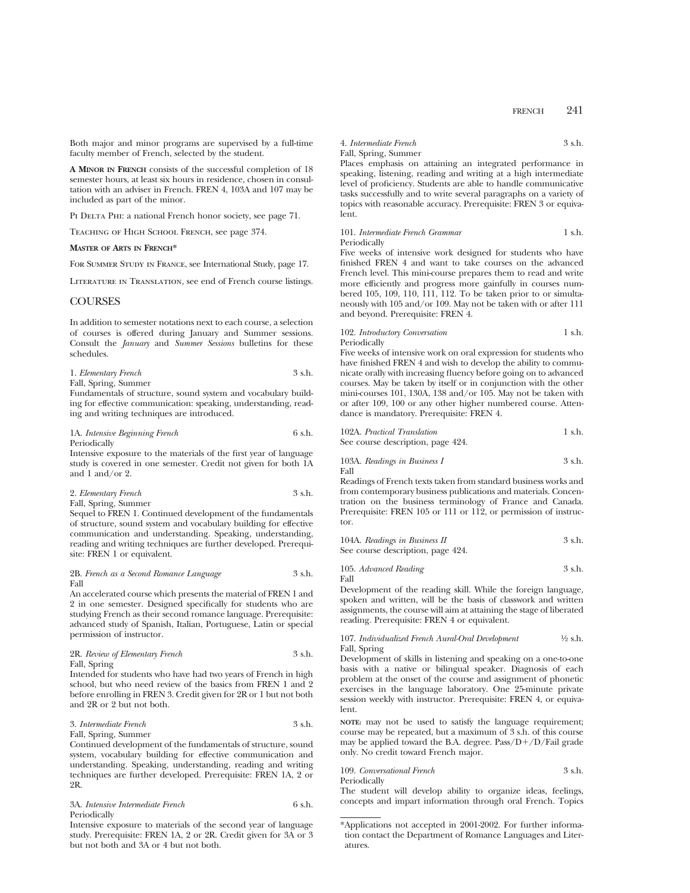Both major and minor programs are supervised by a full-time faculty member of French, selected by the student.

**A Minor in French** consists of the successful completion of 18 semester hours, at least six hours in residence, chosen in consultation with an adviser in French. FREN 4, 103A and 107 may be included as part of the minor.

Pi Delta Phi: a national French honor society, see page 71.

Teaching of High School French, see page 374.

**Master of Arts in French***

For Summer Study in France, see International Study, page 17.

Literature in Translation, see end of French course listings.

## COURSES

In addition to semester notations next to each course, a selection of courses is offered during January and Summer sessions. Consult the *January* and *Summer Sessions* bulletins for these schedules.

1. *Elementary French* 3 s.h.
Fall, Spring, Summer
Fundamentals of structure, sound system and vocabulary building for effective communication: speaking, understanding, reading and writing techniques are introduced.

1A. *Intensive Beginning French* 6 s.h.
Periodically
Intensive exposure to the materials of the first year of language study is covered in one semester. Credit not given for both 1A and 1 and/or 2.

2. *Elementary French* 3 s.h.
Fall, Spring, Summer
Sequel to FREN 1. Continued development of the fundamentals of structure, sound system and vocabulary building for effective communication and understanding. Speaking, understanding, reading and writing techniques are further developed. Prerequisite: FREN 1 or equivalent.

2B. *French as a Second Romance Language* 3 s.h.
Fall
An accelerated course which presents the material of FREN 1 and 2 in one semester. Designed specifically for students who are studying French as their second romance language. Prerequisite: advanced study of Spanish, Italian, Portuguese, Latin or special permission of instructor.

2R. *Review of Elementary French* 3 s.h.
Fall, Spring
Intended for students who have had two years of French in high school, but who need review of the basics from FREN 1 and 2 before enrolling in FREN 3. Credit given for 2R or 1 but not both and 2R or 2 but not both.

3. *Intermediate French* 3 s.h.
Fall, Spring, Summer
Continued development of the fundamentals of structure, sound system, vocabulary building for effective communication and understanding. Speaking, understanding, reading and writing techniques are further developed. Prerequisite: FREN 1A, 2 or 2R.

3A. *Intensive Intermediate French* 6 s.h.
Periodically
Intensive exposure to materials of the second year of language study. Prerequisite: FREN 1A, 2 or 2R. Credit given for 3A or 3 but not both and 3A or 4 but not both.

4. *Intermediate French* 3 s.h.
Fall, Spring, Summer
Places emphasis on attaining an integrated performance in speaking, listening, reading and writing at a high intermediate level of proficiency. Students are able to handle communicative tasks successfully and to write several paragraphs on a variety of topics with reasonable accuracy. Prerequisite: FREN 3 or equivalent.

101. *Intermediate French Grammar* 1 s.h.
Periodically
Five weeks of intensive work designed for students who have finished FREN 4 and want to take courses on the advanced French level. This mini-course prepares them to read and write more efficiently and progress more gainfully in courses numbered 105, 109, 110, 111, 112. To be taken prior to or simultaneously with 105 and/or 109. May not be taken with or after 111 and beyond. Prerequisite: FREN 4.

102. *Introductory Conversation* 1 s.h.
Periodically
Five weeks of intensive work on oral expression for students who have finished FREN 4 and wish to develop the ability to communicate orally with increasing fluency before going on to advanced courses. May be taken by itself or in conjunction with the other mini-courses 101, 130A, 138 and/or 105. May not be taken with or after 109, 100 or any other higher numbered course. Attendance is mandatory. Prerequisite: FREN 4.

102A. *Practical Translation* 1 s.h.
See course description, page 424.

103A. *Readings in Business I* 3 s.h.
Fall
Readings of French texts taken from standard business works and from contemporary business publications and materials. Concentration on the business terminology of France and Canada. Prerequisite: FREN 105 or 111 or 112, or permission of instructor.

104A. *Readings in Business II* 3 s.h.
See course description, page 424.

105. *Advanced Reading* 3 s.h.
Fall
Development of the reading skill. While the foreign language, spoken and written, will be the basis of classwork and written assignments, the course will aim at attaining the stage of liberated reading. Prerequisite: FREN 4 or equivalent.

107. *Individualized French Aural-Oral Development* ½ s.h.
Fall, Spring
Development of skills in listening and speaking on a one-to-one basis with a native or bilingual speaker. Diagnosis of each problem at the onset of the course and assignment of phonetic exercises in the language laboratory. One 25-minute private session weekly with instructor. Prerequisite: FREN 4, or equivalent.

**note:** may not be used to satisfy the language requirement; course may be repeated, but a maximum of 3 s.h. of this course may be applied toward the B.A. degree. Pass/D+/D/Fail grade only. No credit toward French major.

109. *Conversational French* 3 s.h.
Periodically
The student will develop ability to organize ideas, feelings, concepts and impart information through oral French. Topics

*Applications not accepted in 2001-2002. For further information contact the Department of Romance Languages and Literatures.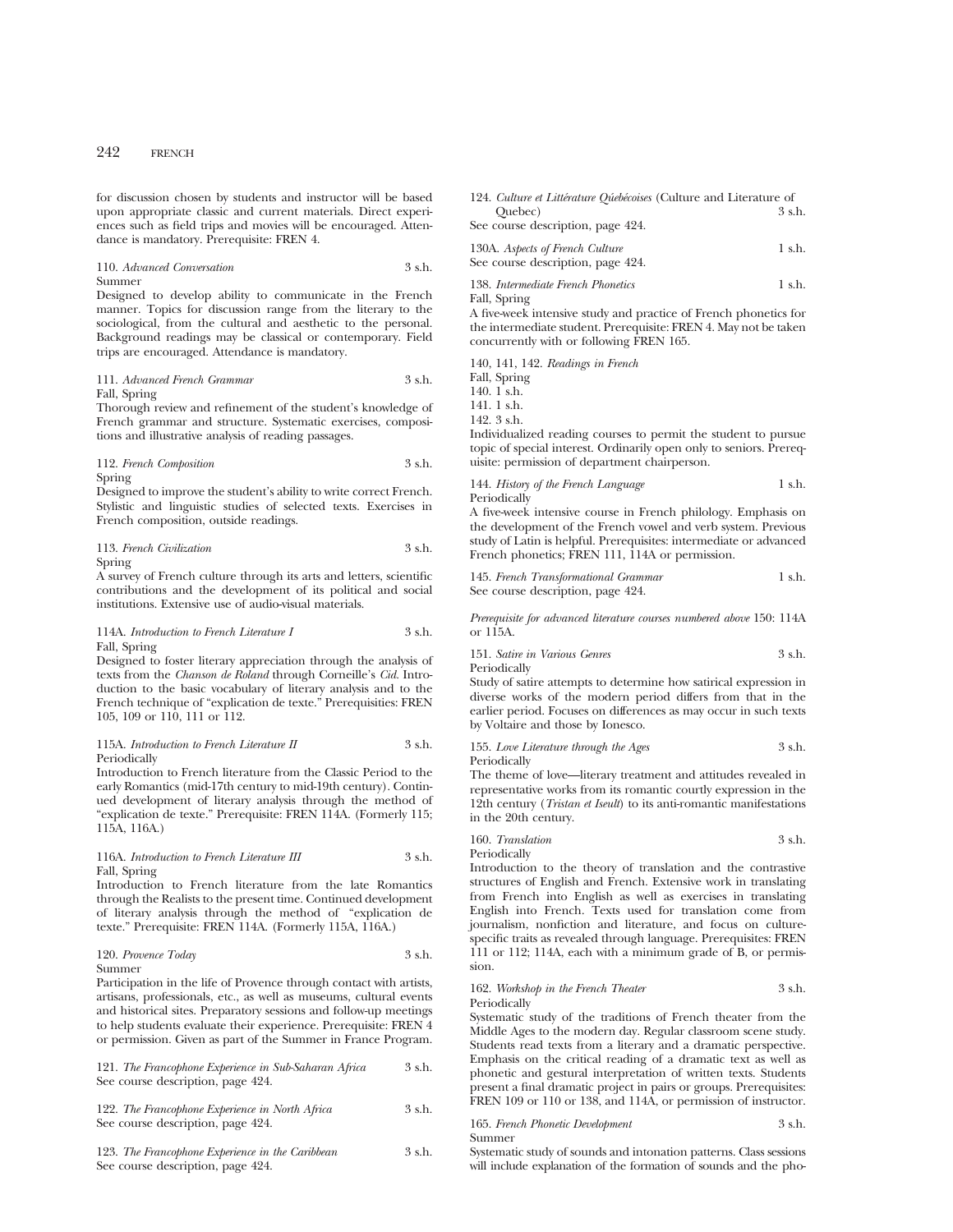for discussion chosen by students and instructor will be based upon appropriate classic and current materials. Direct experiences such as field trips and movies will be encouraged. Attendance is mandatory. Prerequisite: FREN 4.

110. *Advanced Conversation* 3 s.h.
Summer
Designed to develop ability to communicate in the French manner. Topics for discussion range from the literary to the sociological, from the cultural and aesthetic to the personal. Background readings may be classical or contemporary. Field trips are encouraged. Attendance is mandatory.

111. *Advanced French Grammar* 3 s.h.
Fall, Spring
Thorough review and refinement of the student's knowledge of French grammar and structure. Systematic exercises, compositions and illustrative analysis of reading passages.

112. *French Composition* 3 s.h.
Spring
Designed to improve the student's ability to write correct French. Stylistic and linguistic studies of selected texts. Exercises in French composition, outside readings.

113. *French Civilization* 3 s.h.
Spring
A survey of French culture through its arts and letters, scientific contributions and the development of its political and social institutions. Extensive use of audio-visual materials.

114A. *Introduction to French Literature I* 3 s.h.
Fall, Spring
Designed to foster literary appreciation through the analysis of texts from the *Chanson de Roland* through Corneille's *Cid*. Introduction to the basic vocabulary of literary analysis and to the French technique of "explication de texte." Prerequisities: FREN 105, 109 or 110, 111 or 112.

115A. *Introduction to French Literature II* 3 s.h.
Periodically
Introduction to French literature from the Classic Period to the early Romantics (mid-17th century to mid-19th century). Continued development of literary analysis through the method of "explication de texte." Prerequisite: FREN 114A. (Formerly 115; 115A, 116A.)

116A. *Introduction to French Literature III* 3 s.h.
Fall, Spring
Introduction to French literature from the late Romantics through the Realists to the present time. Continued development of literary analysis through the method of "explication de texte." Prerequisite: FREN 114A. (Formerly 115A, 116A.)

120. *Provence Today* 3 s.h.
Summer
Participation in the life of Provence through contact with artists, artisans, professionals, etc., as well as museums, cultural events and historical sites. Preparatory sessions and follow-up meetings to help students evaluate their experience. Prerequisite: FREN 4 or permission. Given as part of the Summer in France Program.

121. *The Francophone Experience in Sub-Saharan Africa* 3 s.h.
See course description, page 424.

122. *The Francophone Experience in North Africa* 3 s.h.
See course description, page 424.

123. *The Francophone Experience in the Caribbean* 3 s.h.
See course description, page 424.

124. *Culture et Littérature Qúebécoises* (Culture and Literature of Quebec) 3 s.h.
See course description, page 424.

130A. *Aspects of French Culture* 1 s.h.
See course description, page 424.

138. *Intermediate French Phonetics* 1 s.h.
Fall, Spring
A five-week intensive study and practice of French phonetics for the intermediate student. Prerequisite: FREN 4. May not be taken concurrently with or following FREN 165.

140, 141, 142. *Readings in French*
Fall, Spring
140. 1 s.h.
141. 1 s.h.
142. 3 s.h.
Individualized reading courses to permit the student to pursue topic of special interest. Ordinarily open only to seniors. Prerequisite: permission of department chairperson.

144. *History of the French Language* 1 s.h.
Periodically
A five-week intensive course in French philology. Emphasis on the development of the French vowel and verb system. Previous study of Latin is helpful. Prerequisites: intermediate or advanced French phonetics; FREN 111, 114A or permission.

145. *French Transformational Grammar* 1 s.h.
See course description, page 424.

*Prerequisite for advanced literature courses numbered above* 150: 114A or 115A.

151. *Satire in Various Genres* 3 s.h.
Periodically
Study of satire attempts to determine how satirical expression in diverse works of the modern period differs from that in the earlier period. Focuses on differences as may occur in such texts by Voltaire and those by Ionesco.

155. *Love Literature through the Ages* 3 s.h.
Periodically
The theme of love—literary treatment and attitudes revealed in representative works from its romantic courtly expression in the 12th century (*Tristan et Iseult*) to its anti-romantic manifestations in the 20th century.

160. *Translation* 3 s.h.
Periodically
Introduction to the theory of translation and the contrastive structures of English and French. Extensive work in translating from French into English as well as exercises in translating English into French. Texts used for translation come from journalism, nonfiction and literature, and focus on culture-specific traits as revealed through language. Prerequisites: FREN 111 or 112; 114A, each with a minimum grade of B, or permission.

162. *Workshop in the French Theater* 3 s.h.
Periodically
Systematic study of the traditions of French theater from the Middle Ages to the modern day. Regular classroom scene study. Students read texts from a literary and a dramatic perspective. Emphasis on the critical reading of a dramatic text as well as phonetic and gestural interpretation of written texts. Students present a final dramatic project in pairs or groups. Prerequisites: FREN 109 or 110 or 138, and 114A, or permission of instructor.

165. *French Phonetic Development* 3 s.h.
Summer
Systematic study of sounds and intonation patterns. Class sessions will include explanation of the formation of sounds and the pho-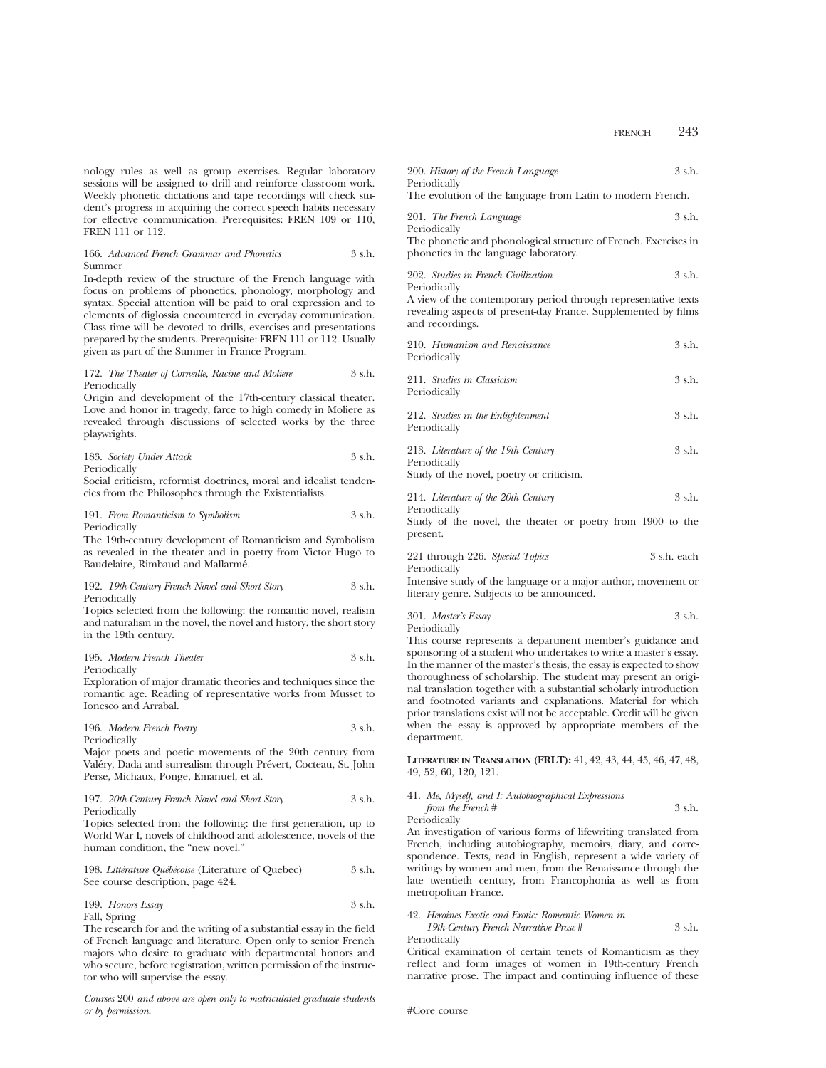nology rules as well as group exercises. Regular laboratory sessions will be assigned to drill and reinforce classroom work. Weekly phonetic dictations and tape recordings will check student's progress in acquiring the correct speech habits necessary for effective communication. Prerequisites: FREN 109 or 110, FREN 111 or 112.

166. *Advanced French Grammar and Phonetics* 3 s.h.
Summer
In-depth review of the structure of the French language with focus on problems of phonetics, phonology, morphology and syntax. Special attention will be paid to oral expression and to elements of diglossia encountered in everyday communication. Class time will be devoted to drills, exercises and presentations prepared by the students. Prerequisite: FREN 111 or 112. Usually given as part of the Summer in France Program.

172. *The Theater of Corneille, Racine and Moliere* 3 s.h.
Periodically
Origin and development of the 17th-century classical theater. Love and honor in tragedy, farce to high comedy in Moliere as revealed through discussions of selected works by the three playwrights.

183. *Society Under Attack* 3 s.h.
Periodically
Social criticism, reformist doctrines, moral and idealist tendencies from the Philosophes through the Existentialists.

191. *From Romanticism to Symbolism* 3 s.h.
Periodically
The 19th-century development of Romanticism and Symbolism as revealed in the theater and in poetry from Victor Hugo to Baudelaire, Rimbaud and Mallarmé.

192. *19th-Century French Novel and Short Story* 3 s.h.
Periodically
Topics selected from the following: the romantic novel, realism and naturalism in the novel, the novel and history, the short story in the 19th century.

195. *Modern French Theater* 3 s.h.
Periodically
Exploration of major dramatic theories and techniques since the romantic age. Reading of representative works from Musset to Ionesco and Arrabal.

196. *Modern French Poetry* 3 s.h.
Periodically
Major poets and poetic movements of the 20th century from Valéry, Dada and surrealism through Prévert, Cocteau, St. John Perse, Michaux, Ponge, Emanuel, et al.

197. *20th-Century French Novel and Short Story* 3 s.h.
Periodically
Topics selected from the following: the first generation, up to World War I, novels of childhood and adolescence, novels of the human condition, the "new novel."

198. *Littérature Québécoise* (Literature of Quebec) 3 s.h.
See course description, page 424.

199. *Honors Essay* 3 s.h.
Fall, Spring
The research for and the writing of a substantial essay in the field of French language and literature. Open only to senior French majors who desire to graduate with departmental honors and who secure, before registration, written permission of the instructor who will supervise the essay.

*Courses* 200 *and above are open only to matriculated graduate students or by permission.*

200. *History of the French Language* 3 s.h.
Periodically
The evolution of the language from Latin to modern French.

201. *The French Language* 3 s.h.
Periodically
The phonetic and phonological structure of French. Exercises in phonetics in the language laboratory.

202. *Studies in French Civilization* 3 s.h.
Periodically
A view of the contemporary period through representative texts revealing aspects of present-day France. Supplemented by films and recordings.

210. *Humanism and Renaissance* 3 s.h.
Periodically

211. *Studies in Classicism* 3 s.h.
Periodically

212. *Studies in the Enlightenment* 3 s.h.
Periodically

213. *Literature of the 19th Century* 3 s.h.
Periodically
Study of the novel, poetry or criticism.

214. *Literature of the 20th Century* 3 s.h.
Periodically
Study of the novel, the theater or poetry from 1900 to the present.

221 through 226. *Special Topics* 3 s.h. each
Periodically
Intensive study of the language or a major author, movement or literary genre. Subjects to be announced.

301. *Master's Essay* 3 s.h.
Periodically
This course represents a department member's guidance and sponsoring of a student who undertakes to write a master's essay. In the manner of the master's thesis, the essay is expected to show thoroughness of scholarship. The student may present an original translation together with a substantial scholarly introduction and footnoted variants and explanations. Material for which prior translations exist will not be acceptable. Credit will be given when the essay is approved by appropriate members of the department.

**LITERATURE IN TRANSLATION (FRLT):** 41, 42, 43, 44, 45, 46, 47, 48, 49, 52, 60, 120, 121.

41. *Me, Myself, and I: Autobiographical Expressions from the French #* 3 s.h.
Periodically
An investigation of various forms of lifewriting translated from French, including autobiography, memoirs, diary, and correspondence. Texts, read in English, represent a wide variety of writings by women and men, from the Renaissance through the late twentieth century, from Francophonia as well as from metropolitan France.

42. *Heroines Exotic and Erotic: Romantic Women in 19th-Century French Narrative Prose #* 3 s.h.
Periodically
Critical examination of certain tenets of Romanticism as they reflect and form images of women in 19th-century French narrative prose. The impact and continuing influence of these

#Core course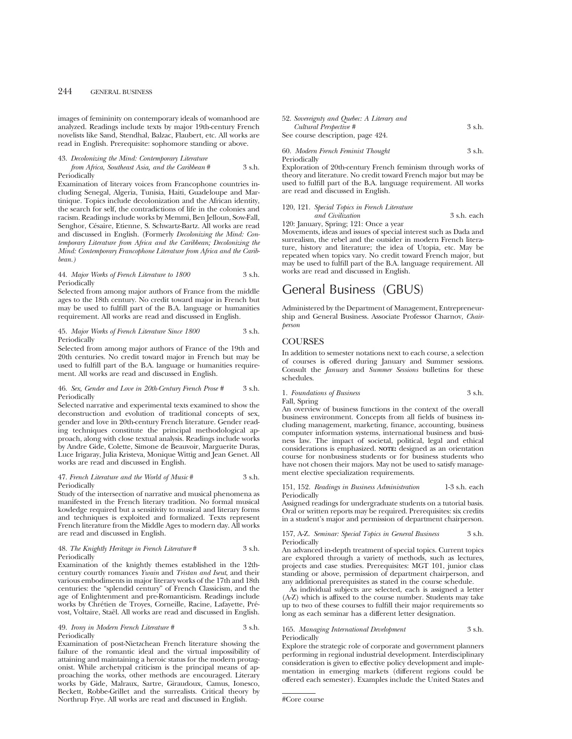images of femininity on contemporary ideals of womanhood are analyzed. Readings include texts by major 19th-century French novelists like Sand, Stendhal, Balzac, Flaubert, etc. All works are read in English. Prerequisite: sophomore standing or above.

43. *Decolonizing the Mind: Contemporary Literature from Africa, Southeast Asia, and the Caribbean* # 3 s.h.
Periodically
Examination of literary voices from Francophone countries including Senegal, Algeria, Tunisia, Haiti, Guadeloupe and Martinique. Topics include decolonization and the African identity, the search for self, the contradictions of life in the colonies and racism. Readings include works by Memmi, Ben Jelloun, Sow-Fall, Senghor, Césaire, Etienne, S. Schwartz-Bartz. All works are read and discussed in English. (Formerly *Decolonizing the Mind: Contemporary Literature from Africa and the Caribbean; Decolonizing the Mind: Contemporary Francophone Literature from Africa and the Caribbean.*)

44. *Major Works of French Literature to 1800* 3 s.h.
Periodically
Selected from among major authors of France from the middle ages to the 18th century. No credit toward major in French but may be used to fulfill part of the B.A. language or humanities requirement. All works are read and discussed in English.

45. *Major Works of French Literature Since 1800* 3 s.h.
Periodically
Selected from among major authors of France of the 19th and 20th centuries. No credit toward major in French but may be used to fulfill part of the B.A. language or humanities requirement. All works are read and discussed in English.

46. *Sex, Gender and Love in 20th-Century French Prose* # 3 s.h.
Periodically
Selected narrative and experimental texts examined to show the deconstruction and evolution of traditional concepts of sex, gender and love in 20th-century French literature. Gender reading techniques constitute the principal methodological approach, along with close textual analysis. Readings include works by Andre Gide, Colette, Simone de Beauvoir, Marguerite Duras, Luce Irigaray, Julia Kristeva, Monique Wittig and Jean Genet. All works are read and discussed in English.

47. *French Literature and the World of Music* # 3 s.h.
Periodically
Study of the intersection of narrative and musical phenomena as manifested in the French literary tradition. No formal musical kowledge required but a sensitivity to musical and literary forms and techniques is exploited and formalized. Texts represent French literature from the Middle Ages to modern day. All works are read and discussed in English.

48. *The Knightly Heritage in French Literature* # 3 s.h.
Periodically
Examination of the knightly themes established in the 12th-century courtly romances *Ywain* and *Tristan and Iseut*, and their various embodiments in major literary works of the 17th and 18th centuries: the "splendid century" of French Classicism, and the age of Enlightenment and pre-Romanticism. Readings include works by Chrétien de Troyes, Corneille, Racine, Lafayette, Prévost, Voltaire, Staël. All works are read and discussed in English.

49. *Irony in Modern French Literature* # 3 s.h.
Periodically
Examination of post-Nietzchean French literature showing the failure of the romantic ideal and the virtual impossibility of attaining and maintaining a heroic status for the modern protagonist. While archetypal criticism is the principal means of approaching the works, other methods are encouraged. Literary works by Gide, Malraux, Sartre, Giraudoux, Camus, Ionesco, Beckett, Robbe-Grillet and the surrealists. Critical theory by Northrup Frye. All works are read and discussed in English.

52. *Sovereignty and Quebec: A Literary and Cultural Perspective* # 3 s.h.
See course description, page 424.

60. *Modern French Feminist Thought* 3 s.h.
Periodically
Exploration of 20th-century French feminism through works of theory and literature. No credit toward French major but may be used to fulfill part of the B.A. language requirement. All works are read and discussed in English.

120, 121. *Special Topics in French Literature and Civilization* 3 s.h. each
120: January, Spring; 121: Once a year
Movements, ideas and issues of special interest such as Dada and surrealism, the rebel and the outsider in modern French literature, history and literature; the idea of Utopia, etc. May be repeated when topics vary. No credit toward French major, but may be used to fulfill part of the B.A. language requirement. All works are read and discussed in English.

# General Business (GBUS)

Administered by the Department of Management, Entrepreneurship and General Business. Associate Professor Charnov, *Chairperson*

## COURSES

In addition to semester notations next to each course, a selection of courses is offered during January and Summer sessions. Consult the *January* and *Summer Sessions* bulletins for these schedules.

1. *Foundations of Business* 3 s.h.
Fall, Spring
An overview of business functions in the context of the overall business environment. Concepts from all fields of business including management, marketing, finance, accounting, business computer information systems, international business and business law. The impact of societal, political, legal and ethical considerations is emphasized. **NOTE:** designed as an orientation course for nonbusiness students or for business students who have not chosen their majors. May not be used to satisfy management elective specialization requirements.

151, 152. *Readings in Business Administration* 1-3 s.h. each
Periodically
Assigned readings for undergraduate students on a tutorial basis. Oral or written reports may be required. Prerequisites: six credits in a student's major and permission of department chairperson.

157, A-Z. *Seminar: Special Topics in General Business* 3 s.h.
Periodically
An advanced in-depth treatment of special topics. Current topics are explored through a variety of methods, such as lectures, projects and case studies. Prerequisites: MGT 101, junior class standing or above, permission of department chairperson, and any additional prerequisites as stated in the course schedule.

As individual subjects are selected, each is assigned a letter (A-Z) which is affixed to the course number. Students may take up to two of these courses to fulfill their major requirements so long as each seminar has a different letter designation.

165. *Managing International Development* 3 s.h.
Periodically
Explore the strategic role of corporate and government planners performing in regional industrial development. Interdisciplinary consideration is given to effective policy development and implementation in emerging markets (different regions could be offered each semester). Examples include the United States and

#Core course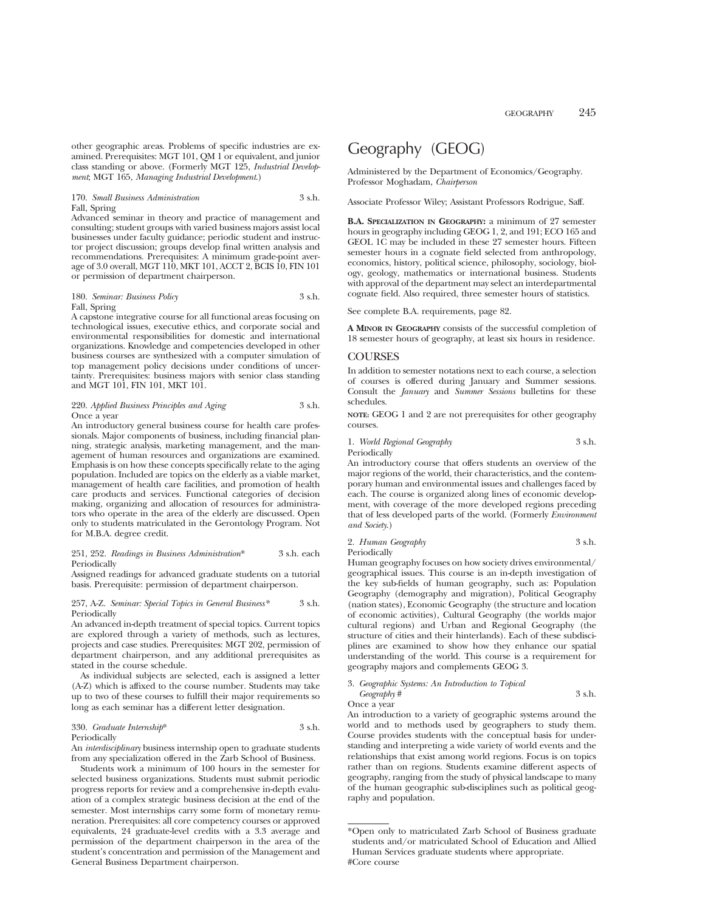other geographic areas. Problems of specific industries are examined. Prerequisites: MGT 101, QM 1 or equivalent, and junior class standing or above. (Formerly MGT 125, *Industrial Development*; MGT 165, *Managing Industrial Development*.)

170. *Small Business Administration* 3 s.h.
Fall, Spring
Advanced seminar in theory and practice of management and consulting; student groups with varied business majors assist local businesses under faculty guidance; periodic student and instructor project discussion; groups develop final written analysis and recommendations. Prerequisites: A minimum grade-point average of 3.0 overall, MGT 110, MKT 101, ACCT 2, BCIS 10, FIN 101 or permission of department chairperson.

180. *Seminar: Business Policy* 3 s.h.
Fall, Spring
A capstone integrative course for all functional areas focusing on technological issues, executive ethics, and corporate social and environmental responsibilities for domestic and international organizations. Knowledge and competencies developed in other business courses are synthesized with a computer simulation of top management policy decisions under conditions of uncertainty. Prerequisites: business majors with senior class standing and MGT 101, FIN 101, MKT 101.

220. *Applied Business Principles and Aging* 3 s.h.
Once a year
An introductory general business course for health care professionals. Major components of business, including financial planning, strategic analysis, marketing management, and the management of human resources and organizations are examined. Emphasis is on how these concepts specifically relate to the aging population. Included are topics on the elderly as a viable market, management of health care facilities, and promotion of health care products and services. Functional categories of decision making, organizing and allocation of resources for administrators who operate in the area of the elderly are discussed. Open only to students matriculated in the Gerontology Program. Not for M.B.A. degree credit.

251, 252. *Readings in Business Administration** 3 s.h. each
Periodically
Assigned readings for advanced graduate students on a tutorial basis. Prerequisite: permission of department chairperson.

257, A-Z. *Seminar: Special Topics in General Business** 3 s.h.
Periodically
An advanced in-depth treatment of special topics. Current topics are explored through a variety of methods, such as lectures, projects and case studies. Prerequisites: MGT 202, permission of department chairperson, and any additional prerequisites as stated in the course schedule.

As individual subjects are selected, each is assigned a letter (A-Z) which is affixed to the course number. Students may take up to two of these courses to fulfill their major requirements so long as each seminar has a different letter designation.

330. *Graduate Internship** 3 s.h.
Periodically
An *interdisciplinary* business internship open to graduate students from any specialization offered in the Zarb School of Business.

Students work a minimum of 100 hours in the semester for selected business organizations. Students must submit periodic progress reports for review and a comprehensive in-depth evaluation of a complex strategic business decision at the end of the semester. Most internships carry some form of monetary remuneration. Prerequisites: all core competency courses or approved equivalents, 24 graduate-level credits with a 3.3 average and permission of the department chairperson in the area of the student's concentration and permission of the Management and General Business Department chairperson.

# Geography (GEOG)

Administered by the Department of Economics/Geography.
Professor Moghadam, *Chairperson*

Associate Professor Wiley; Assistant Professors Rodrigue, Saff.

**B.A. Specialization in Geography:** a minimum of 27 semester hours in geography including GEOG 1, 2, and 191; ECO 165 and GEOL 1C may be included in these 27 semester hours. Fifteen semester hours in a cognate field selected from anthropology, economics, history, political science, philosophy, sociology, biology, geology, mathematics or international business. Students with approval of the department may select an interdepartmental cognate field. Also required, three semester hours of statistics.

See complete B.A. requirements, page 82.

**A Minor in Geography** consists of the successful completion of 18 semester hours of geography, at least six hours in residence.

## COURSES

In addition to semester notations next to each course, a selection of courses is offered during January and Summer sessions. Consult the *January* and *Summer Sessions* bulletins for these schedules.

**NOTE:** GEOG 1 and 2 are not prerequisites for other geography courses.

1. *World Regional Geography* 3 s.h.
Periodically
An introductory course that offers students an overview of the major regions of the world, their characteristics, and the contemporary human and environmental issues and challenges faced by each. The course is organized along lines of economic development, with coverage of the more developed regions preceding that of less developed parts of the world. (Formerly *Environment and Society*.)

2. *Human Geography* 3 s.h.
Periodically
Human geography focuses on how society drives environmental/geographical issues. This course is an in-depth investigation of the key sub-fields of human geography, such as: Population Geography (demography and migration), Political Geography (nation states), Economic Geography (the structure and location of economic activities), Cultural Geography (the worlds major cultural regions) and Urban and Regional Geography (the structure of cities and their hinterlands). Each of these subdisciplines are examined to show how they enhance our spatial understanding of the world. This course is a requirement for geography majors and complements GEOG 3.

3. *Geographic Systems: An Introduction to Topical Geography* # 3 s.h.
Once a year
An introduction to a variety of geographic systems around the world and to methods used by geographers to study them. Course provides students with the conceptual basis for understanding and interpreting a wide variety of world events and the relationships that exist among world regions. Focus is on topics rather than on regions. Students examine different aspects of geography, ranging from the study of physical landscape to many of the human geographic sub-disciplines such as political geography and population.

---

*Open only to matriculated Zarb School of Business graduate students and/or matriculated School of Education and Allied Human Services graduate students where appropriate.
#Core course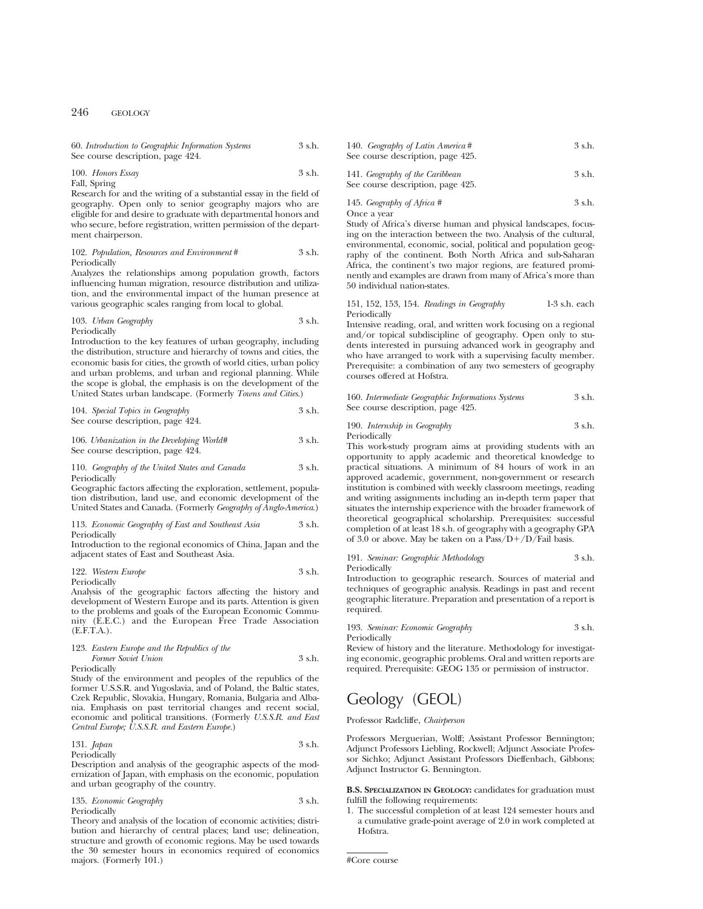60. *Introduction to Geographic Information Systems* 3 s.h.
See course description, page 424.

100. *Honors Essay* 3 s.h.
Fall, Spring
Research for and the writing of a substantial essay in the field of geography. Open only to senior geography majors who are eligible for and desire to graduate with departmental honors and who secure, before registration, written permission of the department chairperson.

102. *Population, Resources and Environment* # 3 s.h.
Periodically
Analyzes the relationships among population growth, factors influencing human migration, resource distribution and utilization, and the environmental impact of the human presence at various geographic scales ranging from local to global.

103. *Urban Geography* 3 s.h.
Periodically
Introduction to the key features of urban geography, including the distribution, structure and hierarchy of towns and cities, the economic basis for cities, the growth of world cities, urban policy and urban problems, and urban and regional planning. While the scope is global, the emphasis is on the development of the United States urban landscape. (Formerly *Towns and Cities*.)

104. *Special Topics in Geography* 3 s.h.
See course description, page 424.

106. *Urbanization in the Developing World*# 3 s.h.
See course description, page 424.

110. *Geography of the United States and Canada* 3 s.h.
Periodically
Geographic factors affecting the exploration, settlement, population distribution, land use, and economic development of the United States and Canada. (Formerly *Geography of Anglo-America*.)

113. *Economic Geography of East and Southeast Asia* 3 s.h.
Periodically
Introduction to the regional economics of China, Japan and the adjacent states of East and Southeast Asia.

122. *Western Europe* 3 s.h.
Periodically
Analysis of the geographic factors affecting the history and development of Western Europe and its parts. Attention is given to the problems and goals of the European Economic Community (E.E.C.) and the European Free Trade Association (E.F.T.A.).

123. *Eastern Europe and the Republics of the Former Soviet Union* 3 s.h.
Periodically
Study of the environment and peoples of the republics of the former U.S.S.R. and Yugoslavia, and of Poland, the Baltic states, Czek Republic, Slovakia, Hungary, Romania, Bulgaria and Albania. Emphasis on past territorial changes and recent social, economic and political transitions. (Formerly *U.S.S.R. and East Central Europe; U.S.S.R. and Eastern Europe*.)

131. *Japan* 3 s.h.
Periodically
Description and analysis of the geographic aspects of the modernization of Japan, with emphasis on the economic, population and urban geography of the country.

135. *Economic Geography* 3 s.h.
Periodically
Theory and analysis of the location of economic activities; distribution and hierarchy of central places; land use; delineation, structure and growth of economic regions. May be used towards the 30 semester hours in economics required of economics majors. (Formerly 101.)

140. *Geography of Latin America* # 3 s.h.
See course description, page 425.

141. *Geography of the Caribbean* 3 s.h.
See course description, page 425.

145. *Geography of Africa* # 3 s.h.
Once a year
Study of Africa's diverse human and physical landscapes, focusing on the interaction between the two. Analysis of the cultural, environmental, economic, social, political and population geography of the continent. Both North Africa and sub-Saharan Africa, the continent's two major regions, are featured prominently and examples are drawn from many of Africa's more than 50 individual nation-states.

151, 152, 153, 154. *Readings in Geography* 1-3 s.h. each
Periodically
Intensive reading, oral, and written work focusing on a regional and/or topical subdiscipline of geography. Open only to students interested in pursuing advanced work in geography and who have arranged to work with a supervising faculty member. Prerequisite: a combination of any two semesters of geography courses offered at Hofstra.

160. *Intermediate Geographic Informations Systems* 3 s.h.
See course description, page 425.

190. *Internship in Geography* 3 s.h.
Periodically
This work-study program aims at providing students with an opportunity to apply academic and theoretical knowledge to practical situations. A minimum of 84 hours of work in an approved academic, government, non-government or research institution is combined with weekly classroom meetings, reading and writing assignments including an in-depth term paper that situates the internship experience with the broader framework of theoretical geographical scholarship. Prerequisites: successful completion of at least 18 s.h. of geography with a geography GPA of 3.0 or above. May be taken on a Pass/D+/D/Fail basis.

191. *Seminar: Geographic Methodology* 3 s.h.
Periodically
Introduction to geographic research. Sources of material and techniques of geographic analysis. Readings in past and recent geographic literature. Preparation and presentation of a report is required.

193. *Seminar: Economic Geography* 3 s.h.
Periodically
Review of history and the literature. Methodology for investigating economic, geographic problems. Oral and written reports are required. Prerequisite: GEOG 135 or permission of instructor.

# Geology (GEOL)

Professor Radcliffe, *Chairperson*

Professors Merguerian, Wolff; Assistant Professor Bennington; Adjunct Professors Liebling, Rockwell; Adjunct Associate Professor Sichko; Adjunct Assistant Professors Dieffenbach, Gibbons; Adjunct Instructor G. Bennington.

**B.S. Specialization in Geology:** candidates for graduation must fulfill the following requirements:

1. The successful completion of at least 124 semester hours and a cumulative grade-point average of 2.0 in work completed at Hofstra.

#Core course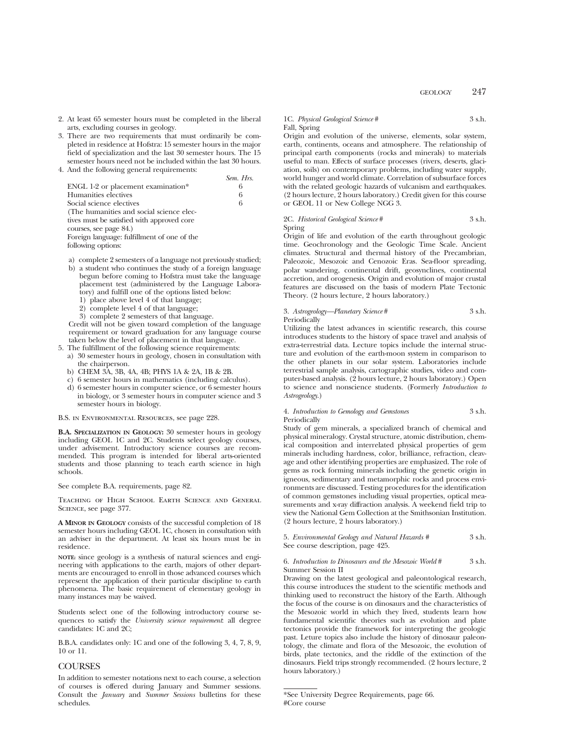2. At least 65 semester hours must be completed in the liberal arts, excluding courses in geology.
3. There are two requirements that must ordinarily be completed in residence at Hofstra: 15 semester hours in the major field of specialization and the last 30 semester hours. The 15 semester hours need not be included within the last 30 hours.
4. And the following general requirements:

| | Sem. Hrs. |
|---|---|
| ENGL 1-2 or placement examination* | 6 |
| Humanities electives | 6 |
| Social science electives | 6 |

(The humanities and social science electives must be satisfied with approved core courses, see page 84.)

Foreign language: fulfillment of one of the following options:

a) complete 2 semesters of a language not previously studied;
b) a student who continues the study of a foreign language begun before coming to Hofstra must take the language placement test (administered by the Language Laboratory) and fulfill one of the options listed below:
   1) place above level 4 of that langage;
   2) complete level 4 of that language;
   3) complete 2 semesters of that language.

Credit will not be given toward completion of the language requirement or toward graduation for any language course taken below the level of placement in that language.

5. The fulfillment of the following science requirements:
   a) 30 semester hours in geology, chosen in consultation with the chairperson.
   b) CHEM 3A, 3B, 4A, 4B; PHYS 1A & 2A, 1B & 2B.
   c) 6 semester hours in mathematics (including calculus).
   d) 6 semester hours in computer science, or 6 semester hours in biology, or 3 semester hours in computer science and 3 semester hours in biology.

B.S. in Environmental Resources, see page 228.

**B.A. Specialization in Geology:** 30 semester hours in geology including GEOL 1C and 2C. Students select geology courses, under advisement. Introductory science courses are recommended. This program is intended for liberal arts-oriented students and those planning to teach earth science in high schools.

See complete B.A. requirements, page 82.

Teaching of High School Earth Science and General Science, see page 377.

**A Minor in Geology** consists of the successful completion of 18 semester hours including GEOL 1C, chosen in consultation with an adviser in the department. At least six hours must be in residence.

**note:** since geology is a synthesis of natural sciences and engineering with applications to the earth, majors of other departments are encouraged to enroll in those advanced courses which represent the application of their particular discipline to earth phenomena. The basic requirement of elementary geology in many instances may be waived.

Students select one of the following introductory course sequences to satisfy the *University science requirement*: all degree candidates: 1C and 2C;

B.B.A. candidates only: 1C and one of the following 3, 4, 7, 8, 9, 10 or 11.

## COURSES

In addition to semester notations next to each course, a selection of courses is offered during January and Summer sessions. Consult the *January* and *Summer Sessions* bulletins for these schedules.

1C. *Physical Geological Science* # 3 s.h.
Fall, Spring

Origin and evolution of the universe, elements, solar system, earth, continents, oceans and atmosphere. The relationship of principal earth components (rocks and minerals) to materials useful to man. Effects of surface processes (rivers, deserts, glaciation, soils) on contemporary problems, including water supply, world hunger and world climate. Correlation of subsurface forces with the related geologic hazards of vulcanism and earthquakes. (2 hours lecture, 2 hours laboratory.) Credit given for this course or GEOL 11 or New College NGG 3.

2C. *Historical Geological Science* # 3 s.h.
Spring

Origin of life and evolution of the earth throughout geologic time. Geochronology and the Geologic Time Scale. Ancient climates. Structural and thermal history of the Precambrian, Paleozoic, Mesozoic and Cenozoic Eras. Sea-floor spreading, polar wandering, continental drift, geosynclines, continental accretion, and orogenesis. Origin and evolution of major crustal features are discussed on the basis of modern Plate Tectonic Theory. (2 hours lecture, 2 hours laboratory.)

3. *Astrogeology—Planetary Science* # 3 s.h.
Periodically

Utilizing the latest advances in scientific research, this course introduces students to the history of space travel and analysis of extra-terrestrial data. Lecture topics include the internal structure and evolution of the earth-moon system in comparison to the other planets in our solar system. Laboratories include terrestrial sample analysis, cartographic studies, video and computer-based analysis. (2 hours lecture, 2 hours laboratory.) Open to science and nonscience students. (Formerly *Introduction to Astrogeology*.)

4. *Introduction to Gemology and Gemstones* 3 s.h.
Periodically

Study of gem minerals, a specialized branch of chemical and physical mineralogy. Crystal structure, atomic distribution, chemical composition and interrelated physical properties of gem minerals including hardness, color, brilliance, refraction, cleavage and other identifying properties are emphasized. The role of gems as rock forming minerals including the genetic origin in igneous, sedimentary and metamorphic rocks and process environments are discussed. Testing procedures for the identification of common gemstones including visual properties, optical measurements and x-ray diffraction analysis. A weekend field trip to view the National Gem Collection at the Smithsonian Institution. (2 hours lecture, 2 hours laboratory.)

5. *Environmental Geology and Natural Hazards* # 3 s.h.
See course description, page 425.

6. *Introduction to Dinosaurs and the Mesozoic World* # 3 s.h.
Summer Session II

Drawing on the latest geological and paleontological research, this course introduces the student to the scientific methods and thinking used to reconstruct the history of the Earth. Although the focus of the course is on dinosaurs and the characteristics of the Mesozoic world in which they lived, students learn how fundamental scientific theories such as evolution and plate tectonics provide the framework for interpreting the geologic past. Leture topics also include the history of dinosaur paleontology, the climate and flora of the Mesozoic, the evolution of birds, plate tectonics, and the riddle of the extinction of the dinosaurs. Field trips strongly recommended. (2 hours lecture, 2 hours laboratory.)

*See University Degree Requirements, page 66.
#Core course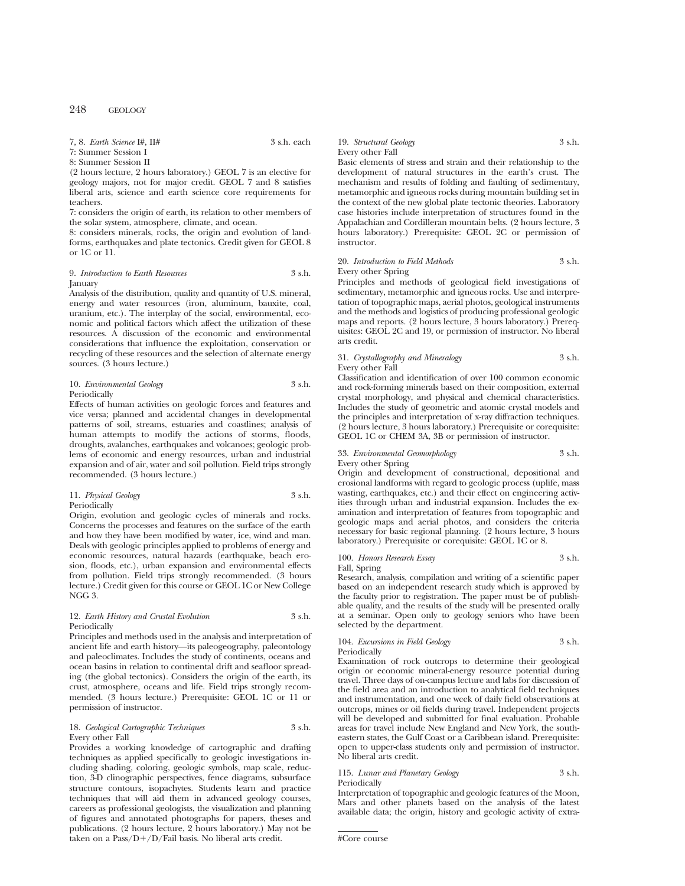7, 8. *Earth Science* I#, II# 3 s.h. each
7: Summer Session I
8: Summer Session II
(2 hours lecture, 2 hours laboratory.) GEOL 7 is an elective for geology majors, not for major credit. GEOL 7 and 8 satisfies liberal arts, science and earth science core requirements for teachers.
7: considers the origin of earth, its relation to other members of the solar system, atmosphere, climate, and ocean.
8: considers minerals, rocks, the origin and evolution of landforms, earthquakes and plate tectonics. Credit given for GEOL 8 or 1C or 11.

9. *Introduction to Earth Resources* 3 s.h.
January
Analysis of the distribution, quality and quantity of U.S. mineral, energy and water resources (iron, aluminum, bauxite, coal, uranium, etc.). The interplay of the social, environmental, economic and political factors which affect the utilization of these resources. A discussion of the economic and environmental considerations that influence the exploitation, conservation or recycling of these resources and the selection of alternate energy sources. (3 hours lecture.)

10. *Environmental Geology* 3 s.h.
Periodically
Effects of human activities on geologic forces and features and vice versa; planned and accidental changes in developmental patterns of soil, streams, estuaries and coastlines; analysis of human attempts to modify the actions of storms, floods, droughts, avalanches, earthquakes and volcanoes; geologic problems of economic and energy resources, urban and industrial expansion and of air, water and soil pollution. Field trips strongly recommended. (3 hours lecture.)

11. *Physical Geology* 3 s.h.
Periodically
Origin, evolution and geologic cycles of minerals and rocks. Concerns the processes and features on the surface of the earth and how they have been modified by water, ice, wind and man. Deals with geologic principles applied to problems of energy and economic resources, natural hazards (earthquake, beach erosion, floods, etc.), urban expansion and environmental effects from pollution. Field trips strongly recommended. (3 hours lecture.) Credit given for this course or GEOL 1C or New College NGG 3.

12. *Earth History and Crustal Evolution* 3 s.h.
Periodically
Principles and methods used in the analysis and interpretation of ancient life and earth history—its paleogeography, paleontology and paleoclimates. Includes the study of continents, oceans and ocean basins in relation to continental drift and seafloor spreading (the global tectonics). Considers the origin of the earth, its crust, atmosphere, oceans and life. Field trips strongly recommended. (3 hours lecture.) Prerequisite: GEOL 1C or 11 or permission of instructor.

18. *Geological Cartographic Techniques* 3 s.h.
Every other Fall
Provides a working knowledge of cartographic and drafting techniques as applied specifically to geologic investigations including shading, coloring, geologic symbols, map scale, reduction, 3-D clinographic perspectives, fence diagrams, subsurface structure contours, isopachytes. Students learn and practice techniques that will aid them in advanced geology courses, careers as professional geologists, the visualization and planning of figures and annotated photographs for papers, theses and publications. (2 hours lecture, 2 hours laboratory.) May not be taken on a Pass/D+/D/Fail basis. No liberal arts credit.

19. *Structural Geology* 3 s.h.
Every other Fall
Basic elements of stress and strain and their relationship to the development of natural structures in the earth's crust. The mechanism and results of folding and faulting of sedimentary, metamorphic and igneous rocks during mountain building set in the context of the new global plate tectonic theories. Laboratory case histories include interpretation of structures found in the Appalachian and Cordilleran mountain belts. (2 hours lecture, 3 hours laboratory.) Prerequisite: GEOL 2C or permission of instructor.

20. *Introduction to Field Methods* 3 s.h.
Every other Spring
Principles and methods of geological field investigations of sedimentary, metamorphic and igneous rocks. Use and interpretation of topographic maps, aerial photos, geological instruments and the methods and logistics of producing professional geologic maps and reports. (2 hours lecture, 3 hours laboratory.) Prerequisites: GEOL 2C and 19, or permission of instructor. No liberal arts credit.

31. *Crystallography and Mineralogy* 3 s.h.
Every other Fall
Classification and identification of over 100 common economic and rock-forming minerals based on their composition, external crystal morphology, and physical and chemical characteristics. Includes the study of geometric and atomic crystal models and the principles and interpretation of x-ray diffraction techniques. (2 hours lecture, 3 hours laboratory.) Prerequisite or corequisite: GEOL 1C or CHEM 3A, 3B or permission of instructor.

33. *Environmental Geomorphology* 3 s.h.
Every other Spring
Origin and development of constructional, depositional and erosional landforms with regard to geologic process (uplife, mass wasting, earthquakes, etc.) and their effect on engineering activities through urban and industrial expansion. Includes the examination and interpretation of features from topographic and geologic maps and aerial photos, and considers the criteria necessary for basic regional planning. (2 hours lecture, 3 hours laboratory.) Prerequisite or corequisite: GEOL 1C or 8.

100. *Honors Research Essay* 3 s.h.
Fall, Spring
Research, analysis, compilation and writing of a scientific paper based on an independent research study which is approved by the faculty prior to registration. The paper must be of publishable quality, and the results of the study will be presented orally at a seminar. Open only to geology seniors who have been selected by the department.

104. *Excursions in Field Geology* 3 s.h.
Periodically
Examination of rock outcrops to determine their geological origin or economic mineral-energy resource potential during travel. Three days of on-campus lecture and labs for discussion of the field area and an introduction to analytical field techniques and instrumentation, and one week of daily field observations at outcrops, mines or oil fields during travel. Independent projects will be developed and submitted for final evaluation. Probable areas for travel include New England and New York, the southeastern states, the Gulf Coast or a Caribbean island. Prerequisite: open to upper-class students only and permission of instructor. No liberal arts credit.

115. *Lunar and Planetary Geology* 3 s.h.
Periodically
Interpretation of topographic and geologic features of the Moon, Mars and other planets based on the analysis of the latest available data; the origin, history and geologic activity of extra-

#Core course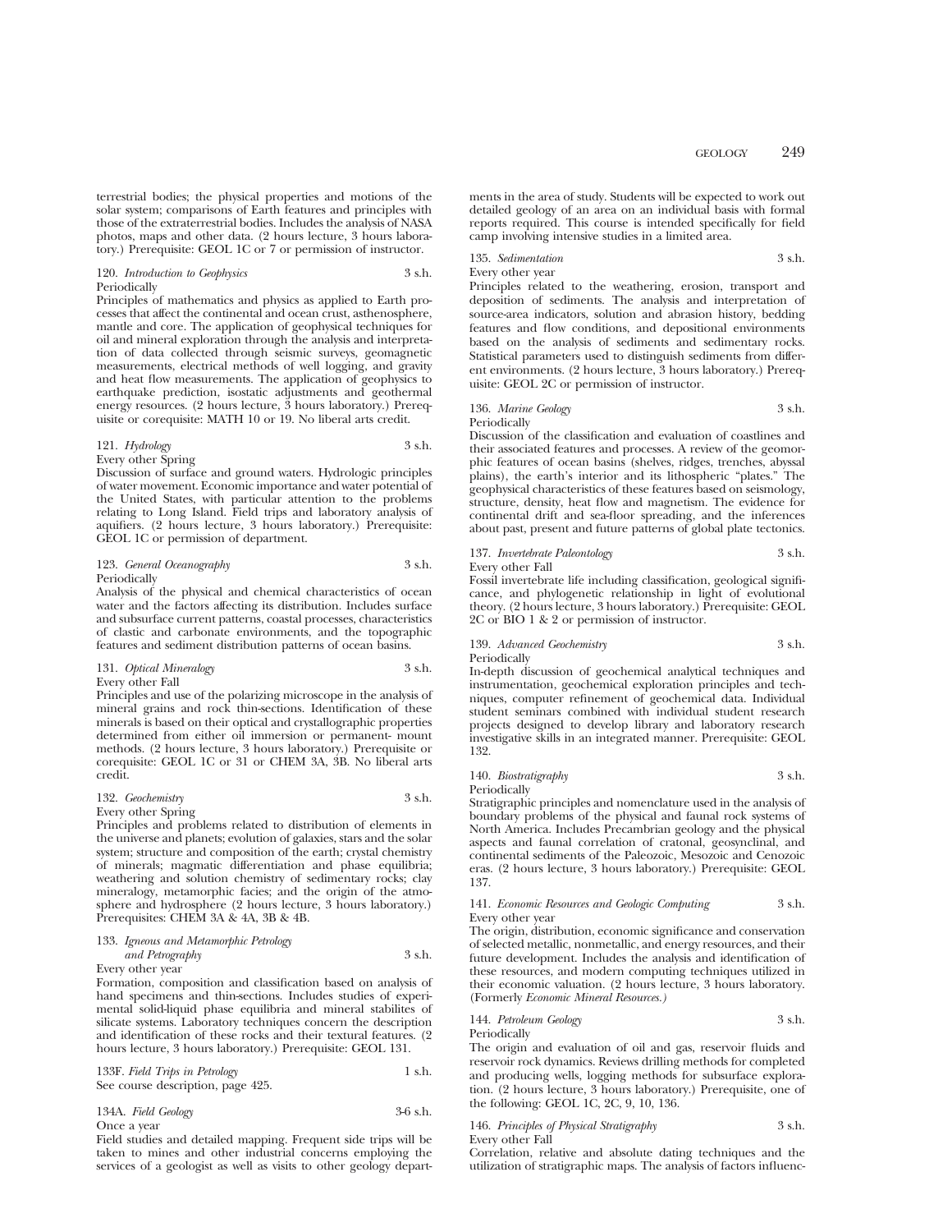terrestrial bodies; the physical properties and motions of the solar system; comparisons of Earth features and principles with those of the extraterrestrial bodies. Includes the analysis of NASA photos, maps and other data. (2 hours lecture, 3 hours laboratory.) Prerequisite: GEOL 1C or 7 or permission of instructor.

120. *Introduction to Geophysics* 3 s.h.
Periodically
Principles of mathematics and physics as applied to Earth processes that affect the continental and ocean crust, asthenosphere, mantle and core. The application of geophysical techniques for oil and mineral exploration through the analysis and interpretation of data collected through seismic surveys, geomagnetic measurements, electrical methods of well logging, and gravity and heat flow measurements. The application of geophysics to earthquake prediction, isostatic adjustments and geothermal energy resources. (2 hours lecture, 3 hours laboratory.) Prerequisite or corequisite: MATH 10 or 19. No liberal arts credit.

121. *Hydrology* 3 s.h.
Every other Spring
Discussion of surface and ground waters. Hydrologic principles of water movement. Economic importance and water potential of the United States, with particular attention to the problems relating to Long Island. Field trips and laboratory analysis of aquifiers. (2 hours lecture, 3 hours laboratory.) Prerequisite: GEOL 1C or permission of department.

123. *General Oceanography* 3 s.h.
Periodically
Analysis of the physical and chemical characteristics of ocean water and the factors affecting its distribution. Includes surface and subsurface current patterns, coastal processes, characteristics of clastic and carbonate environments, and the topographic features and sediment distribution patterns of ocean basins.

131. *Optical Mineralogy* 3 s.h.
Every other Fall
Principles and use of the polarizing microscope in the analysis of mineral grains and rock thin-sections. Identification of these minerals is based on their optical and crystallographic properties determined from either oil immersion or permanent- mount methods. (2 hours lecture, 3 hours laboratory.) Prerequisite or corequisite: GEOL 1C or 31 or CHEM 3A, 3B. No liberal arts credit.

132. *Geochemistry* 3 s.h.
Every other Spring
Principles and problems related to distribution of elements in the universe and planets; evolution of galaxies, stars and the solar system; structure and composition of the earth; crystal chemistry of minerals; magmatic differentiation and phase equilibria; weathering and solution chemistry of sedimentary rocks; clay mineralogy, metamorphic facies; and the origin of the atmosphere and hydrosphere (2 hours lecture, 3 hours laboratory.) Prerequisites: CHEM 3A & 4A, 3B & 4B.

133. *Igneous and Metamorphic Petrology and Petrography* 3 s.h.
Every other year
Formation, composition and classification based on analysis of hand specimens and thin-sections. Includes studies of experimental solid-liquid phase equilibria and mineral stabilites of silicate systems. Laboratory techniques concern the description and identification of these rocks and their textural features. (2 hours lecture, 3 hours laboratory.) Prerequisite: GEOL 131.

133F. *Field Trips in Petrology* 1 s.h.
See course description, page 425.

134A. *Field Geology* 3-6 s.h.
Once a year
Field studies and detailed mapping. Frequent side trips will be taken to mines and other industrial concerns employing the services of a geologist as well as visits to other geology departments in the area of study. Students will be expected to work out detailed geology of an area on an individual basis with formal reports required. This course is intended specifically for field camp involving intensive studies in a limited area.

135. *Sedimentation* 3 s.h.
Every other year
Principles related to the weathering, erosion, transport and deposition of sediments. The analysis and interpretation of source-area indicators, solution and abrasion history, bedding features and flow conditions, and depositional environments based on the analysis of sediments and sedimentary rocks. Statistical parameters used to distinguish sediments from different environments. (2 hours lecture, 3 hours laboratory.) Prerequisite: GEOL 2C or permission of instructor.

136. *Marine Geology* 3 s.h.
Periodically
Discussion of the classification and evaluation of coastlines and their associated features and processes. A review of the geomorphic features of ocean basins (shelves, ridges, trenches, abyssal plains), the earth's interior and its lithospheric "plates." The geophysical characteristics of these features based on seismology, structure, density, heat flow and magnetism. The evidence for continental drift and sea-floor spreading, and the inferences about past, present and future patterns of global plate tectonics.

137. *Invertebrate Paleontology* 3 s.h.
Every other Fall
Fossil invertebrate life including classification, geological significance, and phylogenetic relationship in light of evolutional theory. (2 hours lecture, 3 hours laboratory.) Prerequisite: GEOL 2C or BIO 1 & 2 or permission of instructor.

139. *Advanced Geochemistry* 3 s.h.
Periodically
In-depth discussion of geochemical analytical techniques and instrumentation, geochemical exploration principles and techniques, computer refinement of geochemical data. Individual student seminars combined with individual student research projects designed to develop library and laboratory research investigative skills in an integrated manner. Prerequisite: GEOL 132.

140. *Biostratigraphy* 3 s.h.
Periodically
Stratigraphic principles and nomenclature used in the analysis of boundary problems of the physical and faunal rock systems of North America. Includes Precambrian geology and the physical aspects and faunal correlation of cratonal, geosynclinal, and continental sediments of the Paleozoic, Mesozoic and Cenozoic eras. (2 hours lecture, 3 hours laboratory.) Prerequisite: GEOL 137.

141. *Economic Resources and Geologic Computing* 3 s.h.
Every other year
The origin, distribution, economic significance and conservation of selected metallic, nonmetallic, and energy resources, and their future development. Includes the analysis and identification of these resources, and modern computing techniques utilized in their economic valuation. (2 hours lecture, 3 hours laboratory. (Formerly *Economic Mineral Resources.*)

144. *Petroleum Geology* 3 s.h.
Periodically
The origin and evaluation of oil and gas, reservoir fluids and reservoir rock dynamics. Reviews drilling methods for completed and producing wells, logging methods for subsurface exploration. (2 hours lecture, 3 hours laboratory.) Prerequisite, one of the following: GEOL 1C, 2C, 9, 10, 136.

146. *Principles of Physical Stratigraphy* 3 s.h.
Every other Fall
Correlation, relative and absolute dating techniques and the utilization of stratigraphic maps. The analysis of factors influenc-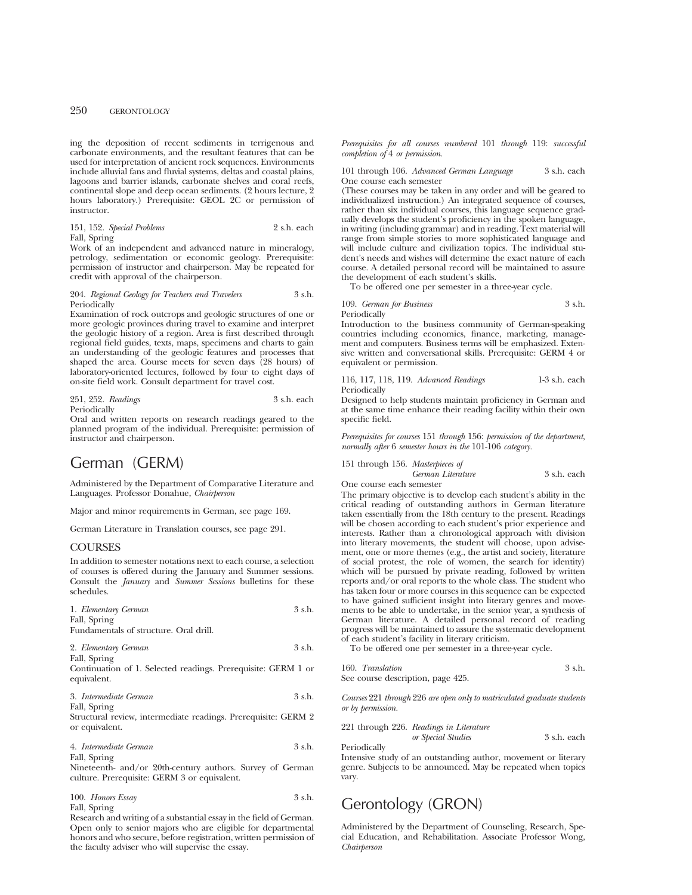ing the deposition of recent sediments in terrigenous and carbonate environments, and the resultant features that can be used for interpretation of ancient rock sequences. Environments include alluvial fans and fluvial systems, deltas and coastal plains, lagoons and barrier islands, carbonate shelves and coral reefs, continental slope and deep ocean sediments. (2 hours lecture, 2 hours laboratory.) Prerequisite: GEOL 2C or permission of instructor.

151, 152. *Special Problems* 2 s.h. each
Fall, Spring
Work of an independent and advanced nature in mineralogy, petrology, sedimentation or economic geology. Prerequisite: permission of instructor and chairperson. May be repeated for credit with approval of the chairperson.

204. *Regional Geology for Teachers and Travelers* 3 s.h.
Periodically
Examination of rock outcrops and geologic structures of one or more geologic provinces during travel to examine and interpret the geologic history of a region. Area is first described through regional field guides, texts, maps, specimens and charts to gain an understanding of the geologic features and processes that shaped the area. Course meets for seven days (28 hours) of laboratory-oriented lectures, followed by four to eight days of on-site field work. Consult department for travel cost.

251, 252. *Readings* 3 s.h. each
Periodically
Oral and written reports on research readings geared to the planned program of the individual. Prerequisite: permission of instructor and chairperson.

# German (GERM)

Administered by the Department of Comparative Literature and Languages. Professor Donahue, *Chairperson*

Major and minor requirements in German, see page 169.

German Literature in Translation courses, see page 291.

## COURSES

In addition to semester notations next to each course, a selection of courses is offered during the January and Summer sessions. Consult the *January* and *Summer Sessions* bulletins for these schedules.

1. *Elementary German* 3 s.h.
Fall, Spring
Fundamentals of structure. Oral drill.

2. *Elementary German* 3 s.h.
Fall, Spring
Continuation of 1. Selected readings. Prerequisite: GERM 1 or equivalent.

3. *Intermediate German* 3 s.h.
Fall, Spring
Structural review, intermediate readings. Prerequisite: GERM 2 or equivalent.

4. *Intermediate German* 3 s.h.
Fall, Spring
Nineteenth- and/or 20th-century authors. Survey of German culture. Prerequisite: GERM 3 or equivalent.

100. *Honors Essay* 3 s.h.
Fall, Spring
Research and writing of a substantial essay in the field of German. Open only to senior majors who are eligible for departmental honors and who secure, before registration, written permission of the faculty adviser who will supervise the essay.

*Prerequisites for all courses numbered 101 through 119: successful completion of 4 or permission.*

101 through 106. *Advanced German Language* 3 s.h. each
One course each semester
(These courses may be taken in any order and will be geared to individualized instruction.) An integrated sequence of courses, rather than six individual courses, this language sequence gradually develops the student's proficiency in the spoken language, in writing (including grammar) and in reading. Text material will range from simple stories to more sophisticated language and will include culture and civilization topics. The individual student's needs and wishes will determine the exact nature of each course. A detailed personal record will be maintained to assure the development of each student's skills.
To be offered one per semester in a three-year cycle.

109. *German for Business* 3 s.h.
Periodically
Introduction to the business community of German-speaking countries including economics, finance, marketing, management and computers. Business terms will be emphasized. Extensive written and conversational skills. Prerequisite: GERM 4 or equivalent or permission.

116, 117, 118, 119. *Advanced Readings* 1-3 s.h. each
Periodically
Designed to help students maintain proficiency in German and at the same time enhance their reading facility within their own specific field.

*Prerequisites for courses 151 through 156: permission of the department, normally after 6 semester hours in the 101-106 category.*

151 through 156. *Masterpieces of German Literature* 3 s.h. each
One course each semester
The primary objective is to develop each student's ability in the critical reading of outstanding authors in German literature taken essentially from the 18th century to the present. Readings will be chosen according to each student's prior experience and interests. Rather than a chronological approach with division into literary movements, the student will choose, upon advisement, one or more themes (e.g., the artist and society, literature of social protest, the role of women, the search for identity) which will be pursued by private reading, followed by written reports and/or oral reports to the whole class. The student who has taken four or more courses in this sequence can be expected to have gained sufficient insight into literary genres and movements to be able to undertake, in the senior year, a synthesis of German literature. A detailed personal record of reading progress will be maintained to assure the systematic development of each student's facility in literary criticism.
To be offered one per semester in a three-year cycle.

160. *Translation* 3 s.h.
See course description, page 425.

*Courses 221 through 226 are open only to matriculated graduate students or by permission.*

221 through 226. *Readings in Literature or Special Studies* 3 s.h. each
Periodically
Intensive study of an outstanding author, movement or literary genre. Subjects to be announced. May be repeated when topics vary.

# Gerontology (GRON)

Administered by the Department of Counseling, Research, Special Education, and Rehabilitation. Associate Professor Wong, *Chairperson*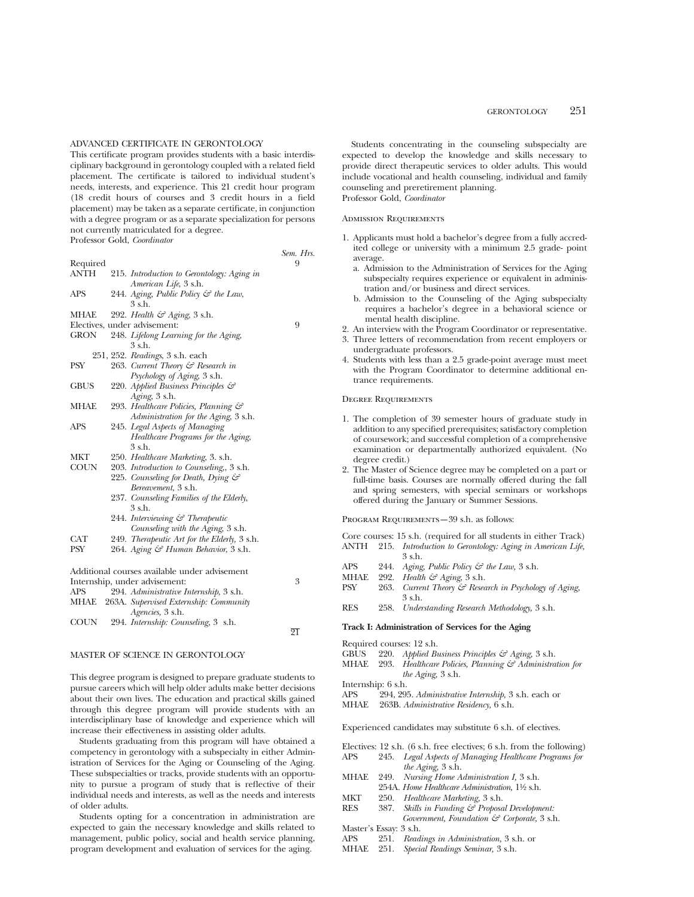## ADVANCED CERTIFICATE IN GERONTOLOGY

This certificate program provides students with a basic interdisciplinary background in gerontology coupled with a related field placement. The certificate is tailored to individual student's needs, interests, and experience. This 21 credit hour program (18 credit hours of courses and 3 credit hours in a field placement) may be taken as a separate certificate, in conjunction with a degree program or as a separate specialization for persons not currently matriculated for a degree.
Professor Gold, *Coordinator*

| | | *Sem. Hrs.* |
|---|---|---|
| Required | | 9 |
| ANTH | 215. *Introduction to Gerontology: Aging in American Life*, 3 s.h. | |
| APS | 244. *Aging, Public Policy & the Law*, 3 s.h. | |
| MHAE | 292. *Health & Aging*, 3 s.h. | |
| Electives, under advisement: | | 9 |
| GRON | 248. *Lifelong Learning for the Aging*, 3 s.h. | |
| | 251, 252. *Readings*, 3 s.h. each | |
| PSY | 263. *Current Theory & Research in Psychology of Aging*, 3 s.h. | |
| GBUS | 220. *Applied Business Principles & Aging*, 3 s.h. | |
| MHAE | 293. *Healthcare Policies, Planning & Administration for the Aging*, 3 s.h. | |
| APS | 245. *Legal Aspects of Managing Healthcare Programs for the Aging*, 3 s.h. | |
| MKT | 250. *Healthcare Marketing*, 3. s.h. | |
| COUN | 203. *Introduction to Counseling*,, 3 s.h. | |
| | 225. *Counseling for Death, Dying & Bereavement*, 3 s.h. | |
| | 237. *Counseling Families of the Elderly*, 3 s.h. | |
| | 244. *Interviewing & Therapeutic Counseling with the Aging*, 3 s.h. | |
| CAT | 249. *Therapeutic Art for the Elderly*, 3 s.h. | |
| PSY | 264. *Aging & Human Behavior*, 3 s.h. | |
| Additional courses available under advisement | | |
| Internship, under advisement: | | 3 |
| APS | 294. *Administrative Internship*, 3 s.h. | |
| MHAE | 263A. *Supervised Externship: Community Agencies*, 3 s.h. | |
| COUN | 294. *Internship: Counseling*, 3 s.h. | |
| | | 21 |

## MASTER OF SCIENCE IN GERONTOLOGY

This degree program is designed to prepare graduate students to pursue careers which will help older adults make better decisions about their own lives. The education and practical skills gained through this degree program will provide students with an interdisciplinary base of knowledge and experience which will increase their effectiveness in assisting older adults.

Students graduating from this program will have obtained a competency in gerontology with a subspecialty in either Administration of Services for the Aging or Counseling of the Aging. These subspecialties or tracks, provide students with an opportunity to pursue a program of study that is reflective of their individual needs and interests, as well as the needs and interests of older adults.

Students opting for a concentration in administration are expected to gain the necessary knowledge and skills related to management, public policy, social and health service planning, program development and evaluation of services for the aging.

Students concentrating in the counseling subspecialty are expected to develop the knowledge and skills necessary to provide direct therapeutic services to older adults. This would include vocational and health counseling, individual and family counseling and preretirement planning.
Professor Gold, *Coordinator*

### Admission Requirements

1. Applicants must hold a bachelor's degree from a fully accredited college or university with a minimum 2.5 grade- point average.
   a. Admission to the Administration of Services for the Aging subspecialty requires experience or equivalent in administration and/or business and direct services.
   b. Admission to the Counseling of the Aging subspecialty requires a bachelor's degree in a behavioral science or mental health discipline.
2. An interview with the Program Coordinator or representative.
3. Three letters of recommendation from recent employers or undergraduate professors.
4. Students with less than a 2.5 grade-point average must meet with the Program Coordinator to determine additional entrance requirements.

### Degree Requirements

1. The completion of 39 semester hours of graduate study in addition to any specified prerequisites; satisfactory completion of coursework; and successful completion of a comprehensive examination or departmentally authorized equivalent. (No degree credit.)
2. The Master of Science degree may be completed on a part or full-time basis. Courses are normally offered during the fall and spring semesters, with special seminars or workshops offered during the January or Summer Sessions.

### Program Requirements—39 s.h. as follows:

Core courses: 15 s.h. (required for all students in either Track)

| | |
|---|---|
| ANTH | 215. *Introduction to Gerontology: Aging in American Life,* 3 s.h. |
| APS | 244. *Aging, Public Policy & the Law,* 3 s.h. |
| MHAE | 292. *Health & Aging,* 3 s.h. |
| PSY | 263. *Current Theory & Research in Psychology of Aging,* 3 s.h. |
| RES | 258. *Understanding Research Methodology,* 3 s.h. |

**Track I: Administration of Services for the Aging**

Required courses: 12 s.h.

| | |
|---|---|
| GBUS | 220. *Applied Business Principles & Aging,* 3 s.h. |
| MHAE | 293. *Healthcare Policies, Planning & Administration for the Aging,* 3 s.h. |

Internship: 6 s.h.

| | |
|---|---|
| APS | 294, 295. *Administrative Internship,* 3 s.h. each or |
| MHAE | 263B. *Administrative Residency,* 6 s.h. |

Experienced candidates may substitute 6 s.h. of electives.

Electives: 12 s.h. (6 s.h. free electives; 6 s.h. from the following)

| | |
|---|---|
| APS | 245. *Legal Aspects of Managing Healthcare Programs for the Aging,* 3 s.h. |
| MHAE | 249. *Nursing Home Administration I,* 3 s.h. |
| | 254A. *Home Healthcare Administration,* 1½ s.h. |
| MKT | 250. *Healthcare Marketing,* 3 s.h. |
| RES | 387. *Skills in Funding & Proposal Development: Government, Foundation & Corporate,* 3 s.h. |

Master's Essay: 3 s.h.

| | |
|---|---|
| APS | 251. *Readings in Administration,* 3 s.h. or |
| MHAE | 251. *Special Readings Seminar,* 3 s.h. |